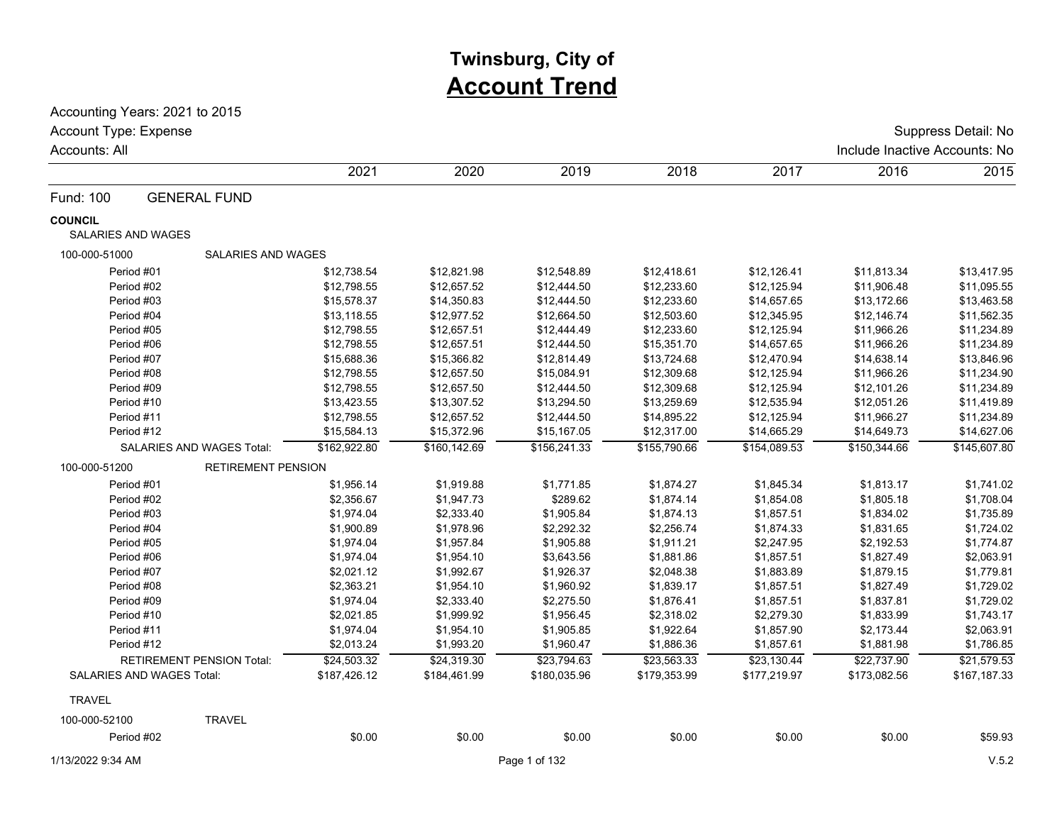# Twinsburg, City of

## Account Trend

Accounting Years: 2021 to 2015

Account Type: Expense

Accounts: All

Suppress Detail: No

Include Inactive Accounts: No

| | 2021 | 2020 | 2019 | 2018 | 2017 | 2016 | 2015 |
|---|---|---|---|---|---|---|---|
| **Fund: 100 GENERAL FUND** | | | | | | | |
| **COUNCIL** | | | | | | | |
| SALARIES AND WAGES | | | | | | | |
| 100-000-51000 SALARIES AND WAGES | | | | | | | |
| Period #01 | $12,738.54 | $12,821.98 | $12,548.89 | $12,418.61 | $12,126.41 | $11,813.34 | $13,417.95 |
| Period #02 | $12,798.55 | $12,657.52 | $12,444.50 | $12,233.60 | $12,125.94 | $11,906.48 | $11,095.55 |
| Period #03 | $15,578.37 | $14,350.83 | $12,444.50 | $12,233.60 | $14,657.65 | $13,172.66 | $13,463.58 |
| Period #04 | $13,118.55 | $12,977.52 | $12,664.50 | $12,503.60 | $12,345.95 | $12,146.74 | $11,562.35 |
| Period #05 | $12,798.55 | $12,657.51 | $12,444.49 | $12,233.60 | $12,125.94 | $11,966.26 | $11,234.89 |
| Period #06 | $12,798.55 | $12,657.51 | $12,444.50 | $15,351.70 | $14,657.65 | $11,966.26 | $11,234.89 |
| Period #07 | $15,688.36 | $15,366.82 | $12,814.49 | $13,724.68 | $12,470.94 | $14,638.14 | $13,846.96 |
| Period #08 | $12,798.55 | $12,657.50 | $15,084.91 | $12,309.68 | $12,125.94 | $11,966.26 | $11,234.90 |
| Period #09 | $12,798.55 | $12,657.50 | $12,444.50 | $12,309.68 | $12,125.94 | $12,101.26 | $11,234.89 |
| Period #10 | $13,423.55 | $13,307.52 | $13,294.50 | $13,259.69 | $12,535.94 | $12,051.26 | $11,419.89 |
| Period #11 | $12,798.55 | $12,657.52 | $12,444.50 | $14,895.22 | $12,125.94 | $11,966.27 | $11,234.89 |
| Period #12 | $15,584.13 | $15,372.96 | $15,167.05 | $12,317.00 | $14,665.29 | $14,649.73 | $14,627.06 |
| SALARIES AND WAGES Total: | $162,922.80 | $160,142.69 | $156,241.33 | $155,790.66 | $154,089.53 | $150,344.66 | $145,607.80 |
| 100-000-51200 RETIREMENT PENSION | | | | | | | |
| Period #01 | $1,956.14 | $1,919.88 | $1,771.85 | $1,874.27 | $1,845.34 | $1,813.17 | $1,741.02 |
| Period #02 | $2,356.67 | $1,947.73 | $289.62 | $1,874.14 | $1,854.08 | $1,805.18 | $1,708.04 |
| Period #03 | $1,974.04 | $2,333.40 | $1,905.84 | $1,874.13 | $1,857.51 | $1,834.02 | $1,735.89 |
| Period #04 | $1,900.89 | $1,978.96 | $2,292.32 | $2,256.74 | $1,874.33 | $1,831.65 | $1,724.02 |
| Period #05 | $1,974.04 | $1,957.84 | $1,905.88 | $1,911.21 | $2,247.95 | $2,192.53 | $1,774.87 |
| Period #06 | $1,974.04 | $1,954.10 | $3,643.56 | $1,881.86 | $1,857.51 | $1,827.49 | $2,063.91 |
| Period #07 | $2,021.12 | $1,992.67 | $1,926.37 | $2,048.38 | $1,883.89 | $1,879.15 | $1,779.81 |
| Period #08 | $2,363.21 | $1,954.10 | $1,960.92 | $1,839.17 | $1,857.51 | $1,827.49 | $1,729.02 |
| Period #09 | $1,974.04 | $2,333.40 | $2,275.50 | $1,876.41 | $1,857.51 | $1,837.81 | $1,729.02 |
| Period #10 | $2,021.85 | $1,999.92 | $1,956.45 | $2,318.02 | $2,279.30 | $1,833.99 | $1,743.17 |
| Period #11 | $1,974.04 | $1,954.10 | $1,905.85 | $1,922.64 | $1,857.90 | $2,173.44 | $2,063.91 |
| Period #12 | $2,013.24 | $1,993.20 | $1,960.47 | $1,886.36 | $1,857.61 | $1,881.98 | $1,786.85 |
| RETIREMENT PENSION Total: | $24,503.32 | $24,319.30 | $23,794.63 | $23,563.33 | $23,130.44 | $22,737.90 | $21,579.53 |
| SALARIES AND WAGES Total: | $187,426.12 | $184,461.99 | $180,035.96 | $179,353.99 | $177,219.97 | $173,082.56 | $167,187.33 |
| TRAVEL | | | | | | | |
| 100-000-52100 TRAVEL | | | | | | | |
| Period #02 | $0.00 | $0.00 | $0.00 | $0.00 | $0.00 | $0.00 | $59.93 |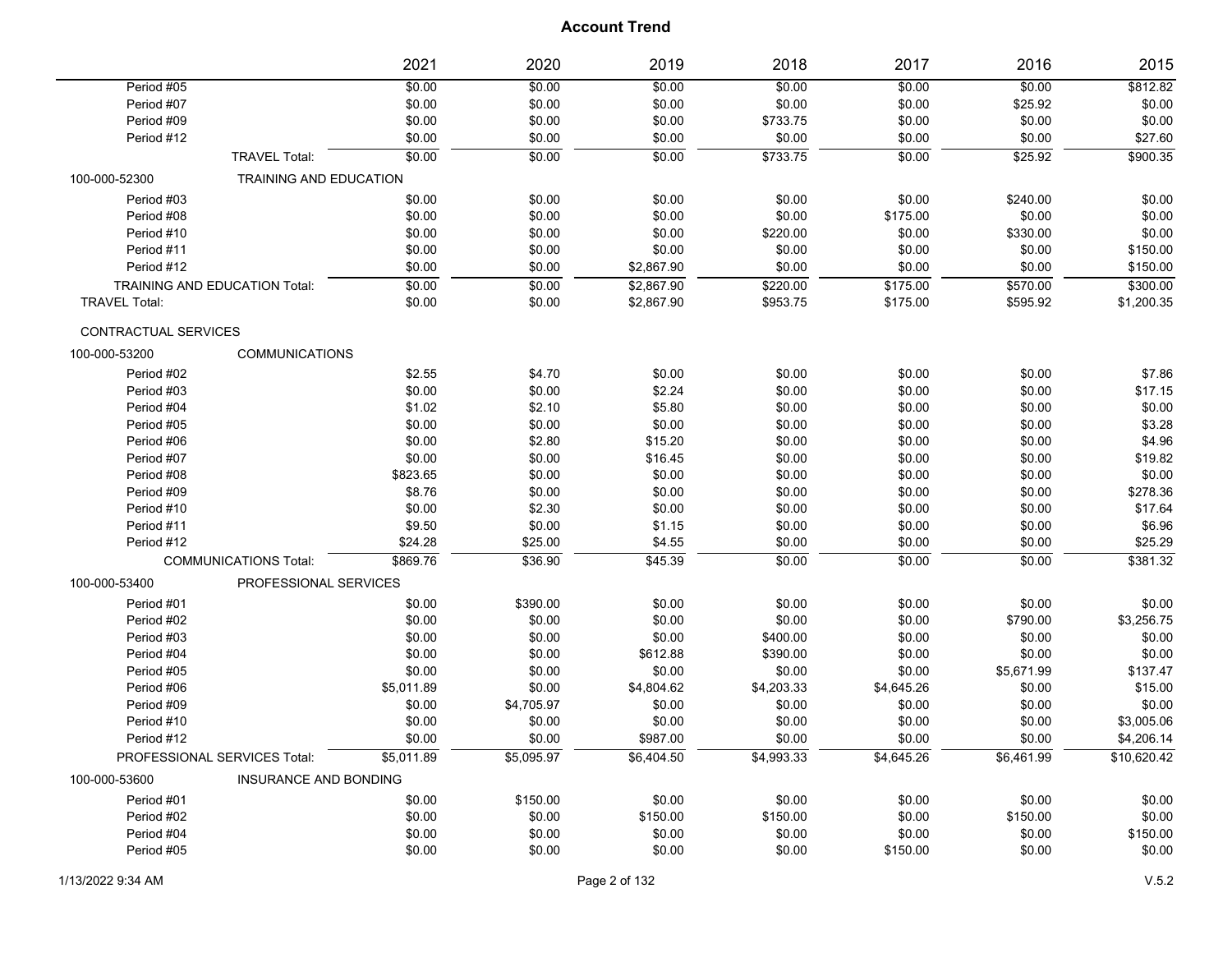# Account Trend

| | 2021 | 2020 | 2019 | 2018 | 2017 | 2016 | 2015 |
|---|---|---|---|---|---|---|---|
| Period #05 | $0.00 | $0.00 | $0.00 | $0.00 | $0.00 | $0.00 | $812.82 |
| Period #07 | $0.00 | $0.00 | $0.00 | $0.00 | $0.00 | $25.92 | $0.00 |
| Period #09 | $0.00 | $0.00 | $0.00 | $733.75 | $0.00 | $0.00 | $0.00 |
| Period #12 | $0.00 | $0.00 | $0.00 | $0.00 | $0.00 | $0.00 | $27.60 |
| TRAVEL Total: | $0.00 | $0.00 | $0.00 | $733.75 | $0.00 | $25.92 | $900.35 |
| **100-000-52300 TRAINING AND EDUCATION** | | | | | | | |
| Period #03 | $0.00 | $0.00 | $0.00 | $0.00 | $0.00 | $240.00 | $0.00 |
| Period #08 | $0.00 | $0.00 | $0.00 | $0.00 | $175.00 | $0.00 | $0.00 |
| Period #10 | $0.00 | $0.00 | $0.00 | $220.00 | $0.00 | $330.00 | $0.00 |
| Period #11 | $0.00 | $0.00 | $0.00 | $0.00 | $0.00 | $0.00 | $150.00 |
| Period #12 | $0.00 | $0.00 | $2,867.90 | $0.00 | $0.00 | $0.00 | $150.00 |
| TRAINING AND EDUCATION Total: | $0.00 | $0.00 | $2,867.90 | $220.00 | $175.00 | $570.00 | $300.00 |
| TRAVEL Total: | $0.00 | $0.00 | $2,867.90 | $953.75 | $175.00 | $595.92 | $1,200.35 |
| **CONTRACTUAL SERVICES** | | | | | | | |
| **100-000-53200 COMMUNICATIONS** | | | | | | | |
| Period #02 | $2.55 | $4.70 | $0.00 | $0.00 | $0.00 | $0.00 | $7.86 |
| Period #03 | $0.00 | $0.00 | $2.24 | $0.00 | $0.00 | $0.00 | $17.15 |
| Period #04 | $1.02 | $2.10 | $5.80 | $0.00 | $0.00 | $0.00 | $0.00 |
| Period #05 | $0.00 | $0.00 | $0.00 | $0.00 | $0.00 | $0.00 | $3.28 |
| Period #06 | $0.00 | $2.80 | $15.20 | $0.00 | $0.00 | $0.00 | $4.96 |
| Period #07 | $0.00 | $0.00 | $16.45 | $0.00 | $0.00 | $0.00 | $19.82 |
| Period #08 | $823.65 | $0.00 | $0.00 | $0.00 | $0.00 | $0.00 | $0.00 |
| Period #09 | $8.76 | $0.00 | $0.00 | $0.00 | $0.00 | $0.00 | $278.36 |
| Period #10 | $0.00 | $2.30 | $0.00 | $0.00 | $0.00 | $0.00 | $17.64 |
| Period #11 | $9.50 | $0.00 | $1.15 | $0.00 | $0.00 | $0.00 | $6.96 |
| Period #12 | $24.28 | $25.00 | $4.55 | $0.00 | $0.00 | $0.00 | $25.29 |
| COMMUNICATIONS Total: | $869.76 | $36.90 | $45.39 | $0.00 | $0.00 | $0.00 | $381.32 |
| **100-000-53400 PROFESSIONAL SERVICES** | | | | | | | |
| Period #01 | $0.00 | $390.00 | $0.00 | $0.00 | $0.00 | $0.00 | $0.00 |
| Period #02 | $0.00 | $0.00 | $0.00 | $0.00 | $0.00 | $790.00 | $3,256.75 |
| Period #03 | $0.00 | $0.00 | $0.00 | $400.00 | $0.00 | $0.00 | $0.00 |
| Period #04 | $0.00 | $0.00 | $612.88 | $390.00 | $0.00 | $0.00 | $0.00 |
| Period #05 | $0.00 | $0.00 | $0.00 | $0.00 | $0.00 | $5,671.99 | $137.47 |
| Period #06 | $5,011.89 | $0.00 | $4,804.62 | $4,203.33 | $4,645.26 | $0.00 | $15.00 |
| Period #09 | $0.00 | $4,705.97 | $0.00 | $0.00 | $0.00 | $0.00 | $0.00 |
| Period #10 | $0.00 | $0.00 | $0.00 | $0.00 | $0.00 | $0.00 | $3,005.06 |
| Period #12 | $0.00 | $0.00 | $987.00 | $0.00 | $0.00 | $0.00 | $4,206.14 |
| PROFESSIONAL SERVICES Total: | $5,011.89 | $5,095.97 | $6,404.50 | $4,993.33 | $4,645.26 | $6,461.99 | $10,620.42 |
| **100-000-53600 INSURANCE AND BONDING** | | | | | | | |
| Period #01 | $0.00 | $150.00 | $0.00 | $0.00 | $0.00 | $0.00 | $0.00 |
| Period #02 | $0.00 | $0.00 | $150.00 | $150.00 | $0.00 | $150.00 | $0.00 |
| Period #04 | $0.00 | $0.00 | $0.00 | $0.00 | $0.00 | $0.00 | $150.00 |
| Period #05 | $0.00 | $0.00 | $0.00 | $0.00 | $150.00 | $0.00 | $0.00 |

1/13/2022 9:34 AM V.5.2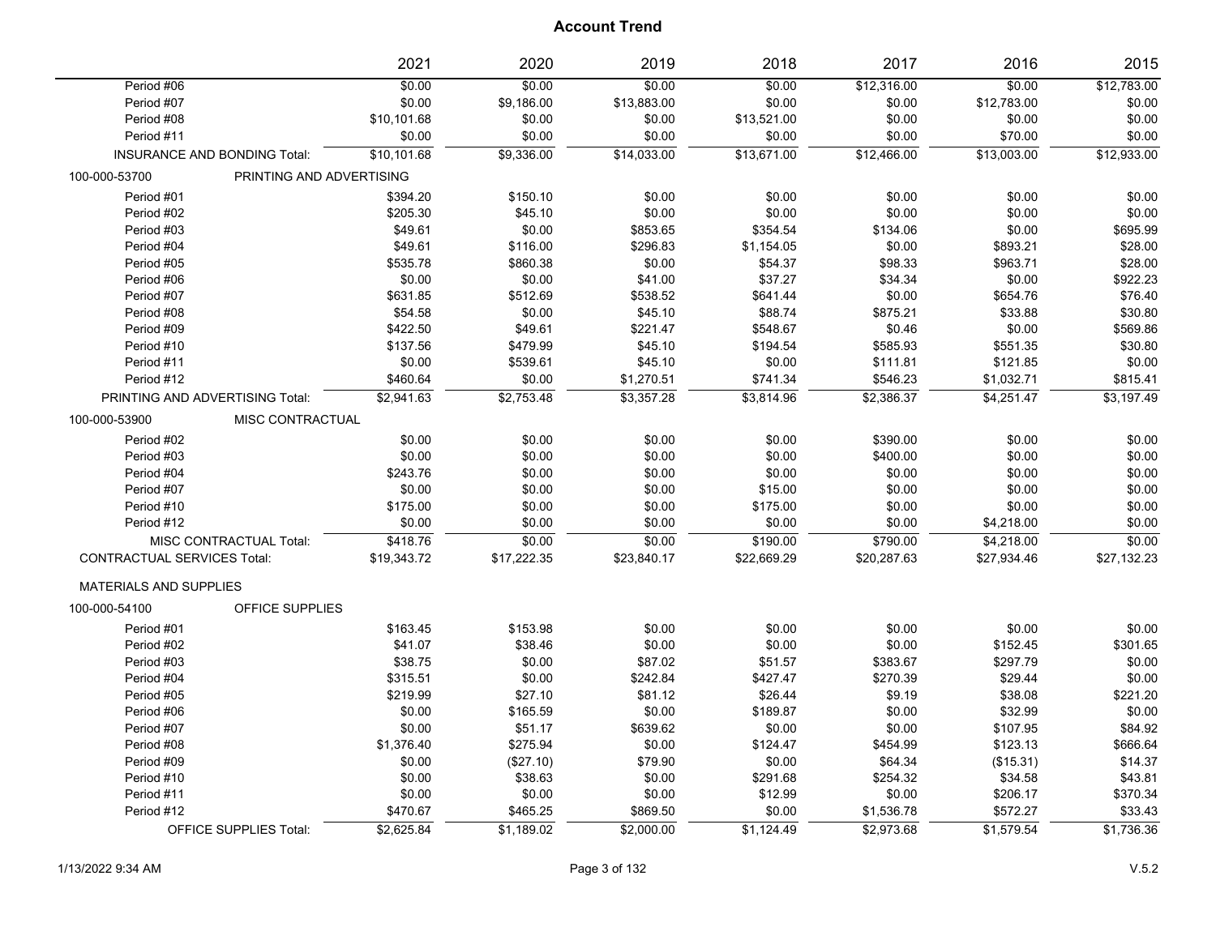## Account Trend

| | 2021 | 2020 | 2019 | 2018 | 2017 | 2016 | 2015 |
|---|---|---|---|---|---|---|---|
| Period #06 | $0.00 | $0.00 | $0.00 | $0.00 | $12,316.00 | $0.00 | $12,783.00 |
| Period #07 | $0.00 | $9,186.00 | $13,883.00 | $0.00 | $0.00 | $12,783.00 | $0.00 |
| Period #08 | $10,101.68 | $0.00 | $0.00 | $13,521.00 | $0.00 | $0.00 | $0.00 |
| Period #11 | $0.00 | $0.00 | $0.00 | $0.00 | $0.00 | $70.00 | $0.00 |
| INSURANCE AND BONDING Total: | $10,101.68 | $9,336.00 | $14,033.00 | $13,671.00 | $12,466.00 | $13,003.00 | $12,933.00 |
| **100-000-53700 PRINTING AND ADVERTISING** | | | | | | | |
| Period #01 | $394.20 | $150.10 | $0.00 | $0.00 | $0.00 | $0.00 | $0.00 |
| Period #02 | $205.30 | $45.10 | $0.00 | $0.00 | $0.00 | $0.00 | $0.00 |
| Period #03 | $49.61 | $0.00 | $853.65 | $354.54 | $134.06 | $0.00 | $695.99 |
| Period #04 | $49.61 | $116.00 | $296.83 | $1,154.05 | $0.00 | $893.21 | $28.00 |
| Period #05 | $535.78 | $860.38 | $0.00 | $54.37 | $98.33 | $963.71 | $28.00 |
| Period #06 | $0.00 | $0.00 | $41.00 | $37.27 | $34.34 | $0.00 | $922.23 |
| Period #07 | $631.85 | $512.69 | $538.52 | $641.44 | $0.00 | $654.76 | $76.40 |
| Period #08 | $54.58 | $0.00 | $45.10 | $88.74 | $875.21 | $33.88 | $30.80 |
| Period #09 | $422.50 | $49.61 | $221.47 | $548.67 | $0.46 | $0.00 | $569.86 |
| Period #10 | $137.56 | $479.99 | $45.10 | $194.54 | $585.93 | $551.35 | $30.80 |
| Period #11 | $0.00 | $539.61 | $45.10 | $0.00 | $111.81 | $121.85 | $0.00 |
| Period #12 | $460.64 | $0.00 | $1,270.51 | $741.34 | $546.23 | $1,032.71 | $815.41 |
| PRINTING AND ADVERTISING Total: | $2,941.63 | $2,753.48 | $3,357.28 | $3,814.96 | $2,386.37 | $4,251.47 | $3,197.49 |
| **100-000-53900 MISC CONTRACTUAL** | | | | | | | |
| Period #02 | $0.00 | $0.00 | $0.00 | $0.00 | $390.00 | $0.00 | $0.00 |
| Period #03 | $0.00 | $0.00 | $0.00 | $0.00 | $400.00 | $0.00 | $0.00 |
| Period #04 | $243.76 | $0.00 | $0.00 | $0.00 | $0.00 | $0.00 | $0.00 |
| Period #07 | $0.00 | $0.00 | $0.00 | $15.00 | $0.00 | $0.00 | $0.00 |
| Period #10 | $175.00 | $0.00 | $0.00 | $175.00 | $0.00 | $0.00 | $0.00 |
| Period #12 | $0.00 | $0.00 | $0.00 | $0.00 | $0.00 | $4,218.00 | $0.00 |
| MISC CONTRACTUAL Total: | $418.76 | $0.00 | $0.00 | $190.00 | $790.00 | $4,218.00 | $0.00 |
| CONTRACTUAL SERVICES Total: | $19,343.72 | $17,222.35 | $23,840.17 | $22,669.29 | $20,287.63 | $27,934.46 | $27,132.23 |
| **MATERIALS AND SUPPLIES** | | | | | | | |
| **100-000-54100 OFFICE SUPPLIES** | | | | | | | |
| Period #01 | $163.45 | $153.98 | $0.00 | $0.00 | $0.00 | $0.00 | $0.00 |
| Period #02 | $41.07 | $38.46 | $0.00 | $0.00 | $0.00 | $152.45 | $301.65 |
| Period #03 | $38.75 | $0.00 | $87.02 | $51.57 | $383.67 | $297.79 | $0.00 |
| Period #04 | $315.51 | $0.00 | $242.84 | $427.47 | $270.39 | $29.44 | $0.00 |
| Period #05 | $219.99 | $27.10 | $81.12 | $26.44 | $9.19 | $38.08 | $221.20 |
| Period #06 | $0.00 | $165.59 | $0.00 | $189.87 | $0.00 | $32.99 | $0.00 |
| Period #07 | $0.00 | $51.17 | $639.62 | $0.00 | $0.00 | $107.95 | $84.92 |
| Period #08 | $1,376.40 | $275.94 | $0.00 | $124.47 | $454.99 | $123.13 | $666.64 |
| Period #09 | $0.00 | ($27.10) | $79.90 | $0.00 | $64.34 | ($15.31) | $14.37 |
| Period #10 | $0.00 | $38.63 | $0.00 | $291.68 | $254.32 | $34.58 | $43.81 |
| Period #11 | $0.00 | $0.00 | $0.00 | $12.99 | $0.00 | $206.17 | $370.34 |
| Period #12 | $470.67 | $465.25 | $869.50 | $0.00 | $1,536.78 | $572.27 | $33.43 |
| OFFICE SUPPLIES Total: | $2,625.84 | $1,189.02 | $2,000.00 | $1,124.49 | $2,973.68 | $1,579.54 | $1,736.36 |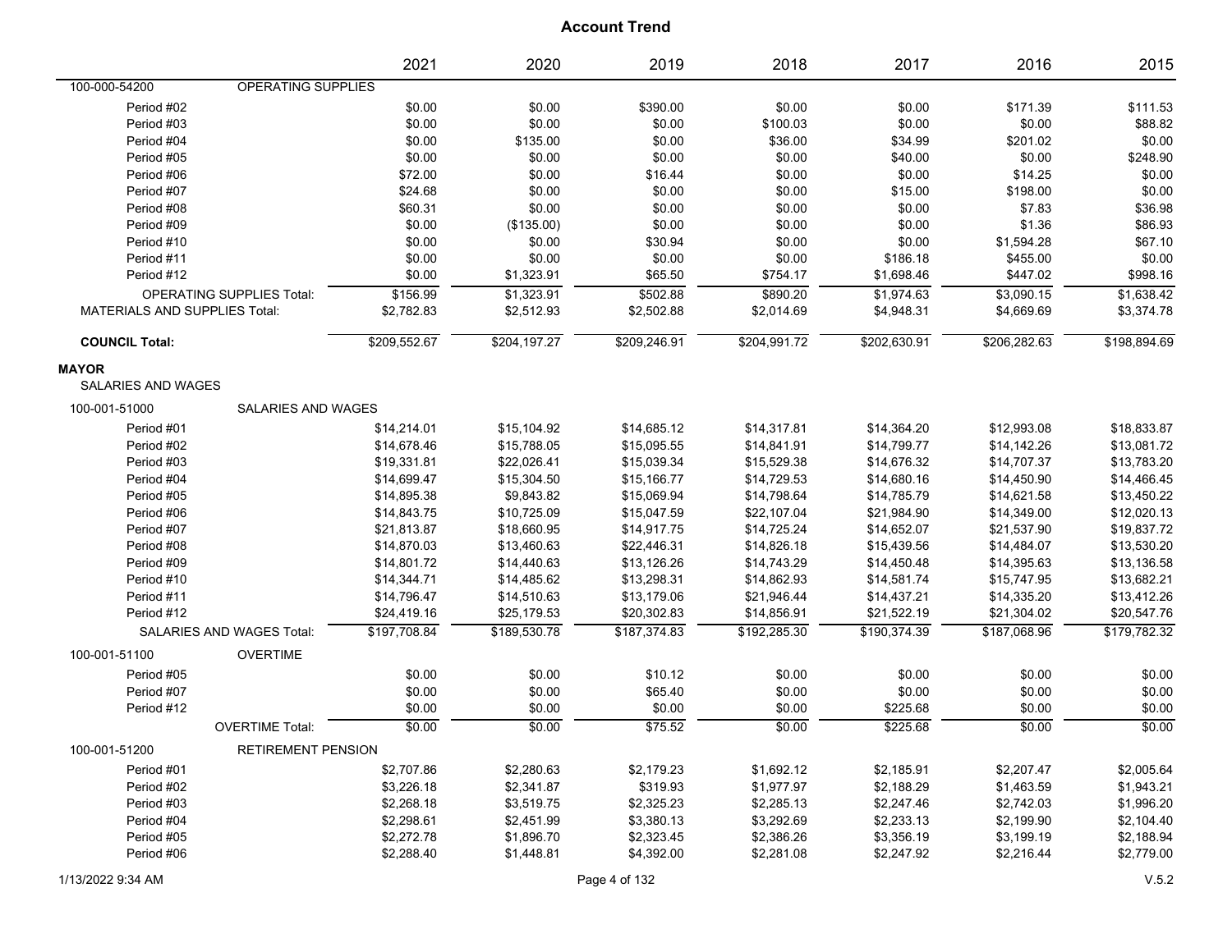# Account Trend

| | | 2021 | 2020 | 2019 | 2018 | 2017 | 2016 | 2015 |
|---|---|---|---|---|---|---|---|---|
| 100-000-54200 | OPERATING SUPPLIES | | | | | | | |
| Period #02 | | $0.00 | $0.00 | $390.00 | $0.00 | $0.00 | $171.39 | $111.53 |
| Period #03 | | $0.00 | $0.00 | $0.00 | $100.03 | $0.00 | $0.00 | $88.82 |
| Period #04 | | $0.00 | $135.00 | $0.00 | $36.00 | $34.99 | $201.02 | $0.00 |
| Period #05 | | $0.00 | $0.00 | $0.00 | $0.00 | $40.00 | $0.00 | $248.90 |
| Period #06 | | $72.00 | $0.00 | $16.44 | $0.00 | $0.00 | $14.25 | $0.00 |
| Period #07 | | $24.68 | $0.00 | $0.00 | $0.00 | $15.00 | $198.00 | $0.00 |
| Period #08 | | $60.31 | $0.00 | $0.00 | $0.00 | $0.00 | $7.83 | $36.98 |
| Period #09 | | $0.00 | ($135.00) | $0.00 | $0.00 | $0.00 | $1.36 | $86.93 |
| Period #10 | | $0.00 | $0.00 | $30.94 | $0.00 | $0.00 | $1,594.28 | $67.10 |
| Period #11 | | $0.00 | $0.00 | $0.00 | $0.00 | $186.18 | $455.00 | $0.00 |
| Period #12 | | $0.00 | $1,323.91 | $65.50 | $754.17 | $1,698.46 | $447.02 | $998.16 |
| OPERATING SUPPLIES Total: | | $156.99 | $1,323.91 | $502.88 | $890.20 | $1,974.63 | $3,090.15 | $1,638.42 |
| MATERIALS AND SUPPLIES Total: | | $2,782.83 | $2,512.93 | $2,502.88 | $2,014.69 | $4,948.31 | $4,669.69 | $3,374.78 |
| **COUNCIL Total:** | | $209,552.67 | $204,197.27 | $209,246.91 | $204,991.72 | $202,630.91 | $206,282.63 | $198,894.69 |
| **MAYOR** | | | | | | | | |
| SALARIES AND WAGES | | | | | | | | |
| 100-001-51000 | SALARIES AND WAGES | | | | | | | |
| Period #01 | | $14,214.01 | $15,104.92 | $14,685.12 | $14,317.81 | $14,364.20 | $12,993.08 | $18,833.87 |
| Period #02 | | $14,678.46 | $15,788.05 | $15,095.55 | $14,841.91 | $14,799.77 | $14,142.26 | $13,081.72 |
| Period #03 | | $19,331.81 | $22,026.41 | $15,039.34 | $15,529.38 | $14,676.32 | $14,707.37 | $13,783.20 |
| Period #04 | | $14,699.47 | $15,304.50 | $15,166.77 | $14,729.53 | $14,680.16 | $14,450.90 | $14,466.45 |
| Period #05 | | $14,895.38 | $9,843.82 | $15,069.94 | $14,798.64 | $14,785.79 | $14,621.58 | $13,450.22 |
| Period #06 | | $14,843.75 | $10,725.09 | $15,047.59 | $22,107.04 | $21,984.90 | $14,349.00 | $12,020.13 |
| Period #07 | | $21,813.87 | $18,660.95 | $14,917.75 | $14,725.24 | $14,652.07 | $21,537.90 | $19,837.72 |
| Period #08 | | $14,870.03 | $13,460.63 | $22,446.31 | $14,826.18 | $15,439.56 | $14,484.07 | $13,530.20 |
| Period #09 | | $14,801.72 | $14,440.63 | $13,126.26 | $14,743.29 | $14,450.48 | $14,395.63 | $13,136.58 |
| Period #10 | | $14,344.71 | $14,485.62 | $13,298.31 | $14,862.93 | $14,581.74 | $15,747.95 | $13,682.21 |
| Period #11 | | $14,796.47 | $14,510.63 | $13,179.06 | $21,946.44 | $14,437.21 | $14,335.20 | $13,412.26 |
| Period #12 | | $24,419.16 | $25,179.53 | $20,302.83 | $14,856.91 | $21,522.19 | $21,304.02 | $20,547.76 |
| SALARIES AND WAGES Total: | | $197,708.84 | $189,530.78 | $187,374.83 | $192,285.30 | $190,374.39 | $187,068.96 | $179,782.32 |
| 100-001-51100 | OVERTIME | | | | | | | |
| Period #05 | | $0.00 | $0.00 | $10.12 | $0.00 | $0.00 | $0.00 | $0.00 |
| Period #07 | | $0.00 | $0.00 | $65.40 | $0.00 | $0.00 | $0.00 | $0.00 |
| Period #12 | | $0.00 | $0.00 | $0.00 | $0.00 | $225.68 | $0.00 | $0.00 |
| OVERTIME Total: | | $0.00 | $0.00 | $75.52 | $0.00 | $225.68 | $0.00 | $0.00 |
| 100-001-51200 | RETIREMENT PENSION | | | | | | | |
| Period #01 | | $2,707.86 | $2,280.63 | $2,179.23 | $1,692.12 | $2,185.91 | $2,207.47 | $2,005.64 |
| Period #02 | | $3,226.18 | $2,341.87 | $319.93 | $1,977.97 | $2,188.29 | $1,463.59 | $1,943.21 |
| Period #03 | | $2,268.18 | $3,519.75 | $2,325.23 | $2,285.13 | $2,247.46 | $2,742.03 | $1,996.20 |
| Period #04 | | $2,298.61 | $2,451.99 | $3,380.13 | $3,292.69 | $2,233.13 | $2,199.90 | $2,104.40 |
| Period #05 | | $2,272.78 | $1,896.70 | $2,323.45 | $2,386.26 | $3,356.19 | $3,199.19 | $2,188.94 |
| Period #06 | | $2,288.40 | $1,448.81 | $4,392.00 | $2,281.08 | $2,247.92 | $2,216.44 | $2,779.00 |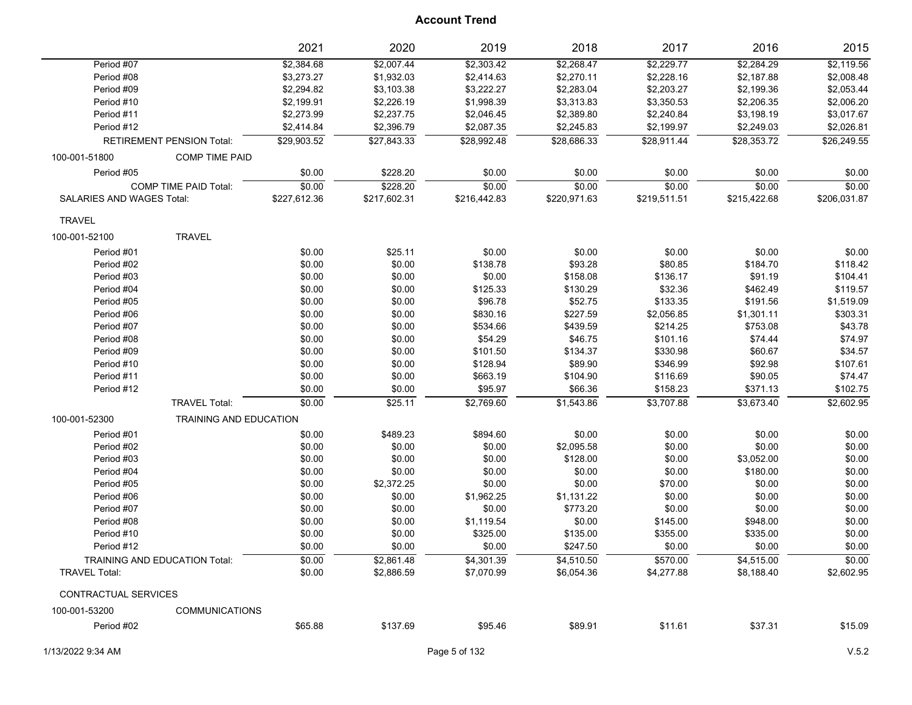## Account Trend

| | 2021 | 2020 | 2019 | 2018 | 2017 | 2016 | 2015 |
|---|---|---|---|---|---|---|---|
| Period #07 | $2,384.68 | $2,007.44 | $2,303.42 | $2,268.47 | $2,229.77 | $2,284.29 | $2,119.56 |
| Period #08 | $3,273.27 | $1,932.03 | $2,414.63 | $2,270.11 | $2,228.16 | $2,187.88 | $2,008.48 |
| Period #09 | $2,294.82 | $3,103.38 | $3,222.27 | $2,283.04 | $2,203.27 | $2,199.36 | $2,053.44 |
| Period #10 | $2,199.91 | $2,226.19 | $1,998.39 | $3,313.83 | $3,350.53 | $2,206.35 | $2,006.20 |
| Period #11 | $2,273.99 | $2,237.75 | $2,046.45 | $2,389.80 | $2,240.84 | $3,198.19 | $3,017.67 |
| Period #12 | $2,414.84 | $2,396.79 | $2,087.35 | $2,245.83 | $2,199.97 | $2,249.03 | $2,026.81 |
| RETIREMENT PENSION Total: | $29,903.52 | $27,843.33 | $28,992.48 | $28,686.33 | $28,911.44 | $28,353.72 | $26,249.55 |
| 100-001-51800 COMP TIME PAID | | | | | | | |
| Period #05 | $0.00 | $228.20 | $0.00 | $0.00 | $0.00 | $0.00 | $0.00 |
| COMP TIME PAID Total: | $0.00 | $228.20 | $0.00 | $0.00 | $0.00 | $0.00 | $0.00 |
| SALARIES AND WAGES Total: | $227,612.36 | $217,602.31 | $216,442.83 | $220,971.63 | $219,511.51 | $215,422.68 | $206,031.87 |
| TRAVEL | | | | | | | |
| 100-001-52100 TRAVEL | | | | | | | |
| Period #01 | $0.00 | $25.11 | $0.00 | $0.00 | $0.00 | $0.00 | $0.00 |
| Period #02 | $0.00 | $0.00 | $138.78 | $93.28 | $80.85 | $184.70 | $118.42 |
| Period #03 | $0.00 | $0.00 | $0.00 | $158.08 | $136.17 | $91.19 | $104.41 |
| Period #04 | $0.00 | $0.00 | $125.33 | $130.29 | $32.36 | $462.49 | $119.57 |
| Period #05 | $0.00 | $0.00 | $96.78 | $52.75 | $133.35 | $191.56 | $1,519.09 |
| Period #06 | $0.00 | $0.00 | $830.16 | $227.59 | $2,056.85 | $1,301.11 | $303.31 |
| Period #07 | $0.00 | $0.00 | $534.66 | $439.59 | $214.25 | $753.08 | $43.78 |
| Period #08 | $0.00 | $0.00 | $54.29 | $46.75 | $101.16 | $74.44 | $74.97 |
| Period #09 | $0.00 | $0.00 | $101.50 | $134.37 | $330.98 | $60.67 | $34.57 |
| Period #10 | $0.00 | $0.00 | $128.94 | $89.90 | $346.99 | $92.98 | $107.61 |
| Period #11 | $0.00 | $0.00 | $663.19 | $104.90 | $116.69 | $90.05 | $74.47 |
| Period #12 | $0.00 | $0.00 | $95.97 | $66.36 | $158.23 | $371.13 | $102.75 |
| TRAVEL Total: | $0.00 | $25.11 | $2,769.60 | $1,543.86 | $3,707.88 | $3,673.40 | $2,602.95 |
| 100-001-52300 TRAINING AND EDUCATION | | | | | | | |
| Period #01 | $0.00 | $489.23 | $894.60 | $0.00 | $0.00 | $0.00 | $0.00 |
| Period #02 | $0.00 | $0.00 | $0.00 | $2,095.58 | $0.00 | $0.00 | $0.00 |
| Period #03 | $0.00 | $0.00 | $0.00 | $128.00 | $0.00 | $3,052.00 | $0.00 |
| Period #04 | $0.00 | $0.00 | $0.00 | $0.00 | $0.00 | $180.00 | $0.00 |
| Period #05 | $0.00 | $2,372.25 | $0.00 | $0.00 | $70.00 | $0.00 | $0.00 |
| Period #06 | $0.00 | $0.00 | $1,962.25 | $1,131.22 | $0.00 | $0.00 | $0.00 |
| Period #07 | $0.00 | $0.00 | $0.00 | $773.20 | $0.00 | $0.00 | $0.00 |
| Period #08 | $0.00 | $0.00 | $1,119.54 | $0.00 | $145.00 | $948.00 | $0.00 |
| Period #10 | $0.00 | $0.00 | $325.00 | $135.00 | $355.00 | $335.00 | $0.00 |
| Period #12 | $0.00 | $0.00 | $0.00 | $247.50 | $0.00 | $0.00 | $0.00 |
| TRAINING AND EDUCATION Total: | $0.00 | $2,861.48 | $4,301.39 | $4,510.50 | $570.00 | $4,515.00 | $0.00 |
| TRAVEL Total: | $0.00 | $2,886.59 | $7,070.99 | $6,054.36 | $4,277.88 | $8,188.40 | $2,602.95 |
| CONTRACTUAL SERVICES | | | | | | | |
| 100-001-53200 COMMUNICATIONS | | | | | | | |
| Period #02 | $65.88 | $137.69 | $95.46 | $89.91 | $11.61 | $37.31 | $15.09 |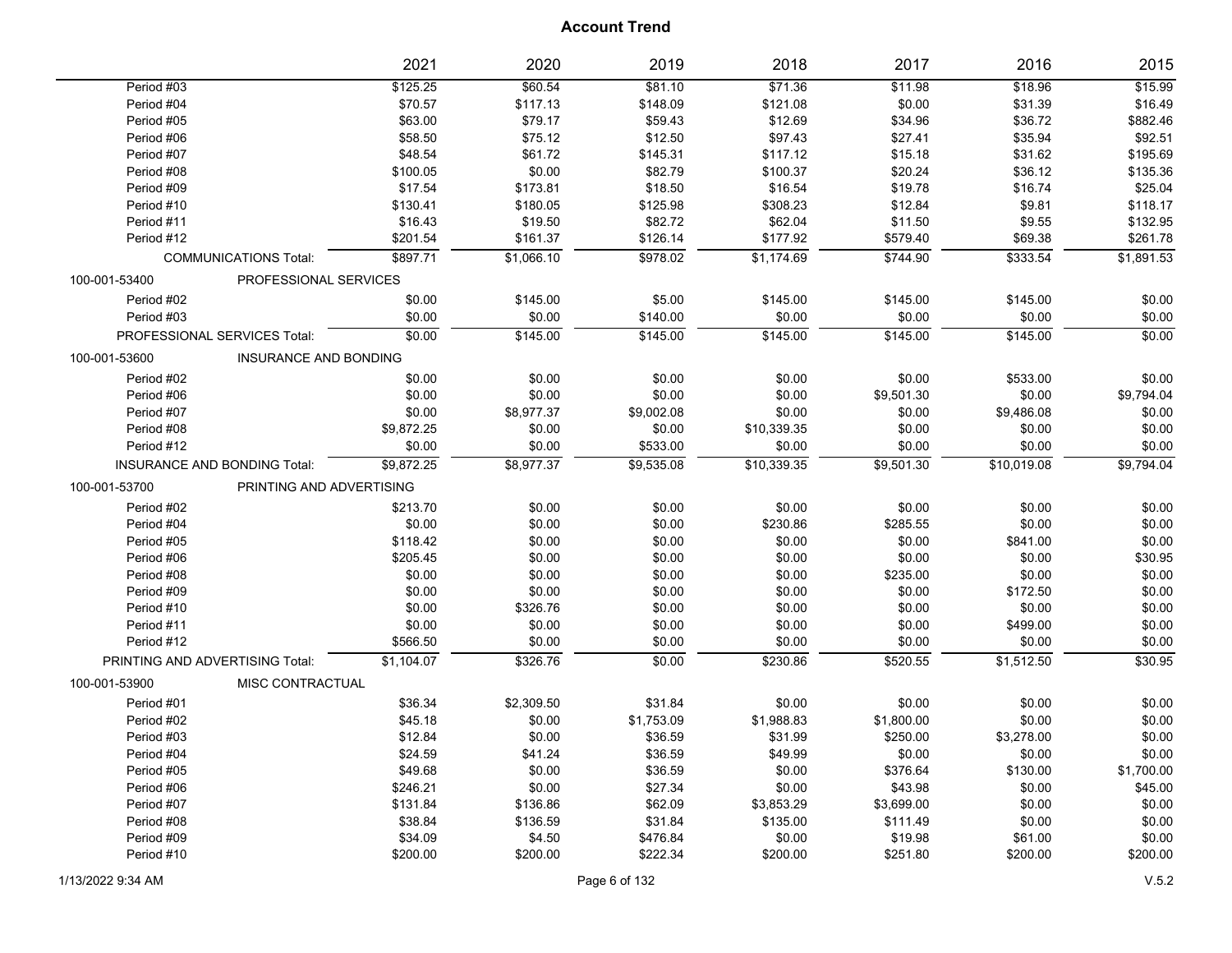# Account Trend

| | 2021 | 2020 | 2019 | 2018 | 2017 | 2016 | 2015 |
|---|---|---|---|---|---|---|---|
| Period #03 | $125.25 | $60.54 | $81.10 | $71.36 | $11.98 | $18.96 | $15.99 |
| Period #04 | $70.57 | $117.13 | $148.09 | $121.08 | $0.00 | $31.39 | $16.49 |
| Period #05 | $63.00 | $79.17 | $59.43 | $12.69 | $34.96 | $36.72 | $882.46 |
| Period #06 | $58.50 | $75.12 | $12.50 | $97.43 | $27.41 | $35.94 | $92.51 |
| Period #07 | $48.54 | $61.72 | $145.31 | $117.12 | $15.18 | $31.62 | $195.69 |
| Period #08 | $100.05 | $0.00 | $82.79 | $100.37 | $20.24 | $36.12 | $135.36 |
| Period #09 | $17.54 | $173.81 | $18.50 | $16.54 | $19.78 | $16.74 | $25.04 |
| Period #10 | $130.41 | $180.05 | $125.98 | $308.23 | $12.84 | $9.81 | $118.17 |
| Period #11 | $16.43 | $19.50 | $82.72 | $62.04 | $11.50 | $9.55 | $132.95 |
| Period #12 | $201.54 | $161.37 | $126.14 | $177.92 | $579.40 | $69.38 | $261.78 |
| COMMUNICATIONS Total: | $897.71 | $1,066.10 | $978.02 | $1,174.69 | $744.90 | $333.54 | $1,891.53 |
| 100-001-53400 PROFESSIONAL SERVICES | | | | | | | |
| Period #02 | $0.00 | $145.00 | $5.00 | $145.00 | $145.00 | $145.00 | $0.00 |
| Period #03 | $0.00 | $0.00 | $140.00 | $0.00 | $0.00 | $0.00 | $0.00 |
| PROFESSIONAL SERVICES Total: | $0.00 | $145.00 | $145.00 | $145.00 | $145.00 | $145.00 | $0.00 |
| 100-001-53600 INSURANCE AND BONDING | | | | | | | |
| Period #02 | $0.00 | $0.00 | $0.00 | $0.00 | $0.00 | $533.00 | $0.00 |
| Period #06 | $0.00 | $0.00 | $0.00 | $0.00 | $9,501.30 | $0.00 | $9,794.04 |
| Period #07 | $0.00 | $8,977.37 | $9,002.08 | $0.00 | $0.00 | $9,486.08 | $0.00 |
| Period #08 | $9,872.25 | $0.00 | $0.00 | $10,339.35 | $0.00 | $0.00 | $0.00 |
| Period #12 | $0.00 | $0.00 | $533.00 | $0.00 | $0.00 | $0.00 | $0.00 |
| INSURANCE AND BONDING Total: | $9,872.25 | $8,977.37 | $9,535.08 | $10,339.35 | $9,501.30 | $10,019.08 | $9,794.04 |
| 100-001-53700 PRINTING AND ADVERTISING | | | | | | | |
| Period #02 | $213.70 | $0.00 | $0.00 | $0.00 | $0.00 | $0.00 | $0.00 |
| Period #04 | $0.00 | $0.00 | $0.00 | $230.86 | $285.55 | $0.00 | $0.00 |
| Period #05 | $118.42 | $0.00 | $0.00 | $0.00 | $0.00 | $841.00 | $0.00 |
| Period #06 | $205.45 | $0.00 | $0.00 | $0.00 | $0.00 | $0.00 | $30.95 |
| Period #08 | $0.00 | $0.00 | $0.00 | $0.00 | $235.00 | $0.00 | $0.00 |
| Period #09 | $0.00 | $0.00 | $0.00 | $0.00 | $0.00 | $172.50 | $0.00 |
| Period #10 | $0.00 | $326.76 | $0.00 | $0.00 | $0.00 | $0.00 | $0.00 |
| Period #11 | $0.00 | $0.00 | $0.00 | $0.00 | $0.00 | $499.00 | $0.00 |
| Period #12 | $566.50 | $0.00 | $0.00 | $0.00 | $0.00 | $0.00 | $0.00 |
| PRINTING AND ADVERTISING Total: | $1,104.07 | $326.76 | $0.00 | $230.86 | $520.55 | $1,512.50 | $30.95 |
| 100-001-53900 MISC CONTRACTUAL | | | | | | | |
| Period #01 | $36.34 | $2,309.50 | $31.84 | $0.00 | $0.00 | $0.00 | $0.00 |
| Period #02 | $45.18 | $0.00 | $1,753.09 | $1,988.83 | $1,800.00 | $0.00 | $0.00 |
| Period #03 | $12.84 | $0.00 | $36.59 | $31.99 | $250.00 | $3,278.00 | $0.00 |
| Period #04 | $24.59 | $41.24 | $36.59 | $49.99 | $0.00 | $0.00 | $0.00 |
| Period #05 | $49.68 | $0.00 | $36.59 | $0.00 | $376.64 | $130.00 | $1,700.00 |
| Period #06 | $246.21 | $0.00 | $27.34 | $0.00 | $43.98 | $0.00 | $45.00 |
| Period #07 | $131.84 | $136.86 | $62.09 | $3,853.29 | $3,699.00 | $0.00 | $0.00 |
| Period #08 | $38.84 | $136.59 | $31.84 | $135.00 | $111.49 | $0.00 | $0.00 |
| Period #09 | $34.09 | $4.50 | $476.84 | $0.00 | $19.98 | $61.00 | $0.00 |
| Period #10 | $200.00 | $200.00 | $222.34 | $200.00 | $251.80 | $200.00 | $200.00 |

1/13/2022 9:34 AM V.5.2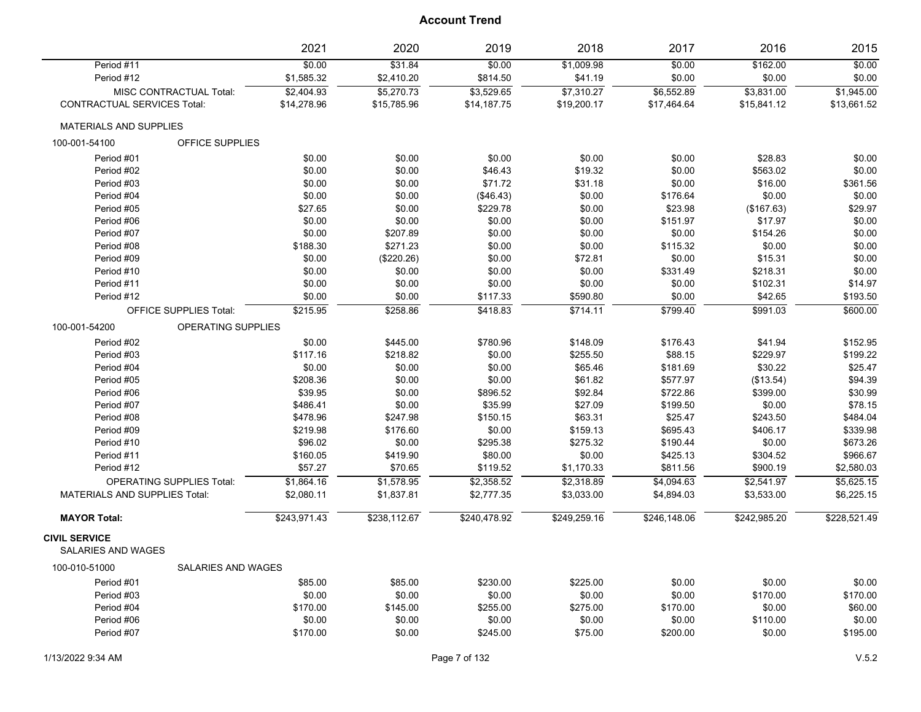## Account Trend

| | 2021 | 2020 | 2019 | 2018 | 2017 | 2016 | 2015 |
|---|---|---|---|---|---|---|---|
| Period #11 | $0.00 | $31.84 | $0.00 | $1,009.98 | $0.00 | $162.00 | $0.00 |
| Period #12 | $1,585.32 | $2,410.20 | $814.50 | $41.19 | $0.00 | $0.00 | $0.00 |
| MISC CONTRACTUAL Total: | $2,404.93 | $5,270.73 | $3,529.65 | $7,310.27 | $6,552.89 | $3,831.00 | $1,945.00 |
| CONTRACTUAL SERVICES Total: | $14,278.96 | $15,785.96 | $14,187.75 | $19,200.17 | $17,464.64 | $15,841.12 | $13,661.52 |
| MATERIALS AND SUPPLIES | | | | | | | |
| 100-001-54100 OFFICE SUPPLIES | | | | | | | |
| Period #01 | $0.00 | $0.00 | $0.00 | $0.00 | $0.00 | $28.83 | $0.00 |
| Period #02 | $0.00 | $0.00 | $46.43 | $19.32 | $0.00 | $563.02 | $0.00 |
| Period #03 | $0.00 | $0.00 | $71.72 | $31.18 | $0.00 | $16.00 | $361.56 |
| Period #04 | $0.00 | $0.00 | ($46.43) | $0.00 | $176.64 | $0.00 | $0.00 |
| Period #05 | $27.65 | $0.00 | $229.78 | $0.00 | $23.98 | ($167.63) | $29.97 |
| Period #06 | $0.00 | $0.00 | $0.00 | $0.00 | $151.97 | $17.97 | $0.00 |
| Period #07 | $0.00 | $207.89 | $0.00 | $0.00 | $0.00 | $154.26 | $0.00 |
| Period #08 | $188.30 | $271.23 | $0.00 | $0.00 | $115.32 | $0.00 | $0.00 |
| Period #09 | $0.00 | ($220.26) | $0.00 | $72.81 | $0.00 | $15.31 | $0.00 |
| Period #10 | $0.00 | $0.00 | $0.00 | $0.00 | $331.49 | $218.31 | $0.00 |
| Period #11 | $0.00 | $0.00 | $0.00 | $0.00 | $0.00 | $102.31 | $14.97 |
| Period #12 | $0.00 | $0.00 | $117.33 | $590.80 | $0.00 | $42.65 | $193.50 |
| OFFICE SUPPLIES Total: | $215.95 | $258.86 | $418.83 | $714.11 | $799.40 | $991.03 | $600.00 |
| 100-001-54200 OPERATING SUPPLIES | | | | | | | |
| Period #02 | $0.00 | $445.00 | $780.96 | $148.09 | $176.43 | $41.94 | $152.95 |
| Period #03 | $117.16 | $218.82 | $0.00 | $255.50 | $88.15 | $229.97 | $199.22 |
| Period #04 | $0.00 | $0.00 | $0.00 | $65.46 | $181.69 | $30.22 | $25.47 |
| Period #05 | $208.36 | $0.00 | $0.00 | $61.82 | $577.97 | ($13.54) | $94.39 |
| Period #06 | $39.95 | $0.00 | $896.52 | $92.84 | $722.86 | $399.00 | $30.99 |
| Period #07 | $486.41 | $0.00 | $35.99 | $27.09 | $199.50 | $0.00 | $78.15 |
| Period #08 | $478.96 | $247.98 | $150.15 | $63.31 | $25.47 | $243.50 | $484.04 |
| Period #09 | $219.98 | $176.60 | $0.00 | $159.13 | $695.43 | $406.17 | $339.98 |
| Period #10 | $96.02 | $0.00 | $295.38 | $275.32 | $190.44 | $0.00 | $673.26 |
| Period #11 | $160.05 | $419.90 | $80.00 | $0.00 | $425.13 | $304.52 | $966.67 |
| Period #12 | $57.27 | $70.65 | $119.52 | $1,170.33 | $811.56 | $900.19 | $2,580.03 |
| OPERATING SUPPLIES Total: | $1,864.16 | $1,578.95 | $2,358.52 | $2,318.89 | $4,094.63 | $2,541.97 | $5,625.15 |
| MATERIALS AND SUPPLIES Total: | $2,080.11 | $1,837.81 | $2,777.35 | $3,033.00 | $4,894.03 | $3,533.00 | $6,225.15 |
| **MAYOR Total:** | $243,971.43 | $238,112.67 | $240,478.92 | $249,259.16 | $246,148.06 | $242,985.20 | $228,521.49 |
| **CIVIL SERVICE** | | | | | | | |
| SALARIES AND WAGES | | | | | | | |
| 100-010-51000 SALARIES AND WAGES | | | | | | | |
| Period #01 | $85.00 | $85.00 | $230.00 | $225.00 | $0.00 | $0.00 | $0.00 |
| Period #03 | $0.00 | $0.00 | $0.00 | $0.00 | $0.00 | $170.00 | $170.00 |
| Period #04 | $170.00 | $145.00 | $255.00 | $275.00 | $170.00 | $0.00 | $60.00 |
| Period #06 | $0.00 | $0.00 | $0.00 | $0.00 | $0.00 | $110.00 | $0.00 |
| Period #07 | $170.00 | $0.00 | $245.00 | $75.00 | $200.00 | $0.00 | $195.00 |

1/13/2022 9:34 AM V.5.2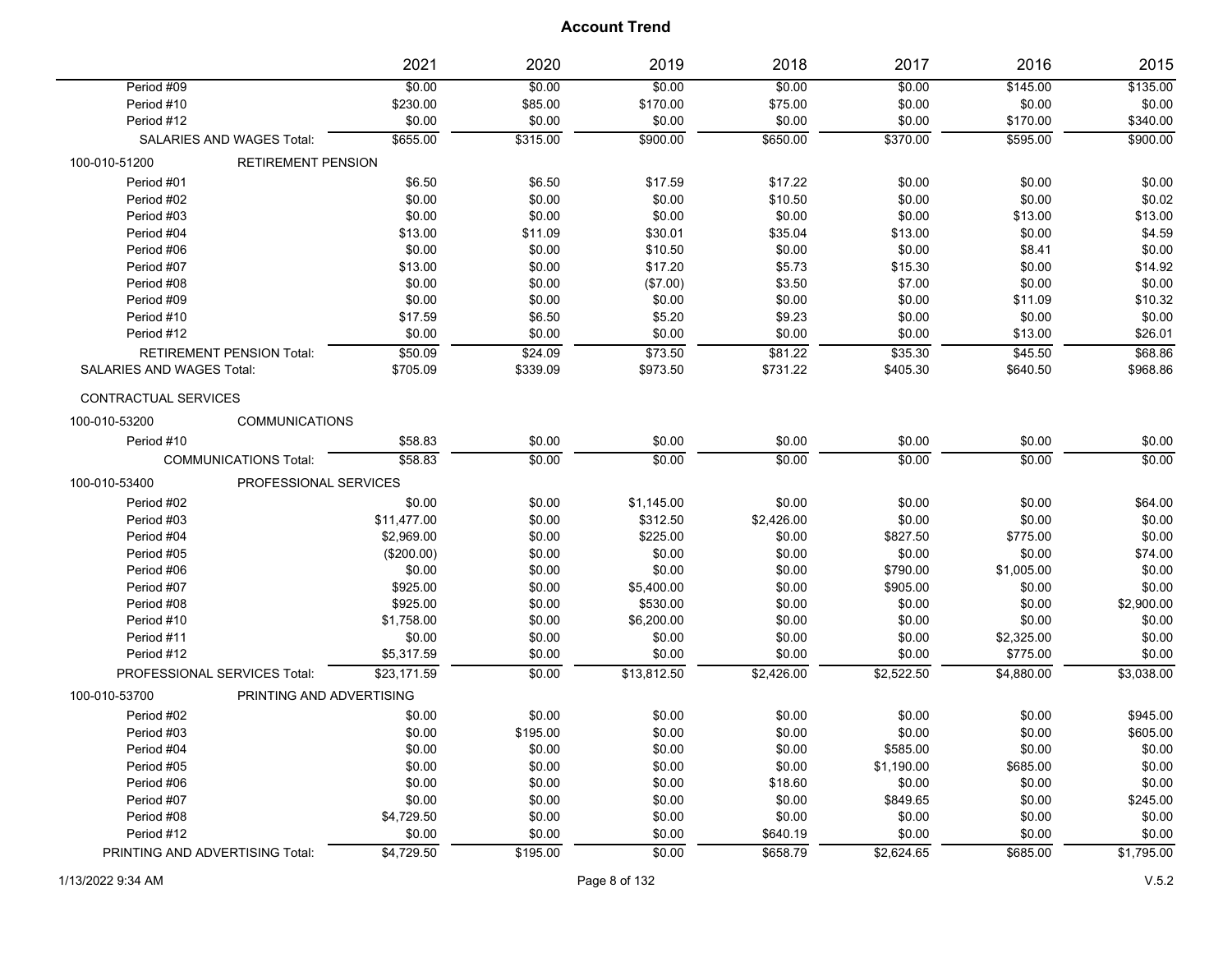# Account Trend

| | | 2021 | 2020 | 2019 | 2018 | 2017 | 2016 | 2015 |
|---|---|---|---|---|---|---|---|---|
| Period #09 | | $0.00 | $0.00 | $0.00 | $0.00 | $0.00 | $145.00 | $135.00 |
| Period #10 | | $230.00 | $85.00 | $170.00 | $75.00 | $0.00 | $0.00 | $0.00 |
| Period #12 | | $0.00 | $0.00 | $0.00 | $0.00 | $0.00 | $170.00 | $340.00 |
| SALARIES AND WAGES Total: | | $655.00 | $315.00 | $900.00 | $650.00 | $370.00 | $595.00 | $900.00 |
| 100-010-51200 | RETIREMENT PENSION | | | | | | | |
| Period #01 | | $6.50 | $6.50 | $17.59 | $17.22 | $0.00 | $0.00 | $0.00 |
| Period #02 | | $0.00 | $0.00 | $0.00 | $10.50 | $0.00 | $0.00 | $0.02 |
| Period #03 | | $0.00 | $0.00 | $0.00 | $0.00 | $0.00 | $13.00 | $13.00 |
| Period #04 | | $13.00 | $11.09 | $30.01 | $35.04 | $13.00 | $0.00 | $4.59 |
| Period #06 | | $0.00 | $0.00 | $10.50 | $0.00 | $0.00 | $8.41 | $0.00 |
| Period #07 | | $13.00 | $0.00 | $17.20 | $5.73 | $15.30 | $0.00 | $14.92 |
| Period #08 | | $0.00 | $0.00 | ($7.00) | $3.50 | $7.00 | $0.00 | $0.00 |
| Period #09 | | $0.00 | $0.00 | $0.00 | $0.00 | $0.00 | $11.09 | $10.32 |
| Period #10 | | $17.59 | $6.50 | $5.20 | $9.23 | $0.00 | $0.00 | $0.00 |
| Period #12 | | $0.00 | $0.00 | $0.00 | $0.00 | $0.00 | $13.00 | $26.01 |
| RETIREMENT PENSION Total: | | $50.09 | $24.09 | $73.50 | $81.22 | $35.30 | $45.50 | $68.86 |
| SALARIES AND WAGES Total: | | $705.09 | $339.09 | $973.50 | $731.22 | $405.30 | $640.50 | $968.86 |
| CONTRACTUAL SERVICES | | | | | | | | |
| 100-010-53200 | COMMUNICATIONS | | | | | | | |
| Period #10 | | $58.83 | $0.00 | $0.00 | $0.00 | $0.00 | $0.00 | $0.00 |
| COMMUNICATIONS Total: | | $58.83 | $0.00 | $0.00 | $0.00 | $0.00 | $0.00 | $0.00 |
| 100-010-53400 | PROFESSIONAL SERVICES | | | | | | | |
| Period #02 | | $0.00 | $0.00 | $1,145.00 | $0.00 | $0.00 | $0.00 | $64.00 |
| Period #03 | | $11,477.00 | $0.00 | $312.50 | $2,426.00 | $0.00 | $0.00 | $0.00 |
| Period #04 | | $2,969.00 | $0.00 | $225.00 | $0.00 | $827.50 | $775.00 | $0.00 |
| Period #05 | | ($200.00) | $0.00 | $0.00 | $0.00 | $0.00 | $0.00 | $74.00 |
| Period #06 | | $0.00 | $0.00 | $0.00 | $0.00 | $790.00 | $1,005.00 | $0.00 |
| Period #07 | | $925.00 | $0.00 | $5,400.00 | $0.00 | $905.00 | $0.00 | $0.00 |
| Period #08 | | $925.00 | $0.00 | $530.00 | $0.00 | $0.00 | $0.00 | $2,900.00 |
| Period #10 | | $1,758.00 | $0.00 | $6,200.00 | $0.00 | $0.00 | $0.00 | $0.00 |
| Period #11 | | $0.00 | $0.00 | $0.00 | $0.00 | $0.00 | $2,325.00 | $0.00 |
| Period #12 | | $5,317.59 | $0.00 | $0.00 | $0.00 | $0.00 | $775.00 | $0.00 |
| PROFESSIONAL SERVICES Total: | | $23,171.59 | $0.00 | $13,812.50 | $2,426.00 | $2,522.50 | $4,880.00 | $3,038.00 |
| 100-010-53700 | PRINTING AND ADVERTISING | | | | | | | |
| Period #02 | | $0.00 | $0.00 | $0.00 | $0.00 | $0.00 | $0.00 | $945.00 |
| Period #03 | | $0.00 | $195.00 | $0.00 | $0.00 | $0.00 | $0.00 | $605.00 |
| Period #04 | | $0.00 | $0.00 | $0.00 | $0.00 | $585.00 | $0.00 | $0.00 |
| Period #05 | | $0.00 | $0.00 | $0.00 | $0.00 | $1,190.00 | $685.00 | $0.00 |
| Period #06 | | $0.00 | $0.00 | $0.00 | $18.60 | $0.00 | $0.00 | $0.00 |
| Period #07 | | $0.00 | $0.00 | $0.00 | $0.00 | $849.65 | $0.00 | $245.00 |
| Period #08 | | $4,729.50 | $0.00 | $0.00 | $0.00 | $0.00 | $0.00 | $0.00 |
| Period #12 | | $0.00 | $0.00 | $0.00 | $640.19 | $0.00 | $0.00 | $0.00 |
| PRINTING AND ADVERTISING Total: | | $4,729.50 | $195.00 | $0.00 | $658.79 | $2,624.65 | $685.00 | $1,795.00 |

1/13/2022 9:34 AM

V.5.2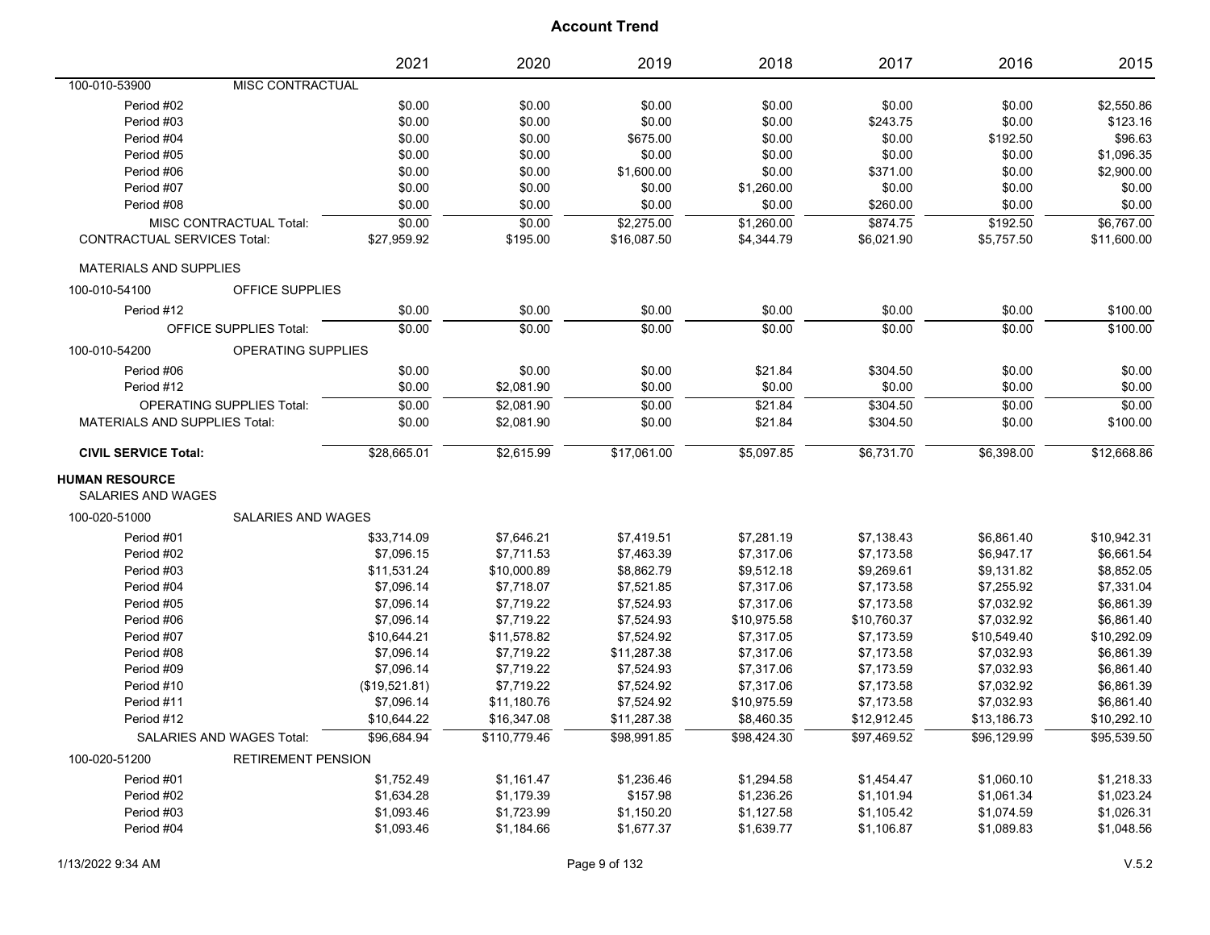# Account Trend

| | 2021 | 2020 | 2019 | 2018 | 2017 | 2016 | 2015 |
|---|---|---|---|---|---|---|---|
| **100-010-53900 MISC CONTRACTUAL** | | | | | | | |
| Period #02 | $0.00 | $0.00 | $0.00 | $0.00 | $0.00 | $0.00 | $2,550.86 |
| Period #03 | $0.00 | $0.00 | $0.00 | $0.00 | $243.75 | $0.00 | $123.16 |
| Period #04 | $0.00 | $0.00 | $675.00 | $0.00 | $0.00 | $192.50 | $96.63 |
| Period #05 | $0.00 | $0.00 | $0.00 | $0.00 | $0.00 | $0.00 | $1,096.35 |
| Period #06 | $0.00 | $0.00 | $1,600.00 | $0.00 | $371.00 | $0.00 | $2,900.00 |
| Period #07 | $0.00 | $0.00 | $0.00 | $1,260.00 | $0.00 | $0.00 | $0.00 |
| Period #08 | $0.00 | $0.00 | $0.00 | $0.00 | $260.00 | $0.00 | $0.00 |
| MISC CONTRACTUAL Total: | $0.00 | $0.00 | $2,275.00 | $1,260.00 | $874.75 | $192.50 | $6,767.00 |
| CONTRACTUAL SERVICES Total: | $27,959.92 | $195.00 | $16,087.50 | $4,344.79 | $6,021.90 | $5,757.50 | $11,600.00 |
| **MATERIALS AND SUPPLIES** | | | | | | | |
| **100-010-54100 OFFICE SUPPLIES** | | | | | | | |
| Period #12 | $0.00 | $0.00 | $0.00 | $0.00 | $0.00 | $0.00 | $100.00 |
| OFFICE SUPPLIES Total: | $0.00 | $0.00 | $0.00 | $0.00 | $0.00 | $0.00 | $100.00 |
| **100-010-54200 OPERATING SUPPLIES** | | | | | | | |
| Period #06 | $0.00 | $0.00 | $0.00 | $21.84 | $304.50 | $0.00 | $0.00 |
| Period #12 | $0.00 | $2,081.90 | $0.00 | $0.00 | $0.00 | $0.00 | $0.00 |
| OPERATING SUPPLIES Total: | $0.00 | $2,081.90 | $0.00 | $21.84 | $304.50 | $0.00 | $0.00 |
| MATERIALS AND SUPPLIES Total: | $0.00 | $2,081.90 | $0.00 | $21.84 | $304.50 | $0.00 | $100.00 |
| **CIVIL SERVICE Total:** | $28,665.01 | $2,615.99 | $17,061.00 | $5,097.85 | $6,731.70 | $6,398.00 | $12,668.86 |
| **HUMAN RESOURCE** | | | | | | | |
| SALARIES AND WAGES | | | | | | | |
| **100-020-51000 SALARIES AND WAGES** | | | | | | | |
| Period #01 | $33,714.09 | $7,646.21 | $7,419.51 | $7,281.19 | $7,138.43 | $6,861.40 | $10,942.31 |
| Period #02 | $7,096.15 | $7,711.53 | $7,463.39 | $7,317.06 | $7,173.58 | $6,947.17 | $6,661.54 |
| Period #03 | $11,531.24 | $10,000.89 | $8,862.79 | $9,512.18 | $9,269.61 | $9,131.82 | $8,852.05 |
| Period #04 | $7,096.14 | $7,718.07 | $7,521.85 | $7,317.06 | $7,173.58 | $7,255.92 | $7,331.04 |
| Period #05 | $7,096.14 | $7,719.22 | $7,524.93 | $7,317.06 | $7,173.58 | $7,032.92 | $6,861.39 |
| Period #06 | $7,096.14 | $7,719.22 | $7,524.93 | $10,975.58 | $10,760.37 | $7,032.92 | $6,861.40 |
| Period #07 | $10,644.21 | $11,578.82 | $7,524.92 | $7,317.05 | $7,173.59 | $10,549.40 | $10,292.09 |
| Period #08 | $7,096.14 | $7,719.22 | $11,287.38 | $7,317.06 | $7,173.58 | $7,032.93 | $6,861.39 |
| Period #09 | $7,096.14 | $7,719.22 | $7,524.93 | $7,317.06 | $7,173.59 | $7,032.93 | $6,861.40 |
| Period #10 | ($19,521.81) | $7,719.22 | $7,524.92 | $7,317.06 | $7,173.58 | $7,032.92 | $6,861.39 |
| Period #11 | $7,096.14 | $11,180.76 | $7,524.92 | $10,975.59 | $7,173.58 | $7,032.93 | $6,861.40 |
| Period #12 | $10,644.22 | $16,347.08 | $11,287.38 | $8,460.35 | $12,912.45 | $13,186.73 | $10,292.10 |
| SALARIES AND WAGES Total: | $96,684.94 | $110,779.46 | $98,991.85 | $98,424.30 | $97,469.52 | $96,129.99 | $95,539.50 |
| **100-020-51200 RETIREMENT PENSION** | | | | | | | |
| Period #01 | $1,752.49 | $1,161.47 | $1,236.46 | $1,294.58 | $1,454.47 | $1,060.10 | $1,218.33 |
| Period #02 | $1,634.28 | $1,179.39 | $157.98 | $1,236.26 | $1,101.94 | $1,061.34 | $1,023.24 |
| Period #03 | $1,093.46 | $1,723.99 | $1,150.20 | $1,127.58 | $1,105.42 | $1,074.59 | $1,026.31 |
| Period #04 | $1,093.46 | $1,184.66 | $1,677.37 | $1,639.77 | $1,106.87 | $1,089.83 | $1,048.56 |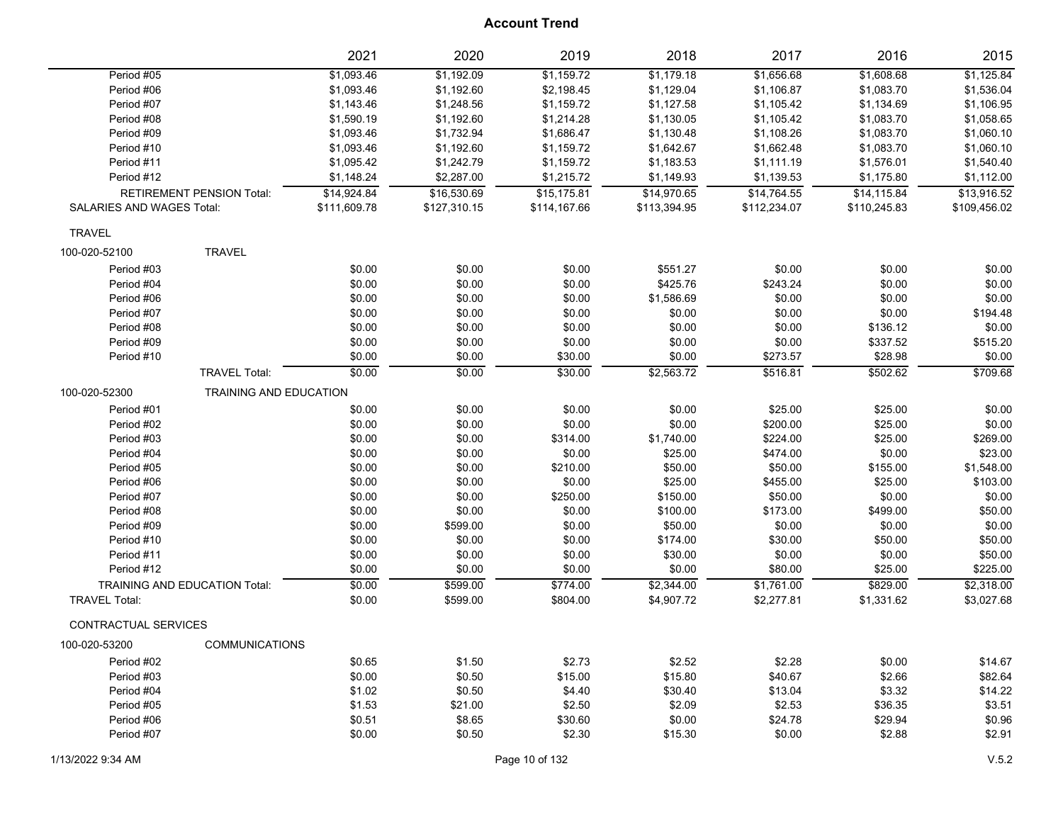## Account Trend

| | 2021 | 2020 | 2019 | 2018 | 2017 | 2016 | 2015 |
|---|---|---|---|---|---|---|---|
| Period #05 | $1,093.46 | $1,192.09 | $1,159.72 | $1,179.18 | $1,656.68 | $1,608.68 | $1,125.84 |
| Period #06 | $1,093.46 | $1,192.60 | $2,198.45 | $1,129.04 | $1,106.87 | $1,083.70 | $1,536.04 |
| Period #07 | $1,143.46 | $1,248.56 | $1,159.72 | $1,127.58 | $1,105.42 | $1,134.69 | $1,106.95 |
| Period #08 | $1,590.19 | $1,192.60 | $1,214.28 | $1,130.05 | $1,105.42 | $1,083.70 | $1,058.65 |
| Period #09 | $1,093.46 | $1,732.94 | $1,686.47 | $1,130.48 | $1,108.26 | $1,083.70 | $1,060.10 |
| Period #10 | $1,093.46 | $1,192.60 | $1,159.72 | $1,642.67 | $1,662.48 | $1,083.70 | $1,060.10 |
| Period #11 | $1,095.42 | $1,242.79 | $1,159.72 | $1,183.53 | $1,111.19 | $1,576.01 | $1,540.40 |
| Period #12 | $1,148.24 | $2,287.00 | $1,215.72 | $1,149.93 | $1,139.53 | $1,175.80 | $1,112.00 |
| RETIREMENT PENSION Total: | $14,924.84 | $16,530.69 | $15,175.81 | $14,970.65 | $14,764.55 | $14,115.84 | $13,916.52 |
| SALARIES AND WAGES Total: | $111,609.78 | $127,310.15 | $114,167.66 | $113,394.95 | $112,234.07 | $110,245.83 | $109,456.02 |
| TRAVEL | | | | | | | |
| 100-020-52100 TRAVEL | | | | | | | |
| Period #03 | $0.00 | $0.00 | $0.00 | $551.27 | $0.00 | $0.00 | $0.00 |
| Period #04 | $0.00 | $0.00 | $0.00 | $425.76 | $243.24 | $0.00 | $0.00 |
| Period #06 | $0.00 | $0.00 | $0.00 | $1,586.69 | $0.00 | $0.00 | $0.00 |
| Period #07 | $0.00 | $0.00 | $0.00 | $0.00 | $0.00 | $0.00 | $194.48 |
| Period #08 | $0.00 | $0.00 | $0.00 | $0.00 | $0.00 | $136.12 | $0.00 |
| Period #09 | $0.00 | $0.00 | $0.00 | $0.00 | $0.00 | $337.52 | $515.20 |
| Period #10 | $0.00 | $0.00 | $30.00 | $0.00 | $273.57 | $28.98 | $0.00 |
| TRAVEL Total: | $0.00 | $0.00 | $30.00 | $2,563.72 | $516.81 | $502.62 | $709.68 |
| 100-020-52300 TRAINING AND EDUCATION | | | | | | | |
| Period #01 | $0.00 | $0.00 | $0.00 | $0.00 | $25.00 | $25.00 | $0.00 |
| Period #02 | $0.00 | $0.00 | $0.00 | $0.00 | $200.00 | $25.00 | $0.00 |
| Period #03 | $0.00 | $0.00 | $314.00 | $1,740.00 | $224.00 | $25.00 | $269.00 |
| Period #04 | $0.00 | $0.00 | $0.00 | $25.00 | $474.00 | $0.00 | $23.00 |
| Period #05 | $0.00 | $0.00 | $210.00 | $50.00 | $50.00 | $155.00 | $1,548.00 |
| Period #06 | $0.00 | $0.00 | $0.00 | $25.00 | $455.00 | $25.00 | $103.00 |
| Period #07 | $0.00 | $0.00 | $250.00 | $150.00 | $50.00 | $0.00 | $0.00 |
| Period #08 | $0.00 | $0.00 | $0.00 | $100.00 | $173.00 | $499.00 | $50.00 |
| Period #09 | $0.00 | $599.00 | $0.00 | $50.00 | $0.00 | $0.00 | $0.00 |
| Period #10 | $0.00 | $0.00 | $0.00 | $174.00 | $30.00 | $50.00 | $50.00 |
| Period #11 | $0.00 | $0.00 | $0.00 | $30.00 | $0.00 | $0.00 | $50.00 |
| Period #12 | $0.00 | $0.00 | $0.00 | $0.00 | $80.00 | $25.00 | $225.00 |
| TRAINING AND EDUCATION Total: | $0.00 | $599.00 | $774.00 | $2,344.00 | $1,761.00 | $829.00 | $2,318.00 |
| TRAVEL Total: | $0.00 | $599.00 | $804.00 | $4,907.72 | $2,277.81 | $1,331.62 | $3,027.68 |
| CONTRACTUAL SERVICES | | | | | | | |
| 100-020-53200 COMMUNICATIONS | | | | | | | |
| Period #02 | $0.65 | $1.50 | $2.73 | $2.52 | $2.28 | $0.00 | $14.67 |
| Period #03 | $0.00 | $0.50 | $15.00 | $15.80 | $40.67 | $2.66 | $82.64 |
| Period #04 | $1.02 | $0.50 | $4.40 | $30.40 | $13.04 | $3.32 | $14.22 |
| Period #05 | $1.53 | $21.00 | $2.50 | $2.09 | $2.53 | $36.35 | $3.51 |
| Period #06 | $0.51 | $8.65 | $30.60 | $0.00 | $24.78 | $29.94 | $0.96 |
| Period #07 | $0.00 | $0.50 | $2.30 | $15.30 | $0.00 | $2.88 | $2.91 |

1/13/2022 9:34 AM

V.5.2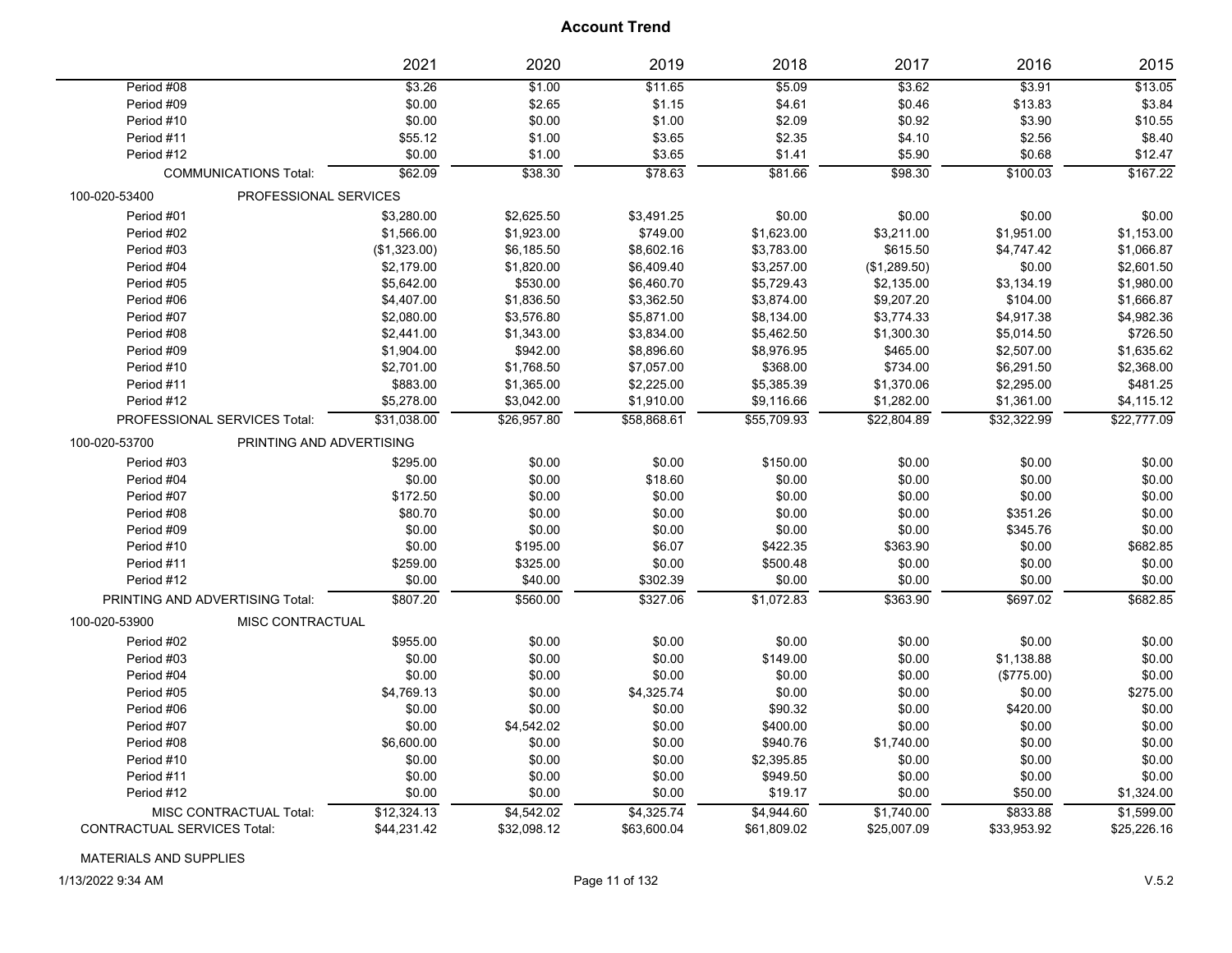# Account Trend

| | 2021 | 2020 | 2019 | 2018 | 2017 | 2016 | 2015 |
|---|---|---|---|---|---|---|---|
| Period #08 | $3.26 | $1.00 | $11.65 | $5.09 | $3.62 | $3.91 | $13.05 |
| Period #09 | $0.00 | $2.65 | $1.15 | $4.61 | $0.46 | $13.83 | $3.84 |
| Period #10 | $0.00 | $0.00 | $1.00 | $2.09 | $0.92 | $3.90 | $10.55 |
| Period #11 | $55.12 | $1.00 | $3.65 | $2.35 | $4.10 | $2.56 | $8.40 |
| Period #12 | $0.00 | $1.00 | $3.65 | $1.41 | $5.90 | $0.68 | $12.47 |
| COMMUNICATIONS Total: | $62.09 | $38.30 | $78.63 | $81.66 | $98.30 | $100.03 | $167.22 |
| 100-020-53400 PROFESSIONAL SERVICES | | | | | | | |
| Period #01 | $3,280.00 | $2,625.50 | $3,491.25 | $0.00 | $0.00 | $0.00 | $0.00 |
| Period #02 | $1,566.00 | $1,923.00 | $749.00 | $1,623.00 | $3,211.00 | $1,951.00 | $1,153.00 |
| Period #03 | ($1,323.00) | $6,185.50 | $8,602.16 | $3,783.00 | $615.50 | $4,747.42 | $1,066.87 |
| Period #04 | $2,179.00 | $1,820.00 | $6,409.40 | $3,257.00 | ($1,289.50) | $0.00 | $2,601.50 |
| Period #05 | $5,642.00 | $530.00 | $6,460.70 | $5,729.43 | $2,135.00 | $3,134.19 | $1,980.00 |
| Period #06 | $4,407.00 | $1,836.50 | $3,362.50 | $3,874.00 | $9,207.20 | $104.00 | $1,666.87 |
| Period #07 | $2,080.00 | $3,576.80 | $5,871.00 | $8,134.00 | $3,774.33 | $4,917.38 | $4,982.36 |
| Period #08 | $2,441.00 | $1,343.00 | $3,834.00 | $5,462.50 | $1,300.30 | $5,014.50 | $726.50 |
| Period #09 | $1,904.00 | $942.00 | $8,896.60 | $8,976.95 | $465.00 | $2,507.00 | $1,635.62 |
| Period #10 | $2,701.00 | $1,768.50 | $7,057.00 | $368.00 | $734.00 | $6,291.50 | $2,368.00 |
| Period #11 | $883.00 | $1,365.00 | $2,225.00 | $5,385.39 | $1,370.06 | $2,295.00 | $481.25 |
| Period #12 | $5,278.00 | $3,042.00 | $1,910.00 | $9,116.66 | $1,282.00 | $1,361.00 | $4,115.12 |
| PROFESSIONAL SERVICES Total: | $31,038.00 | $26,957.80 | $58,868.61 | $55,709.93 | $22,804.89 | $32,322.99 | $22,777.09 |
| 100-020-53700 PRINTING AND ADVERTISING | | | | | | | |
| Period #03 | $295.00 | $0.00 | $0.00 | $150.00 | $0.00 | $0.00 | $0.00 |
| Period #04 | $0.00 | $0.00 | $18.60 | $0.00 | $0.00 | $0.00 | $0.00 |
| Period #07 | $172.50 | $0.00 | $0.00 | $0.00 | $0.00 | $0.00 | $0.00 |
| Period #08 | $80.70 | $0.00 | $0.00 | $0.00 | $0.00 | $351.26 | $0.00 |
| Period #09 | $0.00 | $0.00 | $0.00 | $0.00 | $0.00 | $345.76 | $0.00 |
| Period #10 | $0.00 | $195.00 | $6.07 | $422.35 | $363.90 | $0.00 | $682.85 |
| Period #11 | $259.00 | $325.00 | $0.00 | $500.48 | $0.00 | $0.00 | $0.00 |
| Period #12 | $0.00 | $40.00 | $302.39 | $0.00 | $0.00 | $0.00 | $0.00 |
| PRINTING AND ADVERTISING Total: | $807.20 | $560.00 | $327.06 | $1,072.83 | $363.90 | $697.02 | $682.85 |
| 100-020-53900 MISC CONTRACTUAL | | | | | | | |
| Period #02 | $955.00 | $0.00 | $0.00 | $0.00 | $0.00 | $0.00 | $0.00 |
| Period #03 | $0.00 | $0.00 | $0.00 | $149.00 | $0.00 | $1,138.88 | $0.00 |
| Period #04 | $0.00 | $0.00 | $0.00 | $0.00 | $0.00 | ($775.00) | $0.00 |
| Period #05 | $4,769.13 | $0.00 | $4,325.74 | $0.00 | $0.00 | $0.00 | $275.00 |
| Period #06 | $0.00 | $0.00 | $0.00 | $90.32 | $0.00 | $420.00 | $0.00 |
| Period #07 | $0.00 | $4,542.02 | $0.00 | $400.00 | $0.00 | $0.00 | $0.00 |
| Period #08 | $6,600.00 | $0.00 | $0.00 | $940.76 | $1,740.00 | $0.00 | $0.00 |
| Period #10 | $0.00 | $0.00 | $0.00 | $2,395.85 | $0.00 | $0.00 | $0.00 |
| Period #11 | $0.00 | $0.00 | $0.00 | $949.50 | $0.00 | $0.00 | $0.00 |
| Period #12 | $0.00 | $0.00 | $0.00 | $19.17 | $0.00 | $50.00 | $1,324.00 |
| MISC CONTRACTUAL Total: | $12,324.13 | $4,542.02 | $4,325.74 | $4,944.60 | $1,740.00 | $833.88 | $1,599.00 |
| CONTRACTUAL SERVICES Total: | $44,231.42 | $32,098.12 | $63,600.04 | $61,809.02 | $25,007.09 | $33,953.92 | $25,226.16 |

MATERIALS AND SUPPLIES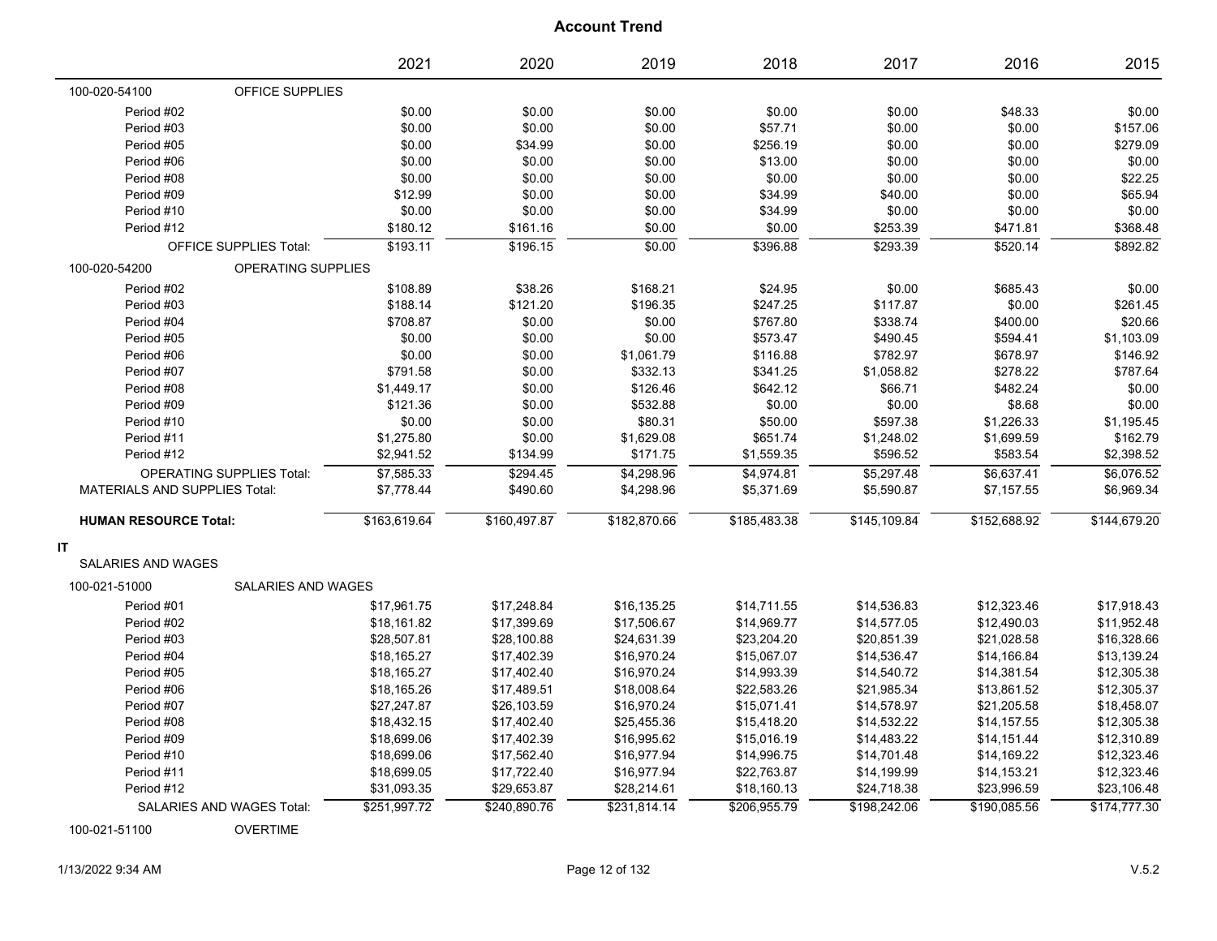# Account Trend

| | | 2021 | 2020 | 2019 | 2018 | 2017 | 2016 | 2015 |
|---|---|---|---|---|---|---|---|---|
| 100-020-54100 | OFFICE SUPPLIES | | | | | | | |
| Period #02 | | $0.00 | $0.00 | $0.00 | $0.00 | $0.00 | $48.33 | $0.00 |
| Period #03 | | $0.00 | $0.00 | $0.00 | $57.71 | $0.00 | $0.00 | $157.06 |
| Period #05 | | $0.00 | $34.99 | $0.00 | $256.19 | $0.00 | $0.00 | $279.09 |
| Period #06 | | $0.00 | $0.00 | $0.00 | $13.00 | $0.00 | $0.00 | $0.00 |
| Period #08 | | $0.00 | $0.00 | $0.00 | $0.00 | $0.00 | $0.00 | $22.25 |
| Period #09 | | $12.99 | $0.00 | $0.00 | $34.99 | $40.00 | $0.00 | $65.94 |
| Period #10 | | $0.00 | $0.00 | $0.00 | $34.99 | $0.00 | $0.00 | $0.00 |
| Period #12 | | $180.12 | $161.16 | $0.00 | $0.00 | $253.39 | $471.81 | $368.48 |
| OFFICE SUPPLIES Total: | | $193.11 | $196.15 | $0.00 | $396.88 | $293.39 | $520.14 | $892.82 |
| 100-020-54200 | OPERATING SUPPLIES | | | | | | | |
| Period #02 | | $108.89 | $38.26 | $168.21 | $24.95 | $0.00 | $685.43 | $0.00 |
| Period #03 | | $188.14 | $121.20 | $196.35 | $247.25 | $117.87 | $0.00 | $261.45 |
| Period #04 | | $708.87 | $0.00 | $0.00 | $767.80 | $338.74 | $400.00 | $20.66 |
| Period #05 | | $0.00 | $0.00 | $0.00 | $573.47 | $490.45 | $594.41 | $1,103.09 |
| Period #06 | | $0.00 | $0.00 | $1,061.79 | $116.88 | $782.97 | $678.97 | $146.92 |
| Period #07 | | $791.58 | $0.00 | $332.13 | $341.25 | $1,058.82 | $278.22 | $787.64 |
| Period #08 | | $1,449.17 | $0.00 | $126.46 | $642.12 | $66.71 | $482.24 | $0.00 |
| Period #09 | | $121.36 | $0.00 | $532.88 | $0.00 | $0.00 | $8.68 | $0.00 |
| Period #10 | | $0.00 | $0.00 | $80.31 | $50.00 | $597.38 | $1,226.33 | $1,195.45 |
| Period #11 | | $1,275.80 | $0.00 | $1,629.08 | $651.74 | $1,248.02 | $1,699.59 | $162.79 |
| Period #12 | | $2,941.52 | $134.99 | $171.75 | $1,559.35 | $596.52 | $583.54 | $2,398.52 |
| OPERATING SUPPLIES Total: | | $7,585.33 | $294.45 | $4,298.96 | $4,974.81 | $5,297.48 | $6,637.41 | $6,076.52 |
| MATERIALS AND SUPPLIES Total: | | $7,778.44 | $490.60 | $4,298.96 | $5,371.69 | $5,590.87 | $7,157.55 | $6,969.34 |
| **HUMAN RESOURCE Total:** | | $163,619.64 | $160,497.87 | $182,870.66 | $185,483.38 | $145,109.84 | $152,688.92 | $144,679.20 |
| **IT** | | | | | | | | |
| SALARIES AND WAGES | | | | | | | | |
| 100-021-51000 | SALARIES AND WAGES | | | | | | | |
| Period #01 | | $17,961.75 | $17,248.84 | $16,135.25 | $14,711.55 | $14,536.83 | $12,323.46 | $17,918.43 |
| Period #02 | | $18,161.82 | $17,399.69 | $17,506.67 | $14,969.77 | $14,577.05 | $12,490.03 | $11,952.48 |
| Period #03 | | $28,507.81 | $28,100.88 | $24,631.39 | $23,204.20 | $20,851.39 | $21,028.58 | $16,328.66 |
| Period #04 | | $18,165.27 | $17,402.39 | $16,970.24 | $15,067.07 | $14,536.47 | $14,166.84 | $13,139.24 |
| Period #05 | | $18,165.27 | $17,402.40 | $16,970.24 | $14,993.39 | $14,540.72 | $14,381.54 | $12,305.38 |
| Period #06 | | $18,165.26 | $17,489.51 | $18,008.64 | $22,583.26 | $21,985.34 | $13,861.52 | $12,305.37 |
| Period #07 | | $27,247.87 | $26,103.59 | $16,970.24 | $15,071.41 | $14,578.97 | $21,205.58 | $18,458.07 |
| Period #08 | | $18,432.15 | $17,402.40 | $25,455.36 | $15,418.20 | $14,532.22 | $14,157.55 | $12,305.38 |
| Period #09 | | $18,699.06 | $17,402.39 | $16,995.62 | $15,016.19 | $14,483.22 | $14,151.44 | $12,310.89 |
| Period #10 | | $18,699.06 | $17,562.40 | $16,977.94 | $14,996.75 | $14,701.48 | $14,169.22 | $12,323.46 |
| Period #11 | | $18,699.05 | $17,722.40 | $16,977.94 | $22,763.87 | $14,199.99 | $14,153.21 | $12,323.46 |
| Period #12 | | $31,093.35 | $29,653.87 | $28,214.61 | $18,160.13 | $24,718.38 | $23,996.59 | $23,106.48 |
| SALARIES AND WAGES Total: | | $251,997.72 | $240,890.76 | $231,814.14 | $206,955.79 | $198,242.06 | $190,085.56 | $174,777.30 |
| 100-021-51100 | OVERTIME | | | | | | | |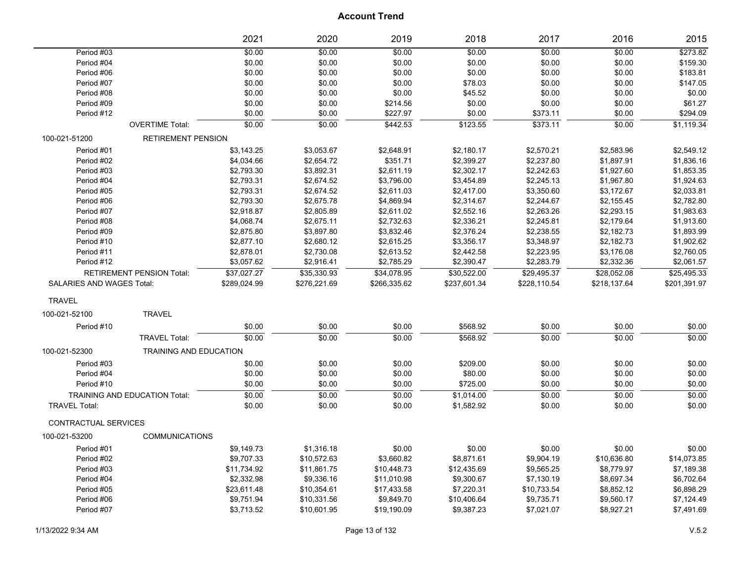# Account Trend

| | | 2021 | 2020 | 2019 | 2018 | 2017 | 2016 | 2015 |
|---|---|---|---|---|---|---|---|---|
| Period #03 | | $0.00 | $0.00 | $0.00 | $0.00 | $0.00 | $0.00 | $273.82 |
| Period #04 | | $0.00 | $0.00 | $0.00 | $0.00 | $0.00 | $0.00 | $159.30 |
| Period #06 | | $0.00 | $0.00 | $0.00 | $0.00 | $0.00 | $0.00 | $183.81 |
| Period #07 | | $0.00 | $0.00 | $0.00 | $78.03 | $0.00 | $0.00 | $147.05 |
| Period #08 | | $0.00 | $0.00 | $0.00 | $45.52 | $0.00 | $0.00 | $0.00 |
| Period #09 | | $0.00 | $0.00 | $214.56 | $0.00 | $0.00 | $0.00 | $61.27 |
| Period #12 | | $0.00 | $0.00 | $227.97 | $0.00 | $373.11 | $0.00 | $294.09 |
| | OVERTIME Total: | $0.00 | $0.00 | $442.53 | $123.55 | $373.11 | $0.00 | $1,119.34 |
| 100-021-51200 | RETIREMENT PENSION | | | | | | | |
| Period #01 | | $3,143.25 | $3,053.67 | $2,648.91 | $2,180.17 | $2,570.21 | $2,583.96 | $2,549.12 |
| Period #02 | | $4,034.66 | $2,654.72 | $351.71 | $2,399.27 | $2,237.80 | $1,897.91 | $1,836.16 |
| Period #03 | | $2,793.30 | $3,892.31 | $2,611.19 | $2,302.17 | $2,242.63 | $1,927.60 | $1,853.35 |
| Period #04 | | $2,793.31 | $2,674.52 | $3,796.00 | $3,454.89 | $2,245.13 | $1,967.80 | $1,924.63 |
| Period #05 | | $2,793.31 | $2,674.52 | $2,611.03 | $2,417.00 | $3,350.60 | $3,172.67 | $2,033.81 |
| Period #06 | | $2,793.30 | $2,675.78 | $4,869.94 | $2,314.67 | $2,244.67 | $2,155.45 | $2,782.80 |
| Period #07 | | $2,918.87 | $2,805.89 | $2,611.02 | $2,552.16 | $2,263.26 | $2,293.15 | $1,983.63 |
| Period #08 | | $4,068.74 | $2,675.11 | $2,732.63 | $2,336.21 | $2,245.81 | $2,179.64 | $1,913.60 |
| Period #09 | | $2,875.80 | $3,897.80 | $3,832.46 | $2,376.24 | $2,238.55 | $2,182.73 | $1,893.99 |
| Period #10 | | $2,877.10 | $2,680.12 | $2,615.25 | $3,356.17 | $3,348.97 | $2,182.73 | $1,902.62 |
| Period #11 | | $2,878.01 | $2,730.08 | $2,613.52 | $2,442.58 | $2,223.95 | $3,176.08 | $2,760.05 |
| Period #12 | | $3,057.62 | $2,916.41 | $2,785.29 | $2,390.47 | $2,283.79 | $2,332.36 | $2,061.57 |
| | RETIREMENT PENSION Total: | $37,027.27 | $35,330.93 | $34,078.95 | $30,522.00 | $29,495.37 | $28,052.08 | $25,495.33 |
| SALARIES AND WAGES Total: | | $289,024.99 | $276,221.69 | $266,335.62 | $237,601.34 | $228,110.54 | $218,137.64 | $201,391.97 |
| TRAVEL | | | | | | | | |
| 100-021-52100 | TRAVEL | | | | | | | |
| Period #10 | | $0.00 | $0.00 | $0.00 | $568.92 | $0.00 | $0.00 | $0.00 |
| | TRAVEL Total: | $0.00 | $0.00 | $0.00 | $568.92 | $0.00 | $0.00 | $0.00 |
| 100-021-52300 | TRAINING AND EDUCATION | | | | | | | |
| Period #03 | | $0.00 | $0.00 | $0.00 | $209.00 | $0.00 | $0.00 | $0.00 |
| Period #04 | | $0.00 | $0.00 | $0.00 | $80.00 | $0.00 | $0.00 | $0.00 |
| Period #10 | | $0.00 | $0.00 | $0.00 | $725.00 | $0.00 | $0.00 | $0.00 |
| | TRAINING AND EDUCATION Total: | $0.00 | $0.00 | $0.00 | $1,014.00 | $0.00 | $0.00 | $0.00 |
| TRAVEL Total: | | $0.00 | $0.00 | $0.00 | $1,582.92 | $0.00 | $0.00 | $0.00 |
| CONTRACTUAL SERVICES | | | | | | | | |
| 100-021-53200 | COMMUNICATIONS | | | | | | | |
| Period #01 | | $9,149.73 | $1,316.18 | $0.00 | $0.00 | $0.00 | $0.00 | $0.00 |
| Period #02 | | $9,707.33 | $10,572.63 | $3,660.82 | $8,871.61 | $9,904.19 | $10,636.80 | $14,073.85 |
| Period #03 | | $11,734.92 | $11,861.75 | $10,448.73 | $12,435.69 | $9,565.25 | $8,779.97 | $7,189.38 |
| Period #04 | | $2,332.98 | $9,336.16 | $11,010.98 | $9,300.67 | $7,130.19 | $8,697.34 | $6,702.64 |
| Period #05 | | $23,611.48 | $10,354.61 | $17,433.58 | $7,220.31 | $10,733.54 | $8,852.12 | $6,898.29 |
| Period #06 | | $9,751.94 | $10,331.56 | $9,849.70 | $10,406.64 | $9,735.71 | $9,560.17 | $7,124.49 |
| Period #07 | | $3,713.52 | $10,601.95 | $19,190.09 | $9,387.23 | $7,021.07 | $8,927.21 | $7,491.69 |

1/13/2022 9:34 AM

V.5.2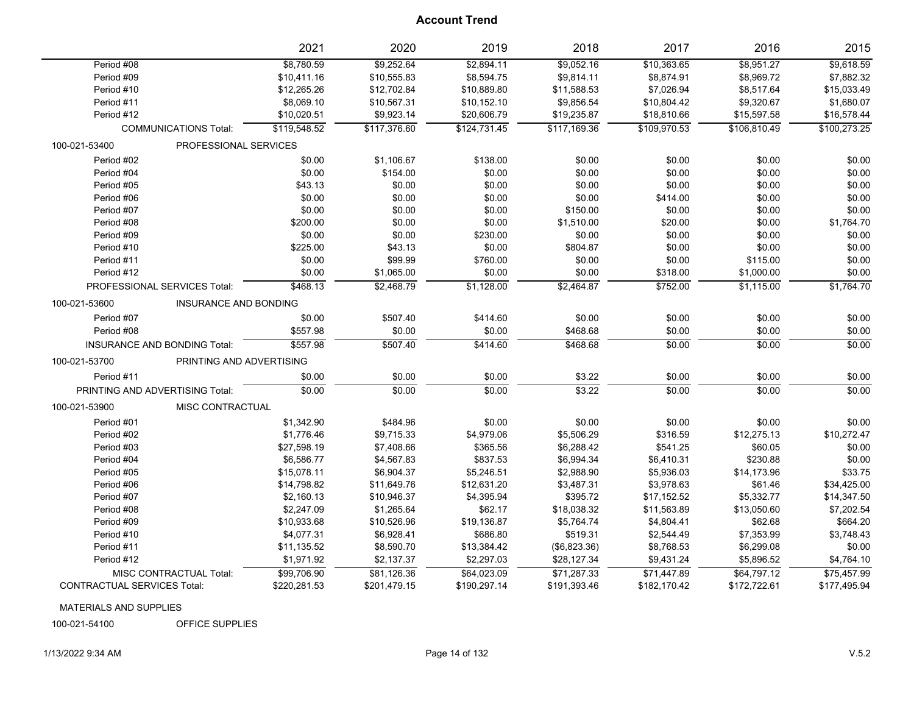# Account Trend

| | 2021 | 2020 | 2019 | 2018 | 2017 | 2016 | 2015 |
|---|---|---|---|---|---|---|---|
| Period #08 | $8,780.59 | $9,252.64 | $2,894.11 | $9,052.16 | $10,363.65 | $8,951.27 | $9,618.59 |
| Period #09 | $10,411.16 | $10,555.83 | $8,594.75 | $9,814.11 | $8,874.91 | $8,969.72 | $7,882.32 |
| Period #10 | $12,265.26 | $12,702.84 | $10,889.80 | $11,588.53 | $7,026.94 | $8,517.64 | $15,033.49 |
| Period #11 | $8,069.10 | $10,567.31 | $10,152.10 | $9,856.54 | $10,804.42 | $9,320.67 | $1,680.07 |
| Period #12 | $10,020.51 | $9,923.14 | $20,606.79 | $19,235.87 | $18,810.66 | $15,597.58 | $16,578.44 |
| COMMUNICATIONS Total: | $119,548.52 | $117,376.60 | $124,731.45 | $117,169.36 | $109,970.53 | $106,810.49 | $100,273.25 |
| 100-021-53400 PROFESSIONAL SERVICES | | | | | | | |
| Period #02 | $0.00 | $1,106.67 | $138.00 | $0.00 | $0.00 | $0.00 | $0.00 |
| Period #04 | $0.00 | $154.00 | $0.00 | $0.00 | $0.00 | $0.00 | $0.00 |
| Period #05 | $43.13 | $0.00 | $0.00 | $0.00 | $0.00 | $0.00 | $0.00 |
| Period #06 | $0.00 | $0.00 | $0.00 | $0.00 | $414.00 | $0.00 | $0.00 |
| Period #07 | $0.00 | $0.00 | $0.00 | $150.00 | $0.00 | $0.00 | $0.00 |
| Period #08 | $200.00 | $0.00 | $0.00 | $1,510.00 | $20.00 | $0.00 | $1,764.70 |
| Period #09 | $0.00 | $0.00 | $230.00 | $0.00 | $0.00 | $0.00 | $0.00 |
| Period #10 | $225.00 | $43.13 | $0.00 | $804.87 | $0.00 | $0.00 | $0.00 |
| Period #11 | $0.00 | $99.99 | $760.00 | $0.00 | $0.00 | $115.00 | $0.00 |
| Period #12 | $0.00 | $1,065.00 | $0.00 | $0.00 | $318.00 | $1,000.00 | $0.00 |
| PROFESSIONAL SERVICES Total: | $468.13 | $2,468.79 | $1,128.00 | $2,464.87 | $752.00 | $1,115.00 | $1,764.70 |
| 100-021-53600 INSURANCE AND BONDING | | | | | | | |
| Period #07 | $0.00 | $507.40 | $414.60 | $0.00 | $0.00 | $0.00 | $0.00 |
| Period #08 | $557.98 | $0.00 | $0.00 | $468.68 | $0.00 | $0.00 | $0.00 |
| INSURANCE AND BONDING Total: | $557.98 | $507.40 | $414.60 | $468.68 | $0.00 | $0.00 | $0.00 |
| 100-021-53700 PRINTING AND ADVERTISING | | | | | | | |
| Period #11 | $0.00 | $0.00 | $0.00 | $3.22 | $0.00 | $0.00 | $0.00 |
| PRINTING AND ADVERTISING Total: | $0.00 | $0.00 | $0.00 | $3.22 | $0.00 | $0.00 | $0.00 |
| 100-021-53900 MISC CONTRACTUAL | | | | | | | |
| Period #01 | $1,342.90 | $484.96 | $0.00 | $0.00 | $0.00 | $0.00 | $0.00 |
| Period #02 | $1,776.46 | $9,715.33 | $4,979.06 | $5,506.29 | $316.59 | $12,275.13 | $10,272.47 |
| Period #03 | $27,598.19 | $7,408.66 | $365.56 | $6,288.42 | $541.25 | $60.05 | $0.00 |
| Period #04 | $6,586.77 | $4,567.83 | $837.53 | $6,994.34 | $6,410.31 | $230.88 | $0.00 |
| Period #05 | $15,078.11 | $6,904.37 | $5,246.51 | $2,988.90 | $5,936.03 | $14,173.96 | $33.75 |
| Period #06 | $14,798.82 | $11,649.76 | $12,631.20 | $3,487.31 | $3,978.63 | $61.46 | $34,425.00 |
| Period #07 | $2,160.13 | $10,946.37 | $4,395.94 | $395.72 | $17,152.52 | $5,332.77 | $14,347.50 |
| Period #08 | $2,247.09 | $1,265.64 | $62.17 | $18,038.32 | $11,563.89 | $13,050.60 | $7,202.54 |
| Period #09 | $10,933.68 | $10,526.96 | $19,136.87 | $5,764.74 | $4,804.41 | $62.68 | $664.20 |
| Period #10 | $4,077.31 | $6,928.41 | $686.80 | $519.31 | $2,544.49 | $7,353.99 | $3,748.43 |
| Period #11 | $11,135.52 | $8,590.70 | $13,384.42 | ($6,823.36) | $8,768.53 | $6,299.08 | $0.00 |
| Period #12 | $1,971.92 | $2,137.37 | $2,297.03 | $28,127.34 | $9,431.24 | $5,896.52 | $4,764.10 |
| MISC CONTRACTUAL Total: | $99,706.90 | $81,126.36 | $64,023.09 | $71,287.33 | $71,447.89 | $64,797.12 | $75,457.99 |
| CONTRACTUAL SERVICES Total: | $220,281.53 | $201,479.15 | $190,297.14 | $191,393.46 | $182,170.42 | $172,722.61 | $177,495.94 |

MATERIALS AND SUPPLIES

100-021-54100 OFFICE SUPPLIES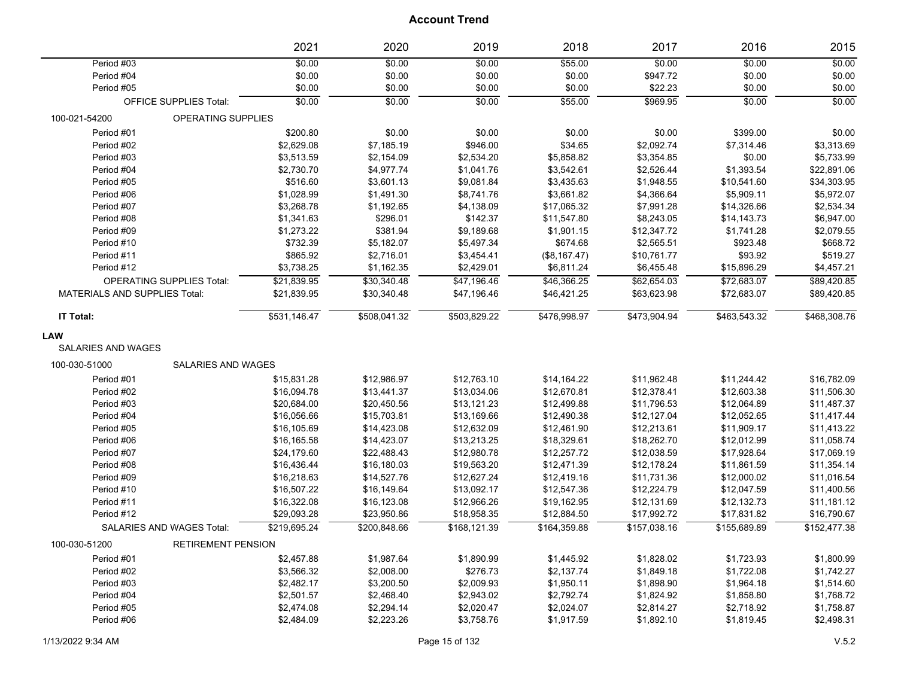# Account Trend

| | 2021 | 2020 | 2019 | 2018 | 2017 | 2016 | 2015 |
|---|---|---|---|---|---|---|---|
| Period #03 | $0.00 | $0.00 | $0.00 | $55.00 | $0.00 | $0.00 | $0.00 |
| Period #04 | $0.00 | $0.00 | $0.00 | $0.00 | $947.72 | $0.00 | $0.00 |
| Period #05 | $0.00 | $0.00 | $0.00 | $0.00 | $22.23 | $0.00 | $0.00 |
| OFFICE SUPPLIES Total: | $0.00 | $0.00 | $0.00 | $55.00 | $969.95 | $0.00 | $0.00 |
| **100-021-54200 OPERATING SUPPLIES** | | | | | | | |
| Period #01 | $200.80 | $0.00 | $0.00 | $0.00 | $0.00 | $399.00 | $0.00 |
| Period #02 | $2,629.08 | $7,185.19 | $946.00 | $34.65 | $2,092.74 | $7,314.46 | $3,313.69 |
| Period #03 | $3,513.59 | $2,154.09 | $2,534.20 | $5,858.82 | $3,354.85 | $0.00 | $5,733.99 |
| Period #04 | $2,730.70 | $4,977.74 | $1,041.76 | $3,542.61 | $2,526.44 | $1,393.54 | $22,891.06 |
| Period #05 | $516.60 | $3,601.13 | $9,081.84 | $3,435.63 | $1,948.55 | $10,541.60 | $34,303.95 |
| Period #06 | $1,028.99 | $1,491.30 | $8,741.76 | $3,661.82 | $4,366.64 | $5,909.11 | $5,972.07 |
| Period #07 | $3,268.78 | $1,192.65 | $4,138.09 | $17,065.32 | $7,991.28 | $14,326.66 | $2,534.34 |
| Period #08 | $1,341.63 | $296.01 | $142.37 | $11,547.80 | $8,243.05 | $14,143.73 | $6,947.00 |
| Period #09 | $1,273.22 | $381.94 | $9,189.68 | $1,901.15 | $12,347.72 | $1,741.28 | $2,079.55 |
| Period #10 | $732.39 | $5,182.07 | $5,497.34 | $674.68 | $2,565.51 | $923.48 | $668.72 |
| Period #11 | $865.92 | $2,716.01 | $3,454.41 | ($8,167.47) | $10,761.77 | $93.92 | $519.27 |
| Period #12 | $3,738.25 | $1,162.35 | $2,429.01 | $6,811.24 | $6,455.48 | $15,896.29 | $4,457.21 |
| OPERATING SUPPLIES Total: | $21,839.95 | $30,340.48 | $47,196.46 | $46,366.25 | $62,654.03 | $72,683.07 | $89,420.85 |
| MATERIALS AND SUPPLIES Total: | $21,839.95 | $30,340.48 | $47,196.46 | $46,421.25 | $63,623.98 | $72,683.07 | $89,420.85 |
| **IT Total:** | $531,146.47 | $508,041.32 | $503,829.22 | $476,998.97 | $473,904.94 | $463,543.32 | $468,308.76 |
| **LAW** | | | | | | | |
| SALARIES AND WAGES | | | | | | | |
| **100-030-51000 SALARIES AND WAGES** | | | | | | | |
| Period #01 | $15,831.28 | $12,986.97 | $12,763.10 | $14,164.22 | $11,962.48 | $11,244.42 | $16,782.09 |
| Period #02 | $16,094.78 | $13,441.37 | $13,034.06 | $12,670.81 | $12,378.41 | $12,603.38 | $11,506.30 |
| Period #03 | $20,684.00 | $20,450.56 | $13,121.23 | $12,499.88 | $11,796.53 | $12,064.89 | $11,487.37 |
| Period #04 | $16,056.66 | $15,703.81 | $13,169.66 | $12,490.38 | $12,127.04 | $12,052.65 | $11,417.44 |
| Period #05 | $16,105.69 | $14,423.08 | $12,632.09 | $12,461.90 | $12,213.61 | $11,909.17 | $11,413.22 |
| Period #06 | $16,165.58 | $14,423.07 | $13,213.25 | $18,329.61 | $18,262.70 | $12,012.99 | $11,058.74 |
| Period #07 | $24,179.60 | $22,488.43 | $12,980.78 | $12,257.72 | $12,038.59 | $17,928.64 | $17,069.19 |
| Period #08 | $16,436.44 | $16,180.03 | $19,563.20 | $12,471.39 | $12,178.24 | $11,861.59 | $11,354.14 |
| Period #09 | $16,218.63 | $14,527.76 | $12,627.24 | $12,419.16 | $11,731.36 | $12,000.02 | $11,016.54 |
| Period #10 | $16,507.22 | $16,149.64 | $13,092.17 | $12,547.36 | $12,224.79 | $12,047.59 | $11,400.56 |
| Period #11 | $16,322.08 | $16,123.08 | $12,966.26 | $19,162.95 | $12,131.69 | $12,132.73 | $11,181.12 |
| Period #12 | $29,093.28 | $23,950.86 | $18,958.35 | $12,884.50 | $17,992.72 | $17,831.82 | $16,790.67 |
| SALARIES AND WAGES Total: | $219,695.24 | $200,848.66 | $168,121.39 | $164,359.88 | $157,038.16 | $155,689.89 | $152,477.38 |
| **100-030-51200 RETIREMENT PENSION** | | | | | | | |
| Period #01 | $2,457.88 | $1,987.64 | $1,890.99 | $1,445.92 | $1,828.02 | $1,723.93 | $1,800.99 |
| Period #02 | $3,566.32 | $2,008.00 | $276.73 | $2,137.74 | $1,849.18 | $1,722.08 | $1,742.27 |
| Period #03 | $2,482.17 | $3,200.50 | $2,009.93 | $1,950.11 | $1,898.90 | $1,964.18 | $1,514.60 |
| Period #04 | $2,501.57 | $2,468.40 | $2,943.02 | $2,792.74 | $1,824.92 | $1,858.80 | $1,768.72 |
| Period #05 | $2,474.08 | $2,294.14 | $2,020.47 | $2,024.07 | $2,814.27 | $2,718.92 | $1,758.87 |
| Period #06 | $2,484.09 | $2,223.26 | $3,758.76 | $1,917.59 | $1,892.10 | $1,819.45 | $2,498.31 |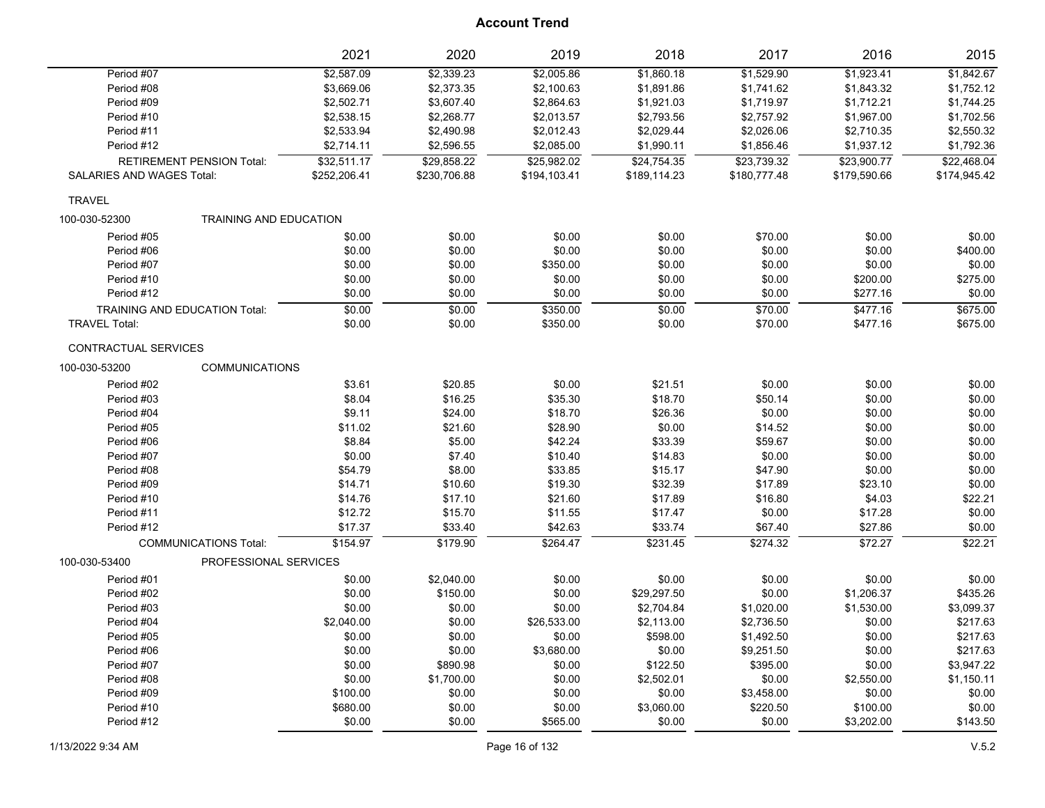# Account Trend

| | 2021 | 2020 | 2019 | 2018 | 2017 | 2016 | 2015 |
|---|---|---|---|---|---|---|---|
| Period #07 | $2,587.09 | $2,339.23 | $2,005.86 | $1,860.18 | $1,529.90 | $1,923.41 | $1,842.67 |
| Period #08 | $3,669.06 | $2,373.35 | $2,100.63 | $1,891.86 | $1,741.62 | $1,843.32 | $1,752.12 |
| Period #09 | $2,502.71 | $3,607.40 | $2,864.63 | $1,921.03 | $1,719.97 | $1,712.21 | $1,744.25 |
| Period #10 | $2,538.15 | $2,268.77 | $2,013.57 | $2,793.56 | $2,757.92 | $1,967.00 | $1,702.56 |
| Period #11 | $2,533.94 | $2,490.98 | $2,012.43 | $2,029.44 | $2,026.06 | $2,710.35 | $2,550.32 |
| Period #12 | $2,714.11 | $2,596.55 | $2,085.00 | $1,990.11 | $1,856.46 | $1,937.12 | $1,792.36 |
| RETIREMENT PENSION Total: | $32,511.17 | $29,858.22 | $25,982.02 | $24,754.35 | $23,739.32 | $23,900.77 | $22,468.04 |
| SALARIES AND WAGES Total: | $252,206.41 | $230,706.88 | $194,103.41 | $189,114.23 | $180,777.48 | $179,590.66 | $174,945.42 |
| **TRAVEL** | | | | | | | |
| 100-030-52300 TRAINING AND EDUCATION | | | | | | | |
| Period #05 | $0.00 | $0.00 | $0.00 | $0.00 | $70.00 | $0.00 | $0.00 |
| Period #06 | $0.00 | $0.00 | $0.00 | $0.00 | $0.00 | $0.00 | $400.00 |
| Period #07 | $0.00 | $0.00 | $350.00 | $0.00 | $0.00 | $0.00 | $0.00 |
| Period #10 | $0.00 | $0.00 | $0.00 | $0.00 | $0.00 | $200.00 | $275.00 |
| Period #12 | $0.00 | $0.00 | $0.00 | $0.00 | $0.00 | $277.16 | $0.00 |
| TRAINING AND EDUCATION Total: | $0.00 | $0.00 | $350.00 | $0.00 | $70.00 | $477.16 | $675.00 |
| TRAVEL Total: | $0.00 | $0.00 | $350.00 | $0.00 | $70.00 | $477.16 | $675.00 |
| **CONTRACTUAL SERVICES** | | | | | | | |
| 100-030-53200 COMMUNICATIONS | | | | | | | |
| Period #02 | $3.61 | $20.85 | $0.00 | $21.51 | $0.00 | $0.00 | $0.00 |
| Period #03 | $8.04 | $16.25 | $35.30 | $18.70 | $50.14 | $0.00 | $0.00 |
| Period #04 | $9.11 | $24.00 | $18.70 | $26.36 | $0.00 | $0.00 | $0.00 |
| Period #05 | $11.02 | $21.60 | $28.90 | $0.00 | $14.52 | $0.00 | $0.00 |
| Period #06 | $8.84 | $5.00 | $42.24 | $33.39 | $59.67 | $0.00 | $0.00 |
| Period #07 | $0.00 | $7.40 | $10.40 | $14.83 | $0.00 | $0.00 | $0.00 |
| Period #08 | $54.79 | $8.00 | $33.85 | $15.17 | $47.90 | $0.00 | $0.00 |
| Period #09 | $14.71 | $10.60 | $19.30 | $32.39 | $17.89 | $23.10 | $0.00 |
| Period #10 | $14.76 | $17.10 | $21.60 | $17.89 | $16.80 | $4.03 | $22.21 |
| Period #11 | $12.72 | $15.70 | $11.55 | $17.47 | $0.00 | $17.28 | $0.00 |
| Period #12 | $17.37 | $33.40 | $42.63 | $33.74 | $67.40 | $27.86 | $0.00 |
| COMMUNICATIONS Total: | $154.97 | $179.90 | $264.47 | $231.45 | $274.32 | $72.27 | $22.21 |
| 100-030-53400 PROFESSIONAL SERVICES | | | | | | | |
| Period #01 | $0.00 | $2,040.00 | $0.00 | $0.00 | $0.00 | $0.00 | $0.00 |
| Period #02 | $0.00 | $150.00 | $0.00 | $29,297.50 | $0.00 | $1,206.37 | $435.26 |
| Period #03 | $0.00 | $0.00 | $0.00 | $2,704.84 | $1,020.00 | $1,530.00 | $3,099.37 |
| Period #04 | $2,040.00 | $0.00 | $26,533.00 | $2,113.00 | $2,736.50 | $0.00 | $217.63 |
| Period #05 | $0.00 | $0.00 | $0.00 | $598.00 | $1,492.50 | $0.00 | $217.63 |
| Period #06 | $0.00 | $0.00 | $3,680.00 | $0.00 | $9,251.50 | $0.00 | $217.63 |
| Period #07 | $0.00 | $890.98 | $0.00 | $122.50 | $395.00 | $0.00 | $3,947.22 |
| Period #08 | $0.00 | $1,700.00 | $0.00 | $2,502.01 | $0.00 | $2,550.00 | $1,150.11 |
| Period #09 | $100.00 | $0.00 | $0.00 | $0.00 | $3,458.00 | $0.00 | $0.00 |
| Period #10 | $680.00 | $0.00 | $0.00 | $3,060.00 | $220.50 | $100.00 | $0.00 |
| Period #12 | $0.00 | $0.00 | $565.00 | $0.00 | $0.00 | $3,202.00 | $143.50 |

1/13/2022 9:34 AM

V.5.2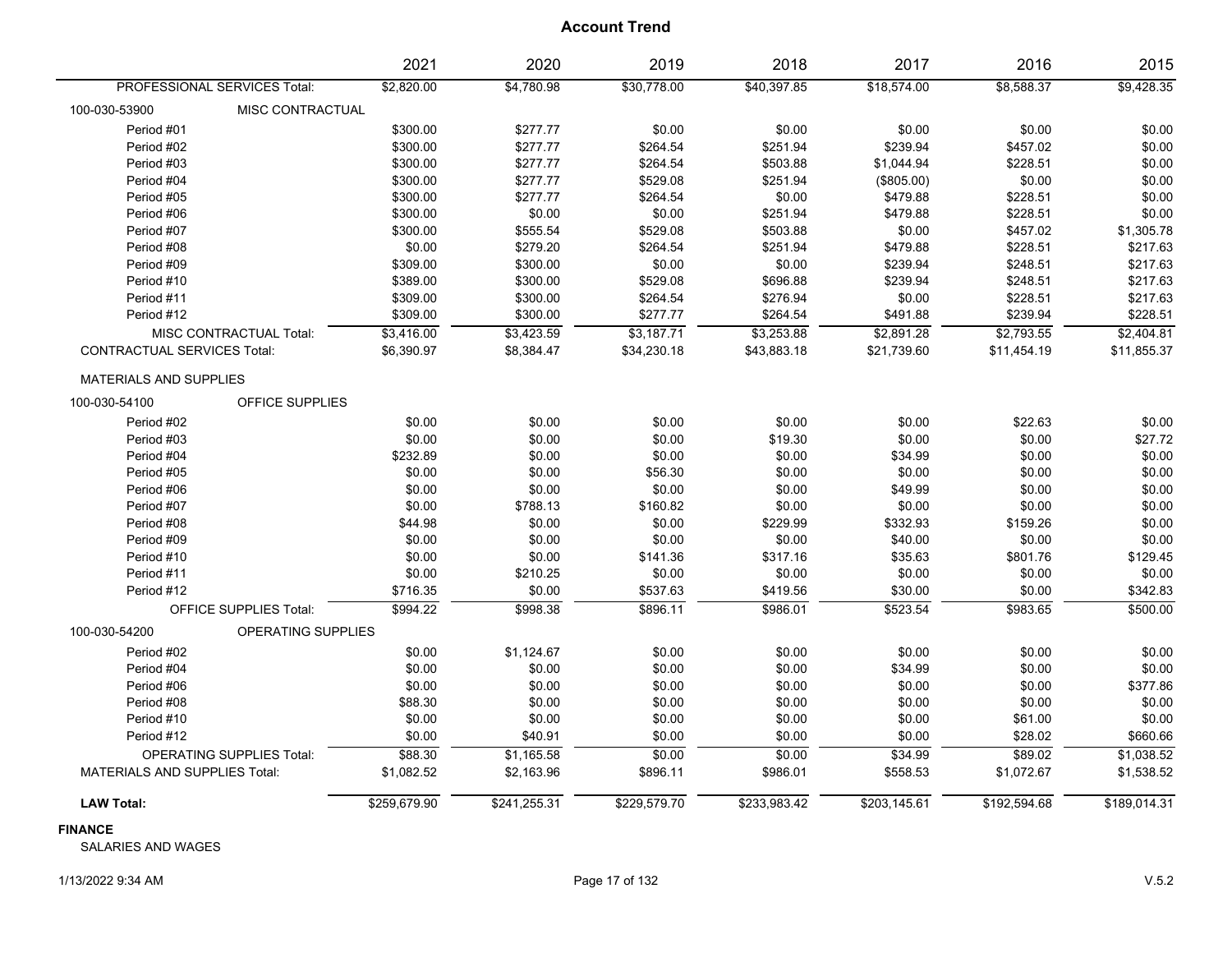# Account Trend

| | 2021 | 2020 | 2019 | 2018 | 2017 | 2016 | 2015 |
|---|---|---|---|---|---|---|---|
| PROFESSIONAL SERVICES Total: | $2,820.00 | $4,780.98 | $30,778.00 | $40,397.85 | $18,574.00 | $8,588.37 | $9,428.35 |
| **100-030-53900 MISC CONTRACTUAL** | | | | | | | |
| Period #01 | $300.00 | $277.77 | $0.00 | $0.00 | $0.00 | $0.00 | $0.00 |
| Period #02 | $300.00 | $277.77 | $264.54 | $251.94 | $239.94 | $457.02 | $0.00 |
| Period #03 | $300.00 | $277.77 | $264.54 | $503.88 | $1,044.94 | $228.51 | $0.00 |
| Period #04 | $300.00 | $277.77 | $529.08 | $251.94 | ($805.00) | $0.00 | $0.00 |
| Period #05 | $300.00 | $277.77 | $264.54 | $0.00 | $479.88 | $228.51 | $0.00 |
| Period #06 | $300.00 | $0.00 | $0.00 | $251.94 | $479.88 | $228.51 | $0.00 |
| Period #07 | $300.00 | $555.54 | $529.08 | $503.88 | $0.00 | $457.02 | $1,305.78 |
| Period #08 | $0.00 | $279.20 | $264.54 | $251.94 | $479.88 | $228.51 | $217.63 |
| Period #09 | $309.00 | $300.00 | $0.00 | $0.00 | $239.94 | $248.51 | $217.63 |
| Period #10 | $389.00 | $300.00 | $529.08 | $696.88 | $239.94 | $248.51 | $217.63 |
| Period #11 | $309.00 | $300.00 | $264.54 | $276.94 | $0.00 | $228.51 | $217.63 |
| Period #12 | $309.00 | $300.00 | $277.77 | $264.54 | $491.88 | $239.94 | $228.51 |
| MISC CONTRACTUAL Total: | $3,416.00 | $3,423.59 | $3,187.71 | $3,253.88 | $2,891.28 | $2,793.55 | $2,404.81 |
| CONTRACTUAL SERVICES Total: | $6,390.97 | $8,384.47 | $34,230.18 | $43,883.18 | $21,739.60 | $11,454.19 | $11,855.37 |
| **MATERIALS AND SUPPLIES** | | | | | | | |
| **100-030-54100 OFFICE SUPPLIES** | | | | | | | |
| Period #02 | $0.00 | $0.00 | $0.00 | $0.00 | $0.00 | $22.63 | $0.00 |
| Period #03 | $0.00 | $0.00 | $0.00 | $19.30 | $0.00 | $0.00 | $27.72 |
| Period #04 | $232.89 | $0.00 | $0.00 | $0.00 | $34.99 | $0.00 | $0.00 |
| Period #05 | $0.00 | $0.00 | $56.30 | $0.00 | $0.00 | $0.00 | $0.00 |
| Period #06 | $0.00 | $0.00 | $0.00 | $0.00 | $49.99 | $0.00 | $0.00 |
| Period #07 | $0.00 | $788.13 | $160.82 | $0.00 | $0.00 | $0.00 | $0.00 |
| Period #08 | $44.98 | $0.00 | $0.00 | $229.99 | $332.93 | $159.26 | $0.00 |
| Period #09 | $0.00 | $0.00 | $0.00 | $0.00 | $40.00 | $0.00 | $0.00 |
| Period #10 | $0.00 | $0.00 | $141.36 | $317.16 | $35.63 | $801.76 | $129.45 |
| Period #11 | $0.00 | $210.25 | $0.00 | $0.00 | $0.00 | $0.00 | $0.00 |
| Period #12 | $716.35 | $0.00 | $537.63 | $419.56 | $30.00 | $0.00 | $342.83 |
| OFFICE SUPPLIES Total: | $994.22 | $998.38 | $896.11 | $986.01 | $523.54 | $983.65 | $500.00 |
| **100-030-54200 OPERATING SUPPLIES** | | | | | | | |
| Period #02 | $0.00 | $1,124.67 | $0.00 | $0.00 | $0.00 | $0.00 | $0.00 |
| Period #04 | $0.00 | $0.00 | $0.00 | $0.00 | $34.99 | $0.00 | $0.00 |
| Period #06 | $0.00 | $0.00 | $0.00 | $0.00 | $0.00 | $0.00 | $377.86 |
| Period #08 | $88.30 | $0.00 | $0.00 | $0.00 | $0.00 | $0.00 | $0.00 |
| Period #10 | $0.00 | $0.00 | $0.00 | $0.00 | $0.00 | $61.00 | $0.00 |
| Period #12 | $0.00 | $40.91 | $0.00 | $0.00 | $0.00 | $28.02 | $660.66 |
| OPERATING SUPPLIES Total: | $88.30 | $1,165.58 | $0.00 | $0.00 | $34.99 | $89.02 | $1,038.52 |
| MATERIALS AND SUPPLIES Total: | $1,082.52 | $2,163.96 | $896.11 | $986.01 | $558.53 | $1,072.67 | $1,538.52 |
| **LAW Total:** | $259,679.90 | $241,255.31 | $229,579.70 | $233,983.42 | $203,145.61 | $192,594.68 | $189,014.31 |

**FINANCE**

SALARIES AND WAGES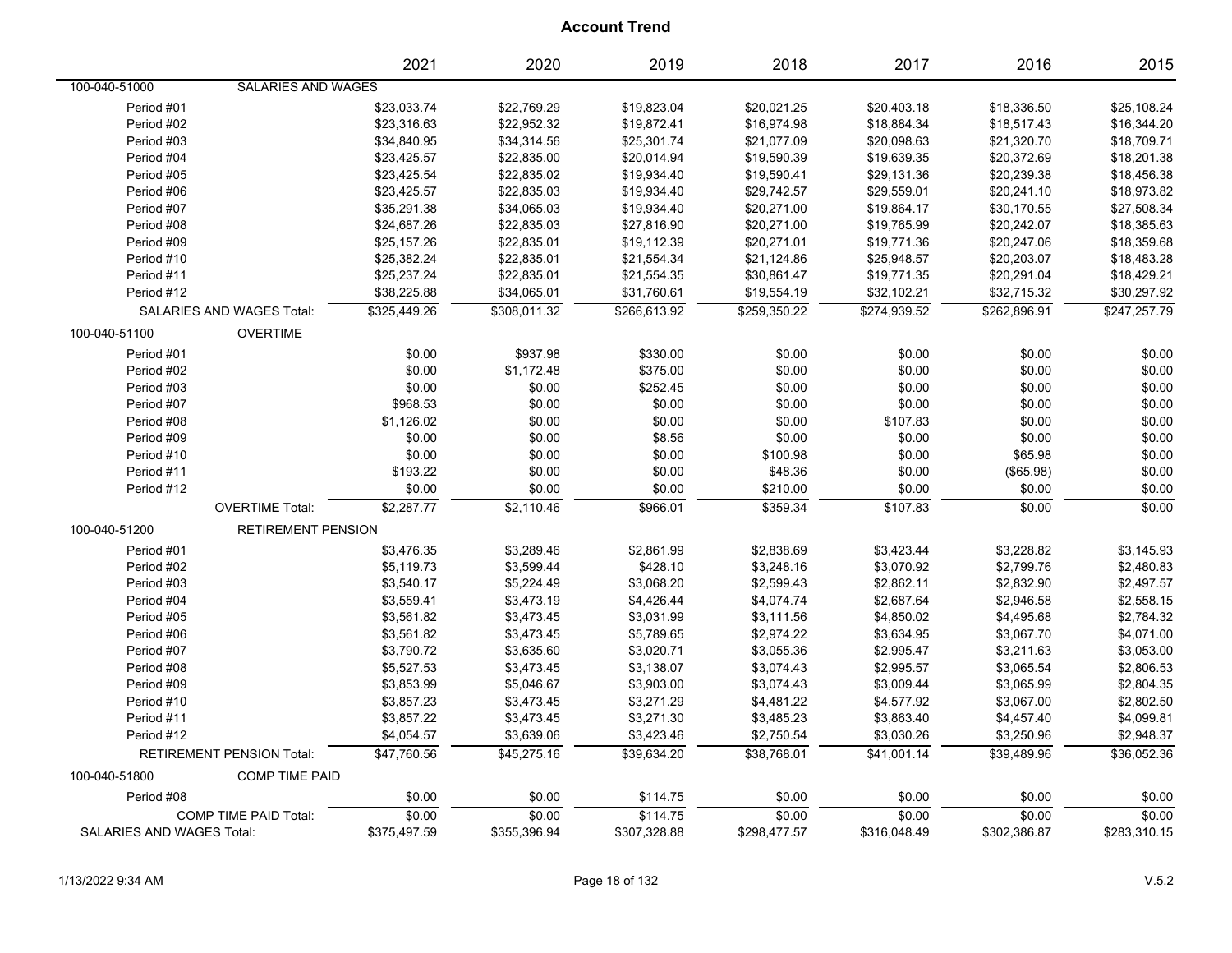# Account Trend

| | | 2021 | 2020 | 2019 | 2018 | 2017 | 2016 | 2015 |
|---|---|---|---|---|---|---|---|---|
| 100-040-51000 | SALARIES AND WAGES | | | | | | | |
| Period #01 | | $23,033.74 | $22,769.29 | $19,823.04 | $20,021.25 | $20,403.18 | $18,336.50 | $25,108.24 |
| Period #02 | | $23,316.63 | $22,952.32 | $19,872.41 | $16,974.98 | $18,884.34 | $18,517.43 | $16,344.20 |
| Period #03 | | $34,840.95 | $34,314.56 | $25,301.74 | $21,077.09 | $20,098.63 | $21,320.70 | $18,709.71 |
| Period #04 | | $23,425.57 | $22,835.00 | $20,014.94 | $19,590.39 | $19,639.35 | $20,372.69 | $18,201.38 |
| Period #05 | | $23,425.54 | $22,835.02 | $19,934.40 | $19,590.41 | $29,131.36 | $20,239.38 | $18,456.38 |
| Period #06 | | $23,425.57 | $22,835.03 | $19,934.40 | $29,742.57 | $29,559.01 | $20,241.10 | $18,973.82 |
| Period #07 | | $35,291.38 | $34,065.03 | $19,934.40 | $20,271.00 | $19,864.17 | $30,170.55 | $27,508.34 |
| Period #08 | | $24,687.26 | $22,835.03 | $27,816.90 | $20,271.00 | $19,765.99 | $20,242.07 | $18,385.63 |
| Period #09 | | $25,157.26 | $22,835.01 | $19,112.39 | $20,271.01 | $19,771.36 | $20,247.06 | $18,359.68 |
| Period #10 | | $25,382.24 | $22,835.01 | $21,554.34 | $21,124.86 | $25,948.57 | $20,203.07 | $18,483.28 |
| Period #11 | | $25,237.24 | $22,835.01 | $21,554.35 | $30,861.47 | $19,771.35 | $20,291.04 | $18,429.21 |
| Period #12 | | $38,225.88 | $34,065.01 | $31,760.61 | $19,554.19 | $32,102.21 | $32,715.32 | $30,297.92 |
| | SALARIES AND WAGES Total: | $325,449.26 | $308,011.32 | $266,613.92 | $259,350.22 | $274,939.52 | $262,896.91 | $247,257.79 |
| 100-040-51100 | OVERTIME | | | | | | | |
| Period #01 | | $0.00 | $937.98 | $330.00 | $0.00 | $0.00 | $0.00 | $0.00 |
| Period #02 | | $0.00 | $1,172.48 | $375.00 | $0.00 | $0.00 | $0.00 | $0.00 |
| Period #03 | | $0.00 | $0.00 | $252.45 | $0.00 | $0.00 | $0.00 | $0.00 |
| Period #07 | | $968.53 | $0.00 | $0.00 | $0.00 | $0.00 | $0.00 | $0.00 |
| Period #08 | | $1,126.02 | $0.00 | $0.00 | $0.00 | $107.83 | $0.00 | $0.00 |
| Period #09 | | $0.00 | $0.00 | $8.56 | $0.00 | $0.00 | $0.00 | $0.00 |
| Period #10 | | $0.00 | $0.00 | $0.00 | $100.98 | $0.00 | $65.98 | $0.00 |
| Period #11 | | $193.22 | $0.00 | $0.00 | $48.36 | $0.00 | ($65.98) | $0.00 |
| Period #12 | | $0.00 | $0.00 | $0.00 | $210.00 | $0.00 | $0.00 | $0.00 |
| | OVERTIME Total: | $2,287.77 | $2,110.46 | $966.01 | $359.34 | $107.83 | $0.00 | $0.00 |
| 100-040-51200 | RETIREMENT PENSION | | | | | | | |
| Period #01 | | $3,476.35 | $3,289.46 | $2,861.99 | $2,838.69 | $3,423.44 | $3,228.82 | $3,145.93 |
| Period #02 | | $5,119.73 | $3,599.44 | $428.10 | $3,248.16 | $3,070.92 | $2,799.76 | $2,480.83 |
| Period #03 | | $3,540.17 | $5,224.49 | $3,068.20 | $2,599.43 | $2,862.11 | $2,832.90 | $2,497.57 |
| Period #04 | | $3,559.41 | $3,473.19 | $4,426.44 | $4,074.74 | $2,687.64 | $2,946.58 | $2,558.15 |
| Period #05 | | $3,561.82 | $3,473.45 | $3,031.99 | $3,111.56 | $4,850.02 | $4,495.68 | $2,784.32 |
| Period #06 | | $3,561.82 | $3,473.45 | $5,789.65 | $2,974.22 | $3,634.95 | $3,067.70 | $4,071.00 |
| Period #07 | | $3,790.72 | $3,635.60 | $3,020.71 | $3,055.36 | $2,995.47 | $3,211.63 | $3,053.00 |
| Period #08 | | $5,527.53 | $3,473.45 | $3,138.07 | $3,074.43 | $2,995.57 | $3,065.54 | $2,806.53 |
| Period #09 | | $3,853.99 | $5,046.67 | $3,903.00 | $3,074.43 | $3,009.44 | $3,065.99 | $2,804.35 |
| Period #10 | | $3,857.23 | $3,473.45 | $3,271.29 | $4,481.22 | $4,577.92 | $3,067.00 | $2,802.50 |
| Period #11 | | $3,857.22 | $3,473.45 | $3,271.30 | $3,485.23 | $3,863.40 | $4,457.40 | $4,099.81 |
| Period #12 | | $4,054.57 | $3,639.06 | $3,423.46 | $2,750.54 | $3,030.26 | $3,250.96 | $2,948.37 |
| | RETIREMENT PENSION Total: | $47,760.56 | $45,275.16 | $39,634.20 | $38,768.01 | $41,001.14 | $39,489.96 | $36,052.36 |
| 100-040-51800 | COMP TIME PAID | | | | | | | |
| Period #08 | | $0.00 | $0.00 | $114.75 | $0.00 | $0.00 | $0.00 | $0.00 |
| | COMP TIME PAID Total: | $0.00 | $0.00 | $114.75 | $0.00 | $0.00 | $0.00 | $0.00 |
| SALARIES AND WAGES Total: | | $375,497.59 | $355,396.94 | $307,328.88 | $298,477.57 | $316,048.49 | $302,386.87 | $283,310.15 |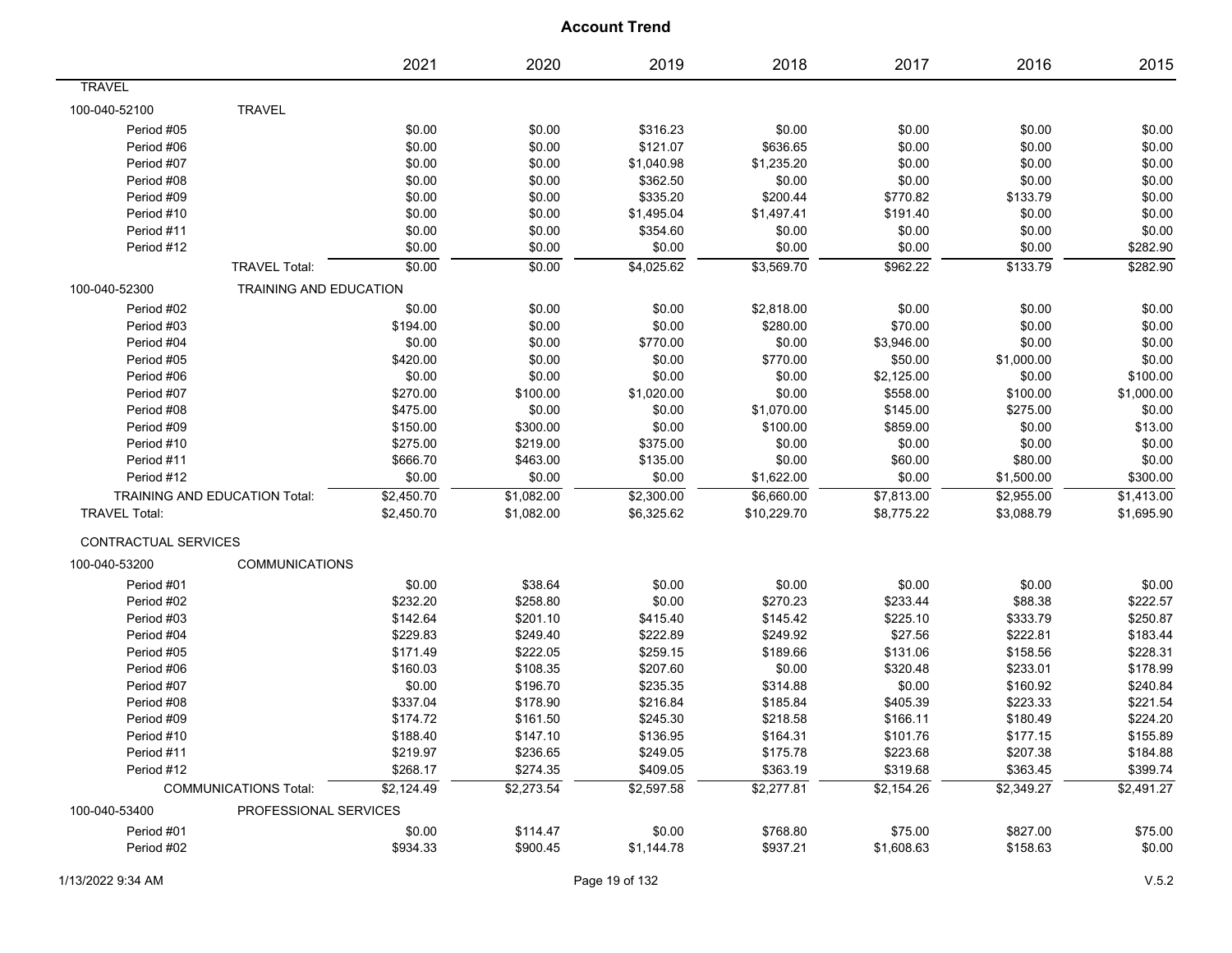# Account Trend

| | | 2021 | 2020 | 2019 | 2018 | 2017 | 2016 | 2015 |
|---|---|---|---|---|---|---|---|---|
| TRAVEL | | | | | | | | |
| 100-040-52100 | TRAVEL | | | | | | | |
| Period #05 | | $0.00 | $0.00 | $316.23 | $0.00 | $0.00 | $0.00 | $0.00 |
| Period #06 | | $0.00 | $0.00 | $121.07 | $636.65 | $0.00 | $0.00 | $0.00 |
| Period #07 | | $0.00 | $0.00 | $1,040.98 | $1,235.20 | $0.00 | $0.00 | $0.00 |
| Period #08 | | $0.00 | $0.00 | $362.50 | $0.00 | $0.00 | $0.00 | $0.00 |
| Period #09 | | $0.00 | $0.00 | $335.20 | $200.44 | $770.82 | $133.79 | $0.00 |
| Period #10 | | $0.00 | $0.00 | $1,495.04 | $1,497.41 | $191.40 | $0.00 | $0.00 |
| Period #11 | | $0.00 | $0.00 | $354.60 | $0.00 | $0.00 | $0.00 | $0.00 |
| Period #12 | | $0.00 | $0.00 | $0.00 | $0.00 | $0.00 | $0.00 | $282.90 |
| | TRAVEL Total: | $0.00 | $0.00 | $4,025.62 | $3,569.70 | $962.22 | $133.79 | $282.90 |
| 100-040-52300 | TRAINING AND EDUCATION | | | | | | | |
| Period #02 | | $0.00 | $0.00 | $0.00 | $2,818.00 | $0.00 | $0.00 | $0.00 |
| Period #03 | | $194.00 | $0.00 | $0.00 | $280.00 | $70.00 | $0.00 | $0.00 |
| Period #04 | | $0.00 | $0.00 | $770.00 | $0.00 | $3,946.00 | $0.00 | $0.00 |
| Period #05 | | $420.00 | $0.00 | $0.00 | $770.00 | $50.00 | $1,000.00 | $0.00 |
| Period #06 | | $0.00 | $0.00 | $0.00 | $0.00 | $2,125.00 | $0.00 | $100.00 |
| Period #07 | | $270.00 | $100.00 | $1,020.00 | $0.00 | $558.00 | $100.00 | $1,000.00 |
| Period #08 | | $475.00 | $0.00 | $0.00 | $1,070.00 | $145.00 | $275.00 | $0.00 |
| Period #09 | | $150.00 | $300.00 | $0.00 | $100.00 | $859.00 | $0.00 | $13.00 |
| Period #10 | | $275.00 | $219.00 | $375.00 | $0.00 | $0.00 | $0.00 | $0.00 |
| Period #11 | | $666.70 | $463.00 | $135.00 | $0.00 | $60.00 | $80.00 | $0.00 |
| Period #12 | | $0.00 | $0.00 | $0.00 | $1,622.00 | $0.00 | $1,500.00 | $300.00 |
| TRAINING AND EDUCATION Total: | | $2,450.70 | $1,082.00 | $2,300.00 | $6,660.00 | $7,813.00 | $2,955.00 | $1,413.00 |
| TRAVEL Total: | | $2,450.70 | $1,082.00 | $6,325.62 | $10,229.70 | $8,775.22 | $3,088.79 | $1,695.90 |
| CONTRACTUAL SERVICES | | | | | | | | |
| 100-040-53200 | COMMUNICATIONS | | | | | | | |
| Period #01 | | $0.00 | $38.64 | $0.00 | $0.00 | $0.00 | $0.00 | $0.00 |
| Period #02 | | $232.20 | $258.80 | $0.00 | $270.23 | $233.44 | $88.38 | $222.57 |
| Period #03 | | $142.64 | $201.10 | $415.40 | $145.42 | $225.10 | $333.79 | $250.87 |
| Period #04 | | $229.83 | $249.40 | $222.89 | $249.92 | $27.56 | $222.81 | $183.44 |
| Period #05 | | $171.49 | $222.05 | $259.15 | $189.66 | $131.06 | $158.56 | $228.31 |
| Period #06 | | $160.03 | $108.35 | $207.60 | $0.00 | $320.48 | $233.01 | $178.99 |
| Period #07 | | $0.00 | $196.70 | $235.35 | $314.88 | $0.00 | $160.92 | $240.84 |
| Period #08 | | $337.04 | $178.90 | $216.84 | $185.84 | $405.39 | $223.33 | $221.54 |
| Period #09 | | $174.72 | $161.50 | $245.30 | $218.58 | $166.11 | $180.49 | $224.20 |
| Period #10 | | $188.40 | $147.10 | $136.95 | $164.31 | $101.76 | $177.15 | $155.89 |
| Period #11 | | $219.97 | $236.65 | $249.05 | $175.78 | $223.68 | $207.38 | $184.88 |
| Period #12 | | $268.17 | $274.35 | $409.05 | $363.19 | $319.68 | $363.45 | $399.74 |
| | COMMUNICATIONS Total: | $2,124.49 | $2,273.54 | $2,597.58 | $2,277.81 | $2,154.26 | $2,349.27 | $2,491.27 |
| 100-040-53400 | PROFESSIONAL SERVICES | | | | | | | |
| Period #01 | | $0.00 | $114.47 | $0.00 | $768.80 | $75.00 | $827.00 | $75.00 |
| Period #02 | | $934.33 | $900.45 | $1,144.78 | $937.21 | $1,608.63 | $158.63 | $0.00 |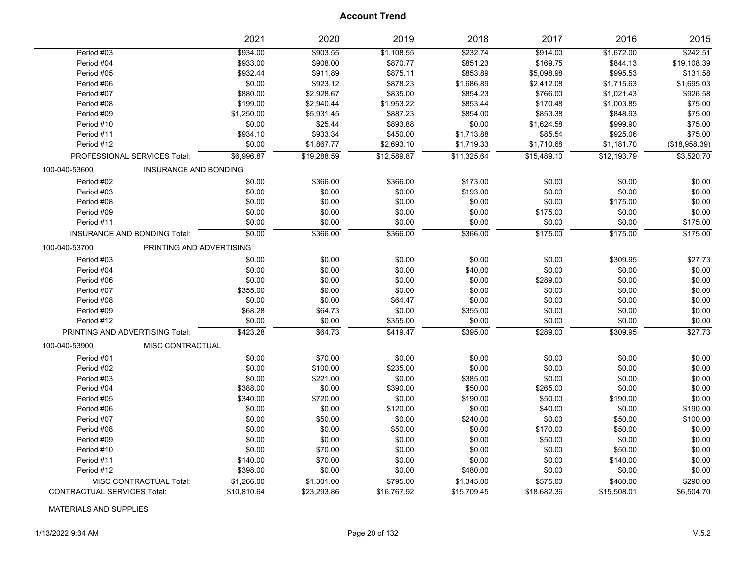# Account Trend

| | 2021 | 2020 | 2019 | 2018 | 2017 | 2016 | 2015 |
|---|---|---|---|---|---|---|---|
| Period #03 | $934.00 | $903.55 | $1,108.55 | $232.74 | $914.00 | $1,672.00 | $242.51 |
| Period #04 | $933.00 | $908.00 | $870.77 | $851.23 | $169.75 | $844.13 | $19,108.39 |
| Period #05 | $932.44 | $911.89 | $875.11 | $853.89 | $5,098.98 | $995.53 | $131.58 |
| Period #06 | $0.00 | $923.12 | $878.23 | $1,686.89 | $2,412.08 | $1,715.63 | $1,695.03 |
| Period #07 | $880.00 | $2,928.67 | $835.00 | $854.23 | $766.00 | $1,021.43 | $926.58 |
| Period #08 | $199.00 | $2,940.44 | $1,953.22 | $853.44 | $170.48 | $1,003.85 | $75.00 |
| Period #09 | $1,250.00 | $5,931.45 | $887.23 | $854.00 | $853.38 | $848.93 | $75.00 |
| Period #10 | $0.00 | $25.44 | $893.88 | $0.00 | $1,624.58 | $999.90 | $75.00 |
| Period #11 | $934.10 | $933.34 | $450.00 | $1,713.88 | $85.54 | $925.06 | $75.00 |
| Period #12 | $0.00 | $1,867.77 | $2,693.10 | $1,719.33 | $1,710.68 | $1,181.70 | ($18,958.39) |
| PROFESSIONAL SERVICES Total: | $6,996.87 | $19,288.59 | $12,589.87 | $11,325.64 | $15,489.10 | $12,193.79 | $3,520.70 |
| **100-040-53600 INSURANCE AND BONDING** | | | | | | | |
| Period #02 | $0.00 | $366.00 | $366.00 | $173.00 | $0.00 | $0.00 | $0.00 |
| Period #03 | $0.00 | $0.00 | $0.00 | $193.00 | $0.00 | $0.00 | $0.00 |
| Period #08 | $0.00 | $0.00 | $0.00 | $0.00 | $0.00 | $175.00 | $0.00 |
| Period #09 | $0.00 | $0.00 | $0.00 | $0.00 | $175.00 | $0.00 | $0.00 |
| Period #11 | $0.00 | $0.00 | $0.00 | $0.00 | $0.00 | $0.00 | $175.00 |
| INSURANCE AND BONDING Total: | $0.00 | $366.00 | $366.00 | $366.00 | $175.00 | $175.00 | $175.00 |
| **100-040-53700 PRINTING AND ADVERTISING** | | | | | | | |
| Period #03 | $0.00 | $0.00 | $0.00 | $0.00 | $0.00 | $309.95 | $27.73 |
| Period #04 | $0.00 | $0.00 | $0.00 | $40.00 | $0.00 | $0.00 | $0.00 |
| Period #06 | $0.00 | $0.00 | $0.00 | $0.00 | $289.00 | $0.00 | $0.00 |
| Period #07 | $355.00 | $0.00 | $0.00 | $0.00 | $0.00 | $0.00 | $0.00 |
| Period #08 | $0.00 | $0.00 | $64.47 | $0.00 | $0.00 | $0.00 | $0.00 |
| Period #09 | $68.28 | $64.73 | $0.00 | $355.00 | $0.00 | $0.00 | $0.00 |
| Period #12 | $0.00 | $0.00 | $355.00 | $0.00 | $0.00 | $0.00 | $0.00 |
| PRINTING AND ADVERTISING Total: | $423.28 | $64.73 | $419.47 | $395.00 | $289.00 | $309.95 | $27.73 |
| **100-040-53900 MISC CONTRACTUAL** | | | | | | | |
| Period #01 | $0.00 | $70.00 | $0.00 | $0.00 | $0.00 | $0.00 | $0.00 |
| Period #02 | $0.00 | $100.00 | $235.00 | $0.00 | $0.00 | $0.00 | $0.00 |
| Period #03 | $0.00 | $221.00 | $0.00 | $385.00 | $0.00 | $0.00 | $0.00 |
| Period #04 | $388.00 | $0.00 | $390.00 | $50.00 | $265.00 | $0.00 | $0.00 |
| Period #05 | $340.00 | $720.00 | $0.00 | $190.00 | $50.00 | $190.00 | $0.00 |
| Period #06 | $0.00 | $0.00 | $120.00 | $0.00 | $40.00 | $0.00 | $190.00 |
| Period #07 | $0.00 | $50.00 | $0.00 | $240.00 | $0.00 | $50.00 | $100.00 |
| Period #08 | $0.00 | $0.00 | $50.00 | $0.00 | $170.00 | $50.00 | $0.00 |
| Period #09 | $0.00 | $0.00 | $0.00 | $0.00 | $50.00 | $0.00 | $0.00 |
| Period #10 | $0.00 | $70.00 | $0.00 | $0.00 | $0.00 | $50.00 | $0.00 |
| Period #11 | $140.00 | $70.00 | $0.00 | $0.00 | $0.00 | $140.00 | $0.00 |
| Period #12 | $398.00 | $0.00 | $0.00 | $480.00 | $0.00 | $0.00 | $0.00 |
| MISC CONTRACTUAL Total: | $1,266.00 | $1,301.00 | $795.00 | $1,345.00 | $575.00 | $480.00 | $290.00 |
| CONTRACTUAL SERVICES Total: | $10,810.64 | $23,293.86 | $16,767.92 | $15,709.45 | $18,682.36 | $15,508.01 | $6,504.70 |

MATERIALS AND SUPPLIES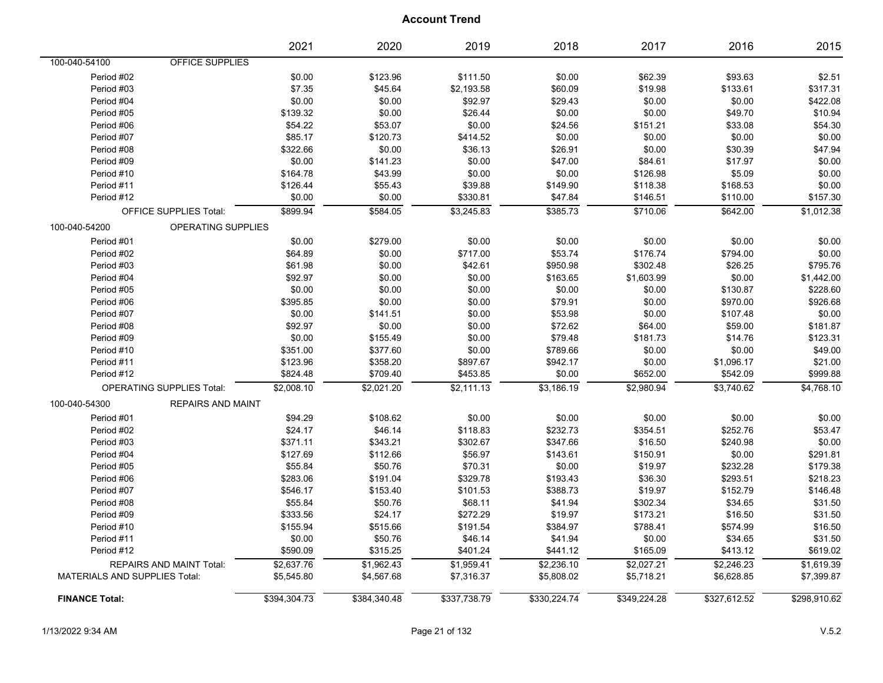# Account Trend

| | | 2021 | 2020 | 2019 | 2018 | 2017 | 2016 | 2015 |
|---|---|---|---|---|---|---|---|---|
| 100-040-54100 | OFFICE SUPPLIES | | | | | | | |
| Period #02 | | $0.00 | $123.96 | $111.50 | $0.00 | $62.39 | $93.63 | $2.51 |
| Period #03 | | $7.35 | $45.64 | $2,193.58 | $60.09 | $19.98 | $133.61 | $317.31 |
| Period #04 | | $0.00 | $0.00 | $92.97 | $29.43 | $0.00 | $0.00 | $422.08 |
| Period #05 | | $139.32 | $0.00 | $26.44 | $0.00 | $0.00 | $49.70 | $10.94 |
| Period #06 | | $54.22 | $53.07 | $0.00 | $24.56 | $151.21 | $33.08 | $54.30 |
| Period #07 | | $85.17 | $120.73 | $414.52 | $0.00 | $0.00 | $0.00 | $0.00 |
| Period #08 | | $322.66 | $0.00 | $36.13 | $26.91 | $0.00 | $30.39 | $47.94 |
| Period #09 | | $0.00 | $141.23 | $0.00 | $47.00 | $84.61 | $17.97 | $0.00 |
| Period #10 | | $164.78 | $43.99 | $0.00 | $0.00 | $126.98 | $5.09 | $0.00 |
| Period #11 | | $126.44 | $55.43 | $39.88 | $149.90 | $118.38 | $168.53 | $0.00 |
| Period #12 | | $0.00 | $0.00 | $330.81 | $47.84 | $146.51 | $110.00 | $157.30 |
| OFFICE SUPPLIES Total: | | $899.94 | $584.05 | $3,245.83 | $385.73 | $710.06 | $642.00 | $1,012.38 |
| 100-040-54200 | OPERATING SUPPLIES | | | | | | | |
| Period #01 | | $0.00 | $279.00 | $0.00 | $0.00 | $0.00 | $0.00 | $0.00 |
| Period #02 | | $64.89 | $0.00 | $717.00 | $53.74 | $176.74 | $794.00 | $0.00 |
| Period #03 | | $61.98 | $0.00 | $42.61 | $950.98 | $302.48 | $26.25 | $795.76 |
| Period #04 | | $92.97 | $0.00 | $0.00 | $163.65 | $1,603.99 | $0.00 | $1,442.00 |
| Period #05 | | $0.00 | $0.00 | $0.00 | $0.00 | $0.00 | $130.87 | $228.60 |
| Period #06 | | $395.85 | $0.00 | $0.00 | $79.91 | $0.00 | $970.00 | $926.68 |
| Period #07 | | $0.00 | $141.51 | $0.00 | $53.98 | $0.00 | $107.48 | $0.00 |
| Period #08 | | $92.97 | $0.00 | $0.00 | $72.62 | $64.00 | $59.00 | $181.87 |
| Period #09 | | $0.00 | $155.49 | $0.00 | $79.48 | $181.73 | $14.76 | $123.31 |
| Period #10 | | $351.00 | $377.60 | $0.00 | $789.66 | $0.00 | $0.00 | $49.00 |
| Period #11 | | $123.96 | $358.20 | $897.67 | $942.17 | $0.00 | $1,096.17 | $21.00 |
| Period #12 | | $824.48 | $709.40 | $453.85 | $0.00 | $652.00 | $542.09 | $999.88 |
| OPERATING SUPPLIES Total: | | $2,008.10 | $2,021.20 | $2,111.13 | $3,186.19 | $2,980.94 | $3,740.62 | $4,768.10 |
| 100-040-54300 | REPAIRS AND MAINT | | | | | | | |
| Period #01 | | $94.29 | $108.62 | $0.00 | $0.00 | $0.00 | $0.00 | $0.00 |
| Period #02 | | $24.17 | $46.14 | $118.83 | $232.73 | $354.51 | $252.76 | $53.47 |
| Period #03 | | $371.11 | $343.21 | $302.67 | $347.66 | $16.50 | $240.98 | $0.00 |
| Period #04 | | $127.69 | $112.66 | $56.97 | $143.61 | $150.91 | $0.00 | $291.81 |
| Period #05 | | $55.84 | $50.76 | $70.31 | $0.00 | $19.97 | $232.28 | $179.38 |
| Period #06 | | $283.06 | $191.04 | $329.78 | $193.43 | $36.30 | $293.51 | $218.23 |
| Period #07 | | $546.17 | $153.40 | $101.53 | $388.73 | $19.97 | $152.79 | $146.48 |
| Period #08 | | $55.84 | $50.76 | $68.11 | $41.94 | $302.34 | $34.65 | $31.50 |
| Period #09 | | $333.56 | $24.17 | $272.29 | $19.97 | $173.21 | $16.50 | $31.50 |
| Period #10 | | $155.94 | $515.66 | $191.54 | $384.97 | $788.41 | $574.99 | $16.50 |
| Period #11 | | $0.00 | $50.76 | $46.14 | $41.94 | $0.00 | $34.65 | $31.50 |
| Period #12 | | $590.09 | $315.25 | $401.24 | $441.12 | $165.09 | $413.12 | $619.02 |
| REPAIRS AND MAINT Total: | | $2,637.76 | $1,962.43 | $1,959.41 | $2,236.10 | $2,027.21 | $2,246.23 | $1,619.39 |
| MATERIALS AND SUPPLIES Total: | | $5,545.80 | $4,567.68 | $7,316.37 | $5,808.02 | $5,718.21 | $6,628.85 | $7,399.87 |
| **FINANCE Total:** | | $394,304.73 | $384,340.48 | $337,738.79 | $330,224.74 | $349,224.28 | $327,612.52 | $298,910.62 |

1/13/2022 9:34 AM V.5.2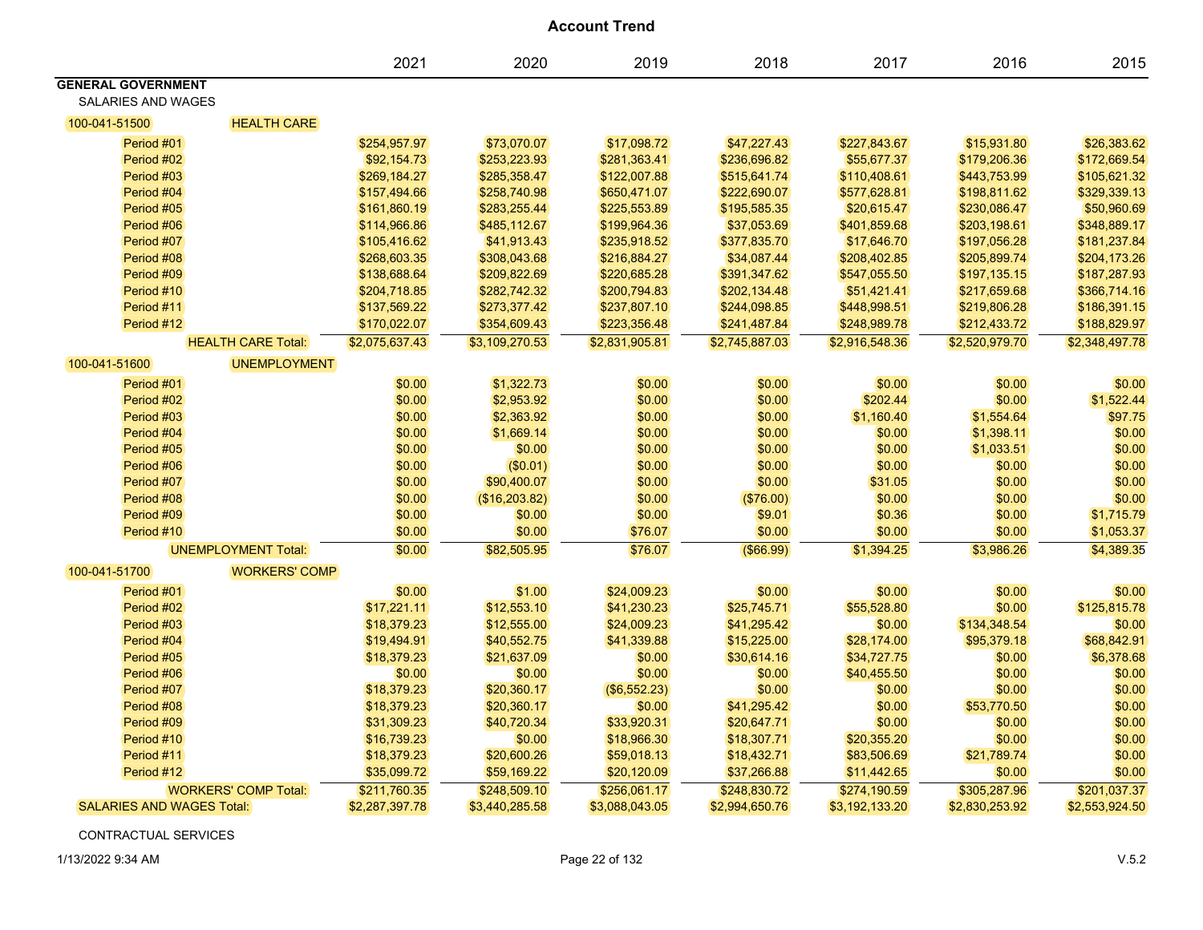# Account Trend

| | 2021 | 2020 | 2019 | 2018 | 2017 | 2016 | 2015 |
|---|---|---|---|---|---|---|---|
| **GENERAL GOVERNMENT** | | | | | | | |
| SALARIES AND WAGES | | | | | | | |
| 100-041-51500 HEALTH CARE | | | | | | | |
| Period #01 | $254,957.97 | $73,070.07 | $17,098.72 | $47,227.43 | $227,843.67 | $15,931.80 | $26,383.62 |
| Period #02 | $92,154.73 | $253,223.93 | $281,363.41 | $236,696.82 | $55,677.37 | $179,206.36 | $172,669.54 |
| Period #03 | $269,184.27 | $285,358.47 | $122,007.88 | $515,641.74 | $110,408.61 | $443,753.99 | $105,621.32 |
| Period #04 | $157,494.66 | $258,740.98 | $650,471.07 | $222,690.07 | $577,628.81 | $198,811.62 | $329,339.13 |
| Period #05 | $161,860.19 | $283,255.44 | $225,553.89 | $195,585.35 | $20,615.47 | $230,086.47 | $50,960.69 |
| Period #06 | $114,966.86 | $485,112.67 | $199,964.36 | $37,053.69 | $401,859.68 | $203,198.61 | $348,889.17 |
| Period #07 | $105,416.62 | $41,913.43 | $235,918.52 | $377,835.70 | $17,646.70 | $197,056.28 | $181,237.84 |
| Period #08 | $268,603.35 | $308,043.68 | $216,884.27 | $34,087.44 | $208,402.85 | $205,899.74 | $204,173.26 |
| Period #09 | $138,688.64 | $209,822.69 | $220,685.28 | $391,347.62 | $547,055.50 | $197,135.15 | $187,287.93 |
| Period #10 | $204,718.85 | $282,742.32 | $200,794.83 | $202,134.48 | $51,421.41 | $217,659.68 | $366,714.16 |
| Period #11 | $137,569.22 | $273,377.42 | $237,807.10 | $244,098.85 | $448,998.51 | $219,806.28 | $186,391.15 |
| Period #12 | $170,022.07 | $354,609.43 | $223,356.48 | $241,487.84 | $248,989.78 | $212,433.72 | $188,829.97 |
| HEALTH CARE Total: | $2,075,637.43 | $3,109,270.53 | $2,831,905.81 | $2,745,887.03 | $2,916,548.36 | $2,520,979.70 | $2,348,497.78 |
| 100-041-51600 UNEMPLOYMENT | | | | | | | |
| Period #01 | $0.00 | $1,322.73 | $0.00 | $0.00 | $0.00 | $0.00 | $0.00 |
| Period #02 | $0.00 | $2,953.92 | $0.00 | $0.00 | $202.44 | $0.00 | $1,522.44 |
| Period #03 | $0.00 | $2,363.92 | $0.00 | $0.00 | $1,160.40 | $1,554.64 | $97.75 |
| Period #04 | $0.00 | $1,669.14 | $0.00 | $0.00 | $0.00 | $1,398.11 | $0.00 |
| Period #05 | $0.00 | $0.00 | $0.00 | $0.00 | $0.00 | $1,033.51 | $0.00 |
| Period #06 | $0.00 | ($0.01) | $0.00 | $0.00 | $0.00 | $0.00 | $0.00 |
| Period #07 | $0.00 | $90,400.07 | $0.00 | $0.00 | $31.05 | $0.00 | $0.00 |
| Period #08 | $0.00 | ($16,203.82) | $0.00 | ($76.00) | $0.00 | $0.00 | $0.00 |
| Period #09 | $0.00 | $0.00 | $0.00 | $9.01 | $0.36 | $0.00 | $1,715.79 |
| Period #10 | $0.00 | $0.00 | $76.07 | $0.00 | $0.00 | $0.00 | $1,053.37 |
| UNEMPLOYMENT Total: | $0.00 | $82,505.95 | $76.07 | ($66.99) | $1,394.25 | $3,986.26 | $4,389.35 |
| 100-041-51700 WORKERS' COMP | | | | | | | |
| Period #01 | $0.00 | $1.00 | $24,009.23 | $0.00 | $0.00 | $0.00 | $0.00 |
| Period #02 | $17,221.11 | $12,553.10 | $41,230.23 | $25,745.71 | $55,528.80 | $0.00 | $125,815.78 |
| Period #03 | $18,379.23 | $12,555.00 | $24,009.23 | $41,295.42 | $0.00 | $134,348.54 | $0.00 |
| Period #04 | $19,494.91 | $40,552.75 | $41,339.88 | $15,225.00 | $28,174.00 | $95,379.18 | $68,842.91 |
| Period #05 | $18,379.23 | $21,637.09 | $0.00 | $30,614.16 | $34,727.75 | $0.00 | $6,378.68 |
| Period #06 | $0.00 | $0.00 | $0.00 | $0.00 | $40,455.50 | $0.00 | $0.00 |
| Period #07 | $18,379.23 | $20,360.17 | ($6,552.23) | $0.00 | $0.00 | $0.00 | $0.00 |
| Period #08 | $18,379.23 | $20,360.17 | $0.00 | $41,295.42 | $0.00 | $53,770.50 | $0.00 |
| Period #09 | $31,309.23 | $40,720.34 | $33,920.31 | $20,647.71 | $0.00 | $0.00 | $0.00 |
| Period #10 | $16,739.23 | $0.00 | $18,966.30 | $18,307.71 | $20,355.20 | $0.00 | $0.00 |
| Period #11 | $18,379.23 | $20,600.26 | $59,018.13 | $18,432.71 | $83,506.69 | $21,789.74 | $0.00 |
| Period #12 | $35,099.72 | $59,169.22 | $20,120.09 | $37,266.88 | $11,442.65 | $0.00 | $0.00 |
| WORKERS' COMP Total: | $211,760.35 | $248,509.10 | $256,061.17 | $248,830.72 | $274,190.59 | $305,287.96 | $201,037.37 |
| SALARIES AND WAGES Total: | $2,287,397.78 | $3,440,285.58 | $3,088,043.05 | $2,994,650.76 | $3,192,133.20 | $2,830,253.92 | $2,553,924.50 |

CONTRACTUAL SERVICES

1/13/2022 9:34 AM V.5.2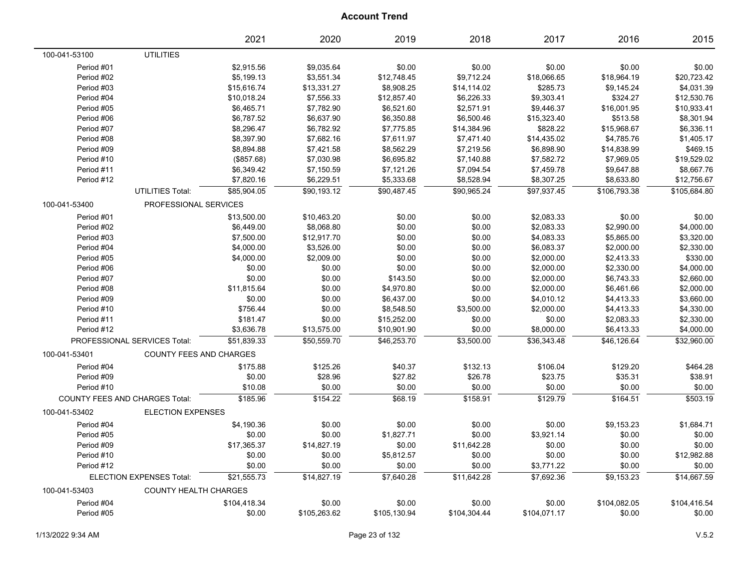# Account Trend

| | | 2021 | 2020 | 2019 | 2018 | 2017 | 2016 | 2015 |
|---|---|---|---|---|---|---|---|---|
| 100-041-53100 | UTILITIES | | | | | | | |
| Period #01 | | $2,915.56 | $9,035.64 | $0.00 | $0.00 | $0.00 | $0.00 | $0.00 |
| Period #02 | | $5,199.13 | $3,551.34 | $12,748.45 | $9,712.24 | $18,066.65 | $18,964.19 | $20,723.42 |
| Period #03 | | $15,616.74 | $13,331.27 | $8,908.25 | $14,114.02 | $285.73 | $9,145.24 | $4,031.39 |
| Period #04 | | $10,018.24 | $7,556.33 | $12,857.40 | $6,226.33 | $9,303.41 | $324.27 | $12,530.76 |
| Period #05 | | $6,465.71 | $7,782.90 | $6,521.60 | $2,571.91 | $9,446.37 | $16,001.95 | $10,933.41 |
| Period #06 | | $6,787.52 | $6,637.90 | $6,350.88 | $6,500.46 | $15,323.40 | $513.58 | $8,301.94 |
| Period #07 | | $8,296.47 | $6,782.92 | $7,775.85 | $14,384.96 | $828.22 | $15,968.67 | $6,336.11 |
| Period #08 | | $8,397.90 | $7,682.16 | $7,611.97 | $7,471.40 | $14,435.02 | $4,785.76 | $1,405.17 |
| Period #09 | | $8,894.88 | $7,421.58 | $8,562.29 | $7,219.56 | $6,898.90 | $14,838.99 | $469.15 |
| Period #10 | | ($857.68) | $7,030.98 | $6,695.82 | $7,140.88 | $7,582.72 | $7,969.05 | $19,529.02 |
| Period #11 | | $6,349.42 | $7,150.59 | $7,121.26 | $7,094.54 | $7,459.78 | $9,647.88 | $8,667.76 |
| Period #12 | | $7,820.16 | $6,229.51 | $5,333.68 | $8,528.94 | $8,307.25 | $8,633.80 | $12,756.67 |
| | UTILITIES Total: | $85,904.05 | $90,193.12 | $90,487.45 | $90,965.24 | $97,937.45 | $106,793.38 | $105,684.80 |
| 100-041-53400 | PROFESSIONAL SERVICES | | | | | | | |
| Period #01 | | $13,500.00 | $10,463.20 | $0.00 | $0.00 | $2,083.33 | $0.00 | $0.00 |
| Period #02 | | $6,449.00 | $8,068.80 | $0.00 | $0.00 | $2,083.33 | $2,990.00 | $4,000.00 |
| Period #03 | | $7,500.00 | $12,917.70 | $0.00 | $0.00 | $4,083.33 | $5,865.00 | $3,320.00 |
| Period #04 | | $4,000.00 | $3,526.00 | $0.00 | $0.00 | $6,083.37 | $2,000.00 | $2,330.00 |
| Period #05 | | $4,000.00 | $2,009.00 | $0.00 | $0.00 | $2,000.00 | $2,413.33 | $330.00 |
| Period #06 | | $0.00 | $0.00 | $0.00 | $0.00 | $2,000.00 | $2,330.00 | $4,000.00 |
| Period #07 | | $0.00 | $0.00 | $143.50 | $0.00 | $2,000.00 | $6,743.33 | $2,660.00 |
| Period #08 | | $11,815.64 | $0.00 | $4,970.80 | $0.00 | $2,000.00 | $6,461.66 | $2,000.00 |
| Period #09 | | $0.00 | $0.00 | $6,437.00 | $0.00 | $4,010.12 | $4,413.33 | $3,660.00 |
| Period #10 | | $756.44 | $0.00 | $8,548.50 | $3,500.00 | $2,000.00 | $4,413.33 | $4,330.00 |
| Period #11 | | $181.47 | $0.00 | $15,252.00 | $0.00 | $0.00 | $2,083.33 | $2,330.00 |
| Period #12 | | $3,636.78 | $13,575.00 | $10,901.90 | $0.00 | $8,000.00 | $6,413.33 | $4,000.00 |
| | PROFESSIONAL SERVICES Total: | $51,839.33 | $50,559.70 | $46,253.70 | $3,500.00 | $36,343.48 | $46,126.64 | $32,960.00 |
| 100-041-53401 | COUNTY FEES AND CHARGES | | | | | | | |
| Period #04 | | $175.88 | $125.26 | $40.37 | $132.13 | $106.04 | $129.20 | $464.28 |
| Period #09 | | $0.00 | $28.96 | $27.82 | $26.78 | $23.75 | $35.31 | $38.91 |
| Period #10 | | $10.08 | $0.00 | $0.00 | $0.00 | $0.00 | $0.00 | $0.00 |
| | COUNTY FEES AND CHARGES Total: | $185.96 | $154.22 | $68.19 | $158.91 | $129.79 | $164.51 | $503.19 |
| 100-041-53402 | ELECTION EXPENSES | | | | | | | |
| Period #04 | | $4,190.36 | $0.00 | $0.00 | $0.00 | $0.00 | $9,153.23 | $1,684.71 |
| Period #05 | | $0.00 | $0.00 | $1,827.71 | $0.00 | $3,921.14 | $0.00 | $0.00 |
| Period #09 | | $17,365.37 | $14,827.19 | $0.00 | $11,642.28 | $0.00 | $0.00 | $0.00 |
| Period #10 | | $0.00 | $0.00 | $5,812.57 | $0.00 | $0.00 | $0.00 | $12,982.88 |
| Period #12 | | $0.00 | $0.00 | $0.00 | $0.00 | $3,771.22 | $0.00 | $0.00 |
| | ELECTION EXPENSES Total: | $21,555.73 | $14,827.19 | $7,640.28 | $11,642.28 | $7,692.36 | $9,153.23 | $14,667.59 |
| 100-041-53403 | COUNTY HEALTH CHARGES | | | | | | | |
| Period #04 | | $104,418.34 | $0.00 | $0.00 | $0.00 | $0.00 | $104,082.05 | $104,416.54 |
| Period #05 | | $0.00 | $105,263.62 | $105,130.94 | $104,304.44 | $104,071.17 | $0.00 | $0.00 |

1/13/2022 9:34 AM

V.5.2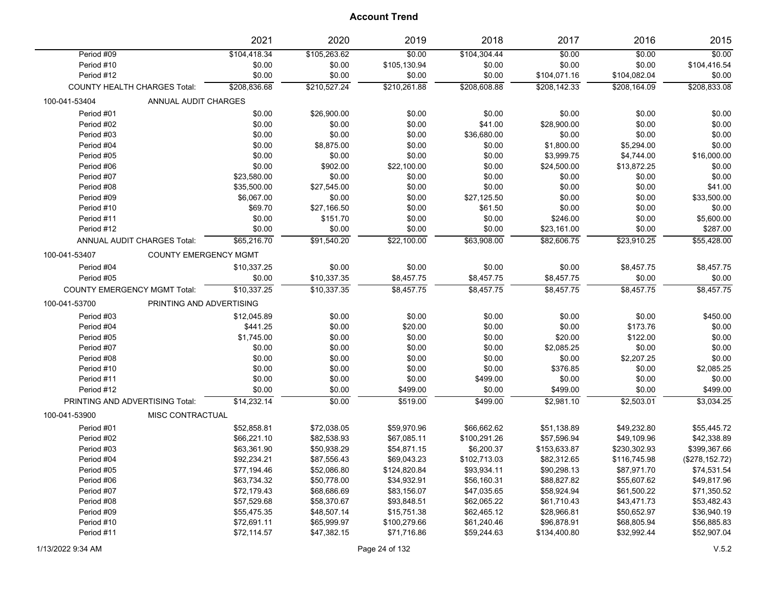# Account Trend

| | 2021 | 2020 | 2019 | 2018 | 2017 | 2016 | 2015 |
|---|---|---|---|---|---|---|---|
| Period #09 | $104,418.34 | $105,263.62 | $0.00 | $104,304.44 | $0.00 | $0.00 | $0.00 |
| Period #10 | $0.00 | $0.00 | $105,130.94 | $0.00 | $0.00 | $0.00 | $104,416.54 |
| Period #12 | $0.00 | $0.00 | $0.00 | $0.00 | $104,071.16 | $104,082.04 | $0.00 |
| COUNTY HEALTH CHARGES Total: | $208,836.68 | $210,527.24 | $210,261.88 | $208,608.88 | $208,142.33 | $208,164.09 | $208,833.08 |
| **100-041-53404 ANNUAL AUDIT CHARGES** | | | | | | | |
| Period #01 | $0.00 | $26,900.00 | $0.00 | $0.00 | $0.00 | $0.00 | $0.00 |
| Period #02 | $0.00 | $0.00 | $0.00 | $41.00 | $28,900.00 | $0.00 | $0.00 |
| Period #03 | $0.00 | $0.00 | $0.00 | $36,680.00 | $0.00 | $0.00 | $0.00 |
| Period #04 | $0.00 | $8,875.00 | $0.00 | $0.00 | $1,800.00 | $5,294.00 | $0.00 |
| Period #05 | $0.00 | $0.00 | $0.00 | $0.00 | $3,999.75 | $4,744.00 | $16,000.00 |
| Period #06 | $0.00 | $902.00 | $22,100.00 | $0.00 | $24,500.00 | $13,872.25 | $0.00 |
| Period #07 | $23,580.00 | $0.00 | $0.00 | $0.00 | $0.00 | $0.00 | $0.00 |
| Period #08 | $35,500.00 | $27,545.00 | $0.00 | $0.00 | $0.00 | $0.00 | $41.00 |
| Period #09 | $6,067.00 | $0.00 | $0.00 | $27,125.50 | $0.00 | $0.00 | $33,500.00 |
| Period #10 | $69.70 | $27,166.50 | $0.00 | $61.50 | $0.00 | $0.00 | $0.00 |
| Period #11 | $0.00 | $151.70 | $0.00 | $0.00 | $246.00 | $0.00 | $5,600.00 |
| Period #12 | $0.00 | $0.00 | $0.00 | $0.00 | $23,161.00 | $0.00 | $287.00 |
| ANNUAL AUDIT CHARGES Total: | $65,216.70 | $91,540.20 | $22,100.00 | $63,908.00 | $82,606.75 | $23,910.25 | $55,428.00 |
| **100-041-53407 COUNTY EMERGENCY MGMT** | | | | | | | |
| Period #04 | $10,337.25 | $0.00 | $0.00 | $0.00 | $0.00 | $8,457.75 | $8,457.75 |
| Period #05 | $0.00 | $10,337.35 | $8,457.75 | $8,457.75 | $8,457.75 | $0.00 | $0.00 |
| COUNTY EMERGENCY MGMT Total: | $10,337.25 | $10,337.35 | $8,457.75 | $8,457.75 | $8,457.75 | $8,457.75 | $8,457.75 |
| **100-041-53700 PRINTING AND ADVERTISING** | | | | | | | |
| Period #03 | $12,045.89 | $0.00 | $0.00 | $0.00 | $0.00 | $0.00 | $450.00 |
| Period #04 | $441.25 | $0.00 | $20.00 | $0.00 | $0.00 | $173.76 | $0.00 |
| Period #05 | $1,745.00 | $0.00 | $0.00 | $0.00 | $20.00 | $122.00 | $0.00 |
| Period #07 | $0.00 | $0.00 | $0.00 | $0.00 | $2,085.25 | $0.00 | $0.00 |
| Period #08 | $0.00 | $0.00 | $0.00 | $0.00 | $0.00 | $2,207.25 | $0.00 |
| Period #10 | $0.00 | $0.00 | $0.00 | $0.00 | $376.85 | $0.00 | $2,085.25 |
| Period #11 | $0.00 | $0.00 | $0.00 | $499.00 | $0.00 | $0.00 | $0.00 |
| Period #12 | $0.00 | $0.00 | $499.00 | $0.00 | $499.00 | $0.00 | $499.00 |
| PRINTING AND ADVERTISING Total: | $14,232.14 | $0.00 | $519.00 | $499.00 | $2,981.10 | $2,503.01 | $3,034.25 |
| **100-041-53900 MISC CONTRACTUAL** | | | | | | | |
| Period #01 | $52,858.81 | $72,038.05 | $59,970.96 | $66,662.62 | $51,138.89 | $49,232.80 | $55,445.72 |
| Period #02 | $66,221.10 | $82,538.93 | $67,085.11 | $100,291.26 | $57,596.94 | $49,109.96 | $42,338.89 |
| Period #03 | $63,361.90 | $50,938.29 | $54,871.15 | $6,200.37 | $153,633.87 | $230,302.93 | $399,367.66 |
| Period #04 | $92,234.21 | $87,556.43 | $69,043.23 | $102,713.03 | $82,312.65 | $116,745.98 | ($278,152.72) |
| Period #05 | $77,194.46 | $52,086.80 | $124,820.84 | $93,934.11 | $90,298.13 | $87,971.70 | $74,531.54 |
| Period #06 | $63,734.32 | $50,778.00 | $34,932.91 | $56,160.31 | $88,827.82 | $55,607.62 | $49,817.96 |
| Period #07 | $72,179.43 | $68,686.69 | $83,156.07 | $47,035.65 | $58,924.94 | $61,500.22 | $71,350.52 |
| Period #08 | $57,529.68 | $58,370.67 | $93,848.51 | $62,065.22 | $61,710.43 | $43,471.73 | $53,482.43 |
| Period #09 | $55,475.35 | $48,507.14 | $15,751.38 | $62,465.12 | $28,966.81 | $50,652.97 | $36,940.19 |
| Period #10 | $72,691.11 | $65,999.97 | $100,279.66 | $61,240.46 | $96,878.91 | $68,805.94 | $56,885.83 |
| Period #11 | $72,114.57 | $47,382.15 | $71,716.86 | $59,244.63 | $134,400.80 | $32,992.44 | $52,907.04 |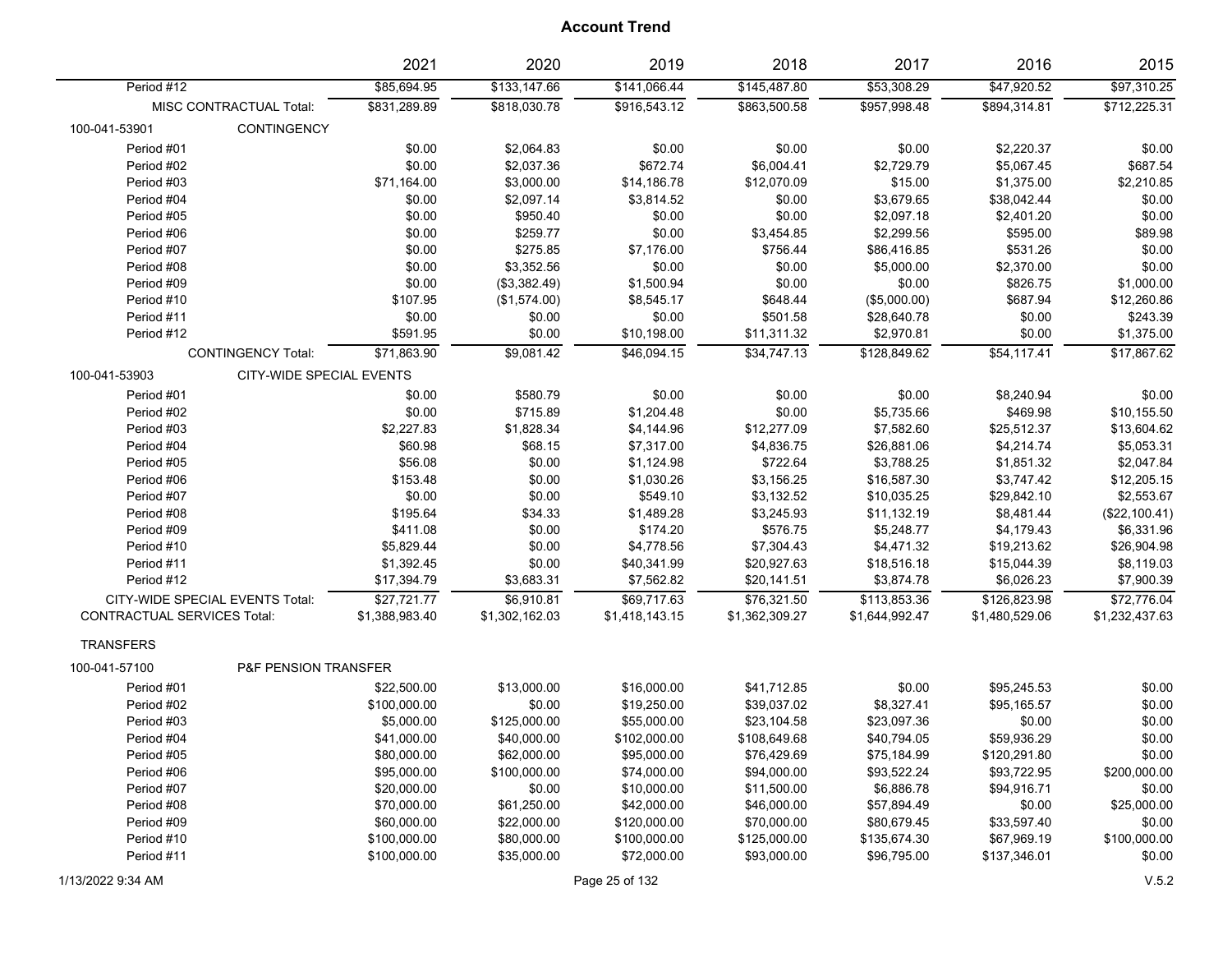# Account Trend

| | 2021 | 2020 | 2019 | 2018 | 2017 | 2016 | 2015 |
|---|---|---|---|---|---|---|---|
| Period #12 | $85,694.95 | $133,147.66 | $141,066.44 | $145,487.80 | $53,308.29 | $47,920.52 | $97,310.25 |
| MISC CONTRACTUAL Total: | $831,289.89 | $818,030.78 | $916,543.12 | $863,500.58 | $957,998.48 | $894,314.81 | $712,225.31 |
| **100-041-53901 CONTINGENCY** | | | | | | | |
| Period #01 | $0.00 | $2,064.83 | $0.00 | $0.00 | $0.00 | $2,220.37 | $0.00 |
| Period #02 | $0.00 | $2,037.36 | $672.74 | $6,004.41 | $2,729.79 | $5,067.45 | $687.54 |
| Period #03 | $71,164.00 | $3,000.00 | $14,186.78 | $12,070.09 | $15.00 | $1,375.00 | $2,210.85 |
| Period #04 | $0.00 | $2,097.14 | $3,814.52 | $0.00 | $3,679.65 | $38,042.44 | $0.00 |
| Period #05 | $0.00 | $950.40 | $0.00 | $0.00 | $2,097.18 | $2,401.20 | $0.00 |
| Period #06 | $0.00 | $259.77 | $0.00 | $3,454.85 | $2,299.56 | $595.00 | $89.98 |
| Period #07 | $0.00 | $275.85 | $7,176.00 | $756.44 | $86,416.85 | $531.26 | $0.00 |
| Period #08 | $0.00 | $3,352.56 | $0.00 | $0.00 | $5,000.00 | $2,370.00 | $0.00 |
| Period #09 | $0.00 | ($3,382.49) | $1,500.94 | $0.00 | $0.00 | $826.75 | $1,000.00 |
| Period #10 | $107.95 | ($1,574.00) | $8,545.17 | $648.44 | ($5,000.00) | $687.94 | $12,260.86 |
| Period #11 | $0.00 | $0.00 | $0.00 | $501.58 | $28,640.78 | $0.00 | $243.39 |
| Period #12 | $591.95 | $0.00 | $10,198.00 | $11,311.32 | $2,970.81 | $0.00 | $1,375.00 |
| CONTINGENCY Total: | $71,863.90 | $9,081.42 | $46,094.15 | $34,747.13 | $128,849.62 | $54,117.41 | $17,867.62 |
| **100-041-53903 CITY-WIDE SPECIAL EVENTS** | | | | | | | |
| Period #01 | $0.00 | $580.79 | $0.00 | $0.00 | $0.00 | $8,240.94 | $0.00 |
| Period #02 | $0.00 | $715.89 | $1,204.48 | $0.00 | $5,735.66 | $469.98 | $10,155.50 |
| Period #03 | $2,227.83 | $1,828.34 | $4,144.96 | $12,277.09 | $7,582.60 | $25,512.37 | $13,604.62 |
| Period #04 | $60.98 | $68.15 | $7,317.00 | $4,836.75 | $26,881.06 | $4,214.74 | $5,053.31 |
| Period #05 | $56.08 | $0.00 | $1,124.98 | $722.64 | $3,788.25 | $1,851.32 | $2,047.84 |
| Period #06 | $153.48 | $0.00 | $1,030.26 | $3,156.25 | $16,587.30 | $3,747.42 | $12,205.15 |
| Period #07 | $0.00 | $0.00 | $549.10 | $3,132.52 | $10,035.25 | $29,842.10 | $2,553.67 |
| Period #08 | $195.64 | $34.33 | $1,489.28 | $3,245.93 | $11,132.19 | $8,481.44 | ($22,100.41) |
| Period #09 | $411.08 | $0.00 | $174.20 | $576.75 | $5,248.77 | $4,179.43 | $6,331.96 |
| Period #10 | $5,829.44 | $0.00 | $4,778.56 | $7,304.43 | $4,471.32 | $19,213.62 | $26,904.98 |
| Period #11 | $1,392.45 | $0.00 | $40,341.99 | $20,927.63 | $18,516.18 | $15,044.39 | $8,119.03 |
| Period #12 | $17,394.79 | $3,683.31 | $7,562.82 | $20,141.51 | $3,874.78 | $6,026.23 | $7,900.39 |
| CITY-WIDE SPECIAL EVENTS Total: | $27,721.77 | $6,910.81 | $69,717.63 | $76,321.50 | $113,853.36 | $126,823.98 | $72,776.04 |
| CONTRACTUAL SERVICES Total: | $1,388,983.40 | $1,302,162.03 | $1,418,143.15 | $1,362,309.27 | $1,644,992.47 | $1,480,529.06 | $1,232,437.63 |
| **TRANSFERS** | | | | | | | |
| **100-041-57100 P&F PENSION TRANSFER** | | | | | | | |
| Period #01 | $22,500.00 | $13,000.00 | $16,000.00 | $41,712.85 | $0.00 | $95,245.53 | $0.00 |
| Period #02 | $100,000.00 | $0.00 | $19,250.00 | $39,037.02 | $8,327.41 | $95,165.57 | $0.00 |
| Period #03 | $5,000.00 | $125,000.00 | $55,000.00 | $23,104.58 | $23,097.36 | $0.00 | $0.00 |
| Period #04 | $41,000.00 | $40,000.00 | $102,000.00 | $108,649.68 | $40,794.05 | $59,936.29 | $0.00 |
| Period #05 | $80,000.00 | $62,000.00 | $95,000.00 | $76,429.69 | $75,184.99 | $120,291.80 | $0.00 |
| Period #06 | $95,000.00 | $100,000.00 | $74,000.00 | $94,000.00 | $93,522.24 | $93,722.95 | $200,000.00 |
| Period #07 | $20,000.00 | $0.00 | $10,000.00 | $11,500.00 | $6,886.78 | $94,916.71 | $0.00 |
| Period #08 | $70,000.00 | $61,250.00 | $42,000.00 | $46,000.00 | $57,894.49 | $0.00 | $25,000.00 |
| Period #09 | $60,000.00 | $22,000.00 | $120,000.00 | $70,000.00 | $80,679.45 | $33,597.40 | $0.00 |
| Period #10 | $100,000.00 | $80,000.00 | $100,000.00 | $125,000.00 | $135,674.30 | $67,969.19 | $100,000.00 |
| Period #11 | $100,000.00 | $35,000.00 | $72,000.00 | $93,000.00 | $96,795.00 | $137,346.01 | $0.00 |

1/13/2022 9:34 AM

V.5.2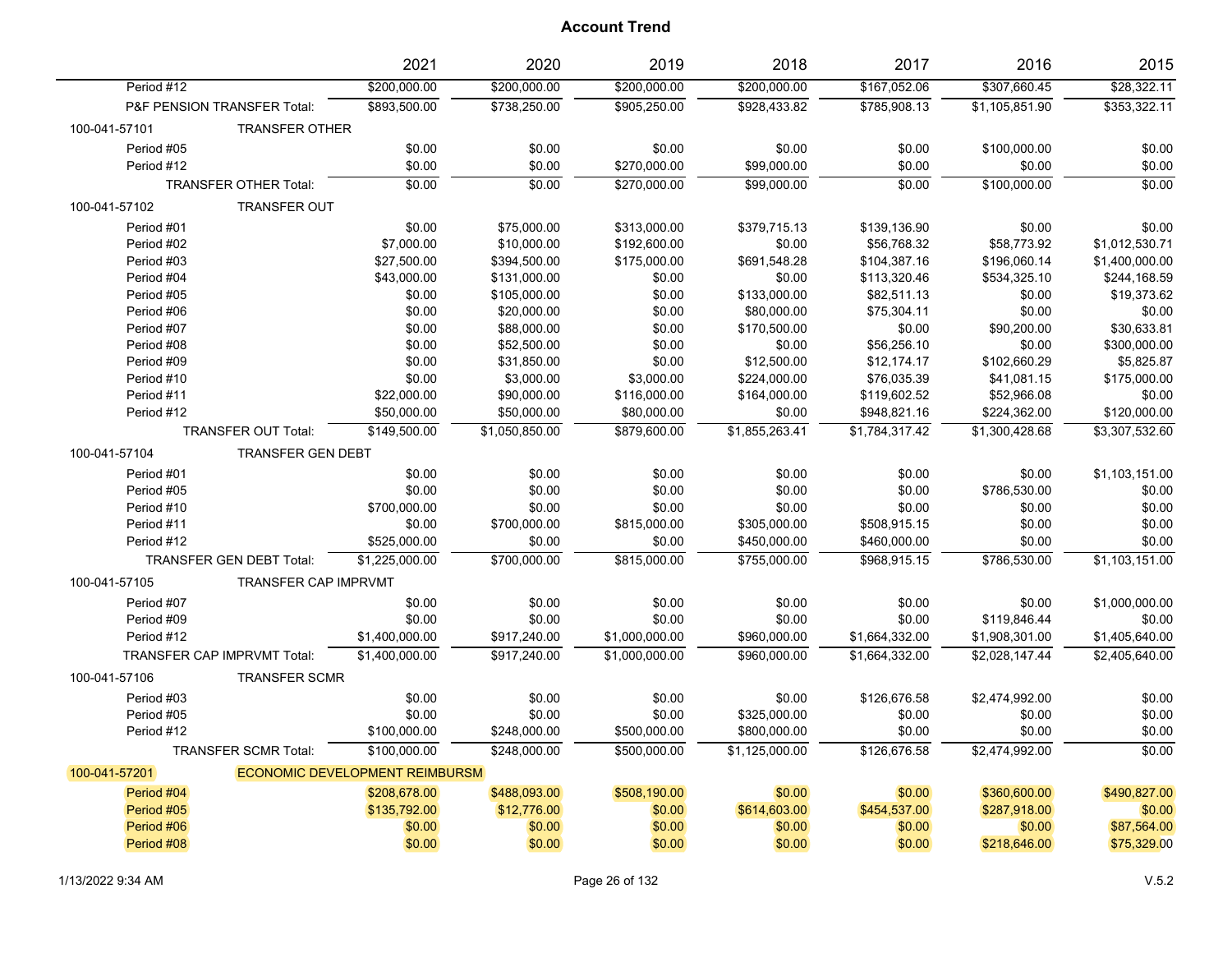# Account Trend

| | 2021 | 2020 | 2019 | 2018 | 2017 | 2016 | 2015 |
|---|---|---|---|---|---|---|---|
| Period #12 | $200,000.00 | $200,000.00 | $200,000.00 | $200,000.00 | $167,052.06 | $307,660.45 | $28,322.11 |
| P&F PENSION TRANSFER Total: | $893,500.00 | $738,250.00 | $905,250.00 | $928,433.82 | $785,908.13 | $1,105,851.90 | $353,322.11 |
| **100-041-57101 TRANSFER OTHER** | | | | | | | |
| Period #05 | $0.00 | $0.00 | $0.00 | $0.00 | $0.00 | $100,000.00 | $0.00 |
| Period #12 | $0.00 | $0.00 | $270,000.00 | $99,000.00 | $0.00 | $0.00 | $0.00 |
| TRANSFER OTHER Total: | $0.00 | $0.00 | $270,000.00 | $99,000.00 | $0.00 | $100,000.00 | $0.00 |
| **100-041-57102 TRANSFER OUT** | | | | | | | |
| Period #01 | $0.00 | $75,000.00 | $313,000.00 | $379,715.13 | $139,136.90 | $0.00 | $0.00 |
| Period #02 | $7,000.00 | $10,000.00 | $192,600.00 | $0.00 | $56,768.32 | $58,773.92 | $1,012,530.71 |
| Period #03 | $27,500.00 | $394,500.00 | $175,000.00 | $691,548.28 | $104,387.16 | $196,060.14 | $1,400,000.00 |
| Period #04 | $43,000.00 | $131,000.00 | $0.00 | $0.00 | $113,320.46 | $534,325.10 | $244,168.59 |
| Period #05 | $0.00 | $105,000.00 | $0.00 | $133,000.00 | $82,511.13 | $0.00 | $19,373.62 |
| Period #06 | $0.00 | $20,000.00 | $0.00 | $80,000.00 | $75,304.11 | $0.00 | $0.00 |
| Period #07 | $0.00 | $88,000.00 | $0.00 | $170,500.00 | $0.00 | $90,200.00 | $30,633.81 |
| Period #08 | $0.00 | $52,500.00 | $0.00 | $0.00 | $56,256.10 | $0.00 | $300,000.00 |
| Period #09 | $0.00 | $31,850.00 | $0.00 | $12,500.00 | $12,174.17 | $102,660.29 | $5,825.87 |
| Period #10 | $0.00 | $3,000.00 | $3,000.00 | $224,000.00 | $76,035.39 | $41,081.15 | $175,000.00 |
| Period #11 | $22,000.00 | $90,000.00 | $116,000.00 | $164,000.00 | $119,602.52 | $52,966.08 | $0.00 |
| Period #12 | $50,000.00 | $50,000.00 | $80,000.00 | $0.00 | $948,821.16 | $224,362.00 | $120,000.00 |
| TRANSFER OUT Total: | $149,500.00 | $1,050,850.00 | $879,600.00 | $1,855,263.41 | $1,784,317.42 | $1,300,428.68 | $3,307,532.60 |
| **100-041-57104 TRANSFER GEN DEBT** | | | | | | | |
| Period #01 | $0.00 | $0.00 | $0.00 | $0.00 | $0.00 | $0.00 | $1,103,151.00 |
| Period #05 | $0.00 | $0.00 | $0.00 | $0.00 | $0.00 | $786,530.00 | $0.00 |
| Period #10 | $700,000.00 | $0.00 | $0.00 | $0.00 | $0.00 | $0.00 | $0.00 |
| Period #11 | $0.00 | $700,000.00 | $815,000.00 | $305,000.00 | $508,915.15 | $0.00 | $0.00 |
| Period #12 | $525,000.00 | $0.00 | $0.00 | $450,000.00 | $460,000.00 | $0.00 | $0.00 |
| TRANSFER GEN DEBT Total: | $1,225,000.00 | $700,000.00 | $815,000.00 | $755,000.00 | $968,915.15 | $786,530.00 | $1,103,151.00 |
| **100-041-57105 TRANSFER CAP IMPRVMT** | | | | | | | |
| Period #07 | $0.00 | $0.00 | $0.00 | $0.00 | $0.00 | $0.00 | $1,000,000.00 |
| Period #09 | $0.00 | $0.00 | $0.00 | $0.00 | $0.00 | $119,846.44 | $0.00 |
| Period #12 | $1,400,000.00 | $917,240.00 | $1,000,000.00 | $960,000.00 | $1,664,332.00 | $1,908,301.00 | $1,405,640.00 |
| TRANSFER CAP IMPRVMT Total: | $1,400,000.00 | $917,240.00 | $1,000,000.00 | $960,000.00 | $1,664,332.00 | $2,028,147.44 | $2,405,640.00 |
| **100-041-57106 TRANSFER SCMR** | | | | | | | |
| Period #03 | $0.00 | $0.00 | $0.00 | $0.00 | $126,676.58 | $2,474,992.00 | $0.00 |
| Period #05 | $0.00 | $0.00 | $0.00 | $325,000.00 | $0.00 | $0.00 | $0.00 |
| Period #12 | $100,000.00 | $248,000.00 | $500,000.00 | $800,000.00 | $0.00 | $0.00 | $0.00 |
| TRANSFER SCMR Total: | $100,000.00 | $248,000.00 | $500,000.00 | $1,125,000.00 | $126,676.58 | $2,474,992.00 | $0.00 |
| **100-041-57201 ECONOMIC DEVELOPMENT REIMBURSM** | | | | | | | |
| Period #04 | $208,678.00 | $488,093.00 | $508,190.00 | $0.00 | $0.00 | $360,600.00 | $490,827.00 |
| Period #05 | $135,792.00 | $12,776.00 | $0.00 | $614,603.00 | $454,537.00 | $287,918.00 | $0.00 |
| Period #06 | $0.00 | $0.00 | $0.00 | $0.00 | $0.00 | $0.00 | $87,564.00 |
| Period #08 | $0.00 | $0.00 | $0.00 | $0.00 | $0.00 | $218,646.00 | $75,329.00 |

1/13/2022 9:34 AM V.5.2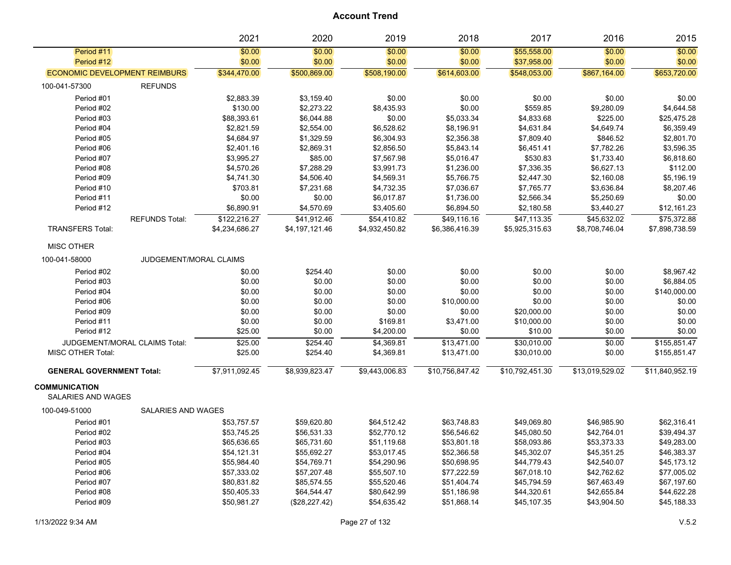# Account Trend

| | 2021 | 2020 | 2019 | 2018 | 2017 | 2016 | 2015 |
|---|---|---|---|---|---|---|---|
| Period #11 | $0.00 | $0.00 | $0.00 | $0.00 | $55,558.00 | $0.00 | $0.00 |
| Period #12 | $0.00 | $0.00 | $0.00 | $0.00 | $37,958.00 | $0.00 | $0.00 |
| ECONOMIC DEVELOPMENT REIMBURS | $344,470.00 | $500,869.00 | $508,190.00 | $614,603.00 | $548,053.00 | $867,164.00 | $653,720.00 |
| 100-041-57300 REFUNDS | | | | | | | |
| Period #01 | $2,883.39 | $3,159.40 | $0.00 | $0.00 | $0.00 | $0.00 | $0.00 |
| Period #02 | $130.00 | $2,273.22 | $8,435.93 | $0.00 | $559.85 | $9,280.09 | $4,644.58 |
| Period #03 | $88,393.61 | $6,044.88 | $0.00 | $5,033.34 | $4,833.68 | $225.00 | $25,475.28 |
| Period #04 | $2,821.59 | $2,554.00 | $6,528.62 | $8,196.91 | $4,631.84 | $4,649.74 | $6,359.49 |
| Period #05 | $4,684.97 | $1,329.59 | $6,304.93 | $2,356.38 | $7,809.40 | $846.52 | $2,801.70 |
| Period #06 | $2,401.16 | $2,869.31 | $2,856.50 | $5,843.14 | $6,451.41 | $7,782.26 | $3,596.35 |
| Period #07 | $3,995.27 | $85.00 | $7,567.98 | $5,016.47 | $530.83 | $1,733.40 | $6,818.60 |
| Period #08 | $4,570.26 | $7,288.29 | $3,991.73 | $1,236.00 | $7,336.35 | $6,627.13 | $112.00 |
| Period #09 | $4,741.30 | $4,506.40 | $4,569.31 | $5,766.75 | $2,447.30 | $2,160.08 | $5,196.19 |
| Period #10 | $703.81 | $7,231.68 | $4,732.35 | $7,036.67 | $7,765.77 | $3,636.84 | $8,207.46 |
| Period #11 | $0.00 | $0.00 | $6,017.87 | $1,736.00 | $2,566.34 | $5,250.69 | $0.00 |
| Period #12 | $6,890.91 | $4,570.69 | $3,405.60 | $6,894.50 | $2,180.58 | $3,440.27 | $12,161.23 |
| REFUNDS Total: | $122,216.27 | $41,912.46 | $54,410.82 | $49,116.16 | $47,113.35 | $45,632.02 | $75,372.88 |
| TRANSFERS Total: | $4,234,686.27 | $4,197,121.46 | $4,932,450.82 | $6,386,416.39 | $5,925,315.63 | $8,708,746.04 | $7,898,738.59 |
| MISC OTHER | | | | | | | |
| 100-041-58000 JUDGEMENT/MORAL CLAIMS | | | | | | | |
| Period #02 | $0.00 | $254.40 | $0.00 | $0.00 | $0.00 | $0.00 | $8,967.42 |
| Period #03 | $0.00 | $0.00 | $0.00 | $0.00 | $0.00 | $0.00 | $6,884.05 |
| Period #04 | $0.00 | $0.00 | $0.00 | $0.00 | $0.00 | $0.00 | $140,000.00 |
| Period #06 | $0.00 | $0.00 | $0.00 | $10,000.00 | $0.00 | $0.00 | $0.00 |
| Period #09 | $0.00 | $0.00 | $0.00 | $0.00 | $20,000.00 | $0.00 | $0.00 |
| Period #11 | $0.00 | $0.00 | $169.81 | $3,471.00 | $10,000.00 | $0.00 | $0.00 |
| Period #12 | $25.00 | $0.00 | $4,200.00 | $0.00 | $10.00 | $0.00 | $0.00 |
| JUDGEMENT/MORAL CLAIMS Total: | $25.00 | $254.40 | $4,369.81 | $13,471.00 | $30,010.00 | $0.00 | $155,851.47 |
| MISC OTHER Total: | $25.00 | $254.40 | $4,369.81 | $13,471.00 | $30,010.00 | $0.00 | $155,851.47 |
| **GENERAL GOVERNMENT Total:** | $7,911,092.45 | $8,939,823.47 | $9,443,006.83 | $10,756,847.42 | $10,792,451.30 | $13,019,529.02 | $11,840,952.19 |
| **COMMUNICATION** | | | | | | | |
| SALARIES AND WAGES | | | | | | | |
| 100-049-51000 SALARIES AND WAGES | | | | | | | |
| Period #01 | $53,757.57 | $59,620.80 | $64,512.42 | $63,748.83 | $49,069.80 | $46,985.90 | $62,316.41 |
| Period #02 | $53,745.25 | $56,531.33 | $52,770.12 | $56,546.62 | $45,080.50 | $42,764.01 | $39,494.37 |
| Period #03 | $65,636.65 | $65,731.60 | $51,119.68 | $53,801.18 | $58,093.86 | $53,373.33 | $49,283.00 |
| Period #04 | $54,121.31 | $55,692.27 | $53,017.45 | $52,366.58 | $45,302.07 | $45,351.25 | $46,383.37 |
| Period #05 | $55,984.40 | $54,769.71 | $54,290.96 | $50,698.95 | $44,779.43 | $42,540.07 | $45,173.12 |
| Period #06 | $57,333.02 | $57,207.48 | $55,507.10 | $77,222.59 | $67,018.10 | $42,762.62 | $77,005.02 |
| Period #07 | $80,831.82 | $85,574.55 | $55,520.46 | $51,404.74 | $45,794.59 | $67,463.49 | $67,197.60 |
| Period #08 | $50,405.33 | $64,544.47 | $80,642.99 | $51,186.98 | $44,320.61 | $42,655.84 | $44,622.28 |
| Period #09 | $50,981.27 | ($28,227.42) | $54,635.42 | $51,868.14 | $45,107.35 | $43,904.50 | $45,188.33 |

1/13/2022 9:34 AM V.5.2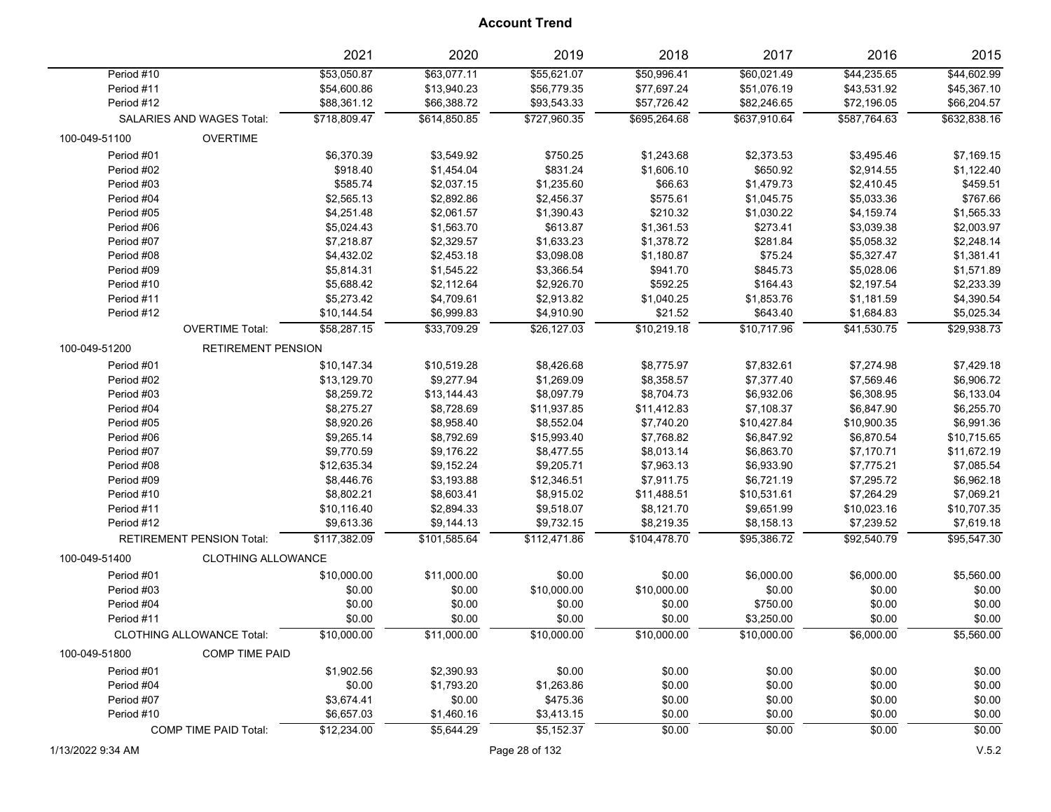# Account Trend

| | 2021 | 2020 | 2019 | 2018 | 2017 | 2016 | 2015 |
|---|---|---|---|---|---|---|---|
| Period #10 | $53,050.87 | $63,077.11 | $55,621.07 | $50,996.41 | $60,021.49 | $44,235.65 | $44,602.99 |
| Period #11 | $54,600.86 | $13,940.23 | $56,779.35 | $77,697.24 | $51,076.19 | $43,531.92 | $45,367.10 |
| Period #12 | $88,361.12 | $66,388.72 | $93,543.33 | $57,726.42 | $82,246.65 | $72,196.05 | $66,204.57 |
| SALARIES AND WAGES Total: | $718,809.47 | $614,850.85 | $727,960.35 | $695,264.68 | $637,910.64 | $587,764.63 | $632,838.16 |
| **100-049-51100 OVERTIME** | | | | | | | |
| Period #01 | $6,370.39 | $3,549.92 | $750.25 | $1,243.68 | $2,373.53 | $3,495.46 | $7,169.15 |
| Period #02 | $918.40 | $1,454.04 | $831.24 | $1,606.10 | $650.92 | $2,914.55 | $1,122.40 |
| Period #03 | $585.74 | $2,037.15 | $1,235.60 | $66.63 | $1,479.73 | $2,410.45 | $459.51 |
| Period #04 | $2,565.13 | $2,892.86 | $2,456.37 | $575.61 | $1,045.75 | $5,033.36 | $767.66 |
| Period #05 | $4,251.48 | $2,061.57 | $1,390.43 | $210.32 | $1,030.22 | $4,159.74 | $1,565.33 |
| Period #06 | $5,024.43 | $1,563.70 | $613.87 | $1,361.53 | $273.41 | $3,039.38 | $2,003.97 |
| Period #07 | $7,218.87 | $2,329.57 | $1,633.23 | $1,378.72 | $281.84 | $5,058.32 | $2,248.14 |
| Period #08 | $4,432.02 | $2,453.18 | $3,098.08 | $1,180.87 | $75.24 | $5,327.47 | $1,381.41 |
| Period #09 | $5,814.31 | $1,545.22 | $3,366.54 | $941.70 | $845.73 | $5,028.06 | $1,571.89 |
| Period #10 | $5,688.42 | $2,112.64 | $2,926.70 | $592.25 | $164.43 | $2,197.54 | $2,233.39 |
| Period #11 | $5,273.42 | $4,709.61 | $2,913.82 | $1,040.25 | $1,853.76 | $1,181.59 | $4,390.54 |
| Period #12 | $10,144.54 | $6,999.83 | $4,910.90 | $21.52 | $643.40 | $1,684.83 | $5,025.34 |
| OVERTIME Total: | $58,287.15 | $33,709.29 | $26,127.03 | $10,219.18 | $10,717.96 | $41,530.75 | $29,938.73 |
| **100-049-51200 RETIREMENT PENSION** | | | | | | | |
| Period #01 | $10,147.34 | $10,519.28 | $8,426.68 | $8,775.97 | $7,832.61 | $7,274.98 | $7,429.18 |
| Period #02 | $13,129.70 | $9,277.94 | $1,269.09 | $8,358.57 | $7,377.40 | $7,569.46 | $6,906.72 |
| Period #03 | $8,259.72 | $13,144.43 | $8,097.79 | $8,704.73 | $6,932.06 | $6,308.95 | $6,133.04 |
| Period #04 | $8,275.27 | $8,728.69 | $11,937.85 | $11,412.83 | $7,108.37 | $6,847.90 | $6,255.70 |
| Period #05 | $8,920.26 | $8,958.40 | $8,552.04 | $7,740.20 | $10,427.84 | $10,900.35 | $6,991.36 |
| Period #06 | $9,265.14 | $8,792.69 | $15,993.40 | $7,768.82 | $6,847.92 | $6,870.54 | $10,715.65 |
| Period #07 | $9,770.59 | $9,176.22 | $8,477.55 | $8,013.14 | $6,863.70 | $7,170.71 | $11,672.19 |
| Period #08 | $12,635.34 | $9,152.24 | $9,205.71 | $7,963.13 | $6,933.90 | $7,775.21 | $7,085.54 |
| Period #09 | $8,446.76 | $3,193.88 | $12,346.51 | $7,911.75 | $6,721.19 | $7,295.72 | $6,962.18 |
| Period #10 | $8,802.21 | $8,603.41 | $8,915.02 | $11,488.51 | $10,531.61 | $7,264.29 | $7,069.21 |
| Period #11 | $10,116.40 | $2,894.33 | $9,518.07 | $8,121.70 | $9,651.99 | $10,023.16 | $10,707.35 |
| Period #12 | $9,613.36 | $9,144.13 | $9,732.15 | $8,219.35 | $8,158.13 | $7,239.52 | $7,619.18 |
| RETIREMENT PENSION Total: | $117,382.09 | $101,585.64 | $112,471.86 | $104,478.70 | $95,386.72 | $92,540.79 | $95,547.30 |
| **100-049-51400 CLOTHING ALLOWANCE** | | | | | | | |
| Period #01 | $10,000.00 | $11,000.00 | $0.00 | $0.00 | $6,000.00 | $6,000.00 | $5,560.00 |
| Period #03 | $0.00 | $0.00 | $10,000.00 | $10,000.00 | $0.00 | $0.00 | $0.00 |
| Period #04 | $0.00 | $0.00 | $0.00 | $0.00 | $750.00 | $0.00 | $0.00 |
| Period #11 | $0.00 | $0.00 | $0.00 | $0.00 | $3,250.00 | $0.00 | $0.00 |
| CLOTHING ALLOWANCE Total: | $10,000.00 | $11,000.00 | $10,000.00 | $10,000.00 | $10,000.00 | $6,000.00 | $5,560.00 |
| **100-049-51800 COMP TIME PAID** | | | | | | | |
| Period #01 | $1,902.56 | $2,390.93 | $0.00 | $0.00 | $0.00 | $0.00 | $0.00 |
| Period #04 | $0.00 | $1,793.20 | $1,263.86 | $0.00 | $0.00 | $0.00 | $0.00 |
| Period #07 | $3,674.41 | $0.00 | $475.36 | $0.00 | $0.00 | $0.00 | $0.00 |
| Period #10 | $6,657.03 | $1,460.16 | $3,413.15 | $0.00 | $0.00 | $0.00 | $0.00 |
| COMP TIME PAID Total: | $12,234.00 | $5,644.29 | $5,152.37 | $0.00 | $0.00 | $0.00 | $0.00 |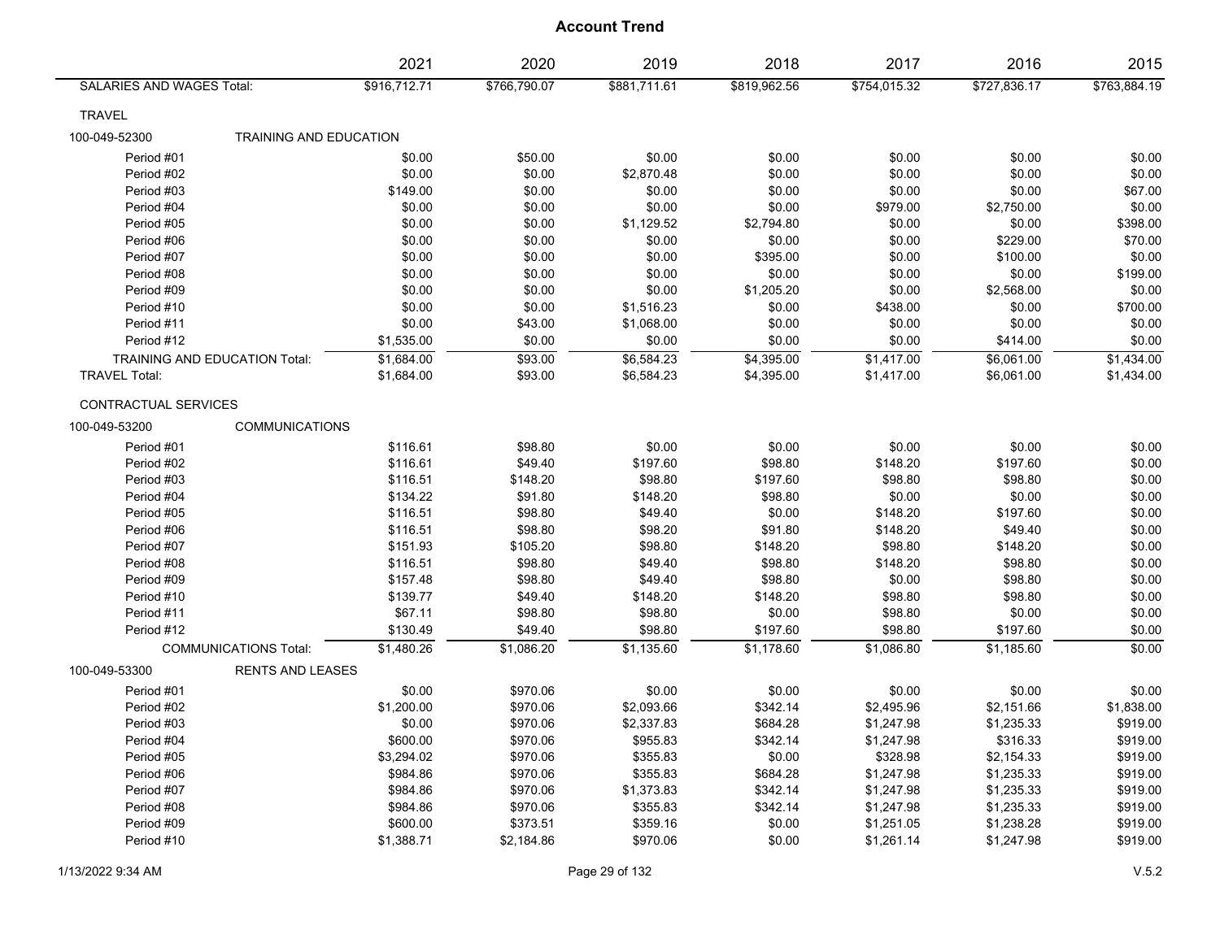# Account Trend

| | 2021 | 2020 | 2019 | 2018 | 2017 | 2016 | 2015 |
|---|---|---|---|---|---|---|---|
| SALARIES AND WAGES Total: | $916,712.71 | $766,790.07 | $881,711.61 | $819,962.56 | $754,015.32 | $727,836.17 | $763,884.19 |
| **TRAVEL** | | | | | | | |
| **100-049-52300 TRAINING AND EDUCATION** | | | | | | | |
| Period #01 | $0.00 | $50.00 | $0.00 | $0.00 | $0.00 | $0.00 | $0.00 |
| Period #02 | $0.00 | $0.00 | $2,870.48 | $0.00 | $0.00 | $0.00 | $0.00 |
| Period #03 | $149.00 | $0.00 | $0.00 | $0.00 | $0.00 | $0.00 | $67.00 |
| Period #04 | $0.00 | $0.00 | $0.00 | $0.00 | $979.00 | $2,750.00 | $0.00 |
| Period #05 | $0.00 | $0.00 | $1,129.52 | $2,794.80 | $0.00 | $0.00 | $398.00 |
| Period #06 | $0.00 | $0.00 | $0.00 | $0.00 | $0.00 | $229.00 | $70.00 |
| Period #07 | $0.00 | $0.00 | $0.00 | $395.00 | $0.00 | $100.00 | $0.00 |
| Period #08 | $0.00 | $0.00 | $0.00 | $0.00 | $0.00 | $0.00 | $199.00 |
| Period #09 | $0.00 | $0.00 | $0.00 | $1,205.20 | $0.00 | $2,568.00 | $0.00 |
| Period #10 | $0.00 | $0.00 | $1,516.23 | $0.00 | $438.00 | $0.00 | $700.00 |
| Period #11 | $0.00 | $43.00 | $1,068.00 | $0.00 | $0.00 | $0.00 | $0.00 |
| Period #12 | $1,535.00 | $0.00 | $0.00 | $0.00 | $0.00 | $414.00 | $0.00 |
| TRAINING AND EDUCATION Total: | $1,684.00 | $93.00 | $6,584.23 | $4,395.00 | $1,417.00 | $6,061.00 | $1,434.00 |
| TRAVEL Total: | $1,684.00 | $93.00 | $6,584.23 | $4,395.00 | $1,417.00 | $6,061.00 | $1,434.00 |
| **CONTRACTUAL SERVICES** | | | | | | | |
| **100-049-53200 COMMUNICATIONS** | | | | | | | |
| Period #01 | $116.61 | $98.80 | $0.00 | $0.00 | $0.00 | $0.00 | $0.00 |
| Period #02 | $116.61 | $49.40 | $197.60 | $98.80 | $148.20 | $197.60 | $0.00 |
| Period #03 | $116.51 | $148.20 | $98.80 | $197.60 | $98.80 | $98.80 | $0.00 |
| Period #04 | $134.22 | $91.80 | $148.20 | $98.80 | $0.00 | $0.00 | $0.00 |
| Period #05 | $116.51 | $98.80 | $49.40 | $0.00 | $148.20 | $197.60 | $0.00 |
| Period #06 | $116.51 | $98.80 | $98.20 | $91.80 | $148.20 | $49.40 | $0.00 |
| Period #07 | $151.93 | $105.20 | $98.80 | $148.20 | $98.80 | $148.20 | $0.00 |
| Period #08 | $116.51 | $98.80 | $49.40 | $98.80 | $148.20 | $98.80 | $0.00 |
| Period #09 | $157.48 | $98.80 | $49.40 | $98.80 | $0.00 | $98.80 | $0.00 |
| Period #10 | $139.77 | $49.40 | $148.20 | $148.20 | $98.80 | $98.80 | $0.00 |
| Period #11 | $67.11 | $98.80 | $98.80 | $0.00 | $98.80 | $0.00 | $0.00 |
| Period #12 | $130.49 | $49.40 | $98.80 | $197.60 | $98.80 | $197.60 | $0.00 |
| COMMUNICATIONS Total: | $1,480.26 | $1,086.20 | $1,135.60 | $1,178.60 | $1,086.80 | $1,185.60 | $0.00 |
| **100-049-53300 RENTS AND LEASES** | | | | | | | |
| Period #01 | $0.00 | $970.06 | $0.00 | $0.00 | $0.00 | $0.00 | $0.00 |
| Period #02 | $1,200.00 | $970.06 | $2,093.66 | $342.14 | $2,495.96 | $2,151.66 | $1,838.00 |
| Period #03 | $0.00 | $970.06 | $2,337.83 | $684.28 | $1,247.98 | $1,235.33 | $919.00 |
| Period #04 | $600.00 | $970.06 | $955.83 | $342.14 | $1,247.98 | $316.33 | $919.00 |
| Period #05 | $3,294.02 | $970.06 | $355.83 | $0.00 | $328.98 | $2,154.33 | $919.00 |
| Period #06 | $984.86 | $970.06 | $355.83 | $684.28 | $1,247.98 | $1,235.33 | $919.00 |
| Period #07 | $984.86 | $970.06 | $1,373.83 | $342.14 | $1,247.98 | $1,235.33 | $919.00 |
| Period #08 | $984.86 | $970.06 | $355.83 | $342.14 | $1,247.98 | $1,235.33 | $919.00 |
| Period #09 | $600.00 | $373.51 | $359.16 | $0.00 | $1,251.05 | $1,238.28 | $919.00 |
| Period #10 | $1,388.71 | $2,184.86 | $970.06 | $0.00 | $1,261.14 | $1,247.98 | $919.00 |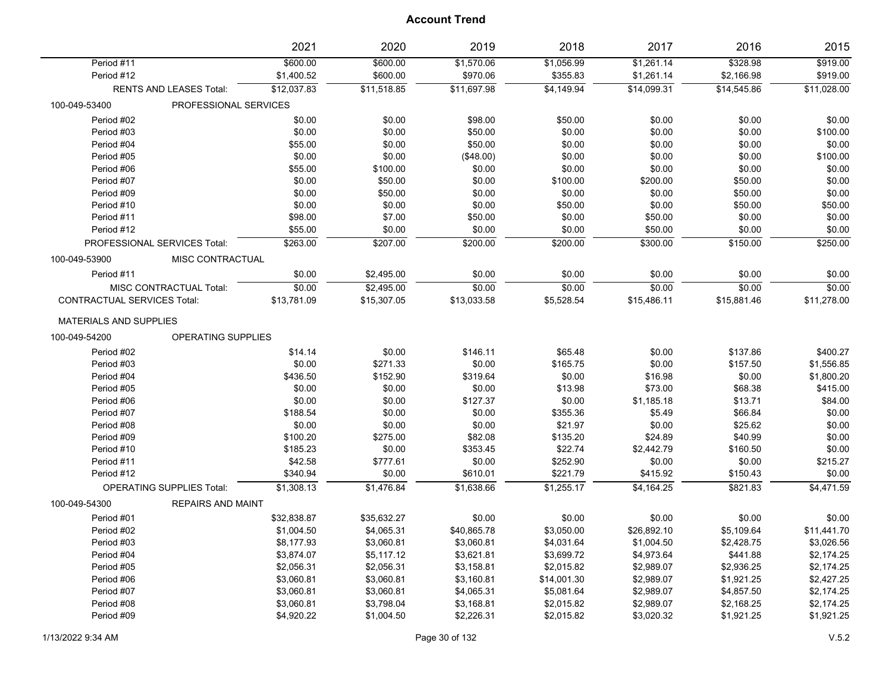# Account Trend

| | 2021 | 2020 | 2019 | 2018 | 2017 | 2016 | 2015 |
|---|---|---|---|---|---|---|---|
| Period #11 | $600.00 | $600.00 | $1,570.06 | $1,056.99 | $1,261.14 | $328.98 | $919.00 |
| Period #12 | $1,400.52 | $600.00 | $970.06 | $355.83 | $1,261.14 | $2,166.98 | $919.00 |
| RENTS AND LEASES Total: | $12,037.83 | $11,518.85 | $11,697.98 | $4,149.94 | $14,099.31 | $14,545.86 | $11,028.00 |
| 100-049-53400 PROFESSIONAL SERVICES | | | | | | | |
| Period #02 | $0.00 | $0.00 | $98.00 | $50.00 | $0.00 | $0.00 | $0.00 |
| Period #03 | $0.00 | $0.00 | $50.00 | $0.00 | $0.00 | $0.00 | $100.00 |
| Period #04 | $55.00 | $0.00 | $50.00 | $0.00 | $0.00 | $0.00 | $0.00 |
| Period #05 | $0.00 | $0.00 | ($48.00) | $0.00 | $0.00 | $0.00 | $100.00 |
| Period #06 | $55.00 | $100.00 | $0.00 | $0.00 | $0.00 | $0.00 | $0.00 |
| Period #07 | $0.00 | $50.00 | $0.00 | $100.00 | $200.00 | $50.00 | $0.00 |
| Period #09 | $0.00 | $50.00 | $0.00 | $0.00 | $0.00 | $50.00 | $0.00 |
| Period #10 | $0.00 | $0.00 | $0.00 | $50.00 | $0.00 | $50.00 | $50.00 |
| Period #11 | $98.00 | $7.00 | $50.00 | $0.00 | $50.00 | $0.00 | $0.00 |
| Period #12 | $55.00 | $0.00 | $0.00 | $0.00 | $50.00 | $0.00 | $0.00 |
| PROFESSIONAL SERVICES Total: | $263.00 | $207.00 | $200.00 | $200.00 | $300.00 | $150.00 | $250.00 |
| 100-049-53900 MISC CONTRACTUAL | | | | | | | |
| Period #11 | $0.00 | $2,495.00 | $0.00 | $0.00 | $0.00 | $0.00 | $0.00 |
| MISC CONTRACTUAL Total: | $0.00 | $2,495.00 | $0.00 | $0.00 | $0.00 | $0.00 | $0.00 |
| CONTRACTUAL SERVICES Total: | $13,781.09 | $15,307.05 | $13,033.58 | $5,528.54 | $15,486.11 | $15,881.46 | $11,278.00 |
| MATERIALS AND SUPPLIES | | | | | | | |
| 100-049-54200 OPERATING SUPPLIES | | | | | | | |
| Period #02 | $14.14 | $0.00 | $146.11 | $65.48 | $0.00 | $137.86 | $400.27 |
| Period #03 | $0.00 | $271.33 | $0.00 | $165.75 | $0.00 | $157.50 | $1,556.85 |
| Period #04 | $436.50 | $152.90 | $319.64 | $0.00 | $16.98 | $0.00 | $1,800.20 |
| Period #05 | $0.00 | $0.00 | $0.00 | $13.98 | $73.00 | $68.38 | $415.00 |
| Period #06 | $0.00 | $0.00 | $127.37 | $0.00 | $1,185.18 | $13.71 | $84.00 |
| Period #07 | $188.54 | $0.00 | $0.00 | $355.36 | $5.49 | $66.84 | $0.00 |
| Period #08 | $0.00 | $0.00 | $0.00 | $21.97 | $0.00 | $25.62 | $0.00 |
| Period #09 | $100.20 | $275.00 | $82.08 | $135.20 | $24.89 | $40.99 | $0.00 |
| Period #10 | $185.23 | $0.00 | $353.45 | $22.74 | $2,442.79 | $160.50 | $0.00 |
| Period #11 | $42.58 | $777.61 | $0.00 | $252.90 | $0.00 | $0.00 | $215.27 |
| Period #12 | $340.94 | $0.00 | $610.01 | $221.79 | $415.92 | $150.43 | $0.00 |
| OPERATING SUPPLIES Total: | $1,308.13 | $1,476.84 | $1,638.66 | $1,255.17 | $4,164.25 | $821.83 | $4,471.59 |
| 100-049-54300 REPAIRS AND MAINT | | | | | | | |
| Period #01 | $32,838.87 | $35,632.27 | $0.00 | $0.00 | $0.00 | $0.00 | $0.00 |
| Period #02 | $1,004.50 | $4,065.31 | $40,865.78 | $3,050.00 | $26,892.10 | $5,109.64 | $11,441.70 |
| Period #03 | $8,177.93 | $3,060.81 | $3,060.81 | $4,031.64 | $1,004.50 | $2,428.75 | $3,026.56 |
| Period #04 | $3,874.07 | $5,117.12 | $3,621.81 | $3,699.72 | $4,973.64 | $441.88 | $2,174.25 |
| Period #05 | $2,056.31 | $2,056.31 | $3,158.81 | $2,015.82 | $2,989.07 | $2,936.25 | $2,174.25 |
| Period #06 | $3,060.81 | $3,060.81 | $3,160.81 | $14,001.30 | $2,989.07 | $1,921.25 | $2,427.25 |
| Period #07 | $3,060.81 | $3,060.81 | $4,065.31 | $5,081.64 | $2,989.07 | $4,857.50 | $2,174.25 |
| Period #08 | $3,060.81 | $3,798.04 | $3,168.81 | $2,015.82 | $2,989.07 | $2,168.25 | $2,174.25 |
| Period #09 | $4,920.22 | $1,004.50 | $2,226.31 | $2,015.82 | $3,020.32 | $1,921.25 | $1,921.25 |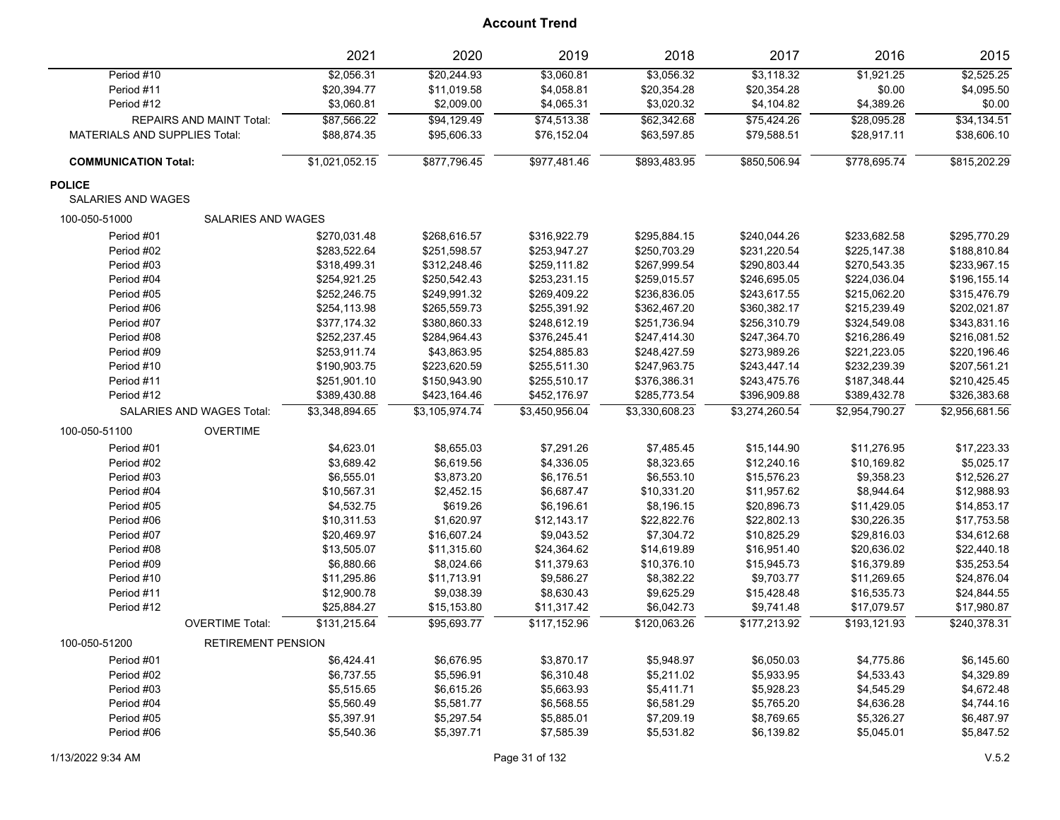# Account Trend

| | | 2021 | 2020 | 2019 | 2018 | 2017 | 2016 | 2015 |
|---|---|---|---|---|---|---|---|---|
| Period #10 | | $2,056.31 | $20,244.93 | $3,060.81 | $3,056.32 | $3,118.32 | $1,921.25 | $2,525.25 |
| Period #11 | | $20,394.77 | $11,019.58 | $4,058.81 | $20,354.28 | $20,354.28 | $0.00 | $4,095.50 |
| Period #12 | | $3,060.81 | $2,009.00 | $4,065.31 | $3,020.32 | $4,104.82 | $4,389.26 | $0.00 |
| REPAIRS AND MAINT Total: | | $87,566.22 | $94,129.49 | $74,513.38 | $62,342.68 | $75,424.26 | $28,095.28 | $34,134.51 |
| MATERIALS AND SUPPLIES Total: | | $88,874.35 | $95,606.33 | $76,152.04 | $63,597.85 | $79,588.51 | $28,917.11 | $38,606.10 |
| **COMMUNICATION Total:** | | $1,021,052.15 | $877,796.45 | $977,481.46 | $893,483.95 | $850,506.94 | $778,695.74 | $815,202.29 |
| **POLICE** | | | | | | | | |
| SALARIES AND WAGES | | | | | | | | |
| 100-050-51000 | SALARIES AND WAGES | | | | | | | |
| Period #01 | | $270,031.48 | $268,616.57 | $316,922.79 | $295,884.15 | $240,044.26 | $233,682.58 | $295,770.29 |
| Period #02 | | $283,522.64 | $251,598.57 | $253,947.27 | $250,703.29 | $231,220.54 | $225,147.38 | $188,810.84 |
| Period #03 | | $318,499.31 | $312,248.46 | $259,111.82 | $267,999.54 | $290,803.44 | $270,543.35 | $233,967.15 |
| Period #04 | | $254,921.25 | $250,542.43 | $253,231.15 | $259,015.57 | $246,695.05 | $224,036.04 | $196,155.14 |
| Period #05 | | $252,246.75 | $249,991.32 | $269,409.22 | $236,836.05 | $243,617.55 | $215,062.20 | $315,476.79 |
| Period #06 | | $254,113.98 | $265,559.73 | $255,391.92 | $362,467.20 | $360,382.17 | $215,239.49 | $202,021.87 |
| Period #07 | | $377,174.32 | $380,860.33 | $248,612.19 | $251,736.94 | $256,310.79 | $324,549.08 | $343,831.16 |
| Period #08 | | $252,237.45 | $284,964.43 | $376,245.41 | $247,414.30 | $247,364.70 | $216,286.49 | $216,081.52 |
| Period #09 | | $253,911.74 | $43,863.95 | $254,885.83 | $248,427.59 | $273,989.26 | $221,223.05 | $220,196.46 |
| Period #10 | | $190,903.75 | $223,620.59 | $255,511.30 | $247,963.75 | $243,447.14 | $232,239.39 | $207,561.21 |
| Period #11 | | $251,901.10 | $150,943.90 | $255,510.17 | $376,386.31 | $243,475.76 | $187,348.44 | $210,425.45 |
| Period #12 | | $389,430.88 | $423,164.46 | $452,176.97 | $285,773.54 | $396,909.88 | $389,432.78 | $326,383.68 |
| SALARIES AND WAGES Total: | | $3,348,894.65 | $3,105,974.74 | $3,450,956.04 | $3,330,608.23 | $3,274,260.54 | $2,954,790.27 | $2,956,681.56 |
| 100-050-51100 | OVERTIME | | | | | | | |
| Period #01 | | $4,623.01 | $8,655.03 | $7,291.26 | $7,485.45 | $15,144.90 | $11,276.95 | $17,223.33 |
| Period #02 | | $3,689.42 | $6,619.56 | $4,336.05 | $8,323.65 | $12,240.16 | $10,169.82 | $5,025.17 |
| Period #03 | | $6,555.01 | $3,873.20 | $6,176.51 | $6,553.10 | $15,576.23 | $9,358.23 | $12,526.27 |
| Period #04 | | $10,567.31 | $2,452.15 | $6,687.47 | $10,331.20 | $11,957.62 | $8,944.64 | $12,988.93 |
| Period #05 | | $4,532.75 | $619.26 | $6,196.61 | $8,196.15 | $20,896.73 | $11,429.05 | $14,853.17 |
| Period #06 | | $10,311.53 | $1,620.97 | $12,143.17 | $22,822.76 | $22,802.13 | $30,226.35 | $17,753.58 |
| Period #07 | | $20,469.97 | $16,607.24 | $9,043.52 | $7,304.72 | $10,825.29 | $29,816.03 | $34,612.68 |
| Period #08 | | $13,505.07 | $11,315.60 | $24,364.62 | $14,619.89 | $16,951.40 | $20,636.02 | $22,440.18 |
| Period #09 | | $6,880.66 | $8,024.66 | $11,379.63 | $10,376.10 | $15,945.73 | $16,379.89 | $35,253.54 |
| Period #10 | | $11,295.86 | $11,713.91 | $9,586.27 | $8,382.22 | $9,703.77 | $11,269.65 | $24,876.04 |
| Period #11 | | $12,900.78 | $9,038.39 | $8,630.43 | $9,625.29 | $15,428.48 | $16,535.73 | $24,844.55 |
| Period #12 | | $25,884.27 | $15,153.80 | $11,317.42 | $6,042.73 | $9,741.48 | $17,079.57 | $17,980.87 |
| | OVERTIME Total: | $131,215.64 | $95,693.77 | $117,152.96 | $120,063.26 | $177,213.92 | $193,121.93 | $240,378.31 |
| 100-050-51200 | RETIREMENT PENSION | | | | | | | |
| Period #01 | | $6,424.41 | $6,676.95 | $3,870.17 | $5,948.97 | $6,050.03 | $4,775.86 | $6,145.60 |
| Period #02 | | $6,737.55 | $5,596.91 | $6,310.48 | $5,211.02 | $5,933.95 | $4,533.43 | $4,329.89 |
| Period #03 | | $5,515.65 | $6,615.26 | $5,663.93 | $5,411.71 | $5,928.23 | $4,545.29 | $4,672.48 |
| Period #04 | | $5,560.49 | $5,581.77 | $6,568.55 | $6,581.29 | $5,765.20 | $4,636.28 | $4,744.16 |
| Period #05 | | $5,397.91 | $5,297.54 | $5,885.01 | $7,209.19 | $8,769.65 | $5,326.27 | $6,487.97 |
| Period #06 | | $5,540.36 | $5,397.71 | $7,585.39 | $5,531.82 | $6,139.82 | $5,045.01 | $5,847.52 |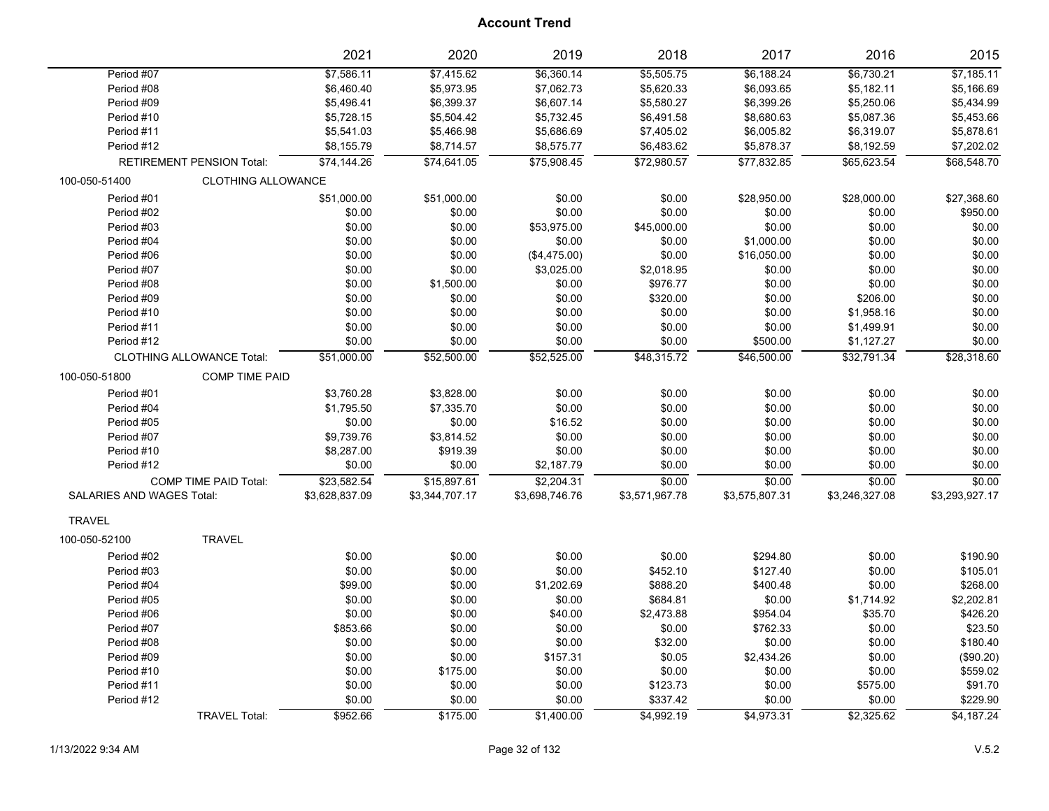# Account Trend

| | 2021 | 2020 | 2019 | 2018 | 2017 | 2016 | 2015 |
|---|---|---|---|---|---|---|---|
| Period #07 | $7,586.11 | $7,415.62 | $6,360.14 | $5,505.75 | $6,188.24 | $6,730.21 | $7,185.11 |
| Period #08 | $6,460.40 | $5,973.95 | $7,062.73 | $5,620.33 | $6,093.65 | $5,182.11 | $5,166.69 |
| Period #09 | $5,496.41 | $6,399.37 | $6,607.14 | $5,580.27 | $6,399.26 | $5,250.06 | $5,434.99 |
| Period #10 | $5,728.15 | $5,504.42 | $5,732.45 | $6,491.58 | $8,680.63 | $5,087.36 | $5,453.66 |
| Period #11 | $5,541.03 | $5,466.98 | $5,686.69 | $7,405.02 | $6,005.82 | $6,319.07 | $5,878.61 |
| Period #12 | $8,155.79 | $8,714.57 | $8,575.77 | $6,483.62 | $5,878.37 | $8,192.59 | $7,202.02 |
| RETIREMENT PENSION Total: | $74,144.26 | $74,641.05 | $75,908.45 | $72,980.57 | $77,832.85 | $65,623.54 | $68,548.70 |
| **100-050-51400 CLOTHING ALLOWANCE** | | | | | | | |
| Period #01 | $51,000.00 | $51,000.00 | $0.00 | $0.00 | $28,950.00 | $28,000.00 | $27,368.60 |
| Period #02 | $0.00 | $0.00 | $0.00 | $0.00 | $0.00 | $0.00 | $950.00 |
| Period #03 | $0.00 | $0.00 | $53,975.00 | $45,000.00 | $0.00 | $0.00 | $0.00 |
| Period #04 | $0.00 | $0.00 | $0.00 | $0.00 | $1,000.00 | $0.00 | $0.00 |
| Period #06 | $0.00 | $0.00 | ($4,475.00) | $0.00 | $16,050.00 | $0.00 | $0.00 |
| Period #07 | $0.00 | $0.00 | $3,025.00 | $2,018.95 | $0.00 | $0.00 | $0.00 |
| Period #08 | $0.00 | $1,500.00 | $0.00 | $976.77 | $0.00 | $0.00 | $0.00 |
| Period #09 | $0.00 | $0.00 | $0.00 | $320.00 | $0.00 | $206.00 | $0.00 |
| Period #10 | $0.00 | $0.00 | $0.00 | $0.00 | $0.00 | $1,958.16 | $0.00 |
| Period #11 | $0.00 | $0.00 | $0.00 | $0.00 | $0.00 | $1,499.91 | $0.00 |
| Period #12 | $0.00 | $0.00 | $0.00 | $0.00 | $500.00 | $1,127.27 | $0.00 |
| CLOTHING ALLOWANCE Total: | $51,000.00 | $52,500.00 | $52,525.00 | $48,315.72 | $46,500.00 | $32,791.34 | $28,318.60 |
| **100-050-51800 COMP TIME PAID** | | | | | | | |
| Period #01 | $3,760.28 | $3,828.00 | $0.00 | $0.00 | $0.00 | $0.00 | $0.00 |
| Period #04 | $1,795.50 | $7,335.70 | $0.00 | $0.00 | $0.00 | $0.00 | $0.00 |
| Period #05 | $0.00 | $0.00 | $16.52 | $0.00 | $0.00 | $0.00 | $0.00 |
| Period #07 | $9,739.76 | $3,814.52 | $0.00 | $0.00 | $0.00 | $0.00 | $0.00 |
| Period #10 | $8,287.00 | $919.39 | $0.00 | $0.00 | $0.00 | $0.00 | $0.00 |
| Period #12 | $0.00 | $0.00 | $2,187.79 | $0.00 | $0.00 | $0.00 | $0.00 |
| COMP TIME PAID Total: | $23,582.54 | $15,897.61 | $2,204.31 | $0.00 | $0.00 | $0.00 | $0.00 |
| SALARIES AND WAGES Total: | $3,628,837.09 | $3,344,707.17 | $3,698,746.76 | $3,571,967.78 | $3,575,807.31 | $3,246,327.08 | $3,293,927.17 |
| **TRAVEL** | | | | | | | |
| **100-050-52100 TRAVEL** | | | | | | | |
| Period #02 | $0.00 | $0.00 | $0.00 | $0.00 | $294.80 | $0.00 | $190.90 |
| Period #03 | $0.00 | $0.00 | $0.00 | $452.10 | $127.40 | $0.00 | $105.01 |
| Period #04 | $99.00 | $0.00 | $1,202.69 | $888.20 | $400.48 | $0.00 | $268.00 |
| Period #05 | $0.00 | $0.00 | $0.00 | $684.81 | $0.00 | $1,714.92 | $2,202.81 |
| Period #06 | $0.00 | $0.00 | $40.00 | $2,473.88 | $954.04 | $35.70 | $426.20 |
| Period #07 | $853.66 | $0.00 | $0.00 | $0.00 | $762.33 | $0.00 | $23.50 |
| Period #08 | $0.00 | $0.00 | $0.00 | $32.00 | $0.00 | $0.00 | $180.40 |
| Period #09 | $0.00 | $0.00 | $157.31 | $0.05 | $2,434.26 | $0.00 | ($90.20) |
| Period #10 | $0.00 | $175.00 | $0.00 | $0.00 | $0.00 | $0.00 | $559.02 |
| Period #11 | $0.00 | $0.00 | $0.00 | $123.73 | $0.00 | $575.00 | $91.70 |
| Period #12 | $0.00 | $0.00 | $0.00 | $337.42 | $0.00 | $0.00 | $229.90 |
| TRAVEL Total: | $952.66 | $175.00 | $1,400.00 | $4,992.19 | $4,973.31 | $2,325.62 | $4,187.24 |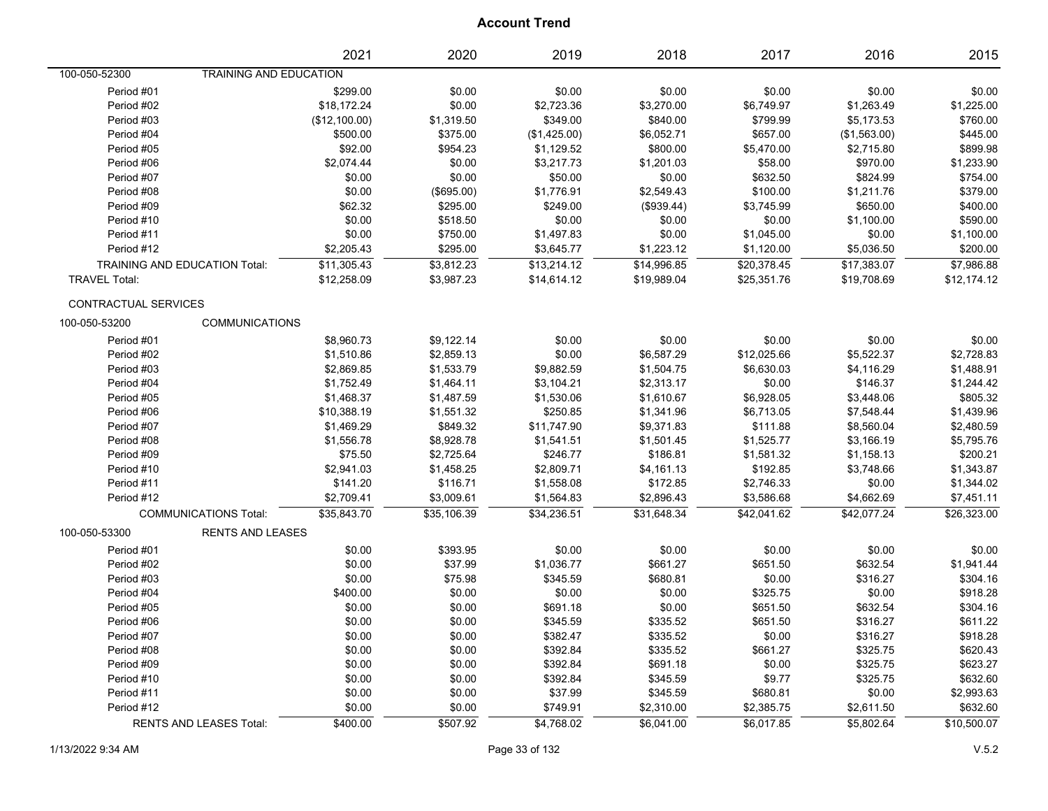# Account Trend

| | | 2021 | 2020 | 2019 | 2018 | 2017 | 2016 | 2015 |
|---|---|---|---|---|---|---|---|---|
| 100-050-52300 | TRAINING AND EDUCATION | | | | | | | |
| Period #01 | | $299.00 | $0.00 | $0.00 | $0.00 | $0.00 | $0.00 | $0.00 |
| Period #02 | | $18,172.24 | $0.00 | $2,723.36 | $3,270.00 | $6,749.97 | $1,263.49 | $1,225.00 |
| Period #03 | | ($12,100.00) | $1,319.50 | $349.00 | $840.00 | $799.99 | $5,173.53 | $760.00 |
| Period #04 | | $500.00 | $375.00 | ($1,425.00) | $6,052.71 | $657.00 | ($1,563.00) | $445.00 |
| Period #05 | | $92.00 | $954.23 | $1,129.52 | $800.00 | $5,470.00 | $2,715.80 | $899.98 |
| Period #06 | | $2,074.44 | $0.00 | $3,217.73 | $1,201.03 | $58.00 | $970.00 | $1,233.90 |
| Period #07 | | $0.00 | $0.00 | $50.00 | $0.00 | $632.50 | $824.99 | $754.00 |
| Period #08 | | $0.00 | ($695.00) | $1,776.91 | $2,549.43 | $100.00 | $1,211.76 | $379.00 |
| Period #09 | | $62.32 | $295.00 | $249.00 | ($939.44) | $3,745.99 | $650.00 | $400.00 |
| Period #10 | | $0.00 | $518.50 | $0.00 | $0.00 | $0.00 | $1,100.00 | $590.00 |
| Period #11 | | $0.00 | $750.00 | $1,497.83 | $0.00 | $1,045.00 | $0.00 | $1,100.00 |
| Period #12 | | $2,205.43 | $295.00 | $3,645.77 | $1,223.12 | $1,120.00 | $5,036.50 | $200.00 |
| TRAINING AND EDUCATION Total: | | $11,305.43 | $3,812.23 | $13,214.12 | $14,996.85 | $20,378.45 | $17,383.07 | $7,986.88 |
| TRAVEL Total: | | $12,258.09 | $3,987.23 | $14,614.12 | $19,989.04 | $25,351.76 | $19,708.69 | $12,174.12 |
| CONTRACTUAL SERVICES | | | | | | | | |
| 100-050-53200 | COMMUNICATIONS | | | | | | | |
| Period #01 | | $8,960.73 | $9,122.14 | $0.00 | $0.00 | $0.00 | $0.00 | $0.00 |
| Period #02 | | $1,510.86 | $2,859.13 | $0.00 | $6,587.29 | $12,025.66 | $5,522.37 | $2,728.83 |
| Period #03 | | $2,869.85 | $1,533.79 | $9,882.59 | $1,504.75 | $6,630.03 | $4,116.29 | $1,488.91 |
| Period #04 | | $1,752.49 | $1,464.11 | $3,104.21 | $2,313.17 | $0.00 | $146.37 | $1,244.42 |
| Period #05 | | $1,468.37 | $1,487.59 | $1,530.06 | $1,610.67 | $6,928.05 | $3,448.06 | $805.32 |
| Period #06 | | $10,388.19 | $1,551.32 | $250.85 | $1,341.96 | $6,713.05 | $7,548.44 | $1,439.96 |
| Period #07 | | $1,469.29 | $849.32 | $11,747.90 | $9,371.83 | $111.88 | $8,560.04 | $2,480.59 |
| Period #08 | | $1,556.78 | $8,928.78 | $1,541.51 | $1,501.45 | $1,525.77 | $3,166.19 | $5,795.76 |
| Period #09 | | $75.50 | $2,725.64 | $246.77 | $186.81 | $1,581.32 | $1,158.13 | $200.21 |
| Period #10 | | $2,941.03 | $1,458.25 | $2,809.71 | $4,161.13 | $192.85 | $3,748.66 | $1,343.87 |
| Period #11 | | $141.20 | $116.71 | $1,558.08 | $172.85 | $2,746.33 | $0.00 | $1,344.02 |
| Period #12 | | $2,709.41 | $3,009.61 | $1,564.83 | $2,896.43 | $3,586.68 | $4,662.69 | $7,451.11 |
| COMMUNICATIONS Total: | | $35,843.70 | $35,106.39 | $34,236.51 | $31,648.34 | $42,041.62 | $42,077.24 | $26,323.00 |
| 100-050-53300 | RENTS AND LEASES | | | | | | | |
| Period #01 | | $0.00 | $393.95 | $0.00 | $0.00 | $0.00 | $0.00 | $0.00 |
| Period #02 | | $0.00 | $37.99 | $1,036.77 | $661.27 | $651.50 | $632.54 | $1,941.44 |
| Period #03 | | $0.00 | $75.98 | $345.59 | $680.81 | $0.00 | $316.27 | $304.16 |
| Period #04 | | $400.00 | $0.00 | $0.00 | $0.00 | $325.75 | $0.00 | $918.28 |
| Period #05 | | $0.00 | $0.00 | $691.18 | $0.00 | $651.50 | $632.54 | $304.16 |
| Period #06 | | $0.00 | $0.00 | $345.59 | $335.52 | $651.50 | $316.27 | $611.22 |
| Period #07 | | $0.00 | $0.00 | $382.47 | $335.52 | $0.00 | $316.27 | $918.28 |
| Period #08 | | $0.00 | $0.00 | $392.84 | $335.52 | $661.27 | $325.75 | $620.43 |
| Period #09 | | $0.00 | $0.00 | $392.84 | $691.18 | $0.00 | $325.75 | $623.27 |
| Period #10 | | $0.00 | $0.00 | $392.84 | $345.59 | $9.77 | $325.75 | $632.60 |
| Period #11 | | $0.00 | $0.00 | $37.99 | $345.59 | $680.81 | $0.00 | $2,993.63 |
| Period #12 | | $0.00 | $0.00 | $749.91 | $2,310.00 | $2,385.75 | $2,611.50 | $632.60 |
| RENTS AND LEASES Total: | | $400.00 | $507.92 | $4,768.02 | $6,041.00 | $6,017.85 | $5,802.64 | $10,500.07 |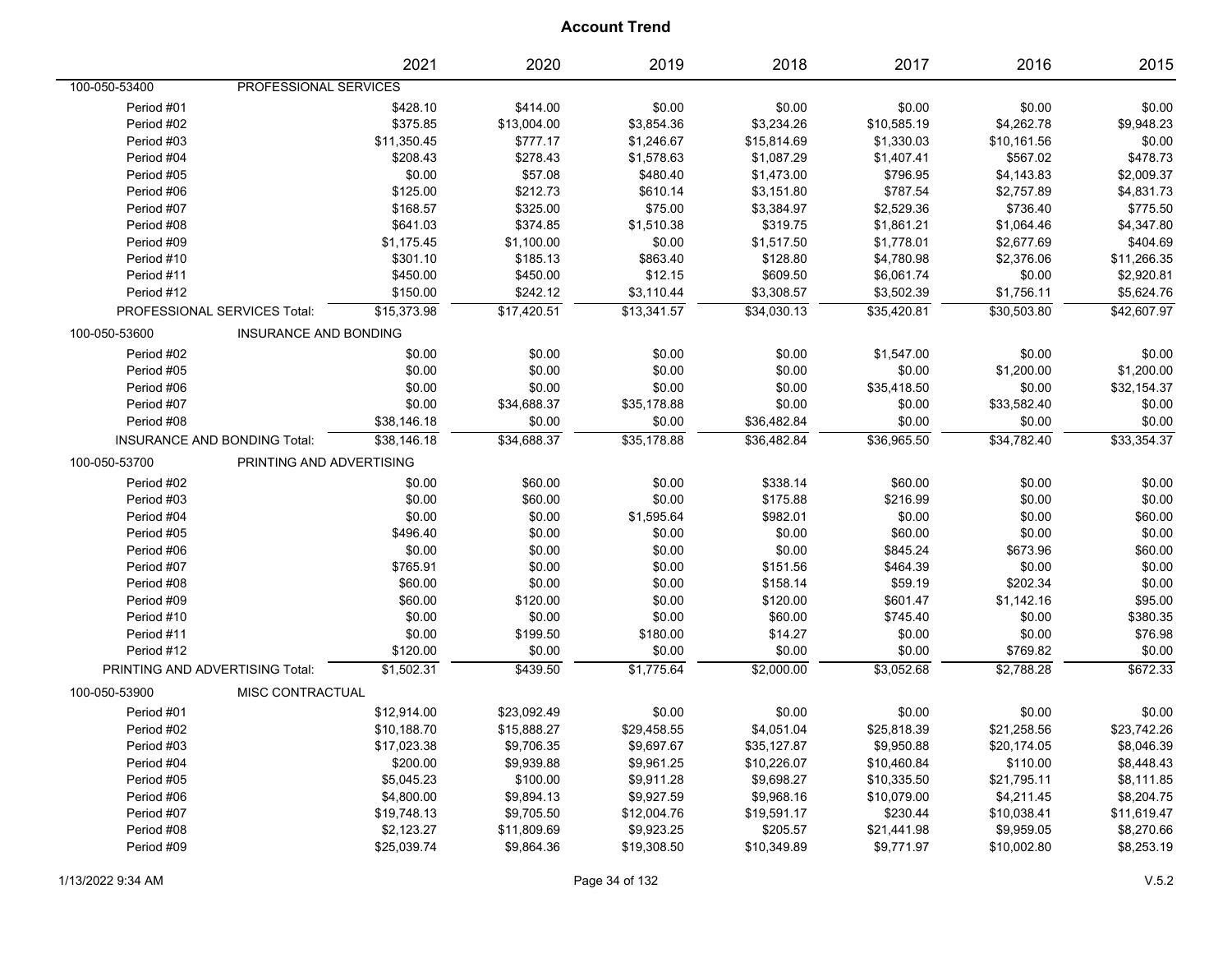# Account Trend

| | | 2021 | 2020 | 2019 | 2018 | 2017 | 2016 | 2015 |
|---|---|---|---|---|---|---|---|---|
| 100-050-53400 | PROFESSIONAL SERVICES | | | | | | | |
| Period #01 | | $428.10 | $414.00 | $0.00 | $0.00 | $0.00 | $0.00 | $0.00 |
| Period #02 | | $375.85 | $13,004.00 | $3,854.36 | $3,234.26 | $10,585.19 | $4,262.78 | $9,948.23 |
| Period #03 | | $11,350.45 | $777.17 | $1,246.67 | $15,814.69 | $1,330.03 | $10,161.56 | $0.00 |
| Period #04 | | $208.43 | $278.43 | $1,578.63 | $1,087.29 | $1,407.41 | $567.02 | $478.73 |
| Period #05 | | $0.00 | $57.08 | $480.40 | $1,473.00 | $796.95 | $4,143.83 | $2,009.37 |
| Period #06 | | $125.00 | $212.73 | $610.14 | $3,151.80 | $787.54 | $2,757.89 | $4,831.73 |
| Period #07 | | $168.57 | $325.00 | $75.00 | $3,384.97 | $2,529.36 | $736.40 | $775.50 |
| Period #08 | | $641.03 | $374.85 | $1,510.38 | $319.75 | $1,861.21 | $1,064.46 | $4,347.80 |
| Period #09 | | $1,175.45 | $1,100.00 | $0.00 | $1,517.50 | $1,778.01 | $2,677.69 | $404.69 |
| Period #10 | | $301.10 | $185.13 | $863.40 | $128.80 | $4,780.98 | $2,376.06 | $11,266.35 |
| Period #11 | | $450.00 | $450.00 | $12.15 | $609.50 | $6,061.74 | $0.00 | $2,920.81 |
| Period #12 | | $150.00 | $242.12 | $3,110.44 | $3,308.57 | $3,502.39 | $1,756.11 | $5,624.76 |
| PROFESSIONAL SERVICES Total: | | $15,373.98 | $17,420.51 | $13,341.57 | $34,030.13 | $35,420.81 | $30,503.80 | $42,607.97 |
| 100-050-53600 | INSURANCE AND BONDING | | | | | | | |
| Period #02 | | $0.00 | $0.00 | $0.00 | $0.00 | $1,547.00 | $0.00 | $0.00 |
| Period #05 | | $0.00 | $0.00 | $0.00 | $0.00 | $0.00 | $1,200.00 | $1,200.00 |
| Period #06 | | $0.00 | $0.00 | $0.00 | $0.00 | $35,418.50 | $0.00 | $32,154.37 |
| Period #07 | | $0.00 | $34,688.37 | $35,178.88 | $0.00 | $0.00 | $33,582.40 | $0.00 |
| Period #08 | | $38,146.18 | $0.00 | $0.00 | $36,482.84 | $0.00 | $0.00 | $0.00 |
| INSURANCE AND BONDING Total: | | $38,146.18 | $34,688.37 | $35,178.88 | $36,482.84 | $36,965.50 | $34,782.40 | $33,354.37 |
| 100-050-53700 | PRINTING AND ADVERTISING | | | | | | | |
| Period #02 | | $0.00 | $60.00 | $0.00 | $338.14 | $60.00 | $0.00 | $0.00 |
| Period #03 | | $0.00 | $60.00 | $0.00 | $175.88 | $216.99 | $0.00 | $0.00 |
| Period #04 | | $0.00 | $0.00 | $1,595.64 | $982.01 | $0.00 | $0.00 | $60.00 |
| Period #05 | | $496.40 | $0.00 | $0.00 | $0.00 | $60.00 | $0.00 | $0.00 |
| Period #06 | | $0.00 | $0.00 | $0.00 | $0.00 | $845.24 | $673.96 | $60.00 |
| Period #07 | | $765.91 | $0.00 | $0.00 | $151.56 | $464.39 | $0.00 | $0.00 |
| Period #08 | | $60.00 | $0.00 | $0.00 | $158.14 | $59.19 | $202.34 | $0.00 |
| Period #09 | | $60.00 | $120.00 | $0.00 | $120.00 | $601.47 | $1,142.16 | $95.00 |
| Period #10 | | $0.00 | $0.00 | $0.00 | $60.00 | $745.40 | $0.00 | $380.35 |
| Period #11 | | $0.00 | $199.50 | $180.00 | $14.27 | $0.00 | $0.00 | $76.98 |
| Period #12 | | $120.00 | $0.00 | $0.00 | $0.00 | $0.00 | $769.82 | $0.00 |
| PRINTING AND ADVERTISING Total: | | $1,502.31 | $439.50 | $1,775.64 | $2,000.00 | $3,052.68 | $2,788.28 | $672.33 |
| 100-050-53900 | MISC CONTRACTUAL | | | | | | | |
| Period #01 | | $12,914.00 | $23,092.49 | $0.00 | $0.00 | $0.00 | $0.00 | $0.00 |
| Period #02 | | $10,188.70 | $15,888.27 | $29,458.55 | $4,051.04 | $25,818.39 | $21,258.56 | $23,742.26 |
| Period #03 | | $17,023.38 | $9,706.35 | $9,697.67 | $35,127.87 | $9,950.88 | $20,174.05 | $8,046.39 |
| Period #04 | | $200.00 | $9,939.88 | $9,961.25 | $10,226.07 | $10,460.84 | $110.00 | $8,448.43 |
| Period #05 | | $5,045.23 | $100.00 | $9,911.28 | $9,698.27 | $10,335.50 | $21,795.11 | $8,111.85 |
| Period #06 | | $4,800.00 | $9,894.13 | $9,927.59 | $9,968.16 | $10,079.00 | $4,211.45 | $8,204.75 |
| Period #07 | | $19,748.13 | $9,705.50 | $12,004.76 | $19,591.17 | $230.44 | $10,038.41 | $11,619.47 |
| Period #08 | | $2,123.27 | $11,809.69 | $9,923.25 | $205.57 | $21,441.98 | $9,959.05 | $8,270.66 |
| Period #09 | | $25,039.74 | $9,864.36 | $19,308.50 | $10,349.89 | $9,771.97 | $10,002.80 | $8,253.19 |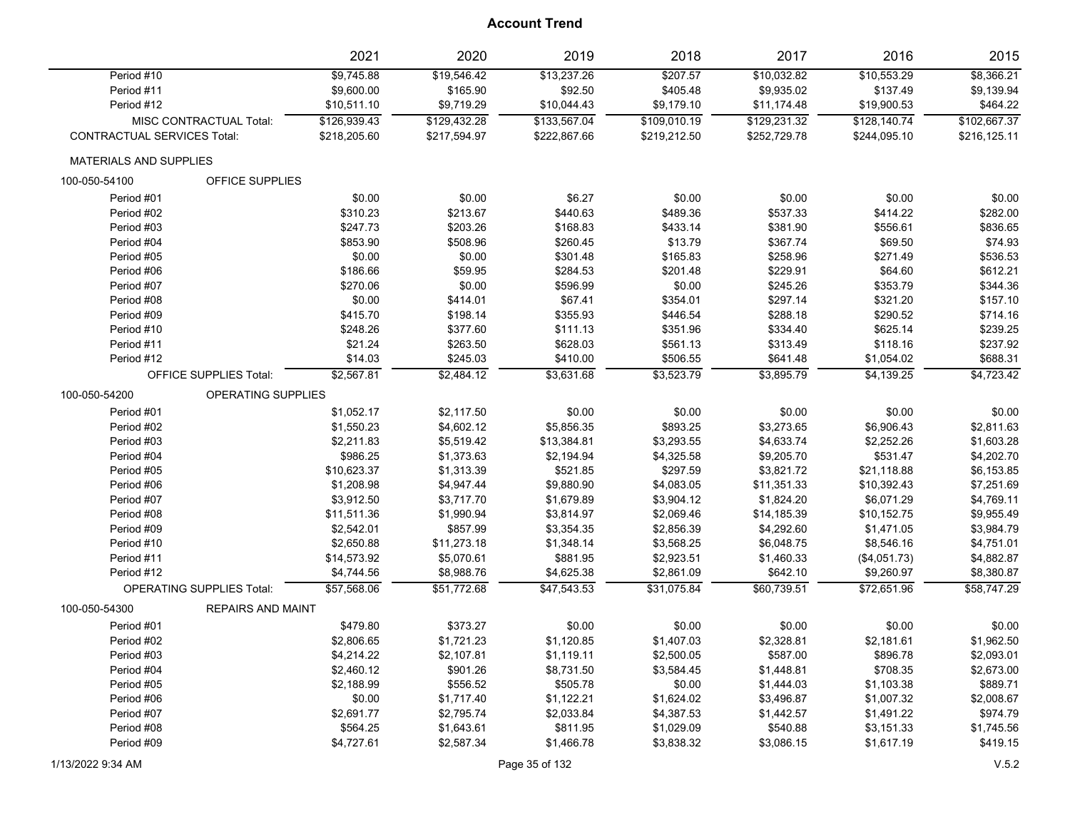# Account Trend

| | 2021 | 2020 | 2019 | 2018 | 2017 | 2016 | 2015 |
|---|---|---|---|---|---|---|---|
| Period #10 | $9,745.88 | $19,546.42 | $13,237.26 | $207.57 | $10,032.82 | $10,553.29 | $8,366.21 |
| Period #11 | $9,600.00 | $165.90 | $92.50 | $405.48 | $9,935.02 | $137.49 | $9,139.94 |
| Period #12 | $10,511.10 | $9,719.29 | $10,044.43 | $9,179.10 | $11,174.48 | $19,900.53 | $464.22 |
| MISC CONTRACTUAL Total: | $126,939.43 | $129,432.28 | $133,567.04 | $109,010.19 | $129,231.32 | $128,140.74 | $102,667.37 |
| CONTRACTUAL SERVICES Total: | $218,205.60 | $217,594.97 | $222,867.66 | $219,212.50 | $252,729.78 | $244,095.10 | $216,125.11 |
| MATERIALS AND SUPPLIES | | | | | | | |
| 100-050-54100 OFFICE SUPPLIES | | | | | | | |
| Period #01 | $0.00 | $0.00 | $6.27 | $0.00 | $0.00 | $0.00 | $0.00 |
| Period #02 | $310.23 | $213.67 | $440.63 | $489.36 | $537.33 | $414.22 | $282.00 |
| Period #03 | $247.73 | $203.26 | $168.83 | $433.14 | $381.90 | $556.61 | $836.65 |
| Period #04 | $853.90 | $508.96 | $260.45 | $13.79 | $367.74 | $69.50 | $74.93 |
| Period #05 | $0.00 | $0.00 | $301.48 | $165.83 | $258.96 | $271.49 | $536.53 |
| Period #06 | $186.66 | $59.95 | $284.53 | $201.48 | $229.91 | $64.60 | $612.21 |
| Period #07 | $270.06 | $0.00 | $596.99 | $0.00 | $245.26 | $353.79 | $344.36 |
| Period #08 | $0.00 | $414.01 | $67.41 | $354.01 | $297.14 | $321.20 | $157.10 |
| Period #09 | $415.70 | $198.14 | $355.93 | $446.54 | $288.18 | $290.52 | $714.16 |
| Period #10 | $248.26 | $377.60 | $111.13 | $351.96 | $334.40 | $625.14 | $239.25 |
| Period #11 | $21.24 | $263.50 | $628.03 | $561.13 | $313.49 | $118.16 | $237.92 |
| Period #12 | $14.03 | $245.03 | $410.00 | $506.55 | $641.48 | $1,054.02 | $688.31 |
| OFFICE SUPPLIES Total: | $2,567.81 | $2,484.12 | $3,631.68 | $3,523.79 | $3,895.79 | $4,139.25 | $4,723.42 |
| 100-050-54200 OPERATING SUPPLIES | | | | | | | |
| Period #01 | $1,052.17 | $2,117.50 | $0.00 | $0.00 | $0.00 | $0.00 | $0.00 |
| Period #02 | $1,550.23 | $4,602.12 | $5,856.35 | $893.25 | $3,273.65 | $6,906.43 | $2,811.63 |
| Period #03 | $2,211.83 | $5,519.42 | $13,384.81 | $3,293.55 | $4,633.74 | $2,252.26 | $1,603.28 |
| Period #04 | $986.25 | $1,373.63 | $2,194.94 | $4,325.58 | $9,205.70 | $531.47 | $4,202.70 |
| Period #05 | $10,623.37 | $1,313.39 | $521.85 | $297.59 | $3,821.72 | $21,118.88 | $6,153.85 |
| Period #06 | $1,208.98 | $4,947.44 | $9,880.90 | $4,083.05 | $11,351.33 | $10,392.43 | $7,251.69 |
| Period #07 | $3,912.50 | $3,717.70 | $1,679.89 | $3,904.12 | $1,824.20 | $6,071.29 | $4,769.11 |
| Period #08 | $11,511.36 | $1,990.94 | $3,814.97 | $2,069.46 | $14,185.39 | $10,152.75 | $9,955.49 |
| Period #09 | $2,542.01 | $857.99 | $3,354.35 | $2,856.39 | $4,292.60 | $1,471.05 | $3,984.79 |
| Period #10 | $2,650.88 | $11,273.18 | $1,348.14 | $3,568.25 | $6,048.75 | $8,546.16 | $4,751.01 |
| Period #11 | $14,573.92 | $5,070.61 | $881.95 | $2,923.51 | $1,460.33 | ($4,051.73) | $4,882.87 |
| Period #12 | $4,744.56 | $8,988.76 | $4,625.38 | $2,861.09 | $642.10 | $9,260.97 | $8,380.87 |
| OPERATING SUPPLIES Total: | $57,568.06 | $51,772.68 | $47,543.53 | $31,075.84 | $60,739.51 | $72,651.96 | $58,747.29 |
| 100-050-54300 REPAIRS AND MAINT | | | | | | | |
| Period #01 | $479.80 | $373.27 | $0.00 | $0.00 | $0.00 | $0.00 | $0.00 |
| Period #02 | $2,806.65 | $1,721.23 | $1,120.85 | $1,407.03 | $2,328.81 | $2,181.61 | $1,962.50 |
| Period #03 | $4,214.22 | $2,107.81 | $1,119.11 | $2,500.05 | $587.00 | $896.78 | $2,093.01 |
| Period #04 | $2,460.12 | $901.26 | $8,731.50 | $3,584.45 | $1,448.81 | $708.35 | $2,673.00 |
| Period #05 | $2,188.99 | $556.52 | $505.78 | $0.00 | $1,444.03 | $1,103.38 | $889.71 |
| Period #06 | $0.00 | $1,717.40 | $1,122.21 | $1,624.02 | $3,496.87 | $1,007.32 | $2,008.67 |
| Period #07 | $2,691.77 | $2,795.74 | $2,033.84 | $4,387.53 | $1,442.57 | $1,491.22 | $974.79 |
| Period #08 | $564.25 | $1,643.61 | $811.95 | $1,029.09 | $540.88 | $3,151.33 | $1,745.56 |
| Period #09 | $4,727.61 | $2,587.34 | $1,466.78 | $3,838.32 | $3,086.15 | $1,617.19 | $419.15 |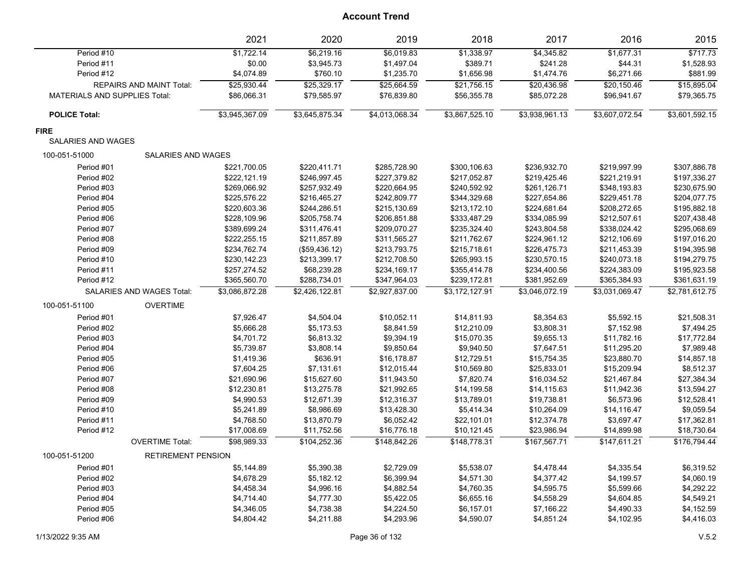## Account Trend

| | 2021 | 2020 | 2019 | 2018 | 2017 | 2016 | 2015 |
|---|---|---|---|---|---|---|---|
| Period #10 | $1,722.14 | $6,219.16 | $6,019.83 | $1,338.97 | $4,345.82 | $1,677.31 | $717.73 |
| Period #11 | $0.00 | $3,945.73 | $1,497.04 | $389.71 | $241.28 | $44.31 | $1,528.93 |
| Period #12 | $4,074.89 | $760.10 | $1,235.70 | $1,656.98 | $1,474.76 | $6,271.66 | $881.99 |
| REPAIRS AND MAINT Total: | $25,930.44 | $25,329.17 | $25,664.59 | $21,756.15 | $20,436.98 | $20,150.46 | $15,895.04 |
| MATERIALS AND SUPPLIES Total: | $86,066.31 | $79,585.97 | $76,839.80 | $56,355.78 | $85,072.28 | $96,941.67 | $79,365.75 |
| **POLICE Total:** | $3,945,367.09 | $3,645,875.34 | $4,013,068.34 | $3,867,525.10 | $3,938,961.13 | $3,607,072.54 | $3,601,592.15 |
| **FIRE** | | | | | | | |
| SALARIES AND WAGES | | | | | | | |
| 100-051-51000 SALARIES AND WAGES | | | | | | | |
| Period #01 | $221,700.05 | $220,411.71 | $285,728.90 | $300,106.63 | $236,932.70 | $219,997.99 | $307,886.78 |
| Period #02 | $222,121.19 | $246,997.45 | $227,379.82 | $217,052.87 | $219,425.46 | $221,219.91 | $197,336.27 |
| Period #03 | $269,066.92 | $257,932.49 | $220,664.95 | $240,592.92 | $261,126.71 | $348,193.83 | $230,675.90 |
| Period #04 | $225,576.22 | $216,465.27 | $242,809.77 | $344,329.68 | $227,654.86 | $229,451.78 | $204,077.75 |
| Period #05 | $220,603.36 | $244,286.51 | $215,130.69 | $213,172.10 | $224,681.64 | $208,272.65 | $195,882.18 |
| Period #06 | $228,109.96 | $205,758.74 | $206,851.88 | $333,487.29 | $334,085.99 | $212,507.61 | $207,438.48 |
| Period #07 | $389,699.24 | $311,476.41 | $209,070.27 | $235,324.40 | $243,804.58 | $338,024.42 | $295,068.69 |
| Period #08 | $222,255.15 | $211,857.89 | $311,565.27 | $211,762.67 | $224,961.12 | $212,106.69 | $197,016.20 |
| Period #09 | $234,762.74 | ($59,436.12) | $213,793.75 | $215,718.61 | $226,475.73 | $211,453.39 | $194,395.98 |
| Period #10 | $230,142.23 | $213,399.17 | $212,708.50 | $265,993.15 | $230,570.15 | $240,073.18 | $194,279.75 |
| Period #11 | $257,274.52 | $68,239.28 | $234,169.17 | $355,414.78 | $234,400.56 | $224,383.09 | $195,923.58 |
| Period #12 | $365,560.70 | $288,734.01 | $347,964.03 | $239,172.81 | $381,952.69 | $365,384.93 | $361,631.19 |
| SALARIES AND WAGES Total: | $3,086,872.28 | $2,426,122.81 | $2,927,837.00 | $3,172,127.91 | $3,046,072.19 | $3,031,069.47 | $2,781,612.75 |
| 100-051-51100 OVERTIME | | | | | | | |
| Period #01 | $7,926.47 | $4,504.04 | $10,052.11 | $14,811.93 | $8,354.63 | $5,592.15 | $21,508.31 |
| Period #02 | $5,666.28 | $5,173.53 | $8,841.59 | $12,210.09 | $3,808.31 | $7,152.98 | $7,494.25 |
| Period #03 | $4,701.72 | $6,813.32 | $9,394.19 | $15,070.35 | $9,655.13 | $11,782.16 | $17,772.84 |
| Period #04 | $5,739.87 | $3,808.14 | $9,850.64 | $9,940.50 | $7,647.51 | $11,295.20 | $7,989.48 |
| Period #05 | $1,419.36 | $636.91 | $16,178.87 | $12,729.51 | $15,754.35 | $23,880.70 | $14,857.18 |
| Period #06 | $7,604.25 | $7,131.61 | $12,015.44 | $10,569.80 | $25,833.01 | $15,209.94 | $8,512.37 |
| Period #07 | $21,690.96 | $15,627.60 | $11,943.50 | $7,820.74 | $16,034.52 | $21,467.84 | $27,384.34 |
| Period #08 | $12,230.81 | $13,275.78 | $21,992.65 | $14,199.58 | $14,115.63 | $11,942.36 | $13,594.27 |
| Period #09 | $4,990.53 | $12,671.39 | $12,316.37 | $13,789.01 | $19,738.81 | $6,573.96 | $12,528.41 |
| Period #10 | $5,241.89 | $8,986.69 | $13,428.30 | $5,414.34 | $10,264.09 | $14,116.47 | $9,059.54 |
| Period #11 | $4,768.50 | $13,870.79 | $6,052.42 | $22,101.01 | $12,374.78 | $3,697.47 | $17,362.81 |
| Period #12 | $17,008.69 | $11,752.56 | $16,776.18 | $10,121.45 | $23,986.94 | $14,899.98 | $18,730.64 |
| OVERTIME Total: | $98,989.33 | $104,252.36 | $148,842.26 | $148,778.31 | $167,567.71 | $147,611.21 | $176,794.44 |
| 100-051-51200 RETIREMENT PENSION | | | | | | | |
| Period #01 | $5,144.89 | $5,390.38 | $2,729.09 | $5,538.07 | $4,478.44 | $4,335.54 | $6,319.52 |
| Period #02 | $4,678.29 | $5,182.12 | $6,399.94 | $4,571.30 | $4,377.42 | $4,199.57 | $4,060.19 |
| Period #03 | $4,458.34 | $4,996.16 | $4,882.54 | $4,760.35 | $4,595.75 | $5,599.66 | $4,292.22 |
| Period #04 | $4,714.40 | $4,777.30 | $5,422.05 | $6,655.16 | $4,558.29 | $4,604.85 | $4,549.21 |
| Period #05 | $4,346.05 | $4,738.38 | $4,224.50 | $6,157.01 | $7,166.22 | $4,490.33 | $4,152.59 |
| Period #06 | $4,804.42 | $4,211.88 | $4,293.96 | $4,590.07 | $4,851.24 | $4,102.95 | $4,416.03 |

1/13/2022 9:35 AM V.5.2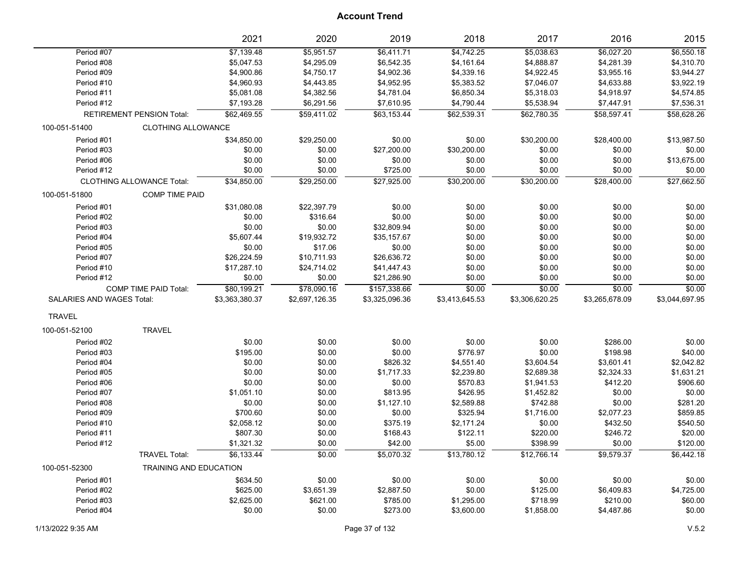# Account Trend

| | 2021 | 2020 | 2019 | 2018 | 2017 | 2016 | 2015 |
|---|---|---|---|---|---|---|---|
| Period #07 | $7,139.48 | $5,951.57 | $6,411.71 | $4,742.25 | $5,038.63 | $6,027.20 | $6,550.18 |
| Period #08 | $5,047.53 | $4,295.09 | $6,542.35 | $4,161.64 | $4,888.87 | $4,281.39 | $4,310.70 |
| Period #09 | $4,900.86 | $4,750.17 | $4,902.36 | $4,339.16 | $4,922.45 | $3,955.16 | $3,944.27 |
| Period #10 | $4,960.93 | $4,443.85 | $4,952.95 | $5,383.52 | $7,046.07 | $4,633.88 | $3,922.19 |
| Period #11 | $5,081.08 | $4,382.56 | $4,781.04 | $6,850.34 | $5,318.03 | $4,918.97 | $4,574.85 |
| Period #12 | $7,193.28 | $6,291.56 | $7,610.95 | $4,790.44 | $5,538.94 | $7,447.91 | $7,536.31 |
| RETIREMENT PENSION Total: | $62,469.55 | $59,411.02 | $63,153.44 | $62,539.31 | $62,780.35 | $58,597.41 | $58,628.26 |
| **100-051-51400 CLOTHING ALLOWANCE** | | | | | | | |
| Period #01 | $34,850.00 | $29,250.00 | $0.00 | $0.00 | $30,200.00 | $28,400.00 | $13,987.50 |
| Period #03 | $0.00 | $0.00 | $27,200.00 | $30,200.00 | $0.00 | $0.00 | $0.00 |
| Period #06 | $0.00 | $0.00 | $0.00 | $0.00 | $0.00 | $0.00 | $13,675.00 |
| Period #12 | $0.00 | $0.00 | $725.00 | $0.00 | $0.00 | $0.00 | $0.00 |
| CLOTHING ALLOWANCE Total: | $34,850.00 | $29,250.00 | $27,925.00 | $30,200.00 | $30,200.00 | $28,400.00 | $27,662.50 |
| **100-051-51800 COMP TIME PAID** | | | | | | | |
| Period #01 | $31,080.08 | $22,397.79 | $0.00 | $0.00 | $0.00 | $0.00 | $0.00 |
| Period #02 | $0.00 | $316.64 | $0.00 | $0.00 | $0.00 | $0.00 | $0.00 |
| Period #03 | $0.00 | $0.00 | $32,809.94 | $0.00 | $0.00 | $0.00 | $0.00 |
| Period #04 | $5,607.44 | $19,932.72 | $35,157.67 | $0.00 | $0.00 | $0.00 | $0.00 |
| Period #05 | $0.00 | $17.06 | $0.00 | $0.00 | $0.00 | $0.00 | $0.00 |
| Period #07 | $26,224.59 | $10,711.93 | $26,636.72 | $0.00 | $0.00 | $0.00 | $0.00 |
| Period #10 | $17,287.10 | $24,714.02 | $41,447.43 | $0.00 | $0.00 | $0.00 | $0.00 |
| Period #12 | $0.00 | $0.00 | $21,286.90 | $0.00 | $0.00 | $0.00 | $0.00 |
| COMP TIME PAID Total: | $80,199.21 | $78,090.16 | $157,338.66 | $0.00 | $0.00 | $0.00 | $0.00 |
| SALARIES AND WAGES Total: | $3,363,380.37 | $2,697,126.35 | $3,325,096.36 | $3,413,645.53 | $3,306,620.25 | $3,265,678.09 | $3,044,697.95 |
| **TRAVEL** | | | | | | | |
| **100-051-52100 TRAVEL** | | | | | | | |
| Period #02 | $0.00 | $0.00 | $0.00 | $0.00 | $0.00 | $286.00 | $0.00 |
| Period #03 | $195.00 | $0.00 | $0.00 | $776.97 | $0.00 | $198.98 | $40.00 |
| Period #04 | $0.00 | $0.00 | $826.32 | $4,551.40 | $3,604.54 | $3,601.41 | $2,042.82 |
| Period #05 | $0.00 | $0.00 | $1,717.33 | $2,239.80 | $2,689.38 | $2,324.33 | $1,631.21 |
| Period #06 | $0.00 | $0.00 | $0.00 | $570.83 | $1,941.53 | $412.20 | $906.60 |
| Period #07 | $1,051.10 | $0.00 | $813.95 | $426.95 | $1,452.82 | $0.00 | $0.00 |
| Period #08 | $0.00 | $0.00 | $1,127.10 | $2,589.88 | $742.88 | $0.00 | $281.20 |
| Period #09 | $700.60 | $0.00 | $0.00 | $325.94 | $1,716.00 | $2,077.23 | $859.85 |
| Period #10 | $2,058.12 | $0.00 | $375.19 | $2,171.24 | $0.00 | $432.50 | $540.50 |
| Period #11 | $807.30 | $0.00 | $168.43 | $122.11 | $220.00 | $246.72 | $20.00 |
| Period #12 | $1,321.32 | $0.00 | $42.00 | $5.00 | $398.99 | $0.00 | $120.00 |
| TRAVEL Total: | $6,133.44 | $0.00 | $5,070.32 | $13,780.12 | $12,766.14 | $9,579.37 | $6,442.18 |
| **100-051-52300 TRAINING AND EDUCATION** | | | | | | | |
| Period #01 | $634.50 | $0.00 | $0.00 | $0.00 | $0.00 | $0.00 | $0.00 |
| Period #02 | $625.00 | $3,651.39 | $2,887.50 | $0.00 | $125.00 | $6,409.83 | $4,725.00 |
| Period #03 | $2,625.00 | $621.00 | $785.00 | $1,295.00 | $718.99 | $210.00 | $60.00 |
| Period #04 | $0.00 | $0.00 | $273.00 | $3,600.00 | $1,858.00 | $4,487.86 | $0.00 |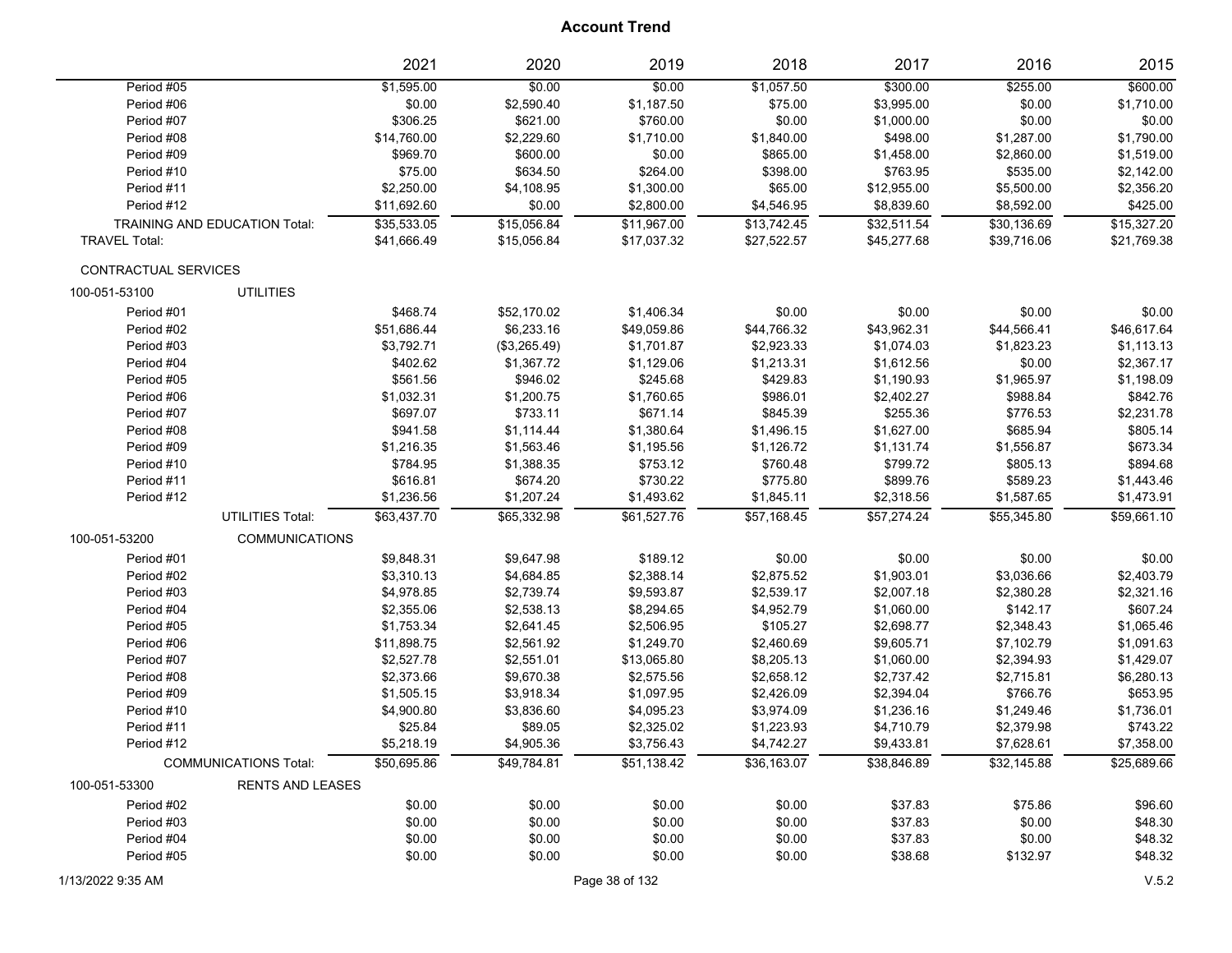**Account Trend**

| | | 2021 | 2020 | 2019 | 2018 | 2017 | 2016 | 2015 |
|---|---|---|---|---|---|---|---|---|
| Period #05 | | $1,595.00 | $0.00 | $0.00 | $1,057.50 | $300.00 | $255.00 | $600.00 |
| Period #06 | | $0.00 | $2,590.40 | $1,187.50 | $75.00 | $3,995.00 | $0.00 | $1,710.00 |
| Period #07 | | $306.25 | $621.00 | $760.00 | $0.00 | $1,000.00 | $0.00 | $0.00 |
| Period #08 | | $14,760.00 | $2,229.60 | $1,710.00 | $1,840.00 | $498.00 | $1,287.00 | $1,790.00 |
| Period #09 | | $969.70 | $600.00 | $0.00 | $865.00 | $1,458.00 | $2,860.00 | $1,519.00 |
| Period #10 | | $75.00 | $634.50 | $264.00 | $398.00 | $763.95 | $535.00 | $2,142.00 |
| Period #11 | | $2,250.00 | $4,108.95 | $1,300.00 | $65.00 | $12,955.00 | $5,500.00 | $2,356.20 |
| Period #12 | | $11,692.60 | $0.00 | $2,800.00 | $4,546.95 | $8,839.60 | $8,592.00 | $425.00 |
| TRAINING AND EDUCATION Total: | | $35,533.05 | $15,056.84 | $11,967.00 | $13,742.45 | $32,511.54 | $30,136.69 | $15,327.20 |
| TRAVEL Total: | | $41,666.49 | $15,056.84 | $17,037.32 | $27,522.57 | $45,277.68 | $39,716.06 | $21,769.38 |
| CONTRACTUAL SERVICES | | | | | | | | |
| 100-051-53100 | UTILITIES | | | | | | | |
| Period #01 | | $468.74 | $52,170.02 | $1,406.34 | $0.00 | $0.00 | $0.00 | $0.00 |
| Period #02 | | $51,686.44 | $6,233.16 | $49,059.86 | $44,766.32 | $43,962.31 | $44,566.41 | $46,617.64 |
| Period #03 | | $3,792.71 | ($3,265.49) | $1,701.87 | $2,923.33 | $1,074.03 | $1,823.23 | $1,113.13 |
| Period #04 | | $402.62 | $1,367.72 | $1,129.06 | $1,213.31 | $1,612.56 | $0.00 | $2,367.17 |
| Period #05 | | $561.56 | $946.02 | $245.68 | $429.83 | $1,190.93 | $1,965.97 | $1,198.09 |
| Period #06 | | $1,032.31 | $1,200.75 | $1,760.65 | $986.01 | $2,402.27 | $988.84 | $842.76 |
| Period #07 | | $697.07 | $733.11 | $671.14 | $845.39 | $255.36 | $776.53 | $2,231.78 |
| Period #08 | | $941.58 | $1,114.44 | $1,380.64 | $1,496.15 | $1,627.00 | $685.94 | $805.14 |
| Period #09 | | $1,216.35 | $1,563.46 | $1,195.56 | $1,126.72 | $1,131.74 | $1,556.87 | $673.34 |
| Period #10 | | $784.95 | $1,388.35 | $753.12 | $760.48 | $799.72 | $805.13 | $894.68 |
| Period #11 | | $616.81 | $674.20 | $730.22 | $775.80 | $899.76 | $589.23 | $1,443.46 |
| Period #12 | | $1,236.56 | $1,207.24 | $1,493.62 | $1,845.11 | $2,318.56 | $1,587.65 | $1,473.91 |
| | UTILITIES Total: | $63,437.70 | $65,332.98 | $61,527.76 | $57,168.45 | $57,274.24 | $55,345.80 | $59,661.10 |
| 100-051-53200 | COMMUNICATIONS | | | | | | | |
| Period #01 | | $9,848.31 | $9,647.98 | $189.12 | $0.00 | $0.00 | $0.00 | $0.00 |
| Period #02 | | $3,310.13 | $4,684.85 | $2,388.14 | $2,875.52 | $1,903.01 | $3,036.66 | $2,403.79 |
| Period #03 | | $4,978.85 | $2,739.74 | $9,593.87 | $2,539.17 | $2,007.18 | $2,380.28 | $2,321.16 |
| Period #04 | | $2,355.06 | $2,538.13 | $8,294.65 | $4,952.79 | $1,060.00 | $142.17 | $607.24 |
| Period #05 | | $1,753.34 | $2,641.45 | $2,506.95 | $105.27 | $2,698.77 | $2,348.43 | $1,065.46 |
| Period #06 | | $11,898.75 | $2,561.92 | $1,249.70 | $2,460.69 | $9,605.71 | $7,102.79 | $1,091.63 |
| Period #07 | | $2,527.78 | $2,551.01 | $13,065.80 | $8,205.13 | $1,060.00 | $2,394.93 | $1,429.07 |
| Period #08 | | $2,373.66 | $9,670.38 | $2,575.56 | $2,658.12 | $2,737.42 | $2,715.81 | $6,280.13 |
| Period #09 | | $1,505.15 | $3,918.34 | $1,097.95 | $2,426.09 | $2,394.04 | $766.76 | $653.95 |
| Period #10 | | $4,900.80 | $3,836.60 | $4,095.23 | $3,974.09 | $1,236.16 | $1,249.46 | $1,736.01 |
| Period #11 | | $25.84 | $89.05 | $2,325.02 | $1,223.93 | $4,710.79 | $2,379.98 | $743.22 |
| Period #12 | | $5,218.19 | $4,905.36 | $3,756.43 | $4,742.27 | $9,433.81 | $7,628.61 | $7,358.00 |
| | COMMUNICATIONS Total: | $50,695.86 | $49,784.81 | $51,138.42 | $36,163.07 | $38,846.89 | $32,145.88 | $25,689.66 |
| 100-051-53300 | RENTS AND LEASES | | | | | | | |
| Period #02 | | $0.00 | $0.00 | $0.00 | $0.00 | $37.83 | $75.86 | $96.60 |
| Period #03 | | $0.00 | $0.00 | $0.00 | $0.00 | $37.83 | $0.00 | $48.30 |
| Period #04 | | $0.00 | $0.00 | $0.00 | $0.00 | $37.83 | $0.00 | $48.32 |
| Period #05 | | $0.00 | $0.00 | $0.00 | $0.00 | $38.68 | $132.97 | $48.32 |

1/13/2022 9:35 AM V.5.2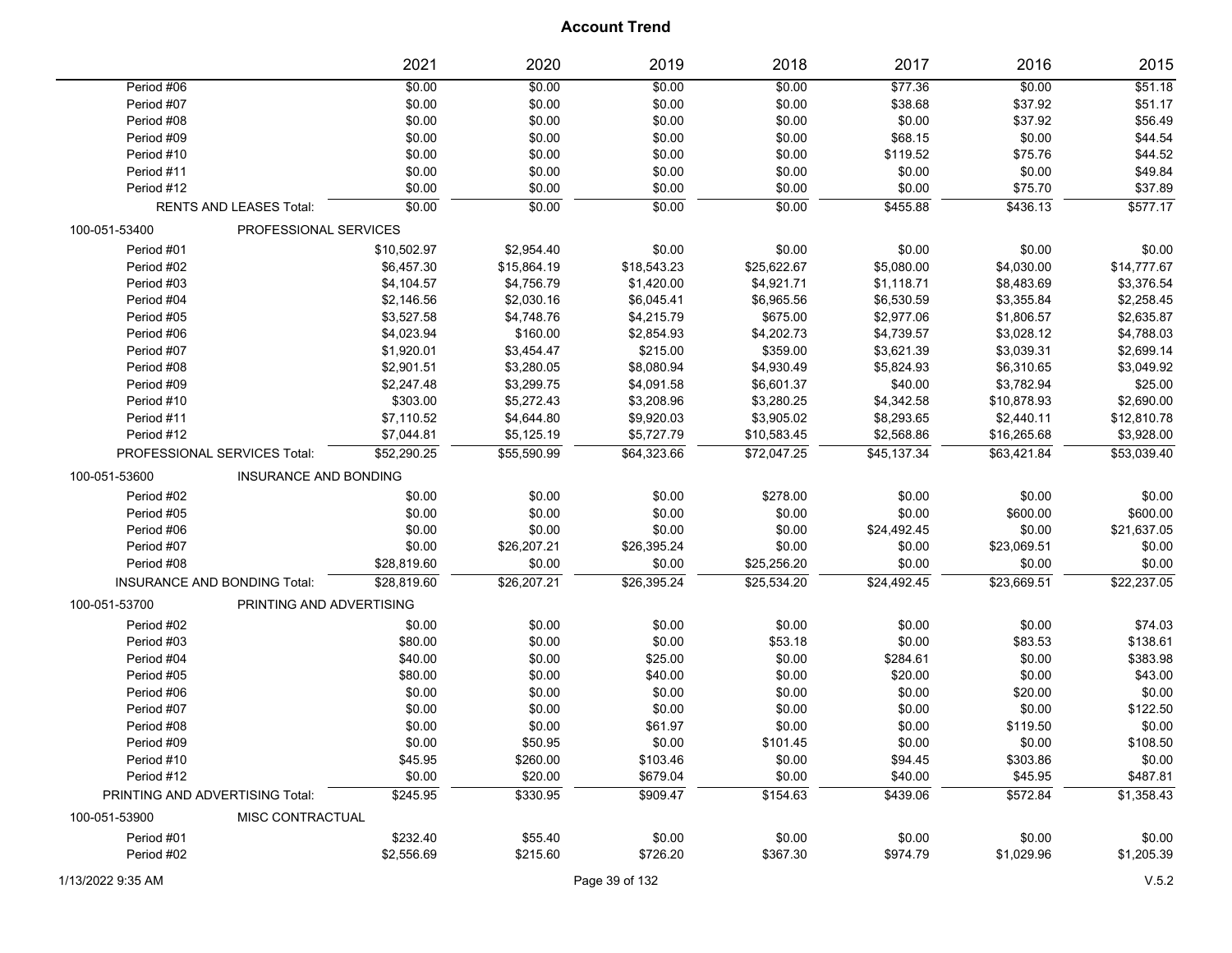# Account Trend

| | 2021 | 2020 | 2019 | 2018 | 2017 | 2016 | 2015 |
|---|---|---|---|---|---|---|---|
| Period #06 | $0.00 | $0.00 | $0.00 | $0.00 | $77.36 | $0.00 | $51.18 |
| Period #07 | $0.00 | $0.00 | $0.00 | $0.00 | $38.68 | $37.92 | $51.17 |
| Period #08 | $0.00 | $0.00 | $0.00 | $0.00 | $0.00 | $37.92 | $56.49 |
| Period #09 | $0.00 | $0.00 | $0.00 | $0.00 | $68.15 | $0.00 | $44.54 |
| Period #10 | $0.00 | $0.00 | $0.00 | $0.00 | $119.52 | $75.76 | $44.52 |
| Period #11 | $0.00 | $0.00 | $0.00 | $0.00 | $0.00 | $0.00 | $49.84 |
| Period #12 | $0.00 | $0.00 | $0.00 | $0.00 | $0.00 | $75.70 | $37.89 |
| RENTS AND LEASES Total: | $0.00 | $0.00 | $0.00 | $0.00 | $455.88 | $436.13 | $577.17 |
| **100-051-53400 PROFESSIONAL SERVICES** | | | | | | | |
| Period #01 | $10,502.97 | $2,954.40 | $0.00 | $0.00 | $0.00 | $0.00 | $0.00 |
| Period #02 | $6,457.30 | $15,864.19 | $18,543.23 | $25,622.67 | $5,080.00 | $4,030.00 | $14,777.67 |
| Period #03 | $4,104.57 | $4,756.79 | $1,420.00 | $4,921.71 | $1,118.71 | $8,483.69 | $3,376.54 |
| Period #04 | $2,146.56 | $2,030.16 | $6,045.41 | $6,965.56 | $6,530.59 | $3,355.84 | $2,258.45 |
| Period #05 | $3,527.58 | $4,748.76 | $4,215.79 | $675.00 | $2,977.06 | $1,806.57 | $2,635.87 |
| Period #06 | $4,023.94 | $160.00 | $2,854.93 | $4,202.73 | $4,739.57 | $3,028.12 | $4,788.03 |
| Period #07 | $1,920.01 | $3,454.47 | $215.00 | $359.00 | $3,621.39 | $3,039.31 | $2,699.14 |
| Period #08 | $2,901.51 | $3,280.05 | $8,080.94 | $4,930.49 | $5,824.93 | $6,310.65 | $3,049.92 |
| Period #09 | $2,247.48 | $3,299.75 | $4,091.58 | $6,601.37 | $40.00 | $3,782.94 | $25.00 |
| Period #10 | $303.00 | $5,272.43 | $3,208.96 | $3,280.25 | $4,342.58 | $10,878.93 | $2,690.00 |
| Period #11 | $7,110.52 | $4,644.80 | $9,920.03 | $3,905.02 | $8,293.65 | $2,440.11 | $12,810.78 |
| Period #12 | $7,044.81 | $5,125.19 | $5,727.79 | $10,583.45 | $2,568.86 | $16,265.68 | $3,928.00 |
| PROFESSIONAL SERVICES Total: | $52,290.25 | $55,590.99 | $64,323.66 | $72,047.25 | $45,137.34 | $63,421.84 | $53,039.40 |
| **100-051-53600 INSURANCE AND BONDING** | | | | | | | |
| Period #02 | $0.00 | $0.00 | $0.00 | $278.00 | $0.00 | $0.00 | $0.00 |
| Period #05 | $0.00 | $0.00 | $0.00 | $0.00 | $0.00 | $600.00 | $600.00 |
| Period #06 | $0.00 | $0.00 | $0.00 | $0.00 | $24,492.45 | $0.00 | $21,637.05 |
| Period #07 | $0.00 | $26,207.21 | $26,395.24 | $0.00 | $0.00 | $23,069.51 | $0.00 |
| Period #08 | $28,819.60 | $0.00 | $0.00 | $25,256.20 | $0.00 | $0.00 | $0.00 |
| INSURANCE AND BONDING Total: | $28,819.60 | $26,207.21 | $26,395.24 | $25,534.20 | $24,492.45 | $23,669.51 | $22,237.05 |
| **100-051-53700 PRINTING AND ADVERTISING** | | | | | | | |
| Period #02 | $0.00 | $0.00 | $0.00 | $0.00 | $0.00 | $0.00 | $74.03 |
| Period #03 | $80.00 | $0.00 | $0.00 | $53.18 | $0.00 | $83.53 | $138.61 |
| Period #04 | $40.00 | $0.00 | $25.00 | $0.00 | $284.61 | $0.00 | $383.98 |
| Period #05 | $80.00 | $0.00 | $40.00 | $0.00 | $20.00 | $0.00 | $43.00 |
| Period #06 | $0.00 | $0.00 | $0.00 | $0.00 | $0.00 | $20.00 | $0.00 |
| Period #07 | $0.00 | $0.00 | $0.00 | $0.00 | $0.00 | $0.00 | $122.50 |
| Period #08 | $0.00 | $0.00 | $61.97 | $0.00 | $0.00 | $119.50 | $0.00 |
| Period #09 | $0.00 | $50.95 | $0.00 | $101.45 | $0.00 | $0.00 | $108.50 |
| Period #10 | $45.95 | $260.00 | $103.46 | $0.00 | $94.45 | $303.86 | $0.00 |
| Period #12 | $0.00 | $20.00 | $679.04 | $0.00 | $40.00 | $45.95 | $487.81 |
| PRINTING AND ADVERTISING Total: | $245.95 | $330.95 | $909.47 | $154.63 | $439.06 | $572.84 | $1,358.43 |
| **100-051-53900 MISC CONTRACTUAL** | | | | | | | |
| Period #01 | $232.40 | $55.40 | $0.00 | $0.00 | $0.00 | $0.00 | $0.00 |
| Period #02 | $2,556.69 | $215.60 | $726.20 | $367.30 | $974.79 | $1,029.96 | $1,205.39 |

1/13/2022 9:35 AM V.5.2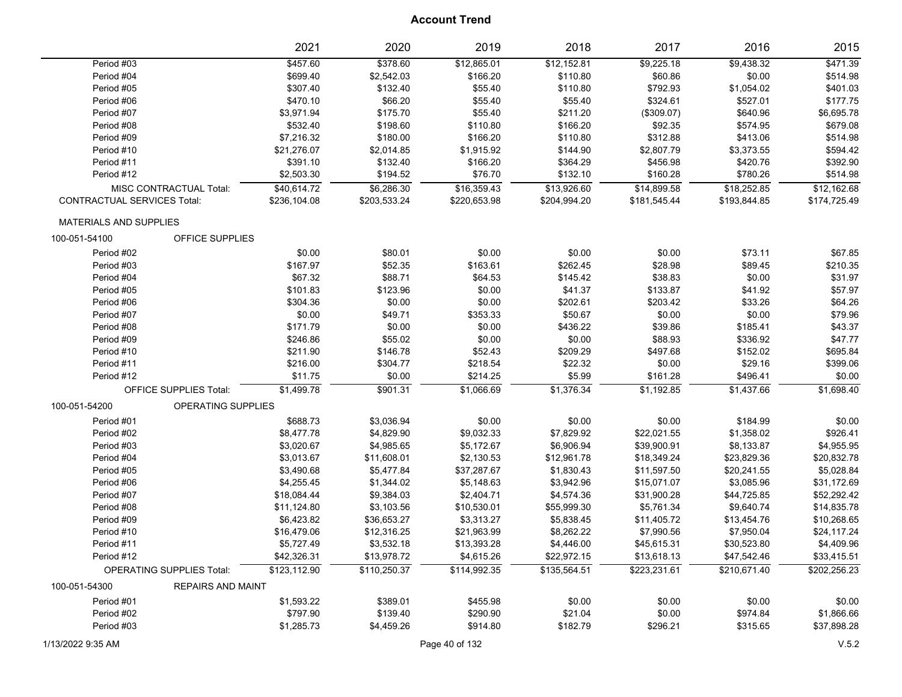# Account Trend

| | 2021 | 2020 | 2019 | 2018 | 2017 | 2016 | 2015 |
|---|---|---|---|---|---|---|---|
| Period #03 | $457.60 | $378.60 | $12,865.01 | $12,152.81 | $9,225.18 | $9,438.32 | $471.39 |
| Period #04 | $699.40 | $2,542.03 | $166.20 | $110.80 | $60.86 | $0.00 | $514.98 |
| Period #05 | $307.40 | $132.40 | $55.40 | $110.80 | $792.93 | $1,054.02 | $401.03 |
| Period #06 | $470.10 | $66.20 | $55.40 | $55.40 | $324.61 | $527.01 | $177.75 |
| Period #07 | $3,971.94 | $175.70 | $55.40 | $211.20 | ($309.07) | $640.96 | $6,695.78 |
| Period #08 | $532.40 | $198.60 | $110.80 | $166.20 | $92.35 | $574.95 | $679.08 |
| Period #09 | $7,216.32 | $180.00 | $166.20 | $110.80 | $312.88 | $413.06 | $514.98 |
| Period #10 | $21,276.07 | $2,014.85 | $1,915.92 | $144.90 | $2,807.79 | $3,373.55 | $594.42 |
| Period #11 | $391.10 | $132.40 | $166.20 | $364.29 | $456.98 | $420.76 | $392.90 |
| Period #12 | $2,503.30 | $194.52 | $76.70 | $132.10 | $160.28 | $780.26 | $514.98 |
| MISC CONTRACTUAL Total: | $40,614.72 | $6,286.30 | $16,359.43 | $13,926.60 | $14,899.58 | $18,252.85 | $12,162.68 |
| CONTRACTUAL SERVICES Total: | $236,104.08 | $203,533.24 | $220,653.98 | $204,994.20 | $181,545.44 | $193,844.85 | $174,725.49 |
| MATERIALS AND SUPPLIES | | | | | | | |
| 100-051-54100 OFFICE SUPPLIES | | | | | | | |
| Period #02 | $0.00 | $80.01 | $0.00 | $0.00 | $0.00 | $73.11 | $67.85 |
| Period #03 | $167.97 | $52.35 | $163.61 | $262.45 | $28.98 | $89.45 | $210.35 |
| Period #04 | $67.32 | $88.71 | $64.53 | $145.42 | $38.83 | $0.00 | $31.97 |
| Period #05 | $101.83 | $123.96 | $0.00 | $41.37 | $133.87 | $41.92 | $57.97 |
| Period #06 | $304.36 | $0.00 | $0.00 | $202.61 | $203.42 | $33.26 | $64.26 |
| Period #07 | $0.00 | $49.71 | $353.33 | $50.67 | $0.00 | $0.00 | $79.96 |
| Period #08 | $171.79 | $0.00 | $0.00 | $436.22 | $39.86 | $185.41 | $43.37 |
| Period #09 | $246.86 | $55.02 | $0.00 | $0.00 | $88.93 | $336.92 | $47.77 |
| Period #10 | $211.90 | $146.78 | $52.43 | $209.29 | $497.68 | $152.02 | $695.84 |
| Period #11 | $216.00 | $304.77 | $218.54 | $22.32 | $0.00 | $29.16 | $399.06 |
| Period #12 | $11.75 | $0.00 | $214.25 | $5.99 | $161.28 | $496.41 | $0.00 |
| OFFICE SUPPLIES Total: | $1,499.78 | $901.31 | $1,066.69 | $1,376.34 | $1,192.85 | $1,437.66 | $1,698.40 |
| 100-051-54200 OPERATING SUPPLIES | | | | | | | |
| Period #01 | $688.73 | $3,036.94 | $0.00 | $0.00 | $0.00 | $184.99 | $0.00 |
| Period #02 | $8,477.78 | $4,829.90 | $9,032.33 | $7,829.92 | $22,021.55 | $1,358.02 | $926.41 |
| Period #03 | $3,020.67 | $4,985.65 | $5,172.67 | $6,906.94 | $39,900.91 | $8,133.87 | $4,955.95 |
| Period #04 | $3,013.67 | $11,608.01 | $2,130.53 | $12,961.78 | $18,349.24 | $23,829.36 | $20,832.78 |
| Period #05 | $3,490.68 | $5,477.84 | $37,287.67 | $1,830.43 | $11,597.50 | $20,241.55 | $5,028.84 |
| Period #06 | $4,255.45 | $1,344.02 | $5,148.63 | $3,942.96 | $15,071.07 | $3,085.96 | $31,172.69 |
| Period #07 | $18,084.44 | $9,384.03 | $2,404.71 | $4,574.36 | $31,900.28 | $44,725.85 | $52,292.42 |
| Period #08 | $11,124.80 | $3,103.56 | $10,530.01 | $55,999.30 | $5,761.34 | $9,640.74 | $14,835.78 |
| Period #09 | $6,423.82 | $36,653.27 | $3,313.27 | $5,838.45 | $11,405.72 | $13,454.76 | $10,268.65 |
| Period #10 | $16,479.06 | $12,316.25 | $21,963.99 | $8,262.22 | $7,990.56 | $7,950.04 | $24,117.24 |
| Period #11 | $5,727.49 | $3,532.18 | $13,393.28 | $4,446.00 | $45,615.31 | $30,523.80 | $4,409.96 |
| Period #12 | $42,326.31 | $13,978.72 | $4,615.26 | $22,972.15 | $13,618.13 | $47,542.46 | $33,415.51 |
| OPERATING SUPPLIES Total: | $123,112.90 | $110,250.37 | $114,992.35 | $135,564.51 | $223,231.61 | $210,671.40 | $202,256.23 |
| 100-051-54300 REPAIRS AND MAINT | | | | | | | |
| Period #01 | $1,593.22 | $389.01 | $455.98 | $0.00 | $0.00 | $0.00 | $0.00 |
| Period #02 | $797.90 | $139.40 | $290.90 | $21.04 | $0.00 | $974.84 | $1,866.66 |
| Period #03 | $1,285.73 | $4,459.26 | $914.80 | $182.79 | $296.21 | $315.65 | $37,898.28 |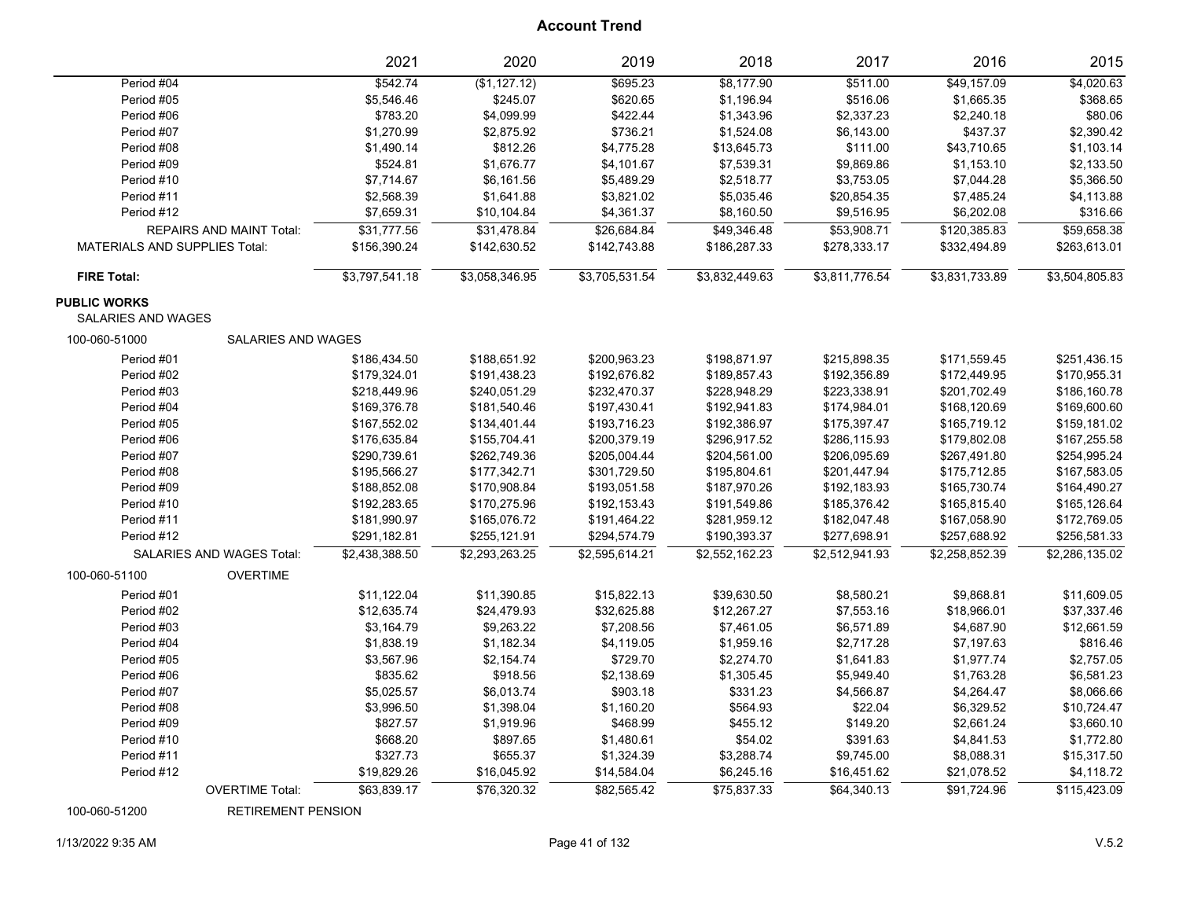# Account Trend

| | 2021 | 2020 | 2019 | 2018 | 2017 | 2016 | 2015 |
|---|---|---|---|---|---|---|---|
| Period #04 | $542.74 | ($1,127.12) | $695.23 | $8,177.90 | $511.00 | $49,157.09 | $4,020.63 |
| Period #05 | $5,546.46 | $245.07 | $620.65 | $1,196.94 | $516.06 | $1,665.35 | $368.65 |
| Period #06 | $783.20 | $4,099.99 | $422.44 | $1,343.96 | $2,337.23 | $2,240.18 | $80.06 |
| Period #07 | $1,270.99 | $2,875.92 | $736.21 | $1,524.08 | $6,143.00 | $437.37 | $2,390.42 |
| Period #08 | $1,490.14 | $812.26 | $4,775.28 | $13,645.73 | $111.00 | $43,710.65 | $1,103.14 |
| Period #09 | $524.81 | $1,676.77 | $4,101.67 | $7,539.31 | $9,869.86 | $1,153.10 | $2,133.50 |
| Period #10 | $7,714.67 | $6,161.56 | $5,489.29 | $2,518.77 | $3,753.05 | $7,044.28 | $5,366.50 |
| Period #11 | $2,568.39 | $1,641.88 | $3,821.02 | $5,035.46 | $20,854.35 | $7,485.24 | $4,113.88 |
| Period #12 | $7,659.31 | $10,104.84 | $4,361.37 | $8,160.50 | $9,516.95 | $6,202.08 | $316.66 |
| REPAIRS AND MAINT Total: | $31,777.56 | $31,478.84 | $26,684.84 | $49,346.48 | $53,908.71 | $120,385.83 | $59,658.38 |
| MATERIALS AND SUPPLIES Total: | $156,390.24 | $142,630.52 | $142,743.88 | $186,287.33 | $278,333.17 | $332,494.89 | $263,613.01 |
| **FIRE Total:** | $3,797,541.18 | $3,058,346.95 | $3,705,531.54 | $3,832,449.63 | $3,811,776.54 | $3,831,733.89 | $3,504,805.83 |
| **PUBLIC WORKS** | | | | | | | |
| SALARIES AND WAGES | | | | | | | |
| 100-060-51000 SALARIES AND WAGES | | | | | | | |
| Period #01 | $186,434.50 | $188,651.92 | $200,963.23 | $198,871.97 | $215,898.35 | $171,559.45 | $251,436.15 |
| Period #02 | $179,324.01 | $191,438.23 | $192,676.82 | $189,857.43 | $192,356.89 | $172,449.95 | $170,955.31 |
| Period #03 | $218,449.96 | $240,051.29 | $232,470.37 | $228,948.29 | $223,338.91 | $201,702.49 | $186,160.78 |
| Period #04 | $169,376.78 | $181,540.46 | $197,430.41 | $192,941.83 | $174,984.01 | $168,120.69 | $169,600.60 |
| Period #05 | $167,552.02 | $134,401.44 | $193,716.23 | $192,386.97 | $175,397.47 | $165,719.12 | $159,181.02 |
| Period #06 | $176,635.84 | $155,704.41 | $200,379.19 | $296,917.52 | $286,115.93 | $179,802.08 | $167,255.58 |
| Period #07 | $290,739.61 | $262,749.36 | $205,004.44 | $204,561.00 | $206,095.69 | $267,491.80 | $254,995.24 |
| Period #08 | $195,566.27 | $177,342.71 | $301,729.50 | $195,804.61 | $201,447.94 | $175,712.85 | $167,583.05 |
| Period #09 | $188,852.08 | $170,908.84 | $193,051.58 | $187,970.26 | $192,183.93 | $165,730.74 | $164,490.27 |
| Period #10 | $192,283.65 | $170,275.96 | $192,153.43 | $191,549.86 | $185,376.42 | $165,815.40 | $165,126.64 |
| Period #11 | $181,990.97 | $165,076.72 | $191,464.22 | $281,959.12 | $182,047.48 | $167,058.90 | $172,769.05 |
| Period #12 | $291,182.81 | $255,121.91 | $294,574.79 | $190,393.37 | $277,698.91 | $257,688.92 | $256,581.33 |
| SALARIES AND WAGES Total: | $2,438,388.50 | $2,293,263.25 | $2,595,614.21 | $2,552,162.23 | $2,512,941.93 | $2,258,852.39 | $2,286,135.02 |
| 100-060-51100 OVERTIME | | | | | | | |
| Period #01 | $11,122.04 | $11,390.85 | $15,822.13 | $39,630.50 | $8,580.21 | $9,868.81 | $11,609.05 |
| Period #02 | $12,635.74 | $24,479.93 | $32,625.88 | $12,267.27 | $7,553.16 | $18,966.01 | $37,337.46 |
| Period #03 | $3,164.79 | $9,263.22 | $7,208.56 | $7,461.05 | $6,571.89 | $4,687.90 | $12,661.59 |
| Period #04 | $1,838.19 | $1,182.34 | $4,119.05 | $1,959.16 | $2,717.28 | $7,197.63 | $816.46 |
| Period #05 | $3,567.96 | $2,154.74 | $729.70 | $2,274.70 | $1,641.83 | $1,977.74 | $2,757.05 |
| Period #06 | $835.62 | $918.56 | $2,138.69 | $1,305.45 | $5,949.40 | $1,763.28 | $6,581.23 |
| Period #07 | $5,025.57 | $6,013.74 | $903.18 | $331.23 | $4,566.87 | $4,264.47 | $8,066.66 |
| Period #08 | $3,996.50 | $1,398.04 | $1,160.20 | $564.93 | $22.04 | $6,329.52 | $10,724.47 |
| Period #09 | $827.57 | $1,919.96 | $468.99 | $455.12 | $149.20 | $2,661.24 | $3,660.10 |
| Period #10 | $668.20 | $897.65 | $1,480.61 | $54.02 | $391.63 | $4,841.53 | $1,772.80 |
| Period #11 | $327.73 | $655.37 | $1,324.39 | $3,288.74 | $9,745.00 | $8,088.31 | $15,317.50 |
| Period #12 | $19,829.26 | $16,045.92 | $14,584.04 | $6,245.16 | $16,451.62 | $21,078.52 | $4,118.72 |
| OVERTIME Total: | $63,839.17 | $76,320.32 | $82,565.42 | $75,837.33 | $64,340.13 | $91,724.96 | $115,423.09 |
| 100-060-51200 RETIREMENT PENSION | | | | | | | |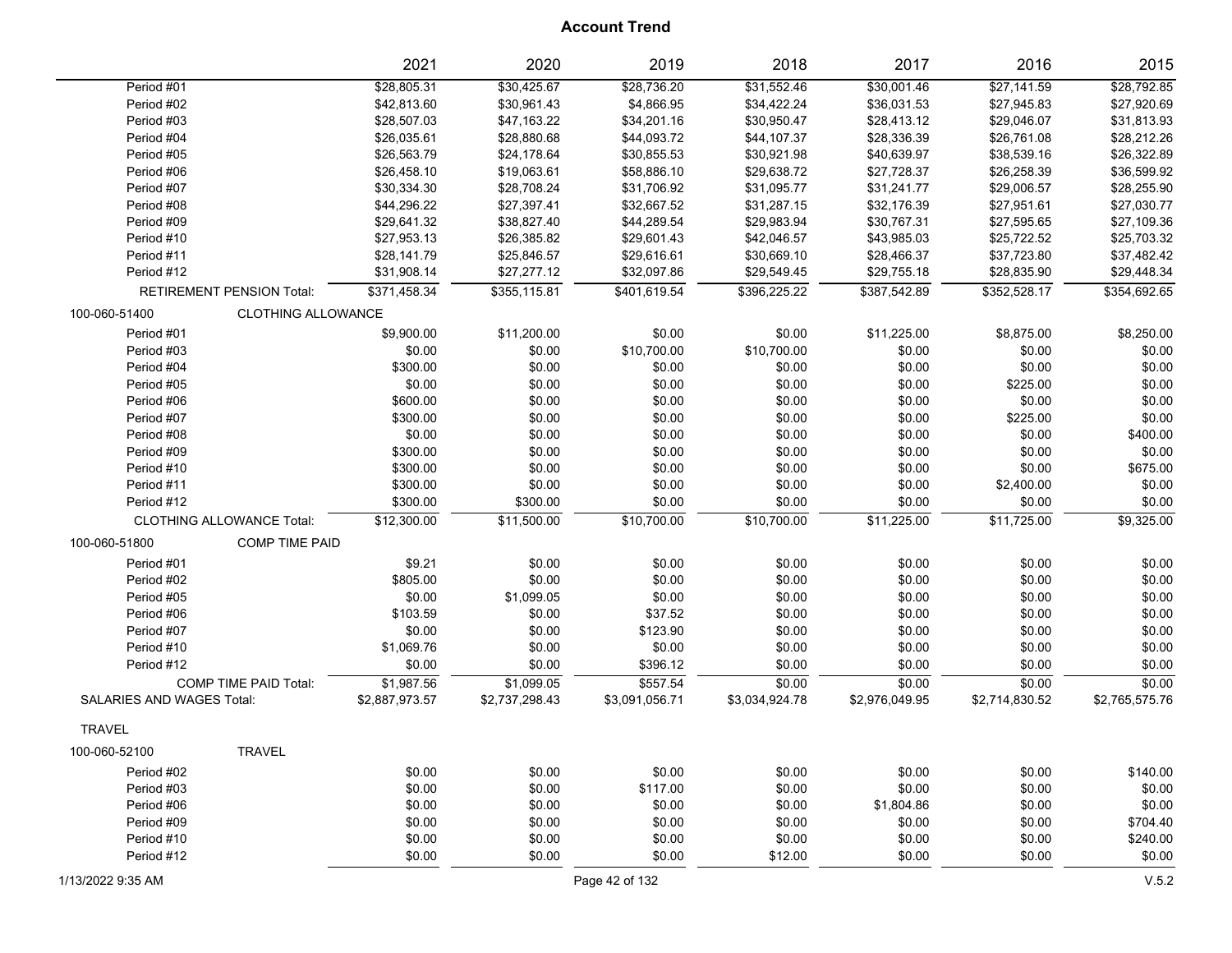# Account Trend

| | 2021 | 2020 | 2019 | 2018 | 2017 | 2016 | 2015 |
|---|---|---|---|---|---|---|---|
| Period #01 | $28,805.31 | $30,425.67 | $28,736.20 | $31,552.46 | $30,001.46 | $27,141.59 | $28,792.85 |
| Period #02 | $42,813.60 | $30,961.43 | $4,866.95 | $34,422.24 | $36,031.53 | $27,945.83 | $27,920.69 |
| Period #03 | $28,507.03 | $47,163.22 | $34,201.16 | $30,950.47 | $28,413.12 | $29,046.07 | $31,813.93 |
| Period #04 | $26,035.61 | $28,880.68 | $44,093.72 | $44,107.37 | $28,336.39 | $26,761.08 | $28,212.26 |
| Period #05 | $26,563.79 | $24,178.64 | $30,855.53 | $30,921.98 | $40,639.97 | $38,539.16 | $26,322.89 |
| Period #06 | $26,458.10 | $19,063.61 | $58,886.10 | $29,638.72 | $27,728.37 | $26,258.39 | $36,599.92 |
| Period #07 | $30,334.30 | $28,708.24 | $31,706.92 | $31,095.77 | $31,241.77 | $29,006.57 | $28,255.90 |
| Period #08 | $44,296.22 | $27,397.41 | $32,667.52 | $31,287.15 | $32,176.39 | $27,951.61 | $27,030.77 |
| Period #09 | $29,641.32 | $38,827.40 | $44,289.54 | $29,983.94 | $30,767.31 | $27,595.65 | $27,109.36 |
| Period #10 | $27,953.13 | $26,385.82 | $29,601.43 | $42,046.57 | $43,985.03 | $25,722.52 | $25,703.32 |
| Period #11 | $28,141.79 | $25,846.57 | $29,616.61 | $30,669.10 | $28,466.37 | $37,723.80 | $37,482.42 |
| Period #12 | $31,908.14 | $27,277.12 | $32,097.86 | $29,549.45 | $29,755.18 | $28,835.90 | $29,448.34 |
| RETIREMENT PENSION Total: | $371,458.34 | $355,115.81 | $401,619.54 | $396,225.22 | $387,542.89 | $352,528.17 | $354,692.65 |
| **100-060-51400 CLOTHING ALLOWANCE** | | | | | | | |
| Period #01 | $9,900.00 | $11,200.00 | $0.00 | $0.00 | $11,225.00 | $8,875.00 | $8,250.00 |
| Period #03 | $0.00 | $0.00 | $10,700.00 | $10,700.00 | $0.00 | $0.00 | $0.00 |
| Period #04 | $300.00 | $0.00 | $0.00 | $0.00 | $0.00 | $0.00 | $0.00 |
| Period #05 | $0.00 | $0.00 | $0.00 | $0.00 | $0.00 | $225.00 | $0.00 |
| Period #06 | $600.00 | $0.00 | $0.00 | $0.00 | $0.00 | $0.00 | $0.00 |
| Period #07 | $300.00 | $0.00 | $0.00 | $0.00 | $0.00 | $225.00 | $0.00 |
| Period #08 | $0.00 | $0.00 | $0.00 | $0.00 | $0.00 | $0.00 | $400.00 |
| Period #09 | $300.00 | $0.00 | $0.00 | $0.00 | $0.00 | $0.00 | $0.00 |
| Period #10 | $300.00 | $0.00 | $0.00 | $0.00 | $0.00 | $0.00 | $675.00 |
| Period #11 | $300.00 | $0.00 | $0.00 | $0.00 | $0.00 | $2,400.00 | $0.00 |
| Period #12 | $300.00 | $300.00 | $0.00 | $0.00 | $0.00 | $0.00 | $0.00 |
| CLOTHING ALLOWANCE Total: | $12,300.00 | $11,500.00 | $10,700.00 | $10,700.00 | $11,225.00 | $11,725.00 | $9,325.00 |
| **100-060-51800 COMP TIME PAID** | | | | | | | |
| Period #01 | $9.21 | $0.00 | $0.00 | $0.00 | $0.00 | $0.00 | $0.00 |
| Period #02 | $805.00 | $0.00 | $0.00 | $0.00 | $0.00 | $0.00 | $0.00 |
| Period #05 | $0.00 | $1,099.05 | $0.00 | $0.00 | $0.00 | $0.00 | $0.00 |
| Period #06 | $103.59 | $0.00 | $37.52 | $0.00 | $0.00 | $0.00 | $0.00 |
| Period #07 | $0.00 | $0.00 | $123.90 | $0.00 | $0.00 | $0.00 | $0.00 |
| Period #10 | $1,069.76 | $0.00 | $0.00 | $0.00 | $0.00 | $0.00 | $0.00 |
| Period #12 | $0.00 | $0.00 | $396.12 | $0.00 | $0.00 | $0.00 | $0.00 |
| COMP TIME PAID Total: | $1,987.56 | $1,099.05 | $557.54 | $0.00 | $0.00 | $0.00 | $0.00 |
| SALARIES AND WAGES Total: | $2,887,973.57 | $2,737,298.43 | $3,091,056.71 | $3,034,924.78 | $2,976,049.95 | $2,714,830.52 | $2,765,575.76 |
| **TRAVEL** | | | | | | | |
| **100-060-52100 TRAVEL** | | | | | | | |
| Period #02 | $0.00 | $0.00 | $0.00 | $0.00 | $0.00 | $0.00 | $140.00 |
| Period #03 | $0.00 | $0.00 | $117.00 | $0.00 | $0.00 | $0.00 | $0.00 |
| Period #06 | $0.00 | $0.00 | $0.00 | $0.00 | $1,804.86 | $0.00 | $0.00 |
| Period #09 | $0.00 | $0.00 | $0.00 | $0.00 | $0.00 | $0.00 | $704.40 |
| Period #10 | $0.00 | $0.00 | $0.00 | $0.00 | $0.00 | $0.00 | $240.00 |
| Period #12 | $0.00 | $0.00 | $0.00 | $12.00 | $0.00 | $0.00 | $0.00 |

1/13/2022 9:35 AM V.5.2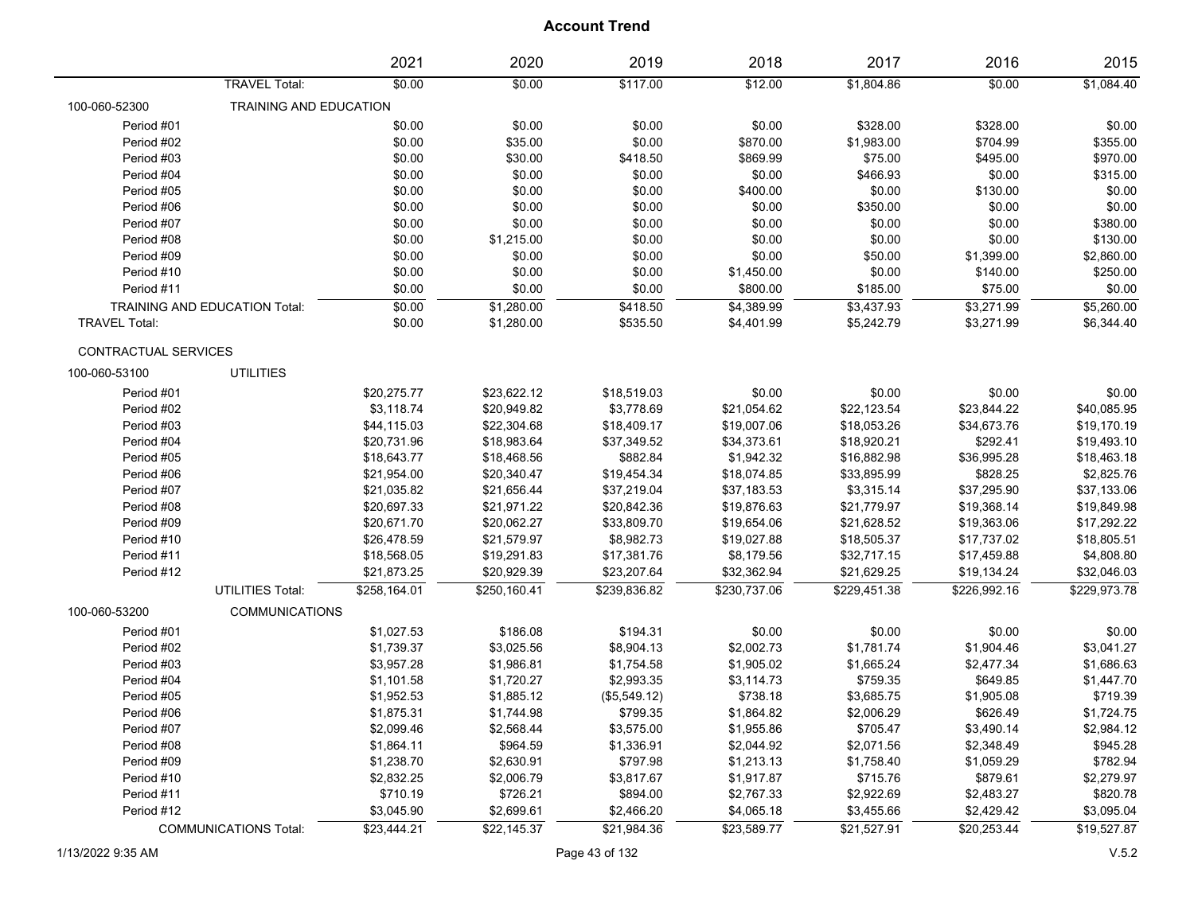# Account Trend

| | 2021 | 2020 | 2019 | 2018 | 2017 | 2016 | 2015 |
|---|---|---|---|---|---|---|---|
| TRAVEL Total: | $0.00 | $0.00 | $117.00 | $12.00 | $1,804.86 | $0.00 | $1,084.40 |
| **100-060-52300 TRAINING AND EDUCATION** | | | | | | | |
| Period #01 | $0.00 | $0.00 | $0.00 | $0.00 | $328.00 | $328.00 | $0.00 |
| Period #02 | $0.00 | $35.00 | $0.00 | $870.00 | $1,983.00 | $704.99 | $355.00 |
| Period #03 | $0.00 | $30.00 | $418.50 | $869.99 | $75.00 | $495.00 | $970.00 |
| Period #04 | $0.00 | $0.00 | $0.00 | $0.00 | $466.93 | $0.00 | $315.00 |
| Period #05 | $0.00 | $0.00 | $0.00 | $400.00 | $0.00 | $130.00 | $0.00 |
| Period #06 | $0.00 | $0.00 | $0.00 | $0.00 | $350.00 | $0.00 | $0.00 |
| Period #07 | $0.00 | $0.00 | $0.00 | $0.00 | $0.00 | $0.00 | $380.00 |
| Period #08 | $0.00 | $1,215.00 | $0.00 | $0.00 | $0.00 | $0.00 | $130.00 |
| Period #09 | $0.00 | $0.00 | $0.00 | $0.00 | $50.00 | $1,399.00 | $2,860.00 |
| Period #10 | $0.00 | $0.00 | $0.00 | $1,450.00 | $0.00 | $140.00 | $250.00 |
| Period #11 | $0.00 | $0.00 | $0.00 | $800.00 | $185.00 | $75.00 | $0.00 |
| TRAINING AND EDUCATION Total: | $0.00 | $1,280.00 | $418.50 | $4,389.99 | $3,437.93 | $3,271.99 | $5,260.00 |
| TRAVEL Total: | $0.00 | $1,280.00 | $535.50 | $4,401.99 | $5,242.79 | $3,271.99 | $6,344.40 |
| **CONTRACTUAL SERVICES** | | | | | | | |
| **100-060-53100 UTILITIES** | | | | | | | |
| Period #01 | $20,275.77 | $23,622.12 | $18,519.03 | $0.00 | $0.00 | $0.00 | $0.00 |
| Period #02 | $3,118.74 | $20,949.82 | $3,778.69 | $21,054.62 | $22,123.54 | $23,844.22 | $40,085.95 |
| Period #03 | $44,115.03 | $22,304.68 | $18,409.17 | $19,007.06 | $18,053.26 | $34,673.76 | $19,170.19 |
| Period #04 | $20,731.96 | $18,983.64 | $37,349.52 | $34,373.61 | $18,920.21 | $292.41 | $19,493.10 |
| Period #05 | $18,643.77 | $18,468.56 | $882.84 | $1,942.32 | $16,882.98 | $36,995.28 | $18,463.18 |
| Period #06 | $21,954.00 | $20,340.47 | $19,454.34 | $18,074.85 | $33,895.99 | $828.25 | $2,825.76 |
| Period #07 | $21,035.82 | $21,656.44 | $37,219.04 | $37,183.53 | $3,315.14 | $37,295.90 | $37,133.06 |
| Period #08 | $20,697.33 | $21,971.22 | $20,842.36 | $19,876.63 | $21,779.97 | $19,368.14 | $19,849.98 |
| Period #09 | $20,671.70 | $20,062.27 | $33,809.70 | $19,654.06 | $21,628.52 | $19,363.06 | $17,292.22 |
| Period #10 | $26,478.59 | $21,579.97 | $8,982.73 | $19,027.88 | $18,505.37 | $17,737.02 | $18,805.51 |
| Period #11 | $18,568.05 | $19,291.83 | $17,381.76 | $8,179.56 | $32,717.15 | $17,459.88 | $4,808.80 |
| Period #12 | $21,873.25 | $20,929.39 | $23,207.64 | $32,362.94 | $21,629.25 | $19,134.24 | $32,046.03 |
| UTILITIES Total: | $258,164.01 | $250,160.41 | $239,836.82 | $230,737.06 | $229,451.38 | $226,992.16 | $229,973.78 |
| **100-060-53200 COMMUNICATIONS** | | | | | | | |
| Period #01 | $1,027.53 | $186.08 | $194.31 | $0.00 | $0.00 | $0.00 | $0.00 |
| Period #02 | $1,739.37 | $3,025.56 | $8,904.13 | $2,002.73 | $1,781.74 | $1,904.46 | $3,041.27 |
| Period #03 | $3,957.28 | $1,986.81 | $1,754.58 | $1,905.02 | $1,665.24 | $2,477.34 | $1,686.63 |
| Period #04 | $1,101.58 | $1,720.27 | $2,993.35 | $3,114.73 | $759.35 | $649.85 | $1,447.70 |
| Period #05 | $1,952.53 | $1,885.12 | ($5,549.12) | $738.18 | $3,685.75 | $1,905.08 | $719.39 |
| Period #06 | $1,875.31 | $1,744.98 | $799.35 | $1,864.82 | $2,006.29 | $626.49 | $1,724.75 |
| Period #07 | $2,099.46 | $2,568.44 | $3,575.00 | $1,955.86 | $705.47 | $3,490.14 | $2,984.12 |
| Period #08 | $1,864.11 | $964.59 | $1,336.91 | $2,044.92 | $2,071.56 | $2,348.49 | $945.28 |
| Period #09 | $1,238.70 | $2,630.91 | $797.98 | $1,213.13 | $1,758.40 | $1,059.29 | $782.94 |
| Period #10 | $2,832.25 | $2,006.79 | $3,817.67 | $1,917.87 | $715.76 | $879.61 | $2,279.97 |
| Period #11 | $710.19 | $726.21 | $894.00 | $2,767.33 | $2,922.69 | $2,483.27 | $820.78 |
| Period #12 | $3,045.90 | $2,699.61 | $2,466.20 | $4,065.18 | $3,455.66 | $2,429.42 | $3,095.04 |
| COMMUNICATIONS Total: | $23,444.21 | $22,145.37 | $21,984.36 | $23,589.77 | $21,527.91 | $20,253.44 | $19,527.87 |

1/13/2022 9:35 AM

V.5.2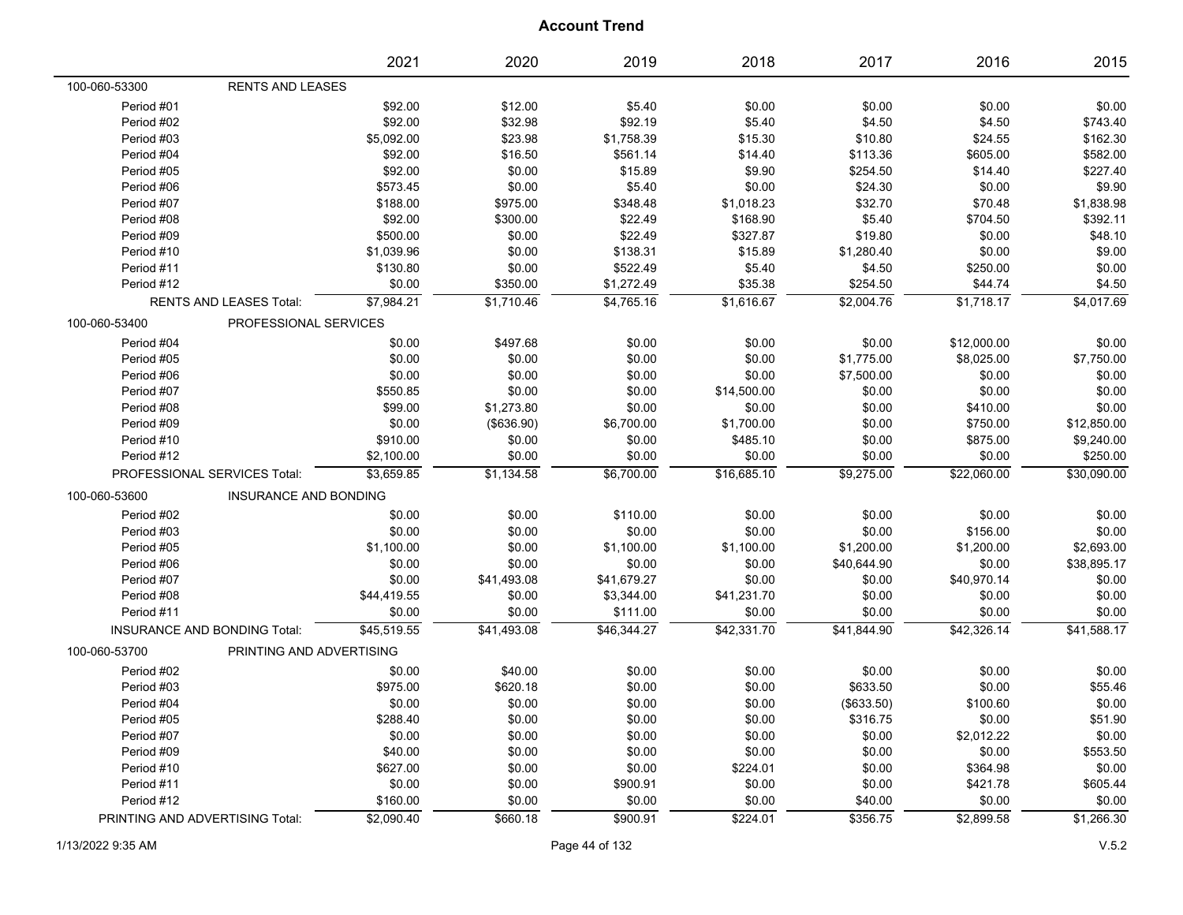# Account Trend

| | | 2021 | 2020 | 2019 | 2018 | 2017 | 2016 | 2015 |
|---|---|---|---|---|---|---|---|---|
| 100-060-53300 | RENTS AND LEASES | | | | | | | |
| Period #01 | | $92.00 | $12.00 | $5.40 | $0.00 | $0.00 | $0.00 | $0.00 |
| Period #02 | | $92.00 | $32.98 | $92.19 | $5.40 | $4.50 | $4.50 | $743.40 |
| Period #03 | | $5,092.00 | $23.98 | $1,758.39 | $15.30 | $10.80 | $24.55 | $162.30 |
| Period #04 | | $92.00 | $16.50 | $561.14 | $14.40 | $113.36 | $605.00 | $582.00 |
| Period #05 | | $92.00 | $0.00 | $15.89 | $9.90 | $254.50 | $14.40 | $227.40 |
| Period #06 | | $573.45 | $0.00 | $5.40 | $0.00 | $24.30 | $0.00 | $9.90 |
| Period #07 | | $188.00 | $975.00 | $348.48 | $1,018.23 | $32.70 | $70.48 | $1,838.98 |
| Period #08 | | $92.00 | $300.00 | $22.49 | $168.90 | $5.40 | $704.50 | $392.11 |
| Period #09 | | $500.00 | $0.00 | $22.49 | $327.87 | $19.80 | $0.00 | $48.10 |
| Period #10 | | $1,039.96 | $0.00 | $138.31 | $15.89 | $1,280.40 | $0.00 | $9.00 |
| Period #11 | | $130.80 | $0.00 | $522.49 | $5.40 | $4.50 | $250.00 | $0.00 |
| Period #12 | | $0.00 | $350.00 | $1,272.49 | $35.38 | $254.50 | $44.74 | $4.50 |
| RENTS AND LEASES Total: | | $7,984.21 | $1,710.46 | $4,765.16 | $1,616.67 | $2,004.76 | $1,718.17 | $4,017.69 |
| 100-060-53400 | PROFESSIONAL SERVICES | | | | | | | |
| Period #04 | | $0.00 | $497.68 | $0.00 | $0.00 | $0.00 | $12,000.00 | $0.00 |
| Period #05 | | $0.00 | $0.00 | $0.00 | $0.00 | $1,775.00 | $8,025.00 | $7,750.00 |
| Period #06 | | $0.00 | $0.00 | $0.00 | $0.00 | $7,500.00 | $0.00 | $0.00 |
| Period #07 | | $550.85 | $0.00 | $0.00 | $14,500.00 | $0.00 | $0.00 | $0.00 |
| Period #08 | | $99.00 | $1,273.80 | $0.00 | $0.00 | $0.00 | $410.00 | $0.00 |
| Period #09 | | $0.00 | ($636.90) | $6,700.00 | $1,700.00 | $0.00 | $750.00 | $12,850.00 |
| Period #10 | | $910.00 | $0.00 | $0.00 | $485.10 | $0.00 | $875.00 | $9,240.00 |
| Period #12 | | $2,100.00 | $0.00 | $0.00 | $0.00 | $0.00 | $0.00 | $250.00 |
| PROFESSIONAL SERVICES Total: | | $3,659.85 | $1,134.58 | $6,700.00 | $16,685.10 | $9,275.00 | $22,060.00 | $30,090.00 |
| 100-060-53600 | INSURANCE AND BONDING | | | | | | | |
| Period #02 | | $0.00 | $0.00 | $110.00 | $0.00 | $0.00 | $0.00 | $0.00 |
| Period #03 | | $0.00 | $0.00 | $0.00 | $0.00 | $0.00 | $156.00 | $0.00 |
| Period #05 | | $1,100.00 | $0.00 | $1,100.00 | $1,100.00 | $1,200.00 | $1,200.00 | $2,693.00 |
| Period #06 | | $0.00 | $0.00 | $0.00 | $0.00 | $40,644.90 | $0.00 | $38,895.17 |
| Period #07 | | $0.00 | $41,493.08 | $41,679.27 | $0.00 | $0.00 | $40,970.14 | $0.00 |
| Period #08 | | $44,419.55 | $0.00 | $3,344.00 | $41,231.70 | $0.00 | $0.00 | $0.00 |
| Period #11 | | $0.00 | $0.00 | $111.00 | $0.00 | $0.00 | $0.00 | $0.00 |
| INSURANCE AND BONDING Total: | | $45,519.55 | $41,493.08 | $46,344.27 | $42,331.70 | $41,844.90 | $42,326.14 | $41,588.17 |
| 100-060-53700 | PRINTING AND ADVERTISING | | | | | | | |
| Period #02 | | $0.00 | $40.00 | $0.00 | $0.00 | $0.00 | $0.00 | $0.00 |
| Period #03 | | $975.00 | $620.18 | $0.00 | $0.00 | $633.50 | $0.00 | $55.46 |
| Period #04 | | $0.00 | $0.00 | $0.00 | $0.00 | ($633.50) | $100.60 | $0.00 |
| Period #05 | | $288.40 | $0.00 | $0.00 | $0.00 | $316.75 | $0.00 | $51.90 |
| Period #07 | | $0.00 | $0.00 | $0.00 | $0.00 | $0.00 | $2,012.22 | $0.00 |
| Period #09 | | $40.00 | $0.00 | $0.00 | $0.00 | $0.00 | $0.00 | $553.50 |
| Period #10 | | $627.00 | $0.00 | $0.00 | $224.01 | $0.00 | $364.98 | $0.00 |
| Period #11 | | $0.00 | $0.00 | $900.91 | $0.00 | $0.00 | $421.78 | $605.44 |
| Period #12 | | $160.00 | $0.00 | $0.00 | $0.00 | $40.00 | $0.00 | $0.00 |
| PRINTING AND ADVERTISING Total: | | $2,090.40 | $660.18 | $900.91 | $224.01 | $356.75 | $2,899.58 | $1,266.30 |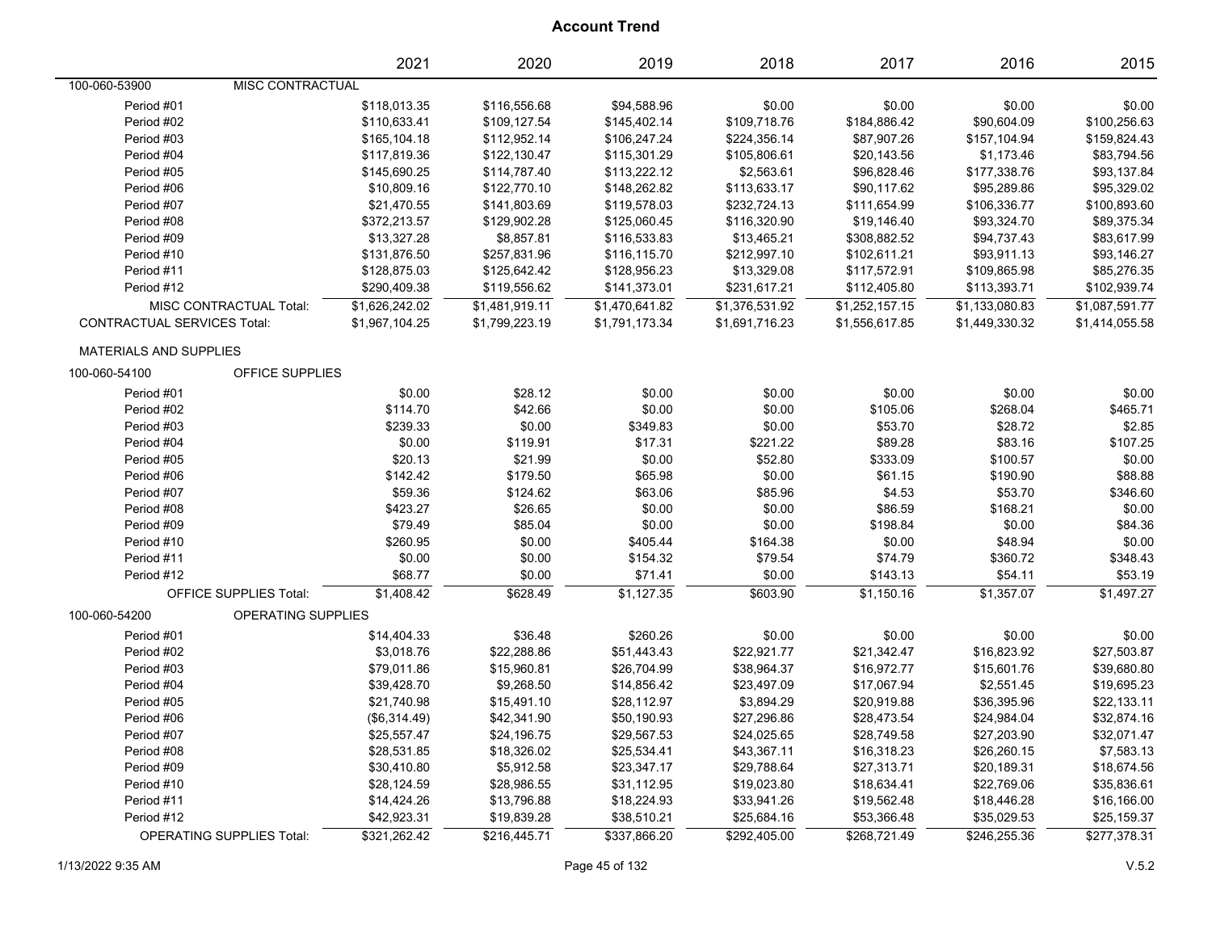# Account Trend

| | 2021 | 2020 | 2019 | 2018 | 2017 | 2016 | 2015 |
|---|---|---|---|---|---|---|---|
| **100-060-53900 MISC CONTRACTUAL** | | | | | | | |
| Period #01 | $118,013.35 | $116,556.68 | $94,588.96 | $0.00 | $0.00 | $0.00 | $0.00 |
| Period #02 | $110,633.41 | $109,127.54 | $145,402.14 | $109,718.76 | $184,886.42 | $90,604.09 | $100,256.63 |
| Period #03 | $165,104.18 | $112,952.14 | $106,247.24 | $224,356.14 | $87,907.26 | $157,104.94 | $159,824.43 |
| Period #04 | $117,819.36 | $122,130.47 | $115,301.29 | $105,806.61 | $20,143.56 | $1,173.46 | $83,794.56 |
| Period #05 | $145,690.25 | $114,787.40 | $113,222.12 | $2,563.61 | $96,828.46 | $177,338.76 | $93,137.84 |
| Period #06 | $10,809.16 | $122,770.10 | $148,262.82 | $113,633.17 | $90,117.62 | $95,289.86 | $95,329.02 |
| Period #07 | $21,470.55 | $141,803.69 | $119,578.03 | $232,724.13 | $111,654.99 | $106,336.77 | $100,893.60 |
| Period #08 | $372,213.57 | $129,902.28 | $125,060.45 | $116,320.90 | $19,146.40 | $93,324.70 | $89,375.34 |
| Period #09 | $13,327.28 | $8,857.81 | $116,533.83 | $13,465.21 | $308,882.52 | $94,737.43 | $83,617.99 |
| Period #10 | $131,876.50 | $257,831.96 | $116,115.70 | $212,997.10 | $102,611.21 | $93,911.13 | $93,146.27 |
| Period #11 | $128,875.03 | $125,642.42 | $128,956.23 | $13,329.08 | $117,572.91 | $109,865.98 | $85,276.35 |
| Period #12 | $290,409.38 | $119,556.62 | $141,373.01 | $231,617.21 | $112,405.80 | $113,393.71 | $102,939.74 |
| MISC CONTRACTUAL Total: | $1,626,242.02 | $1,481,919.11 | $1,470,641.82 | $1,376,531.92 | $1,252,157.15 | $1,133,080.83 | $1,087,591.77 |
| CONTRACTUAL SERVICES Total: | $1,967,104.25 | $1,799,223.19 | $1,791,173.34 | $1,691,716.23 | $1,556,617.85 | $1,449,330.32 | $1,414,055.58 |
| **MATERIALS AND SUPPLIES** | | | | | | | |
| **100-060-54100 OFFICE SUPPLIES** | | | | | | | |
| Period #01 | $0.00 | $28.12 | $0.00 | $0.00 | $0.00 | $0.00 | $0.00 |
| Period #02 | $114.70 | $42.66 | $0.00 | $0.00 | $105.06 | $268.04 | $465.71 |
| Period #03 | $239.33 | $0.00 | $349.83 | $0.00 | $53.70 | $28.72 | $2.85 |
| Period #04 | $0.00 | $119.91 | $17.31 | $221.22 | $89.28 | $83.16 | $107.25 |
| Period #05 | $20.13 | $21.99 | $0.00 | $52.80 | $333.09 | $100.57 | $0.00 |
| Period #06 | $142.42 | $179.50 | $65.98 | $0.00 | $61.15 | $190.90 | $88.88 |
| Period #07 | $59.36 | $124.62 | $63.06 | $85.96 | $4.53 | $53.70 | $346.60 |
| Period #08 | $423.27 | $26.65 | $0.00 | $0.00 | $86.59 | $168.21 | $0.00 |
| Period #09 | $79.49 | $85.04 | $0.00 | $0.00 | $198.84 | $0.00 | $84.36 |
| Period #10 | $260.95 | $0.00 | $405.44 | $164.38 | $0.00 | $48.94 | $0.00 |
| Period #11 | $0.00 | $0.00 | $154.32 | $79.54 | $74.79 | $360.72 | $348.43 |
| Period #12 | $68.77 | $0.00 | $71.41 | $0.00 | $143.13 | $54.11 | $53.19 |
| OFFICE SUPPLIES Total: | $1,408.42 | $628.49 | $1,127.35 | $603.90 | $1,150.16 | $1,357.07 | $1,497.27 |
| **100-060-54200 OPERATING SUPPLIES** | | | | | | | |
| Period #01 | $14,404.33 | $36.48 | $260.26 | $0.00 | $0.00 | $0.00 | $0.00 |
| Period #02 | $3,018.76 | $22,288.86 | $51,443.43 | $22,921.77 | $21,342.47 | $16,823.92 | $27,503.87 |
| Period #03 | $79,011.86 | $15,960.81 | $26,704.99 | $38,964.37 | $16,972.77 | $15,601.76 | $39,680.80 |
| Period #04 | $39,428.70 | $9,268.50 | $14,856.42 | $23,497.09 | $17,067.94 | $2,551.45 | $19,695.23 |
| Period #05 | $21,740.98 | $15,491.10 | $28,112.97 | $3,894.29 | $20,919.88 | $36,395.96 | $22,133.11 |
| Period #06 | ($6,314.49) | $42,341.90 | $50,190.93 | $27,296.86 | $28,473.54 | $24,984.04 | $32,874.16 |
| Period #07 | $25,557.47 | $24,196.75 | $29,567.53 | $24,025.65 | $28,749.58 | $27,203.90 | $32,071.47 |
| Period #08 | $28,531.85 | $18,326.02 | $25,534.41 | $43,367.11 | $16,318.23 | $26,260.15 | $7,583.13 |
| Period #09 | $30,410.80 | $5,912.58 | $23,347.17 | $29,788.64 | $27,313.71 | $20,189.31 | $18,674.56 |
| Period #10 | $28,124.59 | $28,986.55 | $31,112.95 | $19,023.80 | $18,634.41 | $22,769.06 | $35,836.61 |
| Period #11 | $14,424.26 | $13,796.88 | $18,224.93 | $33,941.26 | $19,562.48 | $18,446.28 | $16,166.00 |
| Period #12 | $42,923.31 | $19,839.28 | $38,510.21 | $25,684.16 | $53,366.48 | $35,029.53 | $25,159.37 |
| OPERATING SUPPLIES Total: | $321,262.42 | $216,445.71 | $337,866.20 | $292,405.00 | $268,721.49 | $246,255.36 | $277,378.31 |

1/13/2022 9:35 AM

V.5.2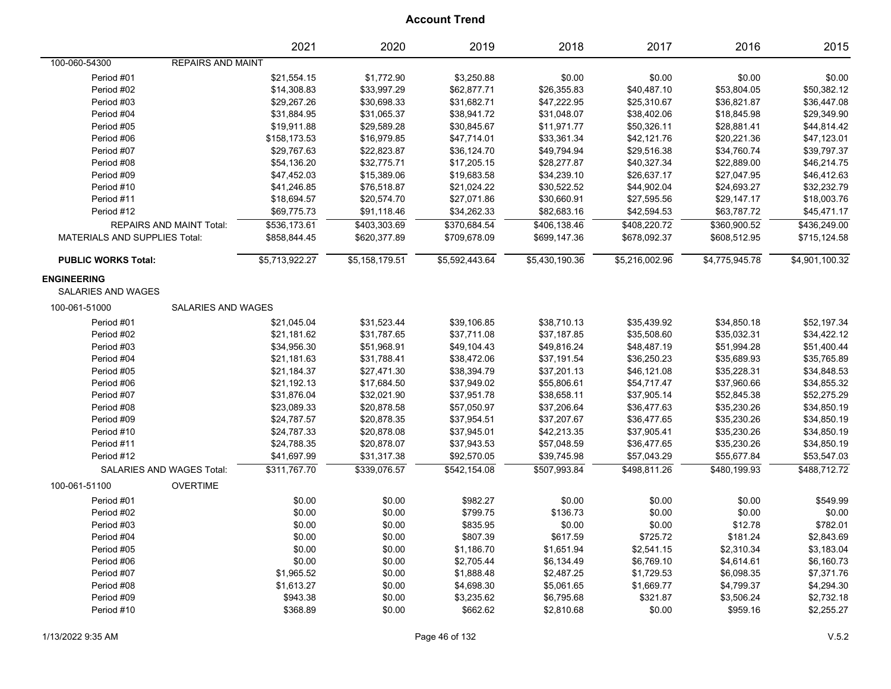## Account Trend

| | 2021 | 2020 | 2019 | 2018 | 2017 | 2016 | 2015 |
|---|---|---|---|---|---|---|---|
| **100-060-54300 REPAIRS AND MAINT** | | | | | | | |
| Period #01 | $21,554.15 | $1,772.90 | $3,250.88 | $0.00 | $0.00 | $0.00 | $0.00 |
| Period #02 | $14,308.83 | $33,997.29 | $62,877.71 | $26,355.83 | $40,487.10 | $53,804.05 | $50,382.12 |
| Period #03 | $29,267.26 | $30,698.33 | $31,682.71 | $47,222.95 | $25,310.67 | $36,821.87 | $36,447.08 |
| Period #04 | $31,884.95 | $31,065.37 | $38,941.72 | $31,048.07 | $38,402.06 | $18,845.98 | $29,349.90 |
| Period #05 | $19,911.88 | $29,589.28 | $30,845.67 | $11,971.77 | $50,326.11 | $28,881.41 | $44,814.42 |
| Period #06 | $158,173.53 | $16,979.85 | $47,714.01 | $33,361.34 | $42,121.76 | $20,221.36 | $47,123.01 |
| Period #07 | $29,767.63 | $22,823.87 | $36,124.70 | $49,794.94 | $29,516.38 | $34,760.74 | $39,797.37 |
| Period #08 | $54,136.20 | $32,775.71 | $17,205.15 | $28,277.87 | $40,327.34 | $22,889.00 | $46,214.75 |
| Period #09 | $47,452.03 | $15,389.06 | $19683.58 | $34,239.10 | $26,637.17 | $27,047.95 | $46,412.63 |
| Period #10 | $41,246.85 | $76,518.87 | $21,024.22 | $30,522.52 | $44,902.04 | $24,693.27 | $32,232.79 |
| Period #11 | $18,694.57 | $20,574.70 | $27,071.86 | $30,660.91 | $27,595.56 | $29,147.17 | $18,003.76 |
| Period #12 | $69,775.73 | $91,118.46 | $34,262.33 | $82,683.16 | $42,594.53 | $63,787.72 | $45,471.17 |
| REPAIRS AND MAINT Total: | $536,173.61 | $403,303.69 | $370,684.54 | $406,138.46 | $408,220.72 | $360,900.52 | $436,249.00 |
| MATERIALS AND SUPPLIES Total: | $858,844.45 | $620,377.89 | $709,678.09 | $699,147.36 | $678,092.37 | $608,512.95 | $715,124.58 |
| **PUBLIC WORKS Total:** | $5,713,922.27 | $5,158,179.51 | $5,592,443.64 | $5,430,190.36 | $5,216,002.96 | $4,775,945.78 | $4,901,100.32 |
| **ENGINEERING** | | | | | | | |
| SALARIES AND WAGES | | | | | | | |
| **100-061-51000 SALARIES AND WAGES** | | | | | | | |
| Period #01 | $21,045.04 | $31,523.44 | $39,106.85 | $38,710.13 | $35,439.92 | $34,850.18 | $52,197.34 |
| Period #02 | $21,181.62 | $31,787.65 | $37,711.08 | $37,187.85 | $35,508.60 | $35,032.31 | $34,422.12 |
| Period #03 | $34,956.30 | $51,968.91 | $49,104.43 | $49,816.24 | $48,487.19 | $51,994.28 | $51,400.44 |
| Period #04 | $21,181.63 | $31,788.41 | $38,472.06 | $37,191.54 | $36,250.23 | $35,689.93 | $35,765.89 |
| Period #05 | $21,184.37 | $27,471.30 | $38,394.79 | $37,201.13 | $46,121.08 | $35,228.31 | $34,848.53 |
| Period #06 | $21,192.13 | $17,684.50 | $37,949.02 | $55,806.61 | $54,717.47 | $37,960.66 | $34,855.32 |
| Period #07 | $31,876.04 | $32,021.90 | $37,951.78 | $38,658.11 | $37,905.14 | $52,845.38 | $52,275.29 |
| Period #08 | $23,089.33 | $20,878.58 | $57,050.97 | $37,206.64 | $36,477.63 | $35,230.26 | $34,850.19 |
| Period #09 | $24,787.57 | $20,878.35 | $37,954.51 | $37,207.67 | $36,477.65 | $35,230.26 | $34,850.19 |
| Period #10 | $24,787.33 | $20,878.08 | $37,945.01 | $42,213.35 | $37,905.41 | $35,230.26 | $34,850.19 |
| Period #11 | $24,788.35 | $20,878.07 | $37,943.53 | $57,048.59 | $36,477.65 | $35,230.26 | $34,850.19 |
| Period #12 | $41,697.99 | $31,317.38 | $92,570.05 | $39,745.98 | $57,043.29 | $55,677.84 | $53,547.03 |
| SALARIES AND WAGES Total: | $311,767.70 | $339,076.57 | $542,154.08 | $507,993.84 | $498,811.26 | $480,199.93 | $488,712.72 |
| **100-061-51100 OVERTIME** | | | | | | | |
| Period #01 | $0.00 | $0.00 | $982.27 | $0.00 | $0.00 | $0.00 | $549.99 |
| Period #02 | $0.00 | $0.00 | $799.75 | $136.73 | $0.00 | $0.00 | $0.00 |
| Period #03 | $0.00 | $0.00 | $835.95 | $0.00 | $0.00 | $12.78 | $782.01 |
| Period #04 | $0.00 | $0.00 | $807.39 | $617.59 | $725.72 | $181.24 | $2,843.69 |
| Period #05 | $0.00 | $0.00 | $1,186.70 | $1,651.94 | $2,541.15 | $2,310.34 | $3,183.04 |
| Period #06 | $0.00 | $0.00 | $2,705.44 | $6,134.49 | $6,769.10 | $4,614.61 | $6,160.73 |
| Period #07 | $1,965.52 | $0.00 | $1,888.48 | $2,487.25 | $1,729.53 | $6,098.35 | $7,371.76 |
| Period #08 | $1,613.27 | $0.00 | $4,698.30 | $5,061.65 | $1,669.77 | $4,799.37 | $4,294.30 |
| Period #09 | $943.38 | $0.00 | $3,235.62 | $6,795.68 | $321.87 | $3,506.24 | $2,732.18 |
| Period #10 | $368.89 | $0.00 | $662.62 | $2,810.68 | $0.00 | $959.16 | $2,255.27 |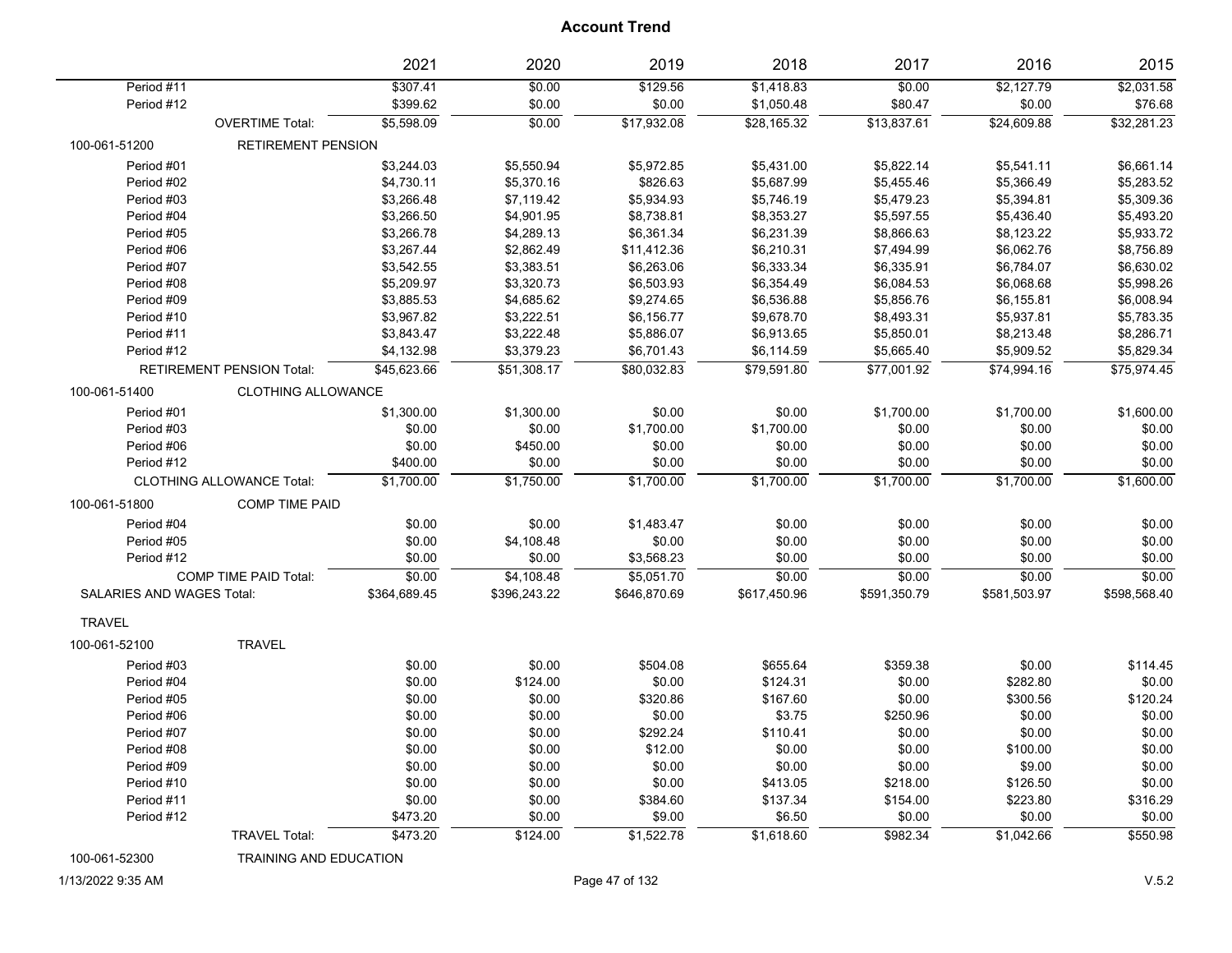# Account Trend

| | 2021 | 2020 | 2019 | 2018 | 2017 | 2016 | 2015 |
|---|---|---|---|---|---|---|---|
| Period #11 | $307.41 | $0.00 | $129.56 | $1,418.83 | $0.00 | $2,127.79 | $2,031.58 |
| Period #12 | $399.62 | $0.00 | $0.00 | $1,050.48 | $80.47 | $0.00 | $76.68 |
| OVERTIME Total: | $5,598.09 | $0.00 | $17,932.08 | $28,165.32 | $13,837.61 | $24,609.88 | $32,281.23 |
| **100-061-51200 RETIREMENT PENSION** | | | | | | | |
| Period #01 | $3,244.03 | $5,550.94 | $5,972.85 | $5,431.00 | $5,822.14 | $5,541.11 | $6,661.14 |
| Period #02 | $4,730.11 | $5,370.16 | $826.63 | $5,687.99 | $5,455.46 | $5,366.49 | $5,283.52 |
| Period #03 | $3,266.48 | $7,119.42 | $5,934.93 | $5,746.19 | $5,479.23 | $5,394.81 | $5,309.36 |
| Period #04 | $3,266.50 | $4,901.95 | $8,738.81 | $8,353.27 | $5,597.55 | $5,436.40 | $5,493.20 |
| Period #05 | $3,266.78 | $4,289.13 | $6,361.34 | $6,231.39 | $8,866.63 | $8,123.22 | $5,933.72 |
| Period #06 | $3,267.44 | $2,862.49 | $11,412.36 | $6,210.31 | $7,494.99 | $6,062.76 | $8,756.89 |
| Period #07 | $3,542.55 | $3,383.51 | $6,263.06 | $6,333.34 | $6,335.91 | $6,784.07 | $6,630.02 |
| Period #08 | $5,209.97 | $3,320.73 | $6,503.93 | $6,354.49 | $6,084.53 | $6,068.68 | $5,998.26 |
| Period #09 | $3,885.53 | $4,685.62 | $9,274.65 | $6,536.88 | $5,856.76 | $6,155.81 | $6,008.94 |
| Period #10 | $3,967.82 | $3,222.51 | $6,156.77 | $9,678.70 | $8,493.31 | $5,937.81 | $5,783.35 |
| Period #11 | $3,843.47 | $3,222.48 | $5,886.07 | $6,913.65 | $5,850.01 | $8,213.48 | $8,286.71 |
| Period #12 | $4,132.98 | $3,379.23 | $6,701.43 | $6,114.59 | $5,665.40 | $5,909.52 | $5,829.34 |
| RETIREMENT PENSION Total: | $45,623.66 | $51,308.17 | $80,032.83 | $79,591.80 | $77,001.92 | $74,994.16 | $75,974.45 |
| **100-061-51400 CLOTHING ALLOWANCE** | | | | | | | |
| Period #01 | $1,300.00 | $1,300.00 | $0.00 | $0.00 | $1,700.00 | $1,700.00 | $1,600.00 |
| Period #03 | $0.00 | $0.00 | $1,700.00 | $1,700.00 | $0.00 | $0.00 | $0.00 |
| Period #06 | $0.00 | $450.00 | $0.00 | $0.00 | $0.00 | $0.00 | $0.00 |
| Period #12 | $400.00 | $0.00 | $0.00 | $0.00 | $0.00 | $0.00 | $0.00 |
| CLOTHING ALLOWANCE Total: | $1,700.00 | $1,750.00 | $1,700.00 | $1,700.00 | $1,700.00 | $1,700.00 | $1,600.00 |
| **100-061-51800 COMP TIME PAID** | | | | | | | |
| Period #04 | $0.00 | $0.00 | $1,483.47 | $0.00 | $0.00 | $0.00 | $0.00 |
| Period #05 | $0.00 | $4,108.48 | $0.00 | $0.00 | $0.00 | $0.00 | $0.00 |
| Period #12 | $0.00 | $0.00 | $3,568.23 | $0.00 | $0.00 | $0.00 | $0.00 |
| COMP TIME PAID Total: | $0.00 | $4,108.48 | $5,051.70 | $0.00 | $0.00 | $0.00 | $0.00 |
| SALARIES AND WAGES Total: | $364,689.45 | $396,243.22 | $646,870.69 | $617,450.96 | $591,350.79 | $581,503.97 | $598,568.40 |
| **TRAVEL** | | | | | | | |
| **100-061-52100 TRAVEL** | | | | | | | |
| Period #03 | $0.00 | $0.00 | $504.08 | $655.64 | $359.38 | $0.00 | $114.45 |
| Period #04 | $0.00 | $124.00 | $0.00 | $124.31 | $0.00 | $282.80 | $0.00 |
| Period #05 | $0.00 | $0.00 | $320.86 | $167.60 | $0.00 | $300.56 | $120.24 |
| Period #06 | $0.00 | $0.00 | $0.00 | $3.75 | $250.96 | $0.00 | $0.00 |
| Period #07 | $0.00 | $0.00 | $292.24 | $110.41 | $0.00 | $0.00 | $0.00 |
| Period #08 | $0.00 | $0.00 | $12.00 | $0.00 | $0.00 | $100.00 | $0.00 |
| Period #09 | $0.00 | $0.00 | $0.00 | $0.00 | $0.00 | $9.00 | $0.00 |
| Period #10 | $0.00 | $0.00 | $0.00 | $413.05 | $218.00 | $126.50 | $0.00 |
| Period #11 | $0.00 | $0.00 | $384.60 | $137.34 | $154.00 | $223.80 | $316.29 |
| Period #12 | $473.20 | $0.00 | $9.00 | $6.50 | $0.00 | $0.00 | $0.00 |
| TRAVEL Total: | $473.20 | $124.00 | $1,522.78 | $1,618.60 | $982.34 | $1,042.66 | $550.98 |
| **100-061-52300 TRAINING AND EDUCATION** | | | | | | | |

1/13/2022 9:35 AM V.5.2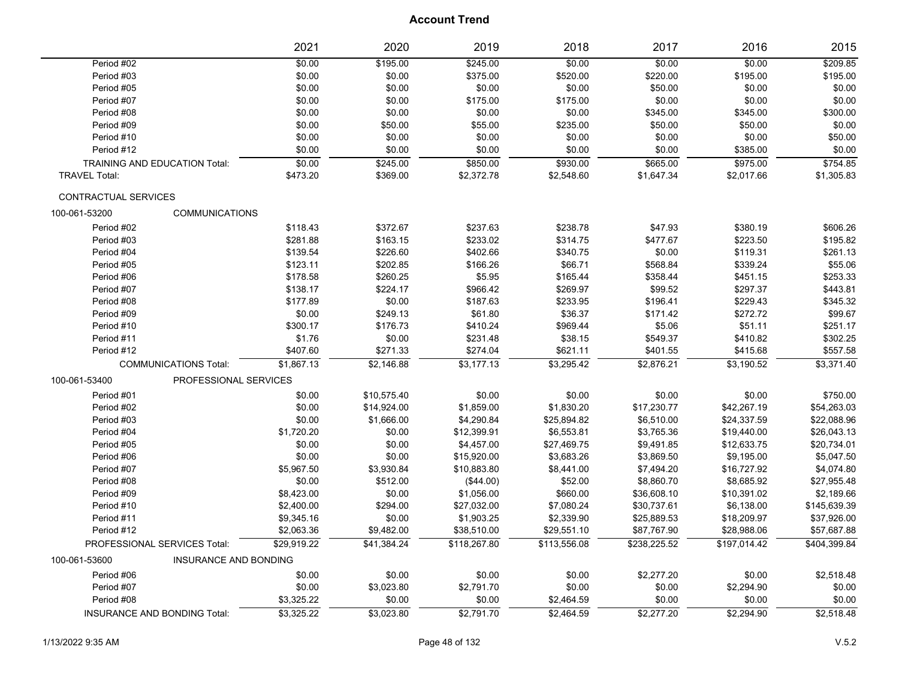# Account Trend

| | 2021 | 2020 | 2019 | 2018 | 2017 | 2016 | 2015 |
|---|---|---|---|---|---|---|---|
| Period #02 | $0.00 | $195.00 | $245.00 | $0.00 | $0.00 | $0.00 | $209.85 |
| Period #03 | $0.00 | $0.00 | $375.00 | $520.00 | $220.00 | $195.00 | $195.00 |
| Period #05 | $0.00 | $0.00 | $0.00 | $0.00 | $50.00 | $0.00 | $0.00 |
| Period #07 | $0.00 | $0.00 | $175.00 | $175.00 | $0.00 | $0.00 | $0.00 |
| Period #08 | $0.00 | $0.00 | $0.00 | $0.00 | $345.00 | $345.00 | $300.00 |
| Period #09 | $0.00 | $50.00 | $55.00 | $235.00 | $50.00 | $50.00 | $0.00 |
| Period #10 | $0.00 | $0.00 | $0.00 | $0.00 | $0.00 | $0.00 | $50.00 |
| Period #12 | $0.00 | $0.00 | $0.00 | $0.00 | $0.00 | $385.00 | $0.00 |
| TRAINING AND EDUCATION Total: | $0.00 | $245.00 | $850.00 | $930.00 | $665.00 | $975.00 | $754.85 |
| TRAVEL Total: | $473.20 | $369.00 | $2,372.78 | $2,548.60 | $1,647.34 | $2,017.66 | $1,305.83 |
| CONTRACTUAL SERVICES | | | | | | | |
| 100-061-53200 COMMUNICATIONS | | | | | | | |
| Period #02 | $118.43 | $372.67 | $237.63 | $238.78 | $47.93 | $380.19 | $606.26 |
| Period #03 | $281.88 | $163.15 | $233.02 | $314.75 | $477.67 | $223.50 | $195.82 |
| Period #04 | $139.54 | $226.60 | $402.66 | $340.75 | $0.00 | $119.31 | $261.13 |
| Period #05 | $123.11 | $202.85 | $166.26 | $66.71 | $568.84 | $339.24 | $55.06 |
| Period #06 | $178.58 | $260.25 | $5.95 | $165.44 | $358.44 | $451.15 | $253.33 |
| Period #07 | $138.17 | $224.17 | $966.42 | $269.97 | $99.52 | $297.37 | $443.81 |
| Period #08 | $177.89 | $0.00 | $187.63 | $233.95 | $196.41 | $229.43 | $345.32 |
| Period #09 | $0.00 | $249.13 | $61.80 | $36.37 | $171.42 | $272.72 | $99.67 |
| Period #10 | $300.17 | $176.73 | $410.24 | $969.44 | $5.06 | $51.11 | $251.17 |
| Period #11 | $1.76 | $0.00 | $231.48 | $38.15 | $549.37 | $410.82 | $302.25 |
| Period #12 | $407.60 | $271.33 | $274.04 | $621.11 | $401.55 | $415.68 | $557.58 |
| COMMUNICATIONS Total: | $1,867.13 | $2,146.88 | $3,177.13 | $3,295.42 | $2,876.21 | $3,190.52 | $3,371.40 |
| 100-061-53400 PROFESSIONAL SERVICES | | | | | | | |
| Period #01 | $0.00 | $10,575.40 | $0.00 | $0.00 | $0.00 | $0.00 | $750.00 |
| Period #02 | $0.00 | $14,924.00 | $1,859.00 | $1,830.20 | $17,230.77 | $42,267.19 | $54,263.03 |
| Period #03 | $0.00 | $1,666.00 | $4,290.84 | $25,894.82 | $6,510.00 | $24,337.59 | $22,088.96 |
| Period #04 | $1,720.20 | $0.00 | $12,399.91 | $6,553.81 | $3,765.36 | $19,440.00 | $26,043.13 |
| Period #05 | $0.00 | $0.00 | $4,457.00 | $27,469.75 | $9,491.85 | $12,633.75 | $20,734.01 |
| Period #06 | $0.00 | $0.00 | $15,920.00 | $3,683.26 | $3,869.50 | $9,195.00 | $5,047.50 |
| Period #07 | $5,967.50 | $3,930.84 | $10,883.80 | $8,441.00 | $7,494.20 | $16,727.92 | $4,074.80 |
| Period #08 | $0.00 | $512.00 | ($44.00) | $52.00 | $8,860.70 | $8,685.92 | $27,955.48 |
| Period #09 | $8,423.00 | $0.00 | $1,056.00 | $660.00 | $36,608.10 | $10,391.02 | $2,189.66 |
| Period #10 | $2,400.00 | $294.00 | $27,032.00 | $7,080.24 | $30,737.61 | $6,138.00 | $145,639.39 |
| Period #11 | $9,345.16 | $0.00 | $1,903.25 | $2,339.90 | $25,889.53 | $18,209.97 | $37,926.00 |
| Period #12 | $2,063.36 | $9,482.00 | $38,510.00 | $29,551.10 | $87,767.90 | $28,988.06 | $57,687.88 |
| PROFESSIONAL SERVICES Total: | $29,919.22 | $41,384.24 | $118,267.80 | $113,556.08 | $238,225.52 | $197,014.42 | $404,399.84 |
| 100-061-53600 INSURANCE AND BONDING | | | | | | | |
| Period #06 | $0.00 | $0.00 | $0.00 | $0.00 | $2,277.20 | $0.00 | $2,518.48 |
| Period #07 | $0.00 | $3,023.80 | $2,791.70 | $0.00 | $0.00 | $2,294.90 | $0.00 |
| Period #08 | $3,325.22 | $0.00 | $0.00 | $2,464.59 | $0.00 | $0.00 | $0.00 |
| INSURANCE AND BONDING Total: | $3,325.22 | $3,023.80 | $2,791.70 | $2,464.59 | $2,277.20 | $2,294.90 | $2,518.48 |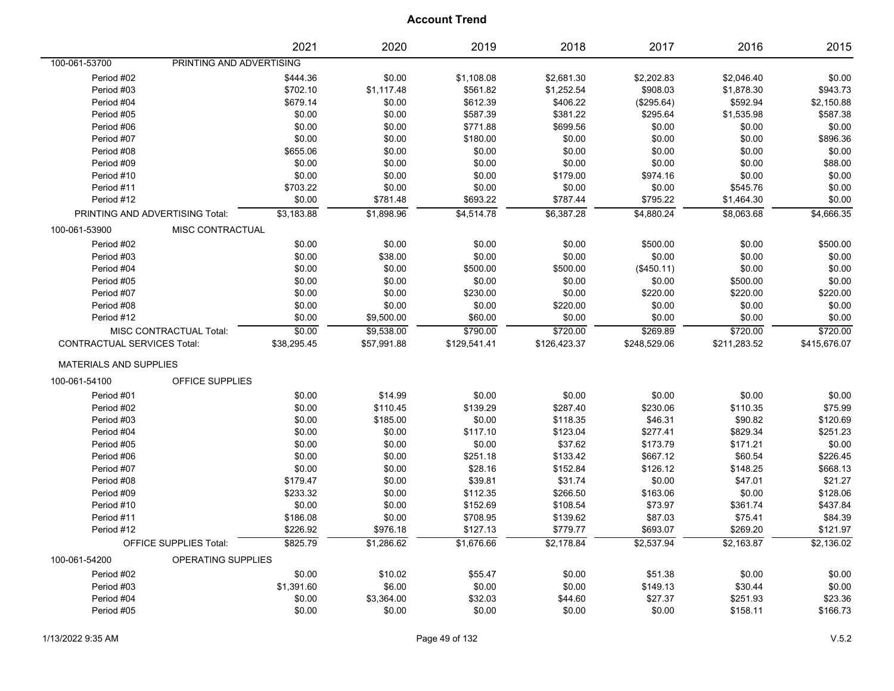# Account Trend

| | | 2021 | 2020 | 2019 | 2018 | 2017 | 2016 | 2015 |
|---|---|---|---|---|---|---|---|---|
| 100-061-53700 | PRINTING AND ADVERTISING | | | | | | | |
| Period #02 | | $444.36 | $0.00 | $1,108.08 | $2,681.30 | $2,202.83 | $2,046.40 | $0.00 |
| Period #03 | | $702.10 | $1,117.48 | $561.82 | $1,252.54 | $908.03 | $1,878.30 | $943.73 |
| Period #04 | | $679.14 | $0.00 | $612.39 | $406.22 | ($295.64) | $592.94 | $2,150.88 |
| Period #05 | | $0.00 | $0.00 | $587.39 | $381.22 | $295.64 | $1,535.98 | $587.38 |
| Period #06 | | $0.00 | $0.00 | $771.88 | $699.56 | $0.00 | $0.00 | $0.00 |
| Period #07 | | $0.00 | $0.00 | $180.00 | $0.00 | $0.00 | $0.00 | $896.36 |
| Period #08 | | $655.06 | $0.00 | $0.00 | $0.00 | $0.00 | $0.00 | $0.00 |
| Period #09 | | $0.00 | $0.00 | $0.00 | $0.00 | $0.00 | $0.00 | $88.00 |
| Period #10 | | $0.00 | $0.00 | $0.00 | $179.00 | $974.16 | $0.00 | $0.00 |
| Period #11 | | $703.22 | $0.00 | $0.00 | $0.00 | $0.00 | $545.76 | $0.00 |
| Period #12 | | $0.00 | $781.48 | $693.22 | $787.44 | $795.22 | $1,464.30 | $0.00 |
| PRINTING AND ADVERTISING Total: | | $3,183.88 | $1,898.96 | $4,514.78 | $6,387.28 | $4,880.24 | $8,063.68 | $4,666.35 |
| 100-061-53900 | MISC CONTRACTUAL | | | | | | | |
| Period #02 | | $0.00 | $0.00 | $0.00 | $0.00 | $500.00 | $0.00 | $500.00 |
| Period #03 | | $0.00 | $38.00 | $0.00 | $0.00 | $0.00 | $0.00 | $0.00 |
| Period #04 | | $0.00 | $0.00 | $500.00 | $500.00 | ($450.11) | $0.00 | $0.00 |
| Period #05 | | $0.00 | $0.00 | $0.00 | $0.00 | $0.00 | $500.00 | $0.00 |
| Period #07 | | $0.00 | $0.00 | $230.00 | $0.00 | $220.00 | $220.00 | $220.00 |
| Period #08 | | $0.00 | $0.00 | $0.00 | $220.00 | $0.00 | $0.00 | $0.00 |
| Period #12 | | $0.00 | $9,500.00 | $60.00 | $0.00 | $0.00 | $0.00 | $0.00 |
| MISC CONTRACTUAL Total: | | $0.00 | $9,538.00 | $790.00 | $720.00 | $269.89 | $720.00 | $720.00 |
| CONTRACTUAL SERVICES Total: | | $38,295.45 | $57,991.88 | $129,541.41 | $126,423.37 | $248,529.06 | $211,283.52 | $415,676.07 |
| MATERIALS AND SUPPLIES | | | | | | | | |
| 100-061-54100 | OFFICE SUPPLIES | | | | | | | |
| Period #01 | | $0.00 | $14.99 | $0.00 | $0.00 | $0.00 | $0.00 | $0.00 |
| Period #02 | | $0.00 | $110.45 | $139.29 | $287.40 | $230.06 | $110.35 | $75.99 |
| Period #03 | | $0.00 | $185.00 | $0.00 | $118.35 | $46.31 | $90.82 | $120.69 |
| Period #04 | | $0.00 | $0.00 | $117.10 | $123.04 | $277.41 | $829.34 | $251.23 |
| Period #05 | | $0.00 | $0.00 | $0.00 | $37.62 | $173.79 | $171.21 | $0.00 |
| Period #06 | | $0.00 | $0.00 | $251.18 | $133.42 | $667.12 | $60.54 | $226.45 |
| Period #07 | | $0.00 | $0.00 | $28.16 | $152.84 | $126.12 | $148.25 | $668.13 |
| Period #08 | | $179.47 | $0.00 | $39.81 | $31.74 | $0.00 | $47.01 | $21.27 |
| Period #09 | | $233.32 | $0.00 | $112.35 | $266.50 | $163.06 | $0.00 | $128.06 |
| Period #10 | | $0.00 | $0.00 | $152.69 | $108.54 | $73.97 | $361.74 | $437.84 |
| Period #11 | | $186.08 | $0.00 | $708.95 | $139.62 | $87.03 | $75.41 | $84.39 |
| Period #12 | | $226.92 | $976.18 | $127.13 | $779.77 | $693.07 | $269.20 | $121.97 |
| OFFICE SUPPLIES Total: | | $825.79 | $1,286.62 | $1,676.66 | $2,178.84 | $2,537.94 | $2,163.87 | $2,136.02 |
| 100-061-54200 | OPERATING SUPPLIES | | | | | | | |
| Period #02 | | $0.00 | $10.02 | $55.47 | $0.00 | $51.38 | $0.00 | $0.00 |
| Period #03 | | $1,391.60 | $6.00 | $0.00 | $0.00 | $149.13 | $30.44 | $0.00 |
| Period #04 | | $0.00 | $3,364.00 | $32.03 | $44.60 | $27.37 | $251.93 | $23.36 |
| Period #05 | | $0.00 | $0.00 | $0.00 | $0.00 | $0.00 | $158.11 | $166.73 |

1/13/2022 9:35 AM V.5.2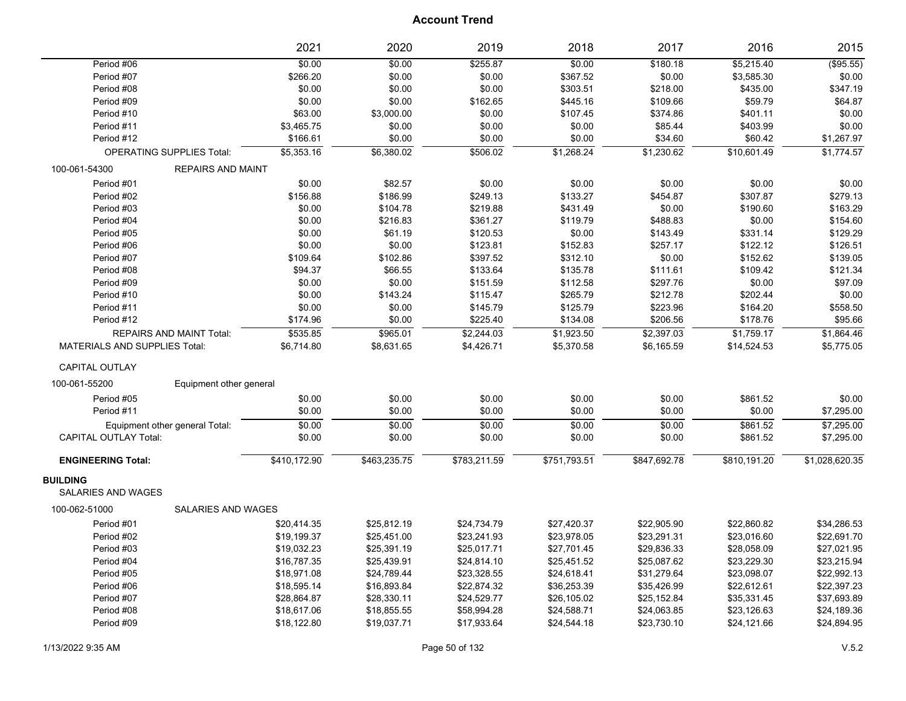## Account Trend

| | 2021 | 2020 | 2019 | 2018 | 2017 | 2016 | 2015 |
|---|---|---|---|---|---|---|---|
| Period #06 | $0.00 | $0.00 | $255.87 | $0.00 | $180.18 | $5,215.40 | ($95.55) |
| Period #07 | $266.20 | $0.00 | $0.00 | $367.52 | $0.00 | $3,585.30 | $0.00 |
| Period #08 | $0.00 | $0.00 | $0.00 | $303.51 | $218.00 | $435.00 | $347.19 |
| Period #09 | $0.00 | $0.00 | $162.65 | $445.16 | $109.66 | $59.79 | $64.87 |
| Period #10 | $63.00 | $3,000.00 | $0.00 | $107.45 | $374.86 | $401.11 | $0.00 |
| Period #11 | $3,465.75 | $0.00 | $0.00 | $0.00 | $85.44 | $403.99 | $0.00 |
| Period #12 | $166.61 | $0.00 | $0.00 | $0.00 | $34.60 | $60.42 | $1,267.97 |
| OPERATING SUPPLIES Total: | $5,353.16 | $6,380.02 | $506.02 | $1,268.24 | $1,230.62 | $10,601.49 | $1,774.57 |
| 100-061-54300 REPAIRS AND MAINT | | | | | | | |
| Period #01 | $0.00 | $82.57 | $0.00 | $0.00 | $0.00 | $0.00 | $0.00 |
| Period #02 | $156.88 | $186.99 | $249.13 | $133.27 | $454.87 | $307.87 | $279.13 |
| Period #03 | $0.00 | $104.78 | $219.88 | $431.49 | $0.00 | $190.60 | $163.29 |
| Period #04 | $0.00 | $216.83 | $361.27 | $119.79 | $488.83 | $0.00 | $154.60 |
| Period #05 | $0.00 | $61.19 | $120.53 | $0.00 | $143.49 | $331.14 | $129.29 |
| Period #06 | $0.00 | $0.00 | $123.81 | $152.83 | $257.17 | $122.12 | $126.51 |
| Period #07 | $109.64 | $102.86 | $397.52 | $312.10 | $0.00 | $152.62 | $139.05 |
| Period #08 | $94.37 | $66.55 | $133.64 | $135.78 | $111.61 | $109.42 | $121.34 |
| Period #09 | $0.00 | $0.00 | $151.59 | $112.58 | $297.76 | $0.00 | $97.09 |
| Period #10 | $0.00 | $143.24 | $115.47 | $265.79 | $212.78 | $202.44 | $0.00 |
| Period #11 | $0.00 | $0.00 | $145.79 | $125.79 | $223.96 | $164.20 | $558.50 |
| Period #12 | $174.96 | $0.00 | $225.40 | $134.08 | $206.56 | $178.76 | $95.66 |
| REPAIRS AND MAINT Total: | $535.85 | $965.01 | $2,244.03 | $1,923.50 | $2,397.03 | $1,759.17 | $1,864.46 |
| MATERIALS AND SUPPLIES Total: | $6,714.80 | $8,631.65 | $4,426.71 | $5,370.58 | $6,165.59 | $14,524.53 | $5,775.05 |
| CAPITAL OUTLAY | | | | | | | |
| 100-061-55200 Equipment other general | | | | | | | |
| Period #05 | $0.00 | $0.00 | $0.00 | $0.00 | $0.00 | $861.52 | $0.00 |
| Period #11 | $0.00 | $0.00 | $0.00 | $0.00 | $0.00 | $0.00 | $7,295.00 |
| Equipment other general Total: | $0.00 | $0.00 | $0.00 | $0.00 | $0.00 | $861.52 | $7,295.00 |
| CAPITAL OUTLAY Total: | $0.00 | $0.00 | $0.00 | $0.00 | $0.00 | $861.52 | $7,295.00 |
| **ENGINEERING Total:** | $410,172.90 | $463,235.75 | $783,211.59 | $751,793.51 | $847,692.78 | $810,191.20 | $1,028,620.35 |
| **BUILDING** | | | | | | | |
| SALARIES AND WAGES | | | | | | | |
| 100-062-51000 SALARIES AND WAGES | | | | | | | |
| Period #01 | $20,414.35 | $25,812.19 | $24,734.79 | $27,420.37 | $22,905.90 | $22,860.82 | $34,286.53 |
| Period #02 | $19,199.37 | $25,451.00 | $23,241.93 | $23,978.05 | $23,291.31 | $23,016.60 | $22,691.70 |
| Period #03 | $19,032.23 | $25,391.19 | $25,017.71 | $27,701.45 | $29,836.33 | $28,058.09 | $27,021.95 |
| Period #04 | $16,787.35 | $25,439.91 | $24,814.10 | $25,451.52 | $25,087.62 | $23,229.30 | $23,215.94 |
| Period #05 | $18,971.08 | $24,789.44 | $23,328.55 | $24,618.41 | $31,279.64 | $23,098.07 | $22,992.13 |
| Period #06 | $18,595.14 | $16,893.84 | $22,874.32 | $36,253.39 | $35,426.99 | $22,612.61 | $22,397.23 |
| Period #07 | $28,864.87 | $28,330.11 | $24,529.77 | $26,105.02 | $25,152.84 | $35,331.45 | $37,693.89 |
| Period #08 | $18,617.06 | $18,855.55 | $58,994.28 | $24,588.71 | $24,063.85 | $23,126.63 | $24,189.36 |
| Period #09 | $18,122.80 | $19,037.71 | $17,933.64 | $24,544.18 | $23,730.10 | $24,121.66 | $24,894.95 |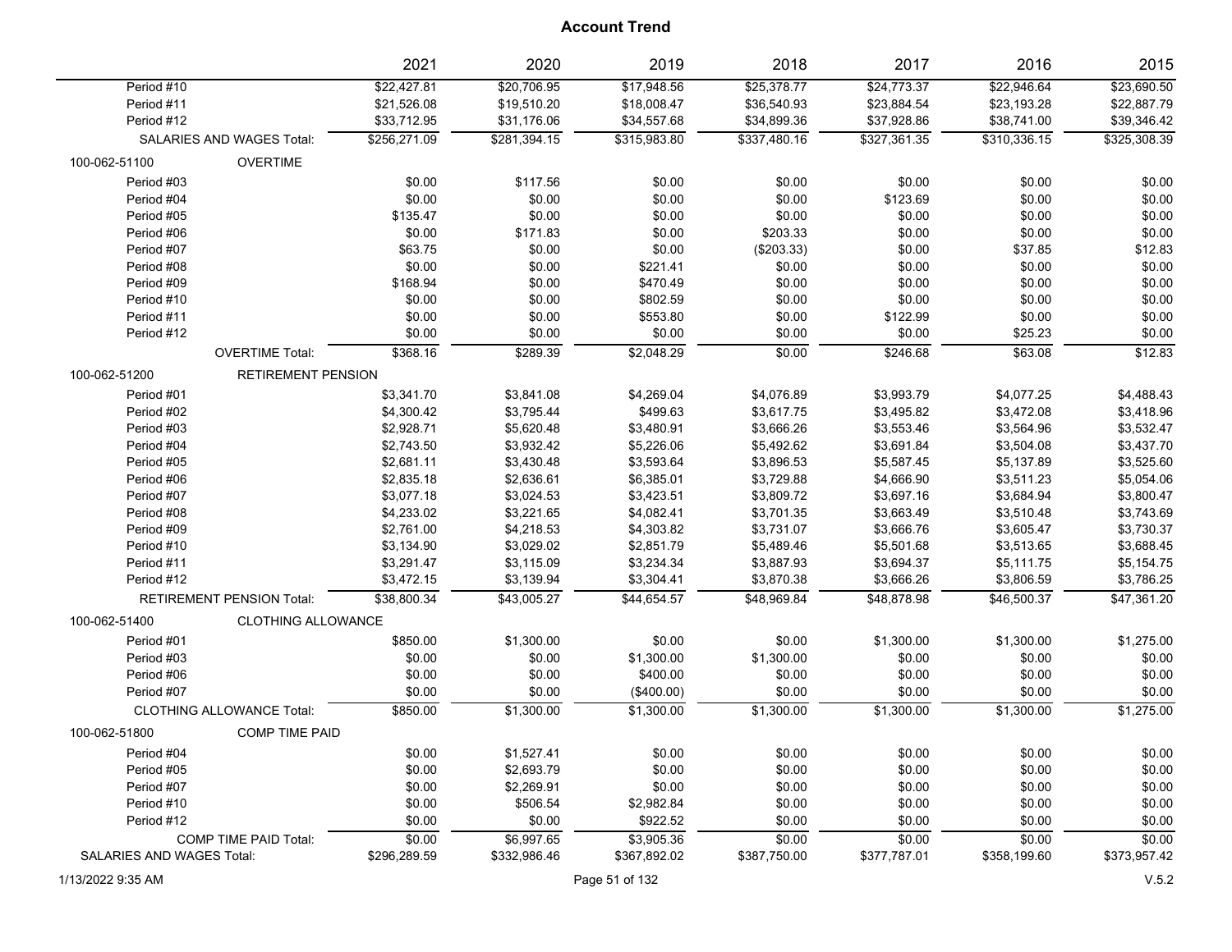# Account Trend

| | 2021 | 2020 | 2019 | 2018 | 2017 | 2016 | 2015 |
|---|---|---|---|---|---|---|---|
| Period #10 | $22,427.81 | $20,706.95 | $17,948.56 | $25,378.77 | $24,773.37 | $22,946.64 | $23,690.50 |
| Period #11 | $21,526.08 | $19,510.20 | $18,008.47 | $36,540.93 | $23,884.54 | $23,193.28 | $22,887.79 |
| Period #12 | $33,712.95 | $31,176.06 | $34,557.68 | $34,899.36 | $37,928.86 | $38,741.00 | $39,346.42 |
| SALARIES AND WAGES Total: | $256,271.09 | $281,394.15 | $315,983.80 | $337,480.16 | $327,361.35 | $310,336.15 | $325,308.39 |
| **100-062-51100 OVERTIME** | | | | | | | |
| Period #03 | $0.00 | $117.56 | $0.00 | $0.00 | $0.00 | $0.00 | $0.00 |
| Period #04 | $0.00 | $0.00 | $0.00 | $0.00 | $123.69 | $0.00 | $0.00 |
| Period #05 | $135.47 | $0.00 | $0.00 | $0.00 | $0.00 | $0.00 | $0.00 |
| Period #06 | $0.00 | $171.83 | $0.00 | $203.33 | $0.00 | $0.00 | $0.00 |
| Period #07 | $63.75 | $0.00 | $0.00 | ($203.33) | $0.00 | $37.85 | $12.83 |
| Period #08 | $0.00 | $0.00 | $221.41 | $0.00 | $0.00 | $0.00 | $0.00 |
| Period #09 | $168.94 | $0.00 | $470.49 | $0.00 | $0.00 | $0.00 | $0.00 |
| Period #10 | $0.00 | $0.00 | $802.59 | $0.00 | $0.00 | $0.00 | $0.00 |
| Period #11 | $0.00 | $0.00 | $553.80 | $0.00 | $122.99 | $0.00 | $0.00 |
| Period #12 | $0.00 | $0.00 | $0.00 | $0.00 | $0.00 | $25.23 | $0.00 |
| OVERTIME Total: | $368.16 | $289.39 | $2,048.29 | $0.00 | $246.68 | $63.08 | $12.83 |
| **100-062-51200 RETIREMENT PENSION** | | | | | | | |
| Period #01 | $3,341.70 | $3,841.08 | $4,269.04 | $4,076.89 | $3,993.79 | $4,077.25 | $4,488.43 |
| Period #02 | $4,300.42 | $3,795.44 | $499.63 | $3,617.75 | $3,495.82 | $3,472.08 | $3,418.96 |
| Period #03 | $2,928.71 | $5,620.48 | $3,480.91 | $3,666.26 | $3,553.46 | $3,564.96 | $3,532.47 |
| Period #04 | $2,743.50 | $3,932.42 | $5,226.06 | $5,492.62 | $3,691.84 | $3,504.08 | $3,437.70 |
| Period #05 | $2,681.11 | $3,430.48 | $3,593.64 | $3,896.53 | $5,587.45 | $5,137.89 | $3,525.60 |
| Period #06 | $2,835.18 | $2,636.61 | $6,385.01 | $3,729.88 | $4,666.90 | $3,511.23 | $5,054.06 |
| Period #07 | $3,077.18 | $3,024.53 | $3,423.51 | $3,809.72 | $3,697.16 | $3,684.94 | $3,800.47 |
| Period #08 | $4,233.02 | $3,221.65 | $4,082.41 | $3,701.35 | $3,663.49 | $3,510.48 | $3,743.69 |
| Period #09 | $2,761.00 | $4,218.53 | $4,303.82 | $3,731.07 | $3,666.76 | $3,605.47 | $3,730.37 |
| Period #10 | $3,134.90 | $3,029.02 | $2,851.79 | $5,489.46 | $5,501.68 | $3,513.65 | $3,688.45 |
| Period #11 | $3,291.47 | $3,115.09 | $3,234.34 | $3,887.93 | $3,694.37 | $5,111.75 | $5,154.75 |
| Period #12 | $3,472.15 | $3,139.94 | $3,304.41 | $3,870.38 | $3,666.26 | $3,806.59 | $3,786.25 |
| RETIREMENT PENSION Total: | $38,800.34 | $43,005.27 | $44,654.57 | $48,969.84 | $48,878.98 | $46,500.37 | $47,361.20 |
| **100-062-51400 CLOTHING ALLOWANCE** | | | | | | | |
| Period #01 | $850.00 | $1,300.00 | $0.00 | $0.00 | $1,300.00 | $1,300.00 | $1,275.00 |
| Period #03 | $0.00 | $0.00 | $1,300.00 | $1,300.00 | $0.00 | $0.00 | $0.00 |
| Period #06 | $0.00 | $0.00 | $400.00 | $0.00 | $0.00 | $0.00 | $0.00 |
| Period #07 | $0.00 | $0.00 | ($400.00) | $0.00 | $0.00 | $0.00 | $0.00 |
| CLOTHING ALLOWANCE Total: | $850.00 | $1,300.00 | $1,300.00 | $1,300.00 | $1,300.00 | $1,300.00 | $1,275.00 |
| **100-062-51800 COMP TIME PAID** | | | | | | | |
| Period #04 | $0.00 | $1,527.41 | $0.00 | $0.00 | $0.00 | $0.00 | $0.00 |
| Period #05 | $0.00 | $2,693.79 | $0.00 | $0.00 | $0.00 | $0.00 | $0.00 |
| Period #07 | $0.00 | $2,269.91 | $0.00 | $0.00 | $0.00 | $0.00 | $0.00 |
| Period #10 | $0.00 | $506.54 | $2,982.84 | $0.00 | $0.00 | $0.00 | $0.00 |
| Period #12 | $0.00 | $0.00 | $922.52 | $0.00 | $0.00 | $0.00 | $0.00 |
| COMP TIME PAID Total: | $0.00 | $6,997.65 | $3,905.36 | $0.00 | $0.00 | $0.00 | $0.00 |
| SALARIES AND WAGES Total: | $296,289.59 | $332,986.46 | $367,892.02 | $387,750.00 | $377,787.01 | $358,199.60 | $373,957.42 |

1/13/2022 9:35 AM

V.5.2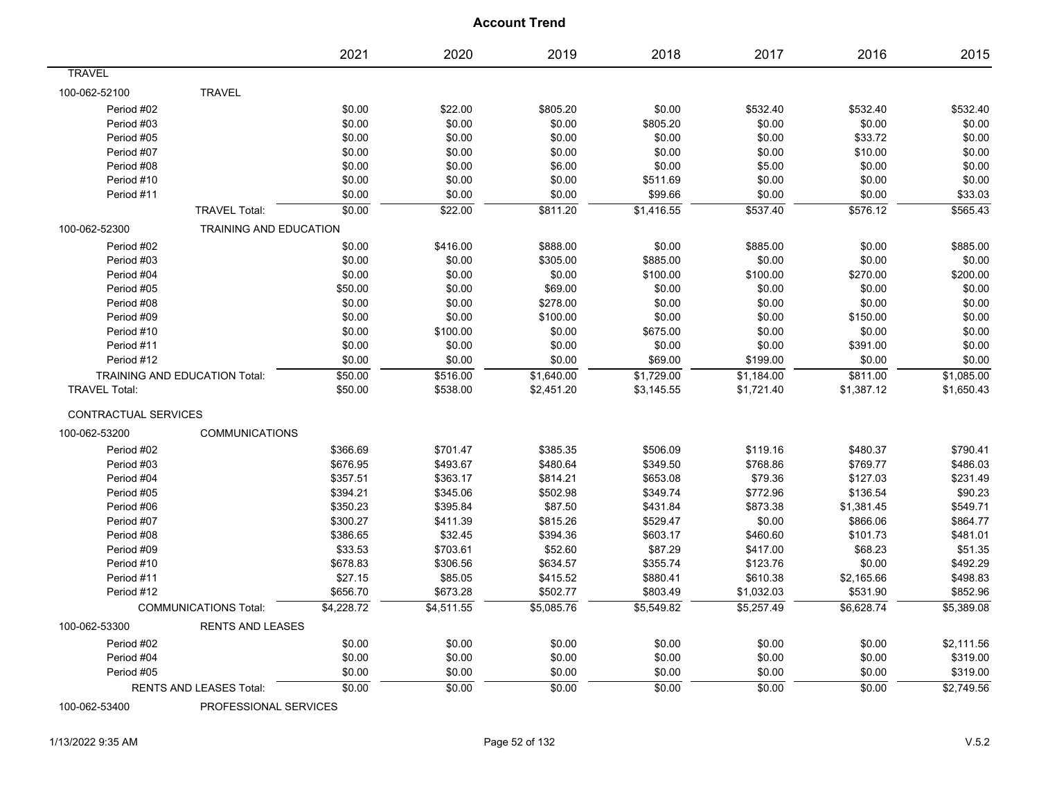# Account Trend

| | | 2021 | 2020 | 2019 | 2018 | 2017 | 2016 | 2015 |
|---|---|---|---|---|---|---|---|---|
| **TRAVEL** | | | | | | | | |
| 100-062-52100 | TRAVEL | | | | | | | |
| Period #02 | | $0.00 | $22.00 | $805.20 | $0.00 | $532.40 | $532.40 | $532.40 |
| Period #03 | | $0.00 | $0.00 | $0.00 | $805.20 | $0.00 | $0.00 | $0.00 |
| Period #05 | | $0.00 | $0.00 | $0.00 | $0.00 | $0.00 | $33.72 | $0.00 |
| Period #07 | | $0.00 | $0.00 | $0.00 | $0.00 | $0.00 | $10.00 | $0.00 |
| Period #08 | | $0.00 | $0.00 | $6.00 | $0.00 | $5.00 | $0.00 | $0.00 |
| Period #10 | | $0.00 | $0.00 | $0.00 | $511.69 | $0.00 | $0.00 | $0.00 |
| Period #11 | | $0.00 | $0.00 | $0.00 | $99.66 | $0.00 | $0.00 | $33.03 |
| | TRAVEL Total: | $0.00 | $22.00 | $811.20 | $1,416.55 | $537.40 | $576.12 | $565.43 |
| 100-062-52300 | TRAINING AND EDUCATION | | | | | | | |
| Period #02 | | $0.00 | $416.00 | $888.00 | $0.00 | $885.00 | $0.00 | $885.00 |
| Period #03 | | $0.00 | $0.00 | $305.00 | $885.00 | $0.00 | $0.00 | $0.00 |
| Period #04 | | $0.00 | $0.00 | $0.00 | $100.00 | $100.00 | $270.00 | $200.00 |
| Period #05 | | $50.00 | $0.00 | $69.00 | $0.00 | $0.00 | $0.00 | $0.00 |
| Period #08 | | $0.00 | $0.00 | $278.00 | $0.00 | $0.00 | $0.00 | $0.00 |
| Period #09 | | $0.00 | $0.00 | $100.00 | $0.00 | $0.00 | $150.00 | $0.00 |
| Period #10 | | $0.00 | $100.00 | $0.00 | $675.00 | $0.00 | $0.00 | $0.00 |
| Period #11 | | $0.00 | $0.00 | $0.00 | $0.00 | $0.00 | $391.00 | $0.00 |
| Period #12 | | $0.00 | $0.00 | $0.00 | $69.00 | $199.00 | $0.00 | $0.00 |
| | TRAINING AND EDUCATION Total: | $50.00 | $516.00 | $1,640.00 | $1,729.00 | $1,184.00 | $811.00 | $1,085.00 |
| TRAVEL Total: | | $50.00 | $538.00 | $2,451.20 | $3,145.55 | $1,721.40 | $1,387.12 | $1,650.43 |
| **CONTRACTUAL SERVICES** | | | | | | | | |
| 100-062-53200 | COMMUNICATIONS | | | | | | | |
| Period #02 | | $366.69 | $701.47 | $385.35 | $506.09 | $119.16 | $480.37 | $790.41 |
| Period #03 | | $676.95 | $493.67 | $480.64 | $349.50 | $768.86 | $769.77 | $486.03 |
| Period #04 | | $357.51 | $363.17 | $814.21 | $653.08 | $79.36 | $127.03 | $231.49 |
| Period #05 | | $394.21 | $345.06 | $502.98 | $349.74 | $772.96 | $136.54 | $90.23 |
| Period #06 | | $350.23 | $395.84 | $87.50 | $431.84 | $873.38 | $1,381.45 | $549.71 |
| Period #07 | | $300.27 | $411.39 | $815.26 | $529.47 | $0.00 | $866.06 | $864.77 |
| Period #08 | | $386.65 | $32.45 | $394.36 | $603.17 | $460.60 | $101.73 | $481.01 |
| Period #09 | | $33.53 | $703.61 | $52.60 | $87.29 | $417.00 | $68.23 | $51.35 |
| Period #10 | | $678.83 | $306.56 | $634.57 | $355.74 | $123.76 | $0.00 | $492.29 |
| Period #11 | | $27.15 | $85.05 | $415.52 | $880.41 | $610.38 | $2,165.66 | $498.83 |
| Period #12 | | $656.70 | $673.28 | $502.77 | $803.49 | $1,032.03 | $531.90 | $852.96 |
| | COMMUNICATIONS Total: | $4,228.72 | $4,511.55 | $5,085.76 | $5,549.82 | $5,257.49 | $6,628.74 | $5,389.08 |
| 100-062-53300 | RENTS AND LEASES | | | | | | | |
| Period #02 | | $0.00 | $0.00 | $0.00 | $0.00 | $0.00 | $0.00 | $2,111.56 |
| Period #04 | | $0.00 | $0.00 | $0.00 | $0.00 | $0.00 | $0.00 | $319.00 |
| Period #05 | | $0.00 | $0.00 | $0.00 | $0.00 | $0.00 | $0.00 | $319.00 |
| | RENTS AND LEASES Total: | $0.00 | $0.00 | $0.00 | $0.00 | $0.00 | $0.00 | $2,749.56 |
| 100-062-53400 | PROFESSIONAL SERVICES | | | | | | | |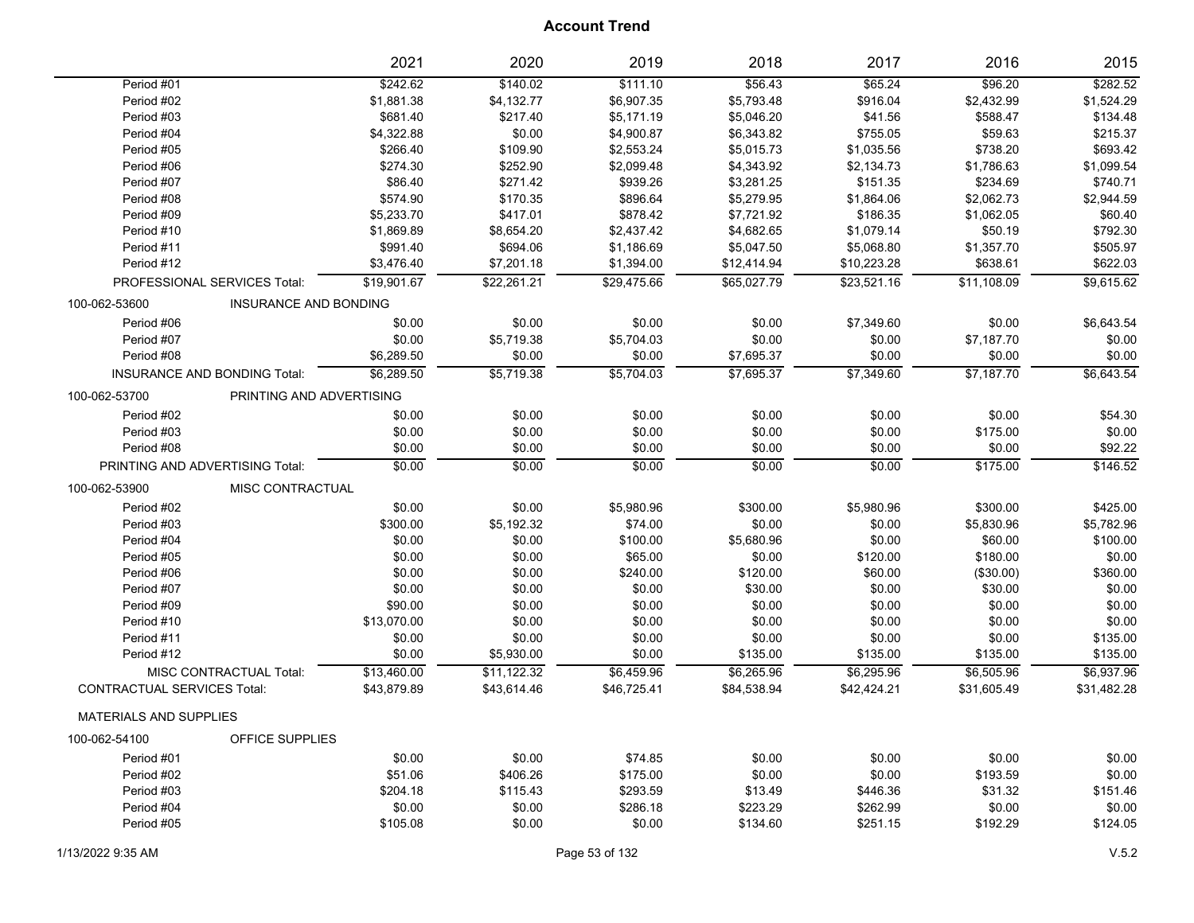# Account Trend

| | 2021 | 2020 | 2019 | 2018 | 2017 | 2016 | 2015 |
|---|---|---|---|---|---|---|---|
| Period #01 | $242.62 | $140.02 | $111.10 | $56.43 | $65.24 | $96.20 | $282.52 |
| Period #02 | $1,881.38 | $4,132.77 | $6,907.35 | $5,793.48 | $916.04 | $2,432.99 | $1,524.29 |
| Period #03 | $681.40 | $217.40 | $5,171.19 | $5,046.20 | $41.56 | $588.47 | $134.48 |
| Period #04 | $4,322.88 | $0.00 | $4,900.87 | $6,343.82 | $755.05 | $59.63 | $215.37 |
| Period #05 | $266.40 | $109.90 | $2,553.24 | $5,015.73 | $1,035.56 | $738.20 | $693.42 |
| Period #06 | $274.30 | $252.90 | $2,099.48 | $4,343.92 | $2,134.73 | $1,786.63 | $1,099.54 |
| Period #07 | $86.40 | $271.42 | $939.26 | $3,281.25 | $151.35 | $234.69 | $740.71 |
| Period #08 | $574.90 | $170.35 | $896.64 | $5,279.95 | $1,864.06 | $2,062.73 | $2,944.59 |
| Period #09 | $5,233.70 | $417.01 | $878.42 | $7,721.92 | $186.35 | $1,062.05 | $60.40 |
| Period #10 | $1,869.89 | $8,654.20 | $2,437.42 | $4,682.65 | $1,079.14 | $50.19 | $792.30 |
| Period #11 | $991.40 | $694.06 | $1,186.69 | $5,047.50 | $5,068.80 | $1,357.70 | $505.97 |
| Period #12 | $3,476.40 | $7,201.18 | $1,394.00 | $12,414.94 | $10,223.28 | $638.61 | $622.03 |
| PROFESSIONAL SERVICES Total: | $19,901.67 | $22,261.21 | $29,475.66 | $65,027.79 | $23,521.16 | $11,108.09 | $9,615.62 |
| **100-062-53600 INSURANCE AND BONDING** | | | | | | | |
| Period #06 | $0.00 | $0.00 | $0.00 | $0.00 | $7,349.60 | $0.00 | $6,643.54 |
| Period #07 | $0.00 | $5,719.38 | $5,704.03 | $0.00 | $0.00 | $7,187.70 | $0.00 |
| Period #08 | $6,289.50 | $0.00 | $0.00 | $7,695.37 | $0.00 | $0.00 | $0.00 |
| INSURANCE AND BONDING Total: | $6,289.50 | $5,719.38 | $5,704.03 | $7,695.37 | $7,349.60 | $7,187.70 | $6,643.54 |
| **100-062-53700 PRINTING AND ADVERTISING** | | | | | | | |
| Period #02 | $0.00 | $0.00 | $0.00 | $0.00 | $0.00 | $0.00 | $54.30 |
| Period #03 | $0.00 | $0.00 | $0.00 | $0.00 | $0.00 | $175.00 | $0.00 |
| Period #08 | $0.00 | $0.00 | $0.00 | $0.00 | $0.00 | $0.00 | $92.22 |
| PRINTING AND ADVERTISING Total: | $0.00 | $0.00 | $0.00 | $0.00 | $0.00 | $175.00 | $146.52 |
| **100-062-53900 MISC CONTRACTUAL** | | | | | | | |
| Period #02 | $0.00 | $0.00 | $5,980.96 | $300.00 | $5,980.96 | $300.00 | $425.00 |
| Period #03 | $300.00 | $5,192.32 | $74.00 | $0.00 | $0.00 | $5,830.96 | $5,782.96 |
| Period #04 | $0.00 | $0.00 | $100.00 | $5,680.96 | $0.00 | $60.00 | $100.00 |
| Period #05 | $0.00 | $0.00 | $65.00 | $0.00 | $120.00 | $180.00 | $0.00 |
| Period #06 | $0.00 | $0.00 | $240.00 | $120.00 | $60.00 | ($30.00) | $360.00 |
| Period #07 | $0.00 | $0.00 | $0.00 | $30.00 | $0.00 | $30.00 | $0.00 |
| Period #09 | $90.00 | $0.00 | $0.00 | $0.00 | $0.00 | $0.00 | $0.00 |
| Period #10 | $13,070.00 | $0.00 | $0.00 | $0.00 | $0.00 | $0.00 | $0.00 |
| Period #11 | $0.00 | $0.00 | $0.00 | $0.00 | $0.00 | $0.00 | $135.00 |
| Period #12 | $0.00 | $5,930.00 | $0.00 | $135.00 | $135.00 | $135.00 | $135.00 |
| MISC CONTRACTUAL Total: | $13,460.00 | $11,122.32 | $6,459.96 | $6,265.96 | $6,295.96 | $6,505.96 | $6,937.96 |
| CONTRACTUAL SERVICES Total: | $43,879.89 | $43,614.46 | $46,725.41 | $84,538.94 | $42,424.21 | $31,605.49 | $31,482.28 |
| **MATERIALS AND SUPPLIES** | | | | | | | |
| **100-062-54100 OFFICE SUPPLIES** | | | | | | | |
| Period #01 | $0.00 | $0.00 | $74.85 | $0.00 | $0.00 | $0.00 | $0.00 |
| Period #02 | $51.06 | $406.26 | $175.00 | $0.00 | $0.00 | $193.59 | $0.00 |
| Period #03 | $204.18 | $115.43 | $293.59 | $13.49 | $446.36 | $31.32 | $151.46 |
| Period #04 | $0.00 | $0.00 | $286.18 | $223.29 | $262.99 | $0.00 | $0.00 |
| Period #05 | $105.08 | $0.00 | $0.00 | $134.60 | $251.15 | $192.29 | $124.05 |

1/13/2022 9:35 AM V.5.2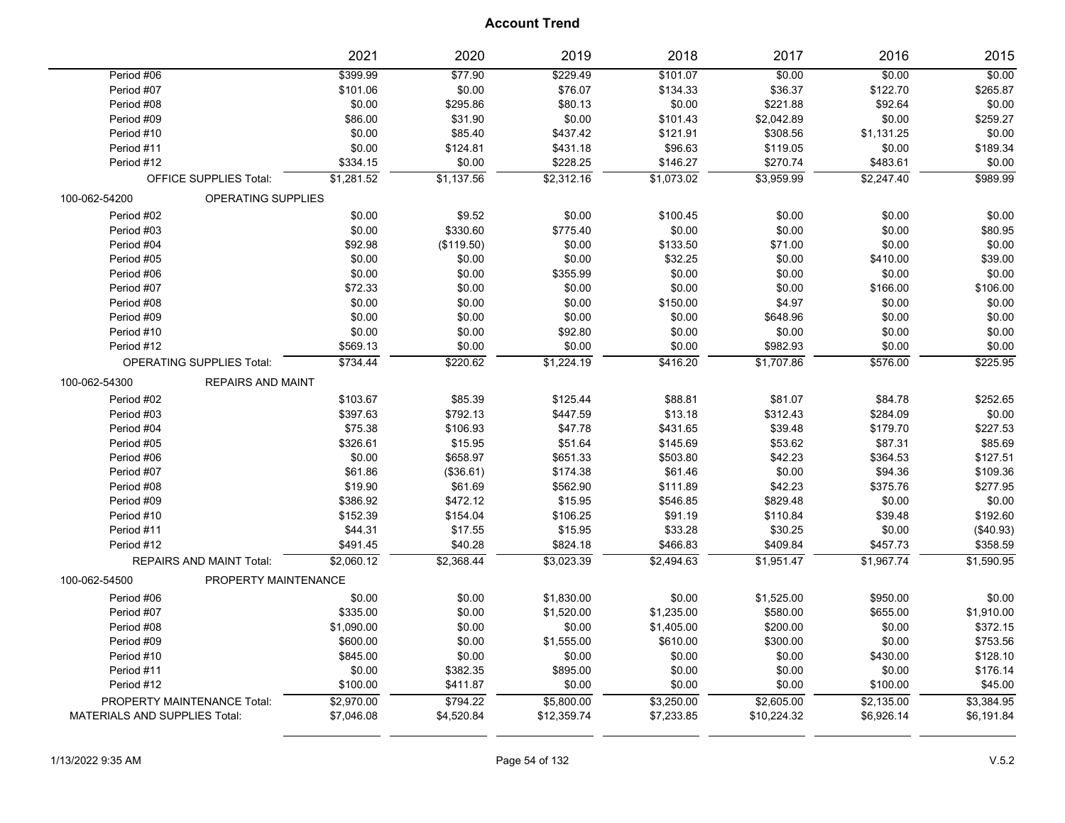# Account Trend

| | 2021 | 2020 | 2019 | 2018 | 2017 | 2016 | 2015 |
|---|---|---|---|---|---|---|---|
| Period #06 | $399.99 | $77.90 | $229.49 | $101.07 | $0.00 | $0.00 | $0.00 |
| Period #07 | $101.06 | $0.00 | $76.07 | $134.33 | $36.37 | $122.70 | $265.87 |
| Period #08 | $0.00 | $295.86 | $80.13 | $0.00 | $221.88 | $92.64 | $0.00 |
| Period #09 | $86.00 | $31.90 | $0.00 | $101.43 | $2,042.89 | $0.00 | $259.27 |
| Period #10 | $0.00 | $85.40 | $437.42 | $121.91 | $308.56 | $1,131.25 | $0.00 |
| Period #11 | $0.00 | $124.81 | $431.18 | $96.63 | $119.05 | $0.00 | $189.34 |
| Period #12 | $334.15 | $0.00 | $228.25 | $146.27 | $270.74 | $483.61 | $0.00 |
| OFFICE SUPPLIES Total: | $1,281.52 | $1,137.56 | $2,312.16 | $1,073.02 | $3,959.99 | $2,247.40 | $989.99 |
| **100-062-54200 OPERATING SUPPLIES** | | | | | | | |
| Period #02 | $0.00 | $9.52 | $0.00 | $100.45 | $0.00 | $0.00 | $0.00 |
| Period #03 | $0.00 | $330.60 | $775.40 | $0.00 | $0.00 | $0.00 | $80.95 |
| Period #04 | $92.98 | ($119.50) | $0.00 | $133.50 | $71.00 | $0.00 | $0.00 |
| Period #05 | $0.00 | $0.00 | $0.00 | $32.25 | $0.00 | $410.00 | $39.00 |
| Period #06 | $0.00 | $0.00 | $355.99 | $0.00 | $0.00 | $0.00 | $0.00 |
| Period #07 | $72.33 | $0.00 | $0.00 | $0.00 | $0.00 | $166.00 | $106.00 |
| Period #08 | $0.00 | $0.00 | $0.00 | $150.00 | $4.97 | $0.00 | $0.00 |
| Period #09 | $0.00 | $0.00 | $0.00 | $0.00 | $648.96 | $0.00 | $0.00 |
| Period #10 | $0.00 | $0.00 | $92.80 | $0.00 | $0.00 | $0.00 | $0.00 |
| Period #12 | $569.13 | $0.00 | $0.00 | $0.00 | $982.93 | $0.00 | $0.00 |
| OPERATING SUPPLIES Total: | $734.44 | $220.62 | $1,224.19 | $416.20 | $1,707.86 | $576.00 | $225.95 |
| **100-062-54300 REPAIRS AND MAINT** | | | | | | | |
| Period #02 | $103.67 | $85.39 | $125.44 | $88.81 | $81.07 | $84.78 | $252.65 |
| Period #03 | $397.63 | $792.13 | $447.59 | $13.18 | $312.43 | $284.09 | $0.00 |
| Period #04 | $75.38 | $106.93 | $47.78 | $431.65 | $39.48 | $179.70 | $227.53 |
| Period #05 | $326.61 | $15.95 | $51.64 | $145.69 | $53.62 | $87.31 | $85.69 |
| Period #06 | $0.00 | $658.97 | $651.33 | $503.80 | $42.23 | $364.53 | $127.51 |
| Period #07 | $61.86 | ($36.61) | $174.38 | $61.46 | $0.00 | $94.36 | $109.36 |
| Period #08 | $19.90 | $61.69 | $562.90 | $111.89 | $42.23 | $375.76 | $277.95 |
| Period #09 | $386.92 | $472.12 | $15.95 | $546.85 | $829.48 | $0.00 | $0.00 |
| Period #10 | $152.39 | $154.04 | $106.25 | $91.19 | $110.84 | $39.48 | $192.60 |
| Period #11 | $44.31 | $17.55 | $15.95 | $33.28 | $30.25 | $0.00 | ($40.93) |
| Period #12 | $491.45 | $40.28 | $824.18 | $466.83 | $409.84 | $457.73 | $358.59 |
| REPAIRS AND MAINT Total: | $2,060.12 | $2,368.44 | $3,023.39 | $2,494.63 | $1,951.47 | $1,967.74 | $1,590.95 |
| **100-062-54500 PROPERTY MAINTENANCE** | | | | | | | |
| Period #06 | $0.00 | $0.00 | $1,830.00 | $0.00 | $1,525.00 | $950.00 | $0.00 |
| Period #07 | $335.00 | $0.00 | $1,520.00 | $1,235.00 | $580.00 | $655.00 | $1,910.00 |
| Period #08 | $1,090.00 | $0.00 | $0.00 | $1,405.00 | $200.00 | $0.00 | $372.15 |
| Period #09 | $600.00 | $0.00 | $1,555.00 | $610.00 | $300.00 | $0.00 | $753.56 |
| Period #10 | $845.00 | $0.00 | $0.00 | $0.00 | $0.00 | $430.00 | $128.10 |
| Period #11 | $0.00 | $382.35 | $895.00 | $0.00 | $0.00 | $0.00 | $176.14 |
| Period #12 | $100.00 | $411.87 | $0.00 | $0.00 | $0.00 | $100.00 | $45.00 |
| PROPERTY MAINTENANCE Total: | $2,970.00 | $794.22 | $5,800.00 | $3,250.00 | $2,605.00 | $2,135.00 | $3,384.95 |
| MATERIALS AND SUPPLIES Total: | $7,046.08 | $4,520.84 | $12,359.74 | $7,233.85 | $10,224.32 | $6,926.14 | $6,191.84 |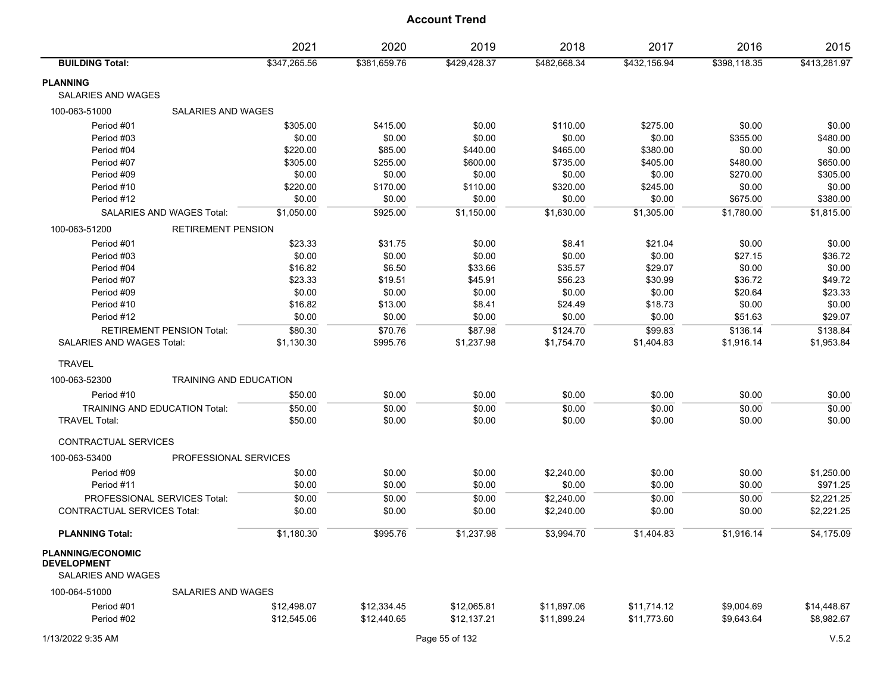# Account Trend

| | | 2021 | 2020 | 2019 | 2018 | 2017 | 2016 | 2015 |
|---|---|---|---|---|---|---|---|---|
| **BUILDING Total:** | | $347,265.56 | $381,659.76 | $429,428.37 | $482,668.34 | $432,156.94 | $398,118.35 | $413,281.97 |
| **PLANNING** | | | | | | | | |
| SALARIES AND WAGES | | | | | | | | |
| 100-063-51000 | SALARIES AND WAGES | | | | | | | |
| Period #01 | | $305.00 | $415.00 | $0.00 | $110.00 | $275.00 | $0.00 | $0.00 |
| Period #03 | | $0.00 | $0.00 | $0.00 | $0.00 | $0.00 | $355.00 | $480.00 |
| Period #04 | | $220.00 | $85.00 | $440.00 | $465.00 | $380.00 | $0.00 | $0.00 |
| Period #07 | | $305.00 | $255.00 | $600.00 | $735.00 | $405.00 | $480.00 | $650.00 |
| Period #09 | | $0.00 | $0.00 | $0.00 | $0.00 | $0.00 | $270.00 | $305.00 |
| Period #10 | | $220.00 | $170.00 | $110.00 | $320.00 | $245.00 | $0.00 | $0.00 |
| Period #12 | | $0.00 | $0.00 | $0.00 | $0.00 | $0.00 | $675.00 | $380.00 |
| SALARIES AND WAGES Total: | | $1,050.00 | $925.00 | $1,150.00 | $1,630.00 | $1,305.00 | $1,780.00 | $1,815.00 |
| 100-063-51200 | RETIREMENT PENSION | | | | | | | |
| Period #01 | | $23.33 | $31.75 | $0.00 | $8.41 | $21.04 | $0.00 | $0.00 |
| Period #03 | | $0.00 | $0.00 | $0.00 | $0.00 | $0.00 | $27.15 | $36.72 |
| Period #04 | | $16.82 | $6.50 | $33.66 | $35.57 | $29.07 | $0.00 | $0.00 |
| Period #07 | | $23.33 | $19.51 | $45.91 | $56.23 | $30.99 | $36.72 | $49.72 |
| Period #09 | | $0.00 | $0.00 | $0.00 | $0.00 | $0.00 | $20.64 | $23.33 |
| Period #10 | | $16.82 | $13.00 | $8.41 | $24.49 | $18.73 | $0.00 | $0.00 |
| Period #12 | | $0.00 | $0.00 | $0.00 | $0.00 | $0.00 | $51.63 | $29.07 |
| RETIREMENT PENSION Total: | | $80.30 | $70.76 | $87.98 | $124.70 | $99.83 | $136.14 | $138.84 |
| SALARIES AND WAGES Total: | | $1,130.30 | $995.76 | $1,237.98 | $1,754.70 | $1,404.83 | $1,916.14 | $1,953.84 |
| TRAVEL | | | | | | | | |
| 100-063-52300 | TRAINING AND EDUCATION | | | | | | | |
| Period #10 | | $50.00 | $0.00 | $0.00 | $0.00 | $0.00 | $0.00 | $0.00 |
| TRAINING AND EDUCATION Total: | | $50.00 | $0.00 | $0.00 | $0.00 | $0.00 | $0.00 | $0.00 |
| TRAVEL Total: | | $50.00 | $0.00 | $0.00 | $0.00 | $0.00 | $0.00 | $0.00 |
| CONTRACTUAL SERVICES | | | | | | | | |
| 100-063-53400 | PROFESSIONAL SERVICES | | | | | | | |
| Period #09 | | $0.00 | $0.00 | $0.00 | $2,240.00 | $0.00 | $0.00 | $1,250.00 |
| Period #11 | | $0.00 | $0.00 | $0.00 | $0.00 | $0.00 | $0.00 | $971.25 |
| PROFESSIONAL SERVICES Total: | | $0.00 | $0.00 | $0.00 | $2,240.00 | $0.00 | $0.00 | $2,221.25 |
| CONTRACTUAL SERVICES Total: | | $0.00 | $0.00 | $0.00 | $2,240.00 | $0.00 | $0.00 | $2,221.25 |
| **PLANNING Total:** | | $1,180.30 | $995.76 | $1,237.98 | $3,994.70 | $1,404.83 | $1,916.14 | $4,175.09 |
| **PLANNING/ECONOMIC DEVELOPMENT** | | | | | | | | |
| SALARIES AND WAGES | | | | | | | | |
| 100-064-51000 | SALARIES AND WAGES | | | | | | | |
| Period #01 | | $12,498.07 | $12,334.45 | $12,065.81 | $11,897.06 | $11,714.12 | $9,004.69 | $14,448.67 |
| Period #02 | | $12,545.06 | $12,440.65 | $12,137.21 | $11,899.24 | $11,773.60 | $9,643.64 | $8,982.67 |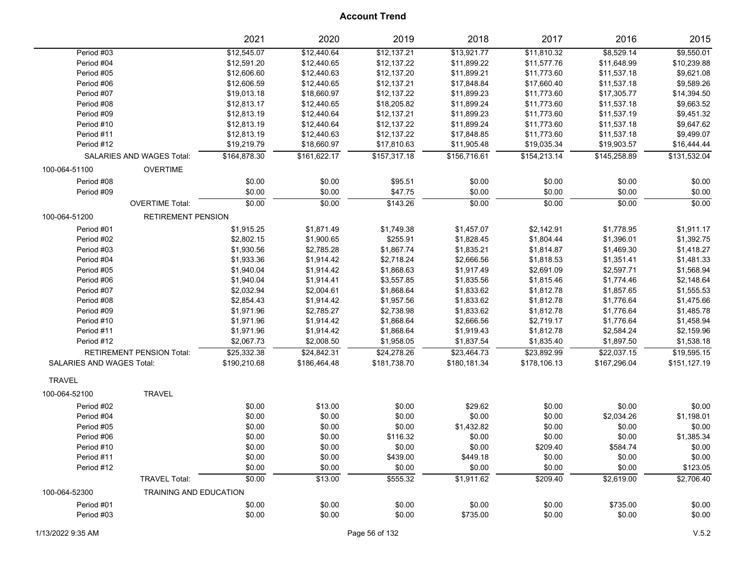# Account Trend

| | | 2021 | 2020 | 2019 | 2018 | 2017 | 2016 | 2015 |
|---|---|---|---|---|---|---|---|---|
| Period #03 | | $12,545.07 | $12,440.64 | $12,137.21 | $13,921.77 | $11,810.32 | $8,529.14 | $9,550.01 |
| Period #04 | | $12,591.20 | $12,440.65 | $12,137.22 | $11,899.22 | $11,577.76 | $11,648.99 | $10,239.88 |
| Period #05 | | $12,606.60 | $12,440.63 | $12,137.20 | $11,899.21 | $11,773.60 | $11,537.18 | $9,621.08 |
| Period #06 | | $12,606.59 | $12,440.65 | $12,137.21 | $17,848.84 | $17,660.40 | $11,537.18 | $9,589.26 |
| Period #07 | | $19,013.18 | $18,660.97 | $12,137.22 | $11,899.23 | $11,773.60 | $17,305.77 | $14,394.50 |
| Period #08 | | $12,813.17 | $12,440.65 | $18,205.82 | $11,899.24 | $11,773.60 | $11,537.18 | $9,663.52 |
| Period #09 | | $12,813.19 | $12,440.64 | $12,137.21 | $11,899.23 | $11,773.60 | $11,537.19 | $9,451.32 |
| Period #10 | | $12,813.19 | $12,440.64 | $12,137.22 | $11,899.24 | $11,773.60 | $11,537.18 | $9,647.62 |
| Period #11 | | $12,813.19 | $12,440.63 | $12,137.22 | $17,848.85 | $11,773.60 | $11,537.18 | $9,499.07 |
| Period #12 | | $19,219.79 | $18,660.97 | $17,810.63 | $11,905.48 | $19,035.34 | $19,903.57 | $16,444.44 |
| SALARIES AND WAGES Total: | | $164,878.30 | $161,622.17 | $157,317.18 | $156,716.61 | $154,213.14 | $145,258.89 | $131,532.04 |
| 100-064-51100 | OVERTIME | | | | | | | |
| Period #08 | | $0.00 | $0.00 | $95.51 | $0.00 | $0.00 | $0.00 | $0.00 |
| Period #09 | | $0.00 | $0.00 | $47.75 | $0.00 | $0.00 | $0.00 | $0.00 |
| | OVERTIME Total: | $0.00 | $0.00 | $143.26 | $0.00 | $0.00 | $0.00 | $0.00 |
| 100-064-51200 | RETIREMENT PENSION | | | | | | | |
| Period #01 | | $1,915.25 | $1,871.49 | $1,749.38 | $1,457.07 | $2,142.91 | $1,778.95 | $1,911.17 |
| Period #02 | | $2,802.15 | $1,900.65 | $255.91 | $1,828.45 | $1,804.44 | $1,396.01 | $1,392.75 |
| Period #03 | | $1,930.56 | $2,785.28 | $1,867.74 | $1,835.21 | $1,814.87 | $1,469.30 | $1,418.27 |
| Period #04 | | $1,933.36 | $1,914.42 | $2,718.24 | $2,666.56 | $1,818.53 | $1,351.41 | $1,481.33 |
| Period #05 | | $1,940.04 | $1,914.42 | $1,868.63 | $1,917.49 | $2,691.09 | $2,597.71 | $1,568.94 |
| Period #06 | | $1,940.04 | $1,914.41 | $3,557.85 | $1,835.56 | $1,815.46 | $1,774.46 | $2,148.64 |
| Period #07 | | $2,032.94 | $2,004.61 | $1,868.64 | $1,833.62 | $1,812.78 | $1,857.65 | $1,555.53 |
| Period #08 | | $2,854.43 | $1,914.42 | $1,957.56 | $1,833.62 | $1,812.78 | $1,776.64 | $1,475.66 |
| Period #09 | | $1,971.96 | $2,785.27 | $2,738.98 | $1,833.62 | $1,812.78 | $1,776.64 | $1,485.78 |
| Period #10 | | $1,971.96 | $1,914.42 | $1,868.64 | $2,666.56 | $2,719.17 | $1,776.64 | $1,458.94 |
| Period #11 | | $1,971.96 | $1,914.42 | $1,868.64 | $1,919.43 | $1,812.78 | $2,584.24 | $2,159.96 |
| Period #12 | | $2,067.73 | $2,008.50 | $1,958.05 | $1,837.54 | $1,835.40 | $1,897.50 | $1,538.18 |
| RETIREMENT PENSION Total: | | $25,332.38 | $24,842.31 | $24,278.26 | $23,464.73 | $23,892.99 | $22,037.15 | $19,595.15 |
| SALARIES AND WAGES Total: | | $190,210.68 | $186,464.48 | $181,738.70 | $180,181.34 | $178,106.13 | $167,296.04 | $151,127.19 |
| TRAVEL | | | | | | | | |
| 100-064-52100 | TRAVEL | | | | | | | |
| Period #02 | | $0.00 | $13.00 | $0.00 | $29.62 | $0.00 | $0.00 | $0.00 |
| Period #04 | | $0.00 | $0.00 | $0.00 | $0.00 | $0.00 | $2,034.26 | $1,198.01 |
| Period #05 | | $0.00 | $0.00 | $0.00 | $1,432.82 | $0.00 | $0.00 | $0.00 |
| Period #06 | | $0.00 | $0.00 | $116.32 | $0.00 | $0.00 | $0.00 | $1,385.34 |
| Period #10 | | $0.00 | $0.00 | $0.00 | $0.00 | $209.40 | $584.74 | $0.00 |
| Period #11 | | $0.00 | $0.00 | $439.00 | $449.18 | $0.00 | $0.00 | $0.00 |
| Period #12 | | $0.00 | $0.00 | $0.00 | $0.00 | $0.00 | $0.00 | $123.05 |
| | TRAVEL Total: | $0.00 | $13.00 | $555.32 | $1,911.62 | $209.40 | $2,619.00 | $2,706.40 |
| 100-064-52300 | TRAINING AND EDUCATION | | | | | | | |
| Period #01 | | $0.00 | $0.00 | $0.00 | $0.00 | $0.00 | $735.00 | $0.00 |
| Period #03 | | $0.00 | $0.00 | $0.00 | $735.00 | $0.00 | $0.00 | $0.00 |

1/13/2022 9:35 AM

V.5.2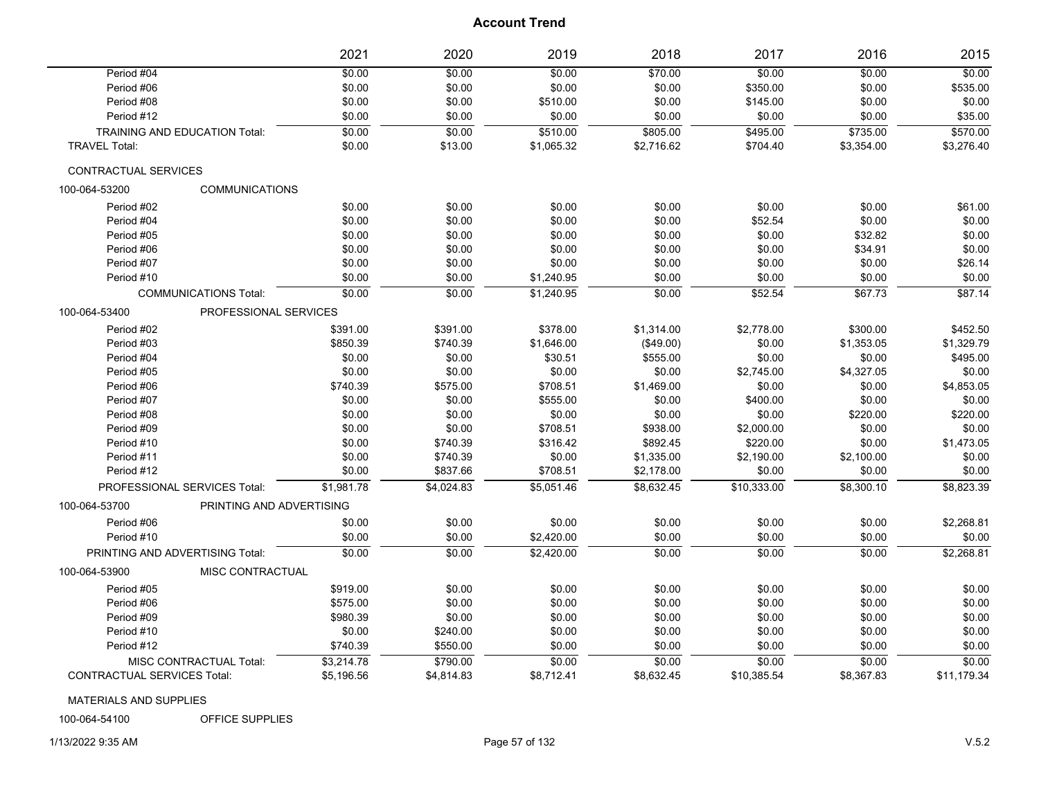## Account Trend

| | 2021 | 2020 | 2019 | 2018 | 2017 | 2016 | 2015 |
|---|---|---|---|---|---|---|---|
| Period #04 | $0.00 | $0.00 | $0.00 | $70.00 | $0.00 | $0.00 | $0.00 |
| Period #06 | $0.00 | $0.00 | $0.00 | $0.00 | $350.00 | $0.00 | $535.00 |
| Period #08 | $0.00 | $0.00 | $510.00 | $0.00 | $145.00 | $0.00 | $0.00 |
| Period #12 | $0.00 | $0.00 | $0.00 | $0.00 | $0.00 | $0.00 | $35.00 |
| TRAINING AND EDUCATION Total: | $0.00 | $0.00 | $510.00 | $805.00 | $495.00 | $735.00 | $570.00 |
| TRAVEL Total: | $0.00 | $13.00 | $1,065.32 | $2,716.62 | $704.40 | $3,354.00 | $3,276.40 |
| CONTRACTUAL SERVICES | | | | | | | |
| 100-064-53200 COMMUNICATIONS | | | | | | | |
| Period #02 | $0.00 | $0.00 | $0.00 | $0.00 | $0.00 | $0.00 | $61.00 |
| Period #04 | $0.00 | $0.00 | $0.00 | $0.00 | $52.54 | $0.00 | $0.00 |
| Period #05 | $0.00 | $0.00 | $0.00 | $0.00 | $0.00 | $32.82 | $0.00 |
| Period #06 | $0.00 | $0.00 | $0.00 | $0.00 | $0.00 | $34.91 | $0.00 |
| Period #07 | $0.00 | $0.00 | $0.00 | $0.00 | $0.00 | $0.00 | $26.14 |
| Period #10 | $0.00 | $0.00 | $1,240.95 | $0.00 | $0.00 | $0.00 | $0.00 |
| COMMUNICATIONS Total: | $0.00 | $0.00 | $1,240.95 | $0.00 | $52.54 | $67.73 | $87.14 |
| 100-064-53400 PROFESSIONAL SERVICES | | | | | | | |
| Period #02 | $391.00 | $391.00 | $378.00 | $1,314.00 | $2,778.00 | $300.00 | $452.50 |
| Period #03 | $850.39 | $740.39 | $1,646.00 | ($49.00) | $0.00 | $1,353.05 | $1,329.79 |
| Period #04 | $0.00 | $0.00 | $30.51 | $555.00 | $0.00 | $0.00 | $495.00 |
| Period #05 | $0.00 | $0.00 | $0.00 | $0.00 | $2,745.00 | $4,327.05 | $0.00 |
| Period #06 | $740.39 | $575.00 | $708.51 | $1,469.00 | $0.00 | $0.00 | $4,853.05 |
| Period #07 | $0.00 | $0.00 | $555.00 | $0.00 | $400.00 | $0.00 | $0.00 |
| Period #08 | $0.00 | $0.00 | $0.00 | $0.00 | $0.00 | $220.00 | $220.00 |
| Period #09 | $0.00 | $0.00 | $708.51 | $938.00 | $2,000.00 | $0.00 | $0.00 |
| Period #10 | $0.00 | $740.39 | $316.42 | $892.45 | $220.00 | $0.00 | $1,473.05 |
| Period #11 | $0.00 | $740.39 | $0.00 | $1,335.00 | $2,190.00 | $2,100.00 | $0.00 |
| Period #12 | $0.00 | $837.66 | $708.51 | $2,178.00 | $0.00 | $0.00 | $0.00 |
| PROFESSIONAL SERVICES Total: | $1,981.78 | $4,024.83 | $5,051.46 | $8,632.45 | $10,333.00 | $8,300.10 | $8,823.39 |
| 100-064-53700 PRINTING AND ADVERTISING | | | | | | | |
| Period #06 | $0.00 | $0.00 | $0.00 | $0.00 | $0.00 | $0.00 | $2,268.81 |
| Period #10 | $0.00 | $0.00 | $2,420.00 | $0.00 | $0.00 | $0.00 | $0.00 |
| PRINTING AND ADVERTISING Total: | $0.00 | $0.00 | $2,420.00 | $0.00 | $0.00 | $0.00 | $2,268.81 |
| 100-064-53900 MISC CONTRACTUAL | | | | | | | |
| Period #05 | $919.00 | $0.00 | $0.00 | $0.00 | $0.00 | $0.00 | $0.00 |
| Period #06 | $575.00 | $0.00 | $0.00 | $0.00 | $0.00 | $0.00 | $0.00 |
| Period #09 | $980.39 | $0.00 | $0.00 | $0.00 | $0.00 | $0.00 | $0.00 |
| Period #10 | $0.00 | $240.00 | $0.00 | $0.00 | $0.00 | $0.00 | $0.00 |
| Period #12 | $740.39 | $550.00 | $0.00 | $0.00 | $0.00 | $0.00 | $0.00 |
| MISC CONTRACTUAL Total: | $3,214.78 | $790.00 | $0.00 | $0.00 | $0.00 | $0.00 | $0.00 |
| CONTRACTUAL SERVICES Total: | $5,196.56 | $4,814.83 | $8,712.41 | $8,632.45 | $10,385.54 | $8,367.83 | $11,179.34 |
| MATERIALS AND SUPPLIES | | | | | | | |
| 100-064-54100 OFFICE SUPPLIES | | | | | | | |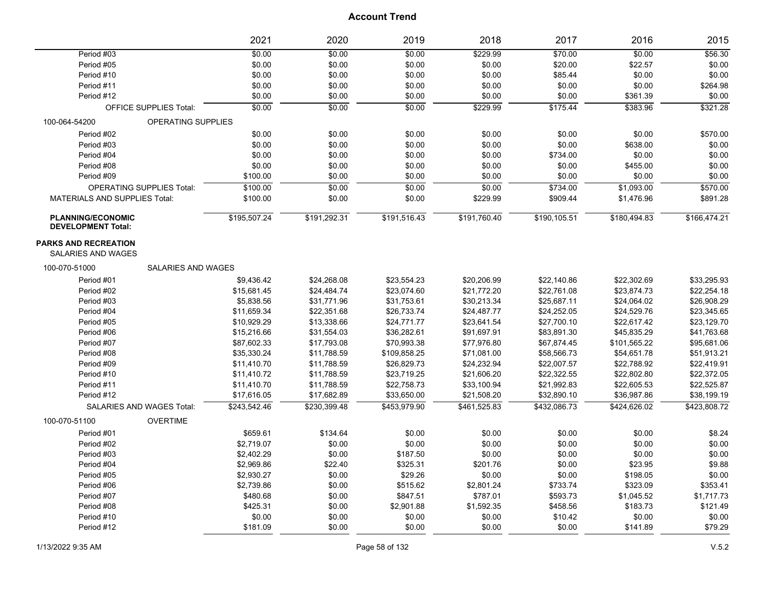## Account Trend

| | 2021 | 2020 | 2019 | 2018 | 2017 | 2016 | 2015 |
|---|---|---|---|---|---|---|---|
| Period #03 | $0.00 | $0.00 | $0.00 | $229.99 | $70.00 | $0.00 | $56.30 |
| Period #05 | $0.00 | $0.00 | $0.00 | $0.00 | $20.00 | $22.57 | $0.00 |
| Period #10 | $0.00 | $0.00 | $0.00 | $0.00 | $85.44 | $0.00 | $0.00 |
| Period #11 | $0.00 | $0.00 | $0.00 | $0.00 | $0.00 | $0.00 | $264.98 |
| Period #12 | $0.00 | $0.00 | $0.00 | $0.00 | $0.00 | $361.39 | $0.00 |
| OFFICE SUPPLIES Total: | $0.00 | $0.00 | $0.00 | $229.99 | $175.44 | $383.96 | $321.28 |
| 100-064-54200 OPERATING SUPPLIES | | | | | | | |
| Period #02 | $0.00 | $0.00 | $0.00 | $0.00 | $0.00 | $0.00 | $570.00 |
| Period #03 | $0.00 | $0.00 | $0.00 | $0.00 | $0.00 | $638.00 | $0.00 |
| Period #04 | $0.00 | $0.00 | $0.00 | $0.00 | $734.00 | $0.00 | $0.00 |
| Period #08 | $0.00 | $0.00 | $0.00 | $0.00 | $0.00 | $455.00 | $0.00 |
| Period #09 | $100.00 | $0.00 | $0.00 | $0.00 | $0.00 | $0.00 | $0.00 |
| OPERATING SUPPLIES Total: | $100.00 | $0.00 | $0.00 | $0.00 | $734.00 | $1,093.00 | $570.00 |
| MATERIALS AND SUPPLIES Total: | $100.00 | $0.00 | $0.00 | $229.99 | $909.44 | $1,476.96 | $891.28 |
| **PLANNING/ECONOMIC DEVELOPMENT Total:** | $195,507.24 | $191,292.31 | $191,516.43 | $191,760.40 | $190,105.51 | $180,494.83 | $166,474.21 |
| **PARKS AND RECREATION** | | | | | | | |
| SALARIES AND WAGES | | | | | | | |
| 100-070-51000 SALARIES AND WAGES | | | | | | | |
| Period #01 | $9,436.42 | $24,268.08 | $23,554.23 | $20,206.99 | $22,140.86 | $22,302.69 | $33,295.93 |
| Period #02 | $15,681.45 | $24,484.74 | $23,074.60 | $21,772.20 | $22,761.08 | $23,874.73 | $22,254.18 |
| Period #03 | $5,838.56 | $31,771.96 | $31,753.61 | $30,213.34 | $25,687.11 | $24,064.02 | $26,908.29 |
| Period #04 | $11,659.34 | $22,351.68 | $26,733.74 | $24,487.77 | $24,252.05 | $24,529.76 | $23,345.65 |
| Period #05 | $10,929.29 | $13,338.66 | $24,771.77 | $23,641.54 | $27,700.10 | $22,617.42 | $23,129.70 |
| Period #06 | $15,216.66 | $31,554.03 | $36,282.61 | $91,697.91 | $83,891.30 | $45,835.29 | $41,763.68 |
| Period #07 | $87,602.33 | $17,793.08 | $70,993.38 | $77,976.80 | $67,874.45 | $101,565.22 | $95,681.06 |
| Period #08 | $35,330.24 | $11,788.59 | $109,858.25 | $71,081.00 | $58,566.73 | $54,651.78 | $51,913.21 |
| Period #09 | $11,410.70 | $11,788.59 | $26,829.73 | $24,232.94 | $22,007.57 | $22,788.92 | $22,419.91 |
| Period #10 | $11,410.72 | $11,788.59 | $23,719.25 | $21,606.20 | $22,322.55 | $22,802.80 | $22,372.05 |
| Period #11 | $11,410.70 | $11,788.59 | $22,758.73 | $33,100.94 | $21,992.83 | $22,605.53 | $22,525.87 |
| Period #12 | $17,616.05 | $17,682.89 | $33,650.00 | $21,508.20 | $32,890.10 | $36,987.86 | $38,199.19 |
| SALARIES AND WAGES Total: | $243,542.46 | $230,399.48 | $453,979.90 | $461,525.83 | $432,086.73 | $424,626.02 | $423,808.72 |
| 100-070-51100 OVERTIME | | | | | | | |
| Period #01 | $659.61 | $134.64 | $0.00 | $0.00 | $0.00 | $0.00 | $8.24 |
| Period #02 | $2,719.07 | $0.00 | $0.00 | $0.00 | $0.00 | $0.00 | $0.00 |
| Period #03 | $2,402.29 | $0.00 | $187.50 | $0.00 | $0.00 | $0.00 | $0.00 |
| Period #04 | $2,969.86 | $22.40 | $325.31 | $201.76 | $0.00 | $23.95 | $9.88 |
| Period #05 | $2,930.27 | $0.00 | $29.26 | $0.00 | $0.00 | $198.05 | $0.00 |
| Period #06 | $2,739.86 | $0.00 | $515.62 | $2,801.24 | $733.74 | $323.09 | $353.41 |
| Period #07 | $480.68 | $0.00 | $847.51 | $787.01 | $593.73 | $1,045.52 | $1,717.73 |
| Period #08 | $425.31 | $0.00 | $2,901.88 | $1,592.35 | $458.56 | $183.73 | $121.49 |
| Period #10 | $0.00 | $0.00 | $0.00 | $0.00 | $10.42 | $0.00 | $0.00 |
| Period #12 | $181.09 | $0.00 | $0.00 | $0.00 | $0.00 | $141.89 | $79.29 |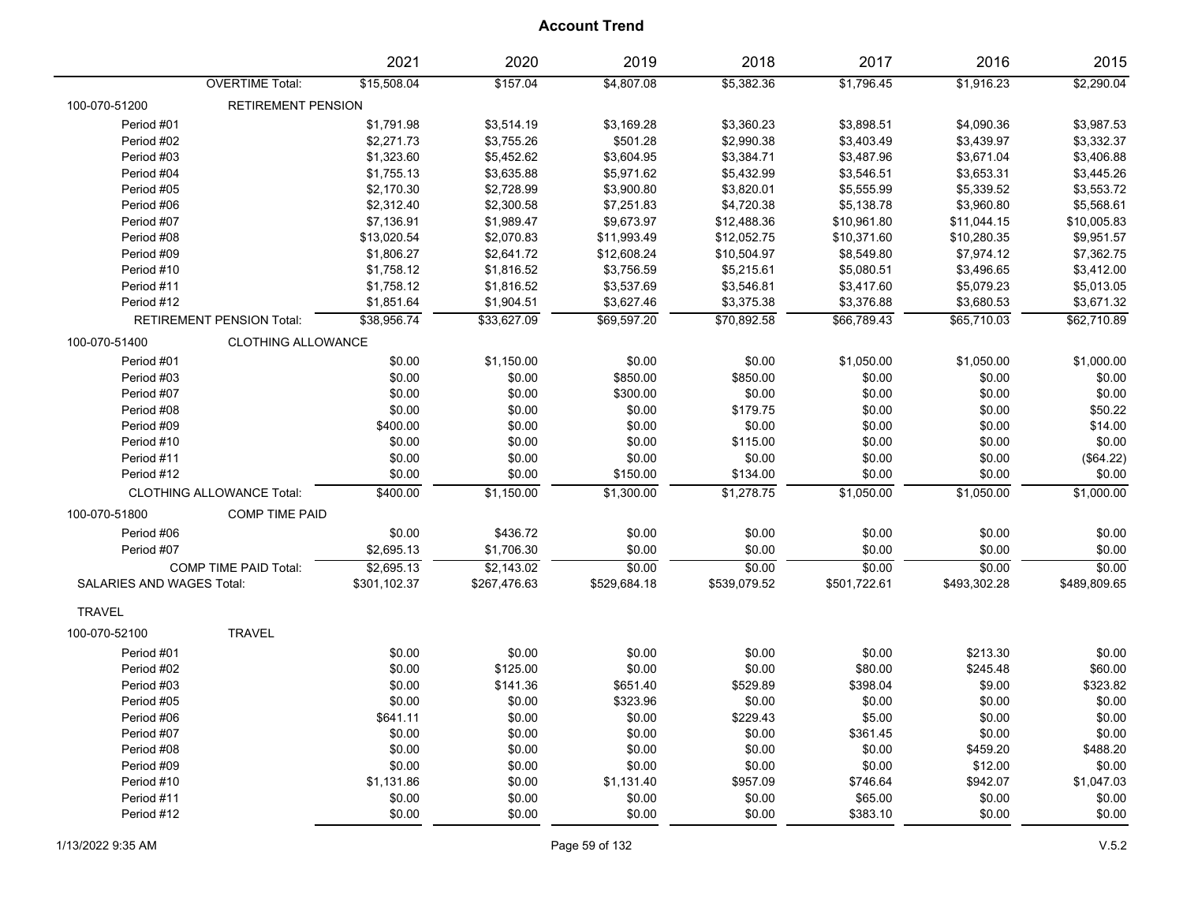# Account Trend

| | | 2021 | 2020 | 2019 | 2018 | 2017 | 2016 | 2015 |
|---|---|---|---|---|---|---|---|---|
| | OVERTIME Total: | $15,508.04 | $157.04 | $4,807.08 | $5,382.36 | $1,796.45 | $1,916.23 | $2,290.04 |
| 100-070-51200 | RETIREMENT PENSION | | | | | | | |
| Period #01 | | $1,791.98 | $3,514.19 | $3,169.28 | $3,360.23 | $3,898.51 | $4,090.36 | $3,987.53 |
| Period #02 | | $2,271.73 | $3,755.26 | $501.28 | $2,990.38 | $3,403.49 | $3,439.97 | $3,332.37 |
| Period #03 | | $1,323.60 | $5,452.62 | $3,604.95 | $3,384.71 | $3,487.96 | $3,671.04 | $3,406.88 |
| Period #04 | | $1,755.13 | $3,635.88 | $5,971.62 | $5,432.99 | $3,546.51 | $3,653.31 | $3,445.26 |
| Period #05 | | $2,170.30 | $2,728.99 | $3,900.80 | $3,820.01 | $5,555.99 | $5,339.52 | $3,553.72 |
| Period #06 | | $2,312.40 | $2,300.58 | $7,251.83 | $4,720.38 | $5,138.78 | $3,960.80 | $5,568.61 |
| Period #07 | | $7,136.91 | $1,989.47 | $9,673.97 | $12,488.36 | $10,961.80 | $11,044.15 | $10,005.83 |
| Period #08 | | $13,020.54 | $2,070.83 | $11,993.49 | $12,052.75 | $10,371.60 | $10,280.35 | $9,951.57 |
| Period #09 | | $1,806.27 | $2,641.72 | $12,608.24 | $10,504.97 | $8,549.80 | $7,974.12 | $7,362.75 |
| Period #10 | | $1,758.12 | $1,816.52 | $3,756.59 | $5,215.61 | $5,080.51 | $3,496.65 | $3,412.00 |
| Period #11 | | $1,758.12 | $1,816.52 | $3,537.69 | $3,546.81 | $3,417.60 | $5,079.23 | $5,013.05 |
| Period #12 | | $1,851.64 | $1,904.51 | $3,627.46 | $3,375.38 | $3,376.88 | $3,680.53 | $3,671.32 |
| | RETIREMENT PENSION Total: | $38,956.74 | $33,627.09 | $69,597.20 | $70,892.58 | $66,789.43 | $65,710.03 | $62,710.89 |
| 100-070-51400 | CLOTHING ALLOWANCE | | | | | | | |
| Period #01 | | $0.00 | $1,150.00 | $0.00 | $0.00 | $1,050.00 | $1,050.00 | $1,000.00 |
| Period #03 | | $0.00 | $0.00 | $850.00 | $850.00 | $0.00 | $0.00 | $0.00 |
| Period #07 | | $0.00 | $0.00 | $300.00 | $0.00 | $0.00 | $0.00 | $0.00 |
| Period #08 | | $0.00 | $0.00 | $0.00 | $179.75 | $0.00 | $0.00 | $50.22 |
| Period #09 | | $400.00 | $0.00 | $0.00 | $0.00 | $0.00 | $0.00 | $14.00 |
| Period #10 | | $0.00 | $0.00 | $0.00 | $115.00 | $0.00 | $0.00 | $0.00 |
| Period #11 | | $0.00 | $0.00 | $0.00 | $0.00 | $0.00 | $0.00 | ($64.22) |
| Period #12 | | $0.00 | $0.00 | $150.00 | $134.00 | $0.00 | $0.00 | $0.00 |
| | CLOTHING ALLOWANCE Total: | $400.00 | $1,150.00 | $1,300.00 | $1,278.75 | $1,050.00 | $1,050.00 | $1,000.00 |
| 100-070-51800 | COMP TIME PAID | | | | | | | |
| Period #06 | | $0.00 | $436.72 | $0.00 | $0.00 | $0.00 | $0.00 | $0.00 |
| Period #07 | | $2,695.13 | $1,706.30 | $0.00 | $0.00 | $0.00 | $0.00 | $0.00 |
| | COMP TIME PAID Total: | $2,695.13 | $2,143.02 | $0.00 | $0.00 | $0.00 | $0.00 | $0.00 |
| SALARIES AND WAGES Total: | | $301,102.37 | $267,476.63 | $529,684.18 | $539,079.52 | $501,722.61 | $493,302.28 | $489,809.65 |
| TRAVEL | | | | | | | | |
| 100-070-52100 | TRAVEL | | | | | | | |
| Period #01 | | $0.00 | $0.00 | $0.00 | $0.00 | $0.00 | $213.30 | $0.00 |
| Period #02 | | $0.00 | $125.00 | $0.00 | $0.00 | $80.00 | $245.48 | $60.00 |
| Period #03 | | $0.00 | $141.36 | $651.40 | $529.89 | $398.04 | $9.00 | $323.82 |
| Period #05 | | $0.00 | $0.00 | $323.96 | $0.00 | $0.00 | $0.00 | $0.00 |
| Period #06 | | $641.11 | $0.00 | $0.00 | $229.43 | $5.00 | $0.00 | $0.00 |
| Period #07 | | $0.00 | $0.00 | $0.00 | $0.00 | $361.45 | $0.00 | $0.00 |
| Period #08 | | $0.00 | $0.00 | $0.00 | $0.00 | $0.00 | $459.20 | $488.20 |
| Period #09 | | $0.00 | $0.00 | $0.00 | $0.00 | $0.00 | $12.00 | $0.00 |
| Period #10 | | $1,131.86 | $0.00 | $1,131.40 | $957.09 | $746.64 | $942.07 | $1,047.03 |
| Period #11 | | $0.00 | $0.00 | $0.00 | $0.00 | $65.00 | $0.00 | $0.00 |
| Period #12 | | $0.00 | $0.00 | $0.00 | $0.00 | $383.10 | $0.00 | $0.00 |

1/13/2022 9:35 AM

V.5.2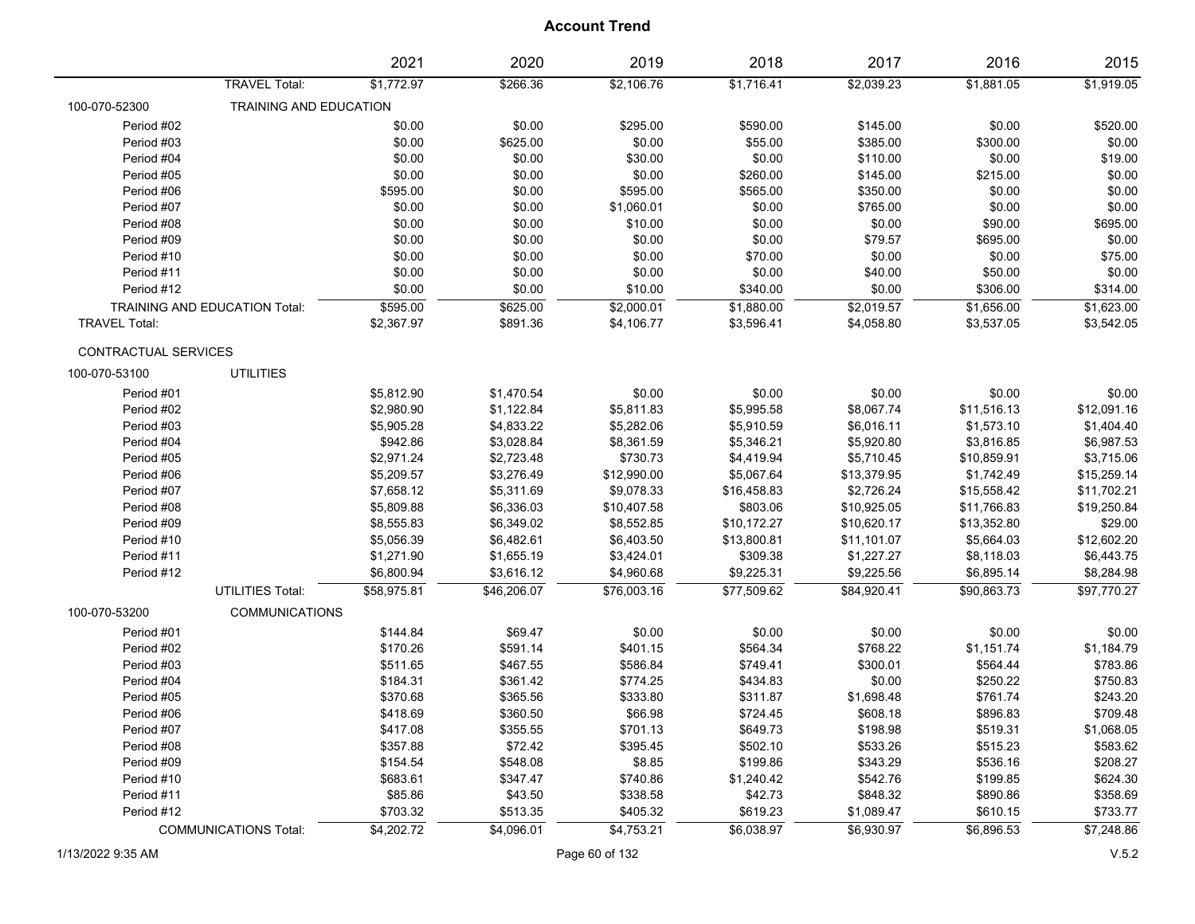## Account Trend

| | | 2021 | 2020 | 2019 | 2018 | 2017 | 2016 | 2015 |
|---|---|---|---|---|---|---|---|---|
| | TRAVEL Total: | $1,772.97 | $266.36 | $2,106.76 | $1,716.41 | $2,039.23 | $1,881.05 | $1,919.05 |
| 100-070-52300 | TRAINING AND EDUCATION | | | | | | | |
| Period #02 | | $0.00 | $0.00 | $295.00 | $590.00 | $145.00 | $0.00 | $520.00 |
| Period #03 | | $0.00 | $625.00 | $0.00 | $55.00 | $385.00 | $300.00 | $0.00 |
| Period #04 | | $0.00 | $0.00 | $30.00 | $0.00 | $110.00 | $0.00 | $19.00 |
| Period #05 | | $0.00 | $0.00 | $0.00 | $260.00 | $145.00 | $215.00 | $0.00 |
| Period #06 | | $595.00 | $0.00 | $595.00 | $565.00 | $350.00 | $0.00 | $0.00 |
| Period #07 | | $0.00 | $0.00 | $1,060.01 | $0.00 | $765.00 | $0.00 | $0.00 |
| Period #08 | | $0.00 | $0.00 | $10.00 | $0.00 | $0.00 | $90.00 | $695.00 |
| Period #09 | | $0.00 | $0.00 | $0.00 | $0.00 | $79.57 | $695.00 | $0.00 |
| Period #10 | | $0.00 | $0.00 | $0.00 | $70.00 | $0.00 | $0.00 | $75.00 |
| Period #11 | | $0.00 | $0.00 | $0.00 | $0.00 | $40.00 | $50.00 | $0.00 |
| Period #12 | | $0.00 | $0.00 | $10.00 | $340.00 | $0.00 | $306.00 | $314.00 |
| TRAINING AND EDUCATION Total: | | $595.00 | $625.00 | $2,000.01 | $1,880.00 | $2,019.57 | $1,656.00 | $1,623.00 |
| TRAVEL Total: | | $2,367.97 | $891.36 | $4,106.77 | $3,596.41 | $4,058.80 | $3,537.05 | $3,542.05 |
| CONTRACTUAL SERVICES | | | | | | | | |
| 100-070-53100 | UTILITIES | | | | | | | |
| Period #01 | | $5,812.90 | $1,470.54 | $0.00 | $0.00 | $0.00 | $0.00 | $0.00 |
| Period #02 | | $2,980.90 | $1,122.84 | $5,811.83 | $5,995.58 | $8,067.74 | $11,516.13 | $12,091.16 |
| Period #03 | | $5,905.28 | $4,833.22 | $5,282.06 | $5,910.59 | $6,016.11 | $1,573.10 | $1,404.40 |
| Period #04 | | $942.86 | $3,028.84 | $8,361.59 | $5,346.21 | $5,920.80 | $3,816.85 | $6,987.53 |
| Period #05 | | $2,971.24 | $2,723.48 | $730.73 | $4,419.94 | $5,710.45 | $10,859.91 | $3,715.06 |
| Period #06 | | $5,209.57 | $3,276.49 | $12,990.00 | $5,067.64 | $13,379.95 | $1,742.49 | $15,259.14 |
| Period #07 | | $7,658.12 | $5,311.69 | $9,078.33 | $16,458.83 | $2,726.24 | $15,558.42 | $11,702.21 |
| Period #08 | | $5,809.88 | $6,336.03 | $10,407.58 | $803.06 | $10,925.05 | $11,766.83 | $19,250.84 |
| Period #09 | | $8,555.83 | $6,349.02 | $8,552.85 | $10,172.27 | $10,620.17 | $13,352.80 | $29.00 |
| Period #10 | | $5,056.39 | $6,482.61 | $6,403.50 | $13,800.81 | $11,101.07 | $5,664.03 | $12,602.20 |
| Period #11 | | $1,271.90 | $1,655.19 | $3,424.01 | $309.38 | $1,227.27 | $8,118.03 | $6,443.75 |
| Period #12 | | $6,800.94 | $3,616.12 | $4,960.68 | $9,225.31 | $9,225.56 | $6,895.14 | $8,284.98 |
| | UTILITIES Total: | $58,975.81 | $46,206.07 | $76,003.16 | $77,509.62 | $84,920.41 | $90,863.73 | $97,770.27 |
| 100-070-53200 | COMMUNICATIONS | | | | | | | |
| Period #01 | | $144.84 | $69.47 | $0.00 | $0.00 | $0.00 | $0.00 | $0.00 |
| Period #02 | | $170.26 | $591.14 | $401.15 | $564.34 | $768.22 | $1,151.74 | $1,184.79 |
| Period #03 | | $511.65 | $467.55 | $586.84 | $749.41 | $300.01 | $564.44 | $783.86 |
| Period #04 | | $184.31 | $361.42 | $774.25 | $434.83 | $0.00 | $250.22 | $750.83 |
| Period #05 | | $370.68 | $365.56 | $333.80 | $311.87 | $1,698.48 | $761.74 | $243.20 |
| Period #06 | | $418.69 | $360.50 | $66.98 | $724.45 | $608.18 | $896.83 | $709.48 |
| Period #07 | | $417.08 | $355.55 | $701.13 | $649.73 | $198.98 | $519.31 | $1,068.05 |
| Period #08 | | $357.88 | $72.42 | $395.45 | $502.10 | $533.26 | $515.23 | $583.62 |
| Period #09 | | $154.54 | $548.08 | $8.85 | $199.86 | $343.29 | $536.16 | $208.27 |
| Period #10 | | $683.61 | $347.47 | $740.86 | $1,240.42 | $542.76 | $199.85 | $624.30 |
| Period #11 | | $85.86 | $43.50 | $338.58 | $42.73 | $848.32 | $890.86 | $358.69 |
| Period #12 | | $703.32 | $513.35 | $405.32 | $619.23 | $1,089.47 | $610.15 | $733.77 |
| | COMMUNICATIONS Total: | $4,202.72 | $4,096.01 | $4,753.21 | $6,038.97 | $6,930.97 | $6,896.53 | $7,248.86 |

1/13/2022 9:35 AM

V.5.2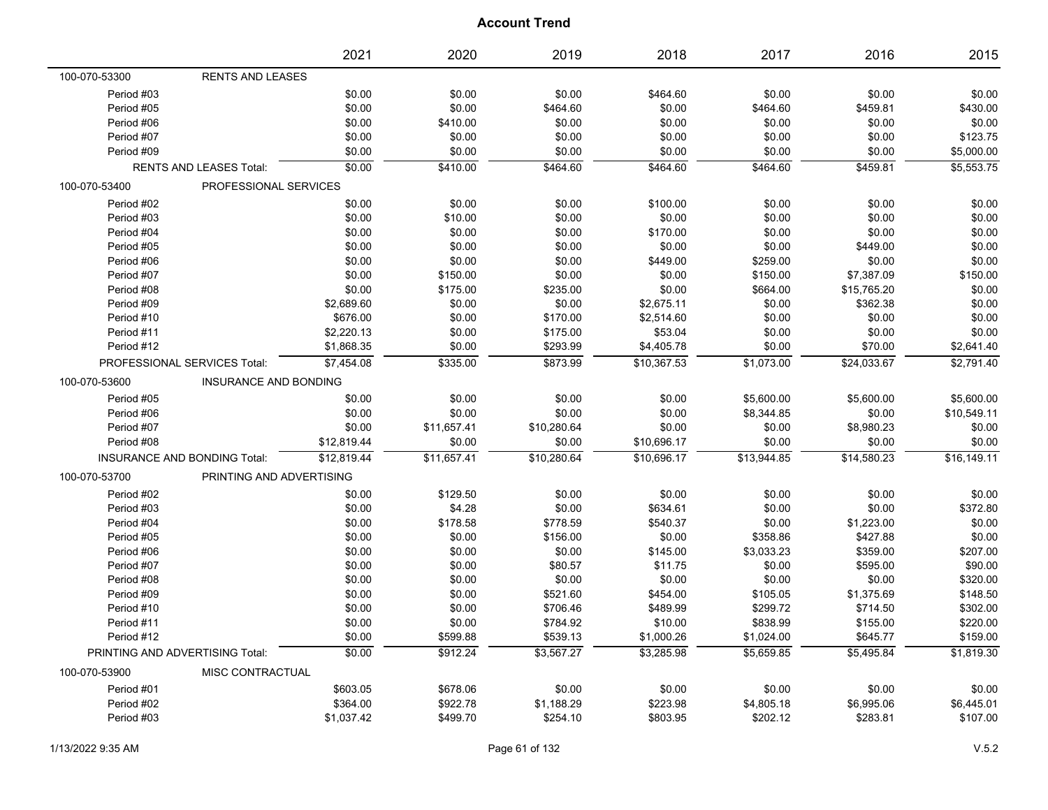# Account Trend

| | | 2021 | 2020 | 2019 | 2018 | 2017 | 2016 | 2015 |
|---|---|---|---|---|---|---|---|---|
| 100-070-53300 | RENTS AND LEASES | | | | | | | |
| Period #03 | | $0.00 | $0.00 | $0.00 | $464.60 | $0.00 | $0.00 | $0.00 |
| Period #05 | | $0.00 | $0.00 | $464.60 | $0.00 | $464.60 | $459.81 | $430.00 |
| Period #06 | | $0.00 | $410.00 | $0.00 | $0.00 | $0.00 | $0.00 | $0.00 |
| Period #07 | | $0.00 | $0.00 | $0.00 | $0.00 | $0.00 | $0.00 | $123.75 |
| Period #09 | | $0.00 | $0.00 | $0.00 | $0.00 | $0.00 | $0.00 | $5,000.00 |
| RENTS AND LEASES Total: | | $0.00 | $410.00 | $464.60 | $464.60 | $464.60 | $459.81 | $5,553.75 |
| 100-070-53400 | PROFESSIONAL SERVICES | | | | | | | |
| Period #02 | | $0.00 | $0.00 | $0.00 | $100.00 | $0.00 | $0.00 | $0.00 |
| Period #03 | | $0.00 | $10.00 | $0.00 | $0.00 | $0.00 | $0.00 | $0.00 |
| Period #04 | | $0.00 | $0.00 | $0.00 | $170.00 | $0.00 | $0.00 | $0.00 |
| Period #05 | | $0.00 | $0.00 | $0.00 | $0.00 | $0.00 | $449.00 | $0.00 |
| Period #06 | | $0.00 | $0.00 | $0.00 | $449.00 | $259.00 | $0.00 | $0.00 |
| Period #07 | | $0.00 | $150.00 | $0.00 | $0.00 | $150.00 | $7,387.09 | $150.00 |
| Period #08 | | $0.00 | $175.00 | $235.00 | $0.00 | $664.00 | $15,765.20 | $0.00 |
| Period #09 | | $2,689.60 | $0.00 | $0.00 | $2,675.11 | $0.00 | $362.38 | $0.00 |
| Period #10 | | $676.00 | $0.00 | $170.00 | $2,514.60 | $0.00 | $0.00 | $0.00 |
| Period #11 | | $2,220.13 | $0.00 | $175.00 | $53.04 | $0.00 | $0.00 | $0.00 |
| Period #12 | | $1,868.35 | $0.00 | $293.99 | $4,405.78 | $0.00 | $70.00 | $2,641.40 |
| PROFESSIONAL SERVICES Total: | | $7,454.08 | $335.00 | $873.99 | $10,367.53 | $1,073.00 | $24,033.67 | $2,791.40 |
| 100-070-53600 | INSURANCE AND BONDING | | | | | | | |
| Period #05 | | $0.00 | $0.00 | $0.00 | $0.00 | $5,600.00 | $5,600.00 | $5,600.00 |
| Period #06 | | $0.00 | $0.00 | $0.00 | $0.00 | $8,344.85 | $0.00 | $10,549.11 |
| Period #07 | | $0.00 | $11,657.41 | $10,280.64 | $0.00 | $0.00 | $8,980.23 | $0.00 |
| Period #08 | | $12,819.44 | $0.00 | $0.00 | $10,696.17 | $0.00 | $0.00 | $0.00 |
| INSURANCE AND BONDING Total: | | $12,819.44 | $11,657.41 | $10,280.64 | $10,696.17 | $13,944.85 | $14,580.23 | $16,149.11 |
| 100-070-53700 | PRINTING AND ADVERTISING | | | | | | | |
| Period #02 | | $0.00 | $129.50 | $0.00 | $0.00 | $0.00 | $0.00 | $0.00 |
| Period #03 | | $0.00 | $4.28 | $0.00 | $634.61 | $0.00 | $0.00 | $372.80 |
| Period #04 | | $0.00 | $178.58 | $778.59 | $540.37 | $0.00 | $1,223.00 | $0.00 |
| Period #05 | | $0.00 | $0.00 | $156.00 | $0.00 | $358.86 | $427.88 | $0.00 |
| Period #06 | | $0.00 | $0.00 | $0.00 | $145.00 | $3,033.23 | $359.00 | $207.00 |
| Period #07 | | $0.00 | $0.00 | $80.57 | $11.75 | $0.00 | $595.00 | $90.00 |
| Period #08 | | $0.00 | $0.00 | $0.00 | $0.00 | $0.00 | $0.00 | $320.00 |
| Period #09 | | $0.00 | $0.00 | $521.60 | $454.00 | $105.05 | $1,375.69 | $148.50 |
| Period #10 | | $0.00 | $0.00 | $706.46 | $489.99 | $299.72 | $714.50 | $302.00 |
| Period #11 | | $0.00 | $0.00 | $784.92 | $10.00 | $838.99 | $155.00 | $220.00 |
| Period #12 | | $0.00 | $599.88 | $539.13 | $1,000.26 | $1,024.00 | $645.77 | $159.00 |
| PRINTING AND ADVERTISING Total: | | $0.00 | $912.24 | $3,567.27 | $3,285.98 | $5,659.85 | $5,495.84 | $1,819.30 |
| 100-070-53900 | MISC CONTRACTUAL | | | | | | | |
| Period #01 | | $603.05 | $678.06 | $0.00 | $0.00 | $0.00 | $0.00 | $0.00 |
| Period #02 | | $364.00 | $922.78 | $1,188.29 | $223.98 | $4,805.18 | $6,995.06 | $6,445.01 |
| Period #03 | | $1,037.42 | $499.70 | $254.10 | $803.95 | $202.12 | $283.81 | $107.00 |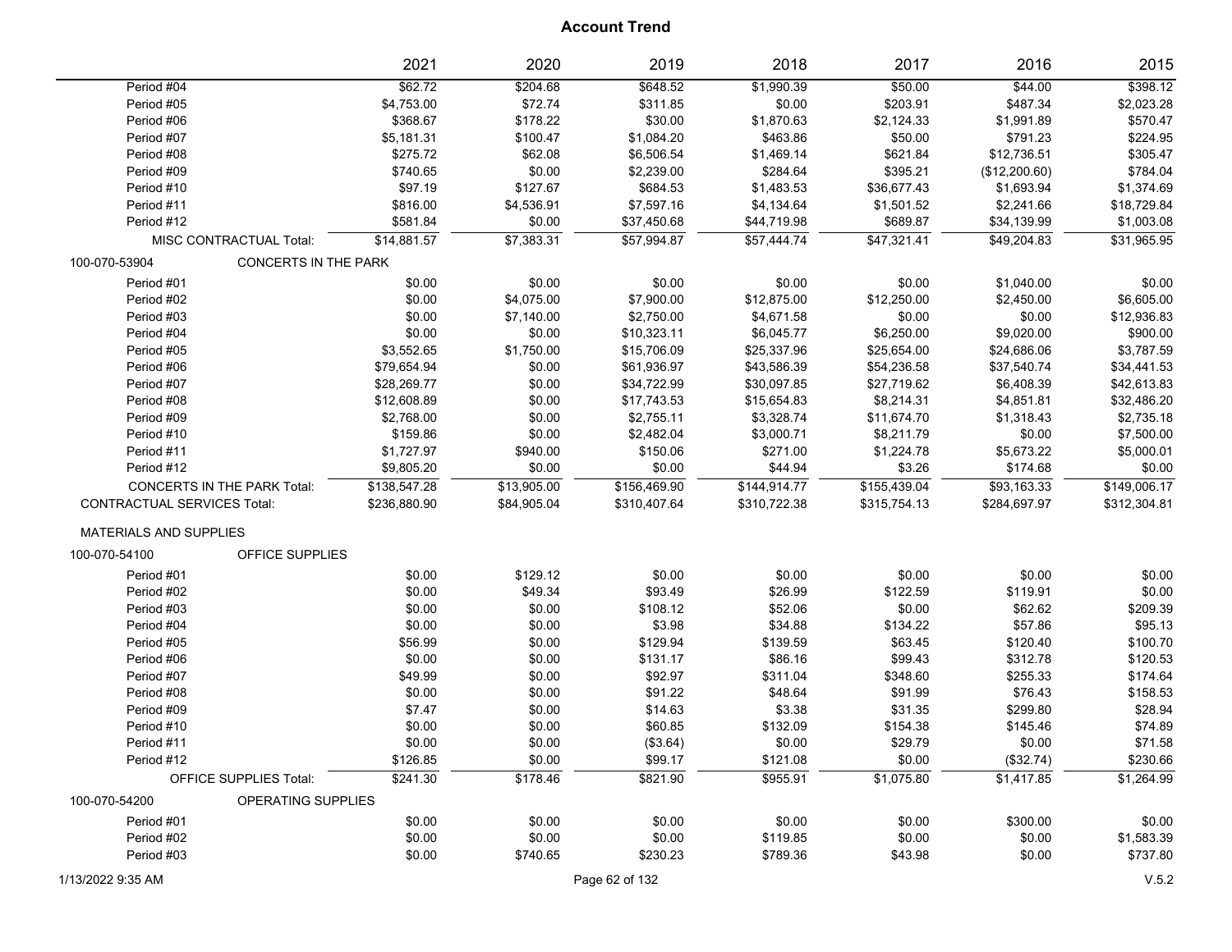## Account Trend

| | 2021 | 2020 | 2019 | 2018 | 2017 | 2016 | 2015 |
|---|---|---|---|---|---|---|---|
| Period #04 | $62.72 | $204.68 | $648.52 | $1,990.39 | $50.00 | $44.00 | $398.12 |
| Period #05 | $4,753.00 | $72.74 | $311.85 | $0.00 | $203.91 | $487.34 | $2,023.28 |
| Period #06 | $368.67 | $178.22 | $30.00 | $1,870.63 | $2,124.33 | $1,991.89 | $570.47 |
| Period #07 | $5,181.31 | $100.47 | $1,084.20 | $463.86 | $50.00 | $791.23 | $224.95 |
| Period #08 | $275.72 | $62.08 | $6,506.54 | $1,469.14 | $621.84 | $12,736.51 | $305.47 |
| Period #09 | $740.65 | $0.00 | $2,239.00 | $284.64 | $395.21 | ($12,200.60) | $784.04 |
| Period #10 | $97.19 | $127.67 | $684.53 | $1,483.53 | $36,677.43 | $1,693.94 | $1,374.69 |
| Period #11 | $816.00 | $4,536.91 | $7,597.16 | $4,134.64 | $1,501.52 | $2,241.66 | $18,729.84 |
| Period #12 | $581.84 | $0.00 | $37,450.68 | $44,719.98 | $689.87 | $34,139.99 | $1,003.08 |
| MISC CONTRACTUAL Total: | $14,881.57 | $7,383.31 | $57,994.87 | $57,444.74 | $47,321.41 | $49,204.83 | $31,965.95 |
| **100-070-53904 CONCERTS IN THE PARK** | | | | | | | |
| Period #01 | $0.00 | $0.00 | $0.00 | $0.00 | $0.00 | $1,040.00 | $0.00 |
| Period #02 | $0.00 | $4,075.00 | $7,900.00 | $12,875.00 | $12,250.00 | $2,450.00 | $6,605.00 |
| Period #03 | $0.00 | $7,140.00 | $2,750.00 | $4,671.58 | $0.00 | $0.00 | $12,936.83 |
| Period #04 | $0.00 | $0.00 | $10,323.11 | $6,045.77 | $6,250.00 | $9,020.00 | $900.00 |
| Period #05 | $3,552.65 | $1,750.00 | $15,706.09 | $25,337.96 | $25,654.00 | $24,686.06 | $3,787.59 |
| Period #06 | $79,654.94 | $0.00 | $61,936.97 | $43,586.39 | $54,236.58 | $37,540.74 | $34,441.53 |
| Period #07 | $28,269.77 | $0.00 | $34,722.99 | $30,097.85 | $27,719.62 | $6,408.39 | $42,613.83 |
| Period #08 | $12,608.89 | $0.00 | $17,743.53 | $15,654.83 | $8,214.31 | $4,851.81 | $32,486.20 |
| Period #09 | $2,768.00 | $0.00 | $2,755.11 | $3,328.74 | $11,674.70 | $1,318.43 | $2,735.18 |
| Period #10 | $159.86 | $0.00 | $2,482.04 | $3,000.71 | $8,211.79 | $0.00 | $7,500.00 |
| Period #11 | $1,727.97 | $940.00 | $150.06 | $271.00 | $1,224.78 | $5,673.22 | $5,000.01 |
| Period #12 | $9,805.20 | $0.00 | $0.00 | $44.94 | $3.26 | $174.68 | $0.00 |
| CONCERTS IN THE PARK Total: | $138,547.28 | $13,905.00 | $156,469.90 | $144,914.77 | $155,439.04 | $93,163.33 | $149,006.17 |
| CONTRACTUAL SERVICES Total: | $236,880.90 | $84,905.04 | $310,407.64 | $310,722.38 | $315,754.13 | $284,697.97 | $312,304.81 |
| **MATERIALS AND SUPPLIES** | | | | | | | |
| **100-070-54100 OFFICE SUPPLIES** | | | | | | | |
| Period #01 | $0.00 | $129.12 | $0.00 | $0.00 | $0.00 | $0.00 | $0.00 |
| Period #02 | $0.00 | $49.34 | $93.49 | $26.99 | $122.59 | $119.91 | $0.00 |
| Period #03 | $0.00 | $0.00 | $108.12 | $52.06 | $0.00 | $62.62 | $209.39 |
| Period #04 | $0.00 | $0.00 | $3.98 | $34.88 | $134.22 | $57.86 | $95.13 |
| Period #05 | $56.99 | $0.00 | $129.94 | $139.59 | $63.45 | $120.40 | $100.70 |
| Period #06 | $0.00 | $0.00 | $131.17 | $86.16 | $99.43 | $312.78 | $120.53 |
| Period #07 | $49.99 | $0.00 | $92.97 | $311.04 | $348.60 | $255.33 | $174.64 |
| Period #08 | $0.00 | $0.00 | $91.22 | $48.64 | $91.99 | $76.43 | $158.53 |
| Period #09 | $7.47 | $0.00 | $14.63 | $3.38 | $31.35 | $299.80 | $28.94 |
| Period #10 | $0.00 | $0.00 | $60.85 | $132.09 | $154.38 | $145.46 | $74.89 |
| Period #11 | $0.00 | $0.00 | ($3.64) | $0.00 | $29.79 | $0.00 | $71.58 |
| Period #12 | $126.85 | $0.00 | $99.17 | $121.08 | $0.00 | ($32.74) | $230.66 |
| OFFICE SUPPLIES Total: | $241.30 | $178.46 | $821.90 | $955.91 | $1,075.80 | $1,417.85 | $1,264.99 |
| **100-070-54200 OPERATING SUPPLIES** | | | | | | | |
| Period #01 | $0.00 | $0.00 | $0.00 | $0.00 | $0.00 | $300.00 | $0.00 |
| Period #02 | $0.00 | $0.00 | $0.00 | $119.85 | $0.00 | $0.00 | $1,583.39 |
| Period #03 | $0.00 | $740.65 | $230.23 | $789.36 | $43.98 | $0.00 | $737.80 |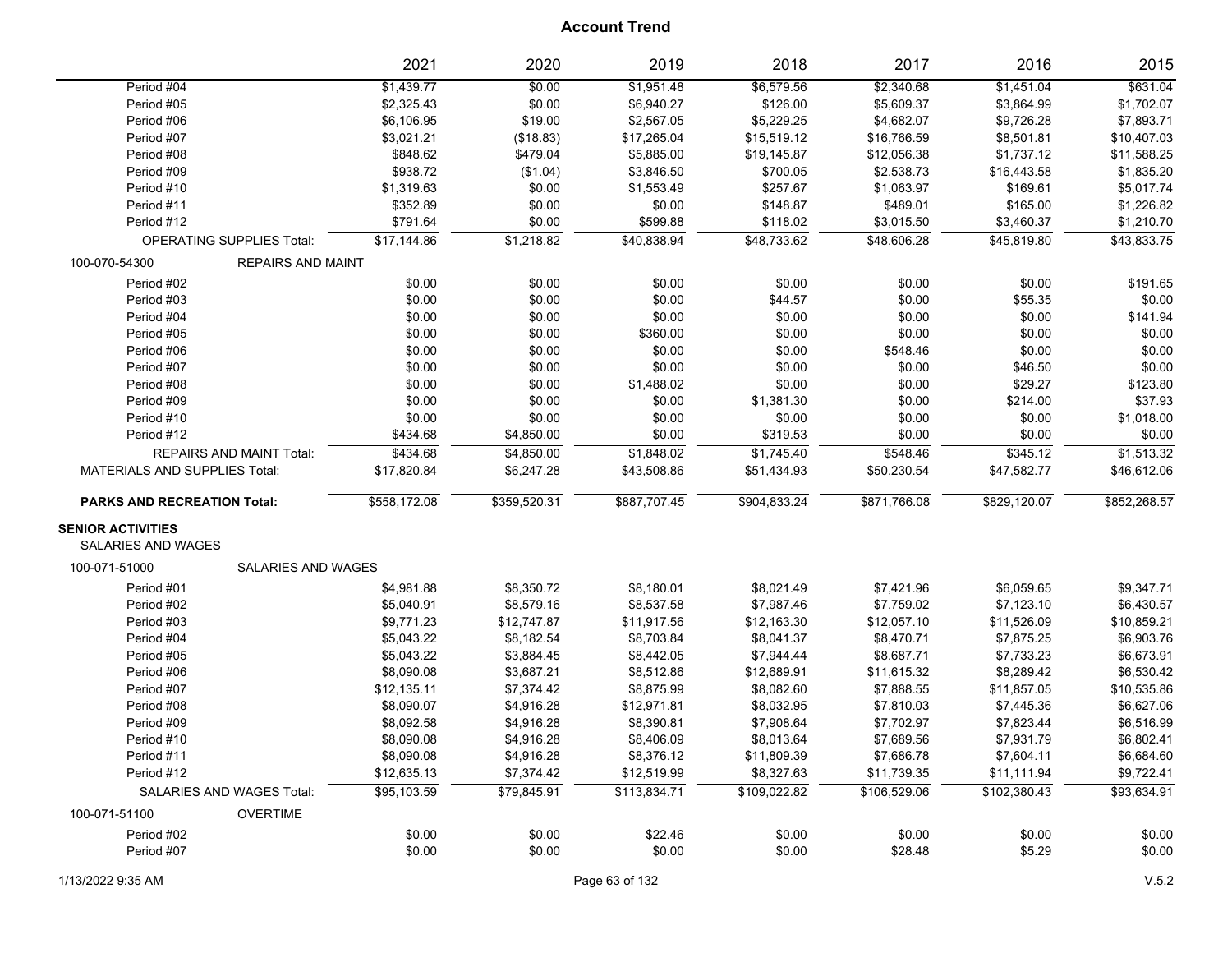# Account Trend

| | 2021 | 2020 | 2019 | 2018 | 2017 | 2016 | 2015 |
|---|---|---|---|---|---|---|---|
| Period #04 | $1,439.77 | $0.00 | $1,951.48 | $6,579.56 | $2,340.68 | $1,451.04 | $631.04 |
| Period #05 | $2,325.43 | $0.00 | $6,940.27 | $126.00 | $5,609.37 | $3,864.99 | $1,702.07 |
| Period #06 | $6,106.95 | $19.00 | $2,567.05 | $5,229.25 | $4,682.07 | $9,726.28 | $7,893.71 |
| Period #07 | $3,021.21 | ($18.83) | $17,265.04 | $15,519.12 | $16,766.59 | $8,501.81 | $10,407.03 |
| Period #08 | $848.62 | $479.04 | $5,885.00 | $19,145.87 | $12,056.38 | $1,737.12 | $11,588.25 |
| Period #09 | $938.72 | ($1.04) | $3,846.50 | $700.05 | $2,538.73 | $16,443.58 | $1,835.20 |
| Period #10 | $1,319.63 | $0.00 | $1,553.49 | $257.67 | $1,063.97 | $169.61 | $5,017.74 |
| Period #11 | $352.89 | $0.00 | $0.00 | $148.87 | $489.01 | $165.00 | $1,226.82 |
| Period #12 | $791.64 | $0.00 | $599.88 | $118.02 | $3,015.50 | $3,460.37 | $1,210.70 |
| OPERATING SUPPLIES Total: | $17,144.86 | $1,218.82 | $40,838.94 | $48,733.62 | $48,606.28 | $45,819.80 | $43,833.75 |
| 100-070-54300 REPAIRS AND MAINT | | | | | | | |
| Period #02 | $0.00 | $0.00 | $0.00 | $0.00 | $0.00 | $0.00 | $191.65 |
| Period #03 | $0.00 | $0.00 | $0.00 | $44.57 | $0.00 | $55.35 | $0.00 |
| Period #04 | $0.00 | $0.00 | $0.00 | $0.00 | $0.00 | $0.00 | $141.94 |
| Period #05 | $0.00 | $0.00 | $360.00 | $0.00 | $0.00 | $0.00 | $0.00 |
| Period #06 | $0.00 | $0.00 | $0.00 | $0.00 | $548.46 | $0.00 | $0.00 |
| Period #07 | $0.00 | $0.00 | $0.00 | $0.00 | $0.00 | $46.50 | $0.00 |
| Period #08 | $0.00 | $0.00 | $1,488.02 | $0.00 | $0.00 | $29.27 | $123.80 |
| Period #09 | $0.00 | $0.00 | $0.00 | $1,381.30 | $0.00 | $214.00 | $37.93 |
| Period #10 | $0.00 | $0.00 | $0.00 | $0.00 | $0.00 | $0.00 | $1,018.00 |
| Period #12 | $434.68 | $4,850.00 | $0.00 | $319.53 | $0.00 | $0.00 | $0.00 |
| REPAIRS AND MAINT Total: | $434.68 | $4,850.00 | $1,848.02 | $1,745.40 | $548.46 | $345.12 | $1,513.32 |
| MATERIALS AND SUPPLIES Total: | $17,820.84 | $6,247.28 | $43,508.86 | $51,434.93 | $50,230.54 | $47,582.77 | $46,612.06 |
| **PARKS AND RECREATION Total:** | $558,172.08 | $359,520.31 | $887,707.45 | $904,833.24 | $871,766.08 | $829,120.07 | $852,268.57 |
| **SENIOR ACTIVITIES** | | | | | | | |
| SALARIES AND WAGES | | | | | | | |
| 100-071-51000 SALARIES AND WAGES | | | | | | | |
| Period #01 | $4,981.88 | $8,350.72 | $8,180.01 | $8,021.49 | $7,421.96 | $6,059.65 | $9,347.71 |
| Period #02 | $5,040.91 | $8,579.16 | $8,537.58 | $7,987.46 | $7,759.02 | $7,123.10 | $6,430.57 |
| Period #03 | $9,771.23 | $12,747.87 | $11,917.56 | $12,163.30 | $12,057.10 | $11,526.09 | $10,859.21 |
| Period #04 | $5,043.22 | $8,182.54 | $8,703.84 | $8,041.37 | $8,470.71 | $7,875.25 | $6,903.76 |
| Period #05 | $5,043.22 | $3,884.45 | $8,442.05 | $7,944.44 | $8,687.71 | $7,733.23 | $6,673.91 |
| Period #06 | $8,090.08 | $3,687.21 | $8,512.86 | $12,689.91 | $11,615.32 | $8,289.42 | $6,530.42 |
| Period #07 | $12,135.11 | $7,374.42 | $8,875.99 | $8,082.60 | $7,888.55 | $11,857.05 | $10,535.86 |
| Period #08 | $8,090.07 | $4,916.28 | $12,971.81 | $8,032.95 | $7,810.03 | $7,445.36 | $6,627.06 |
| Period #09 | $8,092.58 | $4,916.28 | $8,390.81 | $7,908.64 | $7,702.97 | $7,823.44 | $6,516.99 |
| Period #10 | $8,090.08 | $4,916.28 | $8,406.09 | $8,013.64 | $7,689.56 | $7,931.79 | $6,802.41 |
| Period #11 | $8,090.08 | $4,916.28 | $8,376.12 | $11,809.39 | $7,686.78 | $7,604.11 | $6,684.60 |
| Period #12 | $12,635.13 | $7,374.42 | $12,519.99 | $8,327.63 | $11,739.35 | $11,111.94 | $9,722.41 |
| SALARIES AND WAGES Total: | $95,103.59 | $79,845.91 | $113,834.71 | $109,022.82 | $106,529.06 | $102,380.43 | $93,634.91 |
| 100-071-51100 OVERTIME | | | | | | | |
| Period #02 | $0.00 | $0.00 | $22.46 | $0.00 | $0.00 | $0.00 | $0.00 |
| Period #07 | $0.00 | $0.00 | $0.00 | $0.00 | $28.48 | $5.29 | $0.00 |

1/13/2022 9:35 AM V.5.2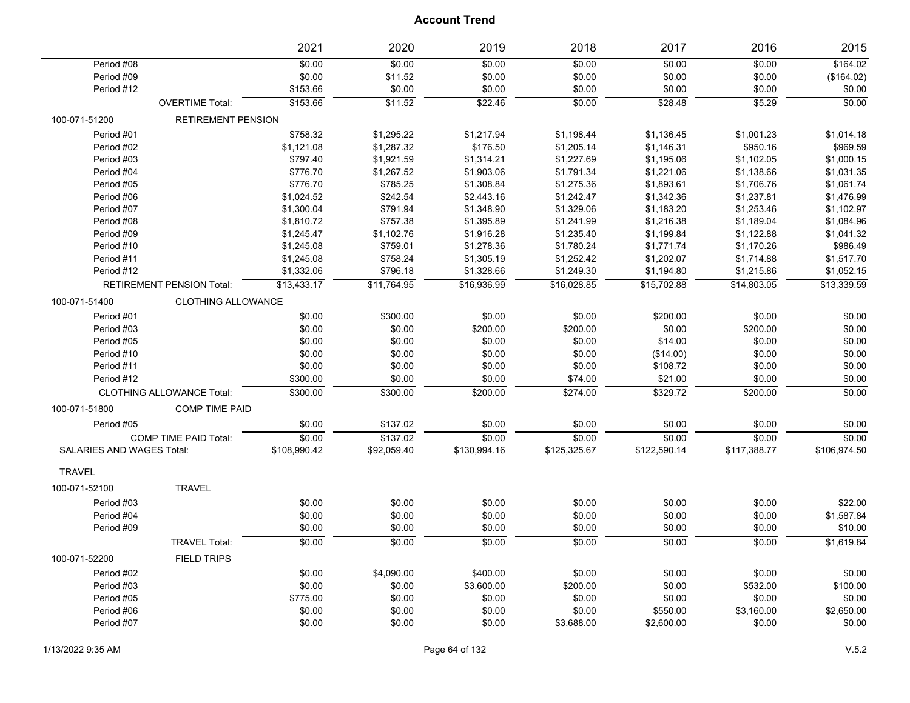# Account Trend

| | | 2021 | 2020 | 2019 | 2018 | 2017 | 2016 | 2015 |
|---|---|---|---|---|---|---|---|---|
| Period #08 | | $0.00 | $0.00 | $0.00 | $0.00 | $0.00 | $0.00 | $164.02 |
| Period #09 | | $0.00 | $11.52 | $0.00 | $0.00 | $0.00 | $0.00 | ($164.02) |
| Period #12 | | $153.66 | $0.00 | $0.00 | $0.00 | $0.00 | $0.00 | $0.00 |
| | OVERTIME Total: | $153.66 | $11.52 | $22.46 | $0.00 | $28.48 | $5.29 | $0.00 |
| 100-071-51200 | RETIREMENT PENSION | | | | | | | |
| Period #01 | | $758.32 | $1,295.22 | $1,217.94 | $1,198.44 | $1,136.45 | $1,001.23 | $1,014.18 |
| Period #02 | | $1,121.08 | $1,287.32 | $176.50 | $1,205.14 | $1,146.31 | $950.16 | $969.59 |
| Period #03 | | $797.40 | $1,921.59 | $1,314.21 | $1,227.69 | $1,195.06 | $1,102.05 | $1,000.15 |
| Period #04 | | $776.70 | $1,267.52 | $1,903.06 | $1,791.34 | $1,221.06 | $1,138.66 | $1,031.35 |
| Period #05 | | $776.70 | $785.25 | $1,308.84 | $1,275.36 | $1,893.61 | $1,706.76 | $1,061.74 |
| Period #06 | | $1,024.52 | $242.54 | $2,443.16 | $1,242.47 | $1,342.36 | $1,237.81 | $1,476.99 |
| Period #07 | | $1,300.04 | $791.94 | $1,348.90 | $1,329.06 | $1,183.20 | $1,253.46 | $1,102.97 |
| Period #08 | | $1,810.72 | $757.38 | $1,395.89 | $1,241.99 | $1,216.38 | $1,189.04 | $1,084.96 |
| Period #09 | | $1,245.47 | $1,102.76 | $1,916.28 | $1,235.40 | $1,199.84 | $1,122.88 | $1,041.32 |
| Period #10 | | $1,245.08 | $759.01 | $1,278.36 | $1,780.24 | $1,771.74 | $1,170.26 | $986.49 |
| Period #11 | | $1,245.08 | $758.24 | $1,305.19 | $1,252.42 | $1,202.07 | $1,714.88 | $1,517.70 |
| Period #12 | | $1,332.06 | $796.18 | $1,328.66 | $1,249.30 | $1,194.80 | $1,215.86 | $1,052.15 |
| | RETIREMENT PENSION Total: | $13,433.17 | $11,764.95 | $16,936.99 | $16,028.85 | $15,702.88 | $14,803.05 | $13,339.59 |
| 100-071-51400 | CLOTHING ALLOWANCE | | | | | | | |
| Period #01 | | $0.00 | $300.00 | $0.00 | $0.00 | $200.00 | $0.00 | $0.00 |
| Period #03 | | $0.00 | $0.00 | $200.00 | $200.00 | $0.00 | $200.00 | $0.00 |
| Period #05 | | $0.00 | $0.00 | $0.00 | $0.00 | $14.00 | $0.00 | $0.00 |
| Period #10 | | $0.00 | $0.00 | $0.00 | $0.00 | ($14.00) | $0.00 | $0.00 |
| Period #11 | | $0.00 | $0.00 | $0.00 | $0.00 | $108.72 | $0.00 | $0.00 |
| Period #12 | | $300.00 | $0.00 | $0.00 | $74.00 | $21.00 | $0.00 | $0.00 |
| | CLOTHING ALLOWANCE Total: | $300.00 | $300.00 | $200.00 | $274.00 | $329.72 | $200.00 | $0.00 |
| 100-071-51800 | COMP TIME PAID | | | | | | | |
| Period #05 | | $0.00 | $137.02 | $0.00 | $0.00 | $0.00 | $0.00 | $0.00 |
| | COMP TIME PAID Total: | $0.00 | $137.02 | $0.00 | $0.00 | $0.00 | $0.00 | $0.00 |
| SALARIES AND WAGES Total: | | $108,990.42 | $92,059.40 | $130,994.16 | $125,325.67 | $122,590.14 | $117,388.77 | $106,974.50 |
| TRAVEL | | | | | | | | |
| 100-071-52100 | TRAVEL | | | | | | | |
| Period #03 | | $0.00 | $0.00 | $0.00 | $0.00 | $0.00 | $0.00 | $22.00 |
| Period #04 | | $0.00 | $0.00 | $0.00 | $0.00 | $0.00 | $0.00 | $1,587.84 |
| Period #09 | | $0.00 | $0.00 | $0.00 | $0.00 | $0.00 | $0.00 | $10.00 |
| | TRAVEL Total: | $0.00 | $0.00 | $0.00 | $0.00 | $0.00 | $0.00 | $1,619.84 |
| 100-071-52200 | FIELD TRIPS | | | | | | | |
| Period #02 | | $0.00 | $4,090.00 | $400.00 | $0.00 | $0.00 | $0.00 | $0.00 |
| Period #03 | | $0.00 | $0.00 | $3,600.00 | $200.00 | $0.00 | $532.00 | $100.00 |
| Period #05 | | $775.00 | $0.00 | $0.00 | $0.00 | $0.00 | $0.00 | $0.00 |
| Period #06 | | $0.00 | $0.00 | $0.00 | $0.00 | $550.00 | $3,160.00 | $2,650.00 |
| Period #07 | | $0.00 | $0.00 | $0.00 | $3,688.00 | $2,600.00 | $0.00 | $0.00 |

1/13/2022 9:35 AM

V.5.2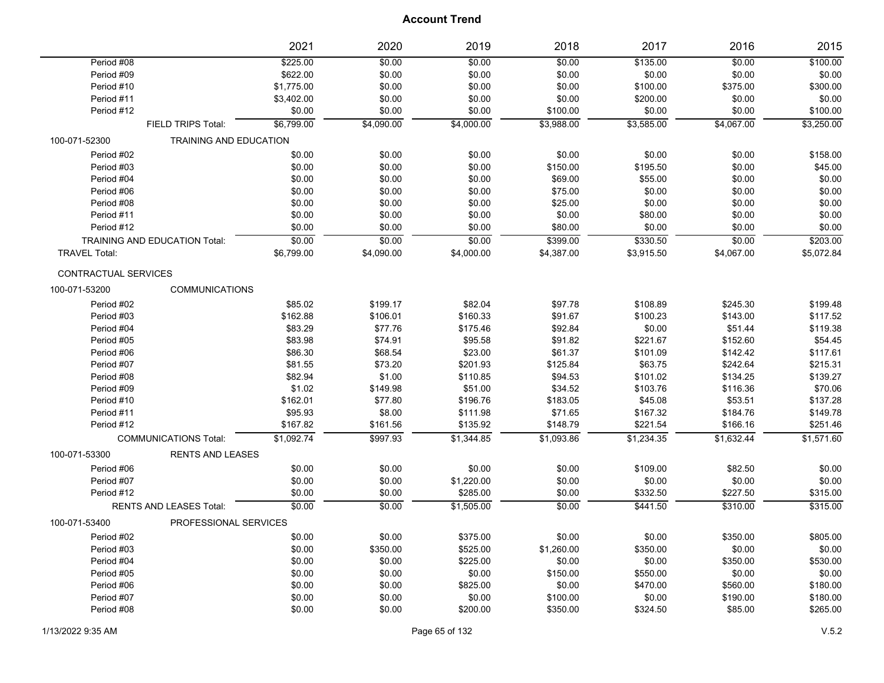# Account Trend

| | | 2021 | 2020 | 2019 | 2018 | 2017 | 2016 | 2015 |
|---|---|---|---|---|---|---|---|---|
| Period #08 | | $225.00 | $0.00 | $0.00 | $0.00 | $135.00 | $0.00 | $100.00 |
| Period #09 | | $622.00 | $0.00 | $0.00 | $0.00 | $0.00 | $0.00 | $0.00 |
| Period #10 | | $1,775.00 | $0.00 | $0.00 | $0.00 | $100.00 | $375.00 | $300.00 |
| Period #11 | | $3,402.00 | $0.00 | $0.00 | $0.00 | $200.00 | $0.00 | $0.00 |
| Period #12 | | $0.00 | $0.00 | $0.00 | $100.00 | $0.00 | $0.00 | $100.00 |
| | FIELD TRIPS Total: | $6,799.00 | $4,090.00 | $4,000.00 | $3,988.00 | $3,585.00 | $4,067.00 | $3,250.00 |
| 100-071-52300 | TRAINING AND EDUCATION | | | | | | | |
| Period #02 | | $0.00 | $0.00 | $0.00 | $0.00 | $0.00 | $0.00 | $158.00 |
| Period #03 | | $0.00 | $0.00 | $0.00 | $150.00 | $195.50 | $0.00 | $45.00 |
| Period #04 | | $0.00 | $0.00 | $0.00 | $69.00 | $55.00 | $0.00 | $0.00 |
| Period #06 | | $0.00 | $0.00 | $0.00 | $75.00 | $0.00 | $0.00 | $0.00 |
| Period #08 | | $0.00 | $0.00 | $0.00 | $25.00 | $0.00 | $0.00 | $0.00 |
| Period #11 | | $0.00 | $0.00 | $0.00 | $0.00 | $80.00 | $0.00 | $0.00 |
| Period #12 | | $0.00 | $0.00 | $0.00 | $80.00 | $0.00 | $0.00 | $0.00 |
| | TRAINING AND EDUCATION Total: | $0.00 | $0.00 | $0.00 | $399.00 | $330.50 | $0.00 | $203.00 |
| TRAVEL Total: | | $6,799.00 | $4,090.00 | $4,000.00 | $4,387.00 | $3,915.50 | $4,067.00 | $5,072.84 |
| CONTRACTUAL SERVICES | | | | | | | | |
| 100-071-53200 | COMMUNICATIONS | | | | | | | |
| Period #02 | | $85.02 | $199.17 | $82.04 | $97.78 | $108.89 | $245.30 | $199.48 |
| Period #03 | | $162.88 | $106.01 | $160.33 | $91.67 | $100.23 | $143.00 | $117.52 |
| Period #04 | | $83.29 | $77.76 | $175.46 | $92.84 | $0.00 | $51.44 | $119.38 |
| Period #05 | | $83.98 | $74.91 | $95.58 | $91.82 | $221.67 | $152.60 | $54.45 |
| Period #06 | | $86.30 | $68.54 | $23.00 | $61.37 | $101.09 | $142.42 | $117.61 |
| Period #07 | | $81.55 | $73.20 | $201.93 | $125.84 | $63.75 | $242.64 | $215.31 |
| Period #08 | | $82.94 | $1.00 | $110.85 | $94.53 | $101.02 | $134.25 | $139.27 |
| Period #09 | | $1.02 | $149.98 | $51.00 | $34.52 | $103.76 | $116.36 | $70.06 |
| Period #10 | | $162.01 | $77.80 | $196.76 | $183.05 | $45.08 | $53.51 | $137.28 |
| Period #11 | | $95.93 | $8.00 | $111.98 | $71.65 | $167.32 | $184.76 | $149.78 |
| Period #12 | | $167.82 | $161.56 | $135.92 | $148.79 | $221.54 | $166.16 | $251.46 |
| | COMMUNICATIONS Total: | $1,092.74 | $997.93 | $1,344.85 | $1,093.86 | $1,234.35 | $1,632.44 | $1,571.60 |
| 100-071-53300 | RENTS AND LEASES | | | | | | | |
| Period #06 | | $0.00 | $0.00 | $0.00 | $0.00 | $109.00 | $82.50 | $0.00 |
| Period #07 | | $0.00 | $0.00 | $1,220.00 | $0.00 | $0.00 | $0.00 | $0.00 |
| Period #12 | | $0.00 | $0.00 | $285.00 | $0.00 | $332.50 | $227.50 | $315.00 |
| | RENTS AND LEASES Total: | $0.00 | $0.00 | $1,505.00 | $0.00 | $441.50 | $310.00 | $315.00 |
| 100-071-53400 | PROFESSIONAL SERVICES | | | | | | | |
| Period #02 | | $0.00 | $0.00 | $375.00 | $0.00 | $0.00 | $350.00 | $805.00 |
| Period #03 | | $0.00 | $350.00 | $525.00 | $1,260.00 | $350.00 | $0.00 | $0.00 |
| Period #04 | | $0.00 | $0.00 | $225.00 | $0.00 | $0.00 | $350.00 | $530.00 |
| Period #05 | | $0.00 | $0.00 | $0.00 | $150.00 | $550.00 | $0.00 | $0.00 |
| Period #06 | | $0.00 | $0.00 | $825.00 | $0.00 | $470.00 | $560.00 | $180.00 |
| Period #07 | | $0.00 | $0.00 | $0.00 | $100.00 | $0.00 | $190.00 | $180.00 |
| Period #08 | | $0.00 | $0.00 | $200.00 | $350.00 | $324.50 | $85.00 | $265.00 |

1/13/2022 9:35 AM V.5.2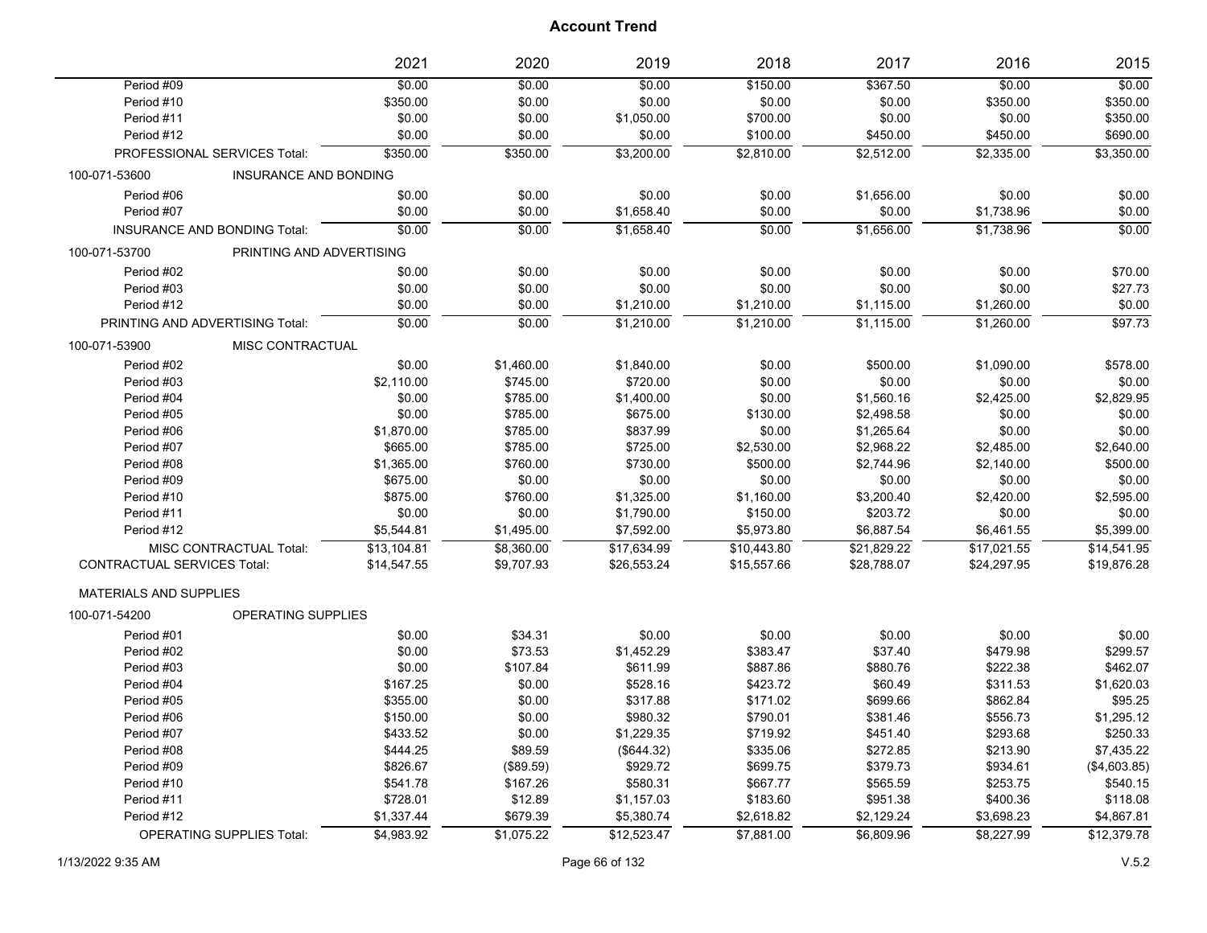# Account Trend

| | 2021 | 2020 | 2019 | 2018 | 2017 | 2016 | 2015 |
|---|---|---|---|---|---|---|---|
| Period #09 | $0.00 | $0.00 | $0.00 | $150.00 | $367.50 | $0.00 | $0.00 |
| Period #10 | $350.00 | $0.00 | $0.00 | $0.00 | $0.00 | $350.00 | $350.00 |
| Period #11 | $0.00 | $0.00 | $1,050.00 | $700.00 | $0.00 | $0.00 | $350.00 |
| Period #12 | $0.00 | $0.00 | $0.00 | $100.00 | $450.00 | $450.00 | $690.00 |
| PROFESSIONAL SERVICES Total: | $350.00 | $350.00 | $3,200.00 | $2,810.00 | $2,512.00 | $2,335.00 | $3,350.00 |
| 100-071-53600 INSURANCE AND BONDING | | | | | | | |
| Period #06 | $0.00 | $0.00 | $0.00 | $0.00 | $1,656.00 | $0.00 | $0.00 |
| Period #07 | $0.00 | $0.00 | $1,658.40 | $0.00 | $0.00 | $1,738.96 | $0.00 |
| INSURANCE AND BONDING Total: | $0.00 | $0.00 | $1,658.40 | $0.00 | $1,656.00 | $1,738.96 | $0.00 |
| 100-071-53700 PRINTING AND ADVERTISING | | | | | | | |
| Period #02 | $0.00 | $0.00 | $0.00 | $0.00 | $0.00 | $0.00 | $70.00 |
| Period #03 | $0.00 | $0.00 | $0.00 | $0.00 | $0.00 | $0.00 | $27.73 |
| Period #12 | $0.00 | $0.00 | $1,210.00 | $1,210.00 | $1,115.00 | $1,260.00 | $0.00 |
| PRINTING AND ADVERTISING Total: | $0.00 | $0.00 | $1,210.00 | $1,210.00 | $1,115.00 | $1,260.00 | $97.73 |
| 100-071-53900 MISC CONTRACTUAL | | | | | | | |
| Period #02 | $0.00 | $1,460.00 | $1,840.00 | $0.00 | $500.00 | $1,090.00 | $578.00 |
| Period #03 | $2,110.00 | $745.00 | $720.00 | $0.00 | $0.00 | $0.00 | $0.00 |
| Period #04 | $0.00 | $785.00 | $1,400.00 | $0.00 | $1,560.16 | $2,425.00 | $2,829.95 |
| Period #05 | $0.00 | $785.00 | $675.00 | $130.00 | $2,498.58 | $0.00 | $0.00 |
| Period #06 | $1,870.00 | $785.00 | $837.99 | $0.00 | $1,265.64 | $0.00 | $0.00 |
| Period #07 | $665.00 | $785.00 | $725.00 | $2,530.00 | $2,968.22 | $2,485.00 | $2,640.00 |
| Period #08 | $1,365.00 | $760.00 | $730.00 | $500.00 | $2,744.96 | $2,140.00 | $500.00 |
| Period #09 | $675.00 | $0.00 | $0.00 | $0.00 | $0.00 | $0.00 | $0.00 |
| Period #10 | $875.00 | $760.00 | $1,325.00 | $1,160.00 | $3,200.40 | $2,420.00 | $2,595.00 |
| Period #11 | $0.00 | $0.00 | $1,790.00 | $150.00 | $203.72 | $0.00 | $0.00 |
| Period #12 | $5,544.81 | $1,495.00 | $7,592.00 | $5,973.80 | $6,887.54 | $6,461.55 | $5,399.00 |
| MISC CONTRACTUAL Total: | $13,104.81 | $8,360.00 | $17,634.99 | $10,443.80 | $21,829.22 | $17,021.55 | $14,541.95 |
| CONTRACTUAL SERVICES Total: | $14,547.55 | $9,707.93 | $26,553.24 | $15,557.66 | $28,788.07 | $24,297.95 | $19,876.28 |
| MATERIALS AND SUPPLIES | | | | | | | |
| 100-071-54200 OPERATING SUPPLIES | | | | | | | |
| Period #01 | $0.00 | $34.31 | $0.00 | $0.00 | $0.00 | $0.00 | $0.00 |
| Period #02 | $0.00 | $73.53 | $1,452.29 | $383.47 | $37.40 | $479.98 | $299.57 |
| Period #03 | $0.00 | $107.84 | $611.99 | $887.86 | $880.76 | $222.38 | $462.07 |
| Period #04 | $167.25 | $0.00 | $528.16 | $423.72 | $60.49 | $311.53 | $1,620.03 |
| Period #05 | $355.00 | $0.00 | $317.88 | $171.02 | $699.66 | $862.84 | $95.25 |
| Period #06 | $150.00 | $0.00 | $980.32 | $790.01 | $381.46 | $556.73 | $1,295.12 |
| Period #07 | $433.52 | $0.00 | $1,229.35 | $719.92 | $451.40 | $293.68 | $250.33 |
| Period #08 | $444.25 | $89.59 | ($644.32) | $335.06 | $272.85 | $213.90 | $7,435.22 |
| Period #09 | $826.67 | ($89.59) | $929.72 | $699.75 | $379.73 | $934.61 | ($4,603.85) |
| Period #10 | $541.78 | $167.26 | $580.31 | $667.77 | $565.59 | $253.75 | $540.15 |
| Period #11 | $728.01 | $12.89 | $1,157.03 | $183.60 | $951.38 | $400.36 | $118.08 |
| Period #12 | $1,337.44 | $679.39 | $5,380.74 | $2,618.82 | $2,129.24 | $3,698.23 | $4,867.81 |
| OPERATING SUPPLIES Total: | $4,983.92 | $1,075.22 | $12,523.47 | $7,881.00 | $6,809.96 | $8,227.99 | $12,379.78 |

1/13/2022 9:35 AM V.5.2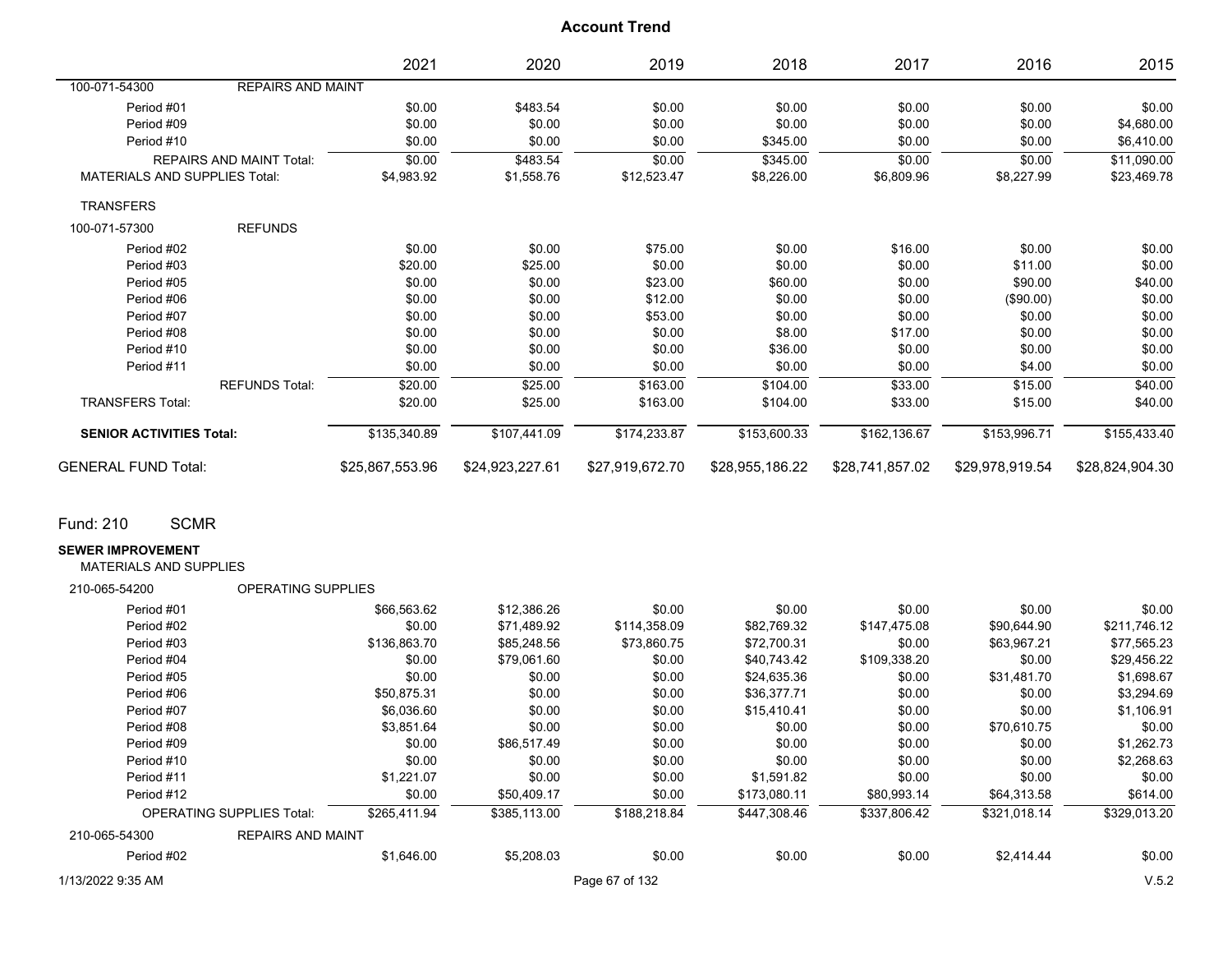## Account Trend

| | | 2021 | 2020 | 2019 | 2018 | 2017 | 2016 | 2015 |
|---|---|---|---|---|---|---|---|---|
| 100-071-54300 | REPAIRS AND MAINT | | | | | | | |
| Period #01 | | $0.00 | $483.54 | $0.00 | $0.00 | $0.00 | $0.00 | $0.00 |
| Period #09 | | $0.00 | $0.00 | $0.00 | $0.00 | $0.00 | $0.00 | $4,680.00 |
| Period #10 | | $0.00 | $0.00 | $0.00 | $345.00 | $0.00 | $0.00 | $6,410.00 |
| | REPAIRS AND MAINT Total: | $0.00 | $483.54 | $0.00 | $345.00 | $0.00 | $0.00 | $11,090.00 |
| MATERIALS AND SUPPLIES Total: | | $4,983.92 | $1,558.76 | $12,523.47 | $8,226.00 | $6,809.96 | $8,227.99 | $23,469.78 |
| TRANSFERS | | | | | | | | |
| 100-071-57300 | REFUNDS | | | | | | | |
| Period #02 | | $0.00 | $0.00 | $75.00 | $0.00 | $16.00 | $0.00 | $0.00 |
| Period #03 | | $20.00 | $25.00 | $0.00 | $0.00 | $0.00 | $11.00 | $0.00 |
| Period #05 | | $0.00 | $0.00 | $23.00 | $60.00 | $0.00 | $90.00 | $40.00 |
| Period #06 | | $0.00 | $0.00 | $12.00 | $0.00 | $0.00 | ($90.00) | $0.00 |
| Period #07 | | $0.00 | $0.00 | $53.00 | $0.00 | $0.00 | $0.00 | $0.00 |
| Period #08 | | $0.00 | $0.00 | $0.00 | $8.00 | $17.00 | $0.00 | $0.00 |
| Period #10 | | $0.00 | $0.00 | $0.00 | $36.00 | $0.00 | $0.00 | $0.00 |
| Period #11 | | $0.00 | $0.00 | $0.00 | $0.00 | $0.00 | $4.00 | $0.00 |
| | REFUNDS Total: | $20.00 | $25.00 | $163.00 | $104.00 | $33.00 | $15.00 | $40.00 |
| TRANSFERS Total: | | $20.00 | $25.00 | $163.00 | $104.00 | $33.00 | $15.00 | $40.00 |
| **SENIOR ACTIVITIES Total:** | | $135,340.89 | $107,441.09 | $174,233.87 | $153,600.33 | $162,136.67 | $153,996.71 | $155,433.40 |
| GENERAL FUND Total: | | $25,867,553.96 | $24,923,227.61 | $27,919,672.70 | $28,955,186.22 | $28,741,857.02 | $29,978,919.54 | $28,824,904.30 |

## Fund: 210 SCMR

**SEWER IMPROVEMENT**

MATERIALS AND SUPPLIES

| | | 2021 | 2020 | 2019 | 2018 | 2017 | 2016 | 2015 |
|---|---|---|---|---|---|---|---|---|
| 210-065-54200 | OPERATING SUPPLIES | | | | | | | |
| Period #01 | | $66,563.62 | $12,386.26 | $0.00 | $0.00 | $0.00 | $0.00 | $0.00 |
| Period #02 | | $0.00 | $71,489.92 | $114,358.09 | $82,769.32 | $147,475.08 | $90,644.90 | $211,746.12 |
| Period #03 | | $136,863.70 | $85,248.56 | $73,860.75 | $72,700.31 | $0.00 | $63,967.21 | $77,565.23 |
| Period #04 | | $0.00 | $79,061.60 | $0.00 | $40,743.42 | $109,338.20 | $0.00 | $29,456.22 |
| Period #05 | | $0.00 | $0.00 | $0.00 | $24,635.36 | $0.00 | $31,481.70 | $1,698.67 |
| Period #06 | | $50,875.31 | $0.00 | $0.00 | $36,377.71 | $0.00 | $0.00 | $3,294.69 |
| Period #07 | | $6,036.60 | $0.00 | $0.00 | $15,410.41 | $0.00 | $0.00 | $1,106.91 |
| Period #08 | | $3,851.64 | $0.00 | $0.00 | $0.00 | $0.00 | $70,610.75 | $0.00 |
| Period #09 | | $0.00 | $86,517.49 | $0.00 | $0.00 | $0.00 | $0.00 | $1,262.73 |
| Period #10 | | $0.00 | $0.00 | $0.00 | $0.00 | $0.00 | $0.00 | $2,268.63 |
| Period #11 | | $1,221.07 | $0.00 | $0.00 | $1,591.82 | $0.00 | $0.00 | $0.00 |
| Period #12 | | $0.00 | $50,409.17 | $0.00 | $173,080.11 | $80,993.14 | $64,313.58 | $614.00 |
| | OPERATING SUPPLIES Total: | $265,411.94 | $385,113.00 | $188,218.84 | $447,308.46 | $337,806.42 | $321,018.14 | $329,013.20 |
| 210-065-54300 | REPAIRS AND MAINT | | | | | | | |
| Period #02 | | $1,646.00 | $5,208.03 | $0.00 | $0.00 | $0.00 | $2,414.44 | $0.00 |

1/13/2022 9:35 AM

V.5.2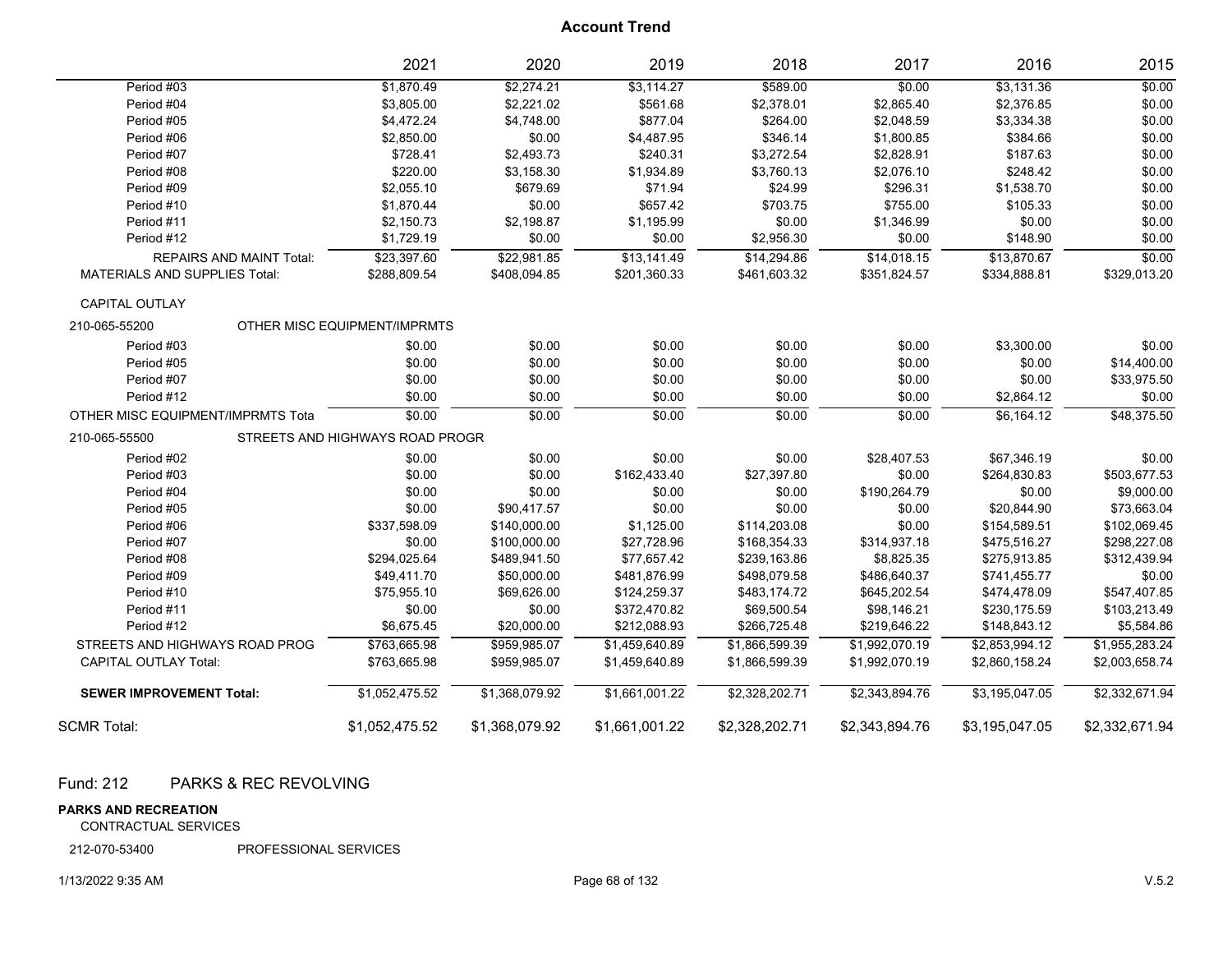# Account Trend

| | 2021 | 2020 | 2019 | 2018 | 2017 | 2016 | 2015 |
|---|---|---|---|---|---|---|---|
| Period #03 | $1,870.49 | $2,274.21 | $3,114.27 | $589.00 | $0.00 | $3,131.36 | $0.00 |
| Period #04 | $3,805.00 | $2,221.02 | $561.68 | $2,378.01 | $2,865.40 | $2,376.85 | $0.00 |
| Period #05 | $4,472.24 | $4,748.00 | $877.04 | $264.00 | $2,048.59 | $3,334.38 | $0.00 |
| Period #06 | $2,850.00 | $0.00 | $4,487.95 | $346.14 | $1,800.85 | $384.66 | $0.00 |
| Period #07 | $728.41 | $2,493.73 | $240.31 | $3,272.54 | $2,828.91 | $187.63 | $0.00 |
| Period #08 | $220.00 | $3,158.30 | $1,934.89 | $3,760.13 | $2,076.10 | $248.42 | $0.00 |
| Period #09 | $2,055.10 | $679.69 | $71.94 | $24.99 | $296.31 | $1,538.70 | $0.00 |
| Period #10 | $1,870.44 | $0.00 | $657.42 | $703.75 | $755.00 | $105.33 | $0.00 |
| Period #11 | $2,150.73 | $2,198.87 | $1,195.99 | $0.00 | $1,346.99 | $0.00 | $0.00 |
| Period #12 | $1,729.19 | $0.00 | $0.00 | $2,956.30 | $0.00 | $148.90 | $0.00 |
| REPAIRS AND MAINT Total: | $23,397.60 | $22,981.85 | $13,141.49 | $14,294.86 | $14,018.15 | $13,870.67 | $0.00 |
| MATERIALS AND SUPPLIES Total: | $288,809.54 | $408,094.85 | $201,360.33 | $461,603.32 | $351,824.57 | $334,888.81 | $329,013.20 |
| CAPITAL OUTLAY | | | | | | | |
| 210-065-55200 OTHER MISC EQUIPMENT/IMPRMTS | | | | | | | |
| Period #03 | $0.00 | $0.00 | $0.00 | $0.00 | $0.00 | $3,300.00 | $0.00 |
| Period #05 | $0.00 | $0.00 | $0.00 | $0.00 | $0.00 | $0.00 | $14,400.00 |
| Period #07 | $0.00 | $0.00 | $0.00 | $0.00 | $0.00 | $0.00 | $33,975.50 |
| Period #12 | $0.00 | $0.00 | $0.00 | $0.00 | $0.00 | $2,864.12 | $0.00 |
| OTHER MISC EQUIPMENT/IMPRMTS Tota | $0.00 | $0.00 | $0.00 | $0.00 | $0.00 | $6,164.12 | $48,375.50 |
| 210-065-55500 STREETS AND HIGHWAYS ROAD PROGR | | | | | | | |
| Period #02 | $0.00 | $0.00 | $0.00 | $0.00 | $28,407.53 | $67,346.19 | $0.00 |
| Period #03 | $0.00 | $0.00 | $162,433.40 | $27,397.80 | $0.00 | $264,830.83 | $503,677.53 |
| Period #04 | $0.00 | $0.00 | $0.00 | $0.00 | $190,264.79 | $0.00 | $9,000.00 |
| Period #05 | $0.00 | $90,417.57 | $0.00 | $0.00 | $0.00 | $20,844.90 | $73,663.04 |
| Period #06 | $337,598.09 | $140,000.00 | $1,125.00 | $114,203.08 | $0.00 | $154,589.51 | $102,069.45 |
| Period #07 | $0.00 | $100,000.00 | $27,728.96 | $168,354.33 | $314,937.18 | $475,516.27 | $298,227.08 |
| Period #08 | $294,025.64 | $489,941.50 | $77,657.42 | $239,163.86 | $8,825.35 | $275,913.85 | $312,439.94 |
| Period #09 | $49,411.70 | $50,000.00 | $481,876.99 | $498,079.58 | $486,640.37 | $741,455.77 | $0.00 |
| Period #10 | $75,955.10 | $69,626.00 | $124,259.37 | $483,174.72 | $645,202.54 | $474,478.09 | $547,407.85 |
| Period #11 | $0.00 | $0.00 | $372,470.82 | $69,500.54 | $98,146.21 | $230,175.59 | $103,213.49 |
| Period #12 | $6,675.45 | $20,000.00 | $212,088.93 | $266,725.48 | $219,646.22 | $148,843.12 | $5,584.86 |
| STREETS AND HIGHWAYS ROAD PROG | $763,665.98 | $959,985.07 | $1,459,640.89 | $1,866,599.39 | $1,992,070.19 | $2,853,994.12 | $1,955,283.24 |
| CAPITAL OUTLAY Total: | $763,665.98 | $959,985.07 | $1,459,640.89 | $1,866,599.39 | $1,992,070.19 | $2,860,158.24 | $2,003,658.74 |
| **SEWER IMPROVEMENT Total:** | $1,052,475.52 | $1,368,079.92 | $1,661,001.22 | $2,328,202.71 | $2,343,894.76 | $3,195,047.05 | $2,332,671.94 |
| SCMR Total: | $1,052,475.52 | $1,368,079.92 | $1,661,001.22 | $2,328,202.71 | $2,343,894.76 | $3,195,047.05 | $2,332,671.94 |

## Fund: 212 PARKS & REC REVOLVING

**PARKS AND RECREATION**

CONTRACTUAL SERVICES

212-070-53400 PROFESSIONAL SERVICES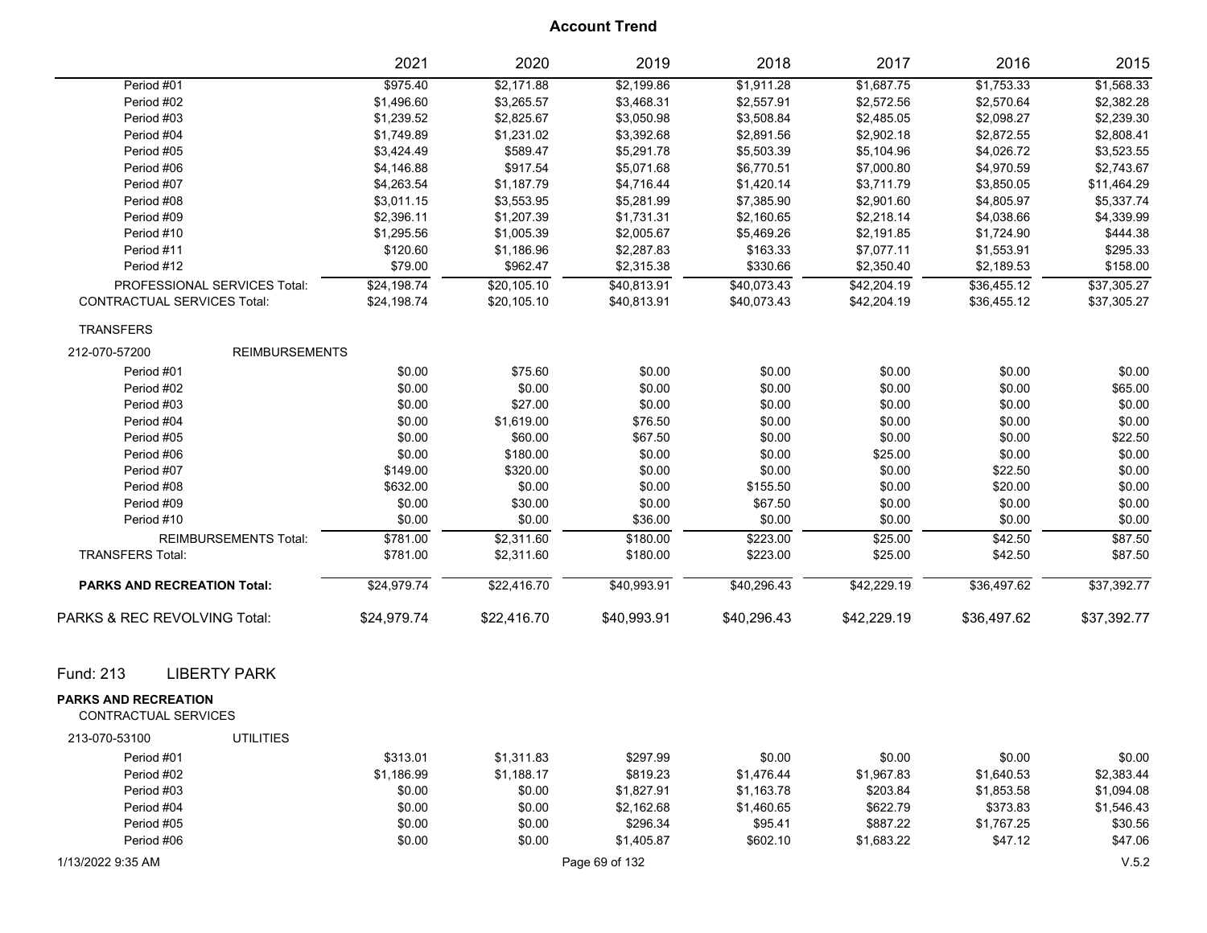# Account Trend

| | 2021 | 2020 | 2019 | 2018 | 2017 | 2016 | 2015 |
|---|---|---|---|---|---|---|---|
| Period #01 | $975.40 | $2,171.88 | $2,199.86 | $1,911.28 | $1,687.75 | $1,753.33 | $1,568.33 |
| Period #02 | $1,496.60 | $3,265.57 | $3,468.31 | $2,557.91 | $2,572.56 | $2,570.64 | $2,382.28 |
| Period #03 | $1,239.52 | $2,825.67 | $3,050.98 | $3,508.84 | $2,485.05 | $2,098.27 | $2,239.30 |
| Period #04 | $1,749.89 | $1,231.02 | $3,392.68 | $2,891.56 | $2,902.18 | $2,872.55 | $2,808.41 |
| Period #05 | $3,424.49 | $589.47 | $5,291.78 | $5,503.39 | $5,104.96 | $4,026.72 | $3,523.55 |
| Period #06 | $4,146.88 | $917.54 | $5,071.68 | $6,770.51 | $7,000.80 | $4,970.59 | $2,743.67 |
| Period #07 | $4,263.54 | $1,187.79 | $4,716.44 | $1,420.14 | $3,711.79 | $3,850.05 | $11,464.29 |
| Period #08 | $3,011.15 | $3,553.95 | $5,281.99 | $7,385.90 | $2,901.60 | $4,805.97 | $5,337.74 |
| Period #09 | $2,396.11 | $1,207.39 | $1,731.31 | $2,160.65 | $2,218.14 | $4,038.66 | $4,339.99 |
| Period #10 | $1,295.56 | $1,005.39 | $2,005.67 | $5,469.26 | $2,191.85 | $1,724.90 | $444.38 |
| Period #11 | $120.60 | $1,186.96 | $2,287.83 | $163.33 | $7,077.11 | $1,553.91 | $295.33 |
| Period #12 | $79.00 | $962.47 | $2,315.38 | $330.66 | $2,350.40 | $2,189.53 | $158.00 |
| PROFESSIONAL SERVICES Total: | $24,198.74 | $20,105.10 | $40,813.91 | $40,073.43 | $42,204.19 | $36,455.12 | $37,305.27 |
| CONTRACTUAL SERVICES Total: | $24,198.74 | $20,105.10 | $40,813.91 | $40,073.43 | $42,204.19 | $36,455.12 | $37,305.27 |
| TRANSFERS | | | | | | | |
| 212-070-57200 REIMBURSEMENTS | | | | | | | |
| Period #01 | $0.00 | $75.60 | $0.00 | $0.00 | $0.00 | $0.00 | $0.00 |
| Period #02 | $0.00 | $0.00 | $0.00 | $0.00 | $0.00 | $0.00 | $65.00 |
| Period #03 | $0.00 | $27.00 | $0.00 | $0.00 | $0.00 | $0.00 | $0.00 |
| Period #04 | $0.00 | $1,619.00 | $76.50 | $0.00 | $0.00 | $0.00 | $0.00 |
| Period #05 | $0.00 | $60.00 | $67.50 | $0.00 | $0.00 | $0.00 | $22.50 |
| Period #06 | $0.00 | $180.00 | $0.00 | $0.00 | $25.00 | $0.00 | $0.00 |
| Period #07 | $149.00 | $320.00 | $0.00 | $0.00 | $0.00 | $22.50 | $0.00 |
| Period #08 | $632.00 | $0.00 | $0.00 | $155.50 | $0.00 | $20.00 | $0.00 |
| Period #09 | $0.00 | $30.00 | $0.00 | $67.50 | $0.00 | $0.00 | $0.00 |
| Period #10 | $0.00 | $0.00 | $36.00 | $0.00 | $0.00 | $0.00 | $0.00 |
| REIMBURSEMENTS Total: | $781.00 | $2,311.60 | $180.00 | $223.00 | $25.00 | $42.50 | $87.50 |
| TRANSFERS Total: | $781.00 | $2,311.60 | $180.00 | $223.00 | $25.00 | $42.50 | $87.50 |
| **PARKS AND RECREATION Total:** | $24,979.74 | $22,416.70 | $40,993.91 | $40,296.43 | $42,229.19 | $36,497.62 | $37,392.77 |
| PARKS & REC REVOLVING Total: | $24,979.74 | $22,416.70 | $40,993.91 | $40,296.43 | $42,229.19 | $36,497.62 | $37,392.77 |

## Fund: 213 LIBERTY PARK

**PARKS AND RECREATION**

CONTRACTUAL SERVICES

| | 2021 | 2020 | 2019 | 2018 | 2017 | 2016 | 2015 |
|---|---|---|---|---|---|---|---|
| 213-070-53100 UTILITIES | | | | | | | |
| Period #01 | $313.01 | $1,311.83 | $297.99 | $0.00 | $0.00 | $0.00 | $0.00 |
| Period #02 | $1,186.99 | $1,188.17 | $819.23 | $1,476.44 | $1,967.83 | $1,640.53 | $2,383.44 |
| Period #03 | $0.00 | $0.00 | $1,827.91 | $1,163.78 | $203.84 | $1,853.58 | $1,094.08 |
| Period #04 | $0.00 | $0.00 | $2,162.68 | $1,460.65 | $622.79 | $373.83 | $1,546.43 |
| Period #05 | $0.00 | $0.00 | $296.34 | $95.41 | $887.22 | $1,767.25 | $30.56 |
| Period #06 | $0.00 | $0.00 | $1,405.87 | $602.10 | $1,683.22 | $47.12 | $47.06 |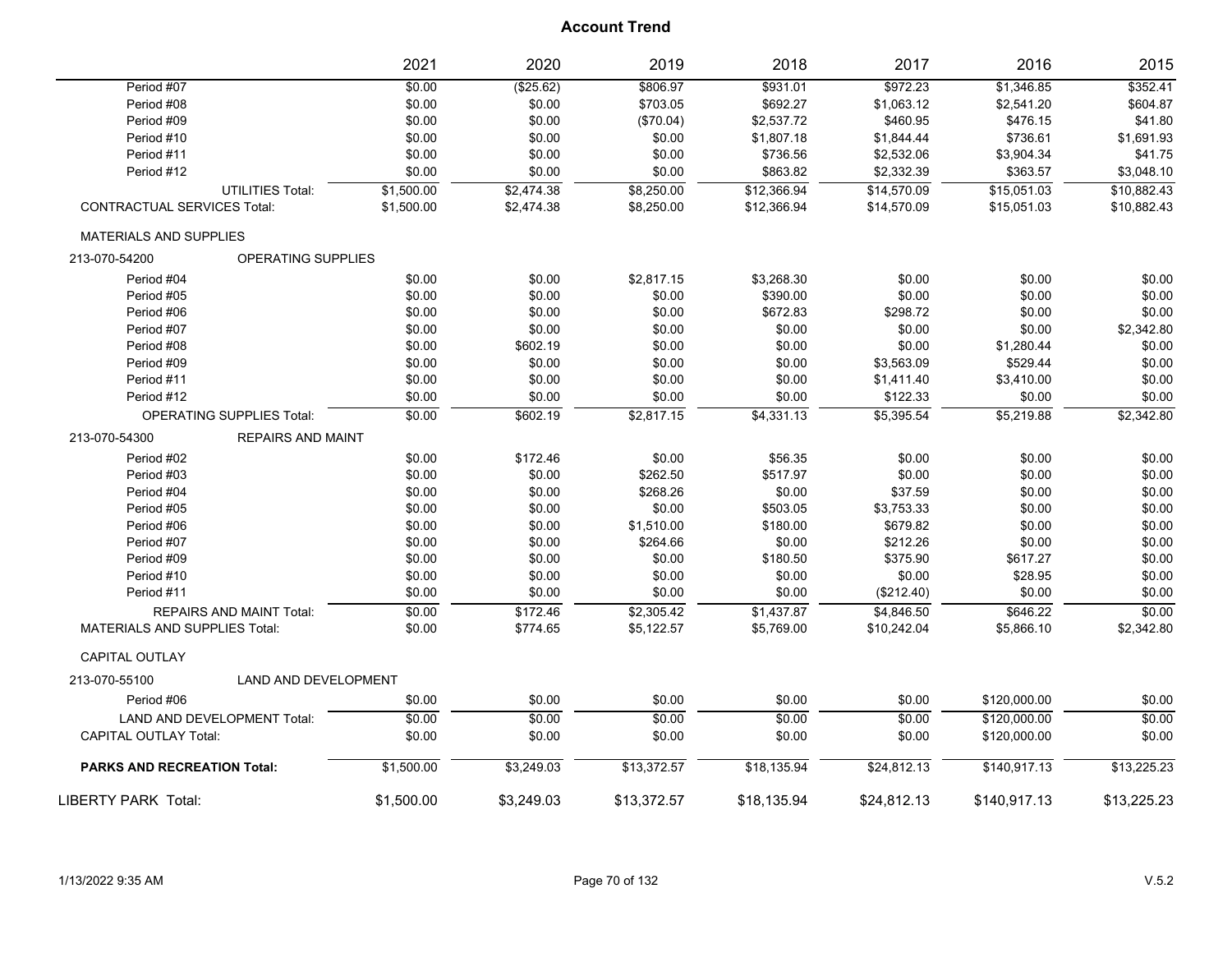## Account Trend

| | 2021 | 2020 | 2019 | 2018 | 2017 | 2016 | 2015 |
|---|---|---|---|---|---|---|---|
| Period #07 | $0.00 | ($25.62) | $806.97 | $931.01 | $972.23 | $1,346.85 | $352.41 |
| Period #08 | $0.00 | $0.00 | $703.05 | $692.27 | $1,063.12 | $2,541.20 | $604.87 |
| Period #09 | $0.00 | $0.00 | ($70.04) | $2,537.72 | $460.95 | $476.15 | $41.80 |
| Period #10 | $0.00 | $0.00 | $0.00 | $1,807.18 | $1,844.44 | $736.61 | $1,691.93 |
| Period #11 | $0.00 | $0.00 | $0.00 | $736.56 | $2,532.06 | $3,904.34 | $41.75 |
| Period #12 | $0.00 | $0.00 | $0.00 | $863.82 | $2,332.39 | $363.57 | $3,048.10 |
| UTILITIES Total: | $1,500.00 | $2,474.38 | $8,250.00 | $12,366.94 | $14,570.09 | $15,051.03 | $10,882.43 |
| CONTRACTUAL SERVICES Total: | $1,500.00 | $2,474.38 | $8,250.00 | $12,366.94 | $14,570.09 | $15,051.03 | $10,882.43 |
| MATERIALS AND SUPPLIES | | | | | | | |
| 213-070-54200 OPERATING SUPPLIES | | | | | | | |
| Period #04 | $0.00 | $0.00 | $2,817.15 | $3,268.30 | $0.00 | $0.00 | $0.00 |
| Period #05 | $0.00 | $0.00 | $0.00 | $390.00 | $0.00 | $0.00 | $0.00 |
| Period #06 | $0.00 | $0.00 | $0.00 | $672.83 | $298.72 | $0.00 | $0.00 |
| Period #07 | $0.00 | $0.00 | $0.00 | $0.00 | $0.00 | $0.00 | $2,342.80 |
| Period #08 | $0.00 | $602.19 | $0.00 | $0.00 | $0.00 | $1,280.44 | $0.00 |
| Period #09 | $0.00 | $0.00 | $0.00 | $0.00 | $3,563.09 | $529.44 | $0.00 |
| Period #11 | $0.00 | $0.00 | $0.00 | $0.00 | $1,411.40 | $3,410.00 | $0.00 |
| Period #12 | $0.00 | $0.00 | $0.00 | $0.00 | $122.33 | $0.00 | $0.00 |
| OPERATING SUPPLIES Total: | $0.00 | $602.19 | $2,817.15 | $4,331.13 | $5,395.54 | $5,219.88 | $2,342.80 |
| 213-070-54300 REPAIRS AND MAINT | | | | | | | |
| Period #02 | $0.00 | $172.46 | $0.00 | $56.35 | $0.00 | $0.00 | $0.00 |
| Period #03 | $0.00 | $0.00 | $262.50 | $517.97 | $0.00 | $0.00 | $0.00 |
| Period #04 | $0.00 | $0.00 | $268.26 | $0.00 | $37.59 | $0.00 | $0.00 |
| Period #05 | $0.00 | $0.00 | $0.00 | $503.05 | $3,753.33 | $0.00 | $0.00 |
| Period #06 | $0.00 | $0.00 | $1,510.00 | $180.00 | $679.82 | $0.00 | $0.00 |
| Period #07 | $0.00 | $0.00 | $264.66 | $0.00 | $212.26 | $0.00 | $0.00 |
| Period #09 | $0.00 | $0.00 | $0.00 | $180.50 | $375.90 | $617.27 | $0.00 |
| Period #10 | $0.00 | $0.00 | $0.00 | $0.00 | $0.00 | $28.95 | $0.00 |
| Period #11 | $0.00 | $0.00 | $0.00 | $0.00 | ($212.40) | $0.00 | $0.00 |
| REPAIRS AND MAINT Total: | $0.00 | $172.46 | $2,305.42 | $1,437.87 | $4,846.50 | $646.22 | $0.00 |
| MATERIALS AND SUPPLIES Total: | $0.00 | $774.65 | $5,122.57 | $5,769.00 | $10,242.04 | $5,866.10 | $2,342.80 |
| CAPITAL OUTLAY | | | | | | | |
| 213-070-55100 LAND AND DEVELOPMENT | | | | | | | |
| Period #06 | $0.00 | $0.00 | $0.00 | $0.00 | $0.00 | $120,000.00 | $0.00 |
| LAND AND DEVELOPMENT Total: | $0.00 | $0.00 | $0.00 | $0.00 | $0.00 | $120,000.00 | $0.00 |
| CAPITAL OUTLAY Total: | $0.00 | $0.00 | $0.00 | $0.00 | $0.00 | $120,000.00 | $0.00 |
| **PARKS AND RECREATION Total:** | $1,500.00 | $3,249.03 | $13,372.57 | $18,135.94 | $24,812.13 | $140,917.13 | $13,225.23 |
| LIBERTY PARK Total: | $1,500.00 | $3,249.03 | $13,372.57 | $18,135.94 | $24,812.13 | $140,917.13 | $13,225.23 |

1/13/2022 9:35 AM V.5.2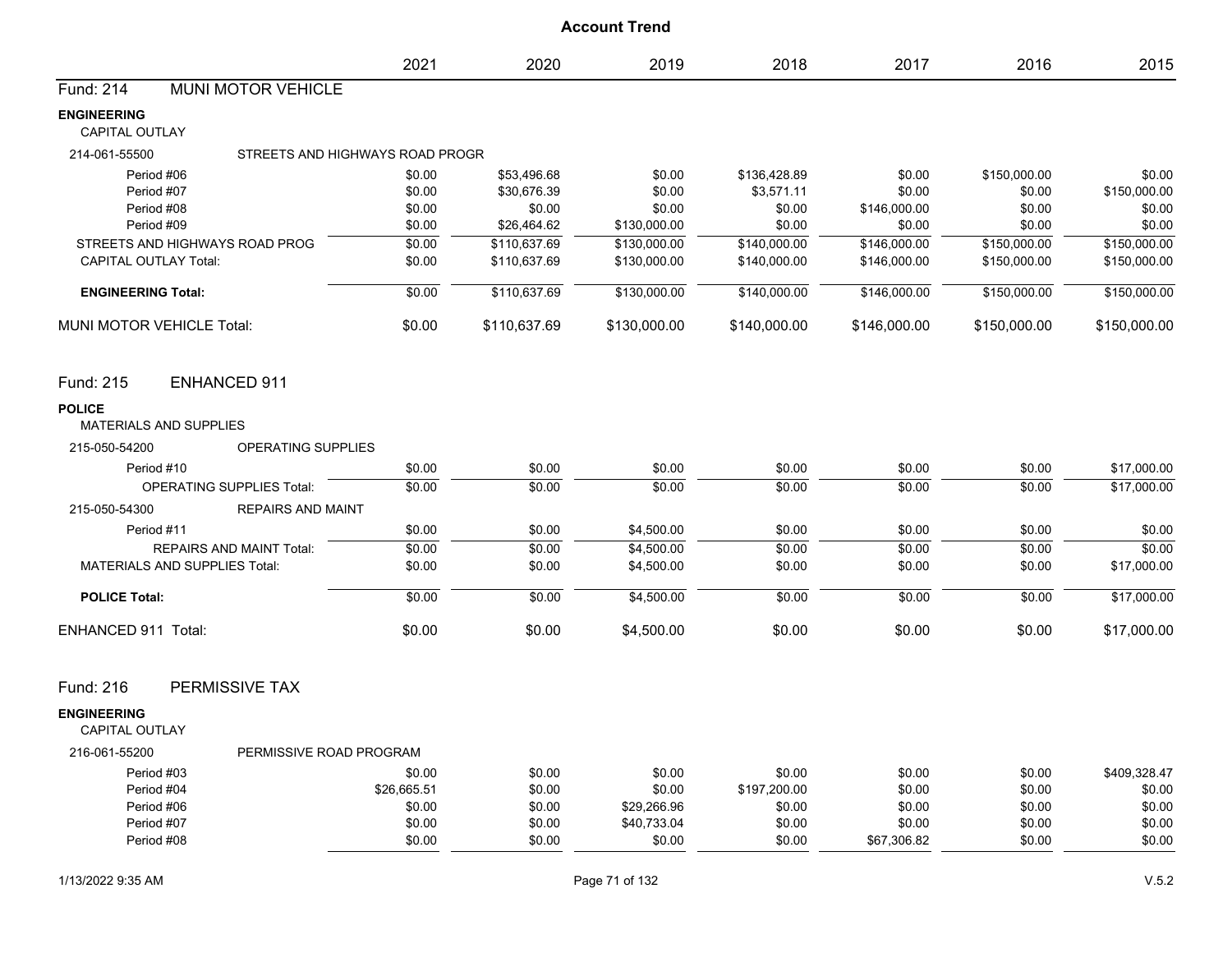# Account Trend

| | 2021 | 2020 | 2019 | 2018 | 2017 | 2016 | 2015 |
|---|---|---|---|---|---|---|---|
| **Fund: 214 MUNI MOTOR VEHICLE** | | | | | | | |
| **ENGINEERING** | | | | | | | |
| CAPITAL OUTLAY | | | | | | | |
| 214-061-55500 STREETS AND HIGHWAYS ROAD PROGR | | | | | | | |
| Period #06 | $0.00 | $53,496.68 | $0.00 | $136,428.89 | $0.00 | $150,000.00 | $0.00 |
| Period #07 | $0.00 | $30,676.39 | $0.00 | $3,571.11 | $0.00 | $0.00 | $150,000.00 |
| Period #08 | $0.00 | $0.00 | $0.00 | $0.00 | $146,000.00 | $0.00 | $0.00 |
| Period #09 | $0.00 | $26,464.62 | $130,000.00 | $0.00 | $0.00 | $0.00 | $0.00 |
| STREETS AND HIGHWAYS ROAD PROG | $0.00 | $110,637.69 | $130,000.00 | $140,000.00 | $146,000.00 | $150,000.00 | $150,000.00 |
| CAPITAL OUTLAY Total: | $0.00 | $110,637.69 | $130,000.00 | $140,000.00 | $146,000.00 | $150,000.00 | $150,000.00 |
| **ENGINEERING Total:** | $0.00 | $110,637.69 | $130,000.00 | $140,000.00 | $146,000.00 | $150,000.00 | $150,000.00 |
| MUNI MOTOR VEHICLE Total: | $0.00 | $110,637.69 | $130,000.00 | $140,000.00 | $146,000.00 | $150,000.00 | $150,000.00 |
| **Fund: 215 ENHANCED 911** | | | | | | | |
| **POLICE** | | | | | | | |
| MATERIALS AND SUPPLIES | | | | | | | |
| 215-050-54200 OPERATING SUPPLIES | | | | | | | |
| Period #10 | $0.00 | $0.00 | $0.00 | $0.00 | $0.00 | $0.00 | $17,000.00 |
| OPERATING SUPPLIES Total: | $0.00 | $0.00 | $0.00 | $0.00 | $0.00 | $0.00 | $17,000.00 |
| 215-050-54300 REPAIRS AND MAINT | | | | | | | |
| Period #11 | $0.00 | $0.00 | $4,500.00 | $0.00 | $0.00 | $0.00 | $0.00 |
| REPAIRS AND MAINT Total: | $0.00 | $0.00 | $4,500.00 | $0.00 | $0.00 | $0.00 | $0.00 |
| MATERIALS AND SUPPLIES Total: | $0.00 | $0.00 | $4,500.00 | $0.00 | $0.00 | $0.00 | $17,000.00 |
| **POLICE Total:** | $0.00 | $0.00 | $4,500.00 | $0.00 | $0.00 | $0.00 | $17,000.00 |
| ENHANCED 911 Total: | $0.00 | $0.00 | $4,500.00 | $0.00 | $0.00 | $0.00 | $17,000.00 |
| **Fund: 216 PERMISSIVE TAX** | | | | | | | |
| **ENGINEERING** | | | | | | | |
| CAPITAL OUTLAY | | | | | | | |
| 216-061-55200 PERMISSIVE ROAD PROGRAM | | | | | | | |
| Period #03 | $0.00 | $0.00 | $0.00 | $0.00 | $0.00 | $0.00 | $409,328.47 |
| Period #04 | $26,665.51 | $0.00 | $0.00 | $197,200.00 | $0.00 | $0.00 | $0.00 |
| Period #06 | $0.00 | $0.00 | $29,266.96 | $0.00 | $0.00 | $0.00 | $0.00 |
| Period #07 | $0.00 | $0.00 | $40,733.04 | $0.00 | $0.00 | $0.00 | $0.00 |
| Period #08 | $0.00 | $0.00 | $0.00 | $0.00 | $67,306.82 | $0.00 | $0.00 |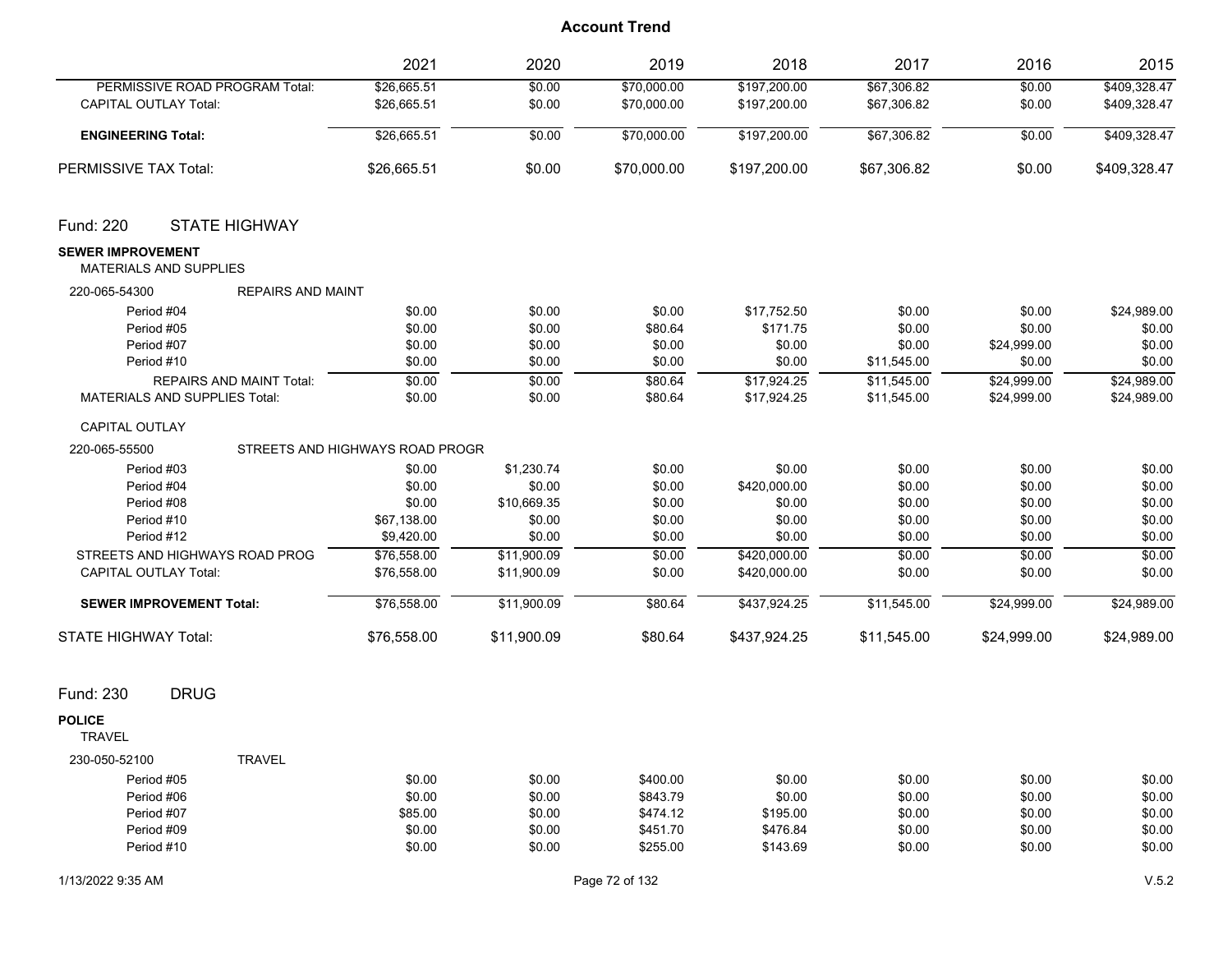# Account Trend

| | 2021 | 2020 | 2019 | 2018 | 2017 | 2016 | 2015 |
|---|---|---|---|---|---|---|---|
| PERMISSIVE ROAD PROGRAM Total: | $26,665.51 | $0.00 | $70,000.00 | $197,200.00 | $67,306.82 | $0.00 | $409,328.47 |
| CAPITAL OUTLAY Total: | $26,665.51 | $0.00 | $70,000.00 | $197,200.00 | $67,306.82 | $0.00 | $409,328.47 |
| **ENGINEERING Total:** | $26,665.51 | $0.00 | $70,000.00 | $197,200.00 | $67,306.82 | $0.00 | $409,328.47 |
| PERMISSIVE TAX Total: | $26,665.51 | $0.00 | $70,000.00 | $197,200.00 | $67,306.82 | $0.00 | $409,328.47 |

## Fund: 220 STATE HIGHWAY

**SEWER IMPROVEMENT**

MATERIALS AND SUPPLIES

220-065-54300 REPAIRS AND MAINT

| | 2021 | 2020 | 2019 | 2018 | 2017 | 2016 | 2015 |
|---|---|---|---|---|---|---|---|
| Period #04 | $0.00 | $0.00 | $0.00 | $17,752.50 | $0.00 | $0.00 | $24,989.00 |
| Period #05 | $0.00 | $0.00 | $80.64 | $171.75 | $0.00 | $0.00 | $0.00 |
| Period #07 | $0.00 | $0.00 | $0.00 | $0.00 | $0.00 | $24,999.00 | $0.00 |
| Period #10 | $0.00 | $0.00 | $0.00 | $0.00 | $11,545.00 | $0.00 | $0.00 |
| REPAIRS AND MAINT Total: | $0.00 | $0.00 | $80.64 | $17,924.25 | $11,545.00 | $24,999.00 | $24,989.00 |
| MATERIALS AND SUPPLIES Total: | $0.00 | $0.00 | $80.64 | $17,924.25 | $11,545.00 | $24,999.00 | $24,989.00 |

CAPITAL OUTLAY

220-065-55500 STREETS AND HIGHWAYS ROAD PROGR

| | 2021 | 2020 | 2019 | 2018 | 2017 | 2016 | 2015 |
|---|---|---|---|---|---|---|---|
| Period #03 | $0.00 | $1,230.74 | $0.00 | $0.00 | $0.00 | $0.00 | $0.00 |
| Period #04 | $0.00 | $0.00 | $0.00 | $420,000.00 | $0.00 | $0.00 | $0.00 |
| Period #08 | $0.00 | $10,669.35 | $0.00 | $0.00 | $0.00 | $0.00 | $0.00 |
| Period #10 | $67,138.00 | $0.00 | $0.00 | $0.00 | $0.00 | $0.00 | $0.00 |
| Period #12 | $9,420.00 | $0.00 | $0.00 | $0.00 | $0.00 | $0.00 | $0.00 |
| STREETS AND HIGHWAYS ROAD PROG | $76,558.00 | $11,900.09 | $0.00 | $420,000.00 | $0.00 | $0.00 | $0.00 |
| CAPITAL OUTLAY Total: | $76,558.00 | $11,900.09 | $0.00 | $420,000.00 | $0.00 | $0.00 | $0.00 |
| **SEWER IMPROVEMENT Total:** | $76,558.00 | $11,900.09 | $80.64 | $437,924.25 | $11,545.00 | $24,999.00 | $24,989.00 |
| STATE HIGHWAY Total: | $76,558.00 | $11,900.09 | $80.64 | $437,924.25 | $11,545.00 | $24,999.00 | $24,989.00 |

## Fund: 230 DRUG

**POLICE**

TRAVEL

230-050-52100 TRAVEL

| | 2021 | 2020 | 2019 | 2018 | 2017 | 2016 | 2015 |
|---|---|---|---|---|---|---|---|
| Period #05 | $0.00 | $0.00 | $400.00 | $0.00 | $0.00 | $0.00 | $0.00 |
| Period #06 | $0.00 | $0.00 | $843.79 | $0.00 | $0.00 | $0.00 | $0.00 |
| Period #07 | $85.00 | $0.00 | $474.12 | $195.00 | $0.00 | $0.00 | $0.00 |
| Period #09 | $0.00 | $0.00 | $451.70 | $476.84 | $0.00 | $0.00 | $0.00 |
| Period #10 | $0.00 | $0.00 | $255.00 | $143.69 | $0.00 | $0.00 | $0.00 |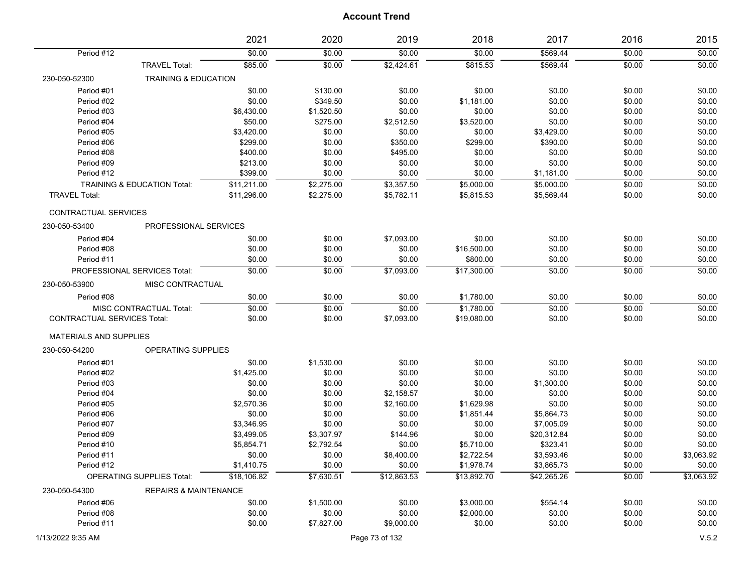# Account Trend

| | | 2021 | 2020 | 2019 | 2018 | 2017 | 2016 | 2015 |
|---|---|---|---|---|---|---|---|---|
| Period #12 | | $0.00 | $0.00 | $0.00 | $0.00 | $569.44 | $0.00 | $0.00 |
| | TRAVEL Total: | $85.00 | $0.00 | $2,424.61 | $815.53 | $569.44 | $0.00 | $0.00 |
| 230-050-52300 | TRAINING & EDUCATION | | | | | | | |
| Period #01 | | $0.00 | $130.00 | $0.00 | $0.00 | $0.00 | $0.00 | $0.00 |
| Period #02 | | $0.00 | $349.50 | $0.00 | $1,181.00 | $0.00 | $0.00 | $0.00 |
| Period #03 | | $6,430.00 | $1,520.50 | $0.00 | $0.00 | $0.00 | $0.00 | $0.00 |
| Period #04 | | $50.00 | $275.00 | $2,512.50 | $3,520.00 | $0.00 | $0.00 | $0.00 |
| Period #05 | | $3,420.00 | $0.00 | $0.00 | $0.00 | $3,429.00 | $0.00 | $0.00 |
| Period #06 | | $299.00 | $0.00 | $350.00 | $299.00 | $390.00 | $0.00 | $0.00 |
| Period #08 | | $400.00 | $0.00 | $495.00 | $0.00 | $0.00 | $0.00 | $0.00 |
| Period #09 | | $213.00 | $0.00 | $0.00 | $0.00 | $0.00 | $0.00 | $0.00 |
| Period #12 | | $399.00 | $0.00 | $0.00 | $0.00 | $1,181.00 | $0.00 | $0.00 |
| | TRAINING & EDUCATION Total: | $11,211.00 | $2,275.00 | $3,357.50 | $5,000.00 | $5,000.00 | $0.00 | $0.00 |
| TRAVEL Total: | | $11,296.00 | $2,275.00 | $5,782.11 | $5,815.53 | $5,569.44 | $0.00 | $0.00 |
| CONTRACTUAL SERVICES | | | | | | | | |
| 230-050-53400 | PROFESSIONAL SERVICES | | | | | | | |
| Period #04 | | $0.00 | $0.00 | $7,093.00 | $0.00 | $0.00 | $0.00 | $0.00 |
| Period #08 | | $0.00 | $0.00 | $0.00 | $16,500.00 | $0.00 | $0.00 | $0.00 |
| Period #11 | | $0.00 | $0.00 | $0.00 | $800.00 | $0.00 | $0.00 | $0.00 |
| | PROFESSIONAL SERVICES Total: | $0.00 | $0.00 | $7,093.00 | $17,300.00 | $0.00 | $0.00 | $0.00 |
| 230-050-53900 | MISC CONTRACTUAL | | | | | | | |
| Period #08 | | $0.00 | $0.00 | $0.00 | $1,780.00 | $0.00 | $0.00 | $0.00 |
| | MISC CONTRACTUAL Total: | $0.00 | $0.00 | $0.00 | $1,780.00 | $0.00 | $0.00 | $0.00 |
| CONTRACTUAL SERVICES Total: | | $0.00 | $0.00 | $7,093.00 | $19,080.00 | $0.00 | $0.00 | $0.00 |
| MATERIALS AND SUPPLIES | | | | | | | | |
| 230-050-54200 | OPERATING SUPPLIES | | | | | | | |
| Period #01 | | $0.00 | $1,530.00 | $0.00 | $0.00 | $0.00 | $0.00 | $0.00 |
| Period #02 | | $1,425.00 | $0.00 | $0.00 | $0.00 | $0.00 | $0.00 | $0.00 |
| Period #03 | | $0.00 | $0.00 | $0.00 | $0.00 | $1,300.00 | $0.00 | $0.00 |
| Period #04 | | $0.00 | $0.00 | $2,158.57 | $0.00 | $0.00 | $0.00 | $0.00 |
| Period #05 | | $2,570.36 | $0.00 | $2,160.00 | $1,629.98 | $0.00 | $0.00 | $0.00 |
| Period #06 | | $0.00 | $0.00 | $0.00 | $1,851.44 | $5,864.73 | $0.00 | $0.00 |
| Period #07 | | $3,346.95 | $0.00 | $0.00 | $0.00 | $7,005.09 | $0.00 | $0.00 |
| Period #09 | | $3,499.05 | $3,307.97 | $144.96 | $0.00 | $20,312.84 | $0.00 | $0.00 |
| Period #10 | | $5,854.71 | $2,792.54 | $0.00 | $5,710.00 | $323.41 | $0.00 | $0.00 |
| Period #11 | | $0.00 | $0.00 | $8,400.00 | $2,722.54 | $3,593.46 | $0.00 | $3,063.92 |
| Period #12 | | $1,410.75 | $0.00 | $0.00 | $1,978.74 | $3,865.73 | $0.00 | $0.00 |
| | OPERATING SUPPLIES Total: | $18,106.82 | $7,630.51 | $12,863.53 | $13,892.70 | $42,265.26 | $0.00 | $3,063.92 |
| 230-050-54300 | REPAIRS & MAINTENANCE | | | | | | | |
| Period #06 | | $0.00 | $1,500.00 | $0.00 | $3,000.00 | $554.14 | $0.00 | $0.00 |
| Period #08 | | $0.00 | $0.00 | $0.00 | $2,000.00 | $0.00 | $0.00 | $0.00 |
| Period #11 | | $0.00 | $7,827.00 | $9,000.00 | $0.00 | $0.00 | $0.00 | $0.00 |

1/13/2022 9:35 AM

V.5.2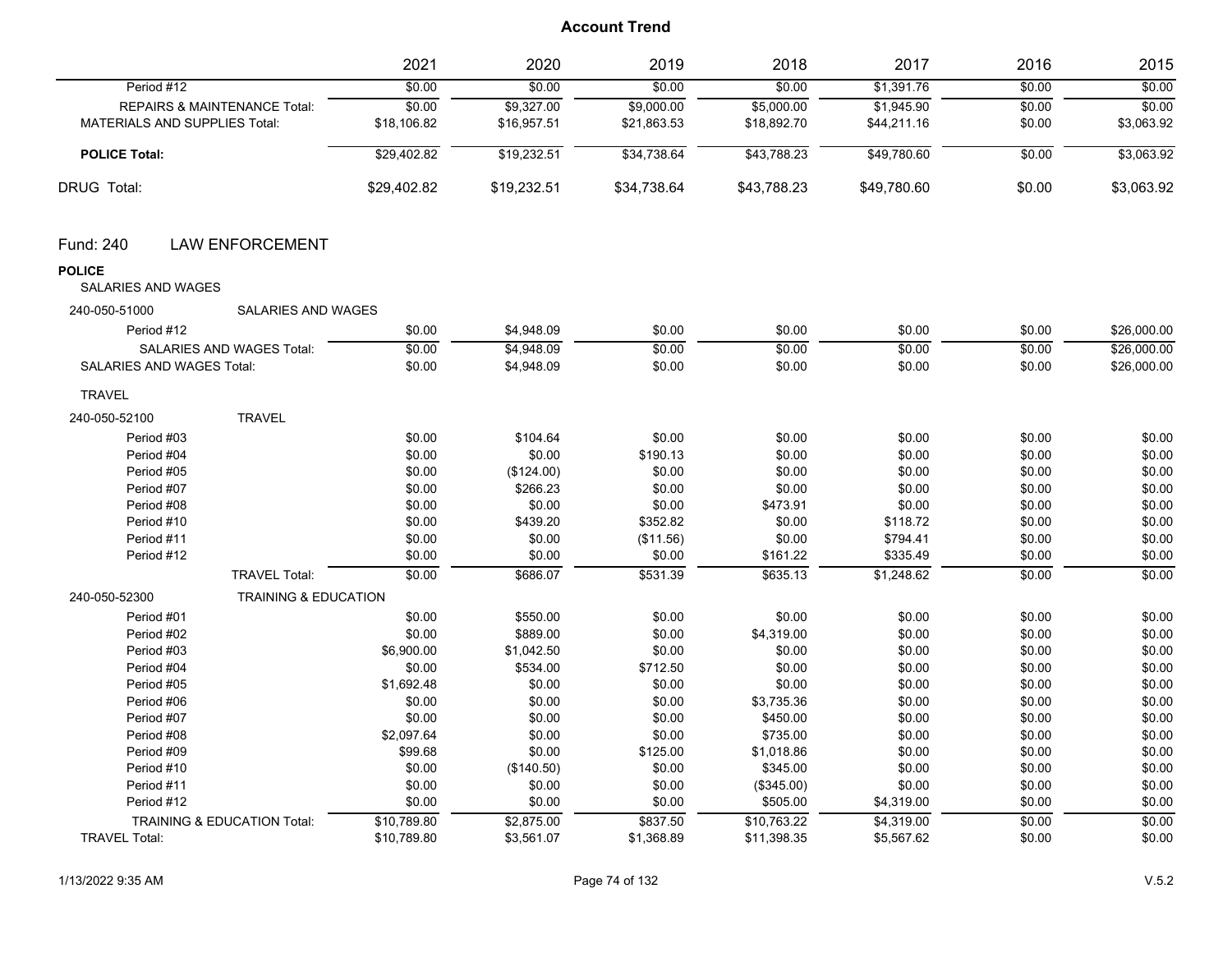## Account Trend

| | 2021 | 2020 | 2019 | 2018 | 2017 | 2016 | 2015 |
|---|---|---|---|---|---|---|---|
| Period #12 | $0.00 | $0.00 | $0.00 | $0.00 | $1,391.76 | $0.00 | $0.00 |
| REPAIRS & MAINTENANCE Total: | $0.00 | $9,327.00 | $9,000.00 | $5,000.00 | $1,945.90 | $0.00 | $0.00 |
| MATERIALS AND SUPPLIES Total: | $18,106.82 | $16,957.51 | $21,863.53 | $18,892.70 | $44,211.16 | $0.00 | $3,063.92 |
| **POLICE Total:** | $29,402.82 | $19,232.51 | $34,738.64 | $43,788.23 | $49,780.60 | $0.00 | $3,063.92 |
| DRUG Total: | $29,402.82 | $19,232.51 | $34,738.64 | $43,788.23 | $49,780.60 | $0.00 | $3,063.92 |

## Fund: 240 LAW ENFORCEMENT

**POLICE**

SALARIES AND WAGES

| | 2021 | 2020 | 2019 | 2018 | 2017 | 2016 | 2015 |
|---|---|---|---|---|---|---|---|
| **240-050-51000 SALARIES AND WAGES** | | | | | | | |
| Period #12 | $0.00 | $4,948.09 | $0.00 | $0.00 | $0.00 | $0.00 | $26,000.00 |
| SALARIES AND WAGES Total: | $0.00 | $4,948.09 | $0.00 | $0.00 | $0.00 | $0.00 | $26,000.00 |
| SALARIES AND WAGES Total: | $0.00 | $4,948.09 | $0.00 | $0.00 | $0.00 | $0.00 | $26,000.00 |

TRAVEL

| | 2021 | 2020 | 2019 | 2018 | 2017 | 2016 | 2015 |
|---|---|---|---|---|---|---|---|
| **240-050-52100 TRAVEL** | | | | | | | |
| Period #03 | $0.00 | $104.64 | $0.00 | $0.00 | $0.00 | $0.00 | $0.00 |
| Period #04 | $0.00 | $0.00 | $190.13 | $0.00 | $0.00 | $0.00 | $0.00 |
| Period #05 | $0.00 | ($124.00) | $0.00 | $0.00 | $0.00 | $0.00 | $0.00 |
| Period #07 | $0.00 | $266.23 | $0.00 | $0.00 | $0.00 | $0.00 | $0.00 |
| Period #08 | $0.00 | $0.00 | $0.00 | $473.91 | $0.00 | $0.00 | $0.00 |
| Period #10 | $0.00 | $439.20 | $352.82 | $0.00 | $118.72 | $0.00 | $0.00 |
| Period #11 | $0.00 | $0.00 | ($11.56) | $0.00 | $794.41 | $0.00 | $0.00 |
| Period #12 | $0.00 | $0.00 | $0.00 | $161.22 | $335.49 | $0.00 | $0.00 |
| TRAVEL Total: | $0.00 | $686.07 | $531.39 | $635.13 | $1,248.62 | $0.00 | $0.00 |
| **240-050-52300 TRAINING & EDUCATION** | | | | | | | |
| Period #01 | $0.00 | $550.00 | $0.00 | $0.00 | $0.00 | $0.00 | $0.00 |
| Period #02 | $0.00 | $889.00 | $0.00 | $4,319.00 | $0.00 | $0.00 | $0.00 |
| Period #03 | $6,900.00 | $1,042.50 | $0.00 | $0.00 | $0.00 | $0.00 | $0.00 |
| Period #04 | $0.00 | $534.00 | $712.50 | $0.00 | $0.00 | $0.00 | $0.00 |
| Period #05 | $1,692.48 | $0.00 | $0.00 | $0.00 | $0.00 | $0.00 | $0.00 |
| Period #06 | $0.00 | $0.00 | $0.00 | $3,735.36 | $0.00 | $0.00 | $0.00 |
| Period #07 | $0.00 | $0.00 | $0.00 | $450.00 | $0.00 | $0.00 | $0.00 |
| Period #08 | $2,097.64 | $0.00 | $0.00 | $735.00 | $0.00 | $0.00 | $0.00 |
| Period #09 | $99.68 | $0.00 | $125.00 | $1,018.86 | $0.00 | $0.00 | $0.00 |
| Period #10 | $0.00 | ($140.50) | $0.00 | $345.00 | $0.00 | $0.00 | $0.00 |
| Period #11 | $0.00 | $0.00 | $0.00 | ($345.00) | $0.00 | $0.00 | $0.00 |
| Period #12 | $0.00 | $0.00 | $0.00 | $505.00 | $4,319.00 | $0.00 | $0.00 |
| TRAINING & EDUCATION Total: | $10,789.80 | $2,875.00 | $837.50 | $10,763.22 | $4,319.00 | $0.00 | $0.00 |
| TRAVEL Total: | $10,789.80 | $3,561.07 | $1,368.89 | $11,398.35 | $5,567.62 | $0.00 | $0.00 |

1/13/2022 9:35 AM V.5.2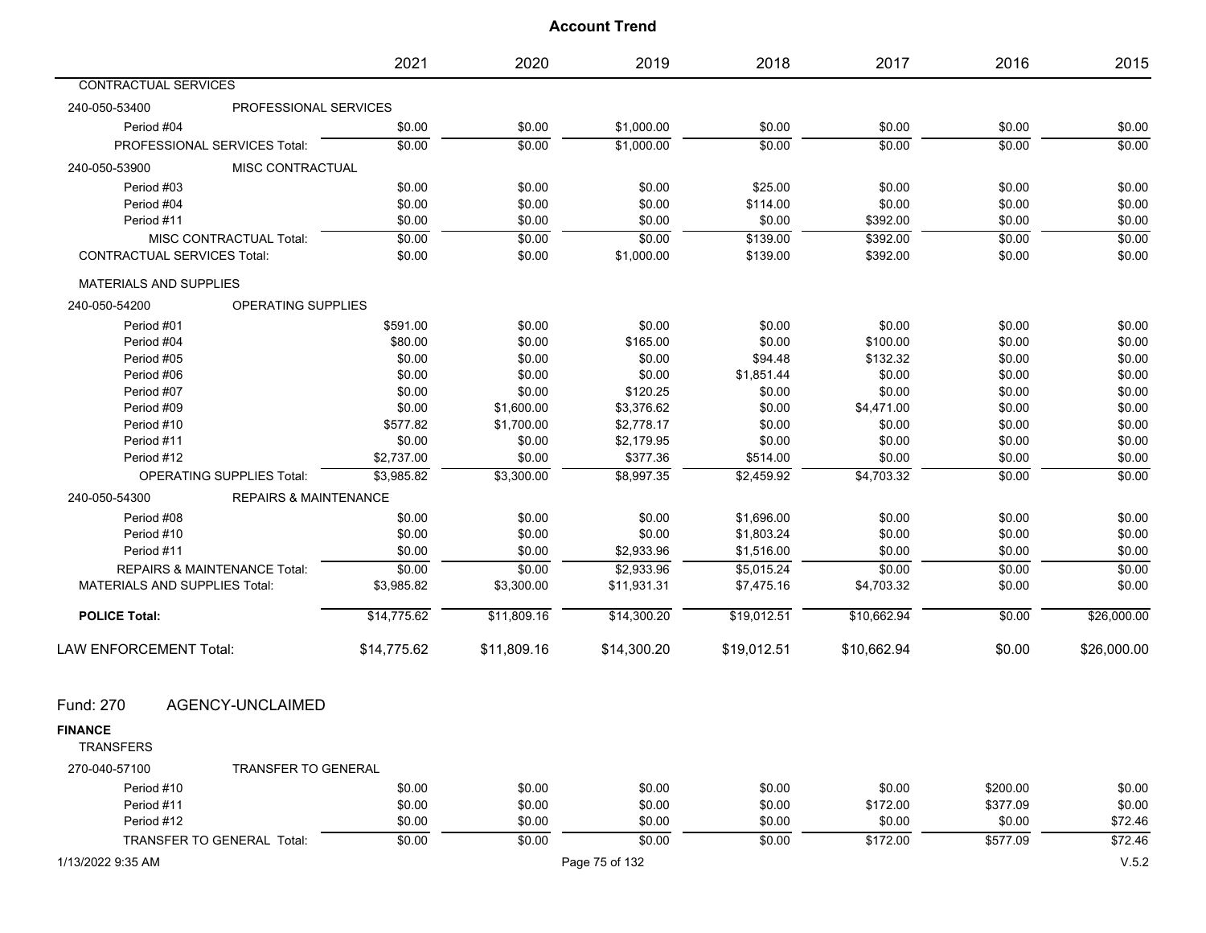## Account Trend

| | 2021 | 2020 | 2019 | 2018 | 2017 | 2016 | 2015 |
|---|---|---|---|---|---|---|---|
| CONTRACTUAL SERVICES | | | | | | | |
| 240-050-53400 PROFESSIONAL SERVICES | | | | | | | |
| Period #04 | $0.00 | $0.00 | $1,000.00 | $0.00 | $0.00 | $0.00 | $0.00 |
| PROFESSIONAL SERVICES Total: | $0.00 | $0.00 | $1,000.00 | $0.00 | $0.00 | $0.00 | $0.00 |
| 240-050-53900 MISC CONTRACTUAL | | | | | | | |
| Period #03 | $0.00 | $0.00 | $0.00 | $25.00 | $0.00 | $0.00 | $0.00 |
| Period #04 | $0.00 | $0.00 | $0.00 | $114.00 | $0.00 | $0.00 | $0.00 |
| Period #11 | $0.00 | $0.00 | $0.00 | $0.00 | $392.00 | $0.00 | $0.00 |
| MISC CONTRACTUAL Total: | $0.00 | $0.00 | $0.00 | $139.00 | $392.00 | $0.00 | $0.00 |
| CONTRACTUAL SERVICES Total: | $0.00 | $0.00 | $1,000.00 | $139.00 | $392.00 | $0.00 | $0.00 |
| MATERIALS AND SUPPLIES | | | | | | | |
| 240-050-54200 OPERATING SUPPLIES | | | | | | | |
| Period #01 | $591.00 | $0.00 | $0.00 | $0.00 | $0.00 | $0.00 | $0.00 |
| Period #04 | $80.00 | $0.00 | $165.00 | $0.00 | $100.00 | $0.00 | $0.00 |
| Period #05 | $0.00 | $0.00 | $0.00 | $94.48 | $132.32 | $0.00 | $0.00 |
| Period #06 | $0.00 | $0.00 | $0.00 | $1,851.44 | $0.00 | $0.00 | $0.00 |
| Period #07 | $0.00 | $0.00 | $120.25 | $0.00 | $0.00 | $0.00 | $0.00 |
| Period #09 | $0.00 | $1,600.00 | $3,376.62 | $0.00 | $4,471.00 | $0.00 | $0.00 |
| Period #10 | $577.82 | $1,700.00 | $2,778.17 | $0.00 | $0.00 | $0.00 | $0.00 |
| Period #11 | $0.00 | $0.00 | $2,179.95 | $0.00 | $0.00 | $0.00 | $0.00 |
| Period #12 | $2,737.00 | $0.00 | $377.36 | $514.00 | $0.00 | $0.00 | $0.00 |
| OPERATING SUPPLIES Total: | $3,985.82 | $3,300.00 | $8,997.35 | $2,459.92 | $4,703.32 | $0.00 | $0.00 |
| 240-050-54300 REPAIRS & MAINTENANCE | | | | | | | |
| Period #08 | $0.00 | $0.00 | $0.00 | $1,696.00 | $0.00 | $0.00 | $0.00 |
| Period #10 | $0.00 | $0.00 | $0.00 | $1,803.24 | $0.00 | $0.00 | $0.00 |
| Period #11 | $0.00 | $0.00 | $2,933.96 | $1,516.00 | $0.00 | $0.00 | $0.00 |
| REPAIRS & MAINTENANCE Total: | $0.00 | $0.00 | $2,933.96 | $5,015.24 | $0.00 | $0.00 | $0.00 |
| MATERIALS AND SUPPLIES Total: | $3,985.82 | $3,300.00 | $11,931.31 | $7,475.16 | $4,703.32 | $0.00 | $0.00 |
| **POLICE Total:** | $14,775.62 | $11,809.16 | $14,300.20 | $19,012.51 | $10,662.94 | $0.00 | $26,000.00 |
| LAW ENFORCEMENT Total: | $14,775.62 | $11,809.16 | $14,300.20 | $19,012.51 | $10,662.94 | $0.00 | $26,000.00 |

## Fund: 270 AGENCY-UNCLAIMED

**FINANCE**

| | 2021 | 2020 | 2019 | 2018 | 2017 | 2016 | 2015 |
|---|---|---|---|---|---|---|---|
| TRANSFERS | | | | | | | |
| 270-040-57100 TRANSFER TO GENERAL | | | | | | | |
| Period #10 | $0.00 | $0.00 | $0.00 | $0.00 | $0.00 | $200.00 | $0.00 |
| Period #11 | $0.00 | $0.00 | $0.00 | $0.00 | $172.00 | $377.09 | $0.00 |
| Period #12 | $0.00 | $0.00 | $0.00 | $0.00 | $0.00 | $0.00 | $72.46 |
| TRANSFER TO GENERAL Total: | $0.00 | $0.00 | $0.00 | $0.00 | $172.00 | $577.09 | $72.46 |

1/13/2022 9:35 AM V.5.2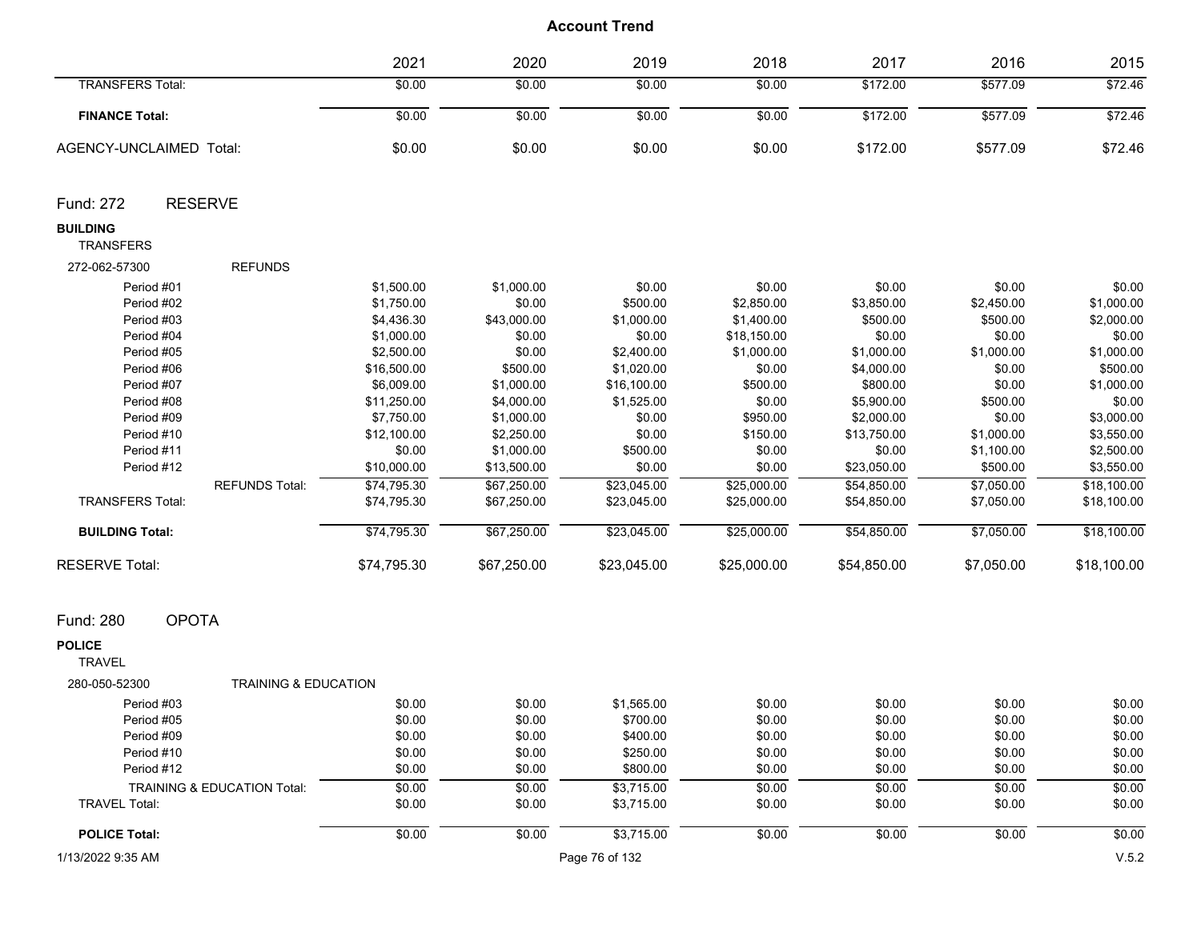# Account Trend

| | 2021 | 2020 | 2019 | 2018 | 2017 | 2016 | 2015 |
|---|---|---|---|---|---|---|---|
| TRANSFERS Total: | $0.00 | $0.00 | $0.00 | $0.00 | $172.00 | $577.09 | $72.46 |
| **FINANCE Total:** | $0.00 | $0.00 | $0.00 | $0.00 | $172.00 | $577.09 | $72.46 |
| AGENCY-UNCLAIMED Total: | $0.00 | $0.00 | $0.00 | $0.00 | $172.00 | $577.09 | $72.46 |

## Fund: 272 RESERVE

**BUILDING**

TRANSFERS

272-062-57300 REFUNDS

| | 2021 | 2020 | 2019 | 2018 | 2017 | 2016 | 2015 |
|---|---|---|---|---|---|---|---|
| Period #01 | $1,500.00 | $1,000.00 | $0.00 | $0.00 | $0.00 | $0.00 | $0.00 |
| Period #02 | $1,750.00 | $0.00 | $500.00 | $2,850.00 | $3,850.00 | $2,450.00 | $1,000.00 |
| Period #03 | $4,436.30 | $43,000.00 | $1,000.00 | $1,400.00 | $500.00 | $500.00 | $2,000.00 |
| Period #04 | $1,000.00 | $0.00 | $0.00 | $18,150.00 | $0.00 | $0.00 | $0.00 |
| Period #05 | $2,500.00 | $0.00 | $2,400.00 | $1,000.00 | $1,000.00 | $1,000.00 | $1,000.00 |
| Period #06 | $16,500.00 | $500.00 | $1,020.00 | $0.00 | $4,000.00 | $0.00 | $500.00 |
| Period #07 | $6,009.00 | $1,000.00 | $16,100.00 | $500.00 | $800.00 | $0.00 | $1,000.00 |
| Period #08 | $11,250.00 | $4,000.00 | $1,525.00 | $0.00 | $5,900.00 | $500.00 | $0.00 |
| Period #09 | $7,750.00 | $1,000.00 | $0.00 | $950.00 | $2,000.00 | $0.00 | $3,000.00 |
| Period #10 | $12,100.00 | $2,250.00 | $0.00 | $150.00 | $13,750.00 | $1,000.00 | $3,550.00 |
| Period #11 | $0.00 | $1,000.00 | $500.00 | $0.00 | $0.00 | $1,100.00 | $2,500.00 |
| Period #12 | $10,000.00 | $13,500.00 | $0.00 | $0.00 | $23,050.00 | $500.00 | $3,550.00 |
| REFUNDS Total: | $74,795.30 | $67,250.00 | $23,045.00 | $25,000.00 | $54,850.00 | $7,050.00 | $18,100.00 |
| TRANSFERS Total: | $74,795.30 | $67,250.00 | $23,045.00 | $25,000.00 | $54,850.00 | $7,050.00 | $18,100.00 |
| **BUILDING Total:** | $74,795.30 | $67,250.00 | $23,045.00 | $25,000.00 | $54,850.00 | $7,050.00 | $18,100.00 |
| RESERVE Total: | $74,795.30 | $67,250.00 | $23,045.00 | $25,000.00 | $54,850.00 | $7,050.00 | $18,100.00 |

## Fund: 280 OPOTA

**POLICE**

TRAVEL

280-050-52300 TRAINING & EDUCATION

| | 2021 | 2020 | 2019 | 2018 | 2017 | 2016 | 2015 |
|---|---|---|---|---|---|---|---|
| Period #03 | $0.00 | $0.00 | $1,565.00 | $0.00 | $0.00 | $0.00 | $0.00 |
| Period #05 | $0.00 | $0.00 | $700.00 | $0.00 | $0.00 | $0.00 | $0.00 |
| Period #09 | $0.00 | $0.00 | $400.00 | $0.00 | $0.00 | $0.00 | $0.00 |
| Period #10 | $0.00 | $0.00 | $250.00 | $0.00 | $0.00 | $0.00 | $0.00 |
| Period #12 | $0.00 | $0.00 | $800.00 | $0.00 | $0.00 | $0.00 | $0.00 |
| TRAINING & EDUCATION Total: | $0.00 | $0.00 | $3,715.00 | $0.00 | $0.00 | $0.00 | $0.00 |
| TRAVEL Total: | $0.00 | $0.00 | $3,715.00 | $0.00 | $0.00 | $0.00 | $0.00 |
| **POLICE Total:** | $0.00 | $0.00 | $3,715.00 | $0.00 | $0.00 | $0.00 | $0.00 |

1/13/2022 9:35 AM V.5.2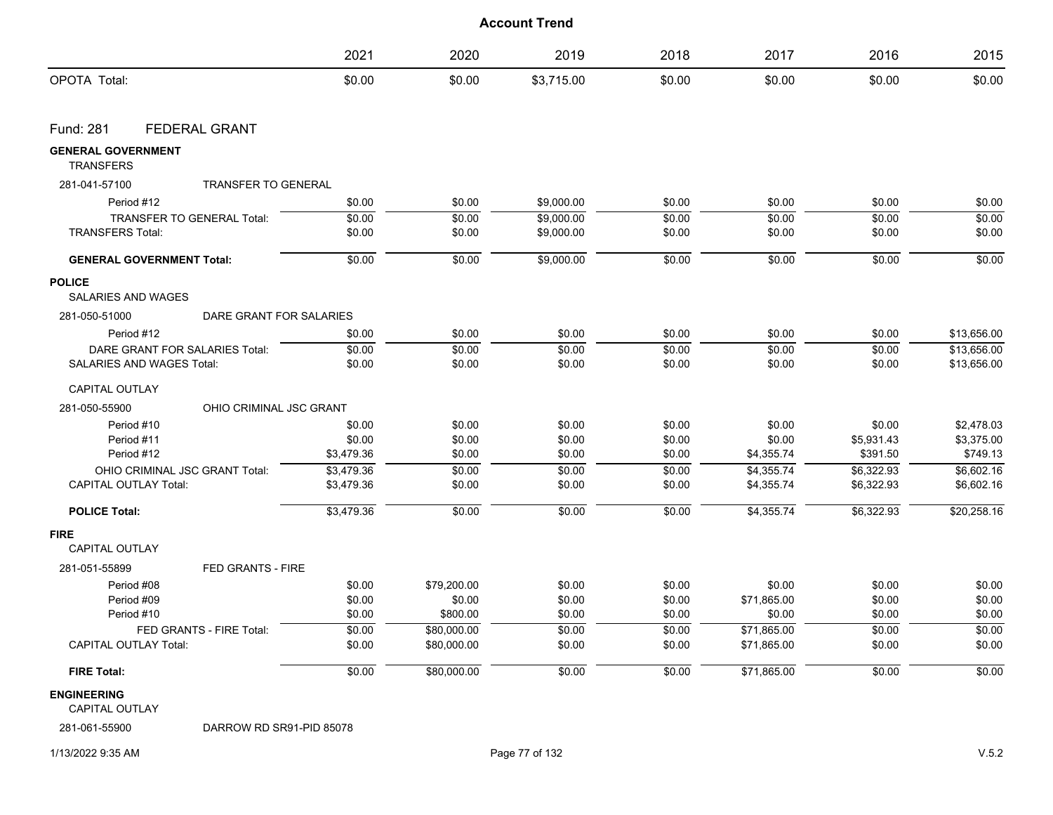# Account Trend

| | 2021 | 2020 | 2019 | 2018 | 2017 | 2016 | 2015 |
|---|---|---|---|---|---|---|---|
| OPOTA Total: | $0.00 | $0.00 | $3,715.00 | $0.00 | $0.00 | $0.00 | $0.00 |

## Fund: 281 FEDERAL GRANT

| | 2021 | 2020 | 2019 | 2018 | 2017 | 2016 | 2015 |
|---|---|---|---|---|---|---|---|
| **GENERAL GOVERNMENT** | | | | | | | |
| TRANSFERS | | | | | | | |
| 281-041-57100 TRANSFER TO GENERAL | | | | | | | |
| Period #12 | $0.00 | $0.00 | $9,000.00 | $0.00 | $0.00 | $0.00 | $0.00 |
| TRANSFER TO GENERAL Total: | $0.00 | $0.00 | $9,000.00 | $0.00 | $0.00 | $0.00 | $0.00 |
| TRANSFERS Total: | $0.00 | $0.00 | $9,000.00 | $0.00 | $0.00 | $0.00 | $0.00 |
| **GENERAL GOVERNMENT Total:** | $0.00 | $0.00 | $9,000.00 | $0.00 | $0.00 | $0.00 | $0.00 |
| **POLICE** | | | | | | | |
| SALARIES AND WAGES | | | | | | | |
| 281-050-51000 DARE GRANT FOR SALARIES | | | | | | | |
| Period #12 | $0.00 | $0.00 | $0.00 | $0.00 | $0.00 | $0.00 | $13,656.00 |
| DARE GRANT FOR SALARIES Total: | $0.00 | $0.00 | $0.00 | $0.00 | $0.00 | $0.00 | $13,656.00 |
| SALARIES AND WAGES Total: | $0.00 | $0.00 | $0.00 | $0.00 | $0.00 | $0.00 | $13,656.00 |
| CAPITAL OUTLAY | | | | | | | |
| 281-050-55900 OHIO CRIMINAL JSC GRANT | | | | | | | |
| Period #10 | $0.00 | $0.00 | $0.00 | $0.00 | $0.00 | $0.00 | $2,478.03 |
| Period #11 | $0.00 | $0.00 | $0.00 | $0.00 | $0.00 | $5,931.43 | $3,375.00 |
| Period #12 | $3,479.36 | $0.00 | $0.00 | $0.00 | $4,355.74 | $391.50 | $749.13 |
| OHIO CRIMINAL JSC GRANT Total: | $3,479.36 | $0.00 | $0.00 | $0.00 | $4,355.74 | $6,322.93 | $6,602.16 |
| CAPITAL OUTLAY Total: | $3,479.36 | $0.00 | $0.00 | $0.00 | $4,355.74 | $6,322.93 | $6,602.16 |
| **POLICE Total:** | $3,479.36 | $0.00 | $0.00 | $0.00 | $4,355.74 | $6,322.93 | $20,258.16 |
| **FIRE** | | | | | | | |
| CAPITAL OUTLAY | | | | | | | |
| 281-051-55899 FED GRANTS - FIRE | | | | | | | |
| Period #08 | $0.00 | $79,200.00 | $0.00 | $0.00 | $0.00 | $0.00 | $0.00 |
| Period #09 | $0.00 | $0.00 | $0.00 | $0.00 | $71,865.00 | $0.00 | $0.00 |
| Period #10 | $0.00 | $800.00 | $0.00 | $0.00 | $0.00 | $0.00 | $0.00 |
| FED GRANTS - FIRE Total: | $0.00 | $80,000.00 | $0.00 | $0.00 | $71,865.00 | $0.00 | $0.00 |
| CAPITAL OUTLAY Total: | $0.00 | $80,000.00 | $0.00 | $0.00 | $71,865.00 | $0.00 | $0.00 |
| **FIRE Total:** | $0.00 | $80,000.00 | $0.00 | $0.00 | $71,865.00 | $0.00 | $0.00 |
| **ENGINEERING** | | | | | | | |
| CAPITAL OUTLAY | | | | | | | |
| 281-061-55900 DARROW RD SR91-PID 85078 | | | | | | | |

1/13/2022 9:35 AM V.5.2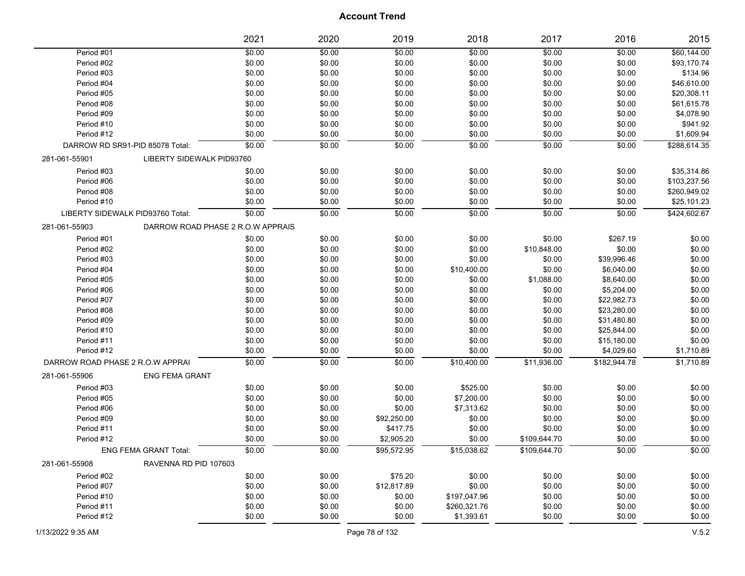# Account Trend

| | 2021 | 2020 | 2019 | 2018 | 2017 | 2016 | 2015 |
|---|---|---|---|---|---|---|---|
| Period #01 | $0.00 | $0.00 | $0.00 | $0.00 | $0.00 | $0.00 | $60,144.00 |
| Period #02 | $0.00 | $0.00 | $0.00 | $0.00 | $0.00 | $0.00 | $93,170.74 |
| Period #03 | $0.00 | $0.00 | $0.00 | $0.00 | $0.00 | $0.00 | $134.96 |
| Period #04 | $0.00 | $0.00 | $0.00 | $0.00 | $0.00 | $0.00 | $46,610.00 |
| Period #05 | $0.00 | $0.00 | $0.00 | $0.00 | $0.00 | $0.00 | $20,308.11 |
| Period #08 | $0.00 | $0.00 | $0.00 | $0.00 | $0.00 | $0.00 | $61,615.78 |
| Period #09 | $0.00 | $0.00 | $0.00 | $0.00 | $0.00 | $0.00 | $4,078.90 |
| Period #10 | $0.00 | $0.00 | $0.00 | $0.00 | $0.00 | $0.00 | $941.92 |
| Period #12 | $0.00 | $0.00 | $0.00 | $0.00 | $0.00 | $0.00 | $1,609.94 |
| DARROW RD SR91-PID 85078 Total: | $0.00 | $0.00 | $0.00 | $0.00 | $0.00 | $0.00 | $288,614.35 |
| 281-061-55901 LIBERTY SIDEWALK PID93760 | | | | | | | |
| Period #03 | $0.00 | $0.00 | $0.00 | $0.00 | $0.00 | $0.00 | $35,314.86 |
| Period #06 | $0.00 | $0.00 | $0.00 | $0.00 | $0.00 | $0.00 | $103,237.56 |
| Period #08 | $0.00 | $0.00 | $0.00 | $0.00 | $0.00 | $0.00 | $260,949.02 |
| Period #10 | $0.00 | $0.00 | $0.00 | $0.00 | $0.00 | $0.00 | $25,101.23 |
| LIBERTY SIDEWALK PID93760 Total: | $0.00 | $0.00 | $0.00 | $0.00 | $0.00 | $0.00 | $424,602.67 |
| 281-061-55903 DARROW ROAD PHASE 2 R.O.W APPRAIS | | | | | | | |
| Period #01 | $0.00 | $0.00 | $0.00 | $0.00 | $0.00 | $267.19 | $0.00 |
| Period #02 | $0.00 | $0.00 | $0.00 | $0.00 | $10,848.00 | $0.00 | $0.00 |
| Period #03 | $0.00 | $0.00 | $0.00 | $0.00 | $0.00 | $39,996.46 | $0.00 |
| Period #04 | $0.00 | $0.00 | $0.00 | $10,400.00 | $0.00 | $6,040.00 | $0.00 |
| Period #05 | $0.00 | $0.00 | $0.00 | $0.00 | $1,088.00 | $8,640.00 | $0.00 |
| Period #06 | $0.00 | $0.00 | $0.00 | $0.00 | $0.00 | $5,204.00 | $0.00 |
| Period #07 | $0.00 | $0.00 | $0.00 | $0.00 | $0.00 | $22,982.73 | $0.00 |
| Period #08 | $0.00 | $0.00 | $0.00 | $0.00 | $0.00 | $23,280.00 | $0.00 |
| Period #09 | $0.00 | $0.00 | $0.00 | $0.00 | $0.00 | $31,480.80 | $0.00 |
| Period #10 | $0.00 | $0.00 | $0.00 | $0.00 | $0.00 | $25,844.00 | $0.00 |
| Period #11 | $0.00 | $0.00 | $0.00 | $0.00 | $0.00 | $15,180.00 | $0.00 |
| Period #12 | $0.00 | $0.00 | $0.00 | $0.00 | $0.00 | $4,029.60 | $1,710.89 |
| DARROW ROAD PHASE 2 R.O.W APPRAI | $0.00 | $0.00 | $0.00 | $10,400.00 | $11,936.00 | $182,944.78 | $1,710.89 |
| 281-061-55906 ENG FEMA GRANT | | | | | | | |
| Period #03 | $0.00 | $0.00 | $0.00 | $525.00 | $0.00 | $0.00 | $0.00 |
| Period #05 | $0.00 | $0.00 | $0.00 | $7,200.00 | $0.00 | $0.00 | $0.00 |
| Period #06 | $0.00 | $0.00 | $0.00 | $7,313.62 | $0.00 | $0.00 | $0.00 |
| Period #09 | $0.00 | $0.00 | $92,250.00 | $0.00 | $0.00 | $0.00 | $0.00 |
| Period #11 | $0.00 | $0.00 | $417.75 | $0.00 | $0.00 | $0.00 | $0.00 |
| Period #12 | $0.00 | $0.00 | $2,905.20 | $0.00 | $109,644.70 | $0.00 | $0.00 |
| ENG FEMA GRANT Total: | $0.00 | $0.00 | $95,572.95 | $15,038.62 | $109,644.70 | $0.00 | $0.00 |
| 281-061-55908 RAVENNA RD PID 107603 | | | | | | | |
| Period #02 | $0.00 | $0.00 | $75.20 | $0.00 | $0.00 | $0.00 | $0.00 |
| Period #07 | $0.00 | $0.00 | $12,817.89 | $0.00 | $0.00 | $0.00 | $0.00 |
| Period #10 | $0.00 | $0.00 | $0.00 | $197,047.96 | $0.00 | $0.00 | $0.00 |
| Period #11 | $0.00 | $0.00 | $0.00 | $260,321.76 | $0.00 | $0.00 | $0.00 |
| Period #12 | $0.00 | $0.00 | $0.00 | $1,393.61 | $0.00 | $0.00 | $0.00 |

1/13/2022 9:35 AM V.5.2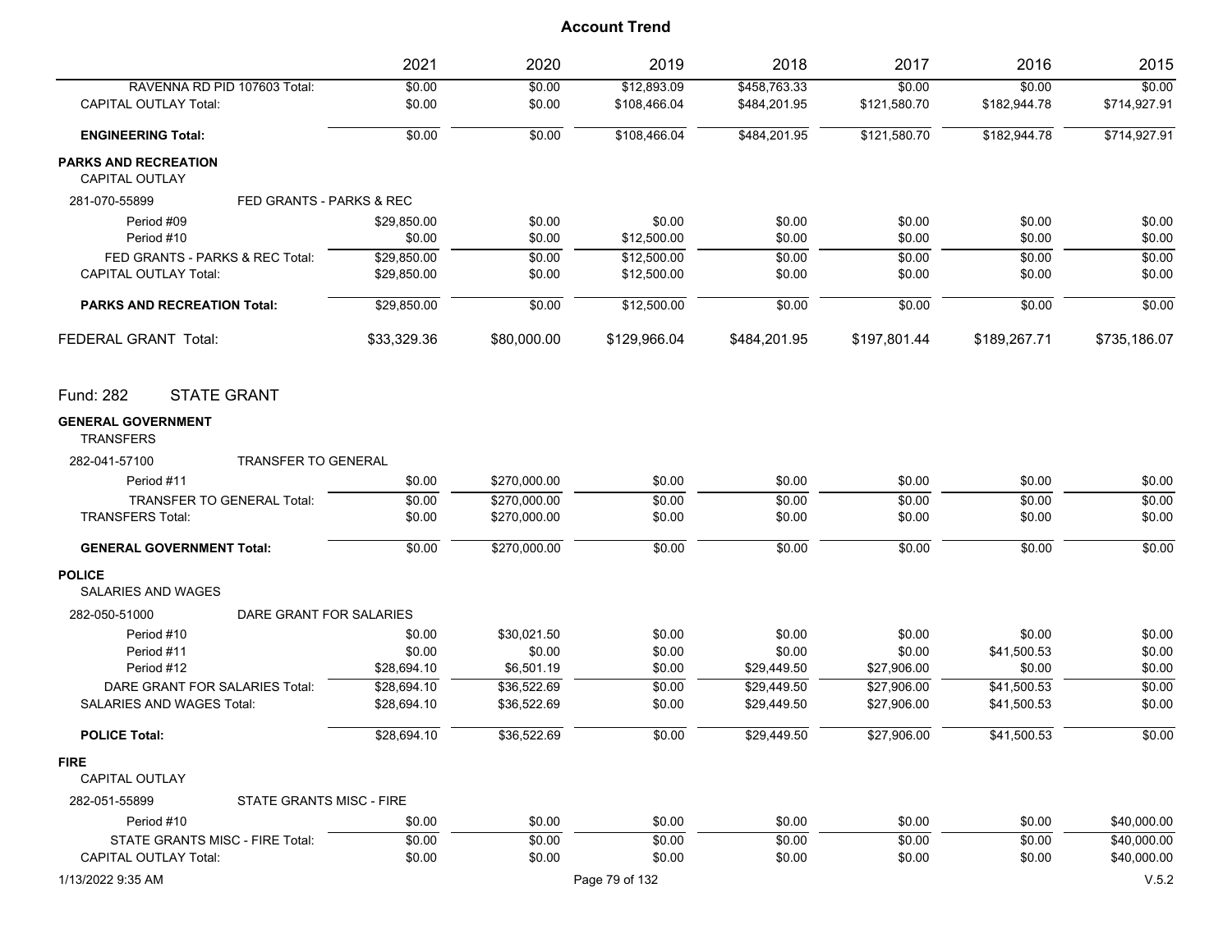# Account Trend

| | 2021 | 2020 | 2019 | 2018 | 2017 | 2016 | 2015 |
|---|---|---|---|---|---|---|---|
| RAVENNA RD PID 107603 Total: | $0.00 | $0.00 | $12,893.09 | $458,763.33 | $0.00 | $0.00 | $0.00 |
| CAPITAL OUTLAY Total: | $0.00 | $0.00 | $108,466.04 | $484,201.95 | $121,580.70 | $182,944.78 | $714,927.91 |
| **ENGINEERING Total:** | $0.00 | $0.00 | $108,466.04 | $484,201.95 | $121,580.70 | $182,944.78 | $714,927.91 |
| **PARKS AND RECREATION** | | | | | | | |
| CAPITAL OUTLAY | | | | | | | |
| 281-070-55899 FED GRANTS - PARKS & REC | | | | | | | |
| Period #09 | $29,850.00 | $0.00 | $0.00 | $0.00 | $0.00 | $0.00 | $0.00 |
| Period #10 | $0.00 | $0.00 | $12,500.00 | $0.00 | $0.00 | $0.00 | $0.00 |
| FED GRANTS - PARKS & REC Total: | $29,850.00 | $0.00 | $12,500.00 | $0.00 | $0.00 | $0.00 | $0.00 |
| CAPITAL OUTLAY Total: | $29,850.00 | $0.00 | $12,500.00 | $0.00 | $0.00 | $0.00 | $0.00 |
| **PARKS AND RECREATION Total:** | $29,850.00 | $0.00 | $12,500.00 | $0.00 | $0.00 | $0.00 | $0.00 |
| FEDERAL GRANT Total: | $33,329.36 | $80,000.00 | $129,966.04 | $484,201.95 | $197,801.44 | $189,267.71 | $735,186.07 |

## Fund: 282 STATE GRANT

| | 2021 | 2020 | 2019 | 2018 | 2017 | 2016 | 2015 |
|---|---|---|---|---|---|---|---|
| **GENERAL GOVERNMENT** | | | | | | | |
| TRANSFERS | | | | | | | |
| 282-041-57100 TRANSFER TO GENERAL | | | | | | | |
| Period #11 | $0.00 | $270,000.00 | $0.00 | $0.00 | $0.00 | $0.00 | $0.00 |
| TRANSFER TO GENERAL Total: | $0.00 | $270,000.00 | $0.00 | $0.00 | $0.00 | $0.00 | $0.00 |
| TRANSFERS Total: | $0.00 | $270,000.00 | $0.00 | $0.00 | $0.00 | $0.00 | $0.00 |
| **GENERAL GOVERNMENT Total:** | $0.00 | $270,000.00 | $0.00 | $0.00 | $0.00 | $0.00 | $0.00 |
| **POLICE** | | | | | | | |
| SALARIES AND WAGES | | | | | | | |
| 282-050-51000 DARE GRANT FOR SALARIES | | | | | | | |
| Period #10 | $0.00 | $30,021.50 | $0.00 | $0.00 | $0.00 | $0.00 | $0.00 |
| Period #11 | $0.00 | $0.00 | $0.00 | $0.00 | $0.00 | $41,500.53 | $0.00 |
| Period #12 | $28,694.10 | $6,501.19 | $0.00 | $29,449.50 | $27,906.00 | $0.00 | $0.00 |
| DARE GRANT FOR SALARIES Total: | $28,694.10 | $36,522.69 | $0.00 | $29,449.50 | $27,906.00 | $41,500.53 | $0.00 |
| SALARIES AND WAGES Total: | $28,694.10 | $36,522.69 | $0.00 | $29,449.50 | $27,906.00 | $41,500.53 | $0.00 |
| **POLICE Total:** | $28,694.10 | $36,522.69 | $0.00 | $29,449.50 | $27,906.00 | $41,500.53 | $0.00 |
| **FIRE** | | | | | | | |
| CAPITAL OUTLAY | | | | | | | |
| 282-051-55899 STATE GRANTS MISC - FIRE | | | | | | | |
| Period #10 | $0.00 | $0.00 | $0.00 | $0.00 | $0.00 | $0.00 | $40,000.00 |
| STATE GRANTS MISC - FIRE Total: | $0.00 | $0.00 | $0.00 | $0.00 | $0.00 | $0.00 | $40,000.00 |
| CAPITAL OUTLAY Total: | $0.00 | $0.00 | $0.00 | $0.00 | $0.00 | $0.00 | $40,000.00 |

1/13/2022 9:35 AM V.5.2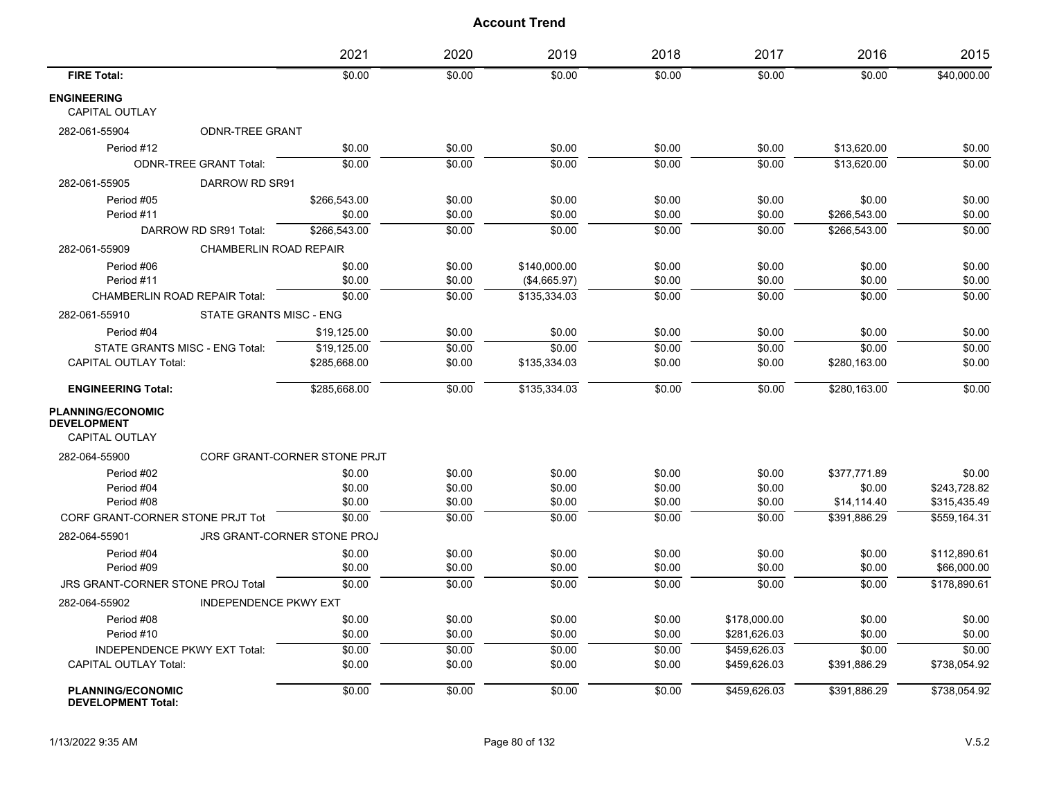# Account Trend

| | | 2021 | 2020 | 2019 | 2018 | 2017 | 2016 | 2015 |
|---|---|---|---|---|---|---|---|---|
| **FIRE Total:** | | $0.00 | $0.00 | $0.00 | $0.00 | $0.00 | $0.00 | $40,000.00 |
| **ENGINEERING** | | | | | | | | |
| CAPITAL OUTLAY | | | | | | | | |
| 282-061-55904 | ODNR-TREE GRANT | | | | | | | |
| Period #12 | | $0.00 | $0.00 | $0.00 | $0.00 | $0.00 | $13,620.00 | $0.00 |
| ODNR-TREE GRANT Total: | | $0.00 | $0.00 | $0.00 | $0.00 | $0.00 | $13,620.00 | $0.00 |
| 282-061-55905 | DARROW RD SR91 | | | | | | | |
| Period #05 | | $266,543.00 | $0.00 | $0.00 | $0.00 | $0.00 | $0.00 | $0.00 |
| Period #11 | | $0.00 | $0.00 | $0.00 | $0.00 | $0.00 | $266,543.00 | $0.00 |
| DARROW RD SR91 Total: | | $266,543.00 | $0.00 | $0.00 | $0.00 | $0.00 | $266,543.00 | $0.00 |
| 282-061-55909 | CHAMBERLIN ROAD REPAIR | | | | | | | |
| Period #06 | | $0.00 | $0.00 | $140,000.00 | $0.00 | $0.00 | $0.00 | $0.00 |
| Period #11 | | $0.00 | $0.00 | ($4,665.97) | $0.00 | $0.00 | $0.00 | $0.00 |
| CHAMBERLIN ROAD REPAIR Total: | | $0.00 | $0.00 | $135,334.03 | $0.00 | $0.00 | $0.00 | $0.00 |
| 282-061-55910 | STATE GRANTS MISC - ENG | | | | | | | |
| Period #04 | | $19,125.00 | $0.00 | $0.00 | $0.00 | $0.00 | $0.00 | $0.00 |
| STATE GRANTS MISC - ENG Total: | | $19,125.00 | $0.00 | $0.00 | $0.00 | $0.00 | $0.00 | $0.00 |
| CAPITAL OUTLAY Total: | | $285,668.00 | $0.00 | $135,334.03 | $0.00 | $0.00 | $280,163.00 | $0.00 |
| **ENGINEERING Total:** | | $285,668.00 | $0.00 | $135,334.03 | $0.00 | $0.00 | $280,163.00 | $0.00 |
| **PLANNING/ECONOMIC DEVELOPMENT** | | | | | | | | |
| CAPITAL OUTLAY | | | | | | | | |
| 282-064-55900 | CORF GRANT-CORNER STONE PRJT | | | | | | | |
| Period #02 | | $0.00 | $0.00 | $0.00 | $0.00 | $0.00 | $377,771.89 | $0.00 |
| Period #04 | | $0.00 | $0.00 | $0.00 | $0.00 | $0.00 | $0.00 | $243,728.82 |
| Period #08 | | $0.00 | $0.00 | $0.00 | $0.00 | $0.00 | $14,114.40 | $315,435.49 |
| CORF GRANT-CORNER STONE PRJT Tot | | $0.00 | $0.00 | $0.00 | $0.00 | $0.00 | $391,886.29 | $559,164.31 |
| 282-064-55901 | JRS GRANT-CORNER STONE PROJ | | | | | | | |
| Period #04 | | $0.00 | $0.00 | $0.00 | $0.00 | $0.00 | $0.00 | $112,890.61 |
| Period #09 | | $0.00 | $0.00 | $0.00 | $0.00 | $0.00 | $0.00 | $66,000.00 |
| JRS GRANT-CORNER STONE PROJ Total | | $0.00 | $0.00 | $0.00 | $0.00 | $0.00 | $0.00 | $178,890.61 |
| 282-064-55902 | INDEPENDENCE PKWY EXT | | | | | | | |
| Period #08 | | $0.00 | $0.00 | $0.00 | $0.00 | $178,000.00 | $0.00 | $0.00 |
| Period #10 | | $0.00 | $0.00 | $0.00 | $0.00 | $281,626.03 | $0.00 | $0.00 |
| INDEPENDENCE PKWY EXT Total: | | $0.00 | $0.00 | $0.00 | $0.00 | $459,626.03 | $0.00 | $0.00 |
| CAPITAL OUTLAY Total: | | $0.00 | $0.00 | $0.00 | $0.00 | $459,626.03 | $391,886.29 | $738,054.92 |
| **PLANNING/ECONOMIC DEVELOPMENT Total:** | | $0.00 | $0.00 | $0.00 | $0.00 | $459,626.03 | $391,886.29 | $738,054.92 |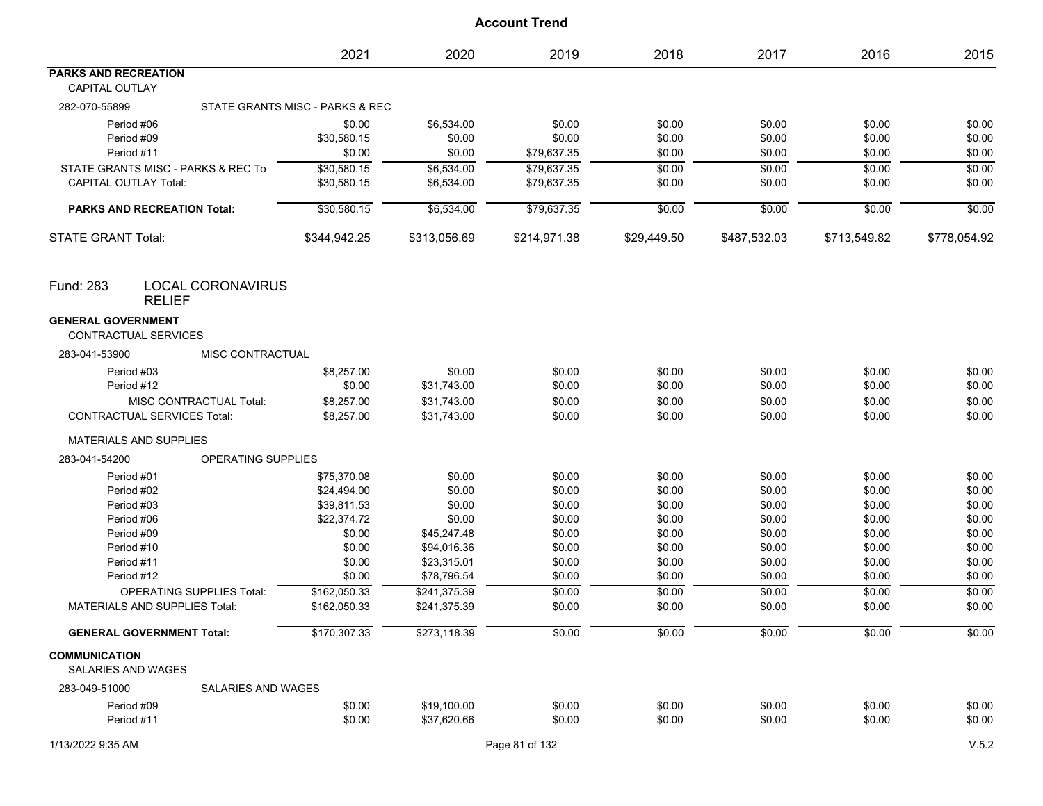## Account Trend

| | 2021 | 2020 | 2019 | 2018 | 2017 | 2016 | 2015 |
|---|---|---|---|---|---|---|---|
| **PARKS AND RECREATION** | | | | | | | |
| CAPITAL OUTLAY | | | | | | | |
| 282-070-55899 STATE GRANTS MISC - PARKS & REC | | | | | | | |
| Period #06 | $0.00 | $6,534.00 | $0.00 | $0.00 | $0.00 | $0.00 | $0.00 |
| Period #09 | $30,580.15 | $0.00 | $0.00 | $0.00 | $0.00 | $0.00 | $0.00 |
| Period #11 | $0.00 | $0.00 | $79,637.35 | $0.00 | $0.00 | $0.00 | $0.00 |
| STATE GRANTS MISC - PARKS & REC To | $30,580.15 | $6,534.00 | $79,637.35 | $0.00 | $0.00 | $0.00 | $0.00 |
| CAPITAL OUTLAY Total: | $30,580.15 | $6,534.00 | $79,637.35 | $0.00 | $0.00 | $0.00 | $0.00 |
| **PARKS AND RECREATION Total:** | $30,580.15 | $6,534.00 | $79,637.35 | $0.00 | $0.00 | $0.00 | $0.00 |
| STATE GRANT Total: | $344,942.25 | $313,056.69 | $214,971.38 | $29,449.50 | $487,532.03 | $713,549.82 | $778,054.92 |

## Fund: 283 LOCAL CORONAVIRUS RELIEF

| | 2021 | 2020 | 2019 | 2018 | 2017 | 2016 | 2015 |
|---|---|---|---|---|---|---|---|
| **GENERAL GOVERNMENT** | | | | | | | |
| CONTRACTUAL SERVICES | | | | | | | |
| 283-041-53900 MISC CONTRACTUAL | | | | | | | |
| Period #03 | $8,257.00 | $0.00 | $0.00 | $0.00 | $0.00 | $0.00 | $0.00 |
| Period #12 | $0.00 | $31,743.00 | $0.00 | $0.00 | $0.00 | $0.00 | $0.00 |
| MISC CONTRACTUAL Total: | $8,257.00 | $31,743.00 | $0.00 | $0.00 | $0.00 | $0.00 | $0.00 |
| CONTRACTUAL SERVICES Total: | $8,257.00 | $31,743.00 | $0.00 | $0.00 | $0.00 | $0.00 | $0.00 |
| MATERIALS AND SUPPLIES | | | | | | | |
| 283-041-54200 OPERATING SUPPLIES | | | | | | | |
| Period #01 | $75,370.08 | $0.00 | $0.00 | $0.00 | $0.00 | $0.00 | $0.00 |
| Period #02 | $24,494.00 | $0.00 | $0.00 | $0.00 | $0.00 | $0.00 | $0.00 |
| Period #03 | $39,811.53 | $0.00 | $0.00 | $0.00 | $0.00 | $0.00 | $0.00 |
| Period #06 | $22,374.72 | $0.00 | $0.00 | $0.00 | $0.00 | $0.00 | $0.00 |
| Period #09 | $0.00 | $45,247.48 | $0.00 | $0.00 | $0.00 | $0.00 | $0.00 |
| Period #10 | $0.00 | $94,016.36 | $0.00 | $0.00 | $0.00 | $0.00 | $0.00 |
| Period #11 | $0.00 | $23,315.01 | $0.00 | $0.00 | $0.00 | $0.00 | $0.00 |
| Period #12 | $0.00 | $78,796.54 | $0.00 | $0.00 | $0.00 | $0.00 | $0.00 |
| OPERATING SUPPLIES Total: | $162,050.33 | $241,375.39 | $0.00 | $0.00 | $0.00 | $0.00 | $0.00 |
| MATERIALS AND SUPPLIES Total: | $162,050.33 | $241,375.39 | $0.00 | $0.00 | $0.00 | $0.00 | $0.00 |
| **GENERAL GOVERNMENT Total:** | $170,307.33 | $273,118.39 | $0.00 | $0.00 | $0.00 | $0.00 | $0.00 |
| **COMMUNICATION** | | | | | | | |
| SALARIES AND WAGES | | | | | | | |
| 283-049-51000 SALARIES AND WAGES | | | | | | | |
| Period #09 | $0.00 | $19,100.00 | $0.00 | $0.00 | $0.00 | $0.00 | $0.00 |
| Period #11 | $0.00 | $37,620.66 | $0.00 | $0.00 | $0.00 | $0.00 | $0.00 |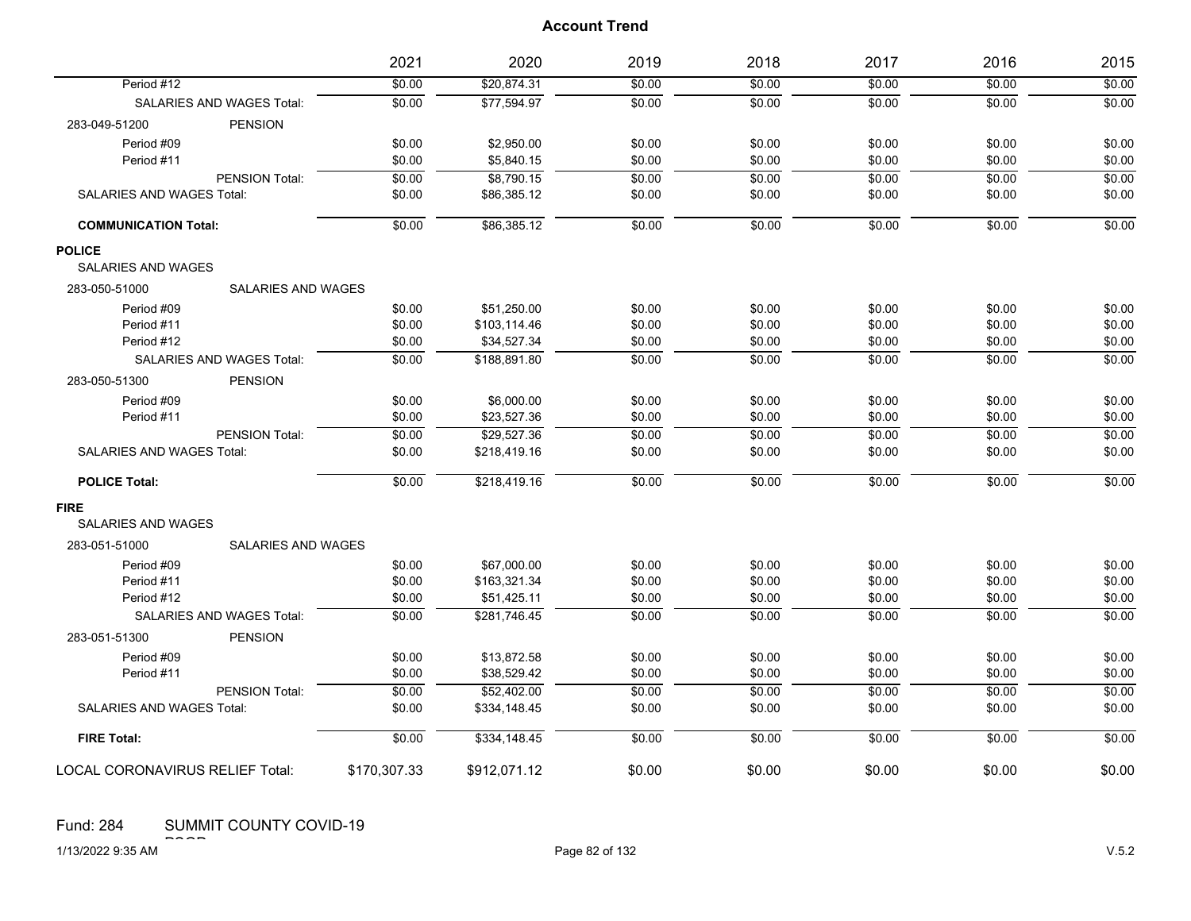## Account Trend

| | 2021 | 2020 | 2019 | 2018 | 2017 | 2016 | 2015 |
|---|---|---|---|---|---|---|---|
| Period #12 | $0.00 | $20,874.31 | $0.00 | $0.00 | $0.00 | $0.00 | $0.00 |
| SALARIES AND WAGES Total: | $0.00 | $77,594.97 | $0.00 | $0.00 | $0.00 | $0.00 | $0.00 |
| 283-049-51200 PENSION | | | | | | | |
| Period #09 | $0.00 | $2,950.00 | $0.00 | $0.00 | $0.00 | $0.00 | $0.00 |
| Period #11 | $0.00 | $5,840.15 | $0.00 | $0.00 | $0.00 | $0.00 | $0.00 |
| PENSION Total: | $0.00 | $8,790.15 | $0.00 | $0.00 | $0.00 | $0.00 | $0.00 |
| SALARIES AND WAGES Total: | $0.00 | $86,385.12 | $0.00 | $0.00 | $0.00 | $0.00 | $0.00 |
| **COMMUNICATION Total:** | $0.00 | $86,385.12 | $0.00 | $0.00 | $0.00 | $0.00 | $0.00 |
| **POLICE** | | | | | | | |
| SALARIES AND WAGES | | | | | | | |
| 283-050-51000 SALARIES AND WAGES | | | | | | | |
| Period #09 | $0.00 | $51,250.00 | $0.00 | $0.00 | $0.00 | $0.00 | $0.00 |
| Period #11 | $0.00 | $103,114.46 | $0.00 | $0.00 | $0.00 | $0.00 | $0.00 |
| Period #12 | $0.00 | $34,527.34 | $0.00 | $0.00 | $0.00 | $0.00 | $0.00 |
| SALARIES AND WAGES Total: | $0.00 | $188,891.80 | $0.00 | $0.00 | $0.00 | $0.00 | $0.00 |
| 283-050-51300 PENSION | | | | | | | |
| Period #09 | $0.00 | $6,000.00 | $0.00 | $0.00 | $0.00 | $0.00 | $0.00 |
| Period #11 | $0.00 | $23,527.36 | $0.00 | $0.00 | $0.00 | $0.00 | $0.00 |
| PENSION Total: | $0.00 | $29,527.36 | $0.00 | $0.00 | $0.00 | $0.00 | $0.00 |
| SALARIES AND WAGES Total: | $0.00 | $218,419.16 | $0.00 | $0.00 | $0.00 | $0.00 | $0.00 |
| **POLICE Total:** | $0.00 | $218,419.16 | $0.00 | $0.00 | $0.00 | $0.00 | $0.00 |
| **FIRE** | | | | | | | |
| SALARIES AND WAGES | | | | | | | |
| 283-051-51000 SALARIES AND WAGES | | | | | | | |
| Period #09 | $0.00 | $67,000.00 | $0.00 | $0.00 | $0.00 | $0.00 | $0.00 |
| Period #11 | $0.00 | $163,321.34 | $0.00 | $0.00 | $0.00 | $0.00 | $0.00 |
| Period #12 | $0.00 | $51,425.11 | $0.00 | $0.00 | $0.00 | $0.00 | $0.00 |
| SALARIES AND WAGES Total: | $0.00 | $281,746.45 | $0.00 | $0.00 | $0.00 | $0.00 | $0.00 |
| 283-051-51300 PENSION | | | | | | | |
| Period #09 | $0.00 | $13,872.58 | $0.00 | $0.00 | $0.00 | $0.00 | $0.00 |
| Period #11 | $0.00 | $38,529.42 | $0.00 | $0.00 | $0.00 | $0.00 | $0.00 |
| PENSION Total: | $0.00 | $52,402.00 | $0.00 | $0.00 | $0.00 | $0.00 | $0.00 |
| SALARIES AND WAGES Total: | $0.00 | $334,148.45 | $0.00 | $0.00 | $0.00 | $0.00 | $0.00 |
| **FIRE Total:** | $0.00 | $334,148.45 | $0.00 | $0.00 | $0.00 | $0.00 | $0.00 |
| LOCAL CORONAVIRUS RELIEF Total: | $170,307.33 | $912,071.12 | $0.00 | $0.00 | $0.00 | $0.00 | $0.00 |

Fund: 284 SUMMIT COUNTY COVID-19 PSOD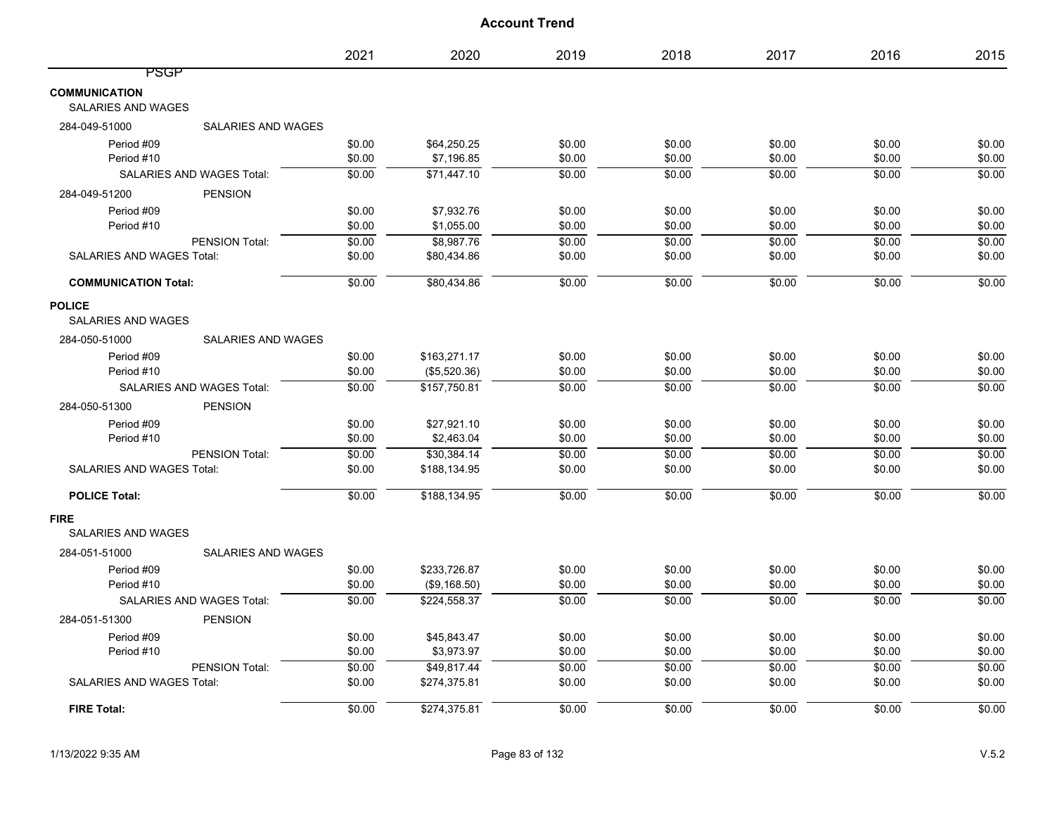# Account Trend

| | | 2021 | 2020 | 2019 | 2018 | 2017 | 2016 | 2015 |
|---|---|---|---|---|---|---|---|---|
| **PSGP** | | | | | | | | |
| **COMMUNICATION** | | | | | | | | |
| SALARIES AND WAGES | | | | | | | | |
| 284-049-51000 | SALARIES AND WAGES | | | | | | | |
| Period #09 | | $0.00 | $64,250.25 | $0.00 | $0.00 | $0.00 | $0.00 | $0.00 |
| Period #10 | | $0.00 | $7,196.85 | $0.00 | $0.00 | $0.00 | $0.00 | $0.00 |
| SALARIES AND WAGES Total: | | $0.00 | $71,447.10 | $0.00 | $0.00 | $0.00 | $0.00 | $0.00 |
| 284-049-51200 | PENSION | | | | | | | |
| Period #09 | | $0.00 | $7,932.76 | $0.00 | $0.00 | $0.00 | $0.00 | $0.00 |
| Period #10 | | $0.00 | $1,055.00 | $0.00 | $0.00 | $0.00 | $0.00 | $0.00 |
| PENSION Total: | | $0.00 | $8,987.76 | $0.00 | $0.00 | $0.00 | $0.00 | $0.00 |
| SALARIES AND WAGES Total: | | $0.00 | $80,434.86 | $0.00 | $0.00 | $0.00 | $0.00 | $0.00 |
| **COMMUNICATION Total:** | | $0.00 | $80,434.86 | $0.00 | $0.00 | $0.00 | $0.00 | $0.00 |
| **POLICE** | | | | | | | | |
| SALARIES AND WAGES | | | | | | | | |
| 284-050-51000 | SALARIES AND WAGES | | | | | | | |
| Period #09 | | $0.00 | $163,271.17 | $0.00 | $0.00 | $0.00 | $0.00 | $0.00 |
| Period #10 | | $0.00 | ($5,520.36) | $0.00 | $0.00 | $0.00 | $0.00 | $0.00 |
| SALARIES AND WAGES Total: | | $0.00 | $157,750.81 | $0.00 | $0.00 | $0.00 | $0.00 | $0.00 |
| 284-050-51300 | PENSION | | | | | | | |
| Period #09 | | $0.00 | $27,921.10 | $0.00 | $0.00 | $0.00 | $0.00 | $0.00 |
| Period #10 | | $0.00 | $2,463.04 | $0.00 | $0.00 | $0.00 | $0.00 | $0.00 |
| PENSION Total: | | $0.00 | $30,384.14 | $0.00 | $0.00 | $0.00 | $0.00 | $0.00 |
| SALARIES AND WAGES Total: | | $0.00 | $188,134.95 | $0.00 | $0.00 | $0.00 | $0.00 | $0.00 |
| **POLICE Total:** | | $0.00 | $188,134.95 | $0.00 | $0.00 | $0.00 | $0.00 | $0.00 |
| **FIRE** | | | | | | | | |
| SALARIES AND WAGES | | | | | | | | |
| 284-051-51000 | SALARIES AND WAGES | | | | | | | |
| Period #09 | | $0.00 | $233,726.87 | $0.00 | $0.00 | $0.00 | $0.00 | $0.00 |
| Period #10 | | $0.00 | ($9,168.50) | $0.00 | $0.00 | $0.00 | $0.00 | $0.00 |
| SALARIES AND WAGES Total: | | $0.00 | $224,558.37 | $0.00 | $0.00 | $0.00 | $0.00 | $0.00 |
| 284-051-51300 | PENSION | | | | | | | |
| Period #09 | | $0.00 | $45,843.47 | $0.00 | $0.00 | $0.00 | $0.00 | $0.00 |
| Period #10 | | $0.00 | $3,973.97 | $0.00 | $0.00 | $0.00 | $0.00 | $0.00 |
| PENSION Total: | | $0.00 | $49,817.44 | $0.00 | $0.00 | $0.00 | $0.00 | $0.00 |
| SALARIES AND WAGES Total: | | $0.00 | $274,375.81 | $0.00 | $0.00 | $0.00 | $0.00 | $0.00 |
| **FIRE Total:** | | $0.00 | $274,375.81 | $0.00 | $0.00 | $0.00 | $0.00 | $0.00 |

1/13/2022 9:35 AM

V.5.2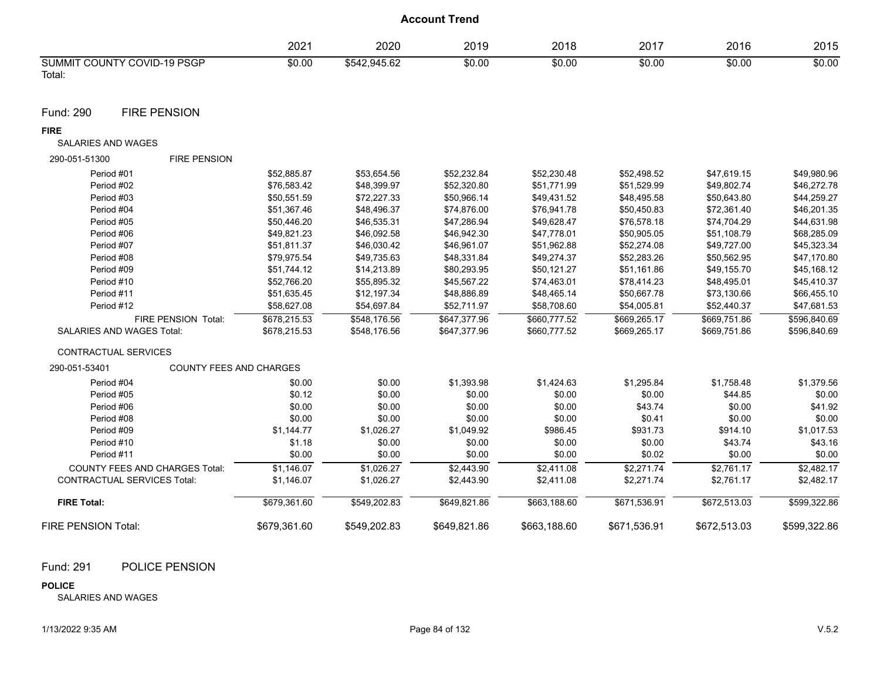# Account Trend

| | 2021 | 2020 | 2019 | 2018 | 2017 | 2016 | 2015 |
|---|---|---|---|---|---|---|---|
| SUMMIT COUNTY COVID-19 PSGP Total: | $0.00 | $542,945.62 | $0.00 | $0.00 | $0.00 | $0.00 | $0.00 |

## Fund: 290 FIRE PENSION

**FIRE**

SALARIES AND WAGES

| 290-051-51300 FIRE PENSION | 2021 | 2020 | 2019 | 2018 | 2017 | 2016 | 2015 |
|---|---|---|---|---|---|---|---|
| Period #01 | $52,885.87 | $53,654.56 | $52,232.84 | $52,230.48 | $52,498.52 | $47,619.15 | $49,980.96 |
| Period #02 | $76,583.42 | $48,399.97 | $52,320.80 | $51,771.99 | $51,529.99 | $49,802.74 | $46,272.78 |
| Period #03 | $50,551.59 | $72,227.33 | $50,966.14 | $49,431.52 | $48,495.58 | $50,643.80 | $44,259.27 |
| Period #04 | $51,367.46 | $48,496.37 | $74,876.00 | $76,941.78 | $50,450.83 | $72,361.40 | $46,201.35 |
| Period #05 | $50,446.20 | $46,535.31 | $47,286.94 | $49,628.47 | $76,578.18 | $74,704.29 | $44,631.98 |
| Period #06 | $49,821.23 | $46,092.58 | $46,942.30 | $47,778.01 | $50,905.05 | $51,108.79 | $68,285.09 |
| Period #07 | $51,811.37 | $46,030.42 | $46,961.07 | $51,962.88 | $52,274.08 | $49,727.00 | $45,323.34 |
| Period #08 | $79,975.54 | $49,735.63 | $48,331.84 | $49,274.37 | $52,283.26 | $50,562.95 | $47,170.80 |
| Period #09 | $51,744.12 | $14,213.89 | $80,293.95 | $50,121.27 | $51,161.86 | $49,155.70 | $45,168.12 |
| Period #10 | $52,766.20 | $55,895.32 | $45,567.22 | $74,463.01 | $78,414.23 | $48,495.01 | $45,410.37 |
| Period #11 | $51,635.45 | $12,197.34 | $48,886.89 | $48,465.14 | $50,667.78 | $73,130.66 | $66,455.10 |
| Period #12 | $58,627.08 | $54,697.84 | $52,711.97 | $58,708.60 | $54,005.81 | $52,440.37 | $47,681.53 |
| FIRE PENSION Total: | $678,215.53 | $548,176.56 | $647,377.96 | $660,777.52 | $669,265.17 | $669,751.86 | $596,840.69 |
| SALARIES AND WAGES Total: | $678,215.53 | $548,176.56 | $647,377.96 | $660,777.52 | $669,265.17 | $669,751.86 | $596,840.69 |

CONTRACTUAL SERVICES

| 290-051-53401 COUNTY FEES AND CHARGES | 2021 | 2020 | 2019 | 2018 | 2017 | 2016 | 2015 |
|---|---|---|---|---|---|---|---|
| Period #04 | $0.00 | $0.00 | $1,393.98 | $1,424.63 | $1,295.84 | $1,758.48 | $1,379.56 |
| Period #05 | $0.12 | $0.00 | $0.00 | $0.00 | $0.00 | $44.85 | $0.00 |
| Period #06 | $0.00 | $0.00 | $0.00 | $0.00 | $43.74 | $0.00 | $41.92 |
| Period #08 | $0.00 | $0.00 | $0.00 | $0.00 | $0.41 | $0.00 | $0.00 |
| Period #09 | $1,144.77 | $1,026.27 | $1,049.92 | $986.45 | $931.73 | $914.10 | $1,017.53 |
| Period #10 | $1.18 | $0.00 | $0.00 | $0.00 | $0.00 | $43.74 | $43.16 |
| Period #11 | $0.00 | $0.00 | $0.00 | $0.00 | $0.02 | $0.00 | $0.00 |
| COUNTY FEES AND CHARGES Total: | $1,146.07 | $1,026.27 | $2,443.90 | $2,411.08 | $2,271.74 | $2,761.17 | $2,482.17 |
| CONTRACTUAL SERVICES Total: | $1,146.07 | $1,026.27 | $2,443.90 | $2,411.08 | $2,271.74 | $2,761.17 | $2,482.17 |
| **FIRE Total:** | $679,361.60 | $549,202.83 | $649,821.86 | $663,188.60 | $671,536.91 | $672,513.03 | $599,322.86 |
| FIRE PENSION Total: | $679,361.60 | $549,202.83 | $649,821.86 | $663,188.60 | $671,536.91 | $672,513.03 | $599,322.86 |

## Fund: 291 POLICE PENSION

**POLICE**

SALARIES AND WAGES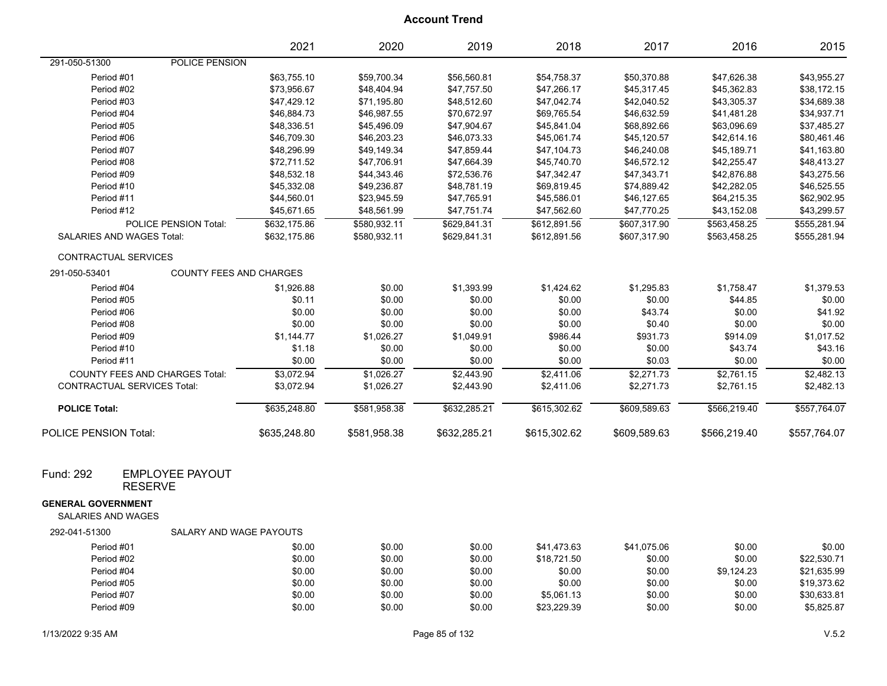## Account Trend

| | 2021 | 2020 | 2019 | 2018 | 2017 | 2016 | 2015 |
|---|---|---|---|---|---|---|---|
| **291-050-51300 POLICE PENSION** | | | | | | | |
| Period #01 | $63,755.10 | $59,700.34 | $56,560.81 | $54,758.37 | $50,370.88 | $47,626.38 | $43,955.27 |
| Period #02 | $73,956.67 | $48,404.94 | $47,757.50 | $47,266.17 | $45,317.45 | $45,362.83 | $38,172.15 |
| Period #03 | $47,429.12 | $71,195.80 | $48,512.60 | $47,042.74 | $42,040.52 | $43,305.37 | $34,689.38 |
| Period #04 | $46,884.73 | $46,987.55 | $70,672.97 | $69,765.54 | $46,632.59 | $41,481.28 | $34,937.71 |
| Period #05 | $48,336.51 | $45,496.09 | $47,904.67 | $45,841.04 | $68,892.66 | $63,096.69 | $37,485.27 |
| Period #06 | $46,709.30 | $46,203.23 | $46,073.33 | $45,061.74 | $45,120.57 | $42,614.16 | $80,461.46 |
| Period #07 | $48,296.99 | $49,149.34 | $47,859.44 | $47,104.73 | $46,240.08 | $45,189.71 | $41,163.80 |
| Period #08 | $72,711.52 | $47,706.91 | $47,664.39 | $45,740.70 | $46,572.12 | $42,255.47 | $48,413.27 |
| Period #09 | $48,532.18 | $44,343.46 | $72,536.76 | $47,342.47 | $47,343.71 | $42,876.88 | $43,275.56 |
| Period #10 | $45,332.08 | $49,236.87 | $48,781.19 | $69,819.45 | $74,889.42 | $42,282.05 | $46,525.55 |
| Period #11 | $44,560.01 | $23,945.59 | $47,765.91 | $45,586.01 | $46,127.65 | $64,215.35 | $62,902.95 |
| Period #12 | $45,671.65 | $48,561.99 | $47,751.74 | $47,562.60 | $47,770.25 | $43,152.08 | $43,299.57 |
| POLICE PENSION Total: | $632,175.86 | $580,932.11 | $629,841.31 | $612,891.56 | $607,317.90 | $563,458.25 | $555,281.94 |
| SALARIES AND WAGES Total: | $632,175.86 | $580,932.11 | $629,841.31 | $612,891.56 | $607,317.90 | $563,458.25 | $555,281.94 |
| **CONTRACTUAL SERVICES** | | | | | | | |
| **291-050-53401 COUNTY FEES AND CHARGES** | | | | | | | |
| Period #04 | $1,926.88 | $0.00 | $1,393.99 | $1,424.62 | $1,295.83 | $1,758.47 | $1,379.53 |
| Period #05 | $0.11 | $0.00 | $0.00 | $0.00 | $0.00 | $44.85 | $0.00 |
| Period #06 | $0.00 | $0.00 | $0.00 | $0.00 | $43.74 | $0.00 | $41.92 |
| Period #08 | $0.00 | $0.00 | $0.00 | $0.00 | $0.40 | $0.00 | $0.00 |
| Period #09 | $1,144.77 | $1,026.27 | $1,049.91 | $986.44 | $931.73 | $914.09 | $1,017.52 |
| Period #10 | $1.18 | $0.00 | $0.00 | $0.00 | $0.00 | $43.74 | $43.16 |
| Period #11 | $0.00 | $0.00 | $0.00 | $0.00 | $0.03 | $0.00 | $0.00 |
| COUNTY FEES AND CHARGES Total: | $3,072.94 | $1,026.27 | $2,443.90 | $2,411.06 | $2,271.73 | $2,761.15 | $2,482.13 |
| CONTRACTUAL SERVICES Total: | $3,072.94 | $1,026.27 | $2,443.90 | $2,411.06 | $2,271.73 | $2,761.15 | $2,482.13 |
| **POLICE Total:** | $635,248.80 | $581,958.38 | $632,285.21 | $615,302.62 | $609,589.63 | $566,219.40 | $557,764.07 |
| POLICE PENSION Total: | $635,248.80 | $581,958.38 | $632,285.21 | $615,302.62 | $609,589.63 | $566,219.40 | $557,764.07 |

### Fund: 292 EMPLOYEE PAYOUT RESERVE

**GENERAL GOVERNMENT**

SALARIES AND WAGES

| | 2021 | 2020 | 2019 | 2018 | 2017 | 2016 | 2015 |
|---|---|---|---|---|---|---|---|
| **292-041-51300 SALARY AND WAGE PAYOUTS** | | | | | | | |
| Period #01 | $0.00 | $0.00 | $0.00 | $41,473.63 | $41,075.06 | $0.00 | $0.00 |
| Period #02 | $0.00 | $0.00 | $0.00 | $18,721.50 | $0.00 | $0.00 | $22,530.71 |
| Period #04 | $0.00 | $0.00 | $0.00 | $0.00 | $0.00 | $9,124.23 | $21,635.99 |
| Period #05 | $0.00 | $0.00 | $0.00 | $0.00 | $0.00 | $0.00 | $19,373.62 |
| Period #07 | $0.00 | $0.00 | $0.00 | $5,061.13 | $0.00 | $0.00 | $30,633.81 |
| Period #09 | $0.00 | $0.00 | $0.00 | $23,229.39 | $0.00 | $0.00 | $5,825.87 |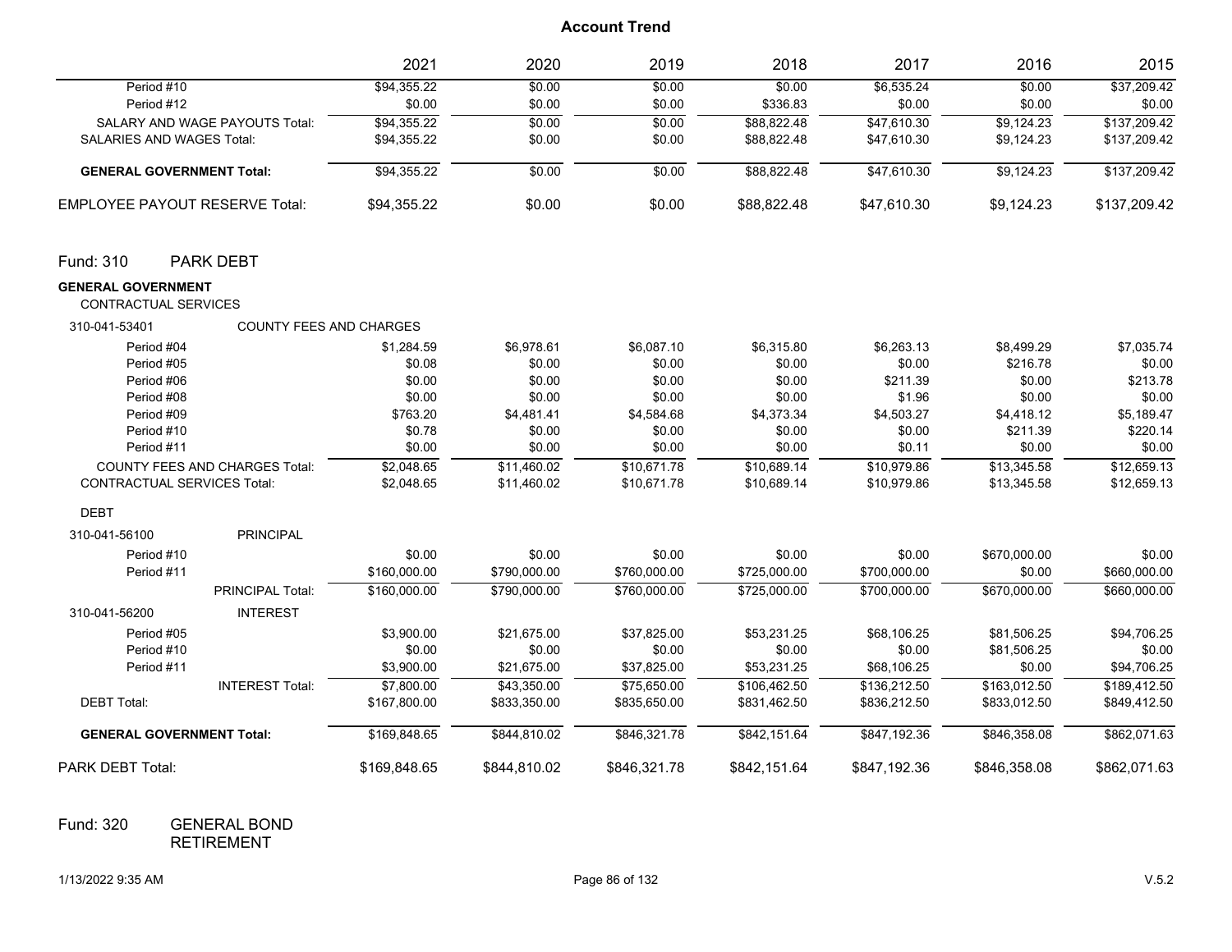# Account Trend

| | 2021 | 2020 | 2019 | 2018 | 2017 | 2016 | 2015 |
|---|---|---|---|---|---|---|---|
| Period #10 | $94,355.22 | $0.00 | $0.00 | $0.00 | $6,535.24 | $0.00 | $37,209.42 |
| Period #12 | $0.00 | $0.00 | $0.00 | $336.83 | $0.00 | $0.00 | $0.00 |
| SALARY AND WAGE PAYOUTS Total: | $94,355.22 | $0.00 | $0.00 | $88,822.48 | $47,610.30 | $9,124.23 | $137,209.42 |
| SALARIES AND WAGES Total: | $94,355.22 | $0.00 | $0.00 | $88,822.48 | $47,610.30 | $9,124.23 | $137,209.42 |
| **GENERAL GOVERNMENT Total:** | $94,355.22 | $0.00 | $0.00 | $88,822.48 | $47,610.30 | $9,124.23 | $137,209.42 |
| EMPLOYEE PAYOUT RESERVE Total: | $94,355.22 | $0.00 | $0.00 | $88,822.48 | $47,610.30 | $9,124.23 | $137,209.42 |

## Fund: 310 PARK DEBT

**GENERAL GOVERNMENT**

CONTRACTUAL SERVICES

| 310-041-53401 COUNTY FEES AND CHARGES | 2021 | 2020 | 2019 | 2018 | 2017 | 2016 | 2015 |
|---|---|---|---|---|---|---|---|
| Period #04 | $1,284.59 | $6,978.61 | $6,087.10 | $6,315.80 | $6,263.13 | $8,499.29 | $7,035.74 |
| Period #05 | $0.08 | $0.00 | $0.00 | $0.00 | $0.00 | $216.78 | $0.00 |
| Period #06 | $0.00 | $0.00 | $0.00 | $0.00 | $211.39 | $0.00 | $213.78 |
| Period #08 | $0.00 | $0.00 | $0.00 | $0.00 | $1.96 | $0.00 | $0.00 |
| Period #09 | $763.20 | $4,481.41 | $4,584.68 | $4,373.34 | $4,503.27 | $4,418.12 | $5,189.47 |
| Period #10 | $0.78 | $0.00 | $0.00 | $0.00 | $0.00 | $211.39 | $220.14 |
| Period #11 | $0.00 | $0.00 | $0.00 | $0.00 | $0.11 | $0.00 | $0.00 |
| COUNTY FEES AND CHARGES Total: | $2,048.65 | $11,460.02 | $10,671.78 | $10,689.14 | $10,979.86 | $13,345.58 | $12,659.13 |
| CONTRACTUAL SERVICES Total: | $2,048.65 | $11,460.02 | $10,671.78 | $10,689.14 | $10,979.86 | $13,345.58 | $12,659.13 |

DEBT

| 310-041-56100 PRINCIPAL | 2021 | 2020 | 2019 | 2018 | 2017 | 2016 | 2015 |
|---|---|---|---|---|---|---|---|
| Period #10 | $0.00 | $0.00 | $0.00 | $0.00 | $0.00 | $670,000.00 | $0.00 |
| Period #11 | $160,000.00 | $790,000.00 | $760,000.00 | $725,000.00 | $700,000.00 | $0.00 | $660,000.00 |
| PRINCIPAL Total: | $160,000.00 | $790,000.00 | $760,000.00 | $725,000.00 | $700,000.00 | $670,000.00 | $660,000.00 |
| **310-041-56200 INTEREST** | | | | | | | |
| Period #05 | $3,900.00 | $21,675.00 | $37,825.00 | $53,231.25 | $68,106.25 | $81,506.25 | $94,706.25 |
| Period #10 | $0.00 | $0.00 | $0.00 | $0.00 | $0.00 | $81,506.25 | $0.00 |
| Period #11 | $3,900.00 | $21,675.00 | $37,825.00 | $53,231.25 | $68,106.25 | $0.00 | $94,706.25 |
| INTEREST Total: | $7,800.00 | $43,350.00 | $75,650.00 | $106,462.50 | $136,212.50 | $163,012.50 | $189,412.50 |
| DEBT Total: | $167,800.00 | $833,350.00 | $835,650.00 | $831,462.50 | $836,212.50 | $833,012.50 | $849,412.50 |
| **GENERAL GOVERNMENT Total:** | $169,848.65 | $844,810.02 | $846,321.78 | $842,151.64 | $847,192.36 | $846,358.08 | $862,071.63 |
| PARK DEBT Total: | $169,848.65 | $844,810.02 | $846,321.78 | $842,151.64 | $847,192.36 | $846,358.08 | $862,071.63 |

## Fund: 320 GENERAL BOND RETIREMENT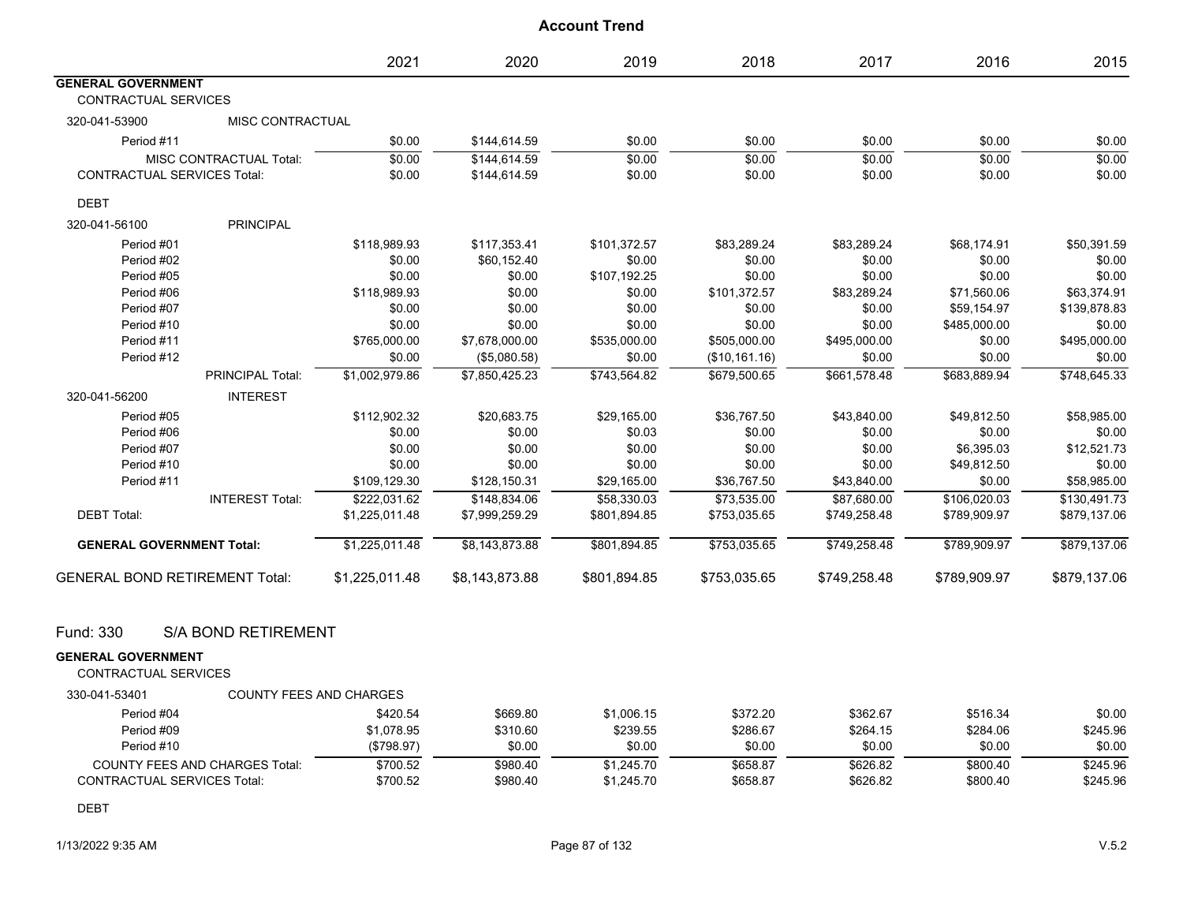## Account Trend

| | 2021 | 2020 | 2019 | 2018 | 2017 | 2016 | 2015 |
|---|---|---|---|---|---|---|---|
| **GENERAL GOVERNMENT** | | | | | | | |
| CONTRACTUAL SERVICES | | | | | | | |
| 320-041-53900 MISC CONTRACTUAL | | | | | | | |
| Period #11 | $0.00 | $144,614.59 | $0.00 | $0.00 | $0.00 | $0.00 | $0.00 |
| MISC CONTRACTUAL Total: | $0.00 | $144,614.59 | $0.00 | $0.00 | $0.00 | $0.00 | $0.00 |
| CONTRACTUAL SERVICES Total: | $0.00 | $144,614.59 | $0.00 | $0.00 | $0.00 | $0.00 | $0.00 |
| DEBT | | | | | | | |
| 320-041-56100 PRINCIPAL | | | | | | | |
| Period #01 | $118,989.93 | $117,353.41 | $101,372.57 | $83,289.24 | $83,289.24 | $68,174.91 | $50,391.59 |
| Period #02 | $0.00 | $60,152.40 | $0.00 | $0.00 | $0.00 | $0.00 | $0.00 |
| Period #05 | $0.00 | $0.00 | $107,192.25 | $0.00 | $0.00 | $0.00 | $0.00 |
| Period #06 | $118,989.93 | $0.00 | $0.00 | $101,372.57 | $83,289.24 | $71,560.06 | $63,374.91 |
| Period #07 | $0.00 | $0.00 | $0.00 | $0.00 | $0.00 | $59,154.97 | $139,878.83 |
| Period #10 | $0.00 | $0.00 | $0.00 | $0.00 | $0.00 | $485,000.00 | $0.00 |
| Period #11 | $765,000.00 | $7,678,000.00 | $535,000.00 | $505,000.00 | $495,000.00 | $0.00 | $495,000.00 |
| Period #12 | $0.00 | ($5,080.58) | $0.00 | ($10,161.16) | $0.00 | $0.00 | $0.00 |
| PRINCIPAL Total: | $1,002,979.86 | $7,850,425.23 | $743,564.82 | $679,500.65 | $661,578.48 | $683,889.94 | $748,645.33 |
| 320-041-56200 INTEREST | | | | | | | |
| Period #05 | $112,902.32 | $20,683.75 | $29,165.00 | $36,767.50 | $43,840.00 | $49,812.50 | $58,985.00 |
| Period #06 | $0.00 | $0.00 | $0.03 | $0.00 | $0.00 | $0.00 | $0.00 |
| Period #07 | $0.00 | $0.00 | $0.00 | $0.00 | $0.00 | $6,395.03 | $12,521.73 |
| Period #10 | $0.00 | $0.00 | $0.00 | $0.00 | $0.00 | $49,812.50 | $0.00 |
| Period #11 | $109,129.30 | $128,150.31 | $29,165.00 | $36,767.50 | $43,840.00 | $0.00 | $58,985.00 |
| INTEREST Total: | $222,031.62 | $148,834.06 | $58,330.03 | $73,535.00 | $87,680.00 | $106,020.03 | $130,491.73 |
| DEBT Total: | $1,225,011.48 | $7,999,259.29 | $801,894.85 | $753,035.65 | $749,258.48 | $789,909.97 | $879,137.06 |
| **GENERAL GOVERNMENT Total:** | $1,225,011.48 | $8,143,873.88 | $801,894.85 | $753,035.65 | $749,258.48 | $789,909.97 | $879,137.06 |
| GENERAL BOND RETIREMENT Total: | $1,225,011.48 | $8,143,873.88 | $801,894.85 | $753,035.65 | $749,258.48 | $789,909.97 | $879,137.06 |

## Fund: 330 S/A BOND RETIREMENT

| | 2021 | 2020 | 2019 | 2018 | 2017 | 2016 | 2015 |
|---|---|---|---|---|---|---|---|
| **GENERAL GOVERNMENT** | | | | | | | |
| CONTRACTUAL SERVICES | | | | | | | |
| 330-041-53401 COUNTY FEES AND CHARGES | | | | | | | |
| Period #04 | $420.54 | $669.80 | $1,006.15 | $372.20 | $362.67 | $516.34 | $0.00 |
| Period #09 | $1,078.95 | $310.60 | $239.55 | $286.67 | $264.15 | $284.06 | $245.96 |
| Period #10 | ($798.97) | $0.00 | $0.00 | $0.00 | $0.00 | $0.00 | $0.00 |
| COUNTY FEES AND CHARGES Total: | $700.52 | $980.40 | $1,245.70 | $658.87 | $626.82 | $800.40 | $245.96 |
| CONTRACTUAL SERVICES Total: | $700.52 | $980.40 | $1,245.70 | $658.87 | $626.82 | $800.40 | $245.96 |
| DEBT | | | | | | | |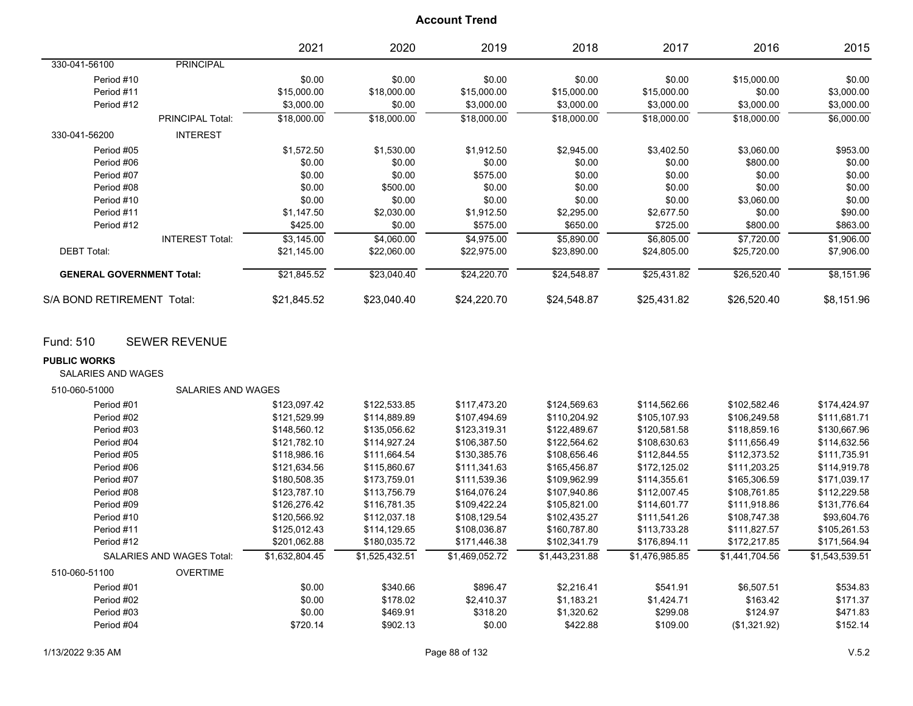# Account Trend

| | | 2021 | 2020 | 2019 | 2018 | 2017 | 2016 | 2015 |
|---|---|---|---|---|---|---|---|---|
| 330-041-56100 | PRINCIPAL | | | | | | | |
| Period #10 | | $0.00 | $0.00 | $0.00 | $0.00 | $0.00 | $15,000.00 | $0.00 |
| Period #11 | | $15,000.00 | $18,000.00 | $15,000.00 | $15,000.00 | $15,000.00 | $0.00 | $3,000.00 |
| Period #12 | | $3,000.00 | $0.00 | $3,000.00 | $3,000.00 | $3,000.00 | $3,000.00 | $3,000.00 |
| | PRINCIPAL Total: | $18,000.00 | $18,000.00 | $18,000.00 | $18,000.00 | $18,000.00 | $18,000.00 | $6,000.00 |
| 330-041-56200 | INTEREST | | | | | | | |
| Period #05 | | $1,572.50 | $1,530.00 | $1,912.50 | $2,945.00 | $3,402.50 | $3,060.00 | $953.00 |
| Period #06 | | $0.00 | $0.00 | $0.00 | $0.00 | $0.00 | $800.00 | $0.00 |
| Period #07 | | $0.00 | $0.00 | $575.00 | $0.00 | $0.00 | $0.00 | $0.00 |
| Period #08 | | $0.00 | $500.00 | $0.00 | $0.00 | $0.00 | $0.00 | $0.00 |
| Period #10 | | $0.00 | $0.00 | $0.00 | $0.00 | $0.00 | $3,060.00 | $0.00 |
| Period #11 | | $1,147.50 | $2,030.00 | $1,912.50 | $2,295.00 | $2,677.50 | $0.00 | $90.00 |
| Period #12 | | $425.00 | $0.00 | $575.00 | $650.00 | $725.00 | $800.00 | $863.00 |
| | INTEREST Total: | $3,145.00 | $4,060.00 | $4,975.00 | $5,890.00 | $6,805.00 | $7,720.00 | $1,906.00 |
| DEBT Total: | | $21,145.00 | $22,060.00 | $22,975.00 | $23,890.00 | $24,805.00 | $25,720.00 | $7,906.00 |
| **GENERAL GOVERNMENT Total:** | | $21,845.52 | $23,040.40 | $24,220.70 | $24,548.87 | $25,431.82 | $26,520.40 | $8,151.96 |
| S/A BOND RETIREMENT Total: | | $21,845.52 | $23,040.40 | $24,220.70 | $24,548.87 | $25,431.82 | $26,520.40 | $8,151.96 |

## Fund: 510 SEWER REVENUE

**PUBLIC WORKS**

SALARIES AND WAGES

| | | 2021 | 2020 | 2019 | 2018 | 2017 | 2016 | 2015 |
|---|---|---|---|---|---|---|---|---|
| 510-060-51000 | SALARIES AND WAGES | | | | | | | |
| Period #01 | | $123,097.42 | $122,533.85 | $117,473.20 | $124,569.63 | $114,562.66 | $102,582.46 | $174,424.97 |
| Period #02 | | $121,529.99 | $114,889.89 | $107,494.69 | $110,204.92 | $105,107.93 | $106,249.58 | $111,681.71 |
| Period #03 | | $148,560.12 | $135,056.62 | $123,319.31 | $122,489.67 | $120,581.58 | $118,859.16 | $130,667.96 |
| Period #04 | | $121,782.10 | $114,927.24 | $106,387.50 | $122,564.62 | $108,630.63 | $111,656.49 | $114,632.56 |
| Period #05 | | $118,986.16 | $111,664.54 | $130,385.76 | $108,656.46 | $112,844.55 | $112,373.52 | $111,735.91 |
| Period #06 | | $121,634.56 | $115,860.67 | $111,341.63 | $165,456.87 | $172,125.02 | $111,203.25 | $114,919.78 |
| Period #07 | | $180,508.35 | $173,759.01 | $111,539.36 | $109,962.99 | $114,355.61 | $165,306.59 | $171,039.17 |
| Period #08 | | $123,787.10 | $113,756.79 | $164,076.24 | $107,940.86 | $112,007.45 | $108,761.85 | $112,229.58 |
| Period #09 | | $126,276.42 | $116,781.35 | $109,422.24 | $105,821.00 | $114,601.77 | $111,918.86 | $131,776.64 |
| Period #10 | | $120,566.92 | $112,037.18 | $108,129.54 | $102,435.27 | $111,541.26 | $108,747.38 | $93,604.76 |
| Period #11 | | $125,012.43 | $114,129.65 | $108,036.87 | $160,787.80 | $113,733.28 | $111,827.57 | $105,261.53 |
| Period #12 | | $201,062.88 | $180,035.72 | $171,446.38 | $102,341.79 | $176,894.11 | $172,217.85 | $171,564.94 |
| | SALARIES AND WAGES Total: | $1,632,804.45 | $1,525,432.51 | $1,469,052.72 | $1,443,231.88 | $1,476,985.85 | $1,441,704.56 | $1,543,539.51 |
| 510-060-51100 | OVERTIME | | | | | | | |
| Period #01 | | $0.00 | $340.66 | $896.47 | $2,216.41 | $541.91 | $6,507.51 | $534.83 |
| Period #02 | | $0.00 | $178.02 | $2,410.37 | $1,183.21 | $1,424.71 | $163.42 | $171.37 |
| Period #03 | | $0.00 | $469.91 | $318.20 | $1,320.62 | $299.08 | $124.97 | $471.83 |
| Period #04 | | $720.14 | $902.13 | $0.00 | $422.88 | $109.00 | ($1,321.92) | $152.14 |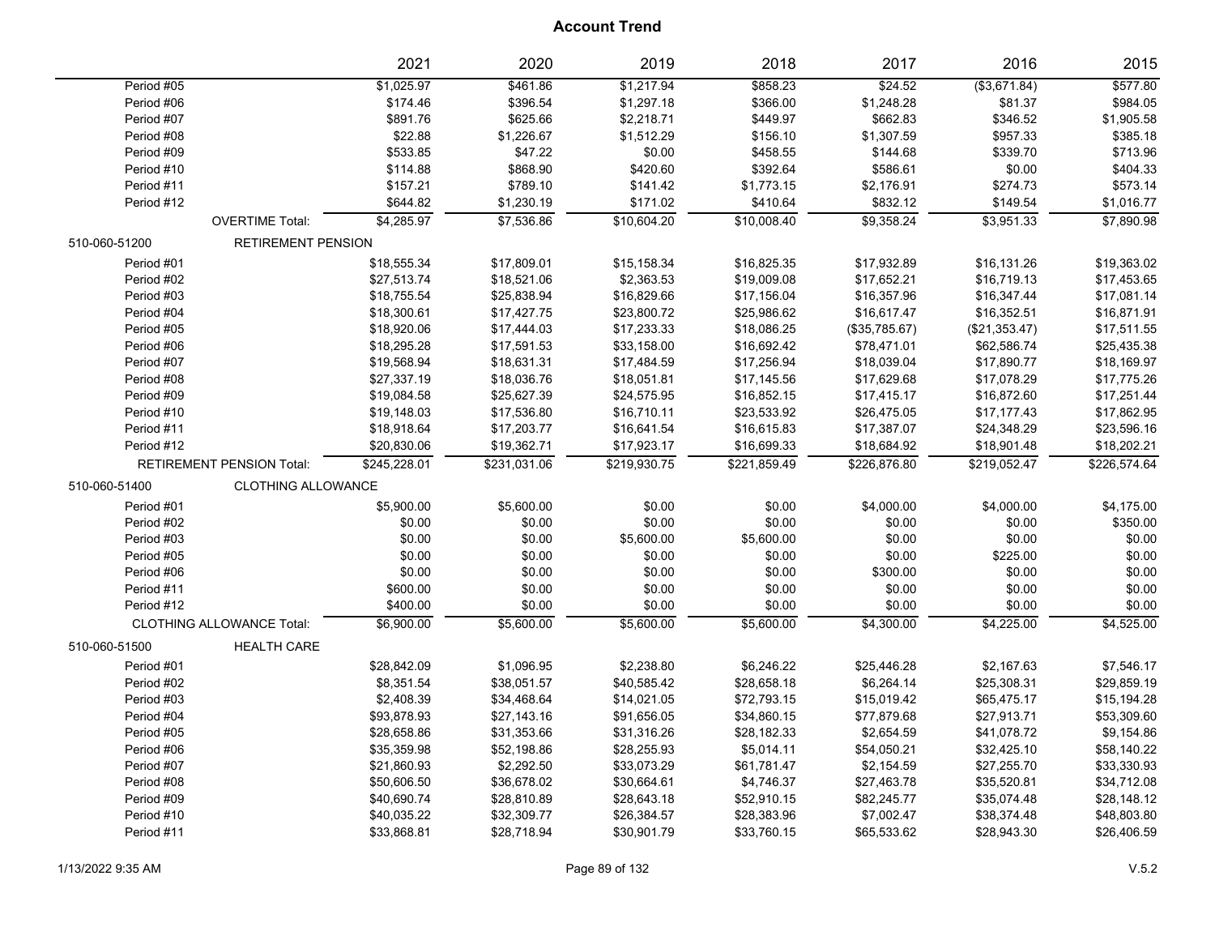**Account Trend**

| | | 2021 | 2020 | 2019 | 2018 | 2017 | 2016 | 2015 |
|---|---|---|---|---|---|---|---|---|
| Period #05 | | $1,025.97 | $461.86 | $1,217.94 | $858.23 | $24.52 | ($3,671.84) | $577.80 |
| Period #06 | | $174.46 | $396.54 | $1,297.18 | $366.00 | $1,248.28 | $81.37 | $984.05 |
| Period #07 | | $891.76 | $625.66 | $2,218.71 | $449.97 | $662.83 | $346.52 | $1,905.58 |
| Period #08 | | $22.88 | $1,226.67 | $1,512.29 | $156.10 | $1,307.59 | $957.33 | $385.18 |
| Period #09 | | $533.85 | $47.22 | $0.00 | $458.55 | $144.68 | $339.70 | $713.96 |
| Period #10 | | $114.88 | $868.90 | $420.60 | $392.64 | $586.61 | $0.00 | $404.33 |
| Period #11 | | $157.21 | $789.10 | $141.42 | $1,773.15 | $2,176.91 | $274.73 | $573.14 |
| Period #12 | | $644.82 | $1,230.19 | $171.02 | $410.64 | $832.12 | $149.54 | $1,016.77 |
| | OVERTIME Total: | $4,285.97 | $7,536.86 | $10,604.20 | $10,008.40 | $9,358.24 | $3,951.33 | $7,890.98 |
| 510-060-51200 | RETIREMENT PENSION | | | | | | | |
| Period #01 | | $18,555.34 | $17,809.01 | $15,158.34 | $16,825.35 | $17,932.89 | $16,131.26 | $19,363.02 |
| Period #02 | | $27,513.74 | $18,521.06 | $2,363.53 | $19,009.08 | $17,652.21 | $16,719.13 | $17,453.65 |
| Period #03 | | $18,755.54 | $25,838.94 | $16,829.66 | $17,156.04 | $16,357.96 | $16,347.44 | $17,081.14 |
| Period #04 | | $18,300.61 | $17,427.75 | $23,800.72 | $25,986.62 | $16,617.47 | $16,352.51 | $16,871.91 |
| Period #05 | | $18,920.06 | $17,444.03 | $17,233.33 | $18,086.25 | ($35,785.67) | ($21,353.47) | $17,511.55 |
| Period #06 | | $18,295.28 | $17,591.53 | $33,158.00 | $16,692.42 | $78,471.01 | $62,586.74 | $25,435.38 |
| Period #07 | | $19,568.94 | $18,631.31 | $17,484.59 | $17,256.94 | $18,039.04 | $17,890.77 | $18,169.97 |
| Period #08 | | $27,337.19 | $18,036.76 | $18,051.81 | $17,145.56 | $17,629.68 | $17,078.29 | $17,775.26 |
| Period #09 | | $19,084.58 | $25,627.39 | $24,575.95 | $16,852.15 | $17,415.17 | $16,872.60 | $17,251.44 |
| Period #10 | | $19,148.03 | $17,536.80 | $16,710.11 | $23,533.92 | $26,475.05 | $17,177.43 | $17,862.95 |
| Period #11 | | $18,918.64 | $17,203.77 | $16,641.54 | $16,615.83 | $17,387.07 | $24,348.29 | $23,596.16 |
| Period #12 | | $20,830.06 | $19,362.71 | $17,923.17 | $16,699.33 | $18,684.92 | $18,901.48 | $18,202.21 |
| | RETIREMENT PENSION Total: | $245,228.01 | $231,031.06 | $219,930.75 | $221,859.49 | $226,876.80 | $219,052.47 | $226,574.64 |
| 510-060-51400 | CLOTHING ALLOWANCE | | | | | | | |
| Period #01 | | $5,900.00 | $5,600.00 | $0.00 | $0.00 | $4,000.00 | $4,000.00 | $4,175.00 |
| Period #02 | | $0.00 | $0.00 | $0.00 | $0.00 | $0.00 | $0.00 | $350.00 |
| Period #03 | | $0.00 | $0.00 | $5,600.00 | $5,600.00 | $0.00 | $0.00 | $0.00 |
| Period #05 | | $0.00 | $0.00 | $0.00 | $0.00 | $0.00 | $225.00 | $0.00 |
| Period #06 | | $0.00 | $0.00 | $0.00 | $0.00 | $300.00 | $0.00 | $0.00 |
| Period #11 | | $600.00 | $0.00 | $0.00 | $0.00 | $0.00 | $0.00 | $0.00 |
| Period #12 | | $400.00 | $0.00 | $0.00 | $0.00 | $0.00 | $0.00 | $0.00 |
| | CLOTHING ALLOWANCE Total: | $6,900.00 | $5,600.00 | $5,600.00 | $5,600.00 | $4,300.00 | $4,225.00 | $4,525.00 |
| 510-060-51500 | HEALTH CARE | | | | | | | |
| Period #01 | | $28,842.09 | $1,096.95 | $2,238.80 | $6,246.22 | $25,446.28 | $2,167.63 | $7,546.17 |
| Period #02 | | $8,351.54 | $38,051.57 | $40,585.42 | $28,658.18 | $6,264.14 | $25,308.31 | $29,859.19 |
| Period #03 | | $2,408.39 | $34,468.64 | $14,021.05 | $72,793.15 | $15,019.42 | $65,475.17 | $15,194.28 |
| Period #04 | | $93,878.93 | $27,143.16 | $91,656.05 | $34,860.15 | $77,879.68 | $27,913.71 | $53,309.60 |
| Period #05 | | $28,658.86 | $31,353.66 | $31,316.26 | $28,182.33 | $2,654.59 | $41,078.72 | $9,154.86 |
| Period #06 | | $35,359.98 | $52,198.86 | $28,255.93 | $5,014.11 | $54,050.21 | $32,425.10 | $58,140.22 |
| Period #07 | | $21,860.93 | $2,292.50 | $33,073.29 | $61,781.47 | $2,154.59 | $27,255.70 | $33,330.93 |
| Period #08 | | $50,606.50 | $36,678.02 | $30,664.61 | $4,746.37 | $27,463.78 | $35,520.81 | $34,712.08 |
| Period #09 | | $40,690.74 | $28,810.89 | $28,643.18 | $52,910.15 | $82,245.77 | $35,074.48 | $28,148.12 |
| Period #10 | | $40,035.22 | $32,309.77 | $26,384.57 | $28,383.96 | $7,002.47 | $38,374.48 | $48,803.80 |
| Period #11 | | $33,868.81 | $28,718.94 | $30,901.79 | $33,760.15 | $65,533.62 | $28,943.30 | $26,406.59 |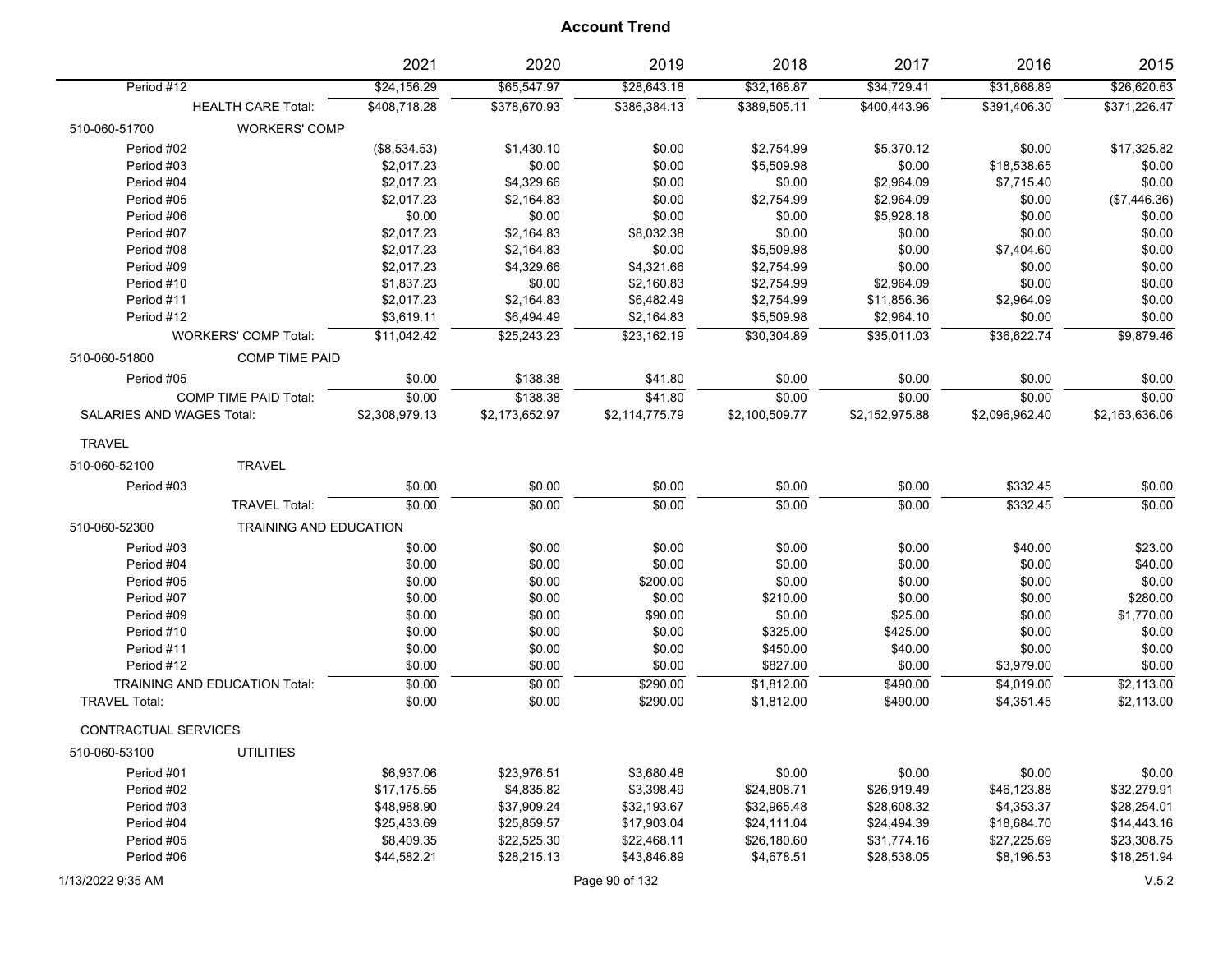# Account Trend

| | | 2021 | 2020 | 2019 | 2018 | 2017 | 2016 | 2015 |
|---|---|---|---|---|---|---|---|---|
| Period #12 | | $24,156.29 | $65,547.97 | $28,643.18 | $32,168.87 | $34,729.41 | $31,868.89 | $26,620.63 |
| | HEALTH CARE Total: | $408,718.28 | $378,670.93 | $386,384.13 | $389,505.11 | $400,443.96 | $391,406.30 | $371,226.47 |
| 510-060-51700 | WORKERS' COMP | | | | | | | |
| Period #02 | | ($8,534.53) | $1,430.10 | $0.00 | $2,754.99 | $5,370.12 | $0.00 | $17,325.82 |
| Period #03 | | $2,017.23 | $0.00 | $0.00 | $5,509.98 | $0.00 | $18,538.65 | $0.00 |
| Period #04 | | $2,017.23 | $4,329.66 | $0.00 | $0.00 | $2,964.09 | $7,715.40 | $0.00 |
| Period #05 | | $2,017.23 | $2,164.83 | $0.00 | $2,754.99 | $2,964.09 | $0.00 | ($7,446.36) |
| Period #06 | | $0.00 | $0.00 | $0.00 | $0.00 | $5,928.18 | $0.00 | $0.00 |
| Period #07 | | $2,017.23 | $2,164.83 | $8,032.38 | $0.00 | $0.00 | $0.00 | $0.00 |
| Period #08 | | $2,017.23 | $2,164.83 | $0.00 | $5,509.98 | $0.00 | $7,404.60 | $0.00 |
| Period #09 | | $2,017.23 | $4,329.66 | $4,321.66 | $2,754.99 | $0.00 | $0.00 | $0.00 |
| Period #10 | | $1,837.23 | $0.00 | $2,160.83 | $2,754.99 | $2,964.09 | $0.00 | $0.00 |
| Period #11 | | $2,017.23 | $2,164.83 | $6,482.49 | $2,754.99 | $11,856.36 | $2,964.09 | $0.00 |
| Period #12 | | $3,619.11 | $6,494.49 | $2,164.83 | $5,509.98 | $2,964.10 | $0.00 | $0.00 |
| | WORKERS' COMP Total: | $11,042.42 | $25,243.23 | $23,162.19 | $30,304.89 | $35,011.03 | $36,622.74 | $9,879.46 |
| 510-060-51800 | COMP TIME PAID | | | | | | | |
| Period #05 | | $0.00 | $138.38 | $41.80 | $0.00 | $0.00 | $0.00 | $0.00 |
| | COMP TIME PAID Total: | $0.00 | $138.38 | $41.80 | $0.00 | $0.00 | $0.00 | $0.00 |
| SALARIES AND WAGES Total: | | $2,308,979.13 | $2,173,652.97 | $2,114,775.79 | $2,100,509.77 | $2,152,975.88 | $2,096,962.40 | $2,163,636.06 |
| TRAVEL | | | | | | | | |
| 510-060-52100 | TRAVEL | | | | | | | |
| Period #03 | | $0.00 | $0.00 | $0.00 | $0.00 | $0.00 | $332.45 | $0.00 |
| | TRAVEL Total: | $0.00 | $0.00 | $0.00 | $0.00 | $0.00 | $332.45 | $0.00 |
| 510-060-52300 | TRAINING AND EDUCATION | | | | | | | |
| Period #03 | | $0.00 | $0.00 | $0.00 | $0.00 | $0.00 | $40.00 | $23.00 |
| Period #04 | | $0.00 | $0.00 | $0.00 | $0.00 | $0.00 | $0.00 | $40.00 |
| Period #05 | | $0.00 | $0.00 | $200.00 | $0.00 | $0.00 | $0.00 | $0.00 |
| Period #07 | | $0.00 | $0.00 | $0.00 | $210.00 | $0.00 | $0.00 | $280.00 |
| Period #09 | | $0.00 | $0.00 | $90.00 | $0.00 | $25.00 | $0.00 | $1,770.00 |
| Period #10 | | $0.00 | $0.00 | $0.00 | $325.00 | $425.00 | $0.00 | $0.00 |
| Period #11 | | $0.00 | $0.00 | $0.00 | $450.00 | $40.00 | $0.00 | $0.00 |
| Period #12 | | $0.00 | $0.00 | $0.00 | $827.00 | $0.00 | $3,979.00 | $0.00 |
| | TRAINING AND EDUCATION Total: | $0.00 | $0.00 | $290.00 | $1,812.00 | $490.00 | $4,019.00 | $2,113.00 |
| TRAVEL Total: | | $0.00 | $0.00 | $290.00 | $1,812.00 | $490.00 | $4,351.45 | $2,113.00 |
| CONTRACTUAL SERVICES | | | | | | | | |
| 510-060-53100 | UTILITIES | | | | | | | |
| Period #01 | | $6,937.06 | $23,976.51 | $3,680.48 | $0.00 | $0.00 | $0.00 | $0.00 |
| Period #02 | | $17,175.55 | $4,835.82 | $3,398.49 | $24,808.71 | $26,919.49 | $46,123.88 | $32,279.91 |
| Period #03 | | $48,988.90 | $37,909.24 | $32,193.67 | $32,965.48 | $28,608.32 | $4,353.37 | $28,254.01 |
| Period #04 | | $25,433.69 | $25,859.57 | $17,903.04 | $24,111.04 | $24,494.39 | $18,684.70 | $14,443.16 |
| Period #05 | | $8,409.35 | $22,525.30 | $22,468.11 | $26,180.60 | $31,774.16 | $27,225.69 | $23,308.75 |
| Period #06 | | $44,582.21 | $28,215.13 | $43,846.89 | $4,678.51 | $28,538.05 | $8,196.53 | $18,251.94 |

1/13/2022 9:35 AM

V.5.2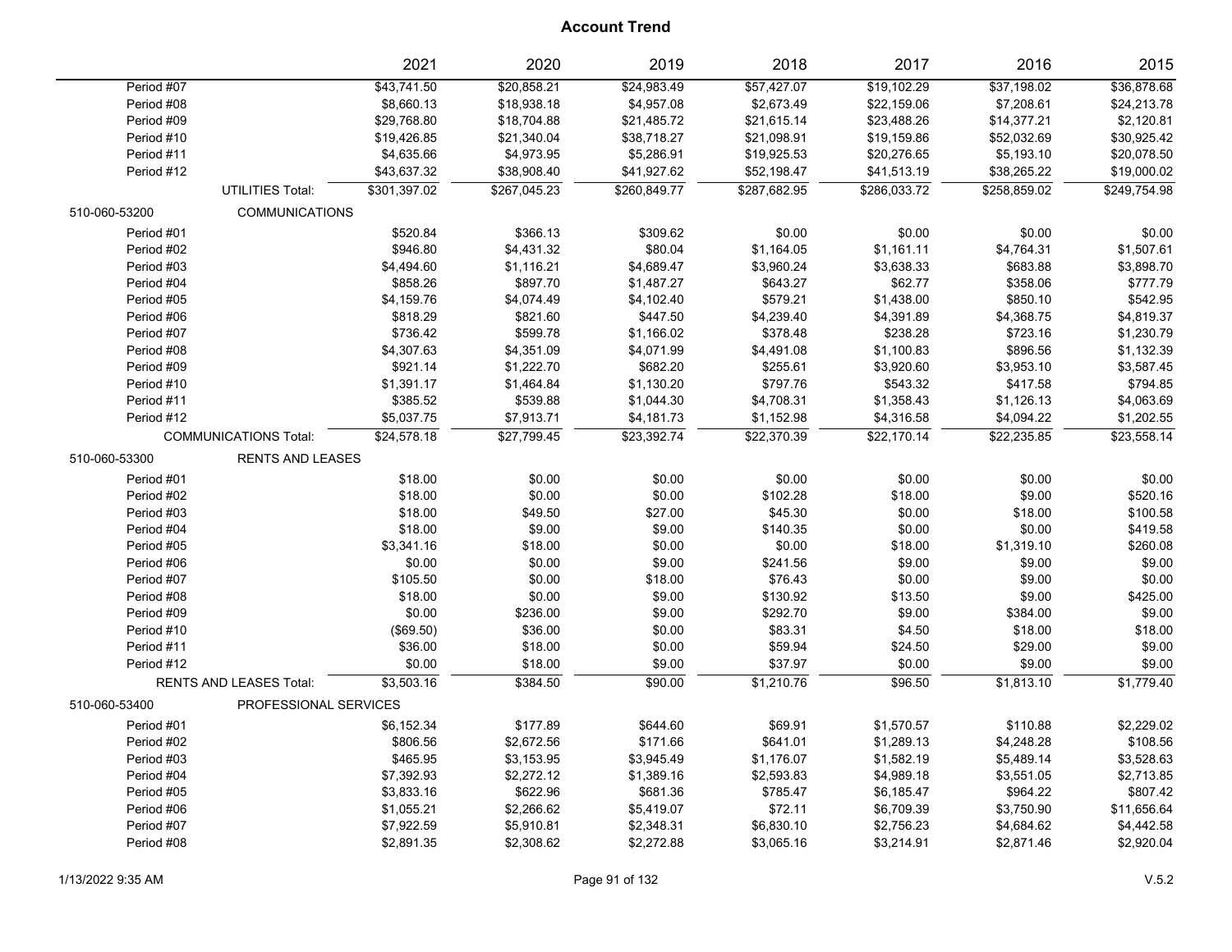# Account Trend

| | | 2021 | 2020 | 2019 | 2018 | 2017 | 2016 | 2015 |
|---|---|---|---|---|---|---|---|---|
| Period #07 | | $43,741.50 | $20,858.21 | $24,983.49 | $57,427.07 | $19,102.29 | $37,198.02 | $36,878.68 |
| Period #08 | | $8,660.13 | $18,938.18 | $4,957.08 | $2,673.49 | $22,159.06 | $7,208.61 | $24,213.78 |
| Period #09 | | $29,768.80 | $18,704.88 | $21,485.72 | $21,615.14 | $23,488.26 | $14,377.21 | $2,120.81 |
| Period #10 | | $19,426.85 | $21,340.04 | $38,718.27 | $21,098.91 | $19,159.86 | $52,032.69 | $30,925.42 |
| Period #11 | | $4,635.66 | $4,973.95 | $5,286.91 | $19,925.53 | $20,276.65 | $5,193.10 | $20,078.50 |
| Period #12 | | $43,637.32 | $38,908.40 | $41,927.62 | $52,198.47 | $41,513.19 | $38,265.22 | $19,000.02 |
| | UTILITIES Total: | $301,397.02 | $267,045.23 | $260,849.77 | $287,682.95 | $286,033.72 | $258,859.02 | $249,754.98 |
| 510-060-53200 | COMMUNICATIONS | | | | | | | |
| Period #01 | | $520.84 | $366.13 | $309.62 | $0.00 | $0.00 | $0.00 | $0.00 |
| Period #02 | | $946.80 | $4,431.32 | $80.04 | $1,164.05 | $1,161.11 | $4,764.31 | $1,507.61 |
| Period #03 | | $4,494.60 | $1,116.21 | $4,689.47 | $3,960.24 | $3,638.33 | $683.88 | $3,898.70 |
| Period #04 | | $858.26 | $897.70 | $1,487.27 | $643.27 | $62.77 | $358.06 | $777.79 |
| Period #05 | | $4,159.76 | $4,074.49 | $4,102.40 | $579.21 | $1,438.00 | $850.10 | $542.95 |
| Period #06 | | $818.29 | $821.60 | $447.50 | $4,239.40 | $4,391.89 | $4,368.75 | $4,819.37 |
| Period #07 | | $736.42 | $599.78 | $1,166.02 | $378.48 | $238.28 | $723.16 | $1,230.79 |
| Period #08 | | $4,307.63 | $4,351.09 | $4,071.99 | $4,491.08 | $1,100.83 | $896.56 | $1,132.39 |
| Period #09 | | $921.14 | $1,222.70 | $682.20 | $255.61 | $3,920.60 | $3,953.10 | $3,587.45 |
| Period #10 | | $1,391.17 | $1,464.84 | $1,130.20 | $797.76 | $543.32 | $417.58 | $794.85 |
| Period #11 | | $385.52 | $539.88 | $1,044.30 | $4,708.31 | $1,358.43 | $1,126.13 | $4,063.69 |
| Period #12 | | $5,037.75 | $7,913.71 | $4,181.73 | $1,152.98 | $4,316.58 | $4,094.22 | $1,202.55 |
| | COMMUNICATIONS Total: | $24,578.18 | $27,799.45 | $23,392.74 | $22,370.39 | $22,170.14 | $22,235.85 | $23,558.14 |
| 510-060-53300 | RENTS AND LEASES | | | | | | | |
| Period #01 | | $18.00 | $0.00 | $0.00 | $0.00 | $0.00 | $0.00 | $0.00 |
| Period #02 | | $18.00 | $0.00 | $0.00 | $102.28 | $18.00 | $9.00 | $520.16 |
| Period #03 | | $18.00 | $49.50 | $27.00 | $45.30 | $0.00 | $18.00 | $100.58 |
| Period #04 | | $18.00 | $9.00 | $9.00 | $140.35 | $0.00 | $0.00 | $419.58 |
| Period #05 | | $3,341.16 | $18.00 | $0.00 | $0.00 | $18.00 | $1,319.10 | $260.08 |
| Period #06 | | $0.00 | $0.00 | $9.00 | $241.56 | $9.00 | $9.00 | $9.00 |
| Period #07 | | $105.50 | $0.00 | $18.00 | $76.43 | $0.00 | $9.00 | $0.00 |
| Period #08 | | $18.00 | $0.00 | $9.00 | $130.92 | $13.50 | $9.00 | $425.00 |
| Period #09 | | $0.00 | $236.00 | $9.00 | $292.70 | $9.00 | $384.00 | $9.00 |
| Period #10 | | ($69.50) | $36.00 | $0.00 | $83.31 | $4.50 | $18.00 | $18.00 |
| Period #11 | | $36.00 | $18.00 | $0.00 | $59.94 | $24.50 | $29.00 | $9.00 |
| Period #12 | | $0.00 | $18.00 | $9.00 | $37.97 | $0.00 | $9.00 | $9.00 |
| | RENTS AND LEASES Total: | $3,503.16 | $384.50 | $90.00 | $1,210.76 | $96.50 | $1,813.10 | $1,779.40 |
| 510-060-53400 | PROFESSIONAL SERVICES | | | | | | | |
| Period #01 | | $6,152.34 | $177.89 | $644.60 | $69.91 | $1,570.57 | $110.88 | $2,229.02 |
| Period #02 | | $806.56 | $2,672.56 | $171.66 | $641.01 | $1,289.13 | $4,248.28 | $108.56 |
| Period #03 | | $465.95 | $3,153.95 | $3,945.49 | $1,176.07 | $1,582.19 | $5,489.14 | $3,528.63 |
| Period #04 | | $7,392.93 | $2,272.12 | $1,389.16 | $2,593.83 | $4,989.18 | $3,551.05 | $2,713.85 |
| Period #05 | | $3,833.16 | $622.96 | $681.36 | $785.47 | $6,185.47 | $964.22 | $807.42 |
| Period #06 | | $1,055.21 | $2,266.62 | $5,419.07 | $72.11 | $6,709.39 | $3,750.90 | $11,656.64 |
| Period #07 | | $7,922.59 | $5,910.81 | $2,348.31 | $6,830.10 | $2,756.23 | $4,684.62 | $4,442.58 |
| Period #08 | | $2,891.35 | $2,308.62 | $2,272.88 | $3,065.16 | $3,214.91 | $2,871.46 | $2,920.04 |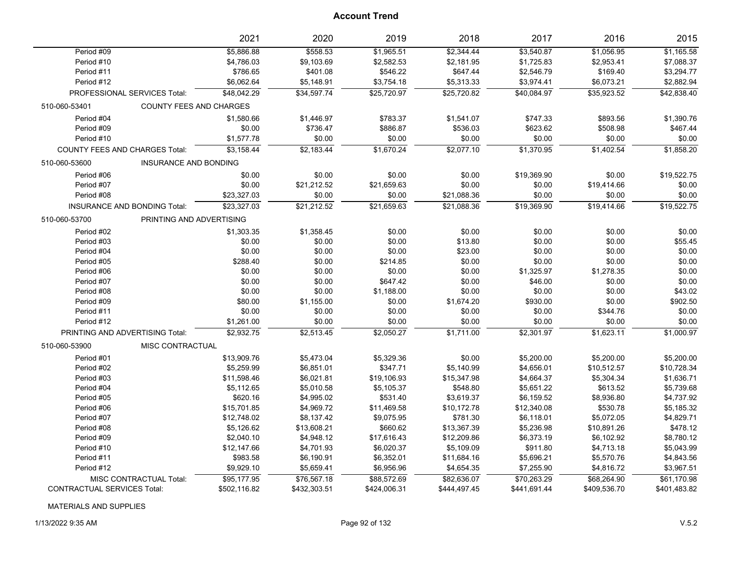# Account Trend

| | | 2021 | 2020 | 2019 | 2018 | 2017 | 2016 | 2015 |
|---|---|---|---|---|---|---|---|---|
| Period #09 | | $5,886.88 | $558.53 | $1,965.51 | $2,344.44 | $3,540.87 | $1,056.95 | $1,165.58 |
| Period #10 | | $4,786.03 | $9,103.69 | $2,582.53 | $2,181.95 | $1,725.83 | $2,953.41 | $7,088.37 |
| Period #11 | | $786.65 | $401.08 | $546.22 | $647.44 | $2,546.79 | $169.40 | $3,294.77 |
| Period #12 | | $6,062.64 | $5,148.91 | $3,754.18 | $5,313.33 | $3,974.41 | $6,073.21 | $2,882.94 |
| PROFESSIONAL SERVICES Total: | | $48,042.29 | $34,597.74 | $25,720.97 | $25,720.82 | $40,084.97 | $35,923.52 | $42,838.40 |
| 510-060-53401 | COUNTY FEES AND CHARGES | | | | | | | |
| Period #04 | | $1,580.66 | $1,446.97 | $783.37 | $1,541.07 | $747.33 | $893.56 | $1,390.76 |
| Period #09 | | $0.00 | $736.47 | $886.87 | $536.03 | $623.62 | $508.98 | $467.44 |
| Period #10 | | $1,577.78 | $0.00 | $0.00 | $0.00 | $0.00 | $0.00 | $0.00 |
| COUNTY FEES AND CHARGES Total: | | $3,158.44 | $2,183.44 | $1,670.24 | $2,077.10 | $1,370.95 | $1,402.54 | $1,858.20 |
| 510-060-53600 | INSURANCE AND BONDING | | | | | | | |
| Period #06 | | $0.00 | $0.00 | $0.00 | $0.00 | $19,369.90 | $0.00 | $19,522.75 |
| Period #07 | | $0.00 | $21,212.52 | $21,659.63 | $0.00 | $0.00 | $19,414.66 | $0.00 |
| Period #08 | | $23,327.03 | $0.00 | $0.00 | $21,088.36 | $0.00 | $0.00 | $0.00 |
| INSURANCE AND BONDING Total: | | $23,327.03 | $21,212.52 | $21,659.63 | $21,088.36 | $19,369.90 | $19,414.66 | $19,522.75 |
| 510-060-53700 | PRINTING AND ADVERTISING | | | | | | | |
| Period #02 | | $1,303.35 | $1,358.45 | $0.00 | $0.00 | $0.00 | $0.00 | $0.00 |
| Period #03 | | $0.00 | $0.00 | $0.00 | $13.80 | $0.00 | $0.00 | $55.45 |
| Period #04 | | $0.00 | $0.00 | $0.00 | $23.00 | $0.00 | $0.00 | $0.00 |
| Period #05 | | $288.40 | $0.00 | $214.85 | $0.00 | $0.00 | $0.00 | $0.00 |
| Period #06 | | $0.00 | $0.00 | $0.00 | $0.00 | $1,325.97 | $1,278.35 | $0.00 |
| Period #07 | | $0.00 | $0.00 | $647.42 | $0.00 | $46.00 | $0.00 | $0.00 |
| Period #08 | | $0.00 | $0.00 | $1,188.00 | $0.00 | $0.00 | $0.00 | $43.02 |
| Period #09 | | $80.00 | $1,155.00 | $0.00 | $1,674.20 | $930.00 | $0.00 | $902.50 |
| Period #11 | | $0.00 | $0.00 | $0.00 | $0.00 | $0.00 | $344.76 | $0.00 |
| Period #12 | | $1,261.00 | $0.00 | $0.00 | $0.00 | $0.00 | $0.00 | $0.00 |
| PRINTING AND ADVERTISING Total: | | $2,932.75 | $2,513.45 | $2,050.27 | $1,711.00 | $2,301.97 | $1,623.11 | $1,000.97 |
| 510-060-53900 | MISC CONTRACTUAL | | | | | | | |
| Period #01 | | $13,909.76 | $5,473.04 | $5,329.36 | $0.00 | $5,200.00 | $5,200.00 | $5,200.00 |
| Period #02 | | $5,259.99 | $6,851.01 | $347.71 | $5,140.99 | $4,656.01 | $10,512.57 | $10,728.34 |
| Period #03 | | $11,598.46 | $6,021.81 | $19,106.93 | $15,347.98 | $4,664.37 | $5,304.34 | $1,636.71 |
| Period #04 | | $5,112.65 | $5,010.58 | $5,105.37 | $548.80 | $5,651.22 | $613.52 | $5,739.68 |
| Period #05 | | $620.16 | $4,995.02 | $531.40 | $3,619.37 | $6,159.52 | $8,936.80 | $4,737.92 |
| Period #06 | | $15,701.85 | $4,969.72 | $11,469.58 | $10,172.78 | $12,340.08 | $530.78 | $5,185.32 |
| Period #07 | | $12,748.02 | $8,137.42 | $9,075.95 | $781.30 | $6,118.01 | $5,072.05 | $4,829.71 |
| Period #08 | | $5,126.62 | $13,608.21 | $660.62 | $13,367.39 | $5,236.98 | $10,891.26 | $478.12 |
| Period #09 | | $2,040.10 | $4,948.12 | $17,616.43 | $12,209.86 | $6,373.19 | $6,102.92 | $8,780.12 |
| Period #10 | | $12,147.66 | $4,701.93 | $6,020.37 | $5,109.09 | $911.80 | $4,713.18 | $5,043.99 |
| Period #11 | | $983.58 | $6,190.91 | $6,352.01 | $11,684.16 | $5,696.21 | $5,570.76 | $4,843.56 |
| Period #12 | | $9,929.10 | $5,659.41 | $6,956.96 | $4,654.35 | $7,255.90 | $4,816.72 | $3,967.51 |
| MISC CONTRACTUAL Total: | | $95,177.95 | $76,567.18 | $88,572.69 | $82,636.07 | $70,263.29 | $68,264.90 | $61,170.98 |
| CONTRACTUAL SERVICES Total: | | $502,116.82 | $432,303.51 | $424,006.31 | $444,497.45 | $441,691.44 | $409,536.70 | $401,483.82 |

MATERIALS AND SUPPLIES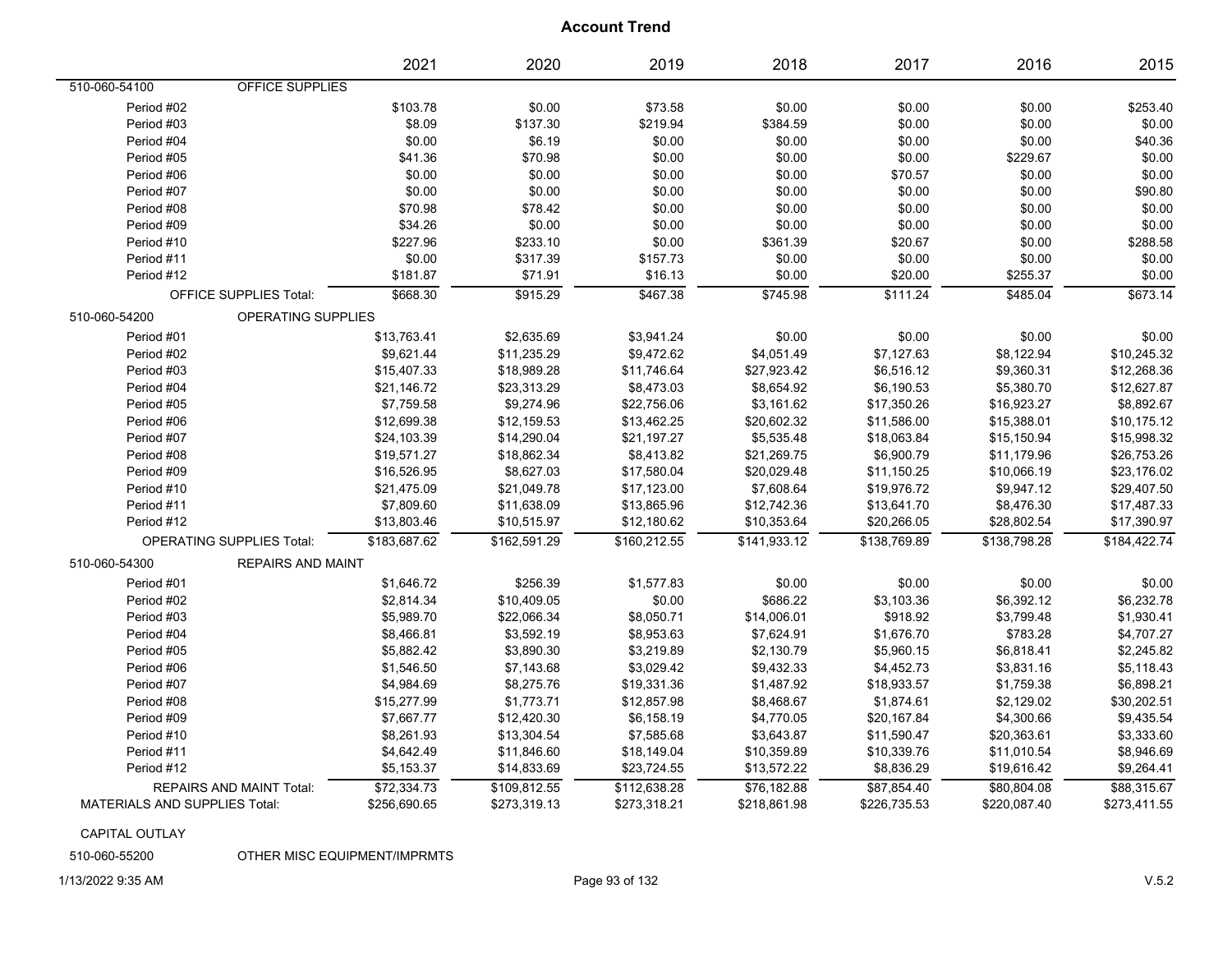# Account Trend

| | | 2021 | 2020 | 2019 | 2018 | 2017 | 2016 | 2015 |
|---|---|---|---|---|---|---|---|---|
| 510-060-54100 | OFFICE SUPPLIES | | | | | | | |
| Period #02 | | $103.78 | $0.00 | $73.58 | $0.00 | $0.00 | $0.00 | $253.40 |
| Period #03 | | $8.09 | $137.30 | $219.94 | $384.59 | $0.00 | $0.00 | $0.00 |
| Period #04 | | $0.00 | $6.19 | $0.00 | $0.00 | $0.00 | $0.00 | $40.36 |
| Period #05 | | $41.36 | $70.98 | $0.00 | $0.00 | $0.00 | $229.67 | $0.00 |
| Period #06 | | $0.00 | $0.00 | $0.00 | $0.00 | $70.57 | $0.00 | $0.00 |
| Period #07 | | $0.00 | $0.00 | $0.00 | $0.00 | $0.00 | $0.00 | $90.80 |
| Period #08 | | $70.98 | $78.42 | $0.00 | $0.00 | $0.00 | $0.00 | $0.00 |
| Period #09 | | $34.26 | $0.00 | $0.00 | $0.00 | $0.00 | $0.00 | $0.00 |
| Period #10 | | $227.96 | $233.10 | $0.00 | $361.39 | $20.67 | $0.00 | $288.58 |
| Period #11 | | $0.00 | $317.39 | $157.73 | $0.00 | $0.00 | $0.00 | $0.00 |
| Period #12 | | $181.87 | $71.91 | $16.13 | $0.00 | $20.00 | $255.37 | $0.00 |
| OFFICE SUPPLIES Total: | | $668.30 | $915.29 | $467.38 | $745.98 | $111.24 | $485.04 | $673.14 |
| 510-060-54200 | OPERATING SUPPLIES | | | | | | | |
| Period #01 | | $13,763.41 | $2,635.69 | $3,941.24 | $0.00 | $0.00 | $0.00 | $0.00 |
| Period #02 | | $9,621.44 | $11,235.29 | $9,472.62 | $4,051.49 | $7,127.63 | $8,122.94 | $10,245.32 |
| Period #03 | | $15,407.33 | $18,989.28 | $11,746.64 | $27,923.42 | $6,516.12 | $9,360.31 | $12,268.36 |
| Period #04 | | $21,146.72 | $23,313.29 | $8,473.03 | $8,654.92 | $6,190.53 | $5,380.70 | $12,627.87 |
| Period #05 | | $7,759.58 | $9,274.96 | $22,756.06 | $3,161.62 | $17,350.26 | $16,923.27 | $8,892.67 |
| Period #06 | | $12,699.38 | $12,159.53 | $13,462.25 | $20,602.32 | $11,586.00 | $15,388.01 | $10,175.12 |
| Period #07 | | $24,103.39 | $14,290.04 | $21,197.27 | $5,535.48 | $18,063.84 | $15,150.94 | $15,998.32 |
| Period #08 | | $19,571.27 | $18,862.34 | $8,413.82 | $21,269.75 | $6,900.79 | $11,179.96 | $26,753.26 |
| Period #09 | | $16,526.95 | $8,627.03 | $17,580.04 | $20,029.48 | $11,150.25 | $10,066.19 | $23,176.02 |
| Period #10 | | $21,475.09 | $21,049.78 | $17,123.00 | $7,608.64 | $19,976.72 | $9,947.12 | $29,407.50 |
| Period #11 | | $7,809.60 | $11,638.09 | $13,865.96 | $12,742.36 | $13,641.70 | $8,476.30 | $17,487.33 |
| Period #12 | | $13,803.46 | $10,515.97 | $12,180.62 | $10,353.64 | $20,266.05 | $28,802.54 | $17,390.97 |
| OPERATING SUPPLIES Total: | | $183,687.62 | $162,591.29 | $160,212.55 | $141,933.12 | $138,769.89 | $138,798.28 | $184,422.74 |
| 510-060-54300 | REPAIRS AND MAINT | | | | | | | |
| Period #01 | | $1,646.72 | $256.39 | $1,577.83 | $0.00 | $0.00 | $0.00 | $0.00 |
| Period #02 | | $2,814.34 | $10,409.05 | $0.00 | $686.22 | $3,103.36 | $6,392.12 | $6,232.78 |
| Period #03 | | $5,989.70 | $22,066.34 | $8,050.71 | $14,006.01 | $918.92 | $3,799.48 | $1,930.41 |
| Period #04 | | $8,466.81 | $3,592.19 | $8,953.63 | $7,624.91 | $1,676.70 | $783.28 | $4,707.27 |
| Period #05 | | $5,882.42 | $3,890.30 | $3,219.89 | $2,130.79 | $5,960.15 | $6,818.41 | $2,245.82 |
| Period #06 | | $1,546.50 | $7,143.68 | $3,029.42 | $9,432.33 | $4,452.73 | $3,831.16 | $5,118.43 |
| Period #07 | | $4,984.69 | $8,275.76 | $19,331.36 | $1,487.92 | $18,933.57 | $1,759.38 | $6,898.21 |
| Period #08 | | $15,277.99 | $1,773.71 | $12,857.98 | $8,468.67 | $1,874.61 | $2,129.02 | $30,202.51 |
| Period #09 | | $7,667.77 | $12,420.30 | $6,158.19 | $4,770.05 | $20,167.84 | $4,300.66 | $9,435.54 |
| Period #10 | | $8,261.93 | $13,304.54 | $7,585.68 | $3,643.87 | $11,590.47 | $20,363.61 | $3,333.60 |
| Period #11 | | $4,642.49 | $11,846.60 | $18,149.04 | $10,359.89 | $10,339.76 | $11,010.54 | $8,946.69 |
| Period #12 | | $5,153.37 | $14,833.69 | $23,724.55 | $13,572.22 | $8,836.29 | $19,616.42 | $9,264.41 |
| REPAIRS AND MAINT Total: | | $72,334.73 | $109,812.55 | $112,638.28 | $76,182.88 | $87,854.40 | $80,804.08 | $88,315.67 |
| MATERIALS AND SUPPLIES Total: | | $256,690.65 | $273,319.13 | $273,318.21 | $218,861.98 | $226,735.53 | $220,087.40 | $273,411.55 |

CAPITAL OUTLAY

510-060-55200 OTHER MISC EQUIPMENT/IMPRMTS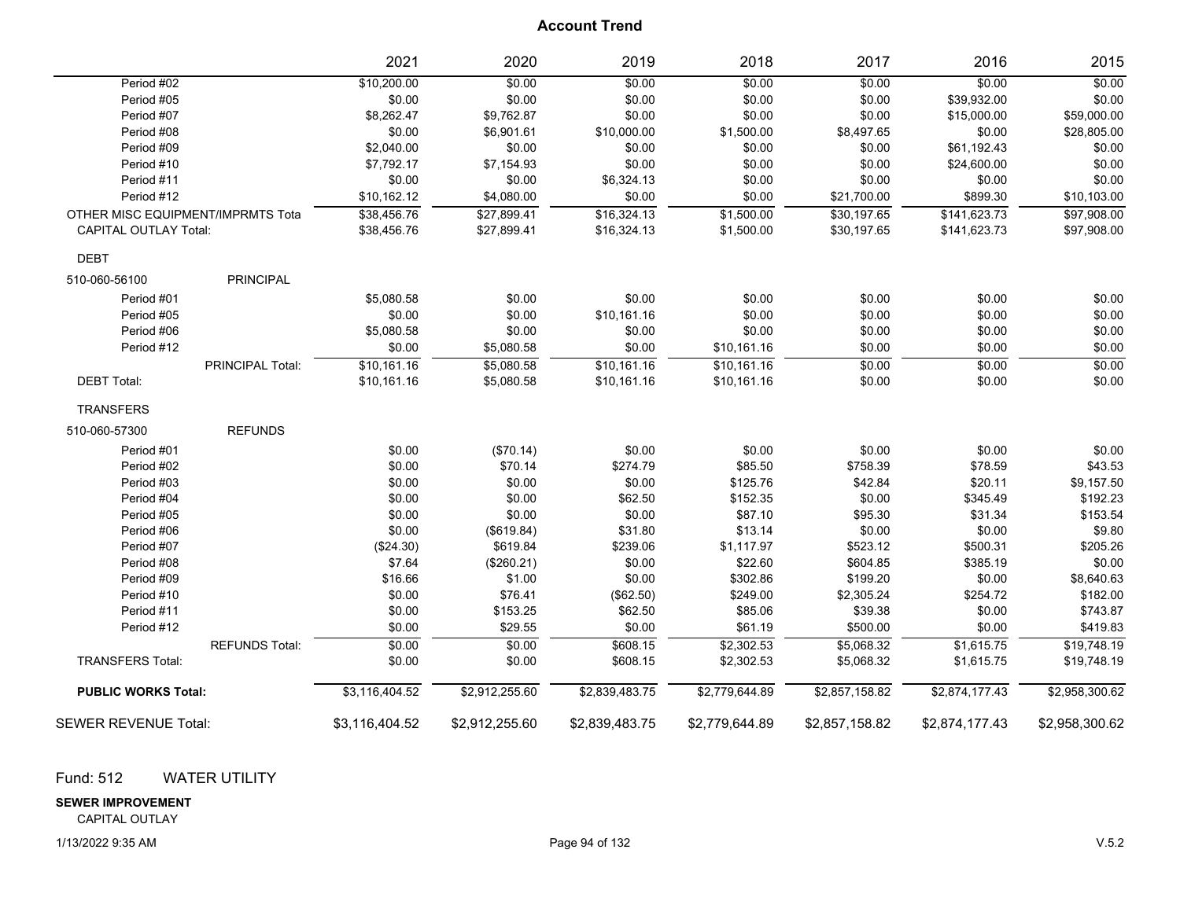# Account Trend

| | 2021 | 2020 | 2019 | 2018 | 2017 | 2016 | 2015 |
|---|---|---|---|---|---|---|---|
| Period #02 | $10,200.00 | $0.00 | $0.00 | $0.00 | $0.00 | $0.00 | $0.00 |
| Period #05 | $0.00 | $0.00 | $0.00 | $0.00 | $0.00 | $39,932.00 | $0.00 |
| Period #07 | $8,262.47 | $9,762.87 | $0.00 | $0.00 | $0.00 | $15,000.00 | $59,000.00 |
| Period #08 | $0.00 | $6,901.61 | $10,000.00 | $1,500.00 | $8,497.65 | $0.00 | $28,805.00 |
| Period #09 | $2,040.00 | $0.00 | $0.00 | $0.00 | $0.00 | $61,192.43 | $0.00 |
| Period #10 | $7,792.17 | $7,154.93 | $0.00 | $0.00 | $0.00 | $24,600.00 | $0.00 |
| Period #11 | $0.00 | $0.00 | $6,324.13 | $0.00 | $0.00 | $0.00 | $0.00 |
| Period #12 | $10,162.12 | $4,080.00 | $0.00 | $0.00 | $21,700.00 | $899.30 | $10,103.00 |
| OTHER MISC EQUIPMENT/IMPRMTS Tota | $38,456.76 | $27,899.41 | $16,324.13 | $1,500.00 | $30,197.65 | $141,623.73 | $97,908.00 |
| CAPITAL OUTLAY Total: | $38,456.76 | $27,899.41 | $16,324.13 | $1,500.00 | $30,197.65 | $141,623.73 | $97,908.00 |
| DEBT | | | | | | | |
| 510-060-56100 PRINCIPAL | | | | | | | |
| Period #01 | $5,080.58 | $0.00 | $0.00 | $0.00 | $0.00 | $0.00 | $0.00 |
| Period #05 | $0.00 | $0.00 | $10,161.16 | $0.00 | $0.00 | $0.00 | $0.00 |
| Period #06 | $5,080.58 | $0.00 | $0.00 | $0.00 | $0.00 | $0.00 | $0.00 |
| Period #12 | $0.00 | $5,080.58 | $0.00 | $10,161.16 | $0.00 | $0.00 | $0.00 |
| PRINCIPAL Total: | $10,161.16 | $5,080.58 | $10,161.16 | $10,161.16 | $0.00 | $0.00 | $0.00 |
| DEBT Total: | $10,161.16 | $5,080.58 | $10,161.16 | $10,161.16 | $0.00 | $0.00 | $0.00 |
| TRANSFERS | | | | | | | |
| 510-060-57300 REFUNDS | | | | | | | |
| Period #01 | $0.00 | ($70.14) | $0.00 | $0.00 | $0.00 | $0.00 | $0.00 |
| Period #02 | $0.00 | $70.14 | $274.79 | $85.50 | $758.39 | $78.59 | $43.53 |
| Period #03 | $0.00 | $0.00 | $0.00 | $125.76 | $42.84 | $20.11 | $9,157.50 |
| Period #04 | $0.00 | $0.00 | $62.50 | $152.35 | $0.00 | $345.49 | $192.23 |
| Period #05 | $0.00 | $0.00 | $0.00 | $87.10 | $95.30 | $31.34 | $153.54 |
| Period #06 | $0.00 | ($619.84) | $31.80 | $13.14 | $0.00 | $0.00 | $9.80 |
| Period #07 | ($24.30) | $619.84 | $239.06 | $1,117.97 | $523.12 | $500.31 | $205.26 |
| Period #08 | $7.64 | ($260.21) | $0.00 | $22.60 | $604.85 | $385.19 | $0.00 |
| Period #09 | $16.66 | $1.00 | $0.00 | $302.86 | $199.20 | $0.00 | $8,640.63 |
| Period #10 | $0.00 | $76.41 | ($62.50) | $249.00 | $2,305.24 | $254.72 | $182.00 |
| Period #11 | $0.00 | $153.25 | $62.50 | $85.06 | $39.38 | $0.00 | $743.87 |
| Period #12 | $0.00 | $29.55 | $0.00 | $61.19 | $500.00 | $0.00 | $419.83 |
| REFUNDS Total: | $0.00 | $0.00 | $608.15 | $2,302.53 | $5,068.32 | $1,615.75 | $19,748.19 |
| TRANSFERS Total: | $0.00 | $0.00 | $608.15 | $2,302.53 | $5,068.32 | $1,615.75 | $19,748.19 |
| **PUBLIC WORKS Total:** | $3,116,404.52 | $2,912,255.60 | $2,839,483.75 | $2,779,644.89 | $2,857,158.82 | $2,874,177.43 | $2,958,300.62 |
| SEWER REVENUE Total: | $3,116,404.52 | $2,912,255.60 | $2,839,483.75 | $2,779,644.89 | $2,857,158.82 | $2,874,177.43 | $2,958,300.62 |

Fund: 512 WATER UTILITY

**SEWER IMPROVEMENT**

CAPITAL OUTLAY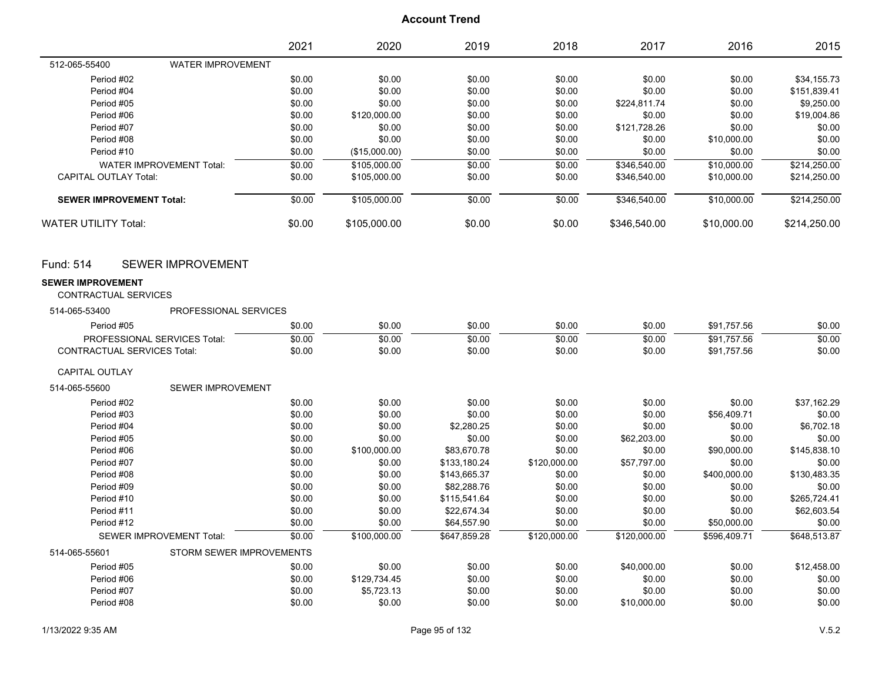## Account Trend

| | 2021 | 2020 | 2019 | 2018 | 2017 | 2016 | 2015 |
|---|---|---|---|---|---|---|---|
| **512-065-55400 WATER IMPROVEMENT** | | | | | | | |
| Period #02 | $0.00 | $0.00 | $0.00 | $0.00 | $0.00 | $0.00 | $34,155.73 |
| Period #04 | $0.00 | $0.00 | $0.00 | $0.00 | $0.00 | $0.00 | $151,839.41 |
| Period #05 | $0.00 | $0.00 | $0.00 | $0.00 | $224,811.74 | $0.00 | $9,250.00 |
| Period #06 | $0.00 | $120,000.00 | $0.00 | $0.00 | $0.00 | $0.00 | $19,004.86 |
| Period #07 | $0.00 | $0.00 | $0.00 | $0.00 | $121,728.26 | $0.00 | $0.00 |
| Period #08 | $0.00 | $0.00 | $0.00 | $0.00 | $0.00 | $10,000.00 | $0.00 |
| Period #10 | $0.00 | ($15,000.00) | $0.00 | $0.00 | $0.00 | $0.00 | $0.00 |
| WATER IMPROVEMENT Total: | $0.00 | $105,000.00 | $0.00 | $0.00 | $346,540.00 | $10,000.00 | $214,250.00 |
| CAPITAL OUTLAY Total: | $0.00 | $105,000.00 | $0.00 | $0.00 | $346,540.00 | $10,000.00 | $214,250.00 |
| **SEWER IMPROVEMENT Total:** | $0.00 | $105,000.00 | $0.00 | $0.00 | $346,540.00 | $10,000.00 | $214,250.00 |
| WATER UTILITY Total: | $0.00 | $105,000.00 | $0.00 | $0.00 | $346,540.00 | $10,000.00 | $214,250.00 |

## Fund: 514 SEWER IMPROVEMENT

**SEWER IMPROVEMENT**

CONTRACTUAL SERVICES

| | 2021 | 2020 | 2019 | 2018 | 2017 | 2016 | 2015 |
|---|---|---|---|---|---|---|---|
| **514-065-53400 PROFESSIONAL SERVICES** | | | | | | | |
| Period #05 | $0.00 | $0.00 | $0.00 | $0.00 | $0.00 | $91,757.56 | $0.00 |
| PROFESSIONAL SERVICES Total: | $0.00 | $0.00 | $0.00 | $0.00 | $0.00 | $91,757.56 | $0.00 |
| CONTRACTUAL SERVICES Total: | $0.00 | $0.00 | $0.00 | $0.00 | $0.00 | $91,757.56 | $0.00 |

CAPITAL OUTLAY

| | 2021 | 2020 | 2019 | 2018 | 2017 | 2016 | 2015 |
|---|---|---|---|---|---|---|---|
| **514-065-55600 SEWER IMPROVEMENT** | | | | | | | |
| Period #02 | $0.00 | $0.00 | $0.00 | $0.00 | $0.00 | $0.00 | $37,162.29 |
| Period #03 | $0.00 | $0.00 | $0.00 | $0.00 | $0.00 | $56,409.71 | $0.00 |
| Period #04 | $0.00 | $0.00 | $2,280.25 | $0.00 | $0.00 | $0.00 | $6,702.18 |
| Period #05 | $0.00 | $0.00 | $0.00 | $0.00 | $62,203.00 | $0.00 | $0.00 |
| Period #06 | $0.00 | $100,000.00 | $83,670.78 | $0.00 | $0.00 | $90,000.00 | $145,838.10 |
| Period #07 | $0.00 | $0.00 | $133,180.24 | $120,000.00 | $57,797.00 | $0.00 | $0.00 |
| Period #08 | $0.00 | $0.00 | $143,665.37 | $0.00 | $0.00 | $400,000.00 | $130,483.35 |
| Period #09 | $0.00 | $0.00 | $82,288.76 | $0.00 | $0.00 | $0.00 | $0.00 |
| Period #10 | $0.00 | $0.00 | $115,541.64 | $0.00 | $0.00 | $0.00 | $265,724.41 |
| Period #11 | $0.00 | $0.00 | $22,674.34 | $0.00 | $0.00 | $0.00 | $62,603.54 |
| Period #12 | $0.00 | $0.00 | $64,557.90 | $0.00 | $0.00 | $50,000.00 | $0.00 |
| SEWER IMPROVEMENT Total: | $0.00 | $100,000.00 | $647,859.28 | $120,000.00 | $120,000.00 | $596,409.71 | $648,513.87 |
| **514-065-55601 STORM SEWER IMPROVEMENTS** | | | | | | | |
| Period #05 | $0.00 | $0.00 | $0.00 | $0.00 | $40,000.00 | $0.00 | $12,458.00 |
| Period #06 | $0.00 | $129,734.45 | $0.00 | $0.00 | $0.00 | $0.00 | $0.00 |
| Period #07 | $0.00 | $5,723.13 | $0.00 | $0.00 | $0.00 | $0.00 | $0.00 |
| Period #08 | $0.00 | $0.00 | $0.00 | $0.00 | $10,000.00 | $0.00 | $0.00 |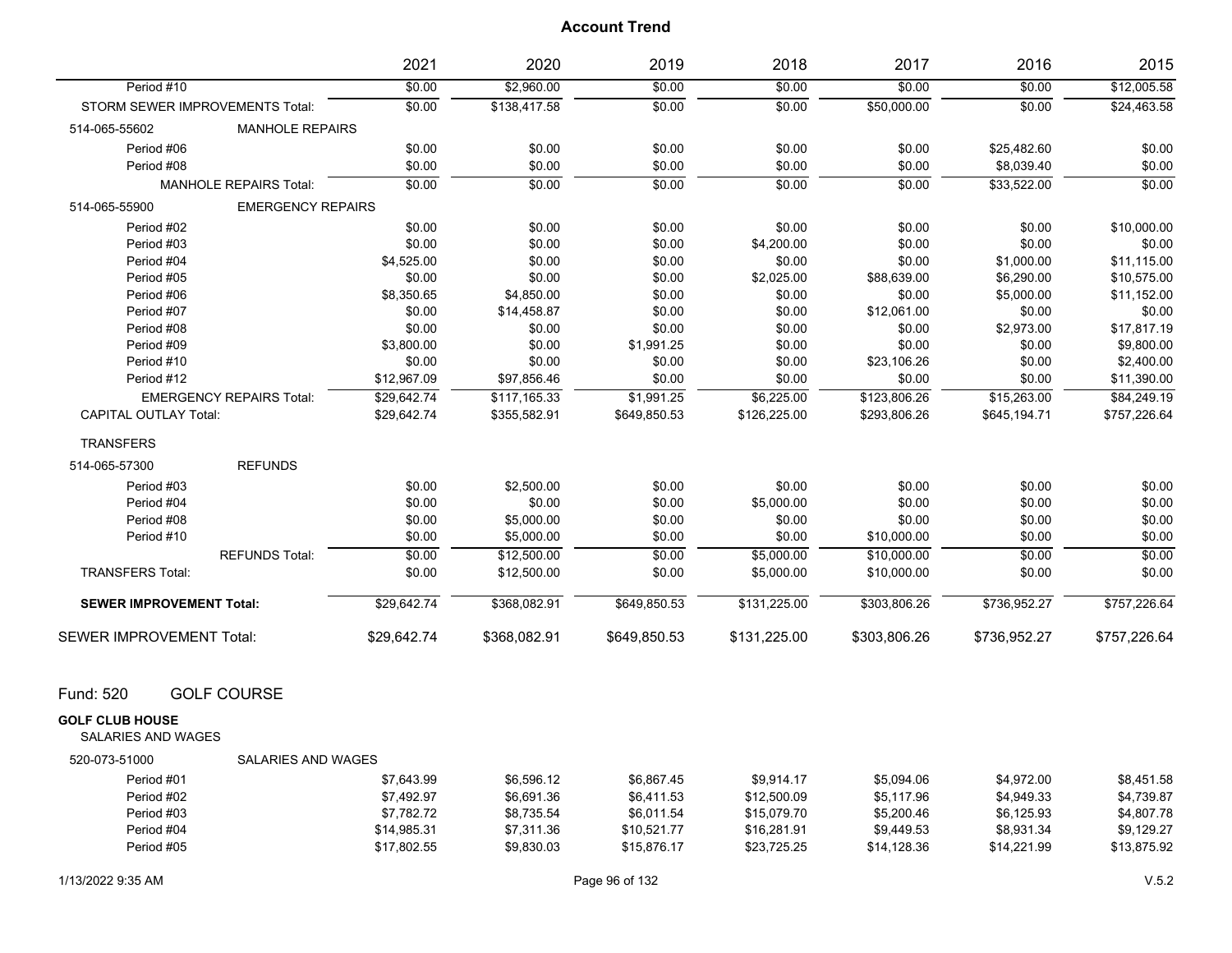# Account Trend

| | 2021 | 2020 | 2019 | 2018 | 2017 | 2016 | 2015 |
|---|---|---|---|---|---|---|---|
| Period #10 | $0.00 | $2,960.00 | $0.00 | $0.00 | $0.00 | $0.00 | $12,005.58 |
| STORM SEWER IMPROVEMENTS Total: | $0.00 | $138,417.58 | $0.00 | $0.00 | $50,000.00 | $0.00 | $24,463.58 |
| 514-065-55602 MANHOLE REPAIRS | | | | | | | |
| Period #06 | $0.00 | $0.00 | $0.00 | $0.00 | $0.00 | $25,482.60 | $0.00 |
| Period #08 | $0.00 | $0.00 | $0.00 | $0.00 | $0.00 | $8,039.40 | $0.00 |
| MANHOLE REPAIRS Total: | $0.00 | $0.00 | $0.00 | $0.00 | $0.00 | $33,522.00 | $0.00 |
| 514-065-55900 EMERGENCY REPAIRS | | | | | | | |
| Period #02 | $0.00 | $0.00 | $0.00 | $0.00 | $0.00 | $0.00 | $10,000.00 |
| Period #03 | $0.00 | $0.00 | $0.00 | $4,200.00 | $0.00 | $0.00 | $0.00 |
| Period #04 | $4,525.00 | $0.00 | $0.00 | $0.00 | $0.00 | $1,000.00 | $11,115.00 |
| Period #05 | $0.00 | $0.00 | $0.00 | $2,025.00 | $88,639.00 | $6,290.00 | $10,575.00 |
| Period #06 | $8,350.65 | $4,850.00 | $0.00 | $0.00 | $0.00 | $5,000.00 | $11,152.00 |
| Period #07 | $0.00 | $14,458.87 | $0.00 | $0.00 | $12,061.00 | $0.00 | $0.00 |
| Period #08 | $0.00 | $0.00 | $0.00 | $0.00 | $0.00 | $2,973.00 | $17,817.19 |
| Period #09 | $3,800.00 | $0.00 | $1,991.25 | $0.00 | $0.00 | $0.00 | $9,800.00 |
| Period #10 | $0.00 | $0.00 | $0.00 | $0.00 | $23,106.26 | $0.00 | $2,400.00 |
| Period #12 | $12,967.09 | $97,856.46 | $0.00 | $0.00 | $0.00 | $0.00 | $11,390.00 |
| EMERGENCY REPAIRS Total: | $29,642.74 | $117,165.33 | $1,991.25 | $6,225.00 | $123,806.26 | $15,263.00 | $84,249.19 |
| CAPITAL OUTLAY Total: | $29,642.74 | $355,582.91 | $649,850.53 | $126,225.00 | $293,806.26 | $645,194.71 | $757,226.64 |
| TRANSFERS | | | | | | | |
| 514-065-57300 REFUNDS | | | | | | | |
| Period #03 | $0.00 | $2,500.00 | $0.00 | $0.00 | $0.00 | $0.00 | $0.00 |
| Period #04 | $0.00 | $0.00 | $0.00 | $5,000.00 | $0.00 | $0.00 | $0.00 |
| Period #08 | $0.00 | $5,000.00 | $0.00 | $0.00 | $0.00 | $0.00 | $0.00 |
| Period #10 | $0.00 | $5,000.00 | $0.00 | $0.00 | $10,000.00 | $0.00 | $0.00 |
| REFUNDS Total: | $0.00 | $12,500.00 | $0.00 | $5,000.00 | $10,000.00 | $0.00 | $0.00 |
| TRANSFERS Total: | $0.00 | $12,500.00 | $0.00 | $5,000.00 | $10,000.00 | $0.00 | $0.00 |
| **SEWER IMPROVEMENT Total:** | $29,642.74 | $368,082.91 | $649,850.53 | $131,225.00 | $303,806.26 | $736,952.27 | $757,226.64 |
| SEWER IMPROVEMENT Total: | $29,642.74 | $368,082.91 | $649,850.53 | $131,225.00 | $303,806.26 | $736,952.27 | $757,226.64 |

## Fund: 520 GOLF COURSE

**GOLF CLUB HOUSE**
SALARIES AND WAGES

| | 2021 | 2020 | 2019 | 2018 | 2017 | 2016 | 2015 |
|---|---|---|---|---|---|---|---|
| 520-073-51000 SALARIES AND WAGES | | | | | | | |
| Period #01 | $7,643.99 | $6,596.12 | $6,867.45 | $9,914.17 | $5,094.06 | $4,972.00 | $8,451.58 |
| Period #02 | $7,492.97 | $6,691.36 | $6,411.53 | $12,500.09 | $5,117.96 | $4,949.33 | $4,739.87 |
| Period #03 | $7,782.72 | $8,735.54 | $6,011.54 | $15,079.70 | $5,200.46 | $6,125.93 | $4,807.78 |
| Period #04 | $14,985.31 | $7,311.36 | $10,521.77 | $16,281.91 | $9,449.53 | $8,931.34 | $9,129.27 |
| Period #05 | $17,802.55 | $9,830.03 | $15,876.17 | $23,725.25 | $14,128.36 | $14,221.99 | $13,875.92 |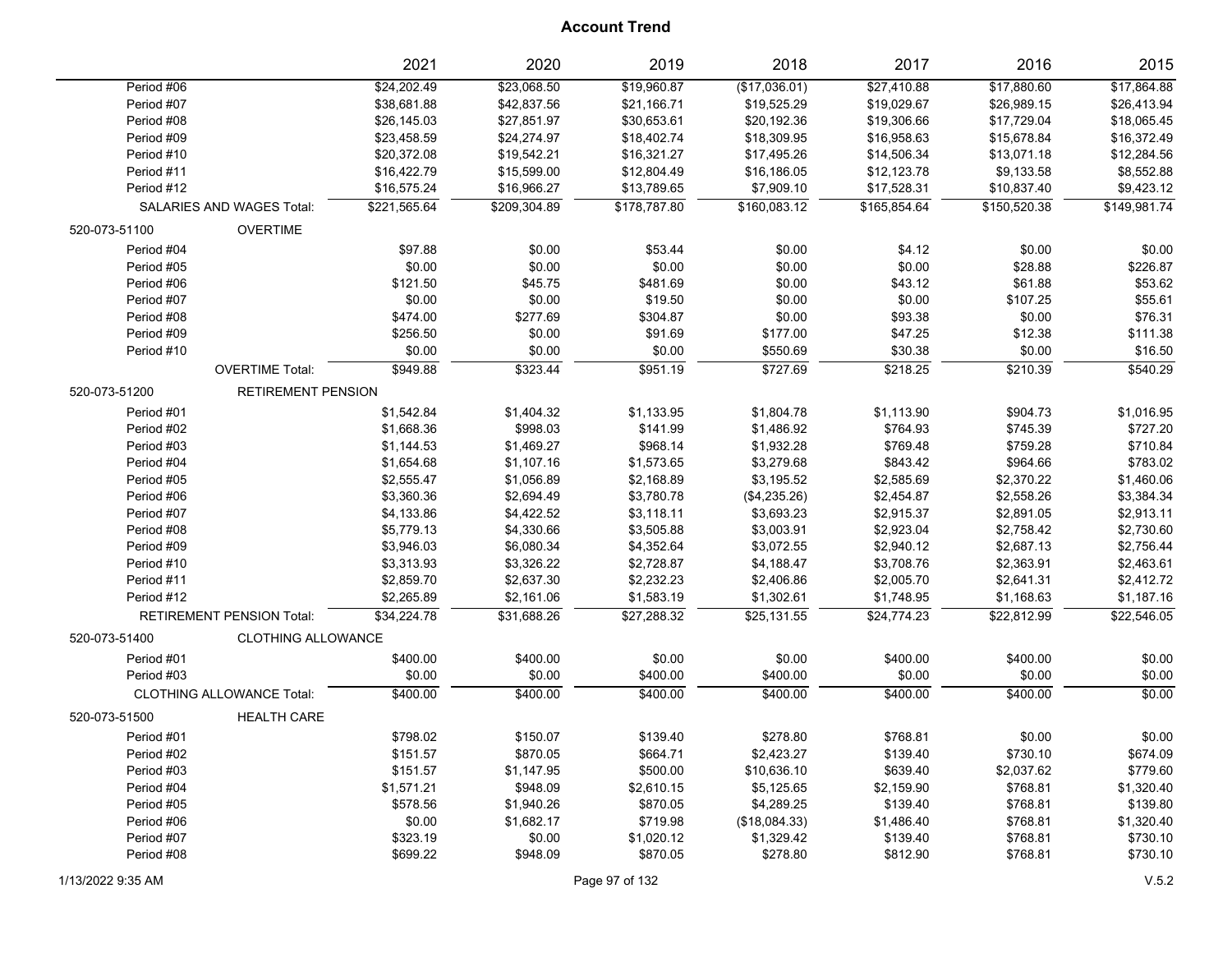## Account Trend

| | 2021 | 2020 | 2019 | 2018 | 2017 | 2016 | 2015 |
|---|---|---|---|---|---|---|---|
| Period #06 | $24,202.49 | $23,068.50 | $19,960.87 | ($17,036.01) | $27,410.88 | $17,880.60 | $17,864.88 |
| Period #07 | $38,681.88 | $42,837.56 | $21,166.71 | $19,525.29 | $19,029.67 | $26,989.15 | $26,413.94 |
| Period #08 | $26,145.03 | $27,851.97 | $30,653.61 | $20,192.36 | $19,306.66 | $17,729.04 | $18,065.45 |
| Period #09 | $23,458.59 | $24,274.97 | $18,402.74 | $18,309.95 | $16,958.63 | $15,678.84 | $16,372.49 |
| Period #10 | $20,372.08 | $19,542.21 | $16,321.27 | $17,495.26 | $14,506.34 | $13,071.18 | $12,284.56 |
| Period #11 | $16,422.79 | $15,599.00 | $12,804.49 | $16,186.05 | $12,123.78 | $9,133.58 | $8,552.88 |
| Period #12 | $16,575.24 | $16,966.27 | $13,789.65 | $7,909.10 | $17,528.31 | $10,837.40 | $9,423.12 |
| SALARIES AND WAGES Total: | $221,565.64 | $209,304.89 | $178,787.80 | $160,083.12 | $165,854.64 | $150,520.38 | $149,981.74 |
| **520-073-51100 OVERTIME** | | | | | | | |
| Period #04 | $97.88 | $0.00 | $53.44 | $0.00 | $4.12 | $0.00 | $0.00 |
| Period #05 | $0.00 | $0.00 | $0.00 | $0.00 | $0.00 | $28.88 | $226.87 |
| Period #06 | $121.50 | $45.75 | $481.69 | $0.00 | $43.12 | $61.88 | $53.62 |
| Period #07 | $0.00 | $0.00 | $19.50 | $0.00 | $0.00 | $107.25 | $55.61 |
| Period #08 | $474.00 | $277.69 | $304.87 | $0.00 | $93.38 | $0.00 | $76.31 |
| Period #09 | $256.50 | $0.00 | $91.69 | $177.00 | $47.25 | $12.38 | $111.38 |
| Period #10 | $0.00 | $0.00 | $0.00 | $550.69 | $30.38 | $0.00 | $16.50 |
| OVERTIME Total: | $949.88 | $323.44 | $951.19 | $727.69 | $218.25 | $210.39 | $540.29 |
| **520-073-51200 RETIREMENT PENSION** | | | | | | | |
| Period #01 | $1,542.84 | $1,404.32 | $1,133.95 | $1,804.78 | $1,113.90 | $904.73 | $1,016.95 |
| Period #02 | $1,668.36 | $998.03 | $141.99 | $1,486.92 | $764.93 | $745.39 | $727.20 |
| Period #03 | $1,144.53 | $1,469.27 | $968.14 | $1,932.28 | $769.48 | $759.28 | $710.84 |
| Period #04 | $1,654.68 | $1,107.16 | $1,573.65 | $3,279.68 | $843.42 | $964.66 | $783.02 |
| Period #05 | $2,555.47 | $1,056.89 | $2,168.89 | $3,195.52 | $2,585.69 | $2,370.22 | $1,460.06 |
| Period #06 | $3,360.36 | $2,694.49 | $3,780.78 | ($4,235.26) | $2,454.87 | $2,558.26 | $3,384.34 |
| Period #07 | $4,133.86 | $4,422.52 | $3,118.11 | $3,693.23 | $2,915.37 | $2,891.05 | $2,913.11 |
| Period #08 | $5,779.13 | $4,330.66 | $3,505.88 | $3,003.91 | $2,923.04 | $2,758.42 | $2,730.60 |
| Period #09 | $3,946.03 | $6,080.34 | $4,352.64 | $3,072.55 | $2,940.12 | $2,687.13 | $2,756.44 |
| Period #10 | $3,313.93 | $3,326.22 | $2,728.87 | $4,188.47 | $3,708.76 | $2,363.91 | $2,463.61 |
| Period #11 | $2,859.70 | $2,637.30 | $2,232.23 | $2,406.86 | $2,005.70 | $2,641.31 | $2,412.72 |
| Period #12 | $2,265.89 | $2,161.06 | $1,583.19 | $1,302.61 | $1,748.95 | $1,168.63 | $1,187.16 |
| RETIREMENT PENSION Total: | $34,224.78 | $31,688.26 | $27,288.32 | $25,131.55 | $24,774.23 | $22,812.99 | $22,546.05 |
| **520-073-51400 CLOTHING ALLOWANCE** | | | | | | | |
| Period #01 | $400.00 | $400.00 | $0.00 | $0.00 | $400.00 | $400.00 | $0.00 |
| Period #03 | $0.00 | $0.00 | $400.00 | $400.00 | $0.00 | $0.00 | $0.00 |
| CLOTHING ALLOWANCE Total: | $400.00 | $400.00 | $400.00 | $400.00 | $400.00 | $400.00 | $0.00 |
| **520-073-51500 HEALTH CARE** | | | | | | | |
| Period #01 | $798.02 | $150.07 | $139.40 | $278.80 | $768.81 | $0.00 | $0.00 |
| Period #02 | $151.57 | $870.05 | $664.71 | $2,423.27 | $139.40 | $730.10 | $674.09 |
| Period #03 | $151.57 | $1,147.95 | $500.00 | $10,636.10 | $639.40 | $2,037.62 | $779.60 |
| Period #04 | $1,571.21 | $948.09 | $2,610.15 | $5,125.65 | $2,159.90 | $768.81 | $1,320.40 |
| Period #05 | $578.56 | $1,940.26 | $870.05 | $4,289.25 | $139.40 | $768.81 | $139.80 |
| Period #06 | $0.00 | $1,682.17 | $719.98 | ($18,084.33) | $1,486.40 | $768.81 | $1,320.40 |
| Period #07 | $323.19 | $0.00 | $1,020.12 | $1,329.42 | $139.40 | $768.81 | $730.10 |
| Period #08 | $699.22 | $948.09 | $870.05 | $278.80 | $812.90 | $768.81 | $730.10 |

1/13/2022 9:35 AM V.5.2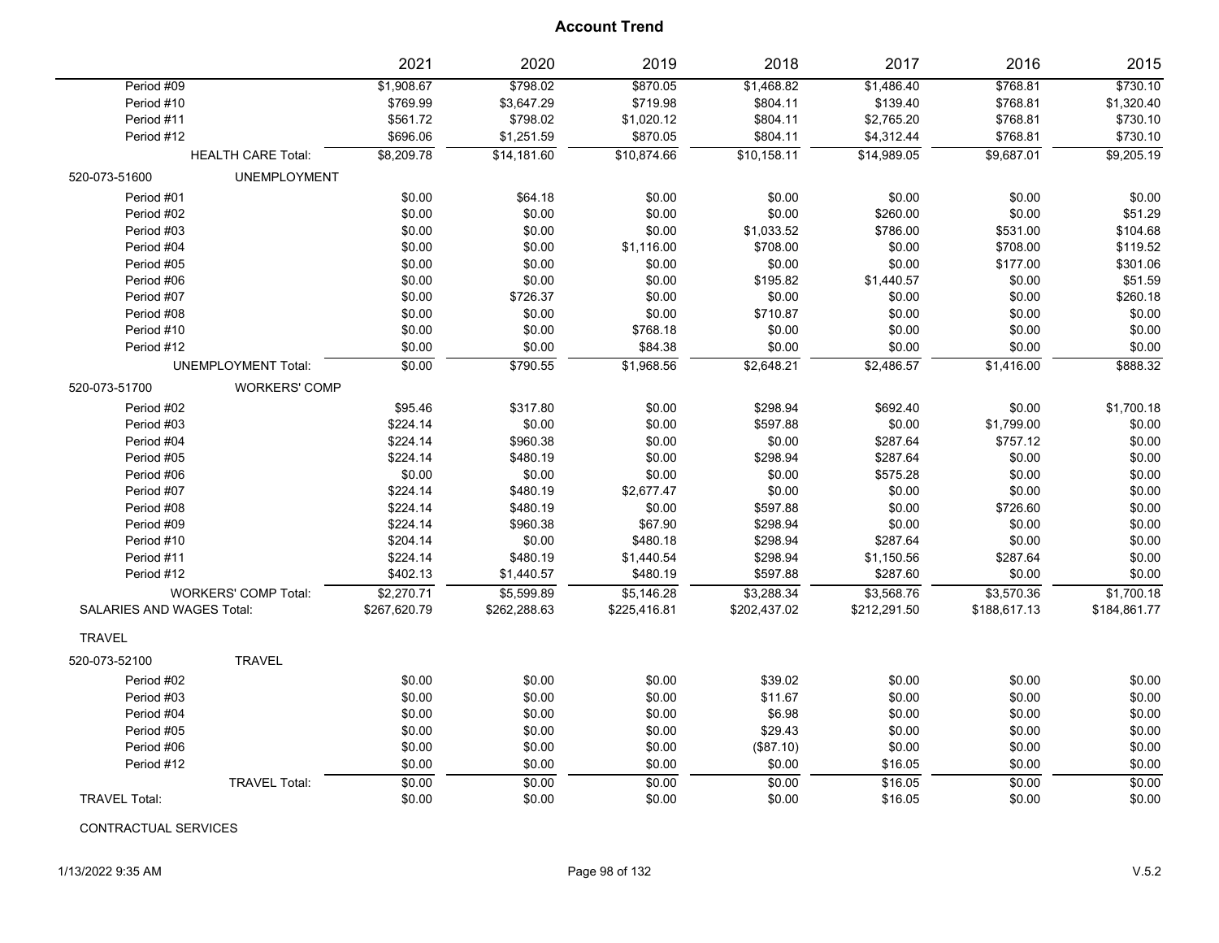**Account Trend**

| | 2021 | 2020 | 2019 | 2018 | 2017 | 2016 | 2015 |
|---|---|---|---|---|---|---|---|
| Period #09 | $1,908.67 | $798.02 | $870.05 | $1,468.82 | $1,486.40 | $768.81 | $730.10 |
| Period #10 | $769.99 | $3,647.29 | $719.98 | $804.11 | $139.40 | $768.81 | $1,320.40 |
| Period #11 | $561.72 | $798.02 | $1,020.12 | $804.11 | $2,765.20 | $768.81 | $730.10 |
| Period #12 | $696.06 | $1,251.59 | $870.05 | $804.11 | $4,312.44 | $768.81 | $730.10 |
| HEALTH CARE Total: | $8,209.78 | $14,181.60 | $10,874.66 | $10,158.11 | $14,989.05 | $9,687.01 | $9,205.19 |
| 520-073-51600 UNEMPLOYMENT | | | | | | | |
| Period #01 | $0.00 | $64.18 | $0.00 | $0.00 | $0.00 | $0.00 | $0.00 |
| Period #02 | $0.00 | $0.00 | $0.00 | $0.00 | $260.00 | $0.00 | $51.29 |
| Period #03 | $0.00 | $0.00 | $0.00 | $1,033.52 | $786.00 | $531.00 | $104.68 |
| Period #04 | $0.00 | $0.00 | $1,116.00 | $708.00 | $0.00 | $708.00 | $119.52 |
| Period #05 | $0.00 | $0.00 | $0.00 | $0.00 | $0.00 | $177.00 | $301.06 |
| Period #06 | $0.00 | $0.00 | $0.00 | $195.82 | $1,440.57 | $0.00 | $51.59 |
| Period #07 | $0.00 | $726.37 | $0.00 | $0.00 | $0.00 | $0.00 | $260.18 |
| Period #08 | $0.00 | $0.00 | $0.00 | $710.87 | $0.00 | $0.00 | $0.00 |
| Period #10 | $0.00 | $0.00 | $768.18 | $0.00 | $0.00 | $0.00 | $0.00 |
| Period #12 | $0.00 | $0.00 | $84.38 | $0.00 | $0.00 | $0.00 | $0.00 |
| UNEMPLOYMENT Total: | $0.00 | $790.55 | $1,968.56 | $2,648.21 | $2,486.57 | $1,416.00 | $888.32 |
| 520-073-51700 WORKERS' COMP | | | | | | | |
| Period #02 | $95.46 | $317.80 | $0.00 | $298.94 | $692.40 | $0.00 | $1,700.18 |
| Period #03 | $224.14 | $0.00 | $0.00 | $597.88 | $0.00 | $1,799.00 | $0.00 |
| Period #04 | $224.14 | $960.38 | $0.00 | $0.00 | $287.64 | $757.12 | $0.00 |
| Period #05 | $224.14 | $480.19 | $0.00 | $298.94 | $287.64 | $0.00 | $0.00 |
| Period #06 | $0.00 | $0.00 | $0.00 | $0.00 | $575.28 | $0.00 | $0.00 |
| Period #07 | $224.14 | $480.19 | $2,677.47 | $0.00 | $0.00 | $0.00 | $0.00 |
| Period #08 | $224.14 | $480.19 | $0.00 | $597.88 | $0.00 | $726.60 | $0.00 |
| Period #09 | $224.14 | $960.38 | $67.90 | $298.94 | $0.00 | $0.00 | $0.00 |
| Period #10 | $204.14 | $0.00 | $480.18 | $298.94 | $287.64 | $0.00 | $0.00 |
| Period #11 | $224.14 | $480.19 | $1,440.54 | $298.94 | $1,150.56 | $287.64 | $0.00 |
| Period #12 | $402.13 | $1,440.57 | $480.19 | $597.88 | $287.60 | $0.00 | $0.00 |
| WORKERS' COMP Total: | $2,270.71 | $5,599.89 | $5,146.28 | $3,288.34 | $3,568.76 | $3,570.36 | $1,700.18 |
| SALARIES AND WAGES Total: | $267,620.79 | $262,288.63 | $225,416.81 | $202,437.02 | $212,291.50 | $188,617.13 | $184,861.77 |
| TRAVEL | | | | | | | |
| 520-073-52100 TRAVEL | | | | | | | |
| Period #02 | $0.00 | $0.00 | $0.00 | $39.02 | $0.00 | $0.00 | $0.00 |
| Period #03 | $0.00 | $0.00 | $0.00 | $11.67 | $0.00 | $0.00 | $0.00 |
| Period #04 | $0.00 | $0.00 | $0.00 | $6.98 | $0.00 | $0.00 | $0.00 |
| Period #05 | $0.00 | $0.00 | $0.00 | $29.43 | $0.00 | $0.00 | $0.00 |
| Period #06 | $0.00 | $0.00 | $0.00 | ($87.10) | $0.00 | $0.00 | $0.00 |
| Period #12 | $0.00 | $0.00 | $0.00 | $0.00 | $16.05 | $0.00 | $0.00 |
| TRAVEL Total: | $0.00 | $0.00 | $0.00 | $0.00 | $16.05 | $0.00 | $0.00 |
| TRAVEL Total: | $0.00 | $0.00 | $0.00 | $0.00 | $16.05 | $0.00 | $0.00 |

CONTRACTUAL SERVICES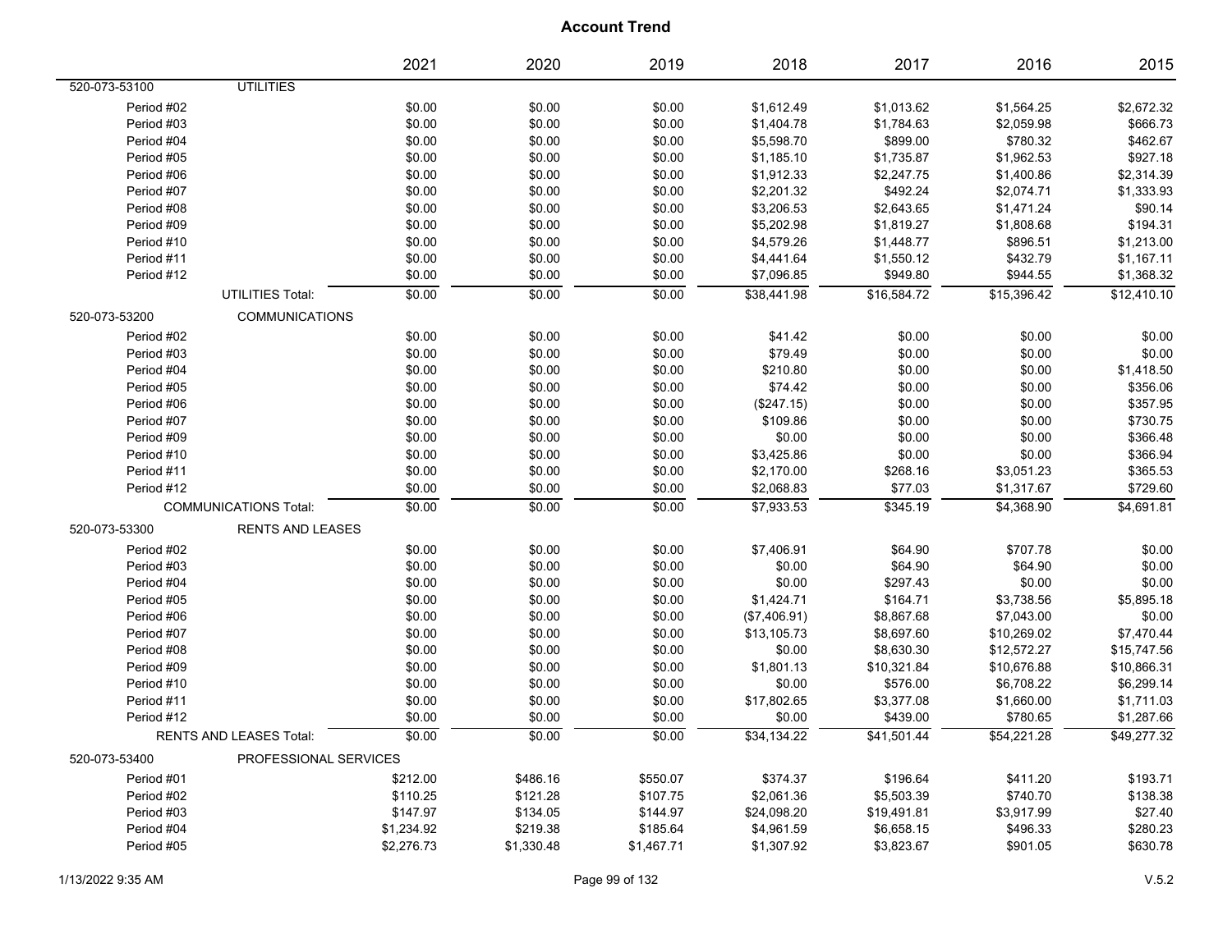# Account Trend

| | | 2021 | 2020 | 2019 | 2018 | 2017 | 2016 | 2015 |
|---|---|---|---|---|---|---|---|---|
| 520-073-53100 | UTILITIES | | | | | | | |
| Period #02 | | $0.00 | $0.00 | $0.00 | $1,612.49 | $1,013.62 | $1,564.25 | $2,672.32 |
| Period #03 | | $0.00 | $0.00 | $0.00 | $1,404.78 | $1,784.63 | $2,059.98 | $666.73 |
| Period #04 | | $0.00 | $0.00 | $0.00 | $5,598.70 | $899.00 | $780.32 | $462.67 |
| Period #05 | | $0.00 | $0.00 | $0.00 | $1,185.10 | $1,735.87 | $1,962.53 | $927.18 |
| Period #06 | | $0.00 | $0.00 | $0.00 | $1,912.33 | $2,247.75 | $1,400.86 | $2,314.39 |
| Period #07 | | $0.00 | $0.00 | $0.00 | $2,201.32 | $492.24 | $2,074.71 | $1,333.93 |
| Period #08 | | $0.00 | $0.00 | $0.00 | $3,206.53 | $2,643.65 | $1,471.24 | $90.14 |
| Period #09 | | $0.00 | $0.00 | $0.00 | $5,202.98 | $1,819.27 | $1,808.68 | $194.31 |
| Period #10 | | $0.00 | $0.00 | $0.00 | $4,579.26 | $1,448.77 | $896.51 | $1,213.00 |
| Period #11 | | $0.00 | $0.00 | $0.00 | $4,441.64 | $1,550.12 | $432.79 | $1,167.11 |
| Period #12 | | $0.00 | $0.00 | $0.00 | $7,096.85 | $949.80 | $944.55 | $1,368.32 |
| | UTILITIES Total: | $0.00 | $0.00 | $0.00 | $38,441.98 | $16,584.72 | $15,396.42 | $12,410.10 |
| 520-073-53200 | COMMUNICATIONS | | | | | | | |
| Period #02 | | $0.00 | $0.00 | $0.00 | $41.42 | $0.00 | $0.00 | $0.00 |
| Period #03 | | $0.00 | $0.00 | $0.00 | $79.49 | $0.00 | $0.00 | $0.00 |
| Period #04 | | $0.00 | $0.00 | $0.00 | $210.80 | $0.00 | $0.00 | $1,418.50 |
| Period #05 | | $0.00 | $0.00 | $0.00 | $74.42 | $0.00 | $0.00 | $356.06 |
| Period #06 | | $0.00 | $0.00 | $0.00 | ($247.15) | $0.00 | $0.00 | $357.95 |
| Period #07 | | $0.00 | $0.00 | $0.00 | $109.86 | $0.00 | $0.00 | $730.75 |
| Period #09 | | $0.00 | $0.00 | $0.00 | $0.00 | $0.00 | $0.00 | $366.48 |
| Period #10 | | $0.00 | $0.00 | $0.00 | $3,425.86 | $0.00 | $0.00 | $366.94 |
| Period #11 | | $0.00 | $0.00 | $0.00 | $2,170.00 | $268.16 | $3,051.23 | $365.53 |
| Period #12 | | $0.00 | $0.00 | $0.00 | $2,068.83 | $77.03 | $1,317.67 | $729.60 |
| | COMMUNICATIONS Total: | $0.00 | $0.00 | $0.00 | $7,933.53 | $345.19 | $4,368.90 | $4,691.81 |
| 520-073-53300 | RENTS AND LEASES | | | | | | | |
| Period #02 | | $0.00 | $0.00 | $0.00 | $7,406.91 | $64.90 | $707.78 | $0.00 |
| Period #03 | | $0.00 | $0.00 | $0.00 | $0.00 | $64.90 | $64.90 | $0.00 |
| Period #04 | | $0.00 | $0.00 | $0.00 | $0.00 | $297.43 | $0.00 | $0.00 |
| Period #05 | | $0.00 | $0.00 | $0.00 | $1,424.71 | $164.71 | $3,738.56 | $5,895.18 |
| Period #06 | | $0.00 | $0.00 | $0.00 | ($7,406.91) | $8,867.68 | $7,043.00 | $0.00 |
| Period #07 | | $0.00 | $0.00 | $0.00 | $13,105.73 | $8,697.60 | $10,269.02 | $7,470.44 |
| Period #08 | | $0.00 | $0.00 | $0.00 | $0.00 | $8,630.30 | $12,572.27 | $15,747.56 |
| Period #09 | | $0.00 | $0.00 | $0.00 | $1,801.13 | $10,321.84 | $10,676.88 | $10,866.31 |
| Period #10 | | $0.00 | $0.00 | $0.00 | $0.00 | $576.00 | $6,708.22 | $6,299.14 |
| Period #11 | | $0.00 | $0.00 | $0.00 | $17,802.65 | $3,377.08 | $1,660.00 | $1,711.03 |
| Period #12 | | $0.00 | $0.00 | $0.00 | $0.00 | $439.00 | $780.65 | $1,287.66 |
| | RENTS AND LEASES Total: | $0.00 | $0.00 | $0.00 | $34,134.22 | $41,501.44 | $54,221.28 | $49,277.32 |
| 520-073-53400 | PROFESSIONAL SERVICES | | | | | | | |
| Period #01 | | $212.00 | $486.16 | $550.07 | $374.37 | $196.64 | $411.20 | $193.71 |
| Period #02 | | $110.25 | $121.28 | $107.75 | $2,061.36 | $5,503.39 | $740.70 | $138.38 |
| Period #03 | | $147.97 | $134.05 | $144.97 | $24,098.20 | $19,491.81 | $3,917.99 | $27.40 |
| Period #04 | | $1,234.92 | $219.38 | $185.64 | $4,961.59 | $6,658.15 | $496.33 | $280.23 |
| Period #05 | | $2,276.73 | $1,330.48 | $1,467.71 | $1,307.92 | $3,823.67 | $901.05 | $630.78 |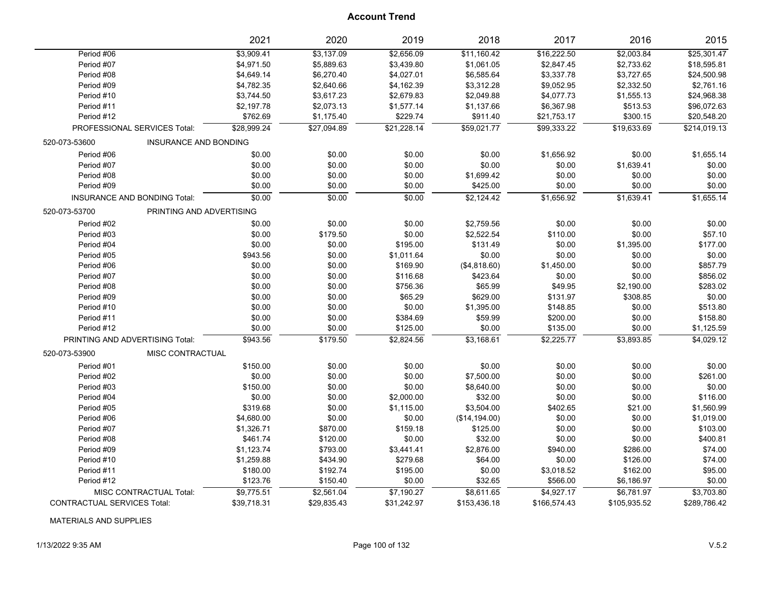# Account Trend

| | 2021 | 2020 | 2019 | 2018 | 2017 | 2016 | 2015 |
|---|---|---|---|---|---|---|---|
| Period #06 | $3,909.41 | $3,137.09 | $2,656.09 | $11,160.42 | $16,222.50 | $2,003.84 | $25,301.47 |
| Period #07 | $4,971.50 | $5,889.63 | $3,439.80 | $1,061.05 | $2,847.45 | $2,733.62 | $18,595.81 |
| Period #08 | $4,649.14 | $6,270.40 | $4,027.01 | $6,585.64 | $3,337.78 | $3,727.65 | $24,500.98 |
| Period #09 | $4,782.35 | $2,640.66 | $4,162.39 | $3,312.28 | $9,052.95 | $2,332.50 | $2,761.16 |
| Period #10 | $3,744.50 | $3,617.23 | $2,679.83 | $2,049.88 | $4,077.73 | $1,555.13 | $24,968.38 |
| Period #11 | $2,197.78 | $2,073.13 | $1,577.14 | $1,137.66 | $6,367.98 | $513.53 | $96,072.63 |
| Period #12 | $762.69 | $1,175.40 | $229.74 | $911.40 | $21,753.17 | $300.15 | $20,548.20 |
| PROFESSIONAL SERVICES Total: | $28,999.24 | $27,094.89 | $21,228.14 | $59,021.77 | $99,333.22 | $19,633.69 | $214,019.13 |
| **520-073-53600 INSURANCE AND BONDING** | | | | | | | |
| Period #06 | $0.00 | $0.00 | $0.00 | $0.00 | $1,656.92 | $0.00 | $1,655.14 |
| Period #07 | $0.00 | $0.00 | $0.00 | $0.00 | $0.00 | $1,639.41 | $0.00 |
| Period #08 | $0.00 | $0.00 | $0.00 | $1,699.42 | $0.00 | $0.00 | $0.00 |
| Period #09 | $0.00 | $0.00 | $0.00 | $425.00 | $0.00 | $0.00 | $0.00 |
| INSURANCE AND BONDING Total: | $0.00 | $0.00 | $0.00 | $2,124.42 | $1,656.92 | $1,639.41 | $1,655.14 |
| **520-073-53700 PRINTING AND ADVERTISING** | | | | | | | |
| Period #02 | $0.00 | $0.00 | $0.00 | $2,759.56 | $0.00 | $0.00 | $0.00 |
| Period #03 | $0.00 | $179.50 | $0.00 | $2,522.54 | $110.00 | $0.00 | $57.10 |
| Period #04 | $0.00 | $0.00 | $195.00 | $131.49 | $0.00 | $1,395.00 | $177.00 |
| Period #05 | $943.56 | $0.00 | $1,011.64 | $0.00 | $0.00 | $0.00 | $0.00 |
| Period #06 | $0.00 | $0.00 | $169.90 | ($4,818.60) | $1,450.00 | $0.00 | $857.79 |
| Period #07 | $0.00 | $0.00 | $116.68 | $423.64 | $0.00 | $0.00 | $856.02 |
| Period #08 | $0.00 | $0.00 | $756.36 | $65.99 | $49.95 | $2,190.00 | $283.02 |
| Period #09 | $0.00 | $0.00 | $65.29 | $629.00 | $131.97 | $308.85 | $0.00 |
| Period #10 | $0.00 | $0.00 | $0.00 | $1,395.00 | $148.85 | $0.00 | $513.80 |
| Period #11 | $0.00 | $0.00 | $384.69 | $59.99 | $200.00 | $0.00 | $158.80 |
| Period #12 | $0.00 | $0.00 | $125.00 | $0.00 | $135.00 | $0.00 | $1,125.59 |
| PRINTING AND ADVERTISING Total: | $943.56 | $179.50 | $2,824.56 | $3,168.61 | $2,225.77 | $3,893.85 | $4,029.12 |
| **520-073-53900 MISC CONTRACTUAL** | | | | | | | |
| Period #01 | $150.00 | $0.00 | $0.00 | $0.00 | $0.00 | $0.00 | $0.00 |
| Period #02 | $0.00 | $0.00 | $0.00 | $7,500.00 | $0.00 | $0.00 | $261.00 |
| Period #03 | $150.00 | $0.00 | $0.00 | $8,640.00 | $0.00 | $0.00 | $0.00 |
| Period #04 | $0.00 | $0.00 | $2,000.00 | $32.00 | $0.00 | $0.00 | $116.00 |
| Period #05 | $319.68 | $0.00 | $1,115.00 | $3,504.00 | $402.65 | $21.00 | $1,560.99 |
| Period #06 | $4,680.00 | $0.00 | $0.00 | ($14,194.00) | $0.00 | $0.00 | $1,019.00 |
| Period #07 | $1,326.71 | $870.00 | $159.18 | $125.00 | $0.00 | $0.00 | $103.00 |
| Period #08 | $461.74 | $120.00 | $0.00 | $32.00 | $0.00 | $0.00 | $400.81 |
| Period #09 | $1,123.74 | $793.00 | $3,441.41 | $2,876.00 | $940.00 | $286.00 | $74.00 |
| Period #10 | $1,259.88 | $434.90 | $279.68 | $64.00 | $0.00 | $126.00 | $74.00 |
| Period #11 | $180.00 | $192.74 | $195.00 | $0.00 | $3,018.52 | $162.00 | $95.00 |
| Period #12 | $123.76 | $150.40 | $0.00 | $32.65 | $566.00 | $6,186.97 | $0.00 |
| MISC CONTRACTUAL Total: | $9,775.51 | $2,561.04 | $7,190.27 | $8,611.65 | $4,927.17 | $6,781.97 | $3,703.80 |
| CONTRACTUAL SERVICES Total: | $39,718.31 | $29,835.43 | $31,242.97 | $153,436.18 | $166,574.43 | $105,935.52 | $289,786.42 |

MATERIALS AND SUPPLIES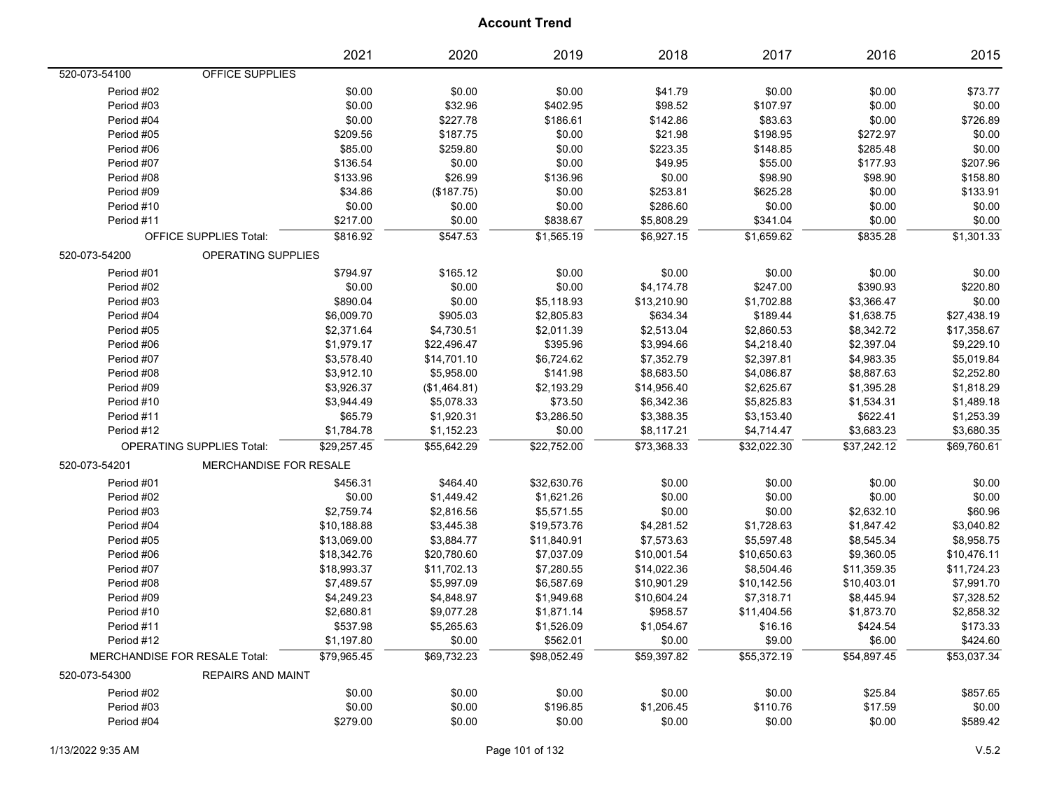# Account Trend

| | | 2021 | 2020 | 2019 | 2018 | 2017 | 2016 | 2015 |
|---|---|---|---|---|---|---|---|---|
| 520-073-54100 | OFFICE SUPPLIES | | | | | | | |
| Period #02 | | $0.00 | $0.00 | $0.00 | $41.79 | $0.00 | $0.00 | $73.77 |
| Period #03 | | $0.00 | $32.96 | $402.95 | $98.52 | $107.97 | $0.00 | $0.00 |
| Period #04 | | $0.00 | $227.78 | $186.61 | $142.86 | $83.63 | $0.00 | $726.89 |
| Period #05 | | $209.56 | $187.75 | $0.00 | $21.98 | $198.95 | $272.97 | $0.00 |
| Period #06 | | $85.00 | $259.80 | $0.00 | $223.35 | $148.85 | $285.48 | $0.00 |
| Period #07 | | $136.54 | $0.00 | $0.00 | $49.95 | $55.00 | $177.93 | $207.96 |
| Period #08 | | $133.96 | $26.99 | $136.96 | $0.00 | $98.90 | $98.90 | $158.80 |
| Period #09 | | $34.86 | ($187.75) | $0.00 | $253.81 | $625.28 | $0.00 | $133.91 |
| Period #10 | | $0.00 | $0.00 | $0.00 | $286.60 | $0.00 | $0.00 | $0.00 |
| Period #11 | | $217.00 | $0.00 | $838.67 | $5,808.29 | $341.04 | $0.00 | $0.00 |
| OFFICE SUPPLIES Total: | | $816.92 | $547.53 | $1,565.19 | $6,927.15 | $1,659.62 | $835.28 | $1,301.33 |
| 520-073-54200 | OPERATING SUPPLIES | | | | | | | |
| Period #01 | | $794.97 | $165.12 | $0.00 | $0.00 | $0.00 | $0.00 | $0.00 |
| Period #02 | | $0.00 | $0.00 | $0.00 | $4,174.78 | $247.00 | $390.93 | $220.80 |
| Period #03 | | $890.04 | $0.00 | $5,118.93 | $13,210.90 | $1,702.88 | $3,366.47 | $0.00 |
| Period #04 | | $6,009.70 | $905.03 | $2,805.83 | $634.34 | $189.44 | $1,638.75 | $27,438.19 |
| Period #05 | | $2,371.64 | $4,730.51 | $2,011.39 | $2,513.04 | $2,860.53 | $8,342.72 | $17,358.67 |
| Period #06 | | $1,979.17 | $22,496.47 | $395.96 | $3,994.66 | $4,218.40 | $2,397.04 | $9,229.10 |
| Period #07 | | $3,578.40 | $14,701.10 | $6,724.62 | $7,352.79 | $2,397.81 | $4,983.35 | $5,019.84 |
| Period #08 | | $3,912.10 | $5,958.00 | $141.98 | $8,683.50 | $4,086.87 | $8,887.63 | $2,252.80 |
| Period #09 | | $3,926.37 | ($1,464.81) | $2,193.29 | $14,956.40 | $2,625.67 | $1,395.28 | $1,818.29 |
| Period #10 | | $3,944.49 | $5,078.33 | $73.50 | $6,342.36 | $5,825.83 | $1,534.31 | $1,489.18 |
| Period #11 | | $65.79 | $1,920.31 | $3,286.50 | $3,388.35 | $3,153.40 | $622.41 | $1,253.39 |
| Period #12 | | $1,784.78 | $1,152.23 | $0.00 | $8,117.21 | $4,714.47 | $3,683.23 | $3,680.35 |
| OPERATING SUPPLIES Total: | | $29,257.45 | $55,642.29 | $22,752.00 | $73,368.33 | $32,022.30 | $37,242.12 | $69,760.61 |
| 520-073-54201 | MERCHANDISE FOR RESALE | | | | | | | |
| Period #01 | | $456.31 | $464.40 | $32,630.76 | $0.00 | $0.00 | $0.00 | $0.00 |
| Period #02 | | $0.00 | $1,449.42 | $1,621.26 | $0.00 | $0.00 | $0.00 | $0.00 |
| Period #03 | | $2,759.74 | $2,816.56 | $5,571.55 | $0.00 | $0.00 | $2,632.10 | $60.96 |
| Period #04 | | $10,188.88 | $3,445.38 | $19,573.76 | $4,281.52 | $1,728.63 | $1,847.42 | $3,040.82 |
| Period #05 | | $13,069.00 | $3,884.77 | $11,840.91 | $7,573.63 | $5,597.48 | $8,545.34 | $8,958.75 |
| Period #06 | | $18,342.76 | $20,780.60 | $7,037.09 | $10,001.54 | $10,650.63 | $9,360.05 | $10,476.11 |
| Period #07 | | $18,993.37 | $11,702.13 | $7,280.55 | $14,022.36 | $8,504.46 | $11,359.35 | $11,724.23 |
| Period #08 | | $7,489.57 | $5,997.09 | $6,587.69 | $10,901.29 | $10,142.56 | $10,403.01 | $7,991.70 |
| Period #09 | | $4,249.23 | $4,848.97 | $1,949.68 | $10,604.24 | $7,318.71 | $8,445.94 | $7,328.52 |
| Period #10 | | $2,680.81 | $9,077.28 | $1,871.14 | $958.57 | $11,404.56 | $1,873.70 | $2,858.32 |
| Period #11 | | $537.98 | $5,265.63 | $1,526.09 | $1,054.67 | $16.16 | $424.54 | $173.33 |
| Period #12 | | $1,197.80 | $0.00 | $562.01 | $0.00 | $9.00 | $6.00 | $424.60 |
| MERCHANDISE FOR RESALE Total: | | $79,965.45 | $69,732.23 | $98,052.49 | $59,397.82 | $55,372.19 | $54,897.45 | $53,037.34 |
| 520-073-54300 | REPAIRS AND MAINT | | | | | | | |
| Period #02 | | $0.00 | $0.00 | $0.00 | $0.00 | $0.00 | $25.84 | $857.65 |
| Period #03 | | $0.00 | $0.00 | $196.85 | $1,206.45 | $110.76 | $17.59 | $0.00 |
| Period #04 | | $279.00 | $0.00 | $0.00 | $0.00 | $0.00 | $0.00 | $589.42 |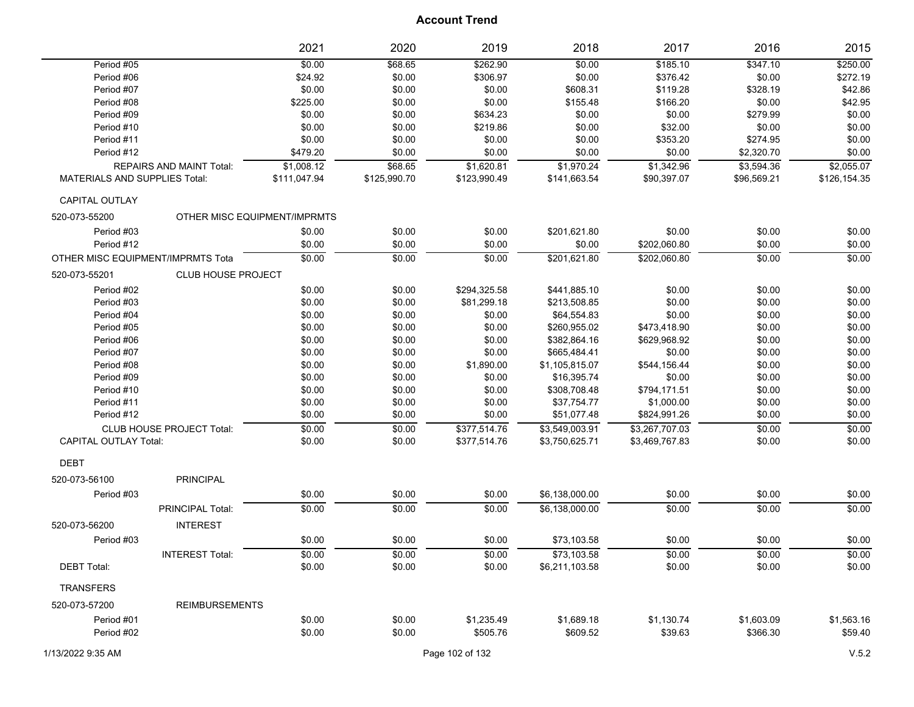# Account Trend

| | 2021 | 2020 | 2019 | 2018 | 2017 | 2016 | 2015 |
|---|---|---|---|---|---|---|---|
| Period #05 | $0.00 | $68.65 | $262.90 | $0.00 | $185.10 | $347.10 | $250.00 |
| Period #06 | $24.92 | $0.00 | $306.97 | $0.00 | $376.42 | $0.00 | $272.19 |
| Period #07 | $0.00 | $0.00 | $0.00 | $608.31 | $119.28 | $328.19 | $42.86 |
| Period #08 | $225.00 | $0.00 | $0.00 | $155.48 | $166.20 | $0.00 | $42.95 |
| Period #09 | $0.00 | $0.00 | $634.23 | $0.00 | $0.00 | $279.99 | $0.00 |
| Period #10 | $0.00 | $0.00 | $219.86 | $0.00 | $32.00 | $0.00 | $0.00 |
| Period #11 | $0.00 | $0.00 | $0.00 | $0.00 | $353.20 | $274.95 | $0.00 |
| Period #12 | $479.20 | $0.00 | $0.00 | $0.00 | $0.00 | $2,320.70 | $0.00 |
| REPAIRS AND MAINT Total: | $1,008.12 | $68.65 | $1,620.81 | $1,970.24 | $1,342.96 | $3,594.36 | $2,055.07 |
| MATERIALS AND SUPPLIES Total: | $111,047.94 | $125,990.70 | $123,990.49 | $141,663.54 | $90,397.07 | $96,569.21 | $126,154.35 |
| CAPITAL OUTLAY | | | | | | | |
| 520-073-55200 OTHER MISC EQUIPMENT/IMPRMTS | | | | | | | |
| Period #03 | $0.00 | $0.00 | $0.00 | $201,621.80 | $0.00 | $0.00 | $0.00 |
| Period #12 | $0.00 | $0.00 | $0.00 | $0.00 | $202,060.80 | $0.00 | $0.00 |
| OTHER MISC EQUIPMENT/IMPRMTS Tota | $0.00 | $0.00 | $0.00 | $201,621.80 | $202,060.80 | $0.00 | $0.00 |
| 520-073-55201 CLUB HOUSE PROJECT | | | | | | | |
| Period #02 | $0.00 | $0.00 | $294,325.58 | $441,885.10 | $0.00 | $0.00 | $0.00 |
| Period #03 | $0.00 | $0.00 | $81,299.18 | $213,508.85 | $0.00 | $0.00 | $0.00 |
| Period #04 | $0.00 | $0.00 | $0.00 | $64,554.83 | $0.00 | $0.00 | $0.00 |
| Period #05 | $0.00 | $0.00 | $0.00 | $260,955.02 | $473,418.90 | $0.00 | $0.00 |
| Period #06 | $0.00 | $0.00 | $0.00 | $382,864.16 | $629,968.92 | $0.00 | $0.00 |
| Period #07 | $0.00 | $0.00 | $0.00 | $665,484.41 | $0.00 | $0.00 | $0.00 |
| Period #08 | $0.00 | $0.00 | $1,890.00 | $1,105,815.07 | $544,156.44 | $0.00 | $0.00 |
| Period #09 | $0.00 | $0.00 | $0.00 | $16,395.74 | $0.00 | $0.00 | $0.00 |
| Period #10 | $0.00 | $0.00 | $0.00 | $308,708.48 | $794,171.51 | $0.00 | $0.00 |
| Period #11 | $0.00 | $0.00 | $0.00 | $37,754.77 | $1,000.00 | $0.00 | $0.00 |
| Period #12 | $0.00 | $0.00 | $0.00 | $51,077.48 | $824,991.26 | $0.00 | $0.00 |
| CLUB HOUSE PROJECT Total: | $0.00 | $0.00 | $377,514.76 | $3,549,003.91 | $3,267,707.03 | $0.00 | $0.00 |
| CAPITAL OUTLAY Total: | $0.00 | $0.00 | $377,514.76 | $3,750,625.71 | $3,469,767.83 | $0.00 | $0.00 |
| DEBT | | | | | | | |
| 520-073-56100 PRINCIPAL | | | | | | | |
| Period #03 | $0.00 | $0.00 | $0.00 | $6,138,000.00 | $0.00 | $0.00 | $0.00 |
| PRINCIPAL Total: | $0.00 | $0.00 | $0.00 | $6,138,000.00 | $0.00 | $0.00 | $0.00 |
| 520-073-56200 INTEREST | | | | | | | |
| Period #03 | $0.00 | $0.00 | $0.00 | $73,103.58 | $0.00 | $0.00 | $0.00 |
| INTEREST Total: | $0.00 | $0.00 | $0.00 | $73,103.58 | $0.00 | $0.00 | $0.00 |
| DEBT Total: | $0.00 | $0.00 | $0.00 | $6,211,103.58 | $0.00 | $0.00 | $0.00 |
| TRANSFERS | | | | | | | |
| 520-073-57200 REIMBURSEMENTS | | | | | | | |
| Period #01 | $0.00 | $0.00 | $1,235.49 | $1,689.18 | $1,130.74 | $1,603.09 | $1,563.16 |
| Period #02 | $0.00 | $0.00 | $505.76 | $609.52 | $39.63 | $366.30 | $59.40 |

1/13/2022 9:35 AM

V.5.2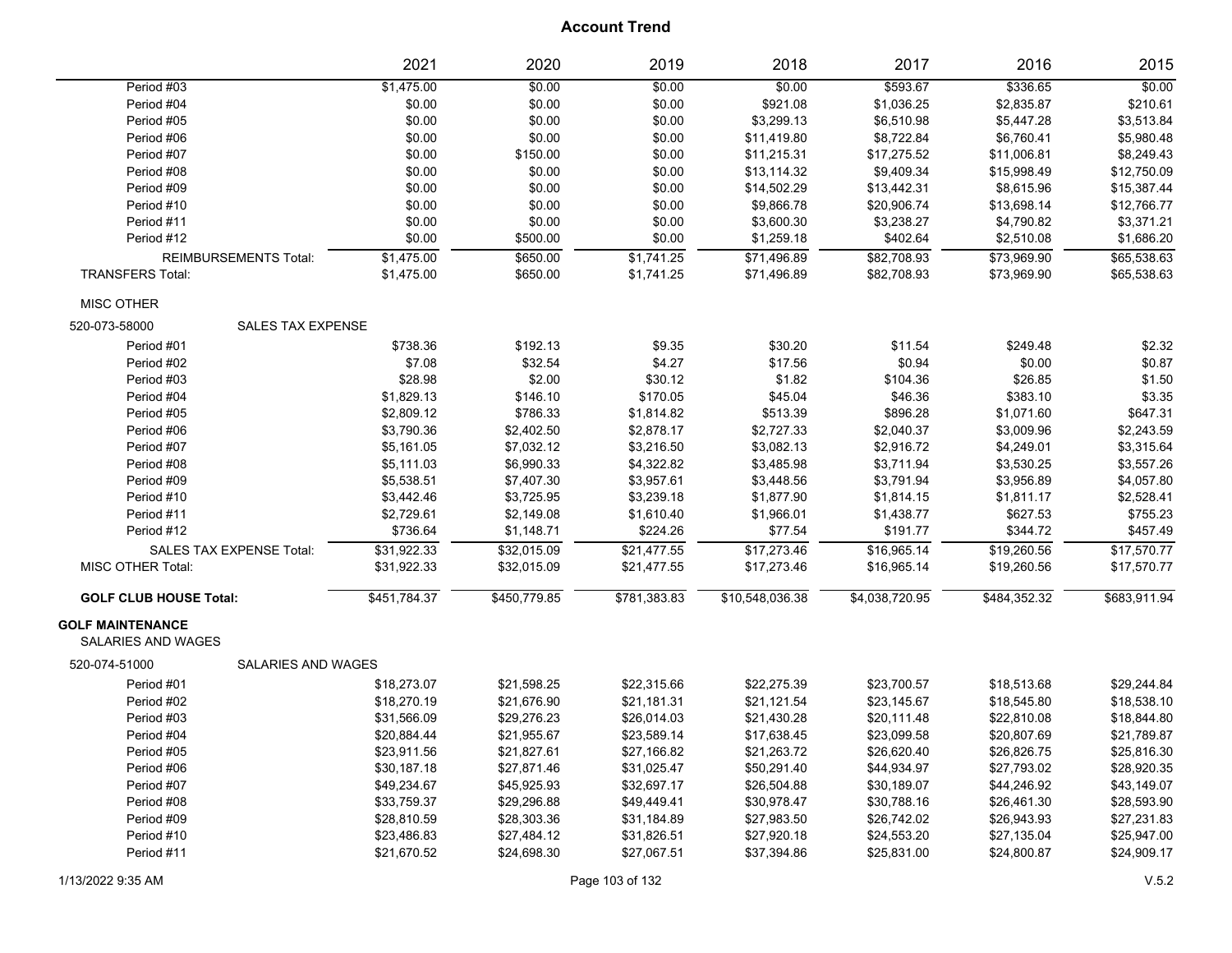## Account Trend

| | 2021 | 2020 | 2019 | 2018 | 2017 | 2016 | 2015 |
|---|---|---|---|---|---|---|---|
| Period #03 | $1,475.00 | $0.00 | $0.00 | $0.00 | $593.67 | $336.65 | $0.00 |
| Period #04 | $0.00 | $0.00 | $0.00 | $921.08 | $1,036.25 | $2,835.87 | $210.61 |
| Period #05 | $0.00 | $0.00 | $0.00 | $3,299.13 | $6,510.98 | $5,447.28 | $3,513.84 |
| Period #06 | $0.00 | $0.00 | $0.00 | $11,419.80 | $8,722.84 | $6,760.41 | $5,980.48 |
| Period #07 | $0.00 | $150.00 | $0.00 | $11,215.31 | $17,275.52 | $11,006.81 | $8,249.43 |
| Period #08 | $0.00 | $0.00 | $0.00 | $13,114.32 | $9,409.34 | $15,998.49 | $12,750.09 |
| Period #09 | $0.00 | $0.00 | $0.00 | $14,502.29 | $13,442.31 | $8,615.96 | $15,387.44 |
| Period #10 | $0.00 | $0.00 | $0.00 | $9,866.78 | $20,906.74 | $13,698.14 | $12,766.77 |
| Period #11 | $0.00 | $0.00 | $0.00 | $3,600.30 | $3,238.27 | $4,790.82 | $3,371.21 |
| Period #12 | $0.00 | $500.00 | $0.00 | $1,259.18 | $402.64 | $2,510.08 | $1,686.20 |
| REIMBURSEMENTS Total: | $1,475.00 | $650.00 | $1,741.25 | $71,496.89 | $82,708.93 | $73,969.90 | $65,538.63 |
| TRANSFERS Total: | $1,475.00 | $650.00 | $1,741.25 | $71,496.89 | $82,708.93 | $73,969.90 | $65,538.63 |
| MISC OTHER | | | | | | | |
| 520-073-58000 SALES TAX EXPENSE | | | | | | | |
| Period #01 | $738.36 | $192.13 | $9.35 | $30.20 | $11.54 | $249.48 | $2.32 |
| Period #02 | $7.08 | $32.54 | $4.27 | $17.56 | $0.94 | $0.00 | $0.87 |
| Period #03 | $28.98 | $2.00 | $30.12 | $1.82 | $104.36 | $26.85 | $1.50 |
| Period #04 | $1,829.13 | $146.10 | $170.05 | $45.04 | $46.36 | $383.10 | $3.35 |
| Period #05 | $2,809.12 | $786.33 | $1,814.82 | $513.39 | $896.28 | $1,071.60 | $647.31 |
| Period #06 | $3,790.36 | $2,402.50 | $2,878.17 | $2,727.33 | $2,040.37 | $3,009.96 | $2,243.59 |
| Period #07 | $5,161.05 | $7,032.12 | $3,216.50 | $3,082.13 | $2,916.72 | $4,249.01 | $3,315.64 |
| Period #08 | $5,111.03 | $6,990.33 | $4,322.82 | $3,485.98 | $3,711.94 | $3,530.25 | $3,557.26 |
| Period #09 | $5,538.51 | $7,407.30 | $3,957.61 | $3,448.56 | $3,791.94 | $3,956.89 | $4,057.80 |
| Period #10 | $3,442.46 | $3,725.95 | $3,239.18 | $1,877.90 | $1,814.15 | $1,811.17 | $2,528.41 |
| Period #11 | $2,729.61 | $2,149.08 | $1,610.40 | $1,966.01 | $1,438.77 | $627.53 | $755.23 |
| Period #12 | $736.64 | $1,148.71 | $224.26 | $77.54 | $191.77 | $344.72 | $457.49 |
| SALES TAX EXPENSE Total: | $31,922.33 | $32,015.09 | $21,477.55 | $17,273.46 | $16,965.14 | $19,260.56 | $17,570.77 |
| MISC OTHER Total: | $31,922.33 | $32,015.09 | $21,477.55 | $17,273.46 | $16,965.14 | $19,260.56 | $17,570.77 |
| **GOLF CLUB HOUSE Total:** | $451,784.37 | $450,779.85 | $781,383.83 | $10,548,036.38 | $4,038,720.95 | $484,352.32 | $683,911.94 |
| **GOLF MAINTENANCE** | | | | | | | |
| SALARIES AND WAGES | | | | | | | |
| 520-074-51000 SALARIES AND WAGES | | | | | | | |
| Period #01 | $18,273.07 | $21,598.25 | $22,315.66 | $22,275.39 | $23,700.57 | $18,513.68 | $29,244.84 |
| Period #02 | $18,270.19 | $21,676.90 | $21,181.31 | $21,121.54 | $23,145.67 | $18,545.80 | $18,538.10 |
| Period #03 | $31,566.09 | $29,276.23 | $26,014.03 | $21,430.28 | $20,111.48 | $22,810.08 | $18,844.80 |
| Period #04 | $20,884.44 | $21,955.67 | $23,589.14 | $17,638.45 | $23,099.58 | $20,807.69 | $21,789.87 |
| Period #05 | $23,911.56 | $21,827.61 | $27,166.82 | $21,263.72 | $26,620.40 | $26,826.75 | $25,816.30 |
| Period #06 | $30,187.18 | $27,871.46 | $31,025.47 | $50,291.40 | $44,934.97 | $27,793.02 | $28,920.35 |
| Period #07 | $49,234.67 | $45,925.93 | $32,697.17 | $26,504.88 | $30,189.07 | $44,246.92 | $43,149.07 |
| Period #08 | $33,759.37 | $29,296.88 | $49,449.41 | $30,978.47 | $30,788.16 | $26,461.30 | $28,593.90 |
| Period #09 | $28,810.59 | $28,303.36 | $31,184.89 | $27,983.50 | $26,742.02 | $26,943.93 | $27,231.83 |
| Period #10 | $23,486.83 | $27,484.12 | $31,826.51 | $27,920.18 | $24,553.20 | $27,135.04 | $25,947.00 |
| Period #11 | $21,670.52 | $24,698.30 | $27,067.51 | $37,394.86 | $25,831.00 | $24,800.87 | $24,909.17 |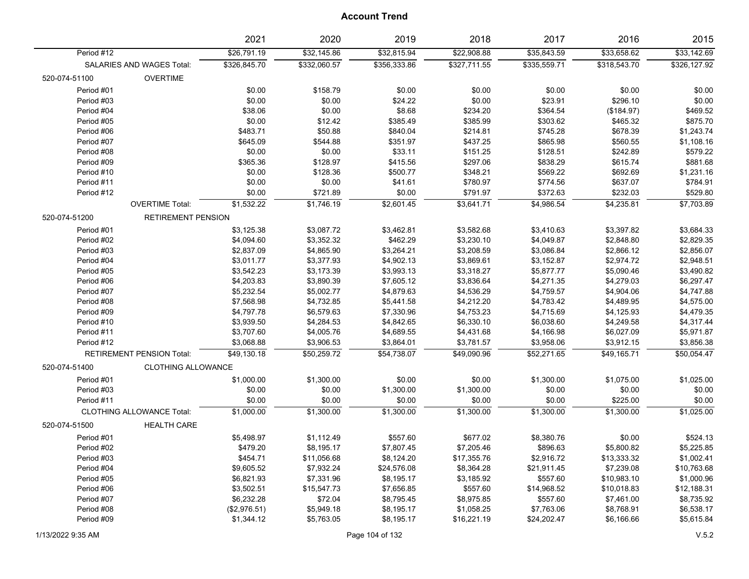# Account Trend

| | | 2021 | 2020 | 2019 | 2018 | 2017 | 2016 | 2015 |
|---|---|---|---|---|---|---|---|---|
| Period #12 | | $26,791.19 | $32,145.86 | $32,815.94 | $22,908.88 | $35,843.59 | $33,658.62 | $33,142.69 |
| SALARIES AND WAGES Total: | | $326,845.70 | $332,060.57 | $356,333.86 | $327,711.55 | $335,559.71 | $318,543.70 | $326,127.92 |
| 520-074-51100 | OVERTIME | | | | | | | |
| Period #01 | | $0.00 | $158.79 | $0.00 | $0.00 | $0.00 | $0.00 | $0.00 |
| Period #03 | | $0.00 | $0.00 | $24.22 | $0.00 | $23.91 | $296.10 | $0.00 |
| Period #04 | | $38.06 | $0.00 | $8.68 | $234.20 | $364.54 | ($184.97) | $469.52 |
| Period #05 | | $0.00 | $12.42 | $385.49 | $385.99 | $303.62 | $465.32 | $875.70 |
| Period #06 | | $483.71 | $50.88 | $840.04 | $214.81 | $745.28 | $678.39 | $1,243.74 |
| Period #07 | | $645.09 | $544.88 | $351.97 | $437.25 | $865.98 | $560.55 | $1,108.16 |
| Period #08 | | $0.00 | $0.00 | $33.11 | $151.25 | $128.51 | $242.89 | $579.22 |
| Period #09 | | $365.36 | $128.97 | $415.56 | $297.06 | $838.29 | $615.74 | $881.68 |
| Period #10 | | $0.00 | $128.36 | $500.77 | $348.21 | $569.22 | $692.69 | $1,231.16 |
| Period #11 | | $0.00 | $0.00 | $41.61 | $780.97 | $774.56 | $637.07 | $784.91 |
| Period #12 | | $0.00 | $721.89 | $0.00 | $791.97 | $372.63 | $232.03 | $529.80 |
| | OVERTIME Total: | $1,532.22 | $1,746.19 | $2,601.45 | $3,641.71 | $4,986.54 | $4,235.81 | $7,703.89 |
| 520-074-51200 | RETIREMENT PENSION | | | | | | | |
| Period #01 | | $3,125.38 | $3,087.72 | $3,462.81 | $3,582.68 | $3,410.63 | $3,397.82 | $3,684.33 |
| Period #02 | | $4,094.60 | $3,352.32 | $462.29 | $3,230.10 | $4,049.87 | $2,848.80 | $2,829.35 |
| Period #03 | | $2,837.09 | $4,865.90 | $3,264.21 | $3,208.59 | $3,086.84 | $2,866.12 | $2,856.07 |
| Period #04 | | $3,011.77 | $3,377.93 | $4,902.13 | $3,869.61 | $3,152.87 | $2,974.72 | $2,948.51 |
| Period #05 | | $3,542.23 | $3,173.39 | $3,993.13 | $3,318.27 | $5,877.77 | $5,090.46 | $3,490.82 |
| Period #06 | | $4,203.83 | $3,890.39 | $7,605.12 | $3,836.64 | $4,271.35 | $4,279.03 | $6,297.47 |
| Period #07 | | $5,232.54 | $5,002.77 | $4,879.63 | $4,536.29 | $4,759.57 | $4,904.06 | $4,747.88 |
| Period #08 | | $7,568.98 | $4,732.85 | $5,441.58 | $4,212.20 | $4,783.42 | $4,489.95 | $4,575.00 |
| Period #09 | | $4,797.78 | $6,579.63 | $7,330.96 | $4,753.23 | $4,715.69 | $4,125.93 | $4,479.35 |
| Period #10 | | $3,939.50 | $4,284.53 | $4,842.65 | $6,330.10 | $6,038.60 | $4,249.58 | $4,317.44 |
| Period #11 | | $3,707.60 | $4,005.76 | $4,689.55 | $4,431.68 | $4,166.98 | $6,027.09 | $5,971.87 |
| Period #12 | | $3,068.88 | $3,906.53 | $3,864.01 | $3,781.57 | $3,958.06 | $3,912.15 | $3,856.38 |
| RETIREMENT PENSION Total: | | $49,130.18 | $50,259.72 | $54,738.07 | $49,090.96 | $52,271.65 | $49,165.71 | $50,054.47 |
| 520-074-51400 | CLOTHING ALLOWANCE | | | | | | | |
| Period #01 | | $1,000.00 | $1,300.00 | $0.00 | $0.00 | $1,300.00 | $1,075.00 | $1,025.00 |
| Period #03 | | $0.00 | $0.00 | $1,300.00 | $1,300.00 | $0.00 | $0.00 | $0.00 |
| Period #11 | | $0.00 | $0.00 | $0.00 | $0.00 | $0.00 | $225.00 | $0.00 |
| CLOTHING ALLOWANCE Total: | | $1,000.00 | $1,300.00 | $1,300.00 | $1,300.00 | $1,300.00 | $1,300.00 | $1,025.00 |
| 520-074-51500 | HEALTH CARE | | | | | | | |
| Period #01 | | $5,498.97 | $1,112.49 | $557.60 | $677.02 | $8,380.76 | $0.00 | $524.13 |
| Period #02 | | $479.20 | $8,195.17 | $7,807.45 | $7,205.46 | $896.63 | $5,800.82 | $5,225.85 |
| Period #03 | | $454.71 | $11,056.68 | $8,124.20 | $17,355.76 | $2,916.72 | $13,333.32 | $1,002.41 |
| Period #04 | | $9,605.52 | $7,932.24 | $24,576.08 | $8,364.28 | $21,911.45 | $7,239.08 | $10,763.68 |
| Period #05 | | $6,821.93 | $7,331.96 | $8,195.17 | $3,185.92 | $557.60 | $10,983.10 | $1,000.96 |
| Period #06 | | $3,502.51 | $15,547.73 | $7,656.85 | $557.60 | $14,968.52 | $10,018.83 | $12,188.31 |
| Period #07 | | $6,232.28 | $72.04 | $8,795.45 | $8,975.85 | $557.60 | $7,461.00 | $8,735.92 |
| Period #08 | | ($2,976.51) | $5,949.18 | $8,195.17 | $1,058.25 | $7,763.06 | $8,768.91 | $6,538.17 |
| Period #09 | | $1,344.12 | $5,763.05 | $8,195.17 | $16,221.19 | $24,202.47 | $6,166.66 | $5,615.84 |

1/13/2022 9:35 AM V.5.2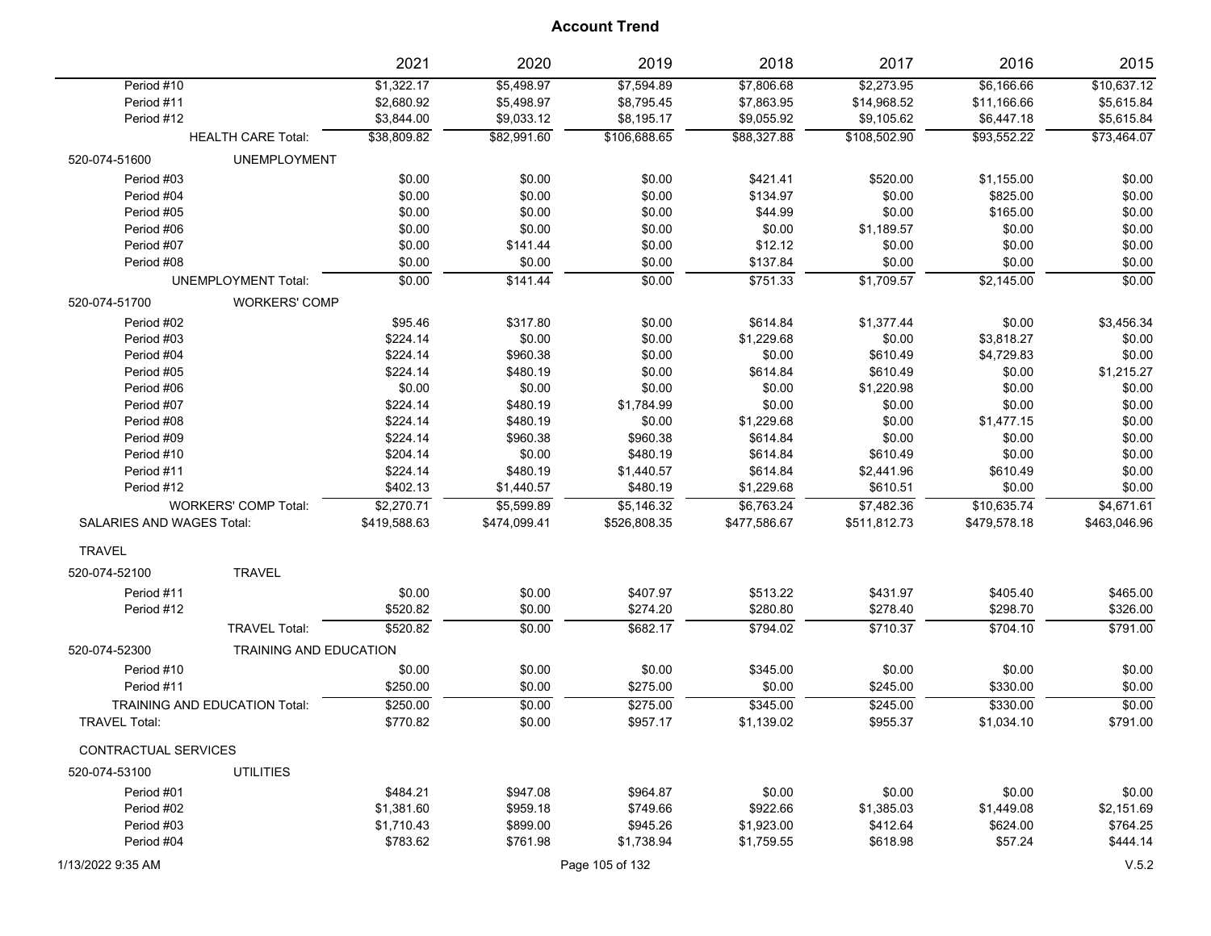# Account Trend

| | | 2021 | 2020 | 2019 | 2018 | 2017 | 2016 | 2015 |
|---|---|---|---|---|---|---|---|---|
| Period #10 | | $1,322.17 | $5,498.97 | $7,594.89 | $7,806.68 | $2,273.95 | $6,166.66 | $10,637.12 |
| Period #11 | | $2,680.92 | $5,498.97 | $8,795.45 | $7,863.95 | $14,968.52 | $11,166.66 | $5,615.84 |
| Period #12 | | $3,844.00 | $9,033.12 | $8,195.17 | $9,055.92 | $9,105.62 | $6,447.18 | $5,615.84 |
| | HEALTH CARE Total: | $38,809.82 | $82,991.60 | $106,688.65 | $88,327.88 | $108,502.90 | $93,552.22 | $73,464.07 |
| 520-074-51600 | UNEMPLOYMENT | | | | | | | |
| Period #03 | | $0.00 | $0.00 | $0.00 | $421.41 | $520.00 | $1,155.00 | $0.00 |
| Period #04 | | $0.00 | $0.00 | $0.00 | $134.97 | $0.00 | $825.00 | $0.00 |
| Period #05 | | $0.00 | $0.00 | $0.00 | $44.99 | $0.00 | $165.00 | $0.00 |
| Period #06 | | $0.00 | $0.00 | $0.00 | $0.00 | $1,189.57 | $0.00 | $0.00 |
| Period #07 | | $0.00 | $141.44 | $0.00 | $12.12 | $0.00 | $0.00 | $0.00 |
| Period #08 | | $0.00 | $0.00 | $0.00 | $137.84 | $0.00 | $0.00 | $0.00 |
| | UNEMPLOYMENT Total: | $0.00 | $141.44 | $0.00 | $751.33 | $1,709.57 | $2,145.00 | $0.00 |
| 520-074-51700 | WORKERS' COMP | | | | | | | |
| Period #02 | | $95.46 | $317.80 | $0.00 | $614.84 | $1,377.44 | $0.00 | $3,456.34 |
| Period #03 | | $224.14 | $0.00 | $0.00 | $1,229.68 | $0.00 | $3,818.27 | $0.00 |
| Period #04 | | $224.14 | $960.38 | $0.00 | $0.00 | $610.49 | $4,729.83 | $0.00 |
| Period #05 | | $224.14 | $480.19 | $0.00 | $614.84 | $610.49 | $0.00 | $1,215.27 |
| Period #06 | | $0.00 | $0.00 | $0.00 | $0.00 | $1,220.98 | $0.00 | $0.00 |
| Period #07 | | $224.14 | $480.19 | $1,784.99 | $0.00 | $0.00 | $0.00 | $0.00 |
| Period #08 | | $224.14 | $480.19 | $0.00 | $1,229.68 | $0.00 | $1,477.15 | $0.00 |
| Period #09 | | $224.14 | $960.38 | $960.38 | $614.84 | $0.00 | $0.00 | $0.00 |
| Period #10 | | $204.14 | $0.00 | $480.19 | $614.84 | $610.49 | $0.00 | $0.00 |
| Period #11 | | $224.14 | $480.19 | $1,440.57 | $614.84 | $2,441.96 | $610.49 | $0.00 |
| Period #12 | | $402.13 | $1,440.57 | $480.19 | $1,229.68 | $610.51 | $0.00 | $0.00 |
| | WORKERS' COMP Total: | $2,270.71 | $5,599.89 | $5,146.32 | $6,763.24 | $7,482.36 | $10,635.74 | $4,671.61 |
| SALARIES AND WAGES Total: | | $419,588.63 | $474,099.41 | $526,808.35 | $477,586.67 | $511,812.73 | $479,578.18 | $463,046.96 |
| TRAVEL | | | | | | | | |
| 520-074-52100 | TRAVEL | | | | | | | |
| Period #11 | | $0.00 | $0.00 | $407.97 | $513.22 | $431.97 | $405.40 | $465.00 |
| Period #12 | | $520.82 | $0.00 | $274.20 | $280.80 | $278.40 | $298.70 | $326.00 |
| | TRAVEL Total: | $520.82 | $0.00 | $682.17 | $794.02 | $710.37 | $704.10 | $791.00 |
| 520-074-52300 | TRAINING AND EDUCATION | | | | | | | |
| Period #10 | | $0.00 | $0.00 | $0.00 | $345.00 | $0.00 | $0.00 | $0.00 |
| Period #11 | | $250.00 | $0.00 | $275.00 | $0.00 | $245.00 | $330.00 | $0.00 |
| | TRAINING AND EDUCATION Total: | $250.00 | $0.00 | $275.00 | $345.00 | $245.00 | $330.00 | $0.00 |
| TRAVEL Total: | | $770.82 | $0.00 | $957.17 | $1,139.02 | $955.37 | $1,034.10 | $791.00 |
| CONTRACTUAL SERVICES | | | | | | | | |
| 520-074-53100 | UTILITIES | | | | | | | |
| Period #01 | | $484.21 | $947.08 | $964.87 | $0.00 | $0.00 | $0.00 | $0.00 |
| Period #02 | | $1,381.60 | $959.18 | $749.66 | $922.66 | $1,385.03 | $1,449.08 | $2,151.69 |
| Period #03 | | $1,710.43 | $899.00 | $945.26 | $1,923.00 | $412.64 | $624.00 | $764.25 |
| Period #04 | | $783.62 | $761.98 | $1,738.94 | $1,759.55 | $618.98 | $57.24 | $444.14 |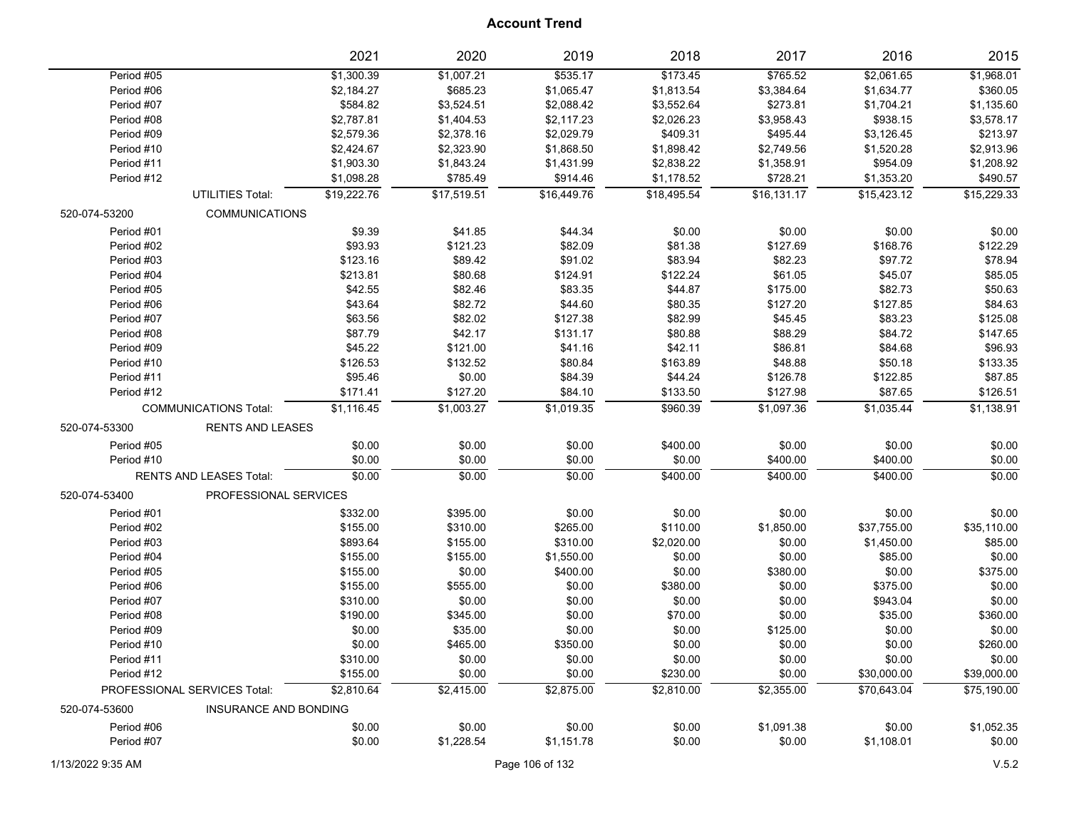# Account Trend

| | | 2021 | 2020 | 2019 | 2018 | 2017 | 2016 | 2015 |
|---|---|---|---|---|---|---|---|---|
| Period #05 | | $1,300.39 | $1,007.21 | $535.17 | $173.45 | $765.52 | $2,061.65 | $1,968.01 |
| Period #06 | | $2,184.27 | $685.23 | $1,065.47 | $1,813.54 | $3,384.64 | $1,634.77 | $360.05 |
| Period #07 | | $584.82 | $3,524.51 | $2,088.42 | $3,552.64 | $273.81 | $1,704.21 | $1,135.60 |
| Period #08 | | $2,787.81 | $1,404.53 | $2,117.23 | $2,026.23 | $3,958.43 | $938.15 | $3,578.17 |
| Period #09 | | $2,579.36 | $2,378.16 | $2,029.79 | $409.31 | $495.44 | $3,126.45 | $213.97 |
| Period #10 | | $2,424.67 | $2,323.90 | $1,868.50 | $1,898.42 | $2,749.56 | $1,520.28 | $2,913.96 |
| Period #11 | | $1,903.30 | $1,843.24 | $1,431.99 | $2,838.22 | $1,358.91 | $954.09 | $1,208.92 |
| Period #12 | | $1,098.28 | $785.49 | $914.46 | $1,178.52 | $728.21 | $1,353.20 | $490.57 |
| | UTILITIES Total: | $19,222.76 | $17,519.51 | $16,449.76 | $18,495.54 | $16,131.17 | $15,423.12 | $15,229.33 |
| 520-074-53200 | COMMUNICATIONS | | | | | | | |
| Period #01 | | $9.39 | $41.85 | $44.34 | $0.00 | $0.00 | $0.00 | $0.00 |
| Period #02 | | $93.93 | $121.23 | $82.09 | $81.38 | $127.69 | $168.76 | $122.29 |
| Period #03 | | $123.16 | $89.42 | $91.02 | $83.94 | $82.23 | $97.72 | $78.94 |
| Period #04 | | $213.81 | $80.68 | $124.91 | $122.24 | $61.05 | $45.07 | $85.05 |
| Period #05 | | $42.55 | $82.46 | $83.35 | $44.87 | $175.00 | $82.73 | $50.63 |
| Period #06 | | $43.64 | $82.72 | $44.60 | $80.35 | $127.20 | $127.85 | $84.63 |
| Period #07 | | $63.56 | $82.02 | $127.38 | $82.99 | $45.45 | $83.23 | $125.08 |
| Period #08 | | $87.79 | $42.17 | $131.17 | $80.88 | $88.29 | $84.72 | $147.65 |
| Period #09 | | $45.22 | $121.00 | $41.16 | $42.11 | $86.81 | $84.68 | $96.93 |
| Period #10 | | $126.53 | $132.52 | $80.84 | $163.89 | $48.88 | $50.18 | $133.35 |
| Period #11 | | $95.46 | $0.00 | $84.39 | $44.24 | $126.78 | $122.85 | $87.85 |
| Period #12 | | $171.41 | $127.20 | $84.10 | $133.50 | $127.98 | $87.65 | $126.51 |
| | COMMUNICATIONS Total: | $1,116.45 | $1,003.27 | $1,019.35 | $960.39 | $1,097.36 | $1,035.44 | $1,138.91 |
| 520-074-53300 | RENTS AND LEASES | | | | | | | |
| Period #05 | | $0.00 | $0.00 | $0.00 | $400.00 | $0.00 | $0.00 | $0.00 |
| Period #10 | | $0.00 | $0.00 | $0.00 | $0.00 | $400.00 | $400.00 | $0.00 |
| | RENTS AND LEASES Total: | $0.00 | $0.00 | $0.00 | $400.00 | $400.00 | $400.00 | $0.00 |
| 520-074-53400 | PROFESSIONAL SERVICES | | | | | | | |
| Period #01 | | $332.00 | $395.00 | $0.00 | $0.00 | $0.00 | $0.00 | $0.00 |
| Period #02 | | $155.00 | $310.00 | $265.00 | $110.00 | $1,850.00 | $37,755.00 | $35,110.00 |
| Period #03 | | $893.64 | $155.00 | $310.00 | $2,020.00 | $0.00 | $1,450.00 | $85.00 |
| Period #04 | | $155.00 | $155.00 | $1,550.00 | $0.00 | $0.00 | $85.00 | $0.00 |
| Period #05 | | $155.00 | $0.00 | $400.00 | $0.00 | $380.00 | $0.00 | $375.00 |
| Period #06 | | $155.00 | $555.00 | $0.00 | $380.00 | $0.00 | $375.00 | $0.00 |
| Period #07 | | $310.00 | $0.00 | $0.00 | $0.00 | $0.00 | $943.04 | $0.00 |
| Period #08 | | $190.00 | $345.00 | $0.00 | $70.00 | $0.00 | $35.00 | $360.00 |
| Period #09 | | $0.00 | $35.00 | $0.00 | $0.00 | $125.00 | $0.00 | $0.00 |
| Period #10 | | $0.00 | $465.00 | $350.00 | $0.00 | $0.00 | $0.00 | $260.00 |
| Period #11 | | $310.00 | $0.00 | $0.00 | $0.00 | $0.00 | $0.00 | $0.00 |
| Period #12 | | $155.00 | $0.00 | $0.00 | $230.00 | $0.00 | $30,000.00 | $39,000.00 |
| | PROFESSIONAL SERVICES Total: | $2,810.64 | $2,415.00 | $2,875.00 | $2,810.00 | $2,355.00 | $70,643.04 | $75,190.00 |
| 520-074-53600 | INSURANCE AND BONDING | | | | | | | |
| Period #06 | | $0.00 | $0.00 | $0.00 | $0.00 | $1,091.38 | $0.00 | $1,052.35 |
| Period #07 | | $0.00 | $1,228.54 | $1,151.78 | $0.00 | $0.00 | $1,108.01 | $0.00 |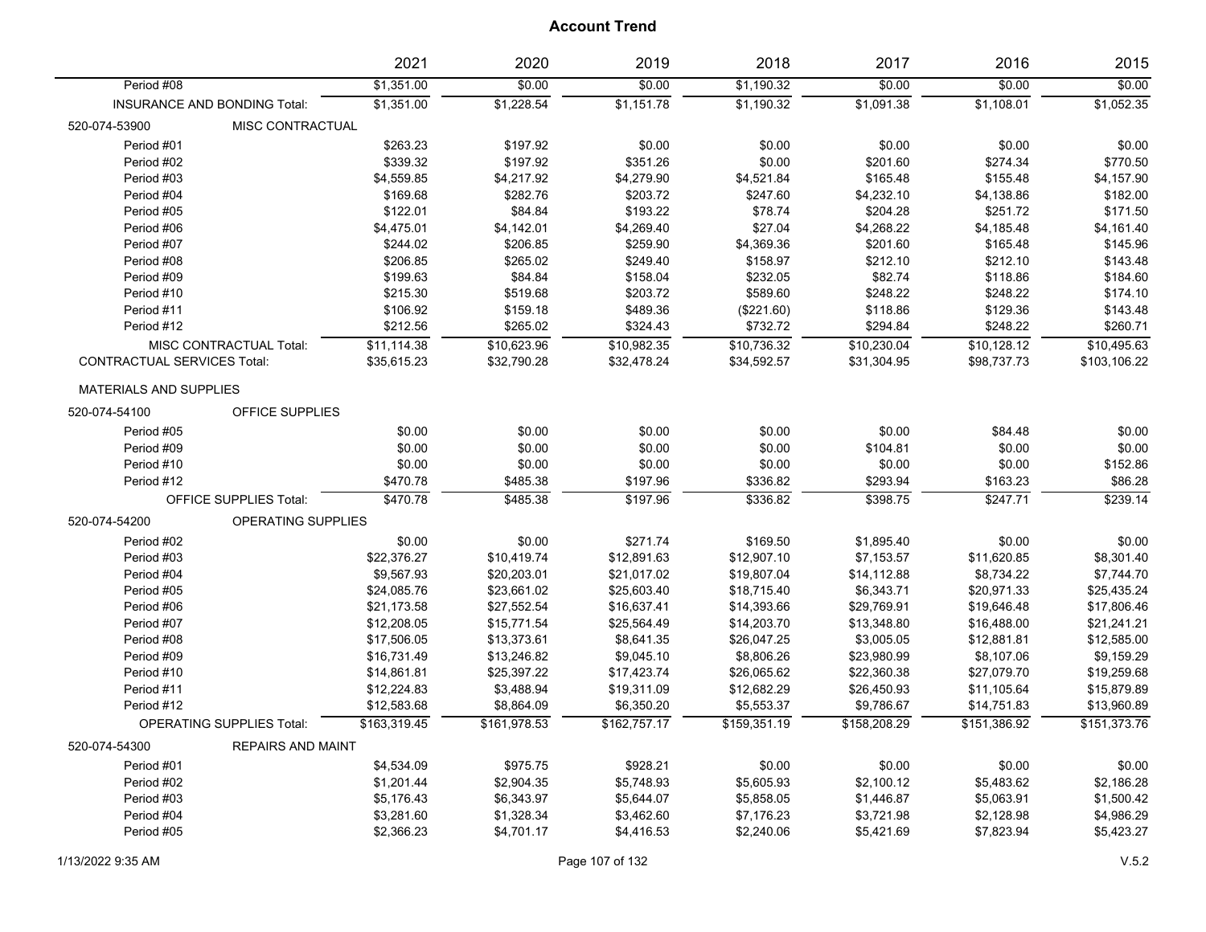# Account Trend

| | 2021 | 2020 | 2019 | 2018 | 2017 | 2016 | 2015 |
|---|---|---|---|---|---|---|---|
| Period #08 | $1,351.00 | $0.00 | $0.00 | $1,190.32 | $0.00 | $0.00 | $0.00 |
| INSURANCE AND BONDING Total: | $1,351.00 | $1,228.54 | $1,151.78 | $1,190.32 | $1,091.38 | $1,108.01 | $1,052.35 |
| 520-074-53900 MISC CONTRACTUAL | | | | | | | |
| Period #01 | $263.23 | $197.92 | $0.00 | $0.00 | $0.00 | $0.00 | $0.00 |
| Period #02 | $339.32 | $197.92 | $351.26 | $0.00 | $201.60 | $274.34 | $770.50 |
| Period #03 | $4,559.85 | $4,217.92 | $4,279.90 | $4,521.84 | $165.48 | $155.48 | $4,157.90 |
| Period #04 | $169.68 | $282.76 | $203.72 | $247.60 | $4,232.10 | $4,138.86 | $182.00 |
| Period #05 | $122.01 | $84.84 | $193.22 | $78.74 | $204.28 | $251.72 | $171.50 |
| Period #06 | $4,475.01 | $4,142.01 | $4,269.40 | $27.04 | $4,268.22 | $4,185.48 | $4,161.40 |
| Period #07 | $244.02 | $206.85 | $259.90 | $4,369.36 | $201.60 | $165.48 | $145.96 |
| Period #08 | $206.85 | $265.02 | $249.40 | $158.97 | $212.10 | $212.10 | $143.48 |
| Period #09 | $199.63 | $84.84 | $158.04 | $232.05 | $82.74 | $118.86 | $184.60 |
| Period #10 | $215.30 | $519.68 | $203.72 | $589.60 | $248.22 | $248.22 | $174.10 |
| Period #11 | $106.92 | $159.18 | $489.36 | ($221.60) | $118.86 | $129.36 | $143.48 |
| Period #12 | $212.56 | $265.02 | $324.43 | $732.72 | $294.84 | $248.22 | $260.71 |
| MISC CONTRACTUAL Total: | $11,114.38 | $10,623.96 | $10,982.35 | $10,736.32 | $10,230.04 | $10,128.12 | $10,495.63 |
| CONTRACTUAL SERVICES Total: | $35,615.23 | $32,790.28 | $32,478.24 | $34,592.57 | $31,304.95 | $98,737.73 | $103,106.22 |
| MATERIALS AND SUPPLIES | | | | | | | |
| 520-074-54100 OFFICE SUPPLIES | | | | | | | |
| Period #05 | $0.00 | $0.00 | $0.00 | $0.00 | $0.00 | $84.48 | $0.00 |
| Period #09 | $0.00 | $0.00 | $0.00 | $0.00 | $104.81 | $0.00 | $0.00 |
| Period #10 | $0.00 | $0.00 | $0.00 | $0.00 | $0.00 | $0.00 | $152.86 |
| Period #12 | $470.78 | $485.38 | $197.96 | $336.82 | $293.94 | $163.23 | $86.28 |
| OFFICE SUPPLIES Total: | $470.78 | $485.38 | $197.96 | $336.82 | $398.75 | $247.71 | $239.14 |
| 520-074-54200 OPERATING SUPPLIES | | | | | | | |
| Period #02 | $0.00 | $0.00 | $271.74 | $169.50 | $1,895.40 | $0.00 | $0.00 |
| Period #03 | $22,376.27 | $10,419.74 | $12,891.63 | $12,907.10 | $7,153.57 | $11,620.85 | $8,301.40 |
| Period #04 | $9,567.93 | $20,203.01 | $21,017.02 | $19,807.04 | $14,112.88 | $8,734.22 | $7,744.70 |
| Period #05 | $24,085.76 | $23,661.02 | $25,603.40 | $18,715.40 | $6,343.71 | $20,971.33 | $25,435.24 |
| Period #06 | $21,173.58 | $27,552.54 | $16,637.41 | $14,393.66 | $29,769.91 | $19,646.48 | $17,806.46 |
| Period #07 | $12,208.05 | $15,771.54 | $25,564.49 | $14,203.70 | $13,348.80 | $16,488.00 | $21,241.21 |
| Period #08 | $17,506.05 | $13,373.61 | $8,641.35 | $26,047.25 | $3,005.05 | $12,881.81 | $12,585.00 |
| Period #09 | $16,731.49 | $13,246.82 | $9,045.10 | $8,806.26 | $23,980.99 | $8,107.06 | $9,159.29 |
| Period #10 | $14,861.81 | $25,397.22 | $17,423.74 | $26,065.62 | $22,360.38 | $27,079.70 | $19,259.68 |
| Period #11 | $12,224.83 | $3,488.94 | $19,311.09 | $12,682.29 | $26,450.93 | $11,105.64 | $15,879.89 |
| Period #12 | $12,583.68 | $8,864.09 | $6,350.20 | $5,553.37 | $9,786.67 | $14,751.83 | $13,960.89 |
| OPERATING SUPPLIES Total: | $163,319.45 | $161,978.53 | $162,757.17 | $159,351.19 | $158,208.29 | $151,386.92 | $151,373.76 |
| 520-074-54300 REPAIRS AND MAINT | | | | | | | |
| Period #01 | $4,534.09 | $975.75 | $928.21 | $0.00 | $0.00 | $0.00 | $0.00 |
| Period #02 | $1,201.44 | $2,904.35 | $5,748.93 | $5,605.93 | $2,100.12 | $5,483.62 | $2,186.28 |
| Period #03 | $5,176.43 | $6,343.97 | $5,644.07 | $5,858.05 | $1,446.87 | $5,063.91 | $1,500.42 |
| Period #04 | $3,281.60 | $1,328.34 | $3,462.60 | $7,176.23 | $3,721.98 | $2,128.98 | $4,986.29 |
| Period #05 | $2,366.23 | $4,701.17 | $4,416.53 | $2,240.06 | $5,421.69 | $7,823.94 | $5,423.27 |

1/13/2022 9:35 AM

V.5.2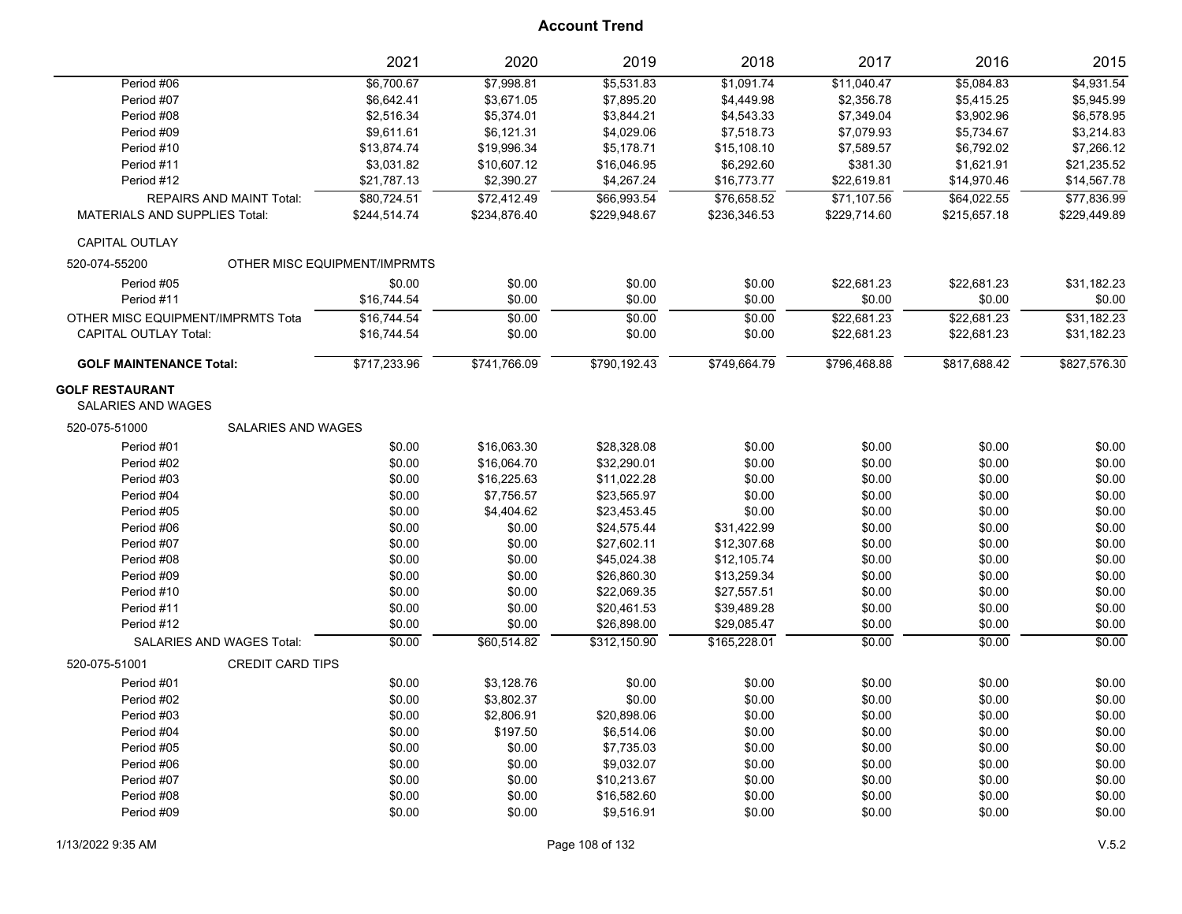## Account Trend

| | 2021 | 2020 | 2019 | 2018 | 2017 | 2016 | 2015 |
|---|---|---|---|---|---|---|---|
| Period #06 | $6,700.67 | $7,998.81 | $5,531.83 | $1,091.74 | $11,040.47 | $5,084.83 | $4,931.54 |
| Period #07 | $6,642.41 | $3,671.05 | $7,895.20 | $4,449.98 | $2,356.78 | $5,415.25 | $5,945.99 |
| Period #08 | $2,516.34 | $5,374.01 | $3,844.21 | $4,543.33 | $7,349.04 | $3,902.96 | $6,578.95 |
| Period #09 | $9,611.61 | $6,121.31 | $4,029.06 | $7,518.73 | $7,079.93 | $5,734.67 | $3,214.83 |
| Period #10 | $13,874.74 | $19,996.34 | $5,178.71 | $15,108.10 | $7,589.57 | $6,792.02 | $7,266.12 |
| Period #11 | $3,031.82 | $10,607.12 | $16,046.95 | $6,292.60 | $381.30 | $1,621.91 | $21,235.52 |
| Period #12 | $21,787.13 | $2,390.27 | $4,267.24 | $16,773.77 | $22,619.81 | $14,970.46 | $14,567.78 |
| REPAIRS AND MAINT Total: | $80,724.51 | $72,412.49 | $66,993.54 | $76,658.52 | $71,107.56 | $64,022.55 | $77,836.99 |
| MATERIALS AND SUPPLIES Total: | $244,514.74 | $234,876.40 | $229,948.67 | $236,346.53 | $229,714.60 | $215,657.18 | $229,449.89 |
| CAPITAL OUTLAY | | | | | | | |
| 520-074-55200 OTHER MISC EQUIPMENT/IMPRMTS | | | | | | | |
| Period #05 | $0.00 | $0.00 | $0.00 | $0.00 | $22,681.23 | $22,681.23 | $31,182.23 |
| Period #11 | $16,744.54 | $0.00 | $0.00 | $0.00 | $0.00 | $0.00 | $0.00 |
| OTHER MISC EQUIPMENT/IMPRMTS Tota | $16,744.54 | $0.00 | $0.00 | $0.00 | $22,681.23 | $22,681.23 | $31,182.23 |
| CAPITAL OUTLAY Total: | $16,744.54 | $0.00 | $0.00 | $0.00 | $22,681.23 | $22,681.23 | $31,182.23 |
| **GOLF MAINTENANCE Total:** | $717,233.96 | $741,766.09 | $790,192.43 | $749,664.79 | $796,468.88 | $817,688.42 | $827,576.30 |
| **GOLF RESTAURANT** | | | | | | | |
| SALARIES AND WAGES | | | | | | | |
| 520-075-51000 SALARIES AND WAGES | | | | | | | |
| Period #01 | $0.00 | $16,063.30 | $28,328.08 | $0.00 | $0.00 | $0.00 | $0.00 |
| Period #02 | $0.00 | $16,064.70 | $32,290.01 | $0.00 | $0.00 | $0.00 | $0.00 |
| Period #03 | $0.00 | $16,225.63 | $11,022.28 | $0.00 | $0.00 | $0.00 | $0.00 |
| Period #04 | $0.00 | $7,756.57 | $23,565.97 | $0.00 | $0.00 | $0.00 | $0.00 |
| Period #05 | $0.00 | $4,404.62 | $23,453.45 | $0.00 | $0.00 | $0.00 | $0.00 |
| Period #06 | $0.00 | $0.00 | $24,575.44 | $31,422.99 | $0.00 | $0.00 | $0.00 |
| Period #07 | $0.00 | $0.00 | $27,602.11 | $12,307.68 | $0.00 | $0.00 | $0.00 |
| Period #08 | $0.00 | $0.00 | $45,024.38 | $12,105.74 | $0.00 | $0.00 | $0.00 |
| Period #09 | $0.00 | $0.00 | $26,860.30 | $13,259.34 | $0.00 | $0.00 | $0.00 |
| Period #10 | $0.00 | $0.00 | $22,069.35 | $27,557.51 | $0.00 | $0.00 | $0.00 |
| Period #11 | $0.00 | $0.00 | $20,461.53 | $39,489.28 | $0.00 | $0.00 | $0.00 |
| Period #12 | $0.00 | $0.00 | $26,898.00 | $29,085.47 | $0.00 | $0.00 | $0.00 |
| SALARIES AND WAGES Total: | $0.00 | $60,514.82 | $312,150.90 | $165,228.01 | $0.00 | $0.00 | $0.00 |
| 520-075-51001 CREDIT CARD TIPS | | | | | | | |
| Period #01 | $0.00 | $3,128.76 | $0.00 | $0.00 | $0.00 | $0.00 | $0.00 |
| Period #02 | $0.00 | $3,802.37 | $0.00 | $0.00 | $0.00 | $0.00 | $0.00 |
| Period #03 | $0.00 | $2,806.91 | $20,898.06 | $0.00 | $0.00 | $0.00 | $0.00 |
| Period #04 | $0.00 | $197.50 | $6,514.06 | $0.00 | $0.00 | $0.00 | $0.00 |
| Period #05 | $0.00 | $0.00 | $7,735.03 | $0.00 | $0.00 | $0.00 | $0.00 |
| Period #06 | $0.00 | $0.00 | $9,032.07 | $0.00 | $0.00 | $0.00 | $0.00 |
| Period #07 | $0.00 | $0.00 | $10,213.67 | $0.00 | $0.00 | $0.00 | $0.00 |
| Period #08 | $0.00 | $0.00 | $16,582.60 | $0.00 | $0.00 | $0.00 | $0.00 |
| Period #09 | $0.00 | $0.00 | $9,516.91 | $0.00 | $0.00 | $0.00 | $0.00 |

1/13/2022 9:35 AM V.5.2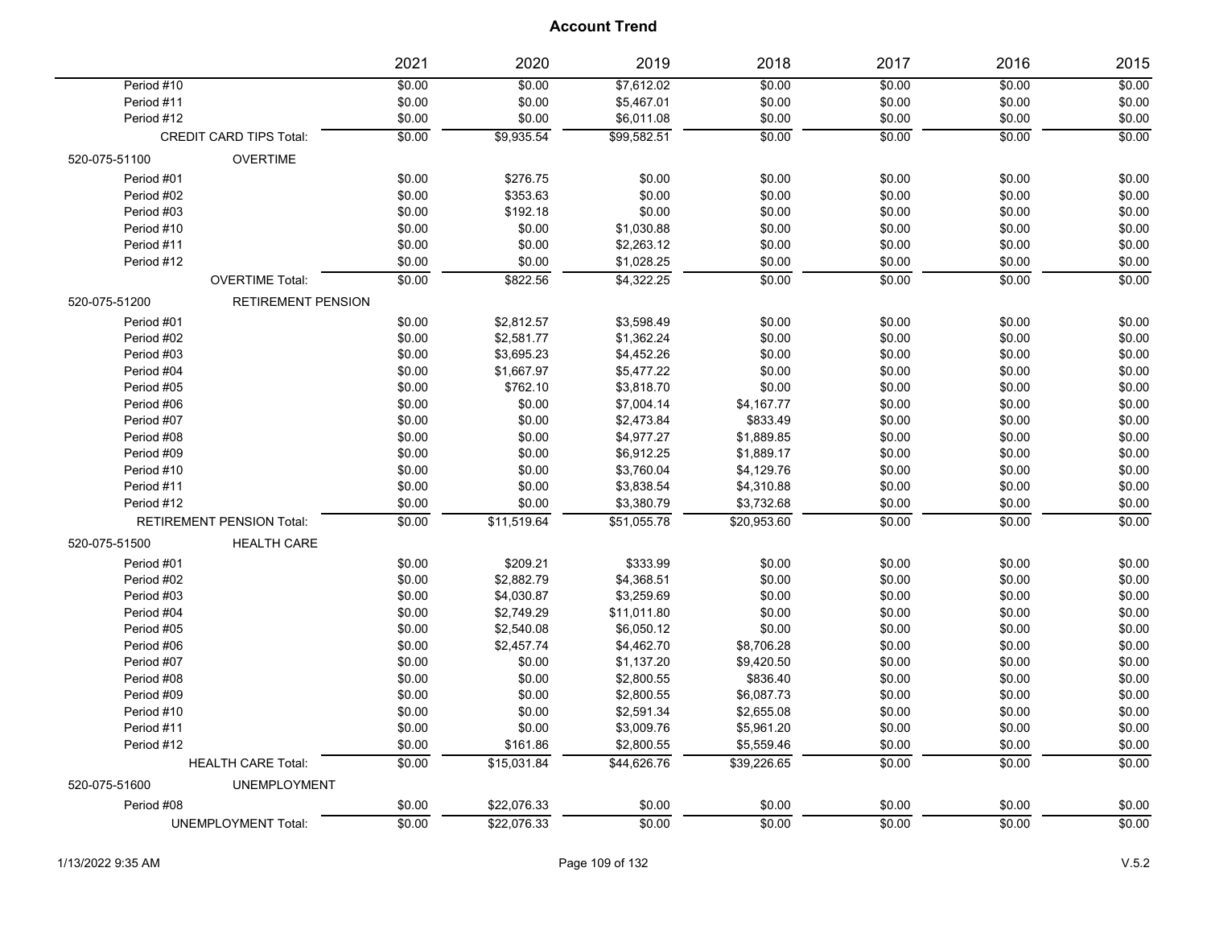# Account Trend

| | 2021 | 2020 | 2019 | 2018 | 2017 | 2016 | 2015 |
|---|---|---|---|---|---|---|---|
| Period #10 | $0.00 | $0.00 | $7,612.02 | $0.00 | $0.00 | $0.00 | $0.00 |
| Period #11 | $0.00 | $0.00 | $5,467.01 | $0.00 | $0.00 | $0.00 | $0.00 |
| Period #12 | $0.00 | $0.00 | $6,011.08 | $0.00 | $0.00 | $0.00 | $0.00 |
| CREDIT CARD TIPS Total: | $0.00 | $9,935.54 | $99,582.51 | $0.00 | $0.00 | $0.00 | $0.00 |
| **520-075-51100 OVERTIME** | | | | | | | |
| Period #01 | $0.00 | $276.75 | $0.00 | $0.00 | $0.00 | $0.00 | $0.00 |
| Period #02 | $0.00 | $353.63 | $0.00 | $0.00 | $0.00 | $0.00 | $0.00 |
| Period #03 | $0.00 | $192.18 | $0.00 | $0.00 | $0.00 | $0.00 | $0.00 |
| Period #10 | $0.00 | $0.00 | $1,030.88 | $0.00 | $0.00 | $0.00 | $0.00 |
| Period #11 | $0.00 | $0.00 | $2,263.12 | $0.00 | $0.00 | $0.00 | $0.00 |
| Period #12 | $0.00 | $0.00 | $1,028.25 | $0.00 | $0.00 | $0.00 | $0.00 |
| OVERTIME Total: | $0.00 | $822.56 | $4,322.25 | $0.00 | $0.00 | $0.00 | $0.00 |
| **520-075-51200 RETIREMENT PENSION** | | | | | | | |
| Period #01 | $0.00 | $2,812.57 | $3,598.49 | $0.00 | $0.00 | $0.00 | $0.00 |
| Period #02 | $0.00 | $2,581.77 | $1,362.24 | $0.00 | $0.00 | $0.00 | $0.00 |
| Period #03 | $0.00 | $3,695.23 | $4,452.26 | $0.00 | $0.00 | $0.00 | $0.00 |
| Period #04 | $0.00 | $1,667.97 | $5,477.22 | $0.00 | $0.00 | $0.00 | $0.00 |
| Period #05 | $0.00 | $762.10 | $3,818.70 | $0.00 | $0.00 | $0.00 | $0.00 |
| Period #06 | $0.00 | $0.00 | $7,004.14 | $4,167.77 | $0.00 | $0.00 | $0.00 |
| Period #07 | $0.00 | $0.00 | $2,473.84 | $833.49 | $0.00 | $0.00 | $0.00 |
| Period #08 | $0.00 | $0.00 | $4,977.27 | $1,889.85 | $0.00 | $0.00 | $0.00 |
| Period #09 | $0.00 | $0.00 | $6,912.25 | $1,889.17 | $0.00 | $0.00 | $0.00 |
| Period #10 | $0.00 | $0.00 | $3,760.04 | $4,129.76 | $0.00 | $0.00 | $0.00 |
| Period #11 | $0.00 | $0.00 | $3,838.54 | $4,310.88 | $0.00 | $0.00 | $0.00 |
| Period #12 | $0.00 | $0.00 | $3,380.79 | $3,732.68 | $0.00 | $0.00 | $0.00 |
| RETIREMENT PENSION Total: | $0.00 | $11,519.64 | $51,055.78 | $20,953.60 | $0.00 | $0.00 | $0.00 |
| **520-075-51500 HEALTH CARE** | | | | | | | |
| Period #01 | $0.00 | $209.21 | $333.99 | $0.00 | $0.00 | $0.00 | $0.00 |
| Period #02 | $0.00 | $2,882.79 | $4,368.51 | $0.00 | $0.00 | $0.00 | $0.00 |
| Period #03 | $0.00 | $4,030.87 | $3,259.69 | $0.00 | $0.00 | $0.00 | $0.00 |
| Period #04 | $0.00 | $2,749.29 | $11,011.80 | $0.00 | $0.00 | $0.00 | $0.00 |
| Period #05 | $0.00 | $2,540.08 | $6,050.12 | $0.00 | $0.00 | $0.00 | $0.00 |
| Period #06 | $0.00 | $2,457.74 | $4,462.70 | $8,706.28 | $0.00 | $0.00 | $0.00 |
| Period #07 | $0.00 | $0.00 | $1,137.20 | $9,420.50 | $0.00 | $0.00 | $0.00 |
| Period #08 | $0.00 | $0.00 | $2,800.55 | $836.40 | $0.00 | $0.00 | $0.00 |
| Period #09 | $0.00 | $0.00 | $2,800.55 | $6,087.73 | $0.00 | $0.00 | $0.00 |
| Period #10 | $0.00 | $0.00 | $2,591.34 | $2,655.08 | $0.00 | $0.00 | $0.00 |
| Period #11 | $0.00 | $0.00 | $3,009.76 | $5,961.20 | $0.00 | $0.00 | $0.00 |
| Period #12 | $0.00 | $161.86 | $2,800.55 | $5,559.46 | $0.00 | $0.00 | $0.00 |
| HEALTH CARE Total: | $0.00 | $15,031.84 | $44,626.76 | $39,226.65 | $0.00 | $0.00 | $0.00 |
| **520-075-51600 UNEMPLOYMENT** | | | | | | | |
| Period #08 | $0.00 | $22,076.33 | $0.00 | $0.00 | $0.00 | $0.00 | $0.00 |
| UNEMPLOYMENT Total: | $0.00 | $22,076.33 | $0.00 | $0.00 | $0.00 | $0.00 | $0.00 |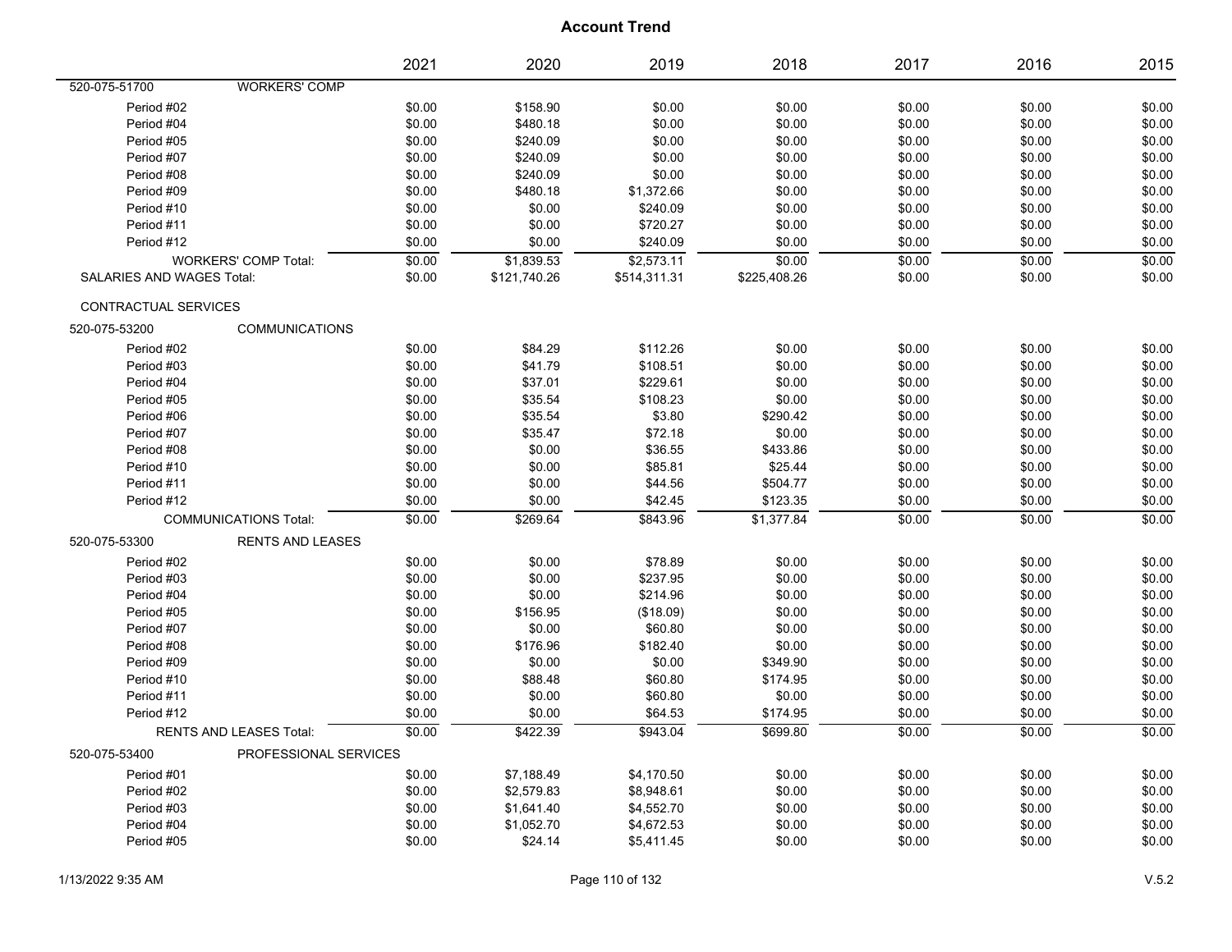# Account Trend

| | | 2021 | 2020 | 2019 | 2018 | 2017 | 2016 | 2015 |
|---|---|---|---|---|---|---|---|---|
| 520-075-51700 | WORKERS' COMP | | | | | | | |
| Period #02 | | $0.00 | $158.90 | $0.00 | $0.00 | $0.00 | $0.00 | $0.00 |
| Period #04 | | $0.00 | $480.18 | $0.00 | $0.00 | $0.00 | $0.00 | $0.00 |
| Period #05 | | $0.00 | $240.09 | $0.00 | $0.00 | $0.00 | $0.00 | $0.00 |
| Period #07 | | $0.00 | $240.09 | $0.00 | $0.00 | $0.00 | $0.00 | $0.00 |
| Period #08 | | $0.00 | $240.09 | $0.00 | $0.00 | $0.00 | $0.00 | $0.00 |
| Period #09 | | $0.00 | $480.18 | $1,372.66 | $0.00 | $0.00 | $0.00 | $0.00 |
| Period #10 | | $0.00 | $0.00 | $240.09 | $0.00 | $0.00 | $0.00 | $0.00 |
| Period #11 | | $0.00 | $0.00 | $720.27 | $0.00 | $0.00 | $0.00 | $0.00 |
| Period #12 | | $0.00 | $0.00 | $240.09 | $0.00 | $0.00 | $0.00 | $0.00 |
| WORKERS' COMP Total: | | $0.00 | $1,839.53 | $2,573.11 | $0.00 | $0.00 | $0.00 | $0.00 |
| SALARIES AND WAGES Total: | | $0.00 | $121,740.26 | $514,311.31 | $225,408.26 | $0.00 | $0.00 | $0.00 |
| CONTRACTUAL SERVICES | | | | | | | | |
| 520-075-53200 | COMMUNICATIONS | | | | | | | |
| Period #02 | | $0.00 | $84.29 | $112.26 | $0.00 | $0.00 | $0.00 | $0.00 |
| Period #03 | | $0.00 | $41.79 | $108.51 | $0.00 | $0.00 | $0.00 | $0.00 |
| Period #04 | | $0.00 | $37.01 | $229.61 | $0.00 | $0.00 | $0.00 | $0.00 |
| Period #05 | | $0.00 | $35.54 | $108.23 | $0.00 | $0.00 | $0.00 | $0.00 |
| Period #06 | | $0.00 | $35.54 | $3.80 | $290.42 | $0.00 | $0.00 | $0.00 |
| Period #07 | | $0.00 | $35.47 | $72.18 | $0.00 | $0.00 | $0.00 | $0.00 |
| Period #08 | | $0.00 | $0.00 | $36.55 | $433.86 | $0.00 | $0.00 | $0.00 |
| Period #10 | | $0.00 | $0.00 | $85.81 | $25.44 | $0.00 | $0.00 | $0.00 |
| Period #11 | | $0.00 | $0.00 | $44.56 | $504.77 | $0.00 | $0.00 | $0.00 |
| Period #12 | | $0.00 | $0.00 | $42.45 | $123.35 | $0.00 | $0.00 | $0.00 |
| COMMUNICATIONS Total: | | $0.00 | $269.64 | $843.96 | $1,377.84 | $0.00 | $0.00 | $0.00 |
| 520-075-53300 | RENTS AND LEASES | | | | | | | |
| Period #02 | | $0.00 | $0.00 | $78.89 | $0.00 | $0.00 | $0.00 | $0.00 |
| Period #03 | | $0.00 | $0.00 | $237.95 | $0.00 | $0.00 | $0.00 | $0.00 |
| Period #04 | | $0.00 | $0.00 | $214.96 | $0.00 | $0.00 | $0.00 | $0.00 |
| Period #05 | | $0.00 | $156.95 | ($18.09) | $0.00 | $0.00 | $0.00 | $0.00 |
| Period #07 | | $0.00 | $0.00 | $60.80 | $0.00 | $0.00 | $0.00 | $0.00 |
| Period #08 | | $0.00 | $176.96 | $182.40 | $0.00 | $0.00 | $0.00 | $0.00 |
| Period #09 | | $0.00 | $0.00 | $0.00 | $349.90 | $0.00 | $0.00 | $0.00 |
| Period #10 | | $0.00 | $88.48 | $60.80 | $174.95 | $0.00 | $0.00 | $0.00 |
| Period #11 | | $0.00 | $0.00 | $60.80 | $0.00 | $0.00 | $0.00 | $0.00 |
| Period #12 | | $0.00 | $0.00 | $64.53 | $174.95 | $0.00 | $0.00 | $0.00 |
| RENTS AND LEASES Total: | | $0.00 | $422.39 | $943.04 | $699.80 | $0.00 | $0.00 | $0.00 |
| 520-075-53400 | PROFESSIONAL SERVICES | | | | | | | |
| Period #01 | | $0.00 | $7,188.49 | $4,170.50 | $0.00 | $0.00 | $0.00 | $0.00 |
| Period #02 | | $0.00 | $2,579.83 | $8,948.61 | $0.00 | $0.00 | $0.00 | $0.00 |
| Period #03 | | $0.00 | $1,641.40 | $4,552.70 | $0.00 | $0.00 | $0.00 | $0.00 |
| Period #04 | | $0.00 | $1,052.70 | $4,672.53 | $0.00 | $0.00 | $0.00 | $0.00 |
| Period #05 | | $0.00 | $24.14 | $5,411.45 | $0.00 | $0.00 | $0.00 | $0.00 |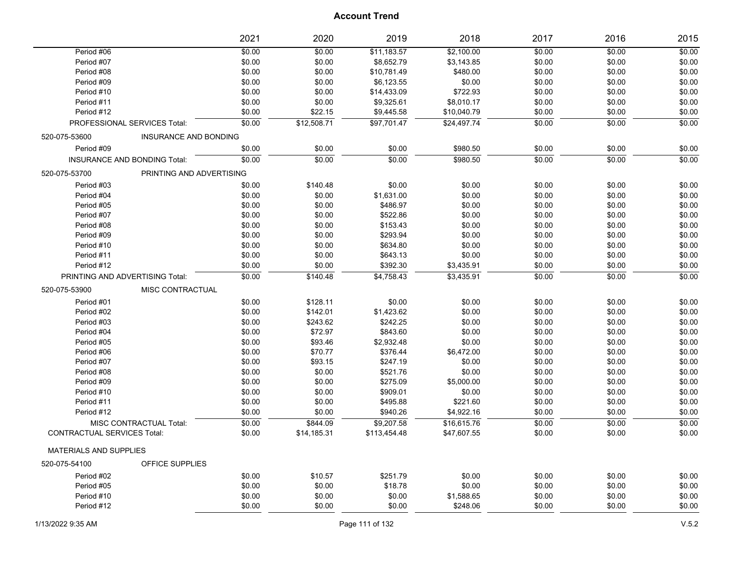## Account Trend

| | | 2021 | 2020 | 2019 | 2018 | 2017 | 2016 | 2015 |
|---|---|---|---|---|---|---|---|---|
| Period #06 | | $0.00 | $0.00 | $11,183.57 | $2,100.00 | $0.00 | $0.00 | $0.00 |
| Period #07 | | $0.00 | $0.00 | $8,652.79 | $3,143.85 | $0.00 | $0.00 | $0.00 |
| Period #08 | | $0.00 | $0.00 | $10,781.49 | $480.00 | $0.00 | $0.00 | $0.00 |
| Period #09 | | $0.00 | $0.00 | $6,123.55 | $0.00 | $0.00 | $0.00 | $0.00 |
| Period #10 | | $0.00 | $0.00 | $14,433.09 | $722.93 | $0.00 | $0.00 | $0.00 |
| Period #11 | | $0.00 | $0.00 | $9,325.61 | $8,010.17 | $0.00 | $0.00 | $0.00 |
| Period #12 | | $0.00 | $22.15 | $9,445.58 | $10,040.79 | $0.00 | $0.00 | $0.00 |
| PROFESSIONAL SERVICES Total: | | $0.00 | $12,508.71 | $97,701.47 | $24,497.74 | $0.00 | $0.00 | $0.00 |
| 520-075-53600 | INSURANCE AND BONDING | | | | | | | |
| Period #09 | | $0.00 | $0.00 | $0.00 | $980.50 | $0.00 | $0.00 | $0.00 |
| INSURANCE AND BONDING Total: | | $0.00 | $0.00 | $0.00 | $980.50 | $0.00 | $0.00 | $0.00 |
| 520-075-53700 | PRINTING AND ADVERTISING | | | | | | | |
| Period #03 | | $0.00 | $140.48 | $0.00 | $0.00 | $0.00 | $0.00 | $0.00 |
| Period #04 | | $0.00 | $0.00 | $1,631.00 | $0.00 | $0.00 | $0.00 | $0.00 |
| Period #05 | | $0.00 | $0.00 | $486.97 | $0.00 | $0.00 | $0.00 | $0.00 |
| Period #07 | | $0.00 | $0.00 | $522.86 | $0.00 | $0.00 | $0.00 | $0.00 |
| Period #08 | | $0.00 | $0.00 | $153.43 | $0.00 | $0.00 | $0.00 | $0.00 |
| Period #09 | | $0.00 | $0.00 | $293.94 | $0.00 | $0.00 | $0.00 | $0.00 |
| Period #10 | | $0.00 | $0.00 | $634.80 | $0.00 | $0.00 | $0.00 | $0.00 |
| Period #11 | | $0.00 | $0.00 | $643.13 | $0.00 | $0.00 | $0.00 | $0.00 |
| Period #12 | | $0.00 | $0.00 | $392.30 | $3,435.91 | $0.00 | $0.00 | $0.00 |
| PRINTING AND ADVERTISING Total: | | $0.00 | $140.48 | $4,758.43 | $3,435.91 | $0.00 | $0.00 | $0.00 |
| 520-075-53900 | MISC CONTRACTUAL | | | | | | | |
| Period #01 | | $0.00 | $128.11 | $0.00 | $0.00 | $0.00 | $0.00 | $0.00 |
| Period #02 | | $0.00 | $142.01 | $1,423.62 | $0.00 | $0.00 | $0.00 | $0.00 |
| Period #03 | | $0.00 | $243.62 | $242.25 | $0.00 | $0.00 | $0.00 | $0.00 |
| Period #04 | | $0.00 | $72.97 | $843.60 | $0.00 | $0.00 | $0.00 | $0.00 |
| Period #05 | | $0.00 | $93.46 | $2,932.48 | $0.00 | $0.00 | $0.00 | $0.00 |
| Period #06 | | $0.00 | $70.77 | $376.44 | $6,472.00 | $0.00 | $0.00 | $0.00 |
| Period #07 | | $0.00 | $93.15 | $247.19 | $0.00 | $0.00 | $0.00 | $0.00 |
| Period #08 | | $0.00 | $0.00 | $521.76 | $0.00 | $0.00 | $0.00 | $0.00 |
| Period #09 | | $0.00 | $0.00 | $275.09 | $5,000.00 | $0.00 | $0.00 | $0.00 |
| Period #10 | | $0.00 | $0.00 | $909.01 | $0.00 | $0.00 | $0.00 | $0.00 |
| Period #11 | | $0.00 | $0.00 | $495.88 | $221.60 | $0.00 | $0.00 | $0.00 |
| Period #12 | | $0.00 | $0.00 | $940.26 | $4,922.16 | $0.00 | $0.00 | $0.00 |
| MISC CONTRACTUAL Total: | | $0.00 | $844.09 | $9,207.58 | $16,615.76 | $0.00 | $0.00 | $0.00 |
| CONTRACTUAL SERVICES Total: | | $0.00 | $14,185.31 | $113,454.48 | $47,607.55 | $0.00 | $0.00 | $0.00 |
| MATERIALS AND SUPPLIES | | | | | | | | |
| 520-075-54100 | OFFICE SUPPLIES | | | | | | | |
| Period #02 | | $0.00 | $10.57 | $251.79 | $0.00 | $0.00 | $0.00 | $0.00 |
| Period #05 | | $0.00 | $0.00 | $18.78 | $0.00 | $0.00 | $0.00 | $0.00 |
| Period #10 | | $0.00 | $0.00 | $0.00 | $1,588.65 | $0.00 | $0.00 | $0.00 |
| Period #12 | | $0.00 | $0.00 | $0.00 | $248.06 | $0.00 | $0.00 | $0.00 |

1/13/2022 9:35 AM

V.5.2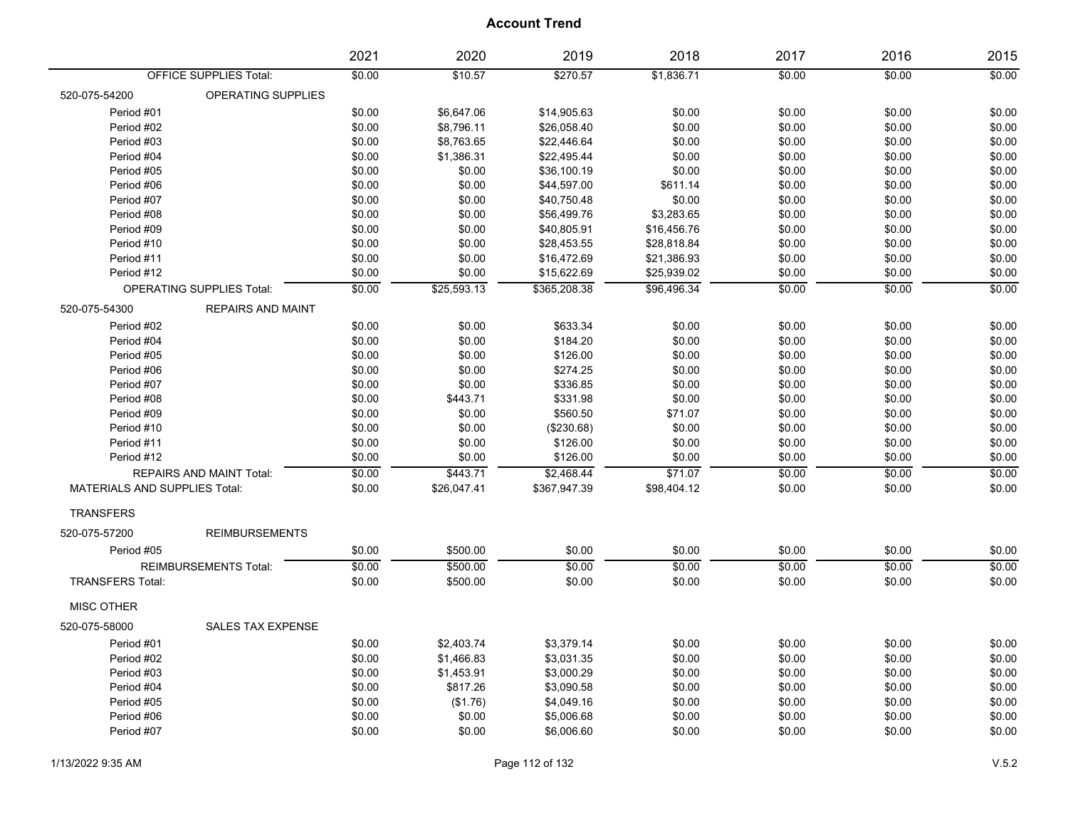# Account Trend

| | 2021 | 2020 | 2019 | 2018 | 2017 | 2016 | 2015 |
|---|---|---|---|---|---|---|---|
| OFFICE SUPPLIES Total: | $0.00 | $10.57 | $270.57 | $1,836.71 | $0.00 | $0.00 | $0.00 |
| **520-075-54200 OPERATING SUPPLIES** | | | | | | | |
| Period #01 | $0.00 | $6,647.06 | $14,905.63 | $0.00 | $0.00 | $0.00 | $0.00 |
| Period #02 | $0.00 | $8,796.11 | $26,058.40 | $0.00 | $0.00 | $0.00 | $0.00 |
| Period #03 | $0.00 | $8,763.65 | $22,446.64 | $0.00 | $0.00 | $0.00 | $0.00 |
| Period #04 | $0.00 | $1,386.31 | $22,495.44 | $0.00 | $0.00 | $0.00 | $0.00 |
| Period #05 | $0.00 | $0.00 | $36,100.19 | $0.00 | $0.00 | $0.00 | $0.00 |
| Period #06 | $0.00 | $0.00 | $44,597.00 | $611.14 | $0.00 | $0.00 | $0.00 |
| Period #07 | $0.00 | $0.00 | $40,750.48 | $0.00 | $0.00 | $0.00 | $0.00 |
| Period #08 | $0.00 | $0.00 | $56,499.76 | $3,283.65 | $0.00 | $0.00 | $0.00 |
| Period #09 | $0.00 | $0.00 | $40,805.91 | $16,456.76 | $0.00 | $0.00 | $0.00 |
| Period #10 | $0.00 | $0.00 | $28,453.55 | $28,818.84 | $0.00 | $0.00 | $0.00 |
| Period #11 | $0.00 | $0.00 | $16,472.69 | $21,386.93 | $0.00 | $0.00 | $0.00 |
| Period #12 | $0.00 | $0.00 | $15,622.69 | $25,939.02 | $0.00 | $0.00 | $0.00 |
| OPERATING SUPPLIES Total: | $0.00 | $25,593.13 | $365,208.38 | $96,496.34 | $0.00 | $0.00 | $0.00 |
| **520-075-54300 REPAIRS AND MAINT** | | | | | | | |
| Period #02 | $0.00 | $0.00 | $633.34 | $0.00 | $0.00 | $0.00 | $0.00 |
| Period #04 | $0.00 | $0.00 | $184.20 | $0.00 | $0.00 | $0.00 | $0.00 |
| Period #05 | $0.00 | $0.00 | $126.00 | $0.00 | $0.00 | $0.00 | $0.00 |
| Period #06 | $0.00 | $0.00 | $274.25 | $0.00 | $0.00 | $0.00 | $0.00 |
| Period #07 | $0.00 | $0.00 | $336.85 | $0.00 | $0.00 | $0.00 | $0.00 |
| Period #08 | $0.00 | $443.71 | $331.98 | $0.00 | $0.00 | $0.00 | $0.00 |
| Period #09 | $0.00 | $0.00 | $560.50 | $71.07 | $0.00 | $0.00 | $0.00 |
| Period #10 | $0.00 | $0.00 | ($230.68) | $0.00 | $0.00 | $0.00 | $0.00 |
| Period #11 | $0.00 | $0.00 | $126.00 | $0.00 | $0.00 | $0.00 | $0.00 |
| Period #12 | $0.00 | $0.00 | $126.00 | $0.00 | $0.00 | $0.00 | $0.00 |
| REPAIRS AND MAINT Total: | $0.00 | $443.71 | $2,468.44 | $71.07 | $0.00 | $0.00 | $0.00 |
| MATERIALS AND SUPPLIES Total: | $0.00 | $26,047.41 | $367,947.39 | $98,404.12 | $0.00 | $0.00 | $0.00 |
| **TRANSFERS** | | | | | | | |
| **520-075-57200 REIMBURSEMENTS** | | | | | | | |
| Period #05 | $0.00 | $500.00 | $0.00 | $0.00 | $0.00 | $0.00 | $0.00 |
| REIMBURSEMENTS Total: | $0.00 | $500.00 | $0.00 | $0.00 | $0.00 | $0.00 | $0.00 |
| TRANSFERS Total: | $0.00 | $500.00 | $0.00 | $0.00 | $0.00 | $0.00 | $0.00 |
| **MISC OTHER** | | | | | | | |
| **520-075-58000 SALES TAX EXPENSE** | | | | | | | |
| Period #01 | $0.00 | $2,403.74 | $3,379.14 | $0.00 | $0.00 | $0.00 | $0.00 |
| Period #02 | $0.00 | $1,466.83 | $3,031.35 | $0.00 | $0.00 | $0.00 | $0.00 |
| Period #03 | $0.00 | $1,453.91 | $3,000.29 | $0.00 | $0.00 | $0.00 | $0.00 |
| Period #04 | $0.00 | $817.26 | $3,090.58 | $0.00 | $0.00 | $0.00 | $0.00 |
| Period #05 | $0.00 | ($1.76) | $4,049.16 | $0.00 | $0.00 | $0.00 | $0.00 |
| Period #06 | $0.00 | $0.00 | $5,006.68 | $0.00 | $0.00 | $0.00 | $0.00 |
| Period #07 | $0.00 | $0.00 | $6,006.60 | $0.00 | $0.00 | $0.00 | $0.00 |

1/13/2022 9:35 AM V.5.2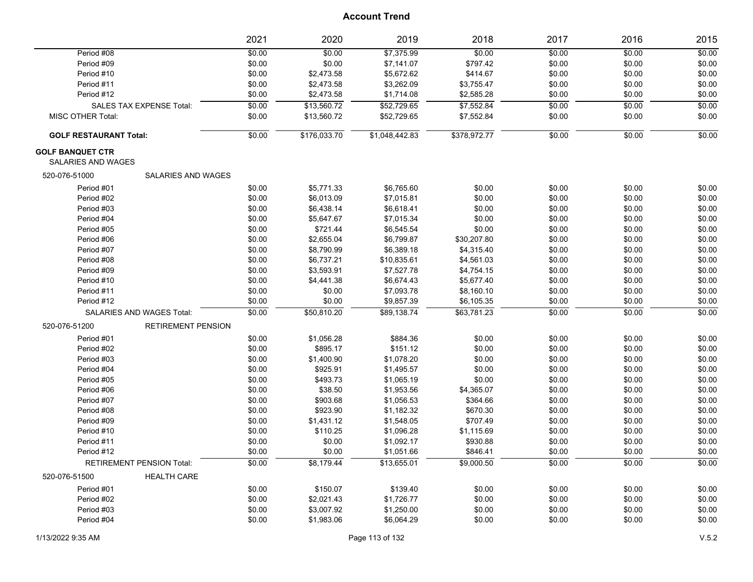## Account Trend

| | 2021 | 2020 | 2019 | 2018 | 2017 | 2016 | 2015 |
|---|---|---|---|---|---|---|---|
| Period #08 | $0.00 | $0.00 | $7,375.99 | $0.00 | $0.00 | $0.00 | $0.00 |
| Period #09 | $0.00 | $0.00 | $7,141.07 | $797.42 | $0.00 | $0.00 | $0.00 |
| Period #10 | $0.00 | $2,473.58 | $5,672.62 | $414.67 | $0.00 | $0.00 | $0.00 |
| Period #11 | $0.00 | $2,473.58 | $3,262.09 | $3,755.47 | $0.00 | $0.00 | $0.00 |
| Period #12 | $0.00 | $2,473.58 | $1,714.08 | $2,585.28 | $0.00 | $0.00 | $0.00 |
| SALES TAX EXPENSE Total: | $0.00 | $13,560.72 | $52,729.65 | $7,552.84 | $0.00 | $0.00 | $0.00 |
| MISC OTHER Total: | $0.00 | $13,560.72 | $52,729.65 | $7,552.84 | $0.00 | $0.00 | $0.00 |
| **GOLF RESTAURANT Total:** | $0.00 | $176,033.70 | $1,048,442.83 | $378,972.77 | $0.00 | $0.00 | $0.00 |
| **GOLF BANQUET CTR** | | | | | | | |
| SALARIES AND WAGES | | | | | | | |
| 520-076-51000 SALARIES AND WAGES | | | | | | | |
| Period #01 | $0.00 | $5,771.33 | $6,765.60 | $0.00 | $0.00 | $0.00 | $0.00 |
| Period #02 | $0.00 | $6,013.09 | $7,015.81 | $0.00 | $0.00 | $0.00 | $0.00 |
| Period #03 | $0.00 | $6,438.14 | $6,618.41 | $0.00 | $0.00 | $0.00 | $0.00 |
| Period #04 | $0.00 | $5,647.67 | $7,015.34 | $0.00 | $0.00 | $0.00 | $0.00 |
| Period #05 | $0.00 | $721.44 | $6,545.54 | $0.00 | $0.00 | $0.00 | $0.00 |
| Period #06 | $0.00 | $2,655.04 | $6,799.87 | $30,207.80 | $0.00 | $0.00 | $0.00 |
| Period #07 | $0.00 | $8,790.99 | $6,389.18 | $4,315.40 | $0.00 | $0.00 | $0.00 |
| Period #08 | $0.00 | $6,737.21 | $10,835.61 | $4,561.03 | $0.00 | $0.00 | $0.00 |
| Period #09 | $0.00 | $3,593.91 | $7,527.78 | $4,754.15 | $0.00 | $0.00 | $0.00 |
| Period #10 | $0.00 | $4,441.38 | $6,674.43 | $5,677.40 | $0.00 | $0.00 | $0.00 |
| Period #11 | $0.00 | $0.00 | $7,093.78 | $8,160.10 | $0.00 | $0.00 | $0.00 |
| Period #12 | $0.00 | $0.00 | $9,857.39 | $6,105.35 | $0.00 | $0.00 | $0.00 |
| SALARIES AND WAGES Total: | $0.00 | $50,810.20 | $89,138.74 | $63,781.23 | $0.00 | $0.00 | $0.00 |
| 520-076-51200 RETIREMENT PENSION | | | | | | | |
| Period #01 | $0.00 | $1,056.28 | $884.36 | $0.00 | $0.00 | $0.00 | $0.00 |
| Period #02 | $0.00 | $895.17 | $151.12 | $0.00 | $0.00 | $0.00 | $0.00 |
| Period #03 | $0.00 | $1,400.90 | $1,078.20 | $0.00 | $0.00 | $0.00 | $0.00 |
| Period #04 | $0.00 | $925.91 | $1,495.57 | $0.00 | $0.00 | $0.00 | $0.00 |
| Period #05 | $0.00 | $493.73 | $1,065.19 | $0.00 | $0.00 | $0.00 | $0.00 |
| Period #06 | $0.00 | $38.50 | $1,953.56 | $4,365.07 | $0.00 | $0.00 | $0.00 |
| Period #07 | $0.00 | $903.68 | $1,056.53 | $364.66 | $0.00 | $0.00 | $0.00 |
| Period #08 | $0.00 | $923.90 | $1,182.32 | $670.30 | $0.00 | $0.00 | $0.00 |
| Period #09 | $0.00 | $1,431.12 | $1,548.05 | $707.49 | $0.00 | $0.00 | $0.00 |
| Period #10 | $0.00 | $110.25 | $1,096.28 | $1,115.69 | $0.00 | $0.00 | $0.00 |
| Period #11 | $0.00 | $0.00 | $1,092.17 | $930.88 | $0.00 | $0.00 | $0.00 |
| Period #12 | $0.00 | $0.00 | $1,051.66 | $846.41 | $0.00 | $0.00 | $0.00 |
| RETIREMENT PENSION Total: | $0.00 | $8,179.44 | $13,655.01 | $9,000.50 | $0.00 | $0.00 | $0.00 |
| 520-076-51500 HEALTH CARE | | | | | | | |
| Period #01 | $0.00 | $150.07 | $139.40 | $0.00 | $0.00 | $0.00 | $0.00 |
| Period #02 | $0.00 | $2,021.43 | $1,726.77 | $0.00 | $0.00 | $0.00 | $0.00 |
| Period #03 | $0.00 | $3,007.92 | $1,250.00 | $0.00 | $0.00 | $0.00 | $0.00 |
| Period #04 | $0.00 | $1,983.06 | $6,064.29 | $0.00 | $0.00 | $0.00 | $0.00 |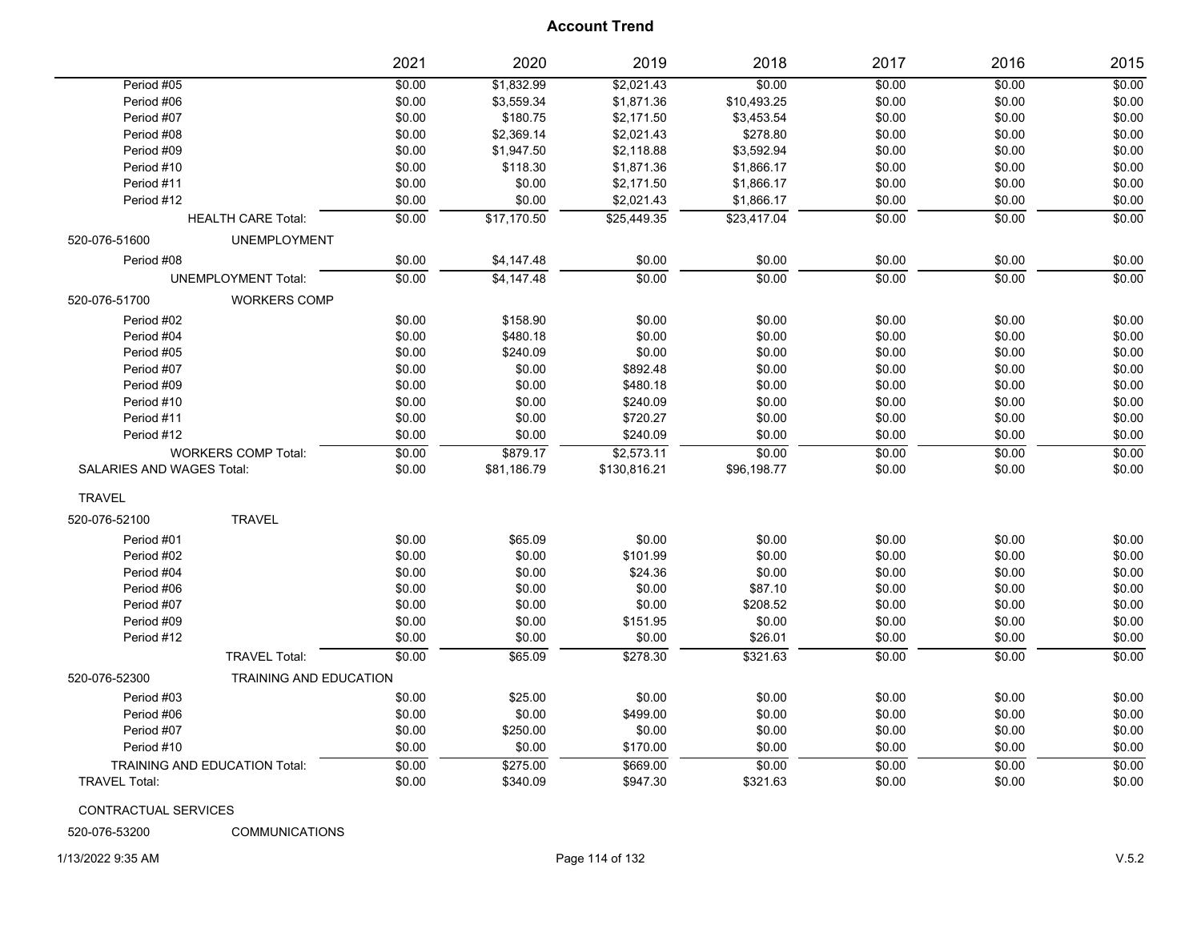# Account Trend

| | 2021 | 2020 | 2019 | 2018 | 2017 | 2016 | 2015 |
|---|---|---|---|---|---|---|---|
| Period #05 | $0.00 | $1,832.99 | $2,021.43 | $0.00 | $0.00 | $0.00 | $0.00 |
| Period #06 | $0.00 | $3,559.34 | $1,871.36 | $10,493.25 | $0.00 | $0.00 | $0.00 |
| Period #07 | $0.00 | $180.75 | $2,171.50 | $3,453.54 | $0.00 | $0.00 | $0.00 |
| Period #08 | $0.00 | $2,369.14 | $2,021.43 | $278.80 | $0.00 | $0.00 | $0.00 |
| Period #09 | $0.00 | $1,947.50 | $2,118.88 | $3,592.94 | $0.00 | $0.00 | $0.00 |
| Period #10 | $0.00 | $118.30 | $1,871.36 | $1,866.17 | $0.00 | $0.00 | $0.00 |
| Period #11 | $0.00 | $0.00 | $2,171.50 | $1,866.17 | $0.00 | $0.00 | $0.00 |
| Period #12 | $0.00 | $0.00 | $2,021.43 | $1,866.17 | $0.00 | $0.00 | $0.00 |
| HEALTH CARE Total: | $0.00 | $17,170.50 | $25,449.35 | $23,417.04 | $0.00 | $0.00 | $0.00 |
| 520-076-51600 UNEMPLOYMENT | | | | | | | |
| Period #08 | $0.00 | $4,147.48 | $0.00 | $0.00 | $0.00 | $0.00 | $0.00 |
| UNEMPLOYMENT Total: | $0.00 | $4,147.48 | $0.00 | $0.00 | $0.00 | $0.00 | $0.00 |
| 520-076-51700 WORKERS COMP | | | | | | | |
| Period #02 | $0.00 | $158.90 | $0.00 | $0.00 | $0.00 | $0.00 | $0.00 |
| Period #04 | $0.00 | $480.18 | $0.00 | $0.00 | $0.00 | $0.00 | $0.00 |
| Period #05 | $0.00 | $240.09 | $0.00 | $0.00 | $0.00 | $0.00 | $0.00 |
| Period #07 | $0.00 | $0.00 | $892.48 | $0.00 | $0.00 | $0.00 | $0.00 |
| Period #09 | $0.00 | $0.00 | $480.18 | $0.00 | $0.00 | $0.00 | $0.00 |
| Period #10 | $0.00 | $0.00 | $240.09 | $0.00 | $0.00 | $0.00 | $0.00 |
| Period #11 | $0.00 | $0.00 | $720.27 | $0.00 | $0.00 | $0.00 | $0.00 |
| Period #12 | $0.00 | $0.00 | $240.09 | $0.00 | $0.00 | $0.00 | $0.00 |
| WORKERS COMP Total: | $0.00 | $879.17 | $2,573.11 | $0.00 | $0.00 | $0.00 | $0.00 |
| SALARIES AND WAGES Total: | $0.00 | $81,186.79 | $130,816.21 | $96,198.77 | $0.00 | $0.00 | $0.00 |
| TRAVEL | | | | | | | |
| 520-076-52100 TRAVEL | | | | | | | |
| Period #01 | $0.00 | $65.09 | $0.00 | $0.00 | $0.00 | $0.00 | $0.00 |
| Period #02 | $0.00 | $0.00 | $101.99 | $0.00 | $0.00 | $0.00 | $0.00 |
| Period #04 | $0.00 | $0.00 | $24.36 | $0.00 | $0.00 | $0.00 | $0.00 |
| Period #06 | $0.00 | $0.00 | $0.00 | $87.10 | $0.00 | $0.00 | $0.00 |
| Period #07 | $0.00 | $0.00 | $0.00 | $208.52 | $0.00 | $0.00 | $0.00 |
| Period #09 | $0.00 | $0.00 | $151.95 | $0.00 | $0.00 | $0.00 | $0.00 |
| Period #12 | $0.00 | $0.00 | $0.00 | $26.01 | $0.00 | $0.00 | $0.00 |
| TRAVEL Total: | $0.00 | $65.09 | $278.30 | $321.63 | $0.00 | $0.00 | $0.00 |
| 520-076-52300 TRAINING AND EDUCATION | | | | | | | |
| Period #03 | $0.00 | $25.00 | $0.00 | $0.00 | $0.00 | $0.00 | $0.00 |
| Period #06 | $0.00 | $0.00 | $499.00 | $0.00 | $0.00 | $0.00 | $0.00 |
| Period #07 | $0.00 | $250.00 | $0.00 | $0.00 | $0.00 | $0.00 | $0.00 |
| Period #10 | $0.00 | $0.00 | $170.00 | $0.00 | $0.00 | $0.00 | $0.00 |
| TRAINING AND EDUCATION Total: | $0.00 | $275.00 | $669.00 | $0.00 | $0.00 | $0.00 | $0.00 |
| TRAVEL Total: | $0.00 | $340.09 | $947.30 | $321.63 | $0.00 | $0.00 | $0.00 |
| CONTRACTUAL SERVICES | | | | | | | |
| 520-076-53200 COMMUNICATIONS | | | | | | | |

1/13/2022 9:35 AM

V.5.2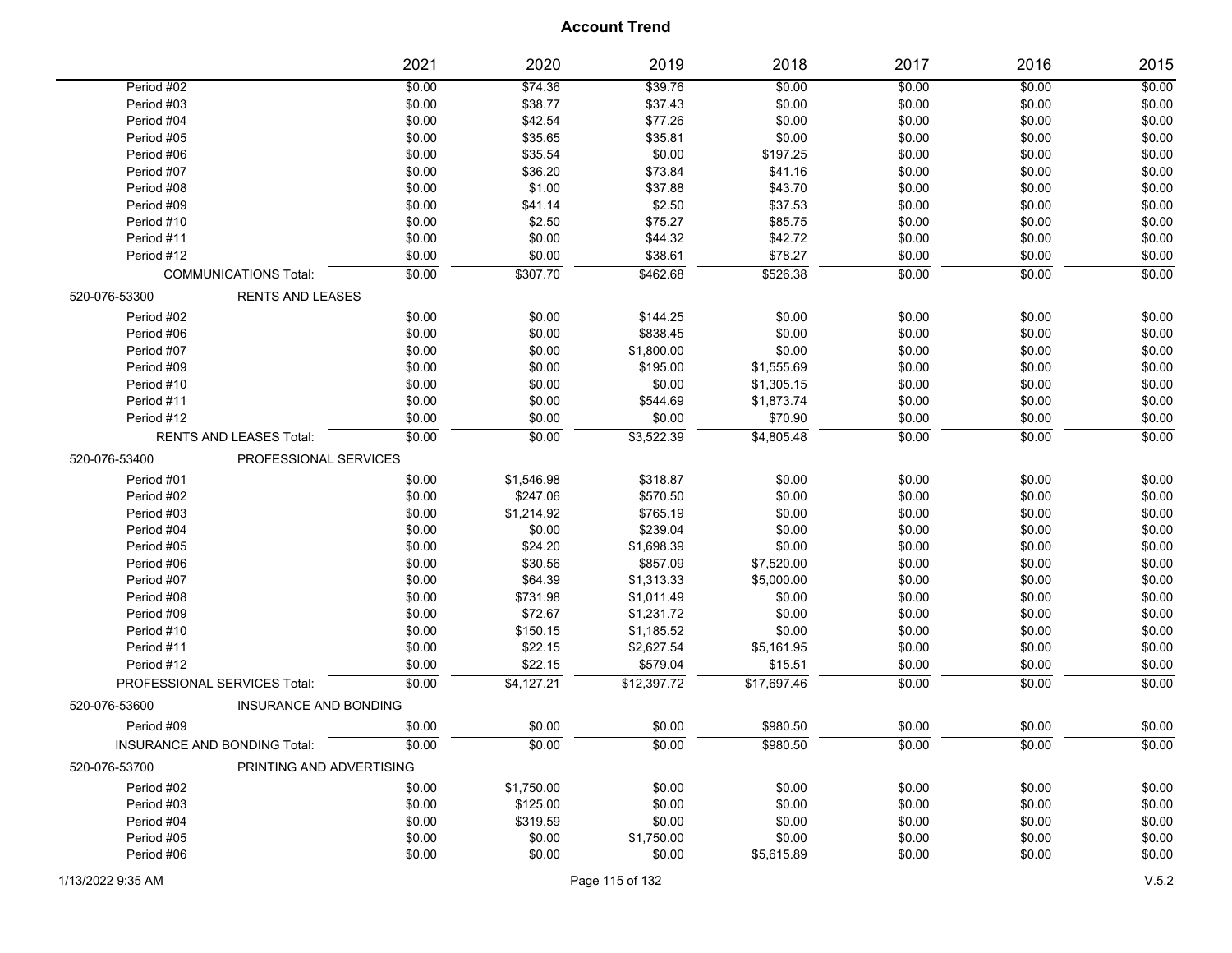## Account Trend

| | 2021 | 2020 | 2019 | 2018 | 2017 | 2016 | 2015 |
|---|---|---|---|---|---|---|---|
| Period #02 | $0.00 | $74.36 | $39.76 | $0.00 | $0.00 | $0.00 | $0.00 |
| Period #03 | $0.00 | $38.77 | $37.43 | $0.00 | $0.00 | $0.00 | $0.00 |
| Period #04 | $0.00 | $42.54 | $77.26 | $0.00 | $0.00 | $0.00 | $0.00 |
| Period #05 | $0.00 | $35.65 | $35.81 | $0.00 | $0.00 | $0.00 | $0.00 |
| Period #06 | $0.00 | $35.54 | $0.00 | $197.25 | $0.00 | $0.00 | $0.00 |
| Period #07 | $0.00 | $36.20 | $73.84 | $41.16 | $0.00 | $0.00 | $0.00 |
| Period #08 | $0.00 | $1.00 | $37.88 | $43.70 | $0.00 | $0.00 | $0.00 |
| Period #09 | $0.00 | $41.14 | $2.50 | $37.53 | $0.00 | $0.00 | $0.00 |
| Period #10 | $0.00 | $2.50 | $75.27 | $85.75 | $0.00 | $0.00 | $0.00 |
| Period #11 | $0.00 | $0.00 | $44.32 | $42.72 | $0.00 | $0.00 | $0.00 |
| Period #12 | $0.00 | $0.00 | $38.61 | $78.27 | $0.00 | $0.00 | $0.00 |
| COMMUNICATIONS Total: | $0.00 | $307.70 | $462.68 | $526.38 | $0.00 | $0.00 | $0.00 |
| **520-076-53300 RENTS AND LEASES** | | | | | | | |
| Period #02 | $0.00 | $0.00 | $144.25 | $0.00 | $0.00 | $0.00 | $0.00 |
| Period #06 | $0.00 | $0.00 | $838.45 | $0.00 | $0.00 | $0.00 | $0.00 |
| Period #07 | $0.00 | $0.00 | $1,800.00 | $0.00 | $0.00 | $0.00 | $0.00 |
| Period #09 | $0.00 | $0.00 | $195.00 | $1,555.69 | $0.00 | $0.00 | $0.00 |
| Period #10 | $0.00 | $0.00 | $0.00 | $1,305.15 | $0.00 | $0.00 | $0.00 |
| Period #11 | $0.00 | $0.00 | $544.69 | $1,873.74 | $0.00 | $0.00 | $0.00 |
| Period #12 | $0.00 | $0.00 | $0.00 | $70.90 | $0.00 | $0.00 | $0.00 |
| RENTS AND LEASES Total: | $0.00 | $0.00 | $3,522.39 | $4,805.48 | $0.00 | $0.00 | $0.00 |
| **520-076-53400 PROFESSIONAL SERVICES** | | | | | | | |
| Period #01 | $0.00 | $1,546.98 | $318.87 | $0.00 | $0.00 | $0.00 | $0.00 |
| Period #02 | $0.00 | $247.06 | $570.50 | $0.00 | $0.00 | $0.00 | $0.00 |
| Period #03 | $0.00 | $1,214.92 | $765.19 | $0.00 | $0.00 | $0.00 | $0.00 |
| Period #04 | $0.00 | $0.00 | $239.04 | $0.00 | $0.00 | $0.00 | $0.00 |
| Period #05 | $0.00 | $24.20 | $1,698.39 | $0.00 | $0.00 | $0.00 | $0.00 |
| Period #06 | $0.00 | $30.56 | $857.09 | $7,520.00 | $0.00 | $0.00 | $0.00 |
| Period #07 | $0.00 | $64.39 | $1,313.33 | $5,000.00 | $0.00 | $0.00 | $0.00 |
| Period #08 | $0.00 | $731.98 | $1,011.49 | $0.00 | $0.00 | $0.00 | $0.00 |
| Period #09 | $0.00 | $72.67 | $1,231.72 | $0.00 | $0.00 | $0.00 | $0.00 |
| Period #10 | $0.00 | $150.15 | $1,185.52 | $0.00 | $0.00 | $0.00 | $0.00 |
| Period #11 | $0.00 | $22.15 | $2,627.54 | $5,161.95 | $0.00 | $0.00 | $0.00 |
| Period #12 | $0.00 | $22.15 | $579.04 | $15.51 | $0.00 | $0.00 | $0.00 |
| PROFESSIONAL SERVICES Total: | $0.00 | $4,127.21 | $12,397.72 | $17,697.46 | $0.00 | $0.00 | $0.00 |
| **520-076-53600 INSURANCE AND BONDING** | | | | | | | |
| Period #09 | $0.00 | $0.00 | $0.00 | $980.50 | $0.00 | $0.00 | $0.00 |
| INSURANCE AND BONDING Total: | $0.00 | $0.00 | $0.00 | $980.50 | $0.00 | $0.00 | $0.00 |
| **520-076-53700 PRINTING AND ADVERTISING** | | | | | | | |
| Period #02 | $0.00 | $1,750.00 | $0.00 | $0.00 | $0.00 | $0.00 | $0.00 |
| Period #03 | $0.00 | $125.00 | $0.00 | $0.00 | $0.00 | $0.00 | $0.00 |
| Period #04 | $0.00 | $319.59 | $0.00 | $0.00 | $0.00 | $0.00 | $0.00 |
| Period #05 | $0.00 | $0.00 | $1,750.00 | $0.00 | $0.00 | $0.00 | $0.00 |
| Period #06 | $0.00 | $0.00 | $0.00 | $5,615.89 | $0.00 | $0.00 | $0.00 |

1/13/2022 9:35 AM V.5.2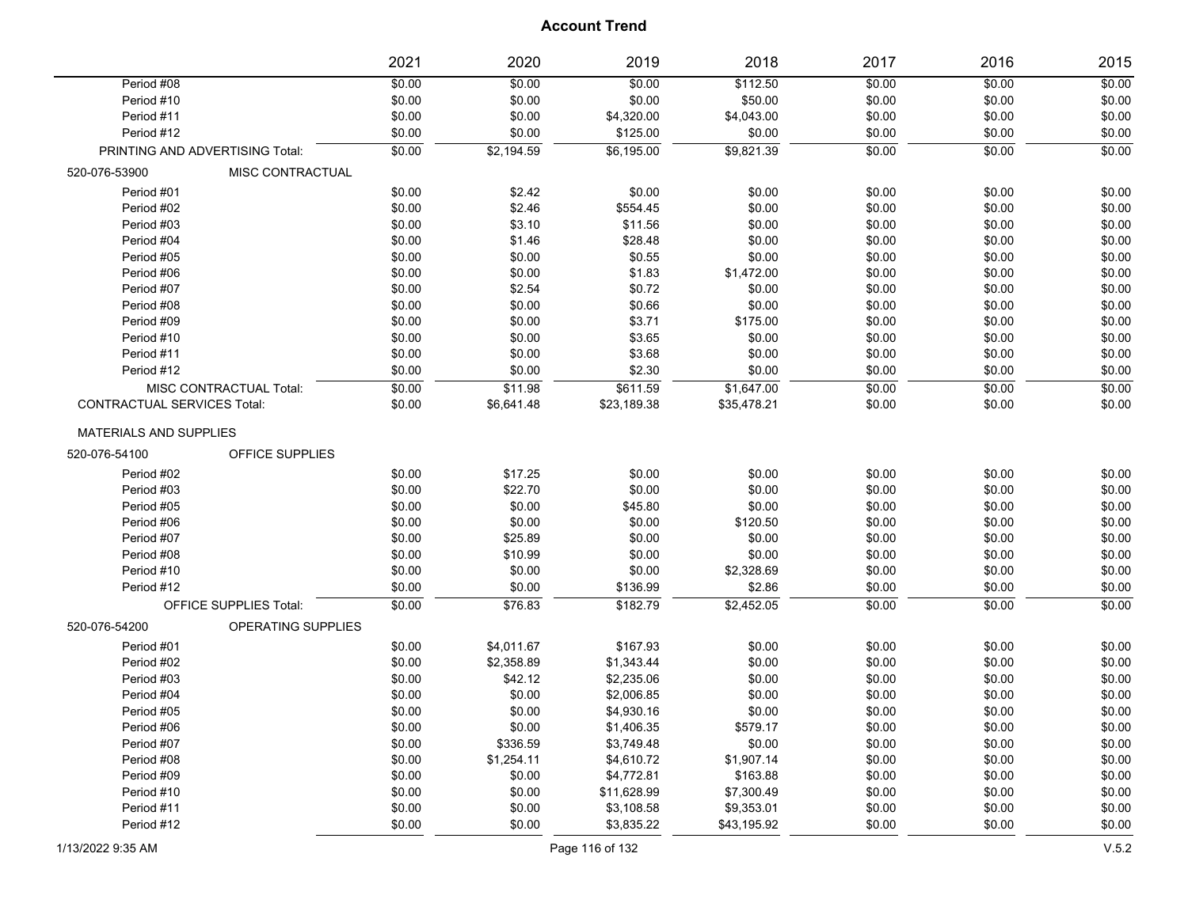## Account Trend

| | 2021 | 2020 | 2019 | 2018 | 2017 | 2016 | 2015 |
|---|---|---|---|---|---|---|---|
| Period #08 | $0.00 | $0.00 | $0.00 | $112.50 | $0.00 | $0.00 | $0.00 |
| Period #10 | $0.00 | $0.00 | $0.00 | $50.00 | $0.00 | $0.00 | $0.00 |
| Period #11 | $0.00 | $0.00 | $4,320.00 | $4,043.00 | $0.00 | $0.00 | $0.00 |
| Period #12 | $0.00 | $0.00 | $125.00 | $0.00 | $0.00 | $0.00 | $0.00 |
| PRINTING AND ADVERTISING Total: | $0.00 | $2,194.59 | $6,195.00 | $9,821.39 | $0.00 | $0.00 | $0.00 |
| 520-076-53900 MISC CONTRACTUAL | | | | | | | |
| Period #01 | $0.00 | $2.42 | $0.00 | $0.00 | $0.00 | $0.00 | $0.00 |
| Period #02 | $0.00 | $2.46 | $554.45 | $0.00 | $0.00 | $0.00 | $0.00 |
| Period #03 | $0.00 | $3.10 | $11.56 | $0.00 | $0.00 | $0.00 | $0.00 |
| Period #04 | $0.00 | $1.46 | $28.48 | $0.00 | $0.00 | $0.00 | $0.00 |
| Period #05 | $0.00 | $0.00 | $0.55 | $0.00 | $0.00 | $0.00 | $0.00 |
| Period #06 | $0.00 | $0.00 | $1.83 | $1,472.00 | $0.00 | $0.00 | $0.00 |
| Period #07 | $0.00 | $2.54 | $0.72 | $0.00 | $0.00 | $0.00 | $0.00 |
| Period #08 | $0.00 | $0.00 | $0.66 | $0.00 | $0.00 | $0.00 | $0.00 |
| Period #09 | $0.00 | $0.00 | $3.71 | $175.00 | $0.00 | $0.00 | $0.00 |
| Period #10 | $0.00 | $0.00 | $3.65 | $0.00 | $0.00 | $0.00 | $0.00 |
| Period #11 | $0.00 | $0.00 | $3.68 | $0.00 | $0.00 | $0.00 | $0.00 |
| Period #12 | $0.00 | $0.00 | $2.30 | $0.00 | $0.00 | $0.00 | $0.00 |
| MISC CONTRACTUAL Total: | $0.00 | $11.98 | $611.59 | $1,647.00 | $0.00 | $0.00 | $0.00 |
| CONTRACTUAL SERVICES Total: | $0.00 | $6,641.48 | $23,189.38 | $35,478.21 | $0.00 | $0.00 | $0.00 |
| MATERIALS AND SUPPLIES | | | | | | | |
| 520-076-54100 OFFICE SUPPLIES | | | | | | | |
| Period #02 | $0.00 | $17.25 | $0.00 | $0.00 | $0.00 | $0.00 | $0.00 |
| Period #03 | $0.00 | $22.70 | $0.00 | $0.00 | $0.00 | $0.00 | $0.00 |
| Period #05 | $0.00 | $0.00 | $45.80 | $0.00 | $0.00 | $0.00 | $0.00 |
| Period #06 | $0.00 | $0.00 | $0.00 | $120.50 | $0.00 | $0.00 | $0.00 |
| Period #07 | $0.00 | $25.89 | $0.00 | $0.00 | $0.00 | $0.00 | $0.00 |
| Period #08 | $0.00 | $10.99 | $0.00 | $0.00 | $0.00 | $0.00 | $0.00 |
| Period #10 | $0.00 | $0.00 | $0.00 | $2,328.69 | $0.00 | $0.00 | $0.00 |
| Period #12 | $0.00 | $0.00 | $136.99 | $2.86 | $0.00 | $0.00 | $0.00 |
| OFFICE SUPPLIES Total: | $0.00 | $76.83 | $182.79 | $2,452.05 | $0.00 | $0.00 | $0.00 |
| 520-076-54200 OPERATING SUPPLIES | | | | | | | |
| Period #01 | $0.00 | $4,011.67 | $167.93 | $0.00 | $0.00 | $0.00 | $0.00 |
| Period #02 | $0.00 | $2,358.89 | $1,343.44 | $0.00 | $0.00 | $0.00 | $0.00 |
| Period #03 | $0.00 | $42.12 | $2,235.06 | $0.00 | $0.00 | $0.00 | $0.00 |
| Period #04 | $0.00 | $0.00 | $2,006.85 | $0.00 | $0.00 | $0.00 | $0.00 |
| Period #05 | $0.00 | $0.00 | $4,930.16 | $0.00 | $0.00 | $0.00 | $0.00 |
| Period #06 | $0.00 | $0.00 | $1,406.35 | $579.17 | $0.00 | $0.00 | $0.00 |
| Period #07 | $0.00 | $336.59 | $3,749.48 | $0.00 | $0.00 | $0.00 | $0.00 |
| Period #08 | $0.00 | $1,254.11 | $4,610.72 | $1,907.14 | $0.00 | $0.00 | $0.00 |
| Period #09 | $0.00 | $0.00 | $4,772.81 | $163.88 | $0.00 | $0.00 | $0.00 |
| Period #10 | $0.00 | $0.00 | $11,628.99 | $7,300.49 | $0.00 | $0.00 | $0.00 |
| Period #11 | $0.00 | $0.00 | $3,108.58 | $9,353.01 | $0.00 | $0.00 | $0.00 |
| Period #12 | $0.00 | $0.00 | $3,835.22 | $43,195.92 | $0.00 | $0.00 | $0.00 |

1/13/2022 9:35 AM V.5.2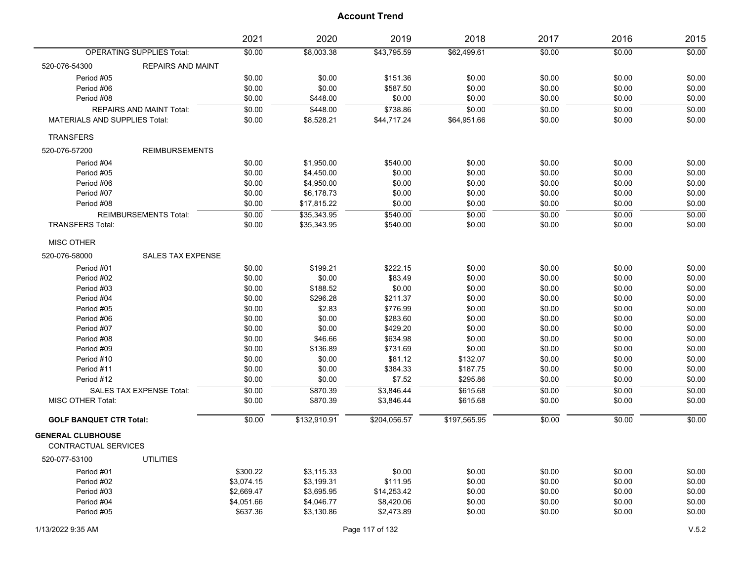## Account Trend

| | 2021 | 2020 | 2019 | 2018 | 2017 | 2016 | 2015 |
|---|---|---|---|---|---|---|---|
| OPERATING SUPPLIES Total: | $0.00 | $8,003.38 | $43,795.59 | $62,499.61 | $0.00 | $0.00 | $0.00 |
| 520-076-54300 REPAIRS AND MAINT | | | | | | | |
| Period #05 | $0.00 | $0.00 | $151.36 | $0.00 | $0.00 | $0.00 | $0.00 |
| Period #06 | $0.00 | $0.00 | $587.50 | $0.00 | $0.00 | $0.00 | $0.00 |
| Period #08 | $0.00 | $448.00 | $0.00 | $0.00 | $0.00 | $0.00 | $0.00 |
| REPAIRS AND MAINT Total: | $0.00 | $448.00 | $738.86 | $0.00 | $0.00 | $0.00 | $0.00 |
| MATERIALS AND SUPPLIES Total: | $0.00 | $8,528.21 | $44,717.24 | $64,951.66 | $0.00 | $0.00 | $0.00 |
| TRANSFERS | | | | | | | |
| 520-076-57200 REIMBURSEMENTS | | | | | | | |
| Period #04 | $0.00 | $1,950.00 | $540.00 | $0.00 | $0.00 | $0.00 | $0.00 |
| Period #05 | $0.00 | $4,450.00 | $0.00 | $0.00 | $0.00 | $0.00 | $0.00 |
| Period #06 | $0.00 | $4,950.00 | $0.00 | $0.00 | $0.00 | $0.00 | $0.00 |
| Period #07 | $0.00 | $6,178.73 | $0.00 | $0.00 | $0.00 | $0.00 | $0.00 |
| Period #08 | $0.00 | $17,815.22 | $0.00 | $0.00 | $0.00 | $0.00 | $0.00 |
| REIMBURSEMENTS Total: | $0.00 | $35,343.95 | $540.00 | $0.00 | $0.00 | $0.00 | $0.00 |
| TRANSFERS Total: | $0.00 | $35,343.95 | $540.00 | $0.00 | $0.00 | $0.00 | $0.00 |
| MISC OTHER | | | | | | | |
| 520-076-58000 SALES TAX EXPENSE | | | | | | | |
| Period #01 | $0.00 | $199.21 | $222.15 | $0.00 | $0.00 | $0.00 | $0.00 |
| Period #02 | $0.00 | $0.00 | $83.49 | $0.00 | $0.00 | $0.00 | $0.00 |
| Period #03 | $0.00 | $188.52 | $0.00 | $0.00 | $0.00 | $0.00 | $0.00 |
| Period #04 | $0.00 | $296.28 | $211.37 | $0.00 | $0.00 | $0.00 | $0.00 |
| Period #05 | $0.00 | $2.83 | $776.99 | $0.00 | $0.00 | $0.00 | $0.00 |
| Period #06 | $0.00 | $0.00 | $283.60 | $0.00 | $0.00 | $0.00 | $0.00 |
| Period #07 | $0.00 | $0.00 | $429.20 | $0.00 | $0.00 | $0.00 | $0.00 |
| Period #08 | $0.00 | $46.66 | $634.98 | $0.00 | $0.00 | $0.00 | $0.00 |
| Period #09 | $0.00 | $136.89 | $731.69 | $0.00 | $0.00 | $0.00 | $0.00 |
| Period #10 | $0.00 | $0.00 | $81.12 | $132.07 | $0.00 | $0.00 | $0.00 |
| Period #11 | $0.00 | $0.00 | $384.33 | $187.75 | $0.00 | $0.00 | $0.00 |
| Period #12 | $0.00 | $0.00 | $7.52 | $295.86 | $0.00 | $0.00 | $0.00 |
| SALES TAX EXPENSE Total: | $0.00 | $870.39 | $3,846.44 | $615.68 | $0.00 | $0.00 | $0.00 |
| MISC OTHER Total: | $0.00 | $870.39 | $3,846.44 | $615.68 | $0.00 | $0.00 | $0.00 |
| **GOLF BANQUET CTR Total:** | $0.00 | $132,910.91 | $204,056.57 | $197,565.95 | $0.00 | $0.00 | $0.00 |
| **GENERAL CLUBHOUSE** | | | | | | | |
| CONTRACTUAL SERVICES | | | | | | | |
| 520-077-53100 UTILITIES | | | | | | | |
| Period #01 | $300.22 | $3,115.33 | $0.00 | $0.00 | $0.00 | $0.00 | $0.00 |
| Period #02 | $3,074.15 | $3,199.31 | $111.95 | $0.00 | $0.00 | $0.00 | $0.00 |
| Period #03 | $2,669.47 | $3,695.95 | $14,253.42 | $0.00 | $0.00 | $0.00 | $0.00 |
| Period #04 | $4,051.66 | $4,046.77 | $8,420.06 | $0.00 | $0.00 | $0.00 | $0.00 |
| Period #05 | $637.36 | $3,130.86 | $2,473.89 | $0.00 | $0.00 | $0.00 | $0.00 |

1/13/2022 9:35 AM V.5.2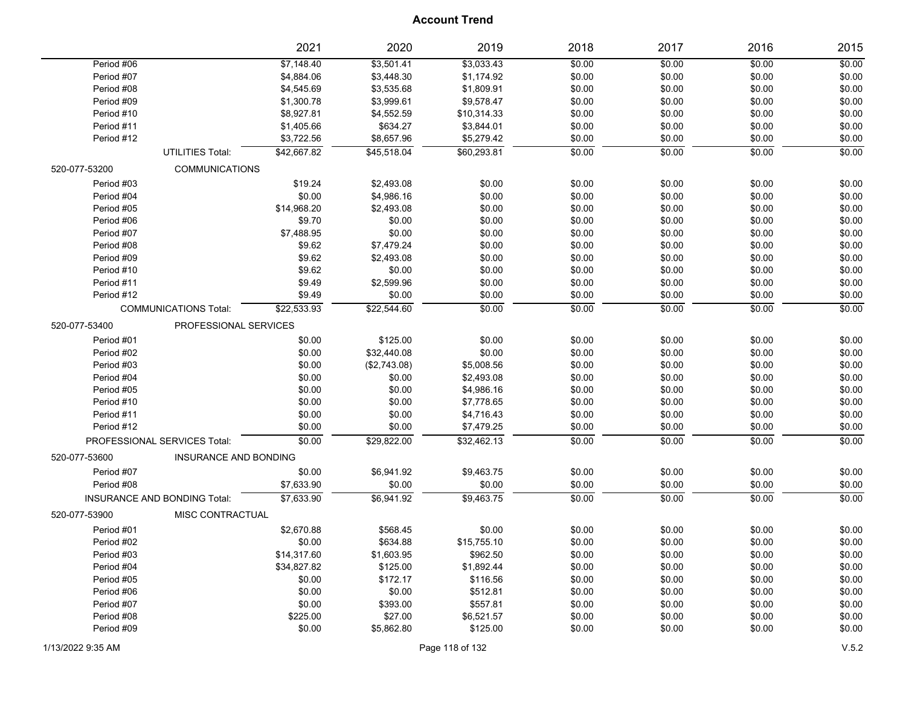## Account Trend

| | | 2021 | 2020 | 2019 | 2018 | 2017 | 2016 | 2015 |
|---|---|---|---|---|---|---|---|---|
| Period #06 | | $7,148.40 | $3,501.41 | $3,033.43 | $0.00 | $0.00 | $0.00 | $0.00 |
| Period #07 | | $4,884.06 | $3,448.30 | $1,174.92 | $0.00 | $0.00 | $0.00 | $0.00 |
| Period #08 | | $4,545.69 | $3,535.68 | $1,809.91 | $0.00 | $0.00 | $0.00 | $0.00 |
| Period #09 | | $1,300.78 | $3,999.61 | $9,578.47 | $0.00 | $0.00 | $0.00 | $0.00 |
| Period #10 | | $8,927.81 | $4,552.59 | $10,314.33 | $0.00 | $0.00 | $0.00 | $0.00 |
| Period #11 | | $1,405.66 | $634.27 | $3,844.01 | $0.00 | $0.00 | $0.00 | $0.00 |
| Period #12 | | $3,722.56 | $8,657.96 | $5,279.42 | $0.00 | $0.00 | $0.00 | $0.00 |
| | UTILITIES Total: | $42,667.82 | $45,518.04 | $60,293.81 | $0.00 | $0.00 | $0.00 | $0.00 |
| 520-077-53200 | COMMUNICATIONS | | | | | | | |
| Period #03 | | $19.24 | $2,493.08 | $0.00 | $0.00 | $0.00 | $0.00 | $0.00 |
| Period #04 | | $0.00 | $4,986.16 | $0.00 | $0.00 | $0.00 | $0.00 | $0.00 |
| Period #05 | | $14,968.20 | $2,493.08 | $0.00 | $0.00 | $0.00 | $0.00 | $0.00 |
| Period #06 | | $9.70 | $0.00 | $0.00 | $0.00 | $0.00 | $0.00 | $0.00 |
| Period #07 | | $7,488.95 | $0.00 | $0.00 | $0.00 | $0.00 | $0.00 | $0.00 |
| Period #08 | | $9.62 | $7,479.24 | $0.00 | $0.00 | $0.00 | $0.00 | $0.00 |
| Period #09 | | $9.62 | $2,493.08 | $0.00 | $0.00 | $0.00 | $0.00 | $0.00 |
| Period #10 | | $9.62 | $0.00 | $0.00 | $0.00 | $0.00 | $0.00 | $0.00 |
| Period #11 | | $9.49 | $2,599.96 | $0.00 | $0.00 | $0.00 | $0.00 | $0.00 |
| Period #12 | | $9.49 | $0.00 | $0.00 | $0.00 | $0.00 | $0.00 | $0.00 |
| | COMMUNICATIONS Total: | $22,533.93 | $22,544.60 | $0.00 | $0.00 | $0.00 | $0.00 | $0.00 |
| 520-077-53400 | PROFESSIONAL SERVICES | | | | | | | |
| Period #01 | | $0.00 | $125.00 | $0.00 | $0.00 | $0.00 | $0.00 | $0.00 |
| Period #02 | | $0.00 | $32,440.08 | $0.00 | $0.00 | $0.00 | $0.00 | $0.00 |
| Period #03 | | $0.00 | ($2,743.08) | $5,008.56 | $0.00 | $0.00 | $0.00 | $0.00 |
| Period #04 | | $0.00 | $0.00 | $2,493.08 | $0.00 | $0.00 | $0.00 | $0.00 |
| Period #05 | | $0.00 | $0.00 | $4,986.16 | $0.00 | $0.00 | $0.00 | $0.00 |
| Period #10 | | $0.00 | $0.00 | $7,778.65 | $0.00 | $0.00 | $0.00 | $0.00 |
| Period #11 | | $0.00 | $0.00 | $4,716.43 | $0.00 | $0.00 | $0.00 | $0.00 |
| Period #12 | | $0.00 | $0.00 | $7,479.25 | $0.00 | $0.00 | $0.00 | $0.00 |
| | PROFESSIONAL SERVICES Total: | $0.00 | $29,822.00 | $32,462.13 | $0.00 | $0.00 | $0.00 | $0.00 |
| 520-077-53600 | INSURANCE AND BONDING | | | | | | | |
| Period #07 | | $0.00 | $6,941.92 | $9,463.75 | $0.00 | $0.00 | $0.00 | $0.00 |
| Period #08 | | $7,633.90 | $0.00 | $0.00 | $0.00 | $0.00 | $0.00 | $0.00 |
| | INSURANCE AND BONDING Total: | $7,633.90 | $6,941.92 | $9,463.75 | $0.00 | $0.00 | $0.00 | $0.00 |
| 520-077-53900 | MISC CONTRACTUAL | | | | | | | |
| Period #01 | | $2,670.88 | $568.45 | $0.00 | $0.00 | $0.00 | $0.00 | $0.00 |
| Period #02 | | $0.00 | $634.88 | $15,755.10 | $0.00 | $0.00 | $0.00 | $0.00 |
| Period #03 | | $14,317.60 | $1,603.95 | $962.50 | $0.00 | $0.00 | $0.00 | $0.00 |
| Period #04 | | $34,827.82 | $125.00 | $1,892.44 | $0.00 | $0.00 | $0.00 | $0.00 |
| Period #05 | | $0.00 | $172.17 | $116.56 | $0.00 | $0.00 | $0.00 | $0.00 |
| Period #06 | | $0.00 | $0.00 | $512.81 | $0.00 | $0.00 | $0.00 | $0.00 |
| Period #07 | | $0.00 | $393.00 | $557.81 | $0.00 | $0.00 | $0.00 | $0.00 |
| Period #08 | | $225.00 | $27.00 | $6,521.57 | $0.00 | $0.00 | $0.00 | $0.00 |
| Period #09 | | $0.00 | $5,862.80 | $125.00 | $0.00 | $0.00 | $0.00 | $0.00 |

1/13/2022 9:35 AM

V.5.2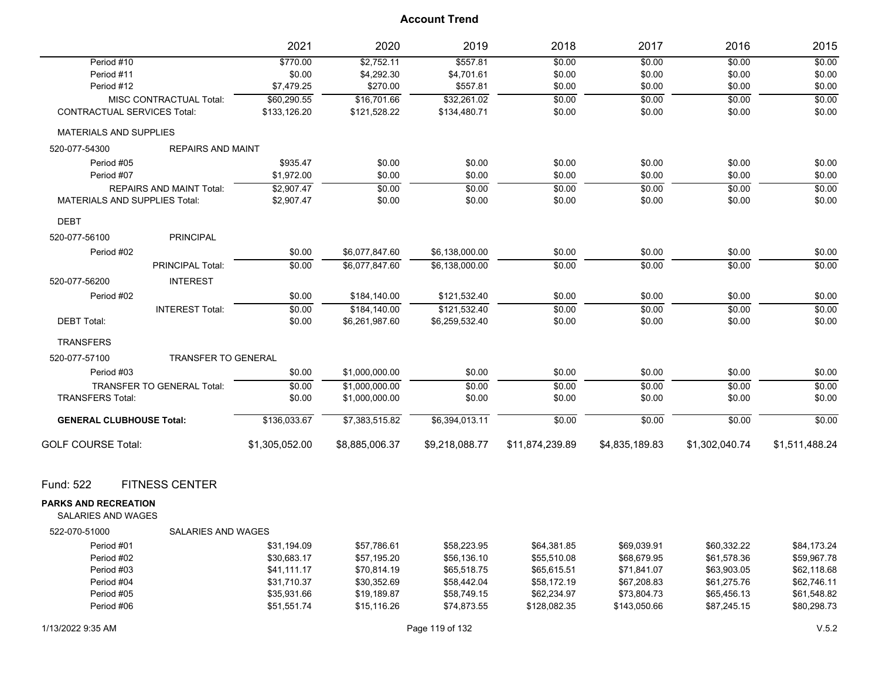## Account Trend

| | 2021 | 2020 | 2019 | 2018 | 2017 | 2016 | 2015 |
|---|---|---|---|---|---|---|---|
| Period #10 | $770.00 | $2,752.11 | $557.81 | $0.00 | $0.00 | $0.00 | $0.00 |
| Period #11 | $0.00 | $4,292.30 | $4,701.61 | $0.00 | $0.00 | $0.00 | $0.00 |
| Period #12 | $7,479.25 | $270.00 | $557.81 | $0.00 | $0.00 | $0.00 | $0.00 |
| MISC CONTRACTUAL Total: | $60,290.55 | $16,701.66 | $32,261.02 | $0.00 | $0.00 | $0.00 | $0.00 |
| CONTRACTUAL SERVICES Total: | $133,126.20 | $121,528.22 | $134,480.71 | $0.00 | $0.00 | $0.00 | $0.00 |
| MATERIALS AND SUPPLIES | | | | | | | |
| 520-077-54300 REPAIRS AND MAINT | | | | | | | |
| Period #05 | $935.47 | $0.00 | $0.00 | $0.00 | $0.00 | $0.00 | $0.00 |
| Period #07 | $1,972.00 | $0.00 | $0.00 | $0.00 | $0.00 | $0.00 | $0.00 |
| REPAIRS AND MAINT Total: | $2,907.47 | $0.00 | $0.00 | $0.00 | $0.00 | $0.00 | $0.00 |
| MATERIALS AND SUPPLIES Total: | $2,907.47 | $0.00 | $0.00 | $0.00 | $0.00 | $0.00 | $0.00 |
| DEBT | | | | | | | |
| 520-077-56100 PRINCIPAL | | | | | | | |
| Period #02 | $0.00 | $6,077,847.60 | $6,138,000.00 | $0.00 | $0.00 | $0.00 | $0.00 |
| PRINCIPAL Total: | $0.00 | $6,077,847.60 | $6,138,000.00 | $0.00 | $0.00 | $0.00 | $0.00 |
| 520-077-56200 INTEREST | | | | | | | |
| Period #02 | $0.00 | $184,140.00 | $121,532.40 | $0.00 | $0.00 | $0.00 | $0.00 |
| INTEREST Total: | $0.00 | $184,140.00 | $121,532.40 | $0.00 | $0.00 | $0.00 | $0.00 |
| DEBT Total: | $0.00 | $6,261,987.60 | $6,259,532.40 | $0.00 | $0.00 | $0.00 | $0.00 |
| TRANSFERS | | | | | | | |
| 520-077-57100 TRANSFER TO GENERAL | | | | | | | |
| Period #03 | $0.00 | $1,000,000.00 | $0.00 | $0.00 | $0.00 | $0.00 | $0.00 |
| TRANSFER TO GENERAL Total: | $0.00 | $1,000,000.00 | $0.00 | $0.00 | $0.00 | $0.00 | $0.00 |
| TRANSFERS Total: | $0.00 | $1,000,000.00 | $0.00 | $0.00 | $0.00 | $0.00 | $0.00 |
| **GENERAL CLUBHOUSE Total:** | $136,033.67 | $7,383,515.82 | $6,394,013.11 | $0.00 | $0.00 | $0.00 | $0.00 |
| GOLF COURSE Total: | $1,305,052.00 | $8,885,006.37 | $9,218,088.77 | $11,874,239.89 | $4,835,189.83 | $1,302,040.74 | $1,511,488.24 |

## Fund: 522 FITNESS CENTER

**PARKS AND RECREATION**

SALARIES AND WAGES

| | 2021 | 2020 | 2019 | 2018 | 2017 | 2016 | 2015 |
|---|---|---|---|---|---|---|---|
| 522-070-51000 SALARIES AND WAGES | | | | | | | |
| Period #01 | $31,194.09 | $57,786.61 | $58,223.95 | $64,381.85 | $69,039.91 | $60,332.22 | $84,173.24 |
| Period #02 | $30,683.17 | $57,195.20 | $56,136.10 | $55,510.08 | $68,679.95 | $61,578.36 | $59,967.78 |
| Period #03 | $41,111.17 | $70,814.19 | $65,518.75 | $65,615.51 | $71,841.07 | $63,903.05 | $62,118.68 |
| Period #04 | $31,710.37 | $30,352.69 | $58,442.04 | $58,172.19 | $67,208.83 | $61,275.76 | $62,746.11 |
| Period #05 | $35,931.66 | $19,189.87 | $58,749.15 | $62,234.97 | $73,804.73 | $65,456.13 | $61,548.82 |
| Period #06 | $51,551.74 | $15,116.26 | $74,873.55 | $128,082.35 | $143,050.66 | $87,245.15 | $80,298.73 |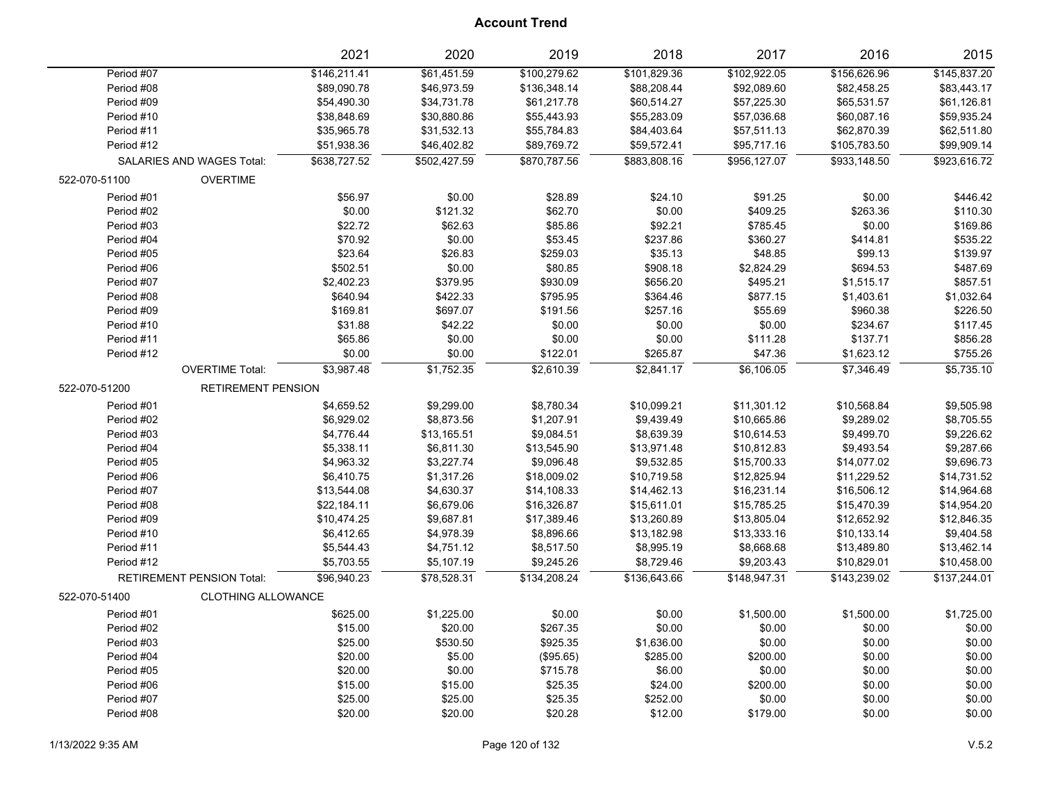# Account Trend

| | | 2021 | 2020 | 2019 | 2018 | 2017 | 2016 | 2015 |
|---|---|---|---|---|---|---|---|---|
| Period #07 | | $146,211.41 | $61,451.59 | $100,279.62 | $101,829.36 | $102,922.05 | $156,626.96 | $145,837.20 |
| Period #08 | | $89,090.78 | $46,973.59 | $136,348.14 | $88,208.44 | $92,089.60 | $82,458.25 | $83,443.17 |
| Period #09 | | $54,490.30 | $34,731.78 | $61,217.78 | $60,514.27 | $57,225.30 | $65,531.57 | $61,126.81 |
| Period #10 | | $38,848.69 | $30,880.86 | $55,443.93 | $55,283.09 | $57,036.68 | $60,087.16 | $59,935.24 |
| Period #11 | | $35,965.78 | $31,532.13 | $55,784.83 | $84,403.64 | $57,511.13 | $62,870.39 | $62,511.80 |
| Period #12 | | $51,938.36 | $46,402.82 | $89,769.72 | $59,572.41 | $95,717.16 | $105,783.50 | $99,909.14 |
| SALARIES AND WAGES Total: | | $638,727.52 | $502,427.59 | $870,787.56 | $883,808.16 | $956,127.07 | $933,148.50 | $923,616.72 |
| 522-070-51100 | OVERTIME | | | | | | | |
| Period #01 | | $56.97 | $0.00 | $28.89 | $24.10 | $91.25 | $0.00 | $446.42 |
| Period #02 | | $0.00 | $121.32 | $62.70 | $0.00 | $409.25 | $263.36 | $110.30 |
| Period #03 | | $22.72 | $62.63 | $85.86 | $92.21 | $785.45 | $0.00 | $169.86 |
| Period #04 | | $70.92 | $0.00 | $53.45 | $237.86 | $360.27 | $414.81 | $535.22 |
| Period #05 | | $23.64 | $26.83 | $259.03 | $35.13 | $48.85 | $99.13 | $139.97 |
| Period #06 | | $502.51 | $0.00 | $80.85 | $908.18 | $2,824.29 | $694.53 | $487.69 |
| Period #07 | | $2,402.23 | $379.95 | $930.09 | $656.20 | $495.21 | $1,515.17 | $857.51 |
| Period #08 | | $640.94 | $422.33 | $795.95 | $364.46 | $877.15 | $1,403.61 | $1,032.64 |
| Period #09 | | $169.81 | $697.07 | $191.56 | $257.16 | $55.69 | $960.38 | $226.50 |
| Period #10 | | $31.88 | $42.22 | $0.00 | $0.00 | $0.00 | $234.67 | $117.45 |
| Period #11 | | $65.86 | $0.00 | $0.00 | $0.00 | $111.28 | $137.71 | $856.28 |
| Period #12 | | $0.00 | $0.00 | $122.01 | $265.87 | $47.36 | $1,623.12 | $755.26 |
| | OVERTIME Total: | $3,987.48 | $1,752.35 | $2,610.39 | $2,841.17 | $6,106.05 | $7,346.49 | $5,735.10 |
| 522-070-51200 | RETIREMENT PENSION | | | | | | | |
| Period #01 | | $4,659.52 | $9,299.00 | $8,780.34 | $10,099.21 | $11,301.12 | $10,568.84 | $9,505.98 |
| Period #02 | | $6,929.02 | $8,873.56 | $1,207.91 | $9,439.49 | $10,665.86 | $9,289.02 | $8,705.55 |
| Period #03 | | $4,776.44 | $13,165.51 | $9,084.51 | $8,639.39 | $10,614.53 | $9,499.70 | $9,226.62 |
| Period #04 | | $5,338.11 | $6,811.30 | $13,545.90 | $13,971.48 | $10,812.83 | $9,493.54 | $9,287.66 |
| Period #05 | | $4,963.32 | $3,227.74 | $9,096.48 | $9,532.85 | $15,700.33 | $14,077.02 | $9,696.73 |
| Period #06 | | $6,410.75 | $1,317.26 | $18,009.02 | $10,719.58 | $12,825.94 | $11,229.52 | $14,731.52 |
| Period #07 | | $13,544.08 | $4,630.37 | $14,108.33 | $14,462.13 | $16,231.14 | $16,506.12 | $14,964.68 |
| Period #08 | | $22,184.11 | $6,679.06 | $16,326.87 | $15,611.01 | $15,785.25 | $15,470.39 | $14,954.20 |
| Period #09 | | $10,474.25 | $9,687.81 | $17,389.46 | $13,260.89 | $13,805.04 | $12,652.92 | $12,846.35 |
| Period #10 | | $6,412.65 | $4,978.39 | $8,896.66 | $13,182.98 | $13,333.16 | $10,133.14 | $9,404.58 |
| Period #11 | | $5,544.43 | $4,751.12 | $8,517.50 | $8,995.19 | $8,668.68 | $13,489.80 | $13,462.14 |
| Period #12 | | $5,703.55 | $5,107.19 | $9,245.26 | $8,729.46 | $9,203.43 | $10,829.01 | $10,458.00 |
| RETIREMENT PENSION Total: | | $96,940.23 | $78,528.31 | $134,208.24 | $136,643.66 | $148,947.31 | $143,239.02 | $137,244.01 |
| 522-070-51400 | CLOTHING ALLOWANCE | | | | | | | |
| Period #01 | | $625.00 | $1,225.00 | $0.00 | $0.00 | $1,500.00 | $1,500.00 | $1,725.00 |
| Period #02 | | $15.00 | $20.00 | $267.35 | $0.00 | $0.00 | $0.00 | $0.00 |
| Period #03 | | $25.00 | $530.50 | $925.35 | $1,636.00 | $0.00 | $0.00 | $0.00 |
| Period #04 | | $20.00 | $5.00 | ($95.65) | $285.00 | $200.00 | $0.00 | $0.00 |
| Period #05 | | $20.00 | $0.00 | $715.78 | $6.00 | $0.00 | $0.00 | $0.00 |
| Period #06 | | $15.00 | $15.00 | $25.35 | $24.00 | $200.00 | $0.00 | $0.00 |
| Period #07 | | $25.00 | $25.00 | $25.35 | $252.00 | $0.00 | $0.00 | $0.00 |
| Period #08 | | $20.00 | $20.00 | $20.28 | $12.00 | $179.00 | $0.00 | $0.00 |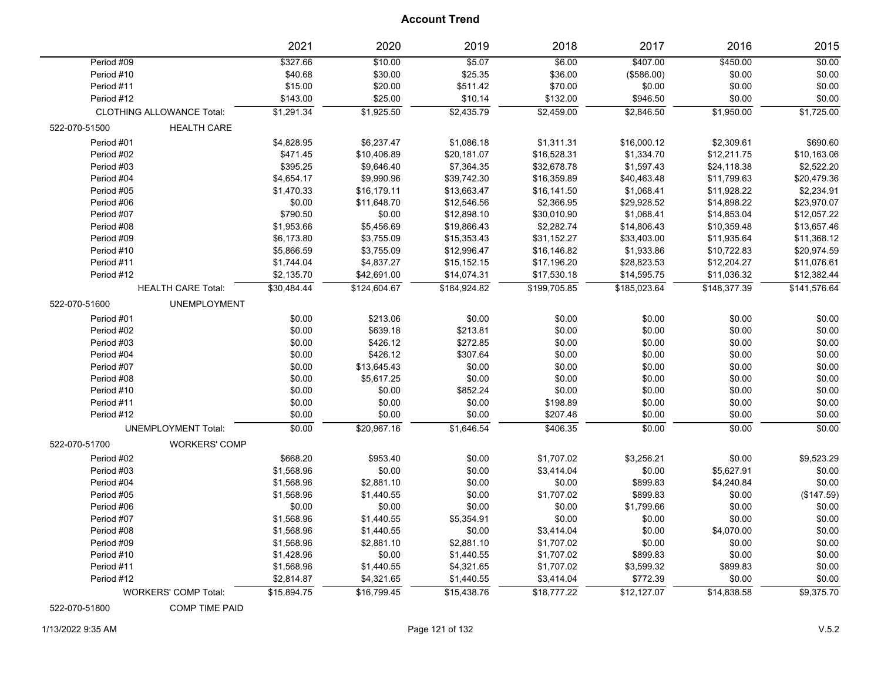# Account Trend

| | 2021 | 2020 | 2019 | 2018 | 2017 | 2016 | 2015 |
|---|---|---|---|---|---|---|---|
| Period #09 | $327.66 | $10.00 | $5.07 | $6.00 | $407.00 | $450.00 | $0.00 |
| Period #10 | $40.68 | $30.00 | $25.35 | $36.00 | ($586.00) | $0.00 | $0.00 |
| Period #11 | $15.00 | $20.00 | $511.42 | $70.00 | $0.00 | $0.00 | $0.00 |
| Period #12 | $143.00 | $25.00 | $10.14 | $132.00 | $946.50 | $0.00 | $0.00 |
| CLOTHING ALLOWANCE Total: | $1,291.34 | $1,925.50 | $2,435.79 | $2,459.00 | $2,846.50 | $1,950.00 | $1,725.00 |
| 522-070-51500 HEALTH CARE | | | | | | | |
| Period #01 | $4,828.95 | $6,237.47 | $1,086.18 | $1,311.31 | $16,000.12 | $2,309.61 | $690.60 |
| Period #02 | $471.45 | $10,406.89 | $20,181.07 | $16,528.31 | $1,334.70 | $12,211.75 | $10,163.06 |
| Period #03 | $395.25 | $9,646.40 | $7,364.35 | $32,678.78 | $1,597.43 | $24,118.38 | $2,522.20 |
| Period #04 | $4,654.17 | $9,990.96 | $39,742.30 | $16,359.89 | $40,463.48 | $11,799.63 | $20,479.36 |
| Period #05 | $1,470.33 | $16,179.11 | $13,663.47 | $16,141.50 | $1,068.41 | $11,928.22 | $2,234.91 |
| Period #06 | $0.00 | $11,648.70 | $12,546.56 | $2,366.95 | $29,928.52 | $14,898.22 | $23,970.07 |
| Period #07 | $790.50 | $0.00 | $12,898.10 | $30,010.90 | $1,068.41 | $14,853.04 | $12,057.22 |
| Period #08 | $1,953.66 | $5,456.69 | $19,866.43 | $2,282.74 | $14,806.43 | $10,359.48 | $13,657.46 |
| Period #09 | $6,173.80 | $3,755.09 | $15,353.43 | $31,152.27 | $33,403.00 | $11,935.64 | $11,368.12 |
| Period #10 | $5,866.59 | $3,755.09 | $12,996.47 | $16,146.82 | $1,933.86 | $10,722.83 | $20,974.59 |
| Period #11 | $1,744.04 | $4,837.27 | $15,152.15 | $17,196.20 | $28,823.53 | $12,204.27 | $11,076.61 |
| Period #12 | $2,135.70 | $42,691.00 | $14,074.31 | $17,530.18 | $14,595.75 | $11,036.32 | $12,382.44 |
| HEALTH CARE Total: | $30,484.44 | $124,604.67 | $184,924.82 | $199,705.85 | $185,023.64 | $148,377.39 | $141,576.64 |
| 522-070-51600 UNEMPLOYMENT | | | | | | | |
| Period #01 | $0.00 | $213.06 | $0.00 | $0.00 | $0.00 | $0.00 | $0.00 |
| Period #02 | $0.00 | $639.18 | $213.81 | $0.00 | $0.00 | $0.00 | $0.00 |
| Period #03 | $0.00 | $426.12 | $272.85 | $0.00 | $0.00 | $0.00 | $0.00 |
| Period #04 | $0.00 | $426.12 | $307.64 | $0.00 | $0.00 | $0.00 | $0.00 |
| Period #07 | $0.00 | $13,645.43 | $0.00 | $0.00 | $0.00 | $0.00 | $0.00 |
| Period #08 | $0.00 | $5,617.25 | $0.00 | $0.00 | $0.00 | $0.00 | $0.00 |
| Period #10 | $0.00 | $0.00 | $852.24 | $0.00 | $0.00 | $0.00 | $0.00 |
| Period #11 | $0.00 | $0.00 | $0.00 | $198.89 | $0.00 | $0.00 | $0.00 |
| Period #12 | $0.00 | $0.00 | $0.00 | $207.46 | $0.00 | $0.00 | $0.00 |
| UNEMPLOYMENT Total: | $0.00 | $20,967.16 | $1,646.54 | $406.35 | $0.00 | $0.00 | $0.00 |
| 522-070-51700 WORKERS' COMP | | | | | | | |
| Period #02 | $668.20 | $953.40 | $0.00 | $1,707.02 | $3,256.21 | $0.00 | $9,523.29 |
| Period #03 | $1,568.96 | $0.00 | $0.00 | $3,414.04 | $0.00 | $5,627.91 | $0.00 |
| Period #04 | $1,568.96 | $2,881.10 | $0.00 | $0.00 | $899.83 | $4,240.84 | $0.00 |
| Period #05 | $1,568.96 | $1,440.55 | $0.00 | $1,707.02 | $899.83 | $0.00 | ($147.59) |
| Period #06 | $0.00 | $0.00 | $0.00 | $0.00 | $1,799.66 | $0.00 | $0.00 |
| Period #07 | $1,568.96 | $1,440.55 | $5,354.91 | $0.00 | $0.00 | $0.00 | $0.00 |
| Period #08 | $1,568.96 | $1,440.55 | $0.00 | $3,414.04 | $0.00 | $4,070.00 | $0.00 |
| Period #09 | $1,568.96 | $2,881.10 | $2,881.10 | $1,707.02 | $0.00 | $0.00 | $0.00 |
| Period #10 | $1,428.96 | $0.00 | $1,440.55 | $1,707.02 | $899.83 | $0.00 | $0.00 |
| Period #11 | $1,568.96 | $1,440.55 | $4,321.65 | $1,707.02 | $3,599.32 | $899.83 | $0.00 |
| Period #12 | $2,814.87 | $4,321.65 | $1,440.55 | $3,414.04 | $772.39 | $0.00 | $0.00 |
| WORKERS' COMP Total: | $15,894.75 | $16,799.45 | $15,438.76 | $18,777.22 | $12,127.07 | $14,838.58 | $9,375.70 |
| 522-070-51800 COMP TIME PAID | | | | | | | |

1/13/2022 9:35 AM V.5.2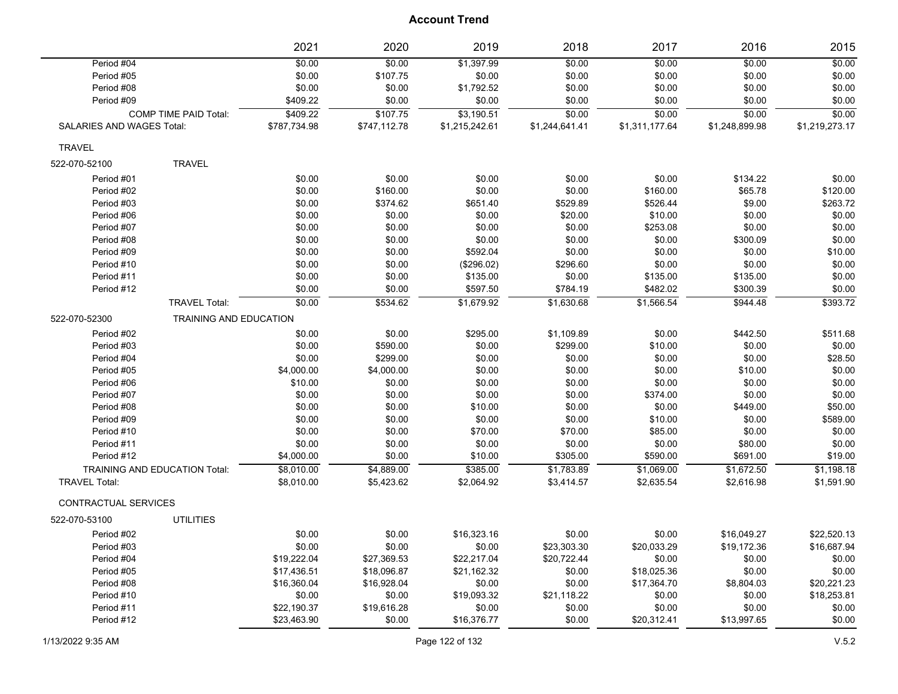# Account Trend

| | 2021 | 2020 | 2019 | 2018 | 2017 | 2016 | 2015 |
|---|---|---|---|---|---|---|---|
| Period #04 | $0.00 | $0.00 | $1,397.99 | $0.00 | $0.00 | $0.00 | $0.00 |
| Period #05 | $0.00 | $107.75 | $0.00 | $0.00 | $0.00 | $0.00 | $0.00 |
| Period #08 | $0.00 | $0.00 | $1,792.52 | $0.00 | $0.00 | $0.00 | $0.00 |
| Period #09 | $409.22 | $0.00 | $0.00 | $0.00 | $0.00 | $0.00 | $0.00 |
| COMP TIME PAID Total: | $409.22 | $107.75 | $3,190.51 | $0.00 | $0.00 | $0.00 | $0.00 |
| SALARIES AND WAGES Total: | $787,734.98 | $747,112.78 | $1,215,242.61 | $1,244,641.41 | $1,311,177.64 | $1,248,899.98 | $1,219,273.17 |
| TRAVEL | | | | | | | |
| 522-070-52100 TRAVEL | | | | | | | |
| Period #01 | $0.00 | $0.00 | $0.00 | $0.00 | $0.00 | $134.22 | $0.00 |
| Period #02 | $0.00 | $160.00 | $0.00 | $0.00 | $160.00 | $65.78 | $120.00 |
| Period #03 | $0.00 | $374.62 | $651.40 | $529.89 | $526.44 | $9.00 | $263.72 |
| Period #06 | $0.00 | $0.00 | $0.00 | $20.00 | $10.00 | $0.00 | $0.00 |
| Period #07 | $0.00 | $0.00 | $0.00 | $0.00 | $253.08 | $0.00 | $0.00 |
| Period #08 | $0.00 | $0.00 | $0.00 | $0.00 | $0.00 | $300.09 | $0.00 |
| Period #09 | $0.00 | $0.00 | $592.04 | $0.00 | $0.00 | $0.00 | $10.00 |
| Period #10 | $0.00 | $0.00 | ($296.02) | $296.60 | $0.00 | $0.00 | $0.00 |
| Period #11 | $0.00 | $0.00 | $135.00 | $0.00 | $135.00 | $135.00 | $0.00 |
| Period #12 | $0.00 | $0.00 | $597.50 | $784.19 | $482.02 | $300.39 | $0.00 |
| TRAVEL Total: | $0.00 | $534.62 | $1,679.92 | $1,630.68 | $1,566.54 | $944.48 | $393.72 |
| 522-070-52300 TRAINING AND EDUCATION | | | | | | | |
| Period #02 | $0.00 | $0.00 | $295.00 | $1,109.89 | $0.00 | $442.50 | $511.68 |
| Period #03 | $0.00 | $590.00 | $0.00 | $299.00 | $10.00 | $0.00 | $0.00 |
| Period #04 | $0.00 | $299.00 | $0.00 | $0.00 | $0.00 | $0.00 | $28.50 |
| Period #05 | $4,000.00 | $4,000.00 | $0.00 | $0.00 | $0.00 | $10.00 | $0.00 |
| Period #06 | $10.00 | $0.00 | $0.00 | $0.00 | $0.00 | $0.00 | $0.00 |
| Period #07 | $0.00 | $0.00 | $0.00 | $0.00 | $374.00 | $0.00 | $0.00 |
| Period #08 | $0.00 | $0.00 | $10.00 | $0.00 | $0.00 | $449.00 | $50.00 |
| Period #09 | $0.00 | $0.00 | $0.00 | $0.00 | $10.00 | $0.00 | $589.00 |
| Period #10 | $0.00 | $0.00 | $70.00 | $70.00 | $85.00 | $0.00 | $0.00 |
| Period #11 | $0.00 | $0.00 | $0.00 | $0.00 | $0.00 | $80.00 | $0.00 |
| Period #12 | $4,000.00 | $0.00 | $10.00 | $305.00 | $590.00 | $691.00 | $19.00 |
| TRAINING AND EDUCATION Total: | $8,010.00 | $4,889.00 | $385.00 | $1,783.89 | $1,069.00 | $1,672.50 | $1,198.18 |
| TRAVEL Total: | $8,010.00 | $5,423.62 | $2,064.92 | $3,414.57 | $2,635.54 | $2,616.98 | $1,591.90 |
| CONTRACTUAL SERVICES | | | | | | | |
| 522-070-53100 UTILITIES | | | | | | | |
| Period #02 | $0.00 | $0.00 | $16,323.16 | $0.00 | $0.00 | $16,049.27 | $22,520.13 |
| Period #03 | $0.00 | $0.00 | $0.00 | $23,303.30 | $20,033.29 | $19,172.36 | $16,687.94 |
| Period #04 | $19,222.04 | $27,369.53 | $22,217.04 | $20,722.44 | $0.00 | $0.00 | $0.00 |
| Period #05 | $17,436.51 | $18,096.87 | $21,162.32 | $0.00 | $18,025.36 | $0.00 | $0.00 |
| Period #08 | $16,360.04 | $16,928.04 | $0.00 | $0.00 | $17,364.70 | $8,804.03 | $20,221.23 |
| Period #10 | $0.00 | $0.00 | $19,093.32 | $21,118.22 | $0.00 | $0.00 | $18,253.81 |
| Period #11 | $22,190.37 | $19,616.28 | $0.00 | $0.00 | $0.00 | $0.00 | $0.00 |
| Period #12 | $23,463.90 | $0.00 | $16,376.77 | $0.00 | $20,312.41 | $13,997.65 | $0.00 |

1/13/2022 9:35 AM

V.5.2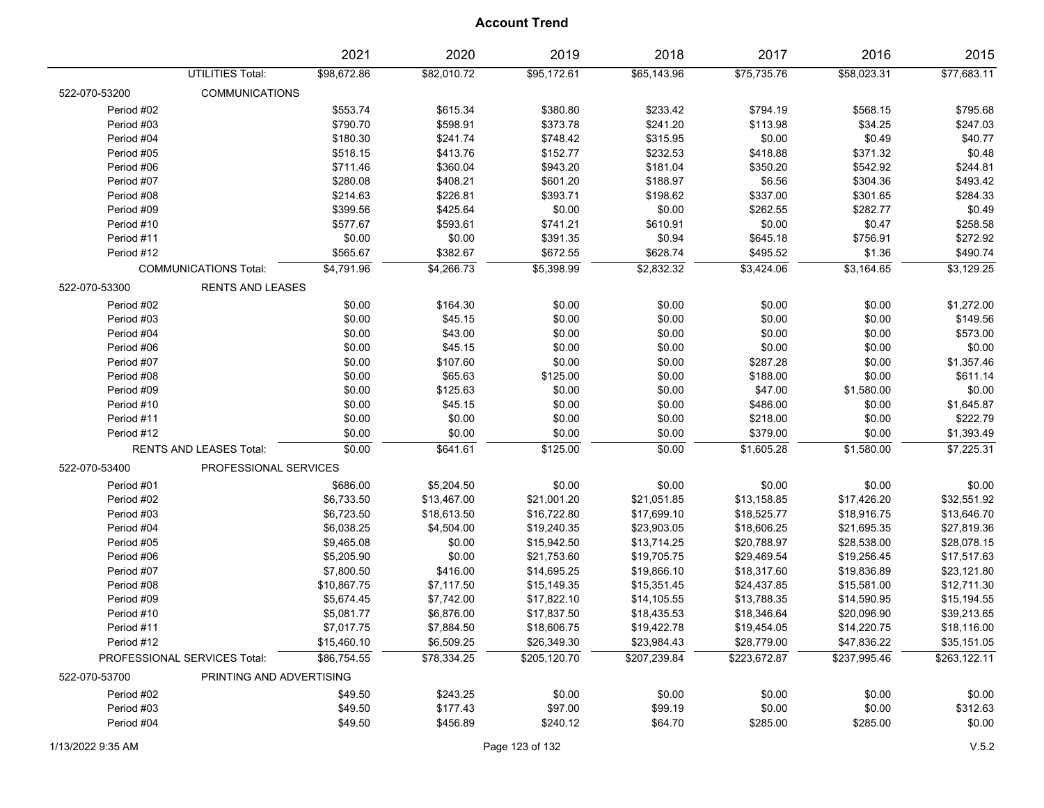# Account Trend

| | | 2021 | 2020 | 2019 | 2018 | 2017 | 2016 | 2015 |
|---|---|---|---|---|---|---|---|---|
| | UTILITIES Total: | $98,672.86 | $82,010.72 | $95,172.61 | $65,143.96 | $75,735.76 | $58,023.31 | $77,683.11 |
| 522-070-53200 | COMMUNICATIONS | | | | | | | |
| Period #02 | | $553.74 | $615.34 | $380.80 | $233.42 | $794.19 | $568.15 | $795.68 |
| Period #03 | | $790.70 | $598.91 | $373.78 | $241.20 | $113.98 | $34.25 | $247.03 |
| Period #04 | | $180.30 | $241.74 | $748.42 | $315.95 | $0.00 | $0.49 | $40.77 |
| Period #05 | | $518.15 | $413.76 | $152.77 | $232.53 | $418.88 | $371.32 | $0.48 |
| Period #06 | | $711.46 | $360.04 | $943.20 | $181.04 | $350.20 | $542.92 | $244.81 |
| Period #07 | | $280.08 | $408.21 | $601.20 | $188.97 | $6.56 | $304.36 | $493.42 |
| Period #08 | | $214.63 | $226.81 | $393.71 | $198.62 | $337.00 | $301.65 | $284.33 |
| Period #09 | | $399.56 | $425.64 | $0.00 | $0.00 | $262.55 | $282.77 | $0.49 |
| Period #10 | | $577.67 | $593.61 | $741.21 | $610.91 | $0.00 | $0.47 | $258.58 |
| Period #11 | | $0.00 | $0.00 | $391.35 | $0.94 | $645.18 | $756.91 | $272.92 |
| Period #12 | | $565.67 | $382.67 | $672.55 | $628.74 | $495.52 | $1.36 | $490.74 |
| | COMMUNICATIONS Total: | $4,791.96 | $4,266.73 | $5,398.99 | $2,832.32 | $3,424.06 | $3,164.65 | $3,129.25 |
| 522-070-53300 | RENTS AND LEASES | | | | | | | |
| Period #02 | | $0.00 | $164.30 | $0.00 | $0.00 | $0.00 | $0.00 | $1,272.00 |
| Period #03 | | $0.00 | $45.15 | $0.00 | $0.00 | $0.00 | $0.00 | $149.56 |
| Period #04 | | $0.00 | $43.00 | $0.00 | $0.00 | $0.00 | $0.00 | $573.00 |
| Period #06 | | $0.00 | $45.15 | $0.00 | $0.00 | $0.00 | $0.00 | $0.00 |
| Period #07 | | $0.00 | $107.60 | $0.00 | $0.00 | $287.28 | $0.00 | $1,357.46 |
| Period #08 | | $0.00 | $65.63 | $125.00 | $0.00 | $188.00 | $0.00 | $611.14 |
| Period #09 | | $0.00 | $125.63 | $0.00 | $0.00 | $47.00 | $1,580.00 | $0.00 |
| Period #10 | | $0.00 | $45.15 | $0.00 | $0.00 | $486.00 | $0.00 | $1,645.87 |
| Period #11 | | $0.00 | $0.00 | $0.00 | $0.00 | $218.00 | $0.00 | $222.79 |
| Period #12 | | $0.00 | $0.00 | $0.00 | $0.00 | $379.00 | $0.00 | $1,393.49 |
| | RENTS AND LEASES Total: | $0.00 | $641.61 | $125.00 | $0.00 | $1,605.28 | $1,580.00 | $7,225.31 |
| 522-070-53400 | PROFESSIONAL SERVICES | | | | | | | |
| Period #01 | | $686.00 | $5,204.50 | $0.00 | $0.00 | $0.00 | $0.00 | $0.00 |
| Period #02 | | $6,733.50 | $13,467.00 | $21,001.20 | $21,051.85 | $13,158.85 | $17,426.20 | $32,551.92 |
| Period #03 | | $6,723.50 | $18,613.50 | $16,722.80 | $17,699.10 | $18,525.77 | $18,916.75 | $13,646.70 |
| Period #04 | | $6,038.25 | $4,504.00 | $19,240.35 | $23,903.05 | $18,606.25 | $21,695.35 | $27,819.36 |
| Period #05 | | $9,465.08 | $0.00 | $15,942.50 | $13,714.25 | $20,788.97 | $28,538.00 | $28,078.15 |
| Period #06 | | $5,205.90 | $0.00 | $21,753.60 | $19,705.75 | $29,469.54 | $19,256.45 | $17,517.63 |
| Period #07 | | $7,800.50 | $416.00 | $14,695.25 | $19,866.10 | $18,317.60 | $19,836.89 | $23,121.80 |
| Period #08 | | $10,867.75 | $7,117.50 | $15,149.35 | $15,351.45 | $24,437.85 | $15,581.00 | $12,711.30 |
| Period #09 | | $5,674.45 | $7,742.00 | $17,822.10 | $14,105.55 | $13,788.35 | $14,590.95 | $15,194.55 |
| Period #10 | | $5,081.77 | $6,876.00 | $17,837.50 | $18,435.53 | $18,346.64 | $20,096.90 | $39,213.65 |
| Period #11 | | $7,017.75 | $7,884.50 | $18,606.75 | $19,422.78 | $19,454.05 | $14,220.75 | $18,116.00 |
| Period #12 | | $15,460.10 | $6,509.25 | $26,349.30 | $23,984.43 | $28,779.00 | $47,836.22 | $35,151.05 |
| | PROFESSIONAL SERVICES Total: | $86,754.55 | $78,334.25 | $205,120.70 | $207,239.84 | $223,672.87 | $237,995.46 | $263,122.11 |
| 522-070-53700 | PRINTING AND ADVERTISING | | | | | | | |
| Period #02 | | $49.50 | $243.25 | $0.00 | $0.00 | $0.00 | $0.00 | $0.00 |
| Period #03 | | $49.50 | $177.43 | $97.00 | $99.19 | $0.00 | $0.00 | $312.63 |
| Period #04 | | $49.50 | $456.89 | $240.12 | $64.70 | $285.00 | $285.00 | $0.00 |

1/13/2022 9:35 AM

V.5.2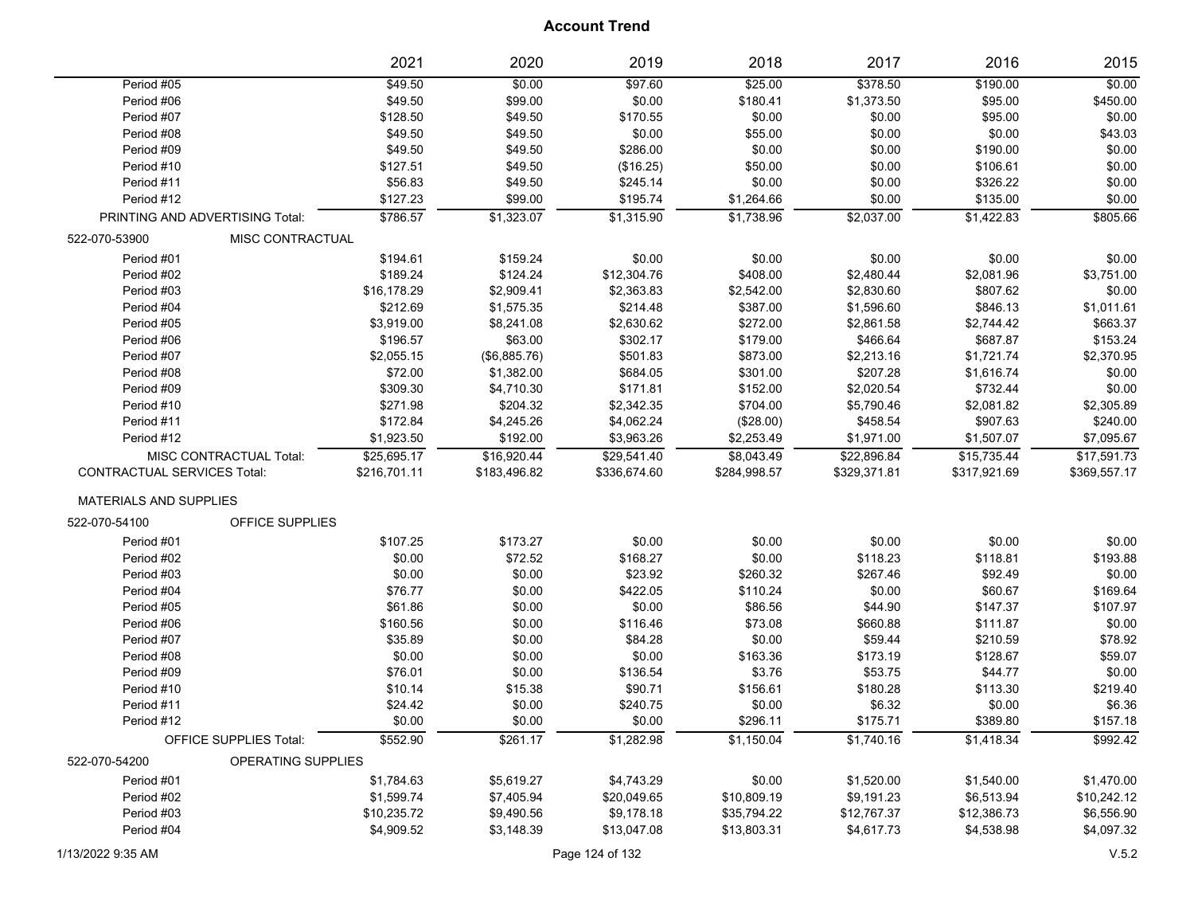# Account Trend

| | 2021 | 2020 | 2019 | 2018 | 2017 | 2016 | 2015 |
|---|---|---|---|---|---|---|---|
| Period #05 | $49.50 | $0.00 | $97.60 | $25.00 | $378.50 | $190.00 | $0.00 |
| Period #06 | $49.50 | $99.00 | $0.00 | $180.41 | $1,373.50 | $95.00 | $450.00 |
| Period #07 | $128.50 | $49.50 | $170.55 | $0.00 | $0.00 | $95.00 | $0.00 |
| Period #08 | $49.50 | $49.50 | $0.00 | $55.00 | $0.00 | $0.00 | $43.03 |
| Period #09 | $49.50 | $49.50 | $286.00 | $0.00 | $0.00 | $190.00 | $0.00 |
| Period #10 | $127.51 | $49.50 | ($16.25) | $50.00 | $0.00 | $106.61 | $0.00 |
| Period #11 | $56.83 | $49.50 | $245.14 | $0.00 | $0.00 | $326.22 | $0.00 |
| Period #12 | $127.23 | $99.00 | $195.74 | $1,264.66 | $0.00 | $135.00 | $0.00 |
| PRINTING AND ADVERTISING Total: | $786.57 | $1,323.07 | $1,315.90 | $1,738.96 | $2,037.00 | $1,422.83 | $805.66 |
| 522-070-53900 MISC CONTRACTUAL | | | | | | | |
| Period #01 | $194.61 | $159.24 | $0.00 | $0.00 | $0.00 | $0.00 | $0.00 |
| Period #02 | $189.24 | $124.24 | $12,304.76 | $408.00 | $2,480.44 | $2,081.96 | $3,751.00 |
| Period #03 | $16,178.29 | $2,909.41 | $2,363.83 | $2,542.00 | $2,830.60 | $807.62 | $0.00 |
| Period #04 | $212.69 | $1,575.35 | $214.48 | $387.00 | $1,596.60 | $846.13 | $1,011.61 |
| Period #05 | $3,919.00 | $8,241.08 | $2,630.62 | $272.00 | $2,861.58 | $2,744.42 | $663.37 |
| Period #06 | $196.57 | $63.00 | $302.17 | $179.00 | $466.64 | $687.87 | $153.24 |
| Period #07 | $2,055.15 | ($6,885.76) | $501.83 | $873.00 | $2,213.16 | $1,721.74 | $2,370.95 |
| Period #08 | $72.00 | $1,382.00 | $684.05 | $301.00 | $207.28 | $1,616.74 | $0.00 |
| Period #09 | $309.30 | $4,710.30 | $171.81 | $152.00 | $2,020.54 | $732.44 | $0.00 |
| Period #10 | $271.98 | $204.32 | $2,342.35 | $704.00 | $5,790.46 | $2,081.82 | $2,305.89 |
| Period #11 | $172.84 | $4,245.26 | $4,062.24 | ($28.00) | $458.54 | $907.63 | $240.00 |
| Period #12 | $1,923.50 | $192.00 | $3,963.26 | $2,253.49 | $1,971.00 | $1,507.07 | $7,095.67 |
| MISC CONTRACTUAL Total: | $25,695.17 | $16,920.44 | $29,541.40 | $8,043.49 | $22,896.84 | $15,735.44 | $17,591.73 |
| CONTRACTUAL SERVICES Total: | $216,701.11 | $183,496.82 | $336,674.60 | $284,998.57 | $329,371.81 | $317,921.69 | $369,557.17 |
| MATERIALS AND SUPPLIES | | | | | | | |
| 522-070-54100 OFFICE SUPPLIES | | | | | | | |
| Period #01 | $107.25 | $173.27 | $0.00 | $0.00 | $0.00 | $0.00 | $0.00 |
| Period #02 | $0.00 | $72.52 | $168.27 | $0.00 | $118.23 | $118.81 | $193.88 |
| Period #03 | $0.00 | $0.00 | $23.92 | $260.32 | $267.46 | $92.49 | $0.00 |
| Period #04 | $76.77 | $0.00 | $422.05 | $110.24 | $0.00 | $60.67 | $169.64 |
| Period #05 | $61.86 | $0.00 | $0.00 | $86.56 | $44.90 | $147.37 | $107.97 |
| Period #06 | $160.56 | $0.00 | $116.46 | $73.08 | $660.88 | $111.87 | $0.00 |
| Period #07 | $35.89 | $0.00 | $84.28 | $0.00 | $59.44 | $210.59 | $78.92 |
| Period #08 | $0.00 | $0.00 | $0.00 | $163.36 | $173.19 | $128.67 | $59.07 |
| Period #09 | $76.01 | $0.00 | $136.54 | $3.76 | $53.75 | $44.77 | $0.00 |
| Period #10 | $10.14 | $15.38 | $90.71 | $156.61 | $180.28 | $113.30 | $219.40 |
| Period #11 | $24.42 | $0.00 | $240.75 | $0.00 | $6.32 | $0.00 | $6.36 |
| Period #12 | $0.00 | $0.00 | $0.00 | $296.11 | $175.71 | $389.80 | $157.18 |
| OFFICE SUPPLIES Total: | $552.90 | $261.17 | $1,282.98 | $1,150.04 | $1,740.16 | $1,418.34 | $992.42 |
| 522-070-54200 OPERATING SUPPLIES | | | | | | | |
| Period #01 | $1,784.63 | $5,619.27 | $4,743.29 | $0.00 | $1,520.00 | $1,540.00 | $1,470.00 |
| Period #02 | $1,599.74 | $7,405.94 | $20,049.65 | $10,809.19 | $9,191.23 | $6,513.94 | $10,242.12 |
| Period #03 | $10,235.72 | $9,490.56 | $9,178.18 | $35,794.22 | $12,767.37 | $12,386.73 | $6,556.90 |
| Period #04 | $4,909.52 | $3,148.39 | $13,047.08 | $13,803.31 | $4,617.73 | $4,538.98 | $4,097.32 |

1/13/2022 9:35 AM V.5.2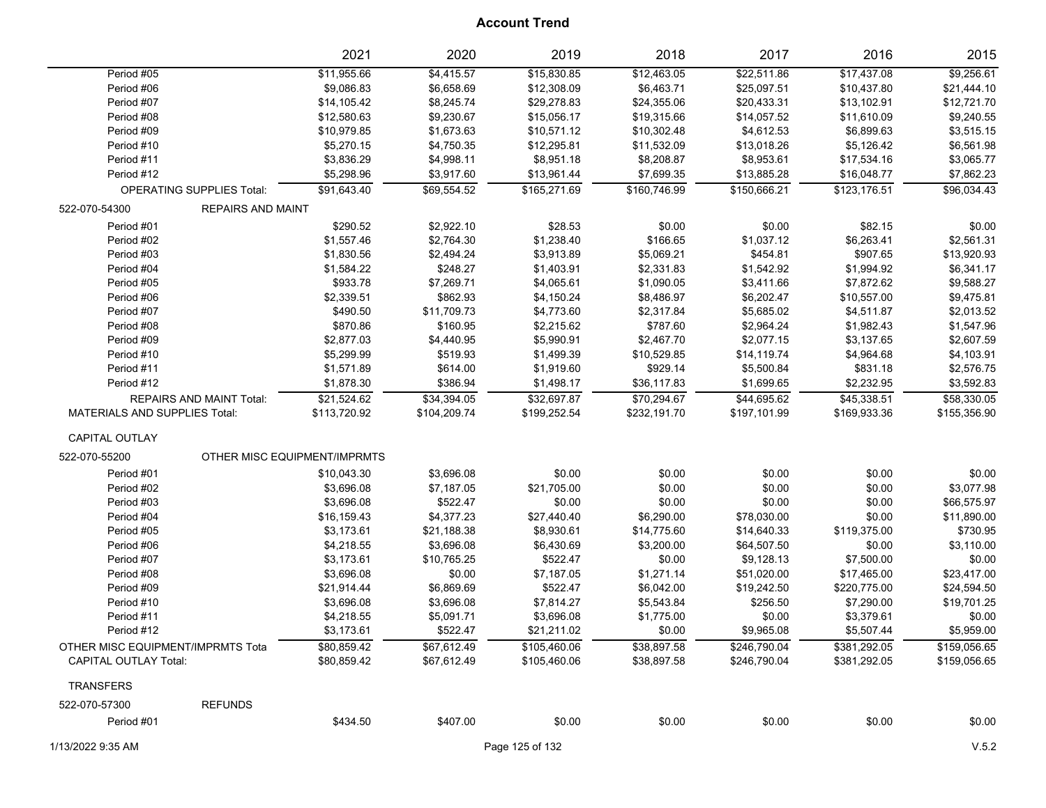# Account Trend

| | 2021 | 2020 | 2019 | 2018 | 2017 | 2016 | 2015 |
|---|---|---|---|---|---|---|---|
| Period #05 | $11,955.66 | $4,415.57 | $15,830.85 | $12,463.05 | $22,511.86 | $17,437.08 | $9,256.61 |
| Period #06 | $9,086.83 | $6,658.69 | $12,308.09 | $6,463.71 | $25,097.51 | $10,437.80 | $21,444.10 |
| Period #07 | $14,105.42 | $8,245.74 | $29,278.83 | $24,355.06 | $20,433.31 | $13,102.91 | $12,721.70 |
| Period #08 | $12,580.63 | $9,230.67 | $15,056.17 | $19,315.66 | $14,057.52 | $11,610.09 | $9,240.55 |
| Period #09 | $10,979.85 | $1,673.63 | $10,571.12 | $10,302.48 | $4,612.53 | $6,899.63 | $3,515.15 |
| Period #10 | $5,270.15 | $4,750.35 | $12,295.81 | $11,532.09 | $13,018.26 | $5,126.42 | $6,561.98 |
| Period #11 | $3,836.29 | $4,998.11 | $8,951.18 | $8,208.87 | $8,953.61 | $17,534.16 | $3,065.77 |
| Period #12 | $5,298.96 | $3,917.60 | $13,961.44 | $7,699.35 | $13,885.28 | $16,048.77 | $7,862.23 |
| OPERATING SUPPLIES Total: | $91,643.40 | $69,554.52 | $165,271.69 | $160,746.99 | $150,666.21 | $123,176.51 | $96,034.43 |
| 522-070-54300 REPAIRS AND MAINT | | | | | | | |
| Period #01 | $290.52 | $2,922.10 | $28.53 | $0.00 | $0.00 | $82.15 | $0.00 |
| Period #02 | $1,557.46 | $2,764.30 | $1,238.40 | $166.65 | $1,037.12 | $6,263.41 | $2,561.31 |
| Period #03 | $1,830.56 | $2,494.24 | $3,913.89 | $5,069.21 | $454.81 | $907.65 | $13,920.93 |
| Period #04 | $1,584.22 | $248.27 | $1,403.91 | $2,331.83 | $1,542.92 | $1,994.92 | $6,341.17 |
| Period #05 | $933.78 | $7,269.71 | $4,065.61 | $1,090.05 | $3,411.66 | $7,872.62 | $9,588.27 |
| Period #06 | $2,339.51 | $862.93 | $4,150.24 | $8,486.97 | $6,202.47 | $10,557.00 | $9,475.81 |
| Period #07 | $490.50 | $11,709.73 | $4,773.60 | $2,317.84 | $5,685.02 | $4,511.87 | $2,013.52 |
| Period #08 | $870.86 | $160.95 | $2,215.62 | $787.60 | $2,964.24 | $1,982.43 | $1,547.96 |
| Period #09 | $2,877.03 | $4,440.95 | $5,990.91 | $2,467.70 | $2,077.15 | $3,137.65 | $2,607.59 |
| Period #10 | $5,299.99 | $519.93 | $1,499.39 | $10,529.85 | $14,119.74 | $4,964.68 | $4,103.91 |
| Period #11 | $1,571.89 | $614.00 | $1,919.60 | $929.14 | $5,500.84 | $831.18 | $2,576.75 |
| Period #12 | $1,878.30 | $386.94 | $1,498.17 | $36,117.83 | $1,699.65 | $2,232.95 | $3,592.83 |
| REPAIRS AND MAINT Total: | $21,524.62 | $34,394.05 | $32,697.87 | $70,294.67 | $44,695.62 | $45,338.51 | $58,330.05 |
| MATERIALS AND SUPPLIES Total: | $113,720.92 | $104,209.74 | $199,252.54 | $232,191.70 | $197,101.99 | $169,933.36 | $155,356.90 |
| CAPITAL OUTLAY | | | | | | | |
| 522-070-55200 OTHER MISC EQUIPMENT/IMPRMTS | | | | | | | |
| Period #01 | $10,043.30 | $3,696.08 | $0.00 | $0.00 | $0.00 | $0.00 | $0.00 |
| Period #02 | $3,696.08 | $7,187.05 | $21,705.00 | $0.00 | $0.00 | $0.00 | $3,077.98 |
| Period #03 | $3,696.08 | $522.47 | $0.00 | $0.00 | $0.00 | $0.00 | $66,575.97 |
| Period #04 | $16,159.43 | $4,377.23 | $27,440.40 | $6,290.00 | $78,030.00 | $0.00 | $11,890.00 |
| Period #05 | $3,173.61 | $21,188.38 | $8,930.61 | $14,775.60 | $14,640.33 | $119,375.00 | $730.95 |
| Period #06 | $4,218.55 | $3,696.08 | $6,430.69 | $3,200.00 | $64,507.50 | $0.00 | $3,110.00 |
| Period #07 | $3,173.61 | $10,765.25 | $522.47 | $0.00 | $9,128.13 | $7,500.00 | $0.00 |
| Period #08 | $3,696.08 | $0.00 | $7,187.05 | $1,271.14 | $51,020.00 | $17,465.00 | $23,417.00 |
| Period #09 | $21,914.44 | $6,869.69 | $522.47 | $6,042.00 | $19,242.50 | $220,775.00 | $24,594.50 |
| Period #10 | $3,696.08 | $3,696.08 | $7,814.27 | $5,543.84 | $256.50 | $7,290.00 | $19,701.25 |
| Period #11 | $4,218.55 | $5,091.71 | $3,696.08 | $1,775.00 | $0.00 | $3,379.61 | $0.00 |
| Period #12 | $3,173.61 | $522.47 | $21,211.02 | $0.00 | $9,965.08 | $5,507.44 | $5,959.00 |
| OTHER MISC EQUIPMENT/IMPRMTS Tota | $80,859.42 | $67,612.49 | $105,460.06 | $38,897.58 | $246,790.04 | $381,292.05 | $159,056.65 |
| CAPITAL OUTLAY Total: | $80,859.42 | $67,612.49 | $105,460.06 | $38,897.58 | $246,790.04 | $381,292.05 | $159,056.65 |
| TRANSFERS | | | | | | | |
| 522-070-57300 REFUNDS | | | | | | | |
| Period #01 | $434.50 | $407.00 | $0.00 | $0.00 | $0.00 | $0.00 | $0.00 |

1/13/2022 9:35 AM V.5.2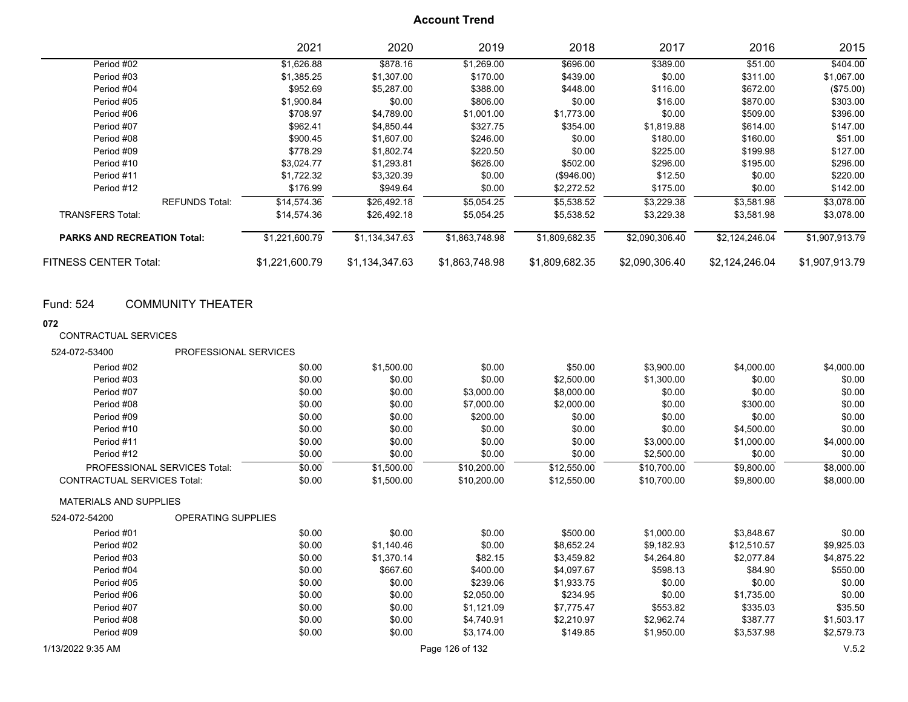**Account Trend**

| | 2021 | 2020 | 2019 | 2018 | 2017 | 2016 | 2015 |
|---|---|---|---|---|---|---|---|
| Period #02 | $1,626.88 | $878.16 | $1,269.00 | $696.00 | $389.00 | $51.00 | $404.00 |
| Period #03 | $1,385.25 | $1,307.00 | $170.00 | $439.00 | $0.00 | $311.00 | $1,067.00 |
| Period #04 | $952.69 | $5,287.00 | $388.00 | $448.00 | $116.00 | $672.00 | ($75.00) |
| Period #05 | $1,900.84 | $0.00 | $806.00 | $0.00 | $16.00 | $870.00 | $303.00 |
| Period #06 | $708.97 | $4,789.00 | $1,001.00 | $1,773.00 | $0.00 | $509.00 | $396.00 |
| Period #07 | $962.41 | $4,850.44 | $327.75 | $354.00 | $1,819.88 | $614.00 | $147.00 |
| Period #08 | $900.45 | $1,607.00 | $246.00 | $0.00 | $180.00 | $160.00 | $51.00 |
| Period #09 | $778.29 | $1,802.74 | $220.50 | $0.00 | $225.00 | $199.98 | $127.00 |
| Period #10 | $3,024.77 | $1,293.81 | $626.00 | $502.00 | $296.00 | $195.00 | $296.00 |
| Period #11 | $1,722.32 | $3,320.39 | $0.00 | ($946.00) | $12.50 | $0.00 | $220.00 |
| Period #12 | $176.99 | $949.64 | $0.00 | $2,272.52 | $175.00 | $0.00 | $142.00 |
| REFUNDS Total: | $14,574.36 | $26,492.18 | $5,054.25 | $5,538.52 | $3,229.38 | $3,581.98 | $3,078.00 |
| TRANSFERS Total: | $14,574.36 | $26,492.18 | $5,054.25 | $5,538.52 | $3,229.38 | $3,581.98 | $3,078.00 |
| **PARKS AND RECREATION Total:** | $1,221,600.79 | $1,134,347.63 | $1,863,748.98 | $1,809,682.35 | $2,090,306.40 | $2,124,246.04 | $1,907,913.79 |
| FITNESS CENTER Total: | $1,221,600.79 | $1,134,347.63 | $1,863,748.98 | $1,809,682.35 | $2,090,306.40 | $2,124,246.04 | $1,907,913.79 |

## Fund: 524 COMMUNITY THEATER

**072**

CONTRACTUAL SERVICES

524-072-53400 PROFESSIONAL SERVICES

| | 2021 | 2020 | 2019 | 2018 | 2017 | 2016 | 2015 |
|---|---|---|---|---|---|---|---|
| Period #02 | $0.00 | $1,500.00 | $0.00 | $50.00 | $3,900.00 | $4,000.00 | $4,000.00 |
| Period #03 | $0.00 | $0.00 | $0.00 | $2,500.00 | $1,300.00 | $0.00 | $0.00 |
| Period #07 | $0.00 | $0.00 | $3,000.00 | $8,000.00 | $0.00 | $0.00 | $0.00 |
| Period #08 | $0.00 | $0.00 | $7,000.00 | $2,000.00 | $0.00 | $300.00 | $0.00 |
| Period #09 | $0.00 | $0.00 | $200.00 | $0.00 | $0.00 | $0.00 | $0.00 |
| Period #10 | $0.00 | $0.00 | $0.00 | $0.00 | $0.00 | $4,500.00 | $0.00 |
| Period #11 | $0.00 | $0.00 | $0.00 | $0.00 | $3,000.00 | $1,000.00 | $4,000.00 |
| Period #12 | $0.00 | $0.00 | $0.00 | $0.00 | $2,500.00 | $0.00 | $0.00 |
| PROFESSIONAL SERVICES Total: | $0.00 | $1,500.00 | $10,200.00 | $12,550.00 | $10,700.00 | $9,800.00 | $8,000.00 |
| CONTRACTUAL SERVICES Total: | $0.00 | $1,500.00 | $10,200.00 | $12,550.00 | $10,700.00 | $9,800.00 | $8,000.00 |

MATERIALS AND SUPPLIES

524-072-54200 OPERATING SUPPLIES

| | 2021 | 2020 | 2019 | 2018 | 2017 | 2016 | 2015 |
|---|---|---|---|---|---|---|---|
| Period #01 | $0.00 | $0.00 | $0.00 | $500.00 | $1,000.00 | $3,848.67 | $0.00 |
| Period #02 | $0.00 | $1,140.46 | $0.00 | $8,652.24 | $9,182.93 | $12,510.57 | $9,925.03 |
| Period #03 | $0.00 | $1,370.14 | $82.15 | $3,459.82 | $4,264.80 | $2,077.84 | $4,875.22 |
| Period #04 | $0.00 | $667.60 | $400.00 | $4,097.67 | $598.13 | $84.90 | $550.00 |
| Period #05 | $0.00 | $0.00 | $239.06 | $1,933.75 | $0.00 | $0.00 | $0.00 |
| Period #06 | $0.00 | $0.00 | $2,050.00 | $234.95 | $0.00 | $1,735.00 | $0.00 |
| Period #07 | $0.00 | $0.00 | $1,121.09 | $7,775.47 | $553.82 | $335.03 | $35.50 |
| Period #08 | $0.00 | $0.00 | $4,740.91 | $2,210.97 | $2,962.74 | $387.77 | $1,503.17 |
| Period #09 | $0.00 | $0.00 | $3,174.00 | $149.85 | $1,950.00 | $3,537.98 | $2,579.73 |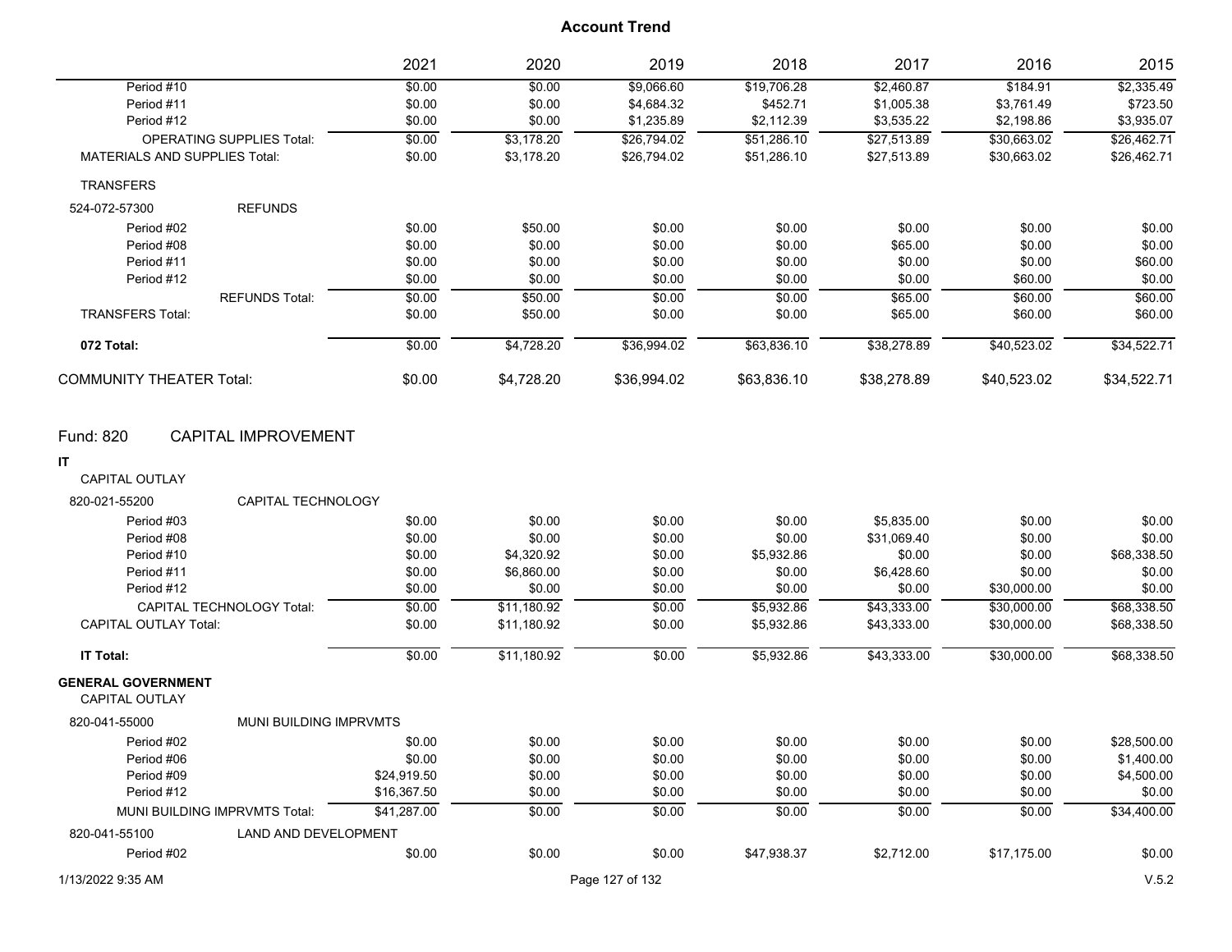# Account Trend

| | 2021 | 2020 | 2019 | 2018 | 2017 | 2016 | 2015 |
|---|---|---|---|---|---|---|---|
| Period #10 | $0.00 | $0.00 | $9,066.60 | $19,706.28 | $2,460.87 | $184.91 | $2,335.49 |
| Period #11 | $0.00 | $0.00 | $4,684.32 | $452.71 | $1,005.38 | $3,761.49 | $723.50 |
| Period #12 | $0.00 | $0.00 | $1,235.89 | $2,112.39 | $3,535.22 | $2,198.86 | $3,935.07 |
| OPERATING SUPPLIES Total: | $0.00 | $3,178.20 | $26,794.02 | $51,286.10 | $27,513.89 | $30,663.02 | $26,462.71 |
| MATERIALS AND SUPPLIES Total: | $0.00 | $3,178.20 | $26,794.02 | $51,286.10 | $27,513.89 | $30,663.02 | $26,462.71 |
| TRANSFERS | | | | | | | |
| 524-072-57300 REFUNDS | | | | | | | |
| Period #02 | $0.00 | $50.00 | $0.00 | $0.00 | $0.00 | $0.00 | $0.00 |
| Period #08 | $0.00 | $0.00 | $0.00 | $0.00 | $65.00 | $0.00 | $0.00 |
| Period #11 | $0.00 | $0.00 | $0.00 | $0.00 | $0.00 | $0.00 | $60.00 |
| Period #12 | $0.00 | $0.00 | $0.00 | $0.00 | $0.00 | $60.00 | $0.00 |
| REFUNDS Total: | $0.00 | $50.00 | $0.00 | $0.00 | $65.00 | $60.00 | $60.00 |
| TRANSFERS Total: | $0.00 | $50.00 | $0.00 | $0.00 | $65.00 | $60.00 | $60.00 |
| **072 Total:** | $0.00 | $4,728.20 | $36,994.02 | $63,836.10 | $38,278.89 | $40,523.02 | $34,522.71 |
| COMMUNITY THEATER Total: | $0.00 | $4,728.20 | $36,994.02 | $63,836.10 | $38,278.89 | $40,523.02 | $34,522.71 |

## Fund: 820 CAPITAL IMPROVEMENT

| | 2021 | 2020 | 2019 | 2018 | 2017 | 2016 | 2015 |
|---|---|---|---|---|---|---|---|
| **IT** | | | | | | | |
| CAPITAL OUTLAY | | | | | | | |
| 820-021-55200 CAPITAL TECHNOLOGY | | | | | | | |
| Period #03 | $0.00 | $0.00 | $0.00 | $0.00 | $5,835.00 | $0.00 | $0.00 |
| Period #08 | $0.00 | $0.00 | $0.00 | $0.00 | $31,069.40 | $0.00 | $0.00 |
| Period #10 | $0.00 | $4,320.92 | $0.00 | $5,932.86 | $0.00 | $0.00 | $68,338.50 |
| Period #11 | $0.00 | $6,860.00 | $0.00 | $0.00 | $6,428.60 | $0.00 | $0.00 |
| Period #12 | $0.00 | $0.00 | $0.00 | $0.00 | $0.00 | $30,000.00 | $0.00 |
| CAPITAL TECHNOLOGY Total: | $0.00 | $11,180.92 | $0.00 | $5,932.86 | $43,333.00 | $30,000.00 | $68,338.50 |
| CAPITAL OUTLAY Total: | $0.00 | $11,180.92 | $0.00 | $5,932.86 | $43,333.00 | $30,000.00 | $68,338.50 |
| **IT Total:** | $0.00 | $11,180.92 | $0.00 | $5,932.86 | $43,333.00 | $30,000.00 | $68,338.50 |
| **GENERAL GOVERNMENT** | | | | | | | |
| CAPITAL OUTLAY | | | | | | | |
| 820-041-55000 MUNI BUILDING IMPRVMTS | | | | | | | |
| Period #02 | $0.00 | $0.00 | $0.00 | $0.00 | $0.00 | $0.00 | $28,500.00 |
| Period #06 | $0.00 | $0.00 | $0.00 | $0.00 | $0.00 | $0.00 | $1,400.00 |
| Period #09 | $24,919.50 | $0.00 | $0.00 | $0.00 | $0.00 | $0.00 | $4,500.00 |
| Period #12 | $16,367.50 | $0.00 | $0.00 | $0.00 | $0.00 | $0.00 | $0.00 |
| MUNI BUILDING IMPRVMTS Total: | $41,287.00 | $0.00 | $0.00 | $0.00 | $0.00 | $0.00 | $34,400.00 |
| 820-041-55100 LAND AND DEVELOPMENT | | | | | | | |
| Period #02 | $0.00 | $0.00 | $0.00 | $47,938.37 | $2,712.00 | $17,175.00 | $0.00 |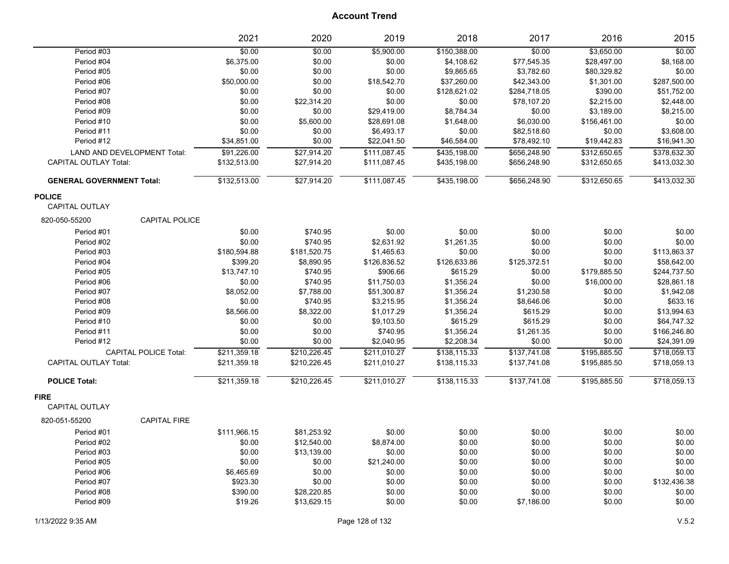# Account Trend

| | 2021 | 2020 | 2019 | 2018 | 2017 | 2016 | 2015 |
|---|---|---|---|---|---|---|---|
| Period #03 | $0.00 | $0.00 | $5,900.00 | $150,388.00 | $0.00 | $3,650.00 | $0.00 |
| Period #04 | $6,375.00 | $0.00 | $0.00 | $4,108.62 | $77,545.35 | $28,497.00 | $8,168.00 |
| Period #05 | $0.00 | $0.00 | $0.00 | $9,865.65 | $3,782.60 | $80,329.82 | $0.00 |
| Period #06 | $50,000.00 | $0.00 | $18,542.70 | $37,260.00 | $42,343.00 | $1,301.00 | $287,500.00 |
| Period #07 | $0.00 | $0.00 | $0.00 | $128,621.02 | $284,718.05 | $390.00 | $51,752.00 |
| Period #08 | $0.00 | $22,314.20 | $0.00 | $0.00 | $78,107.20 | $2,215.00 | $2,448.00 |
| Period #09 | $0.00 | $0.00 | $29,419.00 | $8,784.34 | $0.00 | $3,189.00 | $8,215.00 |
| Period #10 | $0.00 | $5,600.00 | $28,691.08 | $1,648.00 | $6,030.00 | $156,461.00 | $0.00 |
| Period #11 | $0.00 | $0.00 | $6,493.17 | $0.00 | $82,518.60 | $0.00 | $3,608.00 |
| Period #12 | $34,851.00 | $0.00 | $22,041.50 | $46,584.00 | $78,492.10 | $19,442.83 | $16,941.30 |
| LAND AND DEVELOPMENT Total: | $91,226.00 | $27,914.20 | $111,087.45 | $435,198.00 | $656,248.90 | $312,650.65 | $378,632.30 |
| CAPITAL OUTLAY Total: | $132,513.00 | $27,914.20 | $111,087.45 | $435,198.00 | $656,248.90 | $312,650.65 | $413,032.30 |
| **GENERAL GOVERNMENT Total:** | $132,513.00 | $27,914.20 | $111,087.45 | $435,198.00 | $656,248.90 | $312,650.65 | $413,032.30 |
| **POLICE** | | | | | | | |
| CAPITAL OUTLAY | | | | | | | |
| 820-050-55200 CAPITAL POLICE | | | | | | | |
| Period #01 | $0.00 | $740.95 | $0.00 | $0.00 | $0.00 | $0.00 | $0.00 |
| Period #02 | $0.00 | $740.95 | $2,631.92 | $1,261.35 | $0.00 | $0.00 | $0.00 |
| Period #03 | $180,594.88 | $181,520.75 | $1,465.63 | $0.00 | $0.00 | $0.00 | $113,863.37 |
| Period #04 | $399.20 | $8,890.95 | $126,836.52 | $126,633.86 | $125,372.51 | $0.00 | $58,642.00 |
| Period #05 | $13,747.10 | $740.95 | $906.66 | $615.29 | $0.00 | $179,885.50 | $244,737.50 |
| Period #06 | $0.00 | $740.95 | $11,750.03 | $1,356.24 | $0.00 | $16,000.00 | $28,861.18 |
| Period #07 | $8,052.00 | $7,788.00 | $51,300.87 | $1,356.24 | $1,230.58 | $0.00 | $1,942.08 |
| Period #08 | $0.00 | $740.95 | $3,215.95 | $1,356.24 | $8,646.06 | $0.00 | $633.16 |
| Period #09 | $8,566.00 | $8,322.00 | $1,017.29 | $1,356.24 | $615.29 | $0.00 | $13,994.63 |
| Period #10 | $0.00 | $0.00 | $9,103.50 | $615.29 | $615.29 | $0.00 | $64,747.32 |
| Period #11 | $0.00 | $0.00 | $740.95 | $1,356.24 | $1,261.35 | $0.00 | $166,246.80 |
| Period #12 | $0.00 | $0.00 | $2,040.95 | $2,208.34 | $0.00 | $0.00 | $24,391.09 |
| CAPITAL POLICE Total: | $211,359.18 | $210,226.45 | $211,010.27 | $138,115.33 | $137,741.08 | $195,885.50 | $718,059.13 |
| CAPITAL OUTLAY Total: | $211,359.18 | $210,226.45 | $211,010.27 | $138,115.33 | $137,741.08 | $195,885.50 | $718,059.13 |
| **POLICE Total:** | $211,359.18 | $210,226.45 | $211,010.27 | $138,115.33 | $137,741.08 | $195,885.50 | $718,059.13 |
| **FIRE** | | | | | | | |
| CAPITAL OUTLAY | | | | | | | |
| 820-051-55200 CAPITAL FIRE | | | | | | | |
| Period #01 | $111,966.15 | $81,253.92 | $0.00 | $0.00 | $0.00 | $0.00 | $0.00 |
| Period #02 | $0.00 | $12,540.00 | $8,874.00 | $0.00 | $0.00 | $0.00 | $0.00 |
| Period #03 | $0.00 | $13,139.00 | $0.00 | $0.00 | $0.00 | $0.00 | $0.00 |
| Period #05 | $0.00 | $0.00 | $21,240.00 | $0.00 | $0.00 | $0.00 | $0.00 |
| Period #06 | $6,465.69 | $0.00 | $0.00 | $0.00 | $0.00 | $0.00 | $0.00 |
| Period #07 | $923.30 | $0.00 | $0.00 | $0.00 | $0.00 | $0.00 | $132,436.38 |
| Period #08 | $390.00 | $28,220.85 | $0.00 | $0.00 | $0.00 | $0.00 | $0.00 |
| Period #09 | $19.26 | $13,629.15 | $0.00 | $0.00 | $7,186.00 | $0.00 | $0.00 |

1/13/2022 9:35 AM V.5.2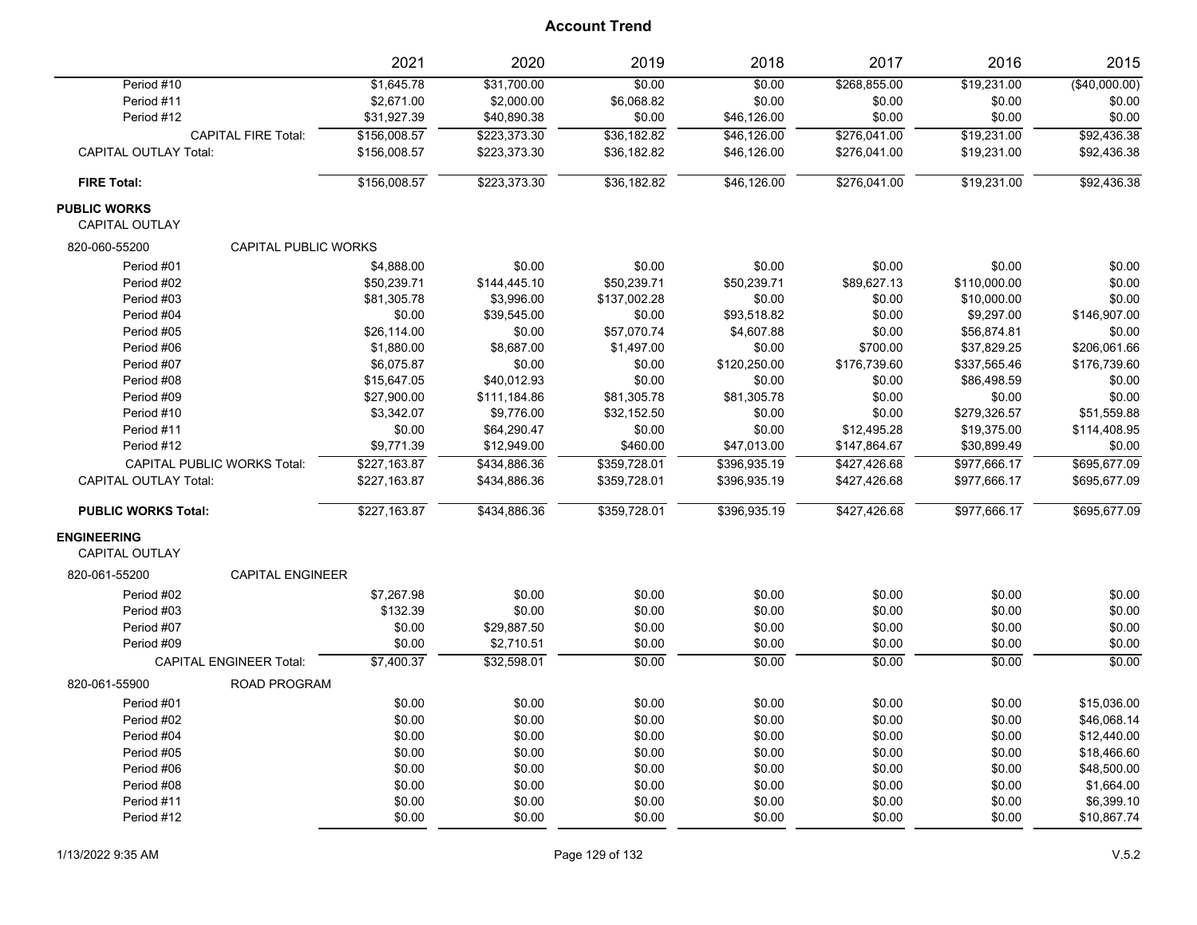## Account Trend

| | 2021 | 2020 | 2019 | 2018 | 2017 | 2016 | 2015 |
|---|---|---|---|---|---|---|---|
| Period #10 | $1,645.78 | $31,700.00 | $0.00 | $0.00 | $268,855.00 | $19,231.00 | ($40,000.00) |
| Period #11 | $2,671.00 | $2,000.00 | $6,068.82 | $0.00 | $0.00 | $0.00 | $0.00 |
| Period #12 | $31,927.39 | $40,890.38 | $0.00 | $46,126.00 | $0.00 | $0.00 | $0.00 |
| CAPITAL FIRE Total: | $156,008.57 | $223,373.30 | $36,182.82 | $46,126.00 | $276,041.00 | $19,231.00 | $92,436.38 |
| CAPITAL OUTLAY Total: | $156,008.57 | $223,373.30 | $36,182.82 | $46,126.00 | $276,041.00 | $19,231.00 | $92,436.38 |
| **FIRE Total:** | $156,008.57 | $223,373.30 | $36,182.82 | $46,126.00 | $276,041.00 | $19,231.00 | $92,436.38 |
| **PUBLIC WORKS** | | | | | | | |
| CAPITAL OUTLAY | | | | | | | |
| 820-060-55200 CAPITAL PUBLIC WORKS | | | | | | | |
| Period #01 | $4,888.00 | $0.00 | $0.00 | $0.00 | $0.00 | $0.00 | $0.00 |
| Period #02 | $50,239.71 | $144,445.10 | $50,239.71 | $50,239.71 | $89,627.13 | $110,000.00 | $0.00 |
| Period #03 | $81,305.78 | $3,996.00 | $137,002.28 | $0.00 | $0.00 | $10,000.00 | $0.00 |
| Period #04 | $0.00 | $39,545.00 | $0.00 | $93,518.82 | $0.00 | $9,297.00 | $146,907.00 |
| Period #05 | $26,114.00 | $0.00 | $57,070.74 | $4,607.88 | $0.00 | $56,874.81 | $0.00 |
| Period #06 | $1,880.00 | $8,687.00 | $1,497.00 | $0.00 | $700.00 | $37,829.25 | $206,061.66 |
| Period #07 | $6,075.87 | $0.00 | $0.00 | $120,250.00 | $176,739.60 | $337,565.46 | $176,739.60 |
| Period #08 | $15,647.05 | $40,012.93 | $0.00 | $0.00 | $0.00 | $86,498.59 | $0.00 |
| Period #09 | $27,900.00 | $111,184.86 | $81,305.78 | $81,305.78 | $0.00 | $0.00 | $0.00 |
| Period #10 | $3,342.07 | $9,776.00 | $32,152.50 | $0.00 | $0.00 | $279,326.57 | $51,559.88 |
| Period #11 | $0.00 | $64,290.47 | $0.00 | $0.00 | $12,495.28 | $19,375.00 | $114,408.95 |
| Period #12 | $9,771.39 | $12,949.00 | $460.00 | $47,013.00 | $147,864.67 | $30,899.49 | $0.00 |
| CAPITAL PUBLIC WORKS Total: | $227,163.87 | $434,886.36 | $359,728.01 | $396,935.19 | $427,426.68 | $977,666.17 | $695,677.09 |
| CAPITAL OUTLAY Total: | $227,163.87 | $434,886.36 | $359,728.01 | $396,935.19 | $427,426.68 | $977,666.17 | $695,677.09 |
| **PUBLIC WORKS Total:** | $227,163.87 | $434,886.36 | $359,728.01 | $396,935.19 | $427,426.68 | $977,666.17 | $695,677.09 |
| **ENGINEERING** | | | | | | | |
| CAPITAL OUTLAY | | | | | | | |
| 820-061-55200 CAPITAL ENGINEER | | | | | | | |
| Period #02 | $7,267.98 | $0.00 | $0.00 | $0.00 | $0.00 | $0.00 | $0.00 |
| Period #03 | $132.39 | $0.00 | $0.00 | $0.00 | $0.00 | $0.00 | $0.00 |
| Period #07 | $0.00 | $29,887.50 | $0.00 | $0.00 | $0.00 | $0.00 | $0.00 |
| Period #09 | $0.00 | $2,710.51 | $0.00 | $0.00 | $0.00 | $0.00 | $0.00 |
| CAPITAL ENGINEER Total: | $7,400.37 | $32,598.01 | $0.00 | $0.00 | $0.00 | $0.00 | $0.00 |
| 820-061-55900 ROAD PROGRAM | | | | | | | |
| Period #01 | $0.00 | $0.00 | $0.00 | $0.00 | $0.00 | $0.00 | $15,036.00 |
| Period #02 | $0.00 | $0.00 | $0.00 | $0.00 | $0.00 | $0.00 | $46,068.14 |
| Period #04 | $0.00 | $0.00 | $0.00 | $0.00 | $0.00 | $0.00 | $12,440.00 |
| Period #05 | $0.00 | $0.00 | $0.00 | $0.00 | $0.00 | $0.00 | $18,466.60 |
| Period #06 | $0.00 | $0.00 | $0.00 | $0.00 | $0.00 | $0.00 | $48,500.00 |
| Period #08 | $0.00 | $0.00 | $0.00 | $0.00 | $0.00 | $0.00 | $1,664.00 |
| Period #11 | $0.00 | $0.00 | $0.00 | $0.00 | $0.00 | $0.00 | $6,399.10 |
| Period #12 | $0.00 | $0.00 | $0.00 | $0.00 | $0.00 | $0.00 | $10,867.74 |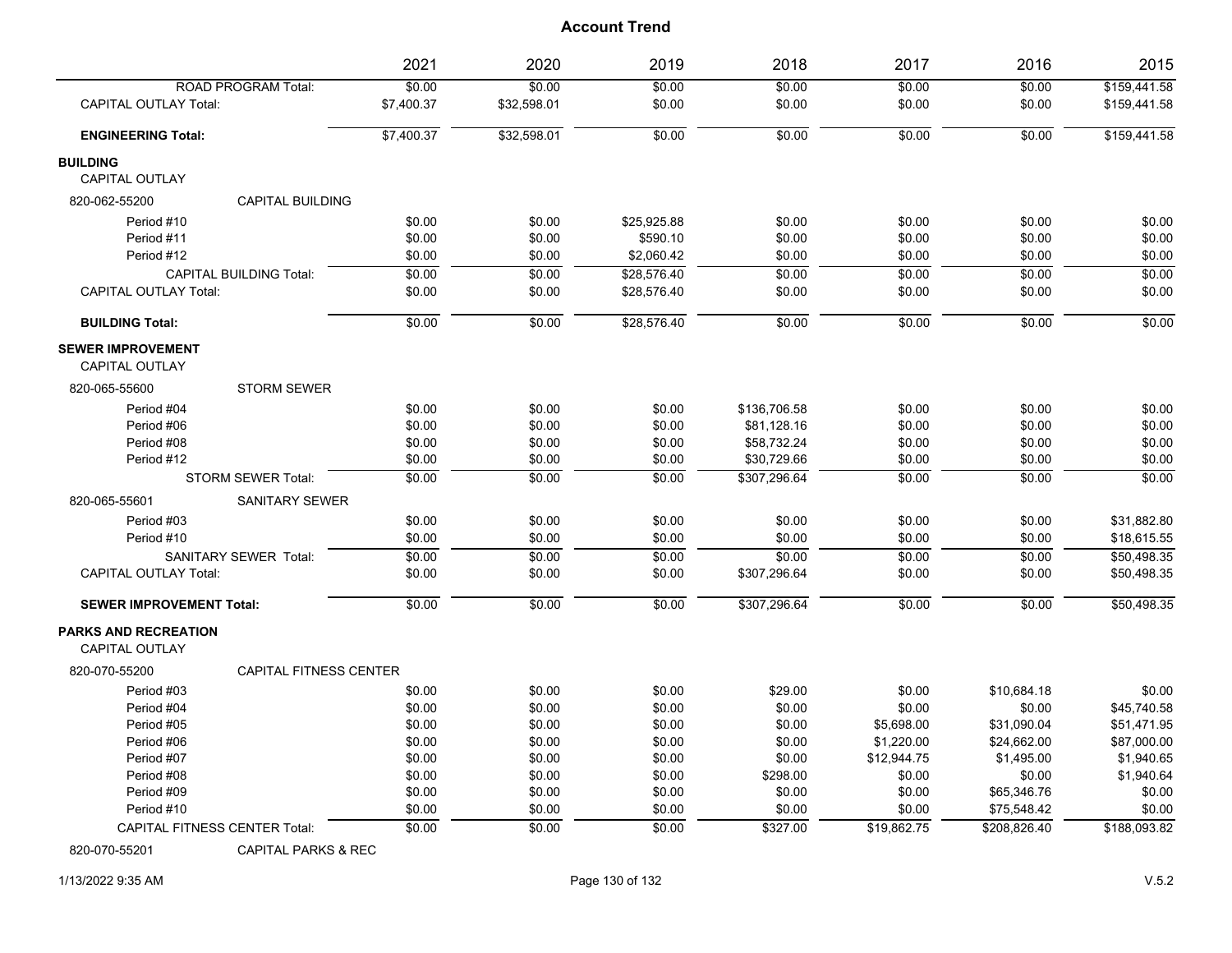## Account Trend

| | 2021 | 2020 | 2019 | 2018 | 2017 | 2016 | 2015 |
|---|---|---|---|---|---|---|---|
| ROAD PROGRAM Total: | $0.00 | $0.00 | $0.00 | $0.00 | $0.00 | $0.00 | $159,441.58 |
| CAPITAL OUTLAY Total: | $7,400.37 | $32,598.01 | $0.00 | $0.00 | $0.00 | $0.00 | $159,441.58 |
| **ENGINEERING Total:** | $7,400.37 | $32,598.01 | $0.00 | $0.00 | $0.00 | $0.00 | $159,441.58 |
| **BUILDING** | | | | | | | |
| CAPITAL OUTLAY | | | | | | | |
| 820-062-55200 CAPITAL BUILDING | | | | | | | |
| Period #10 | $0.00 | $0.00 | $25,925.88 | $0.00 | $0.00 | $0.00 | $0.00 |
| Period #11 | $0.00 | $0.00 | $590.10 | $0.00 | $0.00 | $0.00 | $0.00 |
| Period #12 | $0.00 | $0.00 | $2,060.42 | $0.00 | $0.00 | $0.00 | $0.00 |
| CAPITAL BUILDING Total: | $0.00 | $0.00 | $28,576.40 | $0.00 | $0.00 | $0.00 | $0.00 |
| CAPITAL OUTLAY Total: | $0.00 | $0.00 | $28,576.40 | $0.00 | $0.00 | $0.00 | $0.00 |
| **BUILDING Total:** | $0.00 | $0.00 | $28,576.40 | $0.00 | $0.00 | $0.00 | $0.00 |
| **SEWER IMPROVEMENT** | | | | | | | |
| CAPITAL OUTLAY | | | | | | | |
| 820-065-55600 STORM SEWER | | | | | | | |
| Period #04 | $0.00 | $0.00 | $0.00 | $136,706.58 | $0.00 | $0.00 | $0.00 |
| Period #06 | $0.00 | $0.00 | $0.00 | $81,128.16 | $0.00 | $0.00 | $0.00 |
| Period #08 | $0.00 | $0.00 | $0.00 | $58,732.24 | $0.00 | $0.00 | $0.00 |
| Period #12 | $0.00 | $0.00 | $0.00 | $30,729.66 | $0.00 | $0.00 | $0.00 |
| STORM SEWER Total: | $0.00 | $0.00 | $0.00 | $307,296.64 | $0.00 | $0.00 | $0.00 |
| 820-065-55601 SANITARY SEWER | | | | | | | |
| Period #03 | $0.00 | $0.00 | $0.00 | $0.00 | $0.00 | $0.00 | $31,882.80 |
| Period #10 | $0.00 | $0.00 | $0.00 | $0.00 | $0.00 | $0.00 | $18,615.55 |
| SANITARY SEWER Total: | $0.00 | $0.00 | $0.00 | $0.00 | $0.00 | $0.00 | $50,498.35 |
| CAPITAL OUTLAY Total: | $0.00 | $0.00 | $0.00 | $307,296.64 | $0.00 | $0.00 | $50,498.35 |
| **SEWER IMPROVEMENT Total:** | $0.00 | $0.00 | $0.00 | $307,296.64 | $0.00 | $0.00 | $50,498.35 |
| **PARKS AND RECREATION** | | | | | | | |
| CAPITAL OUTLAY | | | | | | | |
| 820-070-55200 CAPITAL FITNESS CENTER | | | | | | | |
| Period #03 | $0.00 | $0.00 | $0.00 | $29.00 | $0.00 | $10,684.18 | $0.00 |
| Period #04 | $0.00 | $0.00 | $0.00 | $0.00 | $0.00 | $0.00 | $45,740.58 |
| Period #05 | $0.00 | $0.00 | $0.00 | $0.00 | $5,698.00 | $31,090.04 | $51,471.95 |
| Period #06 | $0.00 | $0.00 | $0.00 | $0.00 | $1,220.00 | $24,662.00 | $87,000.00 |
| Period #07 | $0.00 | $0.00 | $0.00 | $0.00 | $12,944.75 | $1,495.00 | $1,940.65 |
| Period #08 | $0.00 | $0.00 | $0.00 | $298.00 | $0.00 | $0.00 | $1,940.64 |
| Period #09 | $0.00 | $0.00 | $0.00 | $0.00 | $0.00 | $65,346.76 | $0.00 |
| Period #10 | $0.00 | $0.00 | $0.00 | $0.00 | $0.00 | $75,548.42 | $0.00 |
| CAPITAL FITNESS CENTER Total: | $0.00 | $0.00 | $0.00 | $327.00 | $19,862.75 | $208,826.40 | $188,093.82 |
| 820-070-55201 CAPITAL PARKS & REC | | | | | | | |

1/13/2022 9:35 AM V.5.2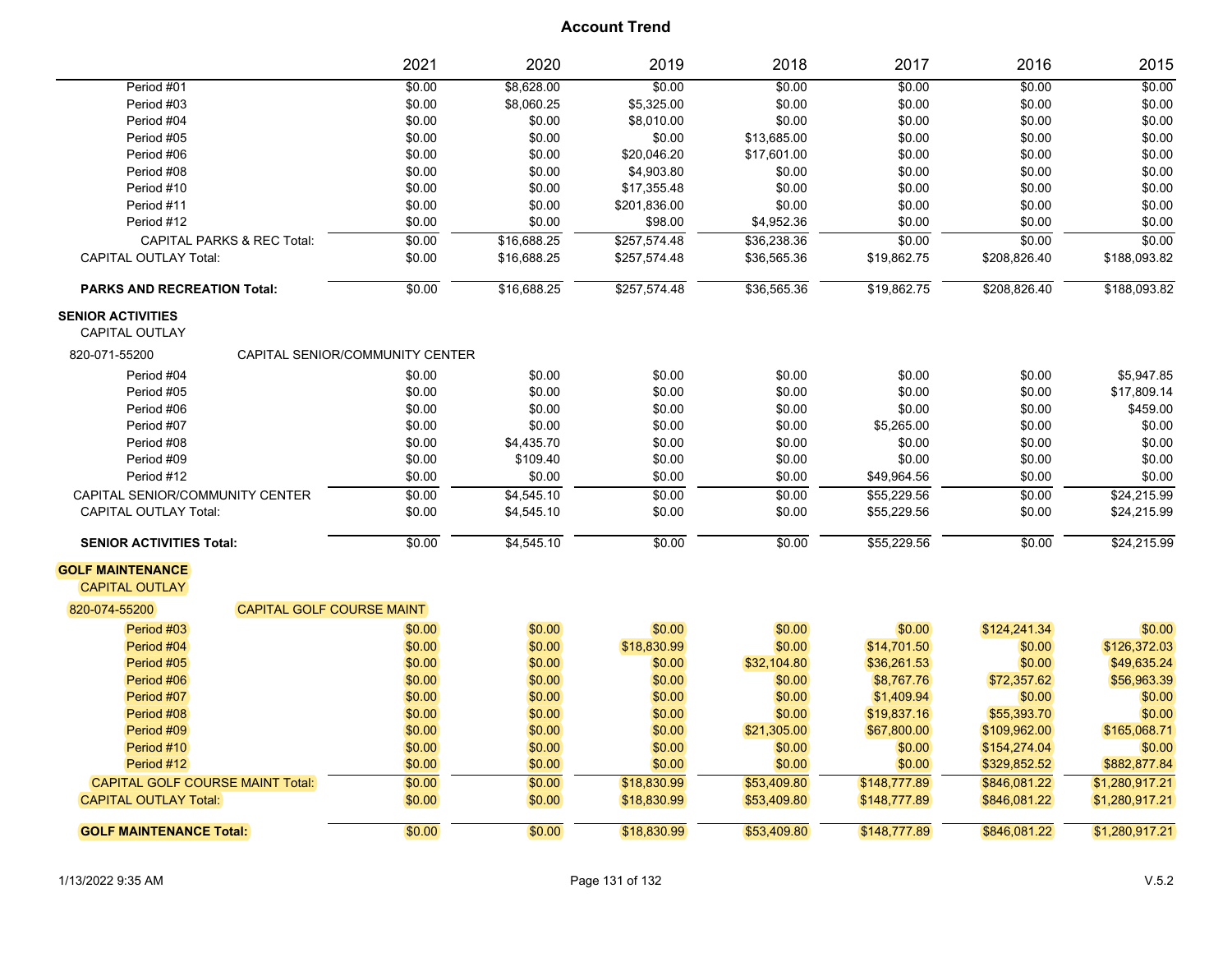# Account Trend

| | 2021 | 2020 | 2019 | 2018 | 2017 | 2016 | 2015 |
|---|---|---|---|---|---|---|---|
| Period #01 | $0.00 | $8,628.00 | $0.00 | $0.00 | $0.00 | $0.00 | $0.00 |
| Period #03 | $0.00 | $8,060.25 | $5,325.00 | $0.00 | $0.00 | $0.00 | $0.00 |
| Period #04 | $0.00 | $0.00 | $8,010.00 | $0.00 | $0.00 | $0.00 | $0.00 |
| Period #05 | $0.00 | $0.00 | $0.00 | $13,685.00 | $0.00 | $0.00 | $0.00 |
| Period #06 | $0.00 | $0.00 | $20,046.20 | $17,601.00 | $0.00 | $0.00 | $0.00 |
| Period #08 | $0.00 | $0.00 | $4,903.80 | $0.00 | $0.00 | $0.00 | $0.00 |
| Period #10 | $0.00 | $0.00 | $17,355.48 | $0.00 | $0.00 | $0.00 | $0.00 |
| Period #11 | $0.00 | $0.00 | $201,836.00 | $0.00 | $0.00 | $0.00 | $0.00 |
| Period #12 | $0.00 | $0.00 | $98.00 | $4,952.36 | $0.00 | $0.00 | $0.00 |
| CAPITAL PARKS & REC Total: | $0.00 | $16,688.25 | $257,574.48 | $36,238.36 | $0.00 | $0.00 | $0.00 |
| CAPITAL OUTLAY Total: | $0.00 | $16,688.25 | $257,574.48 | $36,565.36 | $19,862.75 | $208,826.40 | $188,093.82 |
| **PARKS AND RECREATION Total:** | $0.00 | $16,688.25 | $257,574.48 | $36,565.36 | $19,862.75 | $208,826.40 | $188,093.82 |

**SENIOR ACTIVITIES**

CAPITAL OUTLAY

820-071-55200 CAPITAL SENIOR/COMMUNITY CENTER

| | 2021 | 2020 | 2019 | 2018 | 2017 | 2016 | 2015 |
|---|---|---|---|---|---|---|---|
| Period #04 | $0.00 | $0.00 | $0.00 | $0.00 | $0.00 | $0.00 | $5,947.85 |
| Period #05 | $0.00 | $0.00 | $0.00 | $0.00 | $0.00 | $0.00 | $17,809.14 |
| Period #06 | $0.00 | $0.00 | $0.00 | $0.00 | $0.00 | $0.00 | $459.00 |
| Period #07 | $0.00 | $0.00 | $0.00 | $0.00 | $5,265.00 | $0.00 | $0.00 |
| Period #08 | $0.00 | $4,435.70 | $0.00 | $0.00 | $0.00 | $0.00 | $0.00 |
| Period #09 | $0.00 | $109.40 | $0.00 | $0.00 | $0.00 | $0.00 | $0.00 |
| Period #12 | $0.00 | $0.00 | $0.00 | $0.00 | $49,964.56 | $0.00 | $0.00 |
| CAPITAL SENIOR/COMMUNITY CENTER | $0.00 | $4,545.10 | $0.00 | $0.00 | $55,229.56 | $0.00 | $24,215.99 |
| CAPITAL OUTLAY Total: | $0.00 | $4,545.10 | $0.00 | $0.00 | $55,229.56 | $0.00 | $24,215.99 |
| **SENIOR ACTIVITIES Total:** | $0.00 | $4,545.10 | $0.00 | $0.00 | $55,229.56 | $0.00 | $24,215.99 |

**GOLF MAINTENANCE**

CAPITAL OUTLAY

820-074-55200 CAPITAL GOLF COURSE MAINT

| | 2021 | 2020 | 2019 | 2018 | 2017 | 2016 | 2015 |
|---|---|---|---|---|---|---|---|
| Period #03 | $0.00 | $0.00 | $0.00 | $0.00 | $0.00 | $124,241.34 | $0.00 |
| Period #04 | $0.00 | $0.00 | $18,830.99 | $0.00 | $14,701.50 | $0.00 | $126,372.03 |
| Period #05 | $0.00 | $0.00 | $0.00 | $32,104.80 | $36,261.53 | $0.00 | $49,635.24 |
| Period #06 | $0.00 | $0.00 | $0.00 | $0.00 | $8,767.76 | $72,357.62 | $56,963.39 |
| Period #07 | $0.00 | $0.00 | $0.00 | $0.00 | $1,409.94 | $0.00 | $0.00 |
| Period #08 | $0.00 | $0.00 | $0.00 | $0.00 | $19,837.16 | $55,393.70 | $0.00 |
| Period #09 | $0.00 | $0.00 | $0.00 | $21,305.00 | $67,800.00 | $109,962.00 | $165,068.71 |
| Period #10 | $0.00 | $0.00 | $0.00 | $0.00 | $0.00 | $154,274.04 | $0.00 |
| Period #12 | $0.00 | $0.00 | $0.00 | $0.00 | $0.00 | $329,852.52 | $882,877.84 |
| CAPITAL GOLF COURSE MAINT Total: | $0.00 | $0.00 | $18,830.99 | $53,409.80 | $148,777.89 | $846,081.22 | $1,280,917.21 |
| CAPITAL OUTLAY Total: | $0.00 | $0.00 | $18,830.99 | $53,409.80 | $148,777.89 | $846,081.22 | $1,280,917.21 |
| **GOLF MAINTENANCE Total:** | $0.00 | $0.00 | $18,830.99 | $53,409.80 | $148,777.89 | $846,081.22 | $1,280,917.21 |

1/13/2022 9:35 AM — V.5.2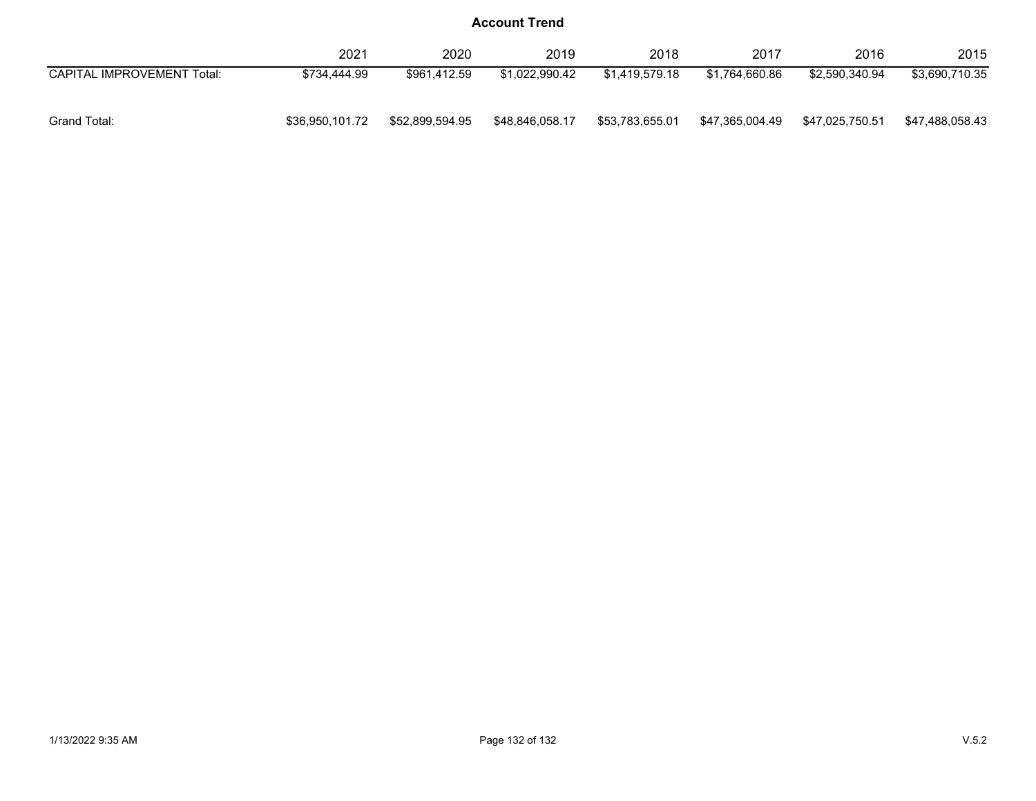## Account Trend

| | 2021 | 2020 | 2019 | 2018 | 2017 | 2016 | 2015 |
|---|---|---|---|---|---|---|---|
| CAPITAL IMPROVEMENT Total: | $734,444.99 | $961,412.59 | $1,022,990.42 | $1,419,579.18 | $1,764,660.86 | $2,590,340.94 | $3,690,710.35 |
| Grand Total: | $36,950,101.72 | $52,899,594.95 | $48,846,058.17 | $53,783,655.01 | $47,365,004.49 | $47,025,750.51 | $47,488,058.43 |

1/13/2022 9:35 AM

V.5.2